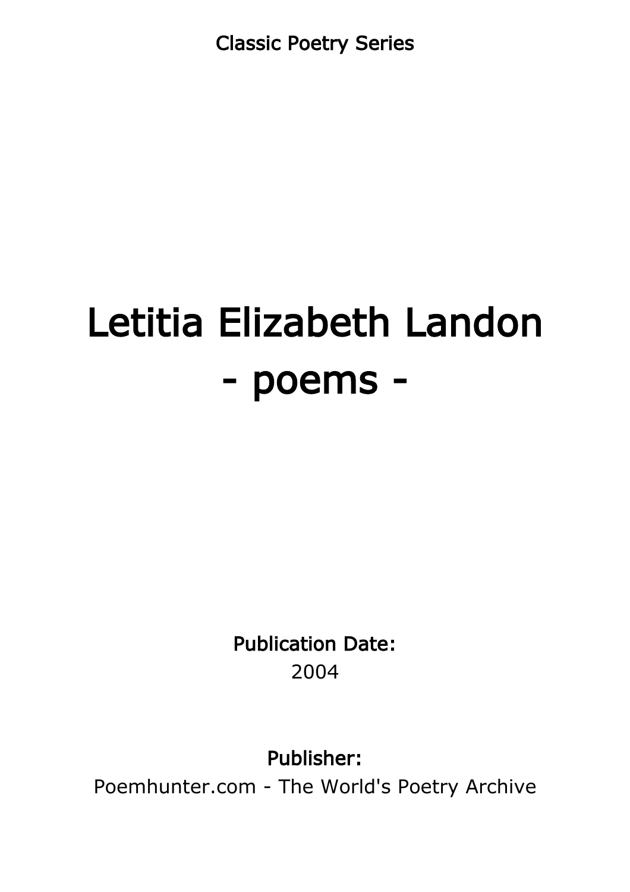Classic Poetry Series

# Letitia Elizabeth Landon
# - poems -

**Publication Date:**
2004

**Publisher:**
Poemhunter.com - The World's Poetry Archive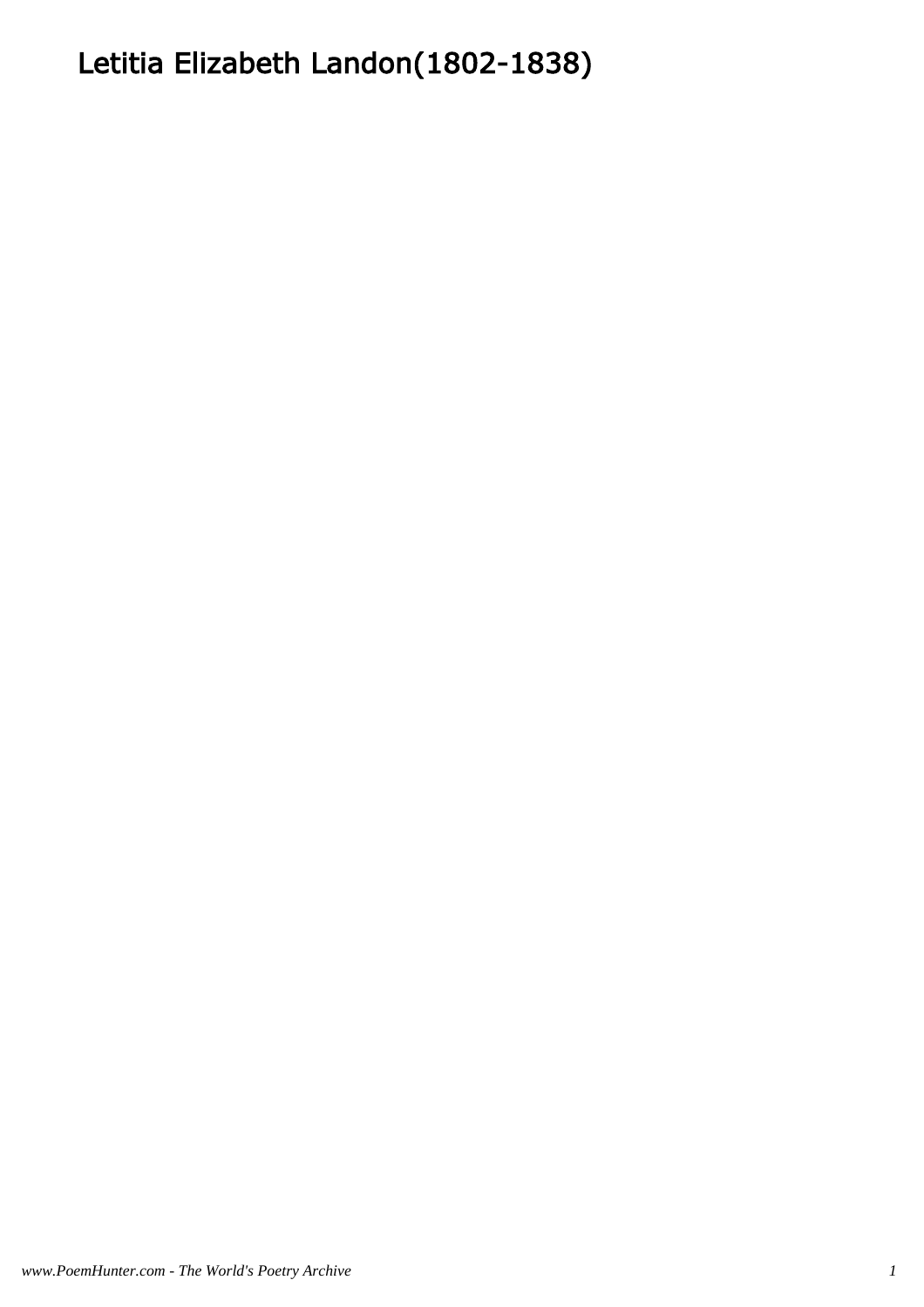# Letitia Elizabeth Landon(1802-1838)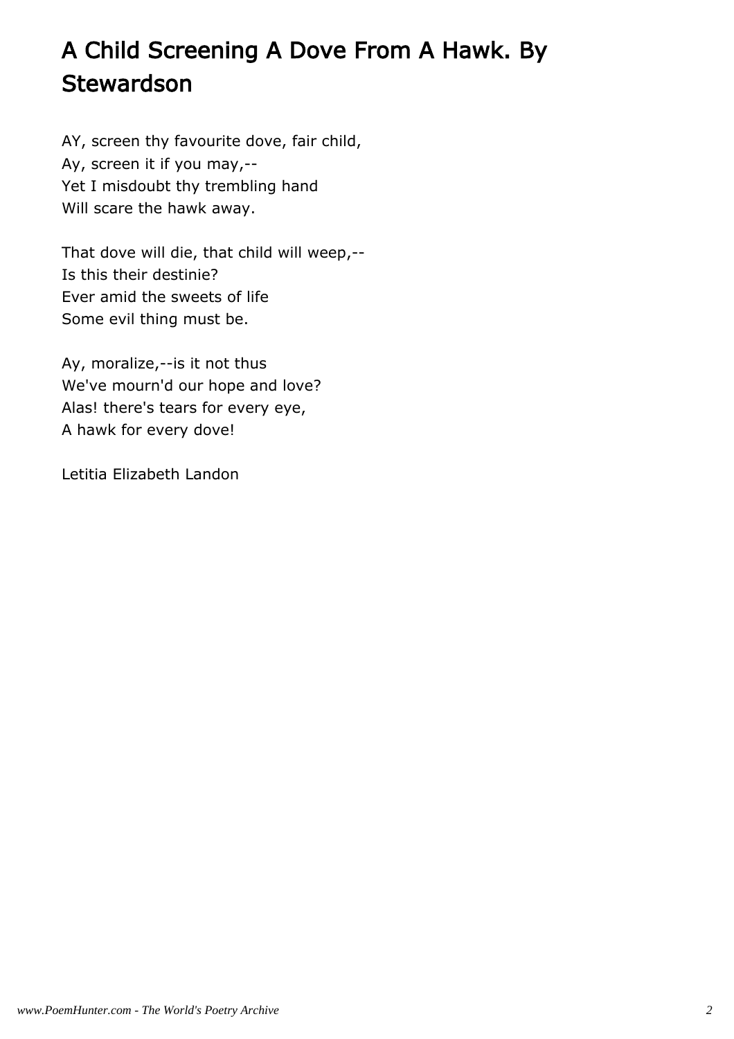# A Child Screening A Dove From A Hawk. By Stewardson

AY, screen thy favourite dove, fair child,  
Ay, screen it if you may,--  
Yet I misdoubt thy trembling hand  
Will scare the hawk away.

That dove will die, that child will weep,--  
Is this their destinie?  
Ever amid the sweets of life  
Some evil thing must be.

Ay, moralize,--is it not thus  
We've mourn'd our hope and love?  
Alas! there's tears for every eye,  
A hawk for every dove!

Letitia Elizabeth Landon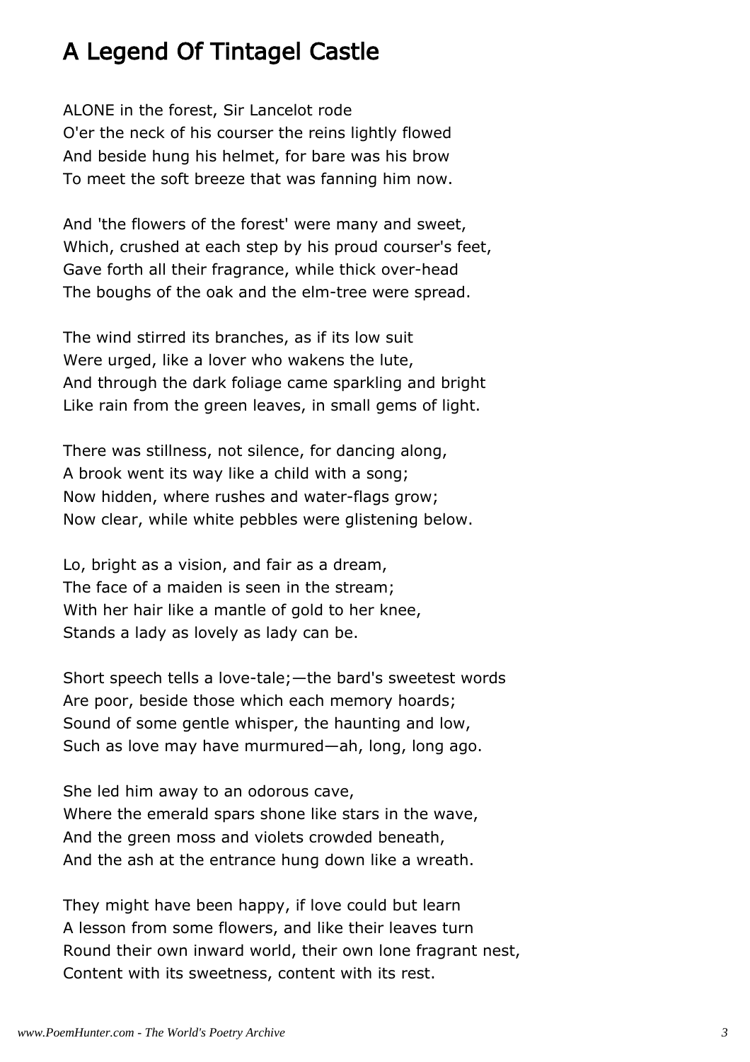# A Legend Of Tintagel Castle

ALONE in the forest, Sir Lancelot rode  
O'er the neck of his courser the reins lightly flowed  
And beside hung his helmet, for bare was his brow  
To meet the soft breeze that was fanning him now.

And 'the flowers of the forest' were many and sweet,  
Which, crushed at each step by his proud courser's feet,  
Gave forth all their fragrance, while thick over-head  
The boughs of the oak and the elm-tree were spread.

The wind stirred its branches, as if its low suit  
Were urged, like a lover who wakens the lute,  
And through the dark foliage came sparkling and bright  
Like rain from the green leaves, in small gems of light.

There was stillness, not silence, for dancing along,  
A brook went its way like a child with a song;  
Now hidden, where rushes and water-flags grow;  
Now clear, while white pebbles were glistening below.

Lo, bright as a vision, and fair as a dream,  
The face of a maiden is seen in the stream;  
With her hair like a mantle of gold to her knee,  
Stands a lady as lovely as lady can be.

Short speech tells a love-tale;—the bard's sweetest words  
Are poor, beside those which each memory hoards;  
Sound of some gentle whisper, the haunting and low,  
Such as love may have murmured—ah, long, long ago.

She led him away to an odorous cave,  
Where the emerald spars shone like stars in the wave,  
And the green moss and violets crowded beneath,  
And the ash at the entrance hung down like a wreath.

They might have been happy, if love could but learn  
A lesson from some flowers, and like their leaves turn  
Round their own inward world, their own lone fragrant nest,  
Content with its sweetness, content with its rest.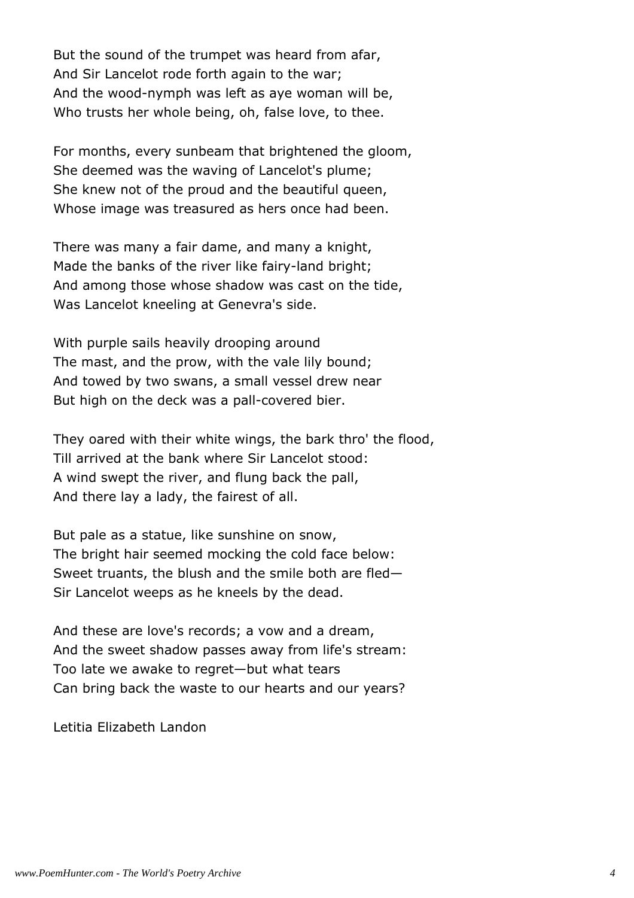But the sound of the trumpet was heard from afar,
And Sir Lancelot rode forth again to the war;
And the wood-nymph was left as aye woman will be,
Who trusts her whole being, oh, false love, to thee.

For months, every sunbeam that brightened the gloom,
She deemed was the waving of Lancelot's plume;
She knew not of the proud and the beautiful queen,
Whose image was treasured as hers once had been.

There was many a fair dame, and many a knight,
Made the banks of the river like fairy-land bright;
And among those whose shadow was cast on the tide,
Was Lancelot kneeling at Genevra's side.

With purple sails heavily drooping around
The mast, and the prow, with the vale lily bound;
And towed by two swans, a small vessel drew near
But high on the deck was a pall-covered bier.

They oared with their white wings, the bark thro' the flood,
Till arrived at the bank where Sir Lancelot stood:
A wind swept the river, and flung back the pall,
And there lay a lady, the fairest of all.

But pale as a statue, like sunshine on snow,
The bright hair seemed mocking the cold face below:
Sweet truants, the blush and the smile both are fled—
Sir Lancelot weeps as he kneels by the dead.

And these are love's records; a vow and a dream,
And the sweet shadow passes away from life's stream:
Too late we awake to regret—but what tears
Can bring back the waste to our hearts and our years?

Letitia Elizabeth Landon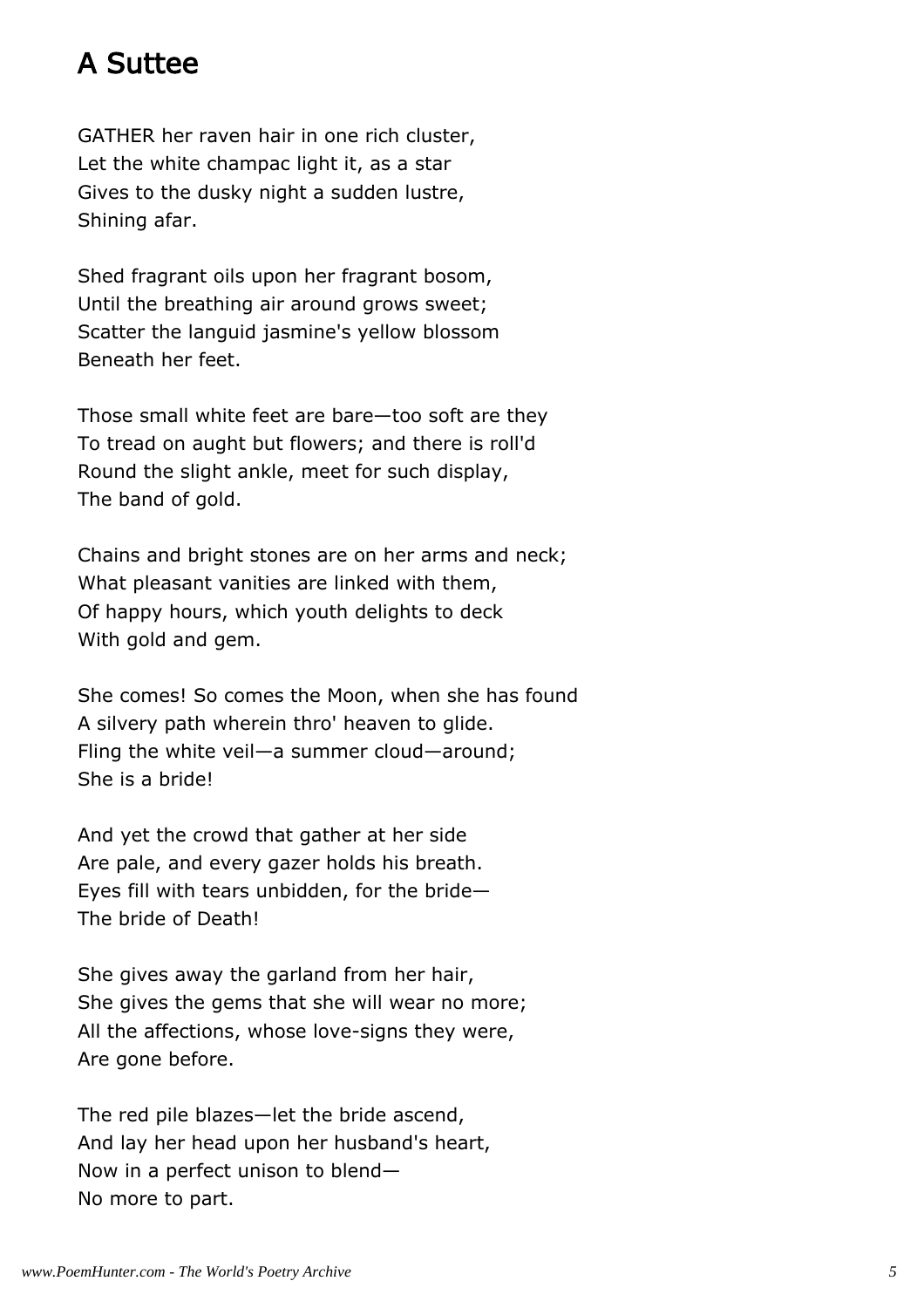## A Suttee

GATHER her raven hair in one rich cluster,  
Let the white champac light it, as a star  
Gives to the dusky night a sudden lustre,  
Shining afar.

Shed fragrant oils upon her fragrant bosom,  
Until the breathing air around grows sweet;  
Scatter the languid jasmine's yellow blossom  
Beneath her feet.

Those small white feet are bare—too soft are they  
To tread on aught but flowers; and there is roll'd  
Round the slight ankle, meet for such display,  
The band of gold.

Chains and bright stones are on her arms and neck;  
What pleasant vanities are linked with them,  
Of happy hours, which youth delights to deck  
With gold and gem.

She comes! So comes the Moon, when she has found  
A silvery path wherein thro' heaven to glide.  
Fling the white veil—a summer cloud—around;  
She is a bride!

And yet the crowd that gather at her side  
Are pale, and every gazer holds his breath.  
Eyes fill with tears unbidden, for the bride—  
The bride of Death!

She gives away the garland from her hair,  
She gives the gems that she will wear no more;  
All the affections, whose love-signs they were,  
Are gone before.

The red pile blazes—let the bride ascend,  
And lay her head upon her husband's heart,  
Now in a perfect unison to blend—  
No more to part.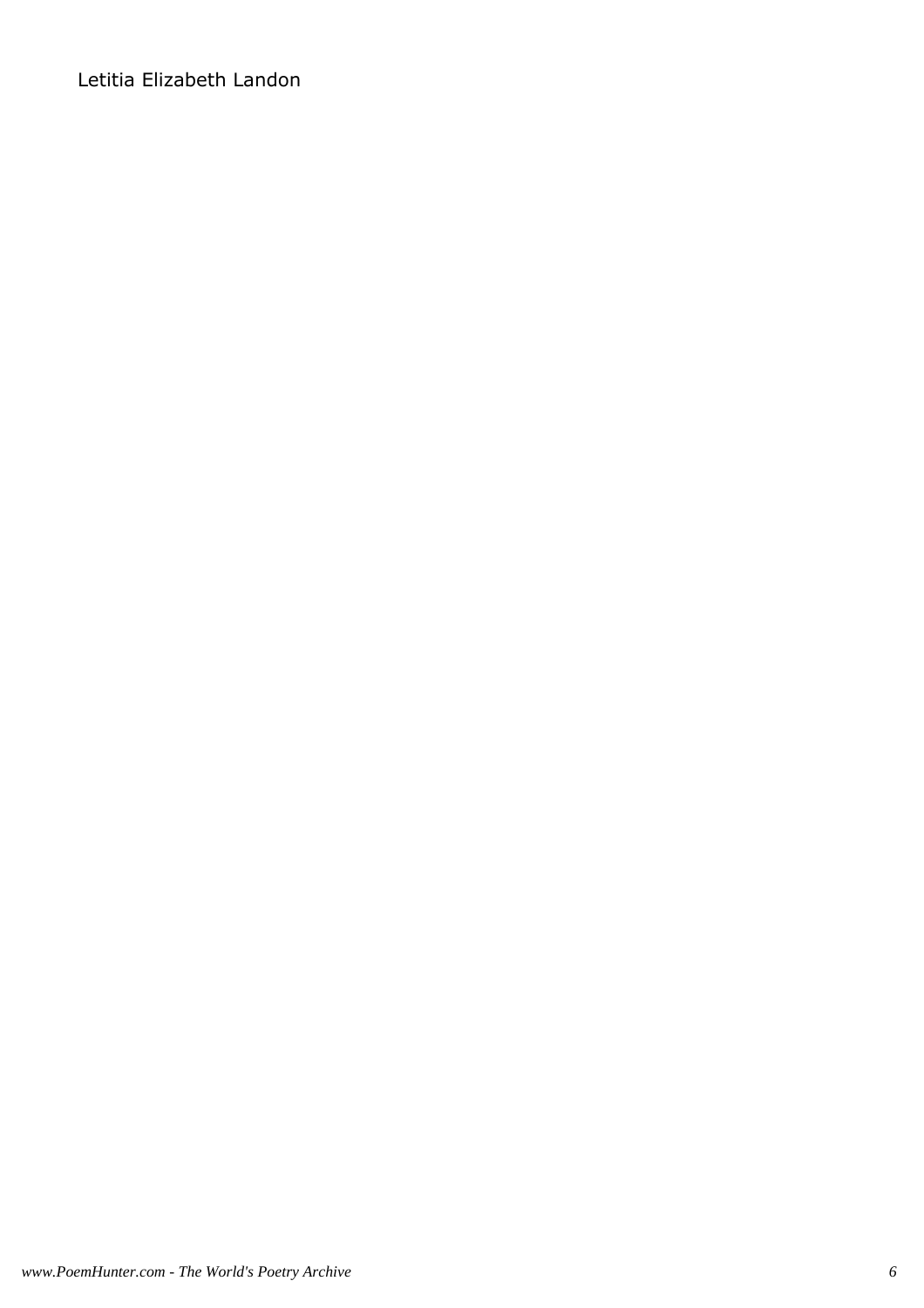Letitia Elizabeth Landon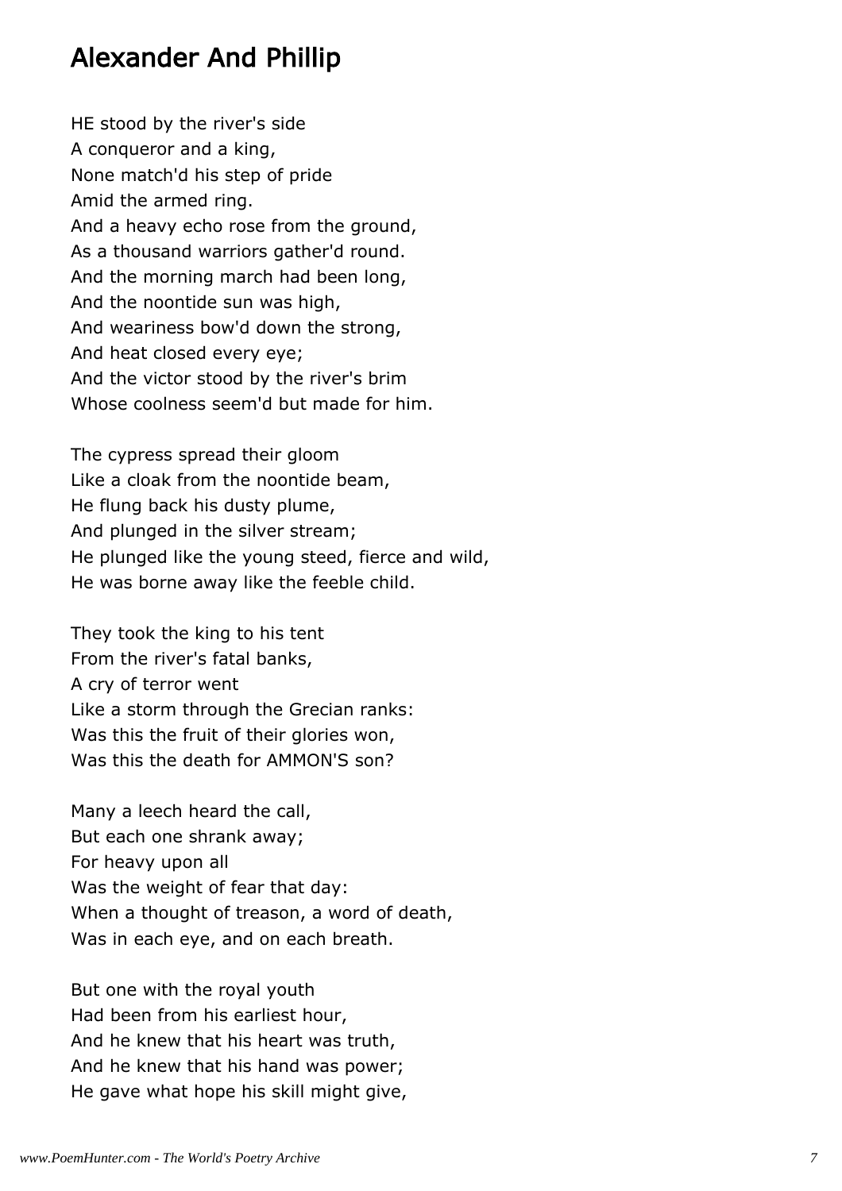# Alexander And Phillip

HE stood by the river's side
A conqueror and a king,
None match'd his step of pride
Amid the armed ring.
And a heavy echo rose from the ground,
As a thousand warriors gather'd round.
And the morning march had been long,
And the noontide sun was high,
And weariness bow'd down the strong,
And heat closed every eye;
And the victor stood by the river's brim
Whose coolness seem'd but made for him.

The cypress spread their gloom
Like a cloak from the noontide beam,
He flung back his dusty plume,
And plunged in the silver stream;
He plunged like the young steed, fierce and wild,
He was borne away like the feeble child.

They took the king to his tent
From the river's fatal banks,
A cry of terror went
Like a storm through the Grecian ranks:
Was this the fruit of their glories won,
Was this the death for AMMON'S son?

Many a leech heard the call,
But each one shrank away;
For heavy upon all
Was the weight of fear that day:
When a thought of treason, a word of death,
Was in each eye, and on each breath.

But one with the royal youth
Had been from his earliest hour,
And he knew that his heart was truth,
And he knew that his hand was power;
He gave what hope his skill might give,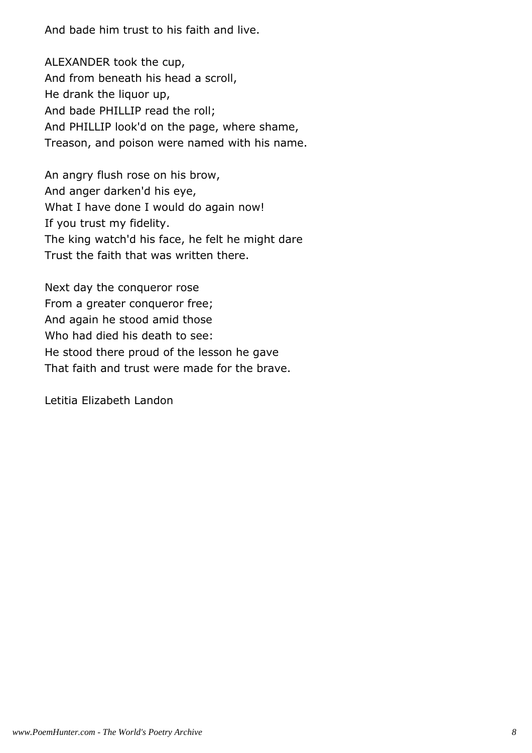And bade him trust to his faith and live.

ALEXANDER took the cup,  
And from beneath his head a scroll,  
He drank the liquor up,  
And bade PHILLIP read the roll;  
And PHILLIP look'd on the page, where shame,  
Treason, and poison were named with his name.

An angry flush rose on his brow,  
And anger darken'd his eye,  
What I have done I would do again now!  
If you trust my fidelity.  
The king watch'd his face, he felt he might dare  
Trust the faith that was written there.

Next day the conqueror rose  
From a greater conqueror free;  
And again he stood amid those  
Who had died his death to see:  
He stood there proud of the lesson he gave  
That faith and trust were made for the brave.

Letitia Elizabeth Landon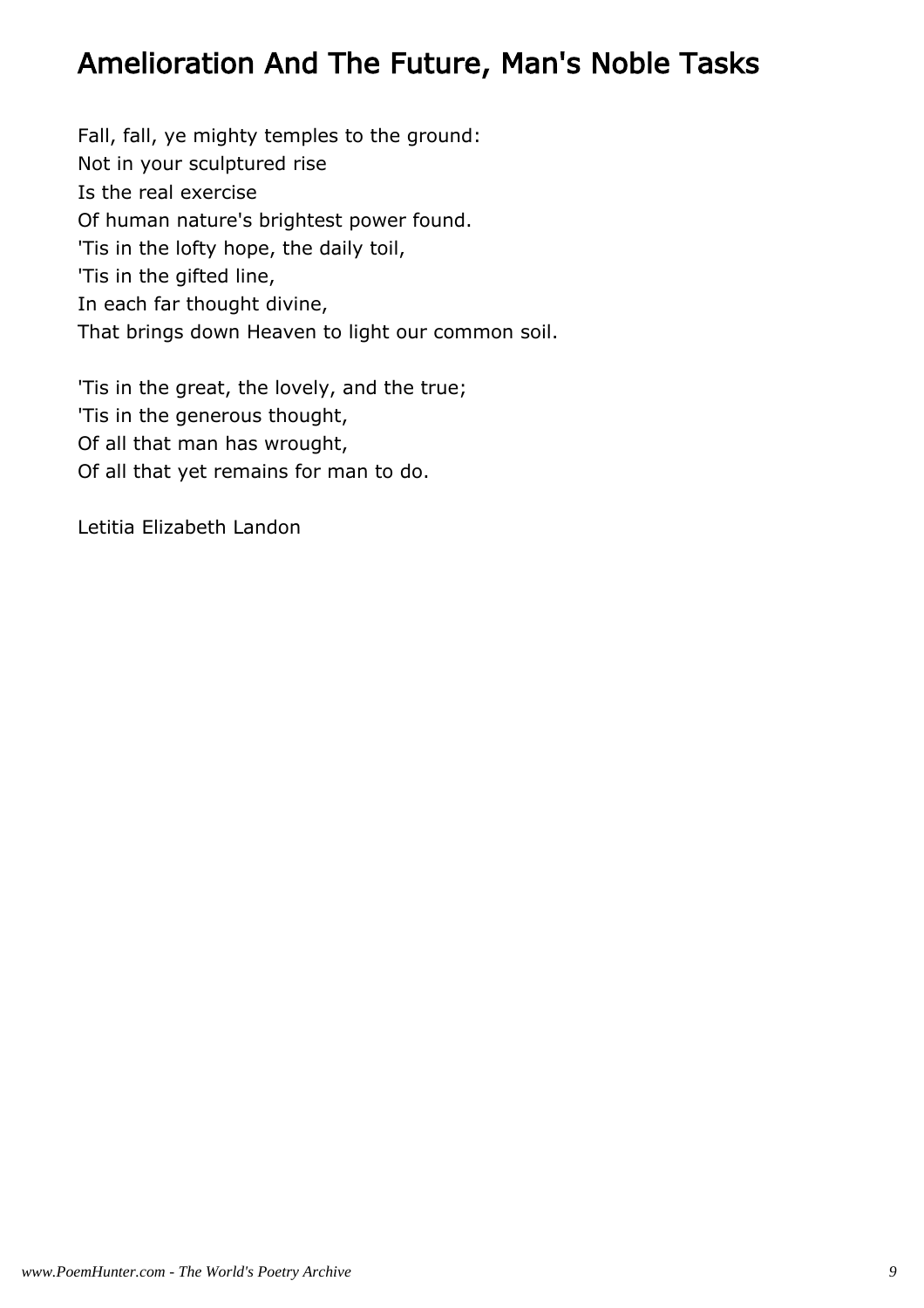## Amelioration And The Future, Man's Noble Tasks

Fall, fall, ye mighty temples to the ground:  
Not in your sculptured rise  
Is the real exercise  
Of human nature's brightest power found.  
'Tis in the lofty hope, the daily toil,  
'Tis in the gifted line,  
In each far thought divine,  
That brings down Heaven to light our common soil.

'Tis in the great, the lovely, and the true;  
'Tis in the generous thought,  
Of all that man has wrought,  
Of all that yet remains for man to do.

Letitia Elizabeth Landon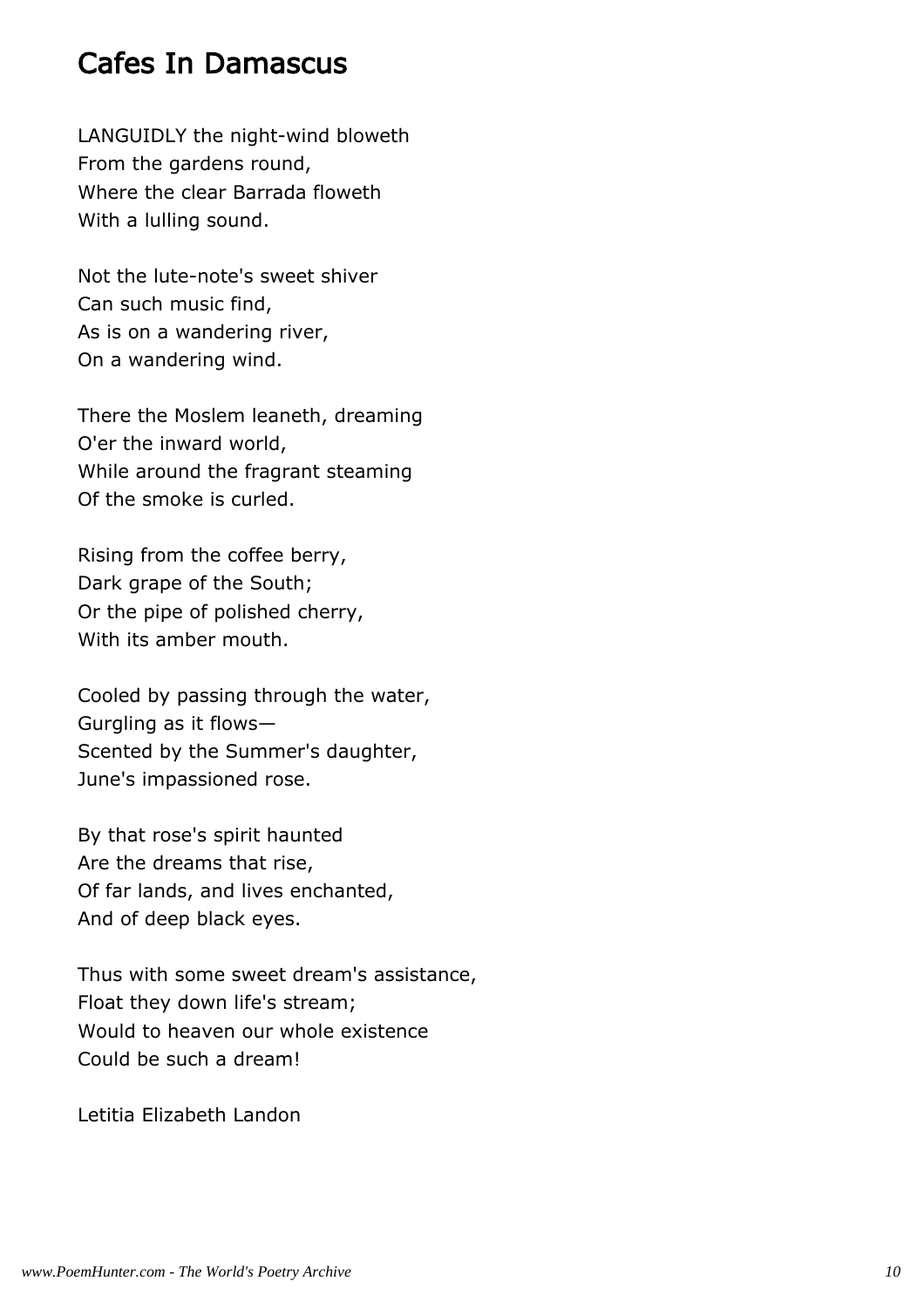# Cafes In Damascus

LANGUIDLY the night-wind bloweth
From the gardens round,
Where the clear Barrada floweth
With a lulling sound.

Not the lute-note's sweet shiver
Can such music find,
As is on a wandering river,
On a wandering wind.

There the Moslem leaneth, dreaming
O'er the inward world,
While around the fragrant steaming
Of the smoke is curled.

Rising from the coffee berry,
Dark grape of the South;
Or the pipe of polished cherry,
With its amber mouth.

Cooled by passing through the water,
Gurgling as it flows—
Scented by the Summer's daughter,
June's impassioned rose.

By that rose's spirit haunted
Are the dreams that rise,
Of far lands, and lives enchanted,
And of deep black eyes.

Thus with some sweet dream's assistance,
Float they down life's stream;
Would to heaven our whole existence
Could be such a dream!

Letitia Elizabeth Landon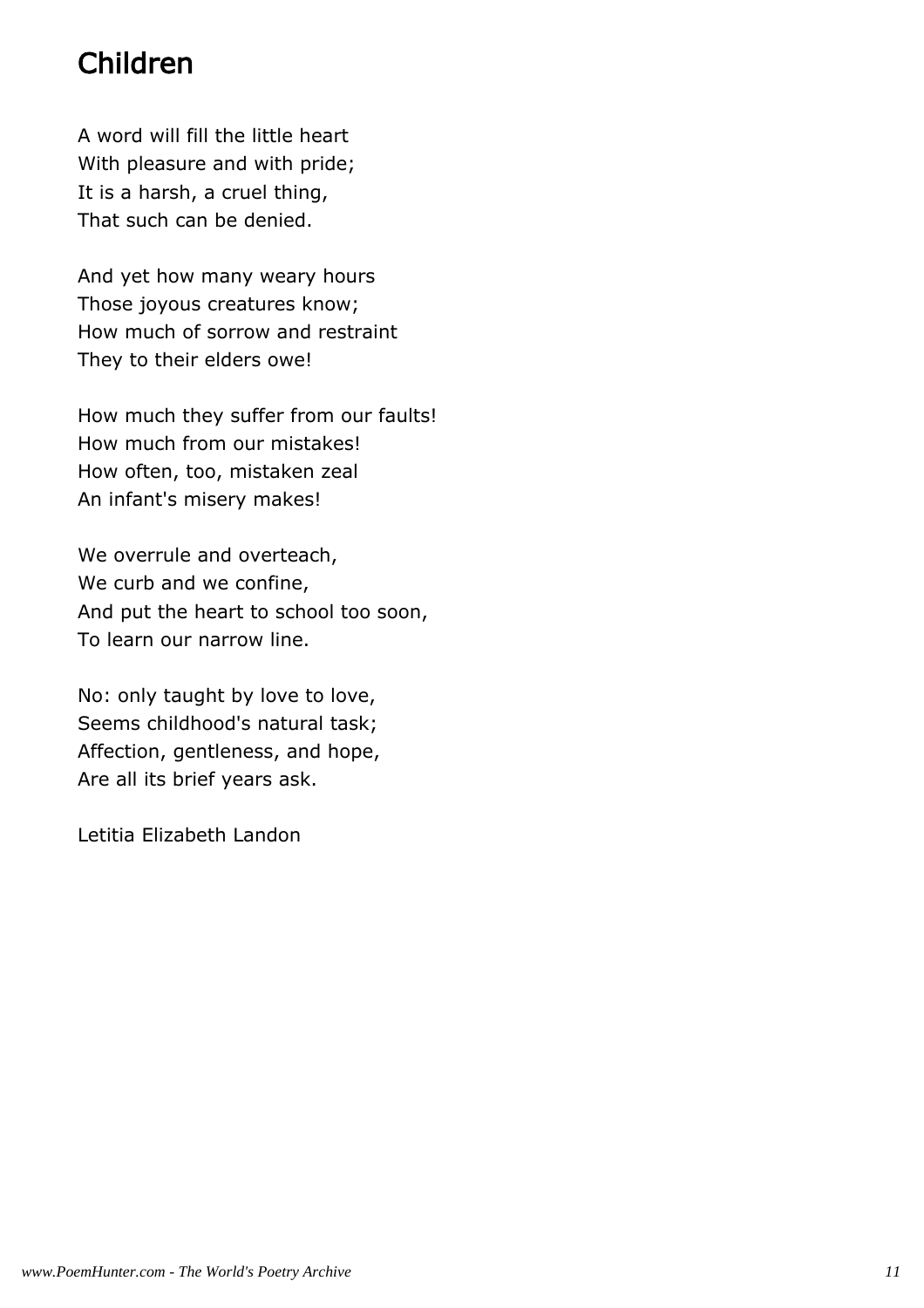# Children

A word will fill the little heart  
With pleasure and with pride;  
It is a harsh, a cruel thing,  
That such can be denied.

And yet how many weary hours  
Those joyous creatures know;  
How much of sorrow and restraint  
They to their elders owe!

How much they suffer from our faults!  
How much from our mistakes!  
How often, too, mistaken zeal  
An infant's misery makes!

We overrule and overteach,  
We curb and we confine,  
And put the heart to school too soon,  
To learn our narrow line.

No: only taught by love to love,  
Seems childhood's natural task;  
Affection, gentleness, and hope,  
Are all its brief years ask.

Letitia Elizabeth Landon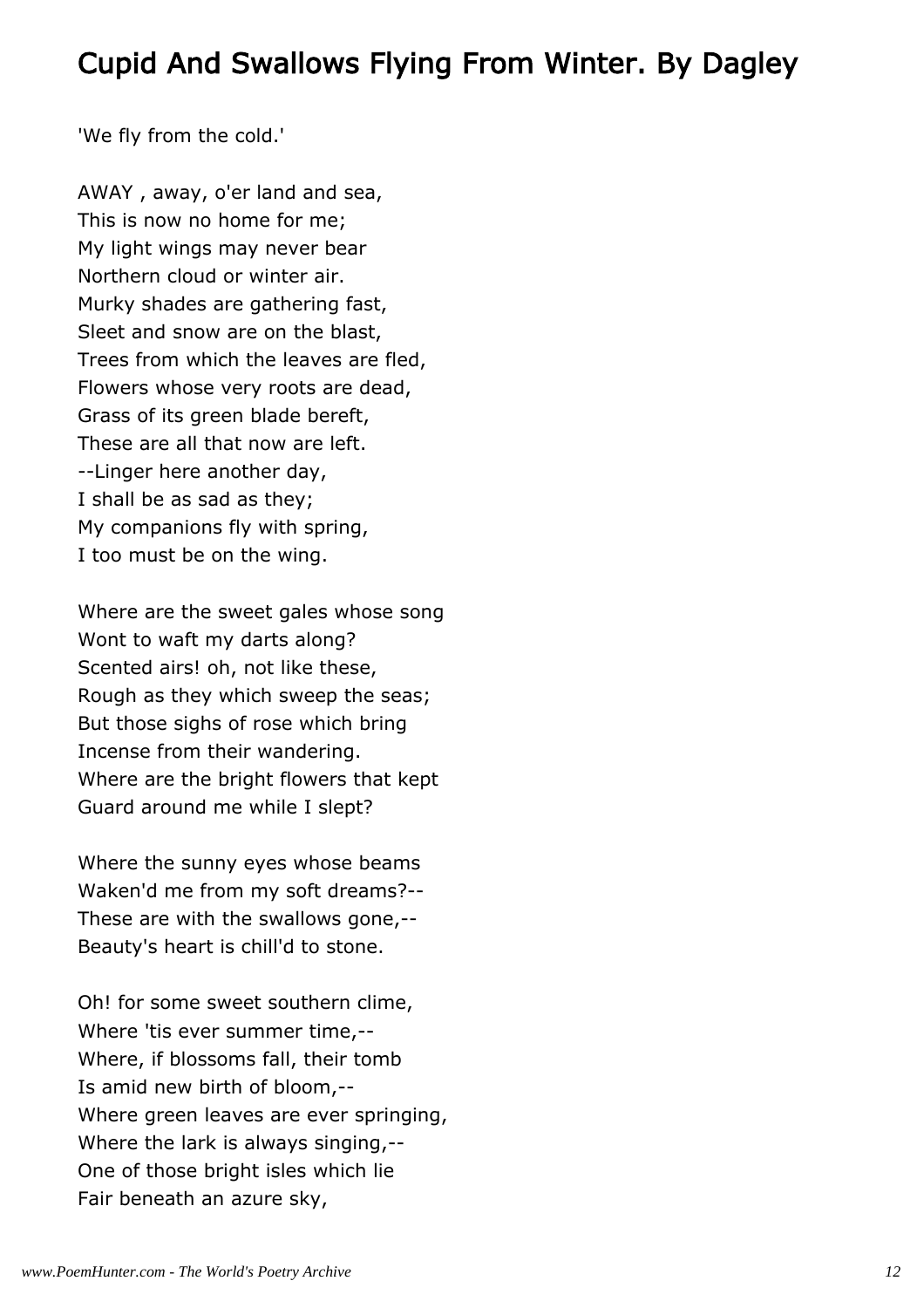## Cupid And Swallows Flying From Winter. By Dagley

'We fly from the cold.'

AWAY , away, o'er land and sea,
This is now no home for me;
My light wings may never bear
Northern cloud or winter air.
Murky shades are gathering fast,
Sleet and snow are on the blast,
Trees from which the leaves are fled,
Flowers whose very roots are dead,
Grass of its green blade bereft,
These are all that now are left.
--Linger here another day,
I shall be as sad as they;
My companions fly with spring,
I too must be on the wing.

Where are the sweet gales whose song
Wont to waft my darts along?
Scented airs! oh, not like these,
Rough as they which sweep the seas;
But those sighs of rose which bring
Incense from their wandering.
Where are the bright flowers that kept
Guard around me while I slept?

Where the sunny eyes whose beams
Waken'd me from my soft dreams?--
These are with the swallows gone,--
Beauty's heart is chill'd to stone.

Oh! for some sweet southern clime,
Where 'tis ever summer time,--
Where, if blossoms fall, their tomb
Is amid new birth of bloom,--
Where green leaves are ever springing,
Where the lark is always singing,--
One of those bright isles which lie
Fair beneath an azure sky,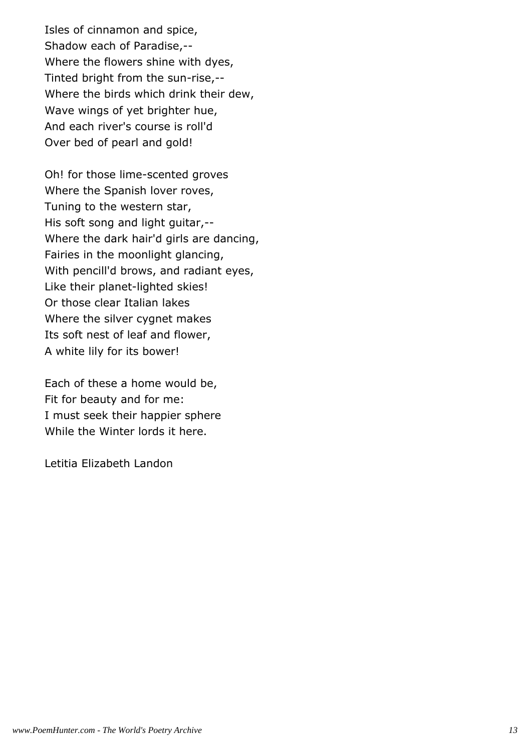Isles of cinnamon and spice,
Shadow each of Paradise,--
Where the flowers shine with dyes,
Tinted bright from the sun-rise,--
Where the birds which drink their dew,
Wave wings of yet brighter hue,
And each river's course is roll'd
Over bed of pearl and gold!

Oh! for those lime-scented groves
Where the Spanish lover roves,
Tuning to the western star,
His soft song and light guitar,--
Where the dark hair'd girls are dancing,
Fairies in the moonlight glancing,
With pencill'd brows, and radiant eyes,
Like their planet-lighted skies!
Or those clear Italian lakes
Where the silver cygnet makes
Its soft nest of leaf and flower,
A white lily for its bower!

Each of these a home would be,
Fit for beauty and for me:
I must seek their happier sphere
While the Winter lords it here.

Letitia Elizabeth Landon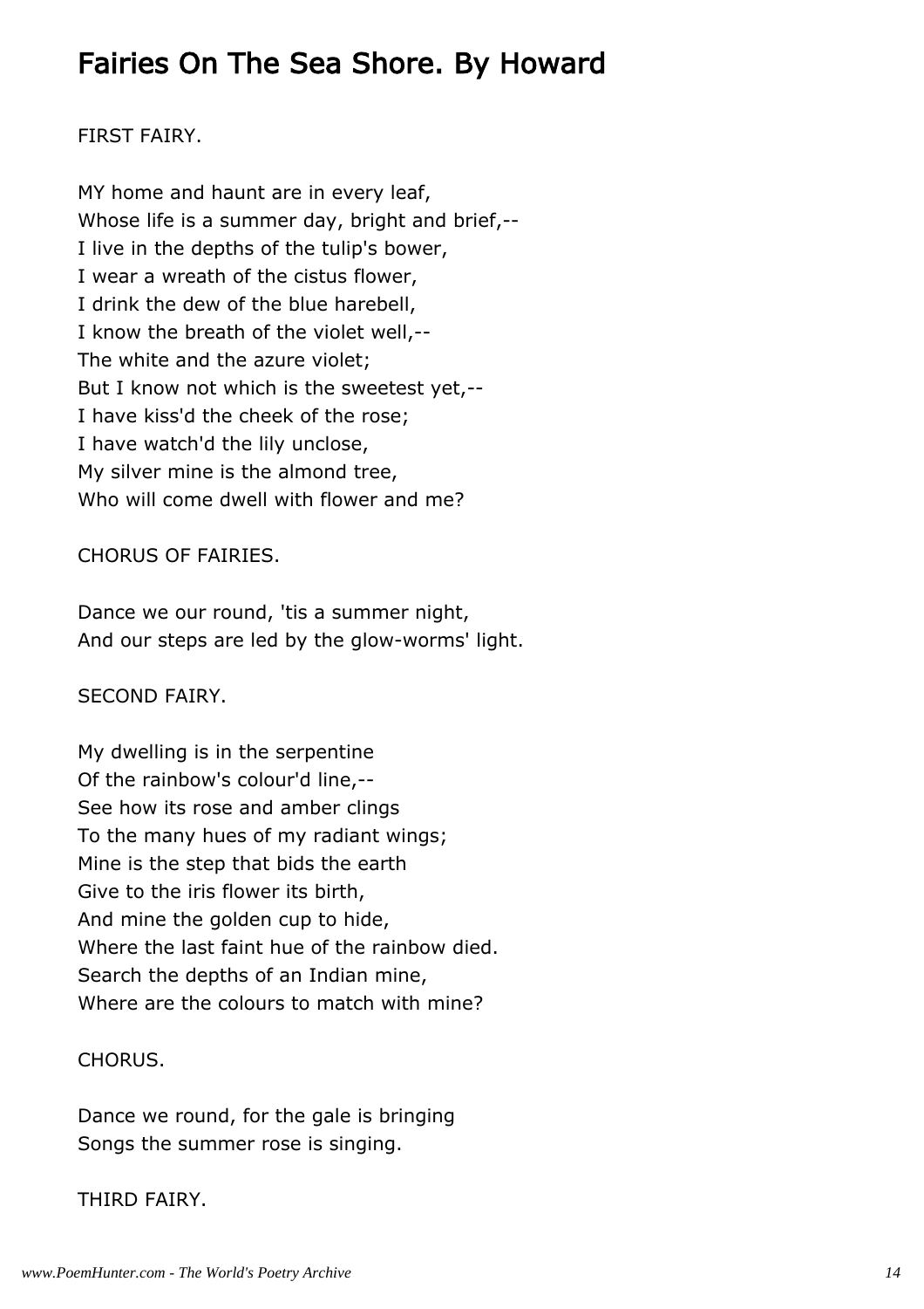## Fairies On The Sea Shore. By Howard

FIRST FAIRY.

MY home and haunt are in every leaf,
Whose life is a summer day, bright and brief,--
I live in the depths of the tulip's bower,
I wear a wreath of the cistus flower,
I drink the dew of the blue harebell,
I know the breath of the violet well,--
The white and the azure violet;
But I know not which is the sweetest yet,--
I have kiss'd the cheek of the rose;
I have watch'd the lily unclose,
My silver mine is the almond tree,
Who will come dwell with flower and me?

CHORUS OF FAIRIES.

Dance we our round, 'tis a summer night,
And our steps are led by the glow-worms' light.

SECOND FAIRY.

My dwelling is in the serpentine
Of the rainbow's colour'd line,--
See how its rose and amber clings
To the many hues of my radiant wings;
Mine is the step that bids the earth
Give to the iris flower its birth,
And mine the golden cup to hide,
Where the last faint hue of the rainbow died.
Search the depths of an Indian mine,
Where are the colours to match with mine?

CHORUS.

Dance we round, for the gale is bringing
Songs the summer rose is singing.

THIRD FAIRY.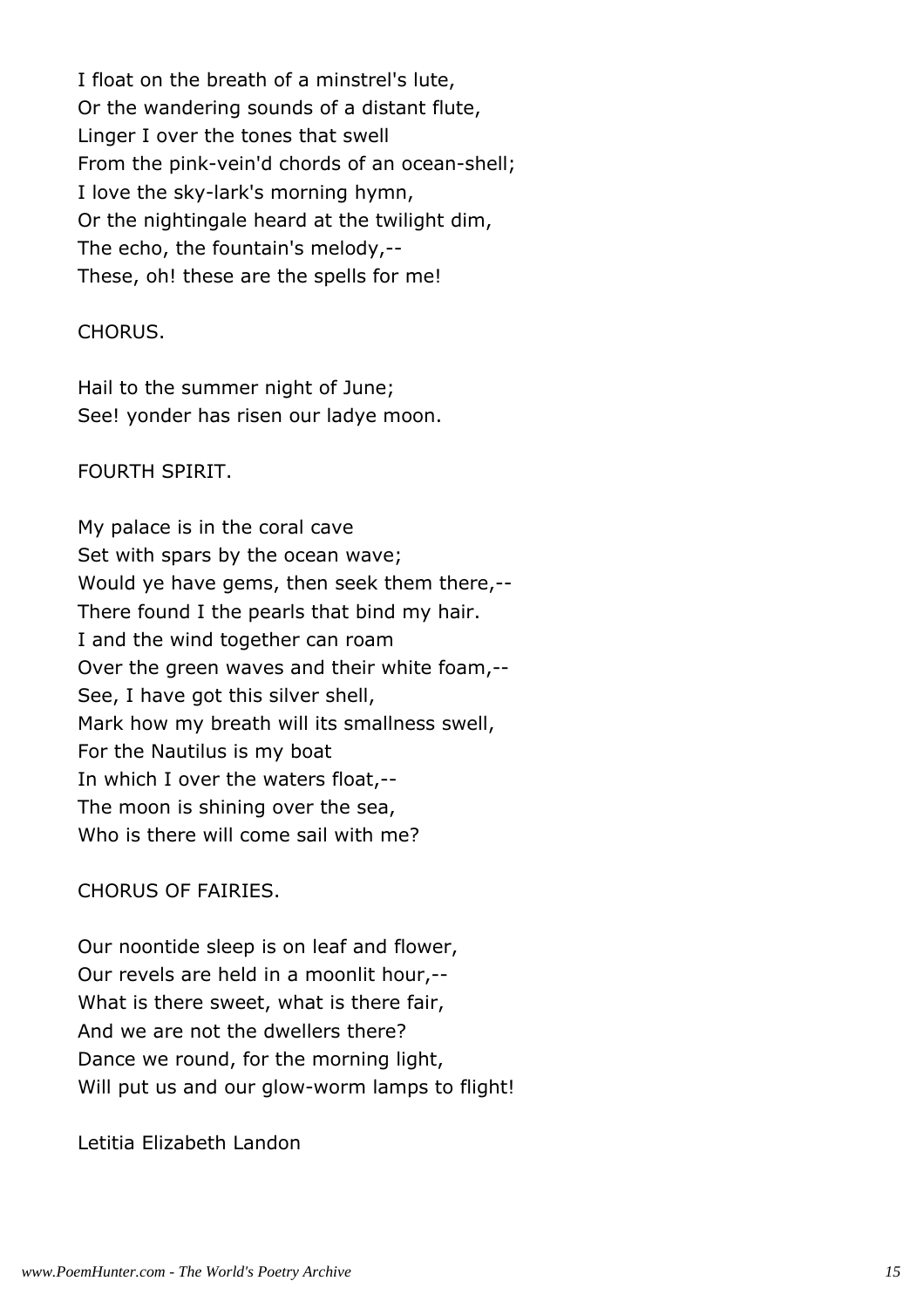I float on the breath of a minstrel's lute,
Or the wandering sounds of a distant flute,
Linger I over the tones that swell
From the pink-vein'd chords of an ocean-shell;
I love the sky-lark's morning hymn,
Or the nightingale heard at the twilight dim,
The echo, the fountain's melody,--
These, oh! these are the spells for me!

CHORUS.

Hail to the summer night of June;
See! yonder has risen our ladye moon.

FOURTH SPIRIT.

My palace is in the coral cave
Set with spars by the ocean wave;
Would ye have gems, then seek them there,--
There found I the pearls that bind my hair.
I and the wind together can roam
Over the green waves and their white foam,--
See, I have got this silver shell,
Mark how my breath will its smallness swell,
For the Nautilus is my boat
In which I over the waters float,--
The moon is shining over the sea,
Who is there will come sail with me?

CHORUS OF FAIRIES.

Our noontide sleep is on leaf and flower,
Our revels are held in a moonlit hour,--
What is there sweet, what is there fair,
And we are not the dwellers there?
Dance we round, for the morning light,
Will put us and our glow-worm lamps to flight!

Letitia Elizabeth Landon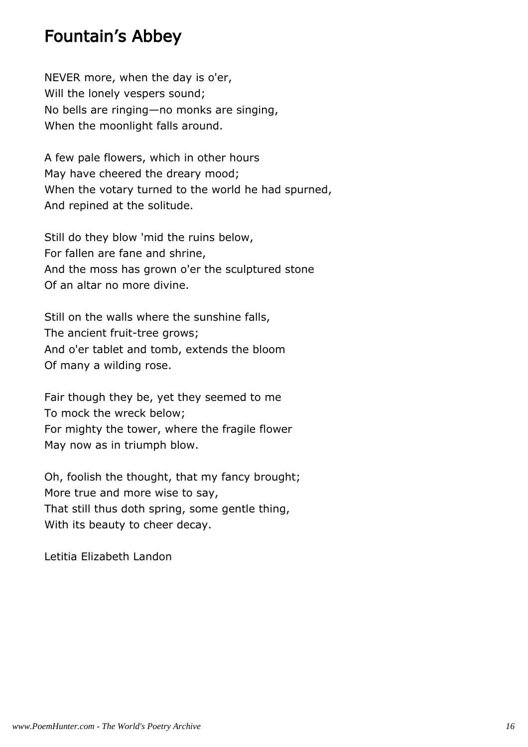## Fountain's Abbey

NEVER more, when the day is o'er,  
Will the lonely vespers sound;  
No bells are ringing—no monks are singing,  
When the moonlight falls around.

A few pale flowers, which in other hours  
May have cheered the dreary mood;  
When the votary turned to the world he had spurned,  
And repined at the solitude.

Still do they blow 'mid the ruins below,  
For fallen are fane and shrine,  
And the moss has grown o'er the sculptured stone  
Of an altar no more divine.

Still on the walls where the sunshine falls,  
The ancient fruit-tree grows;  
And o'er tablet and tomb, extends the bloom  
Of many a wilding rose.

Fair though they be, yet they seemed to me  
To mock the wreck below;  
For mighty the tower, where the fragile flower  
May now as in triumph blow.

Oh, foolish the thought, that my fancy brought;  
More true and more wise to say,  
That still thus doth spring, some gentle thing,  
With its beauty to cheer decay.

Letitia Elizabeth Landon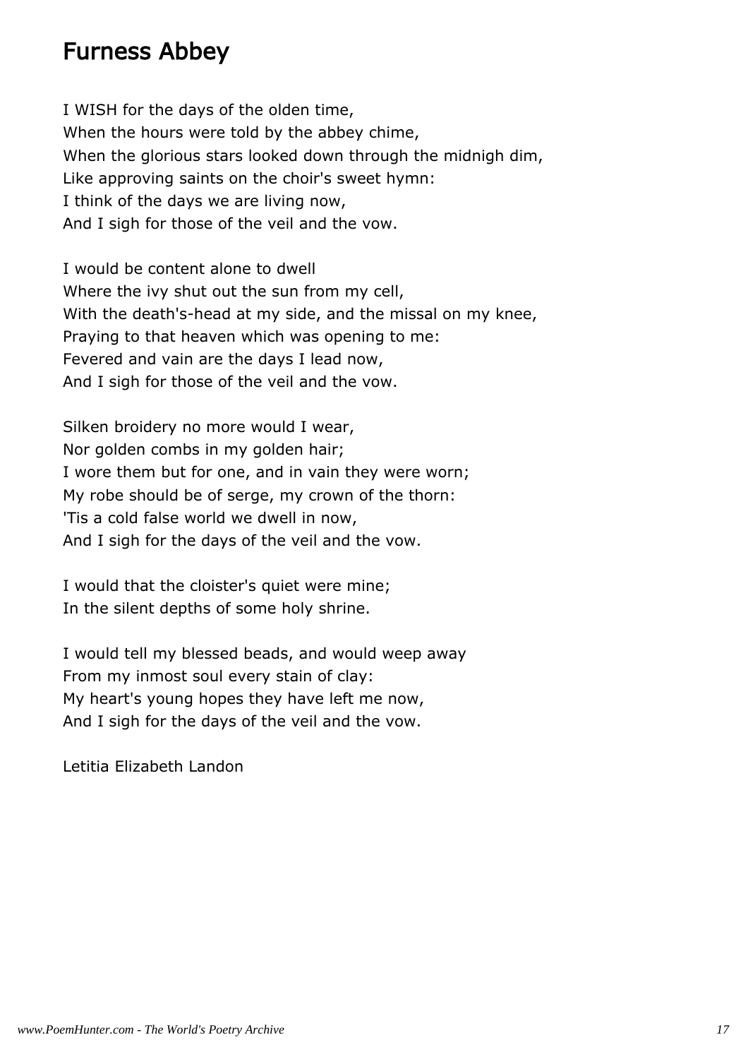## Furness Abbey

I WISH for the days of the olden time,
When the hours were told by the abbey chime,
When the glorious stars looked down through the midnigh dim,
Like approving saints on the choir's sweet hymn:
I think of the days we are living now,
And I sigh for those of the veil and the vow.

I would be content alone to dwell
Where the ivy shut out the sun from my cell,
With the death's-head at my side, and the missal on my knee,
Praying to that heaven which was opening to me:
Fevered and vain are the days I lead now,
And I sigh for those of the veil and the vow.

Silken broidery no more would I wear,
Nor golden combs in my golden hair;
I wore them but for one, and in vain they were worn;
My robe should be of serge, my crown of the thorn:
'Tis a cold false world we dwell in now,
And I sigh for the days of the veil and the vow.

I would that the cloister's quiet were mine;
In the silent depths of some holy shrine.

I would tell my blessed beads, and would weep away
From my inmost soul every stain of clay:
My heart's young hopes they have left me now,
And I sigh for the days of the veil and the vow.

Letitia Elizabeth Landon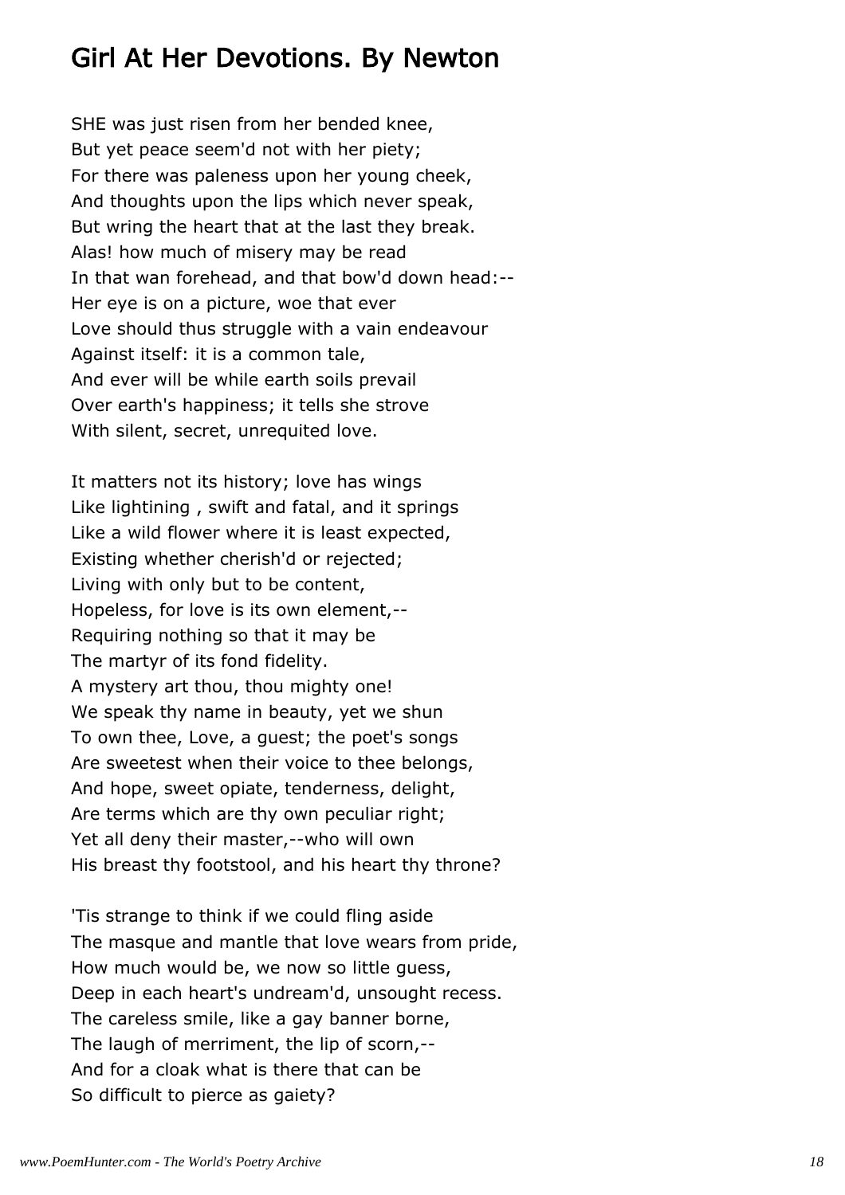## Girl At Her Devotions. By Newton

SHE was just risen from her bended knee,
But yet peace seem'd not with her piety;
For there was paleness upon her young cheek,
And thoughts upon the lips which never speak,
But wring the heart that at the last they break.
Alas! how much of misery may be read
In that wan forehead, and that bow'd down head:--
Her eye is on a picture, woe that ever
Love should thus struggle with a vain endeavour
Against itself: it is a common tale,
And ever will be while earth soils prevail
Over earth's happiness; it tells she strove
With silent, secret, unrequited love.

It matters not its history; love has wings
Like lightining , swift and fatal, and it springs
Like a wild flower where it is least expected,
Existing whether cherish'd or rejected;
Living with only but to be content,
Hopeless, for love is its own element,--
Requiring nothing so that it may be
The martyr of its fond fidelity.
A mystery art thou, thou mighty one!
We speak thy name in beauty, yet we shun
To own thee, Love, a guest; the poet's songs
Are sweetest when their voice to thee belongs,
And hope, sweet opiate, tenderness, delight,
Are terms which are thy own peculiar right;
Yet all deny their master,--who will own
His breast thy footstool, and his heart thy throne?

'Tis strange to think if we could fling aside
The masque and mantle that love wears from pride,
How much would be, we now so little guess,
Deep in each heart's undream'd, unsought recess.
The careless smile, like a gay banner borne,
The laugh of merriment, the lip of scorn,--
And for a cloak what is there that can be
So difficult to pierce as gaiety?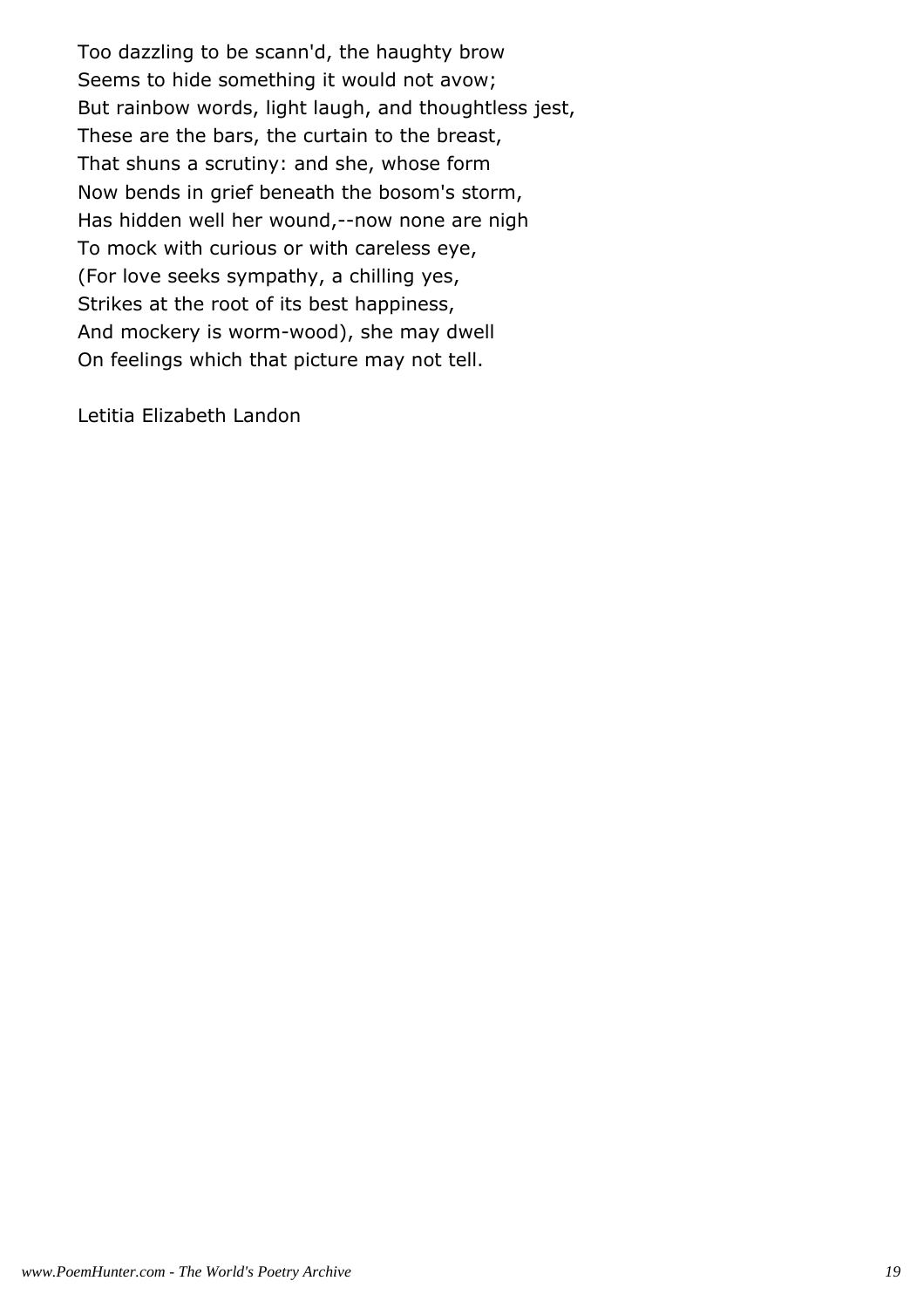Too dazzling to be scann'd, the haughty brow
Seems to hide something it would not avow;
But rainbow words, light laugh, and thoughtless jest,
These are the bars, the curtain to the breast,
That shuns a scrutiny: and she, whose form
Now bends in grief beneath the bosom's storm,
Has hidden well her wound,--now none are nigh
To mock with curious or with careless eye,
(For love seeks sympathy, a chilling yes,
Strikes at the root of its best happiness,
And mockery is worm-wood), she may dwell
On feelings which that picture may not tell.

Letitia Elizabeth Landon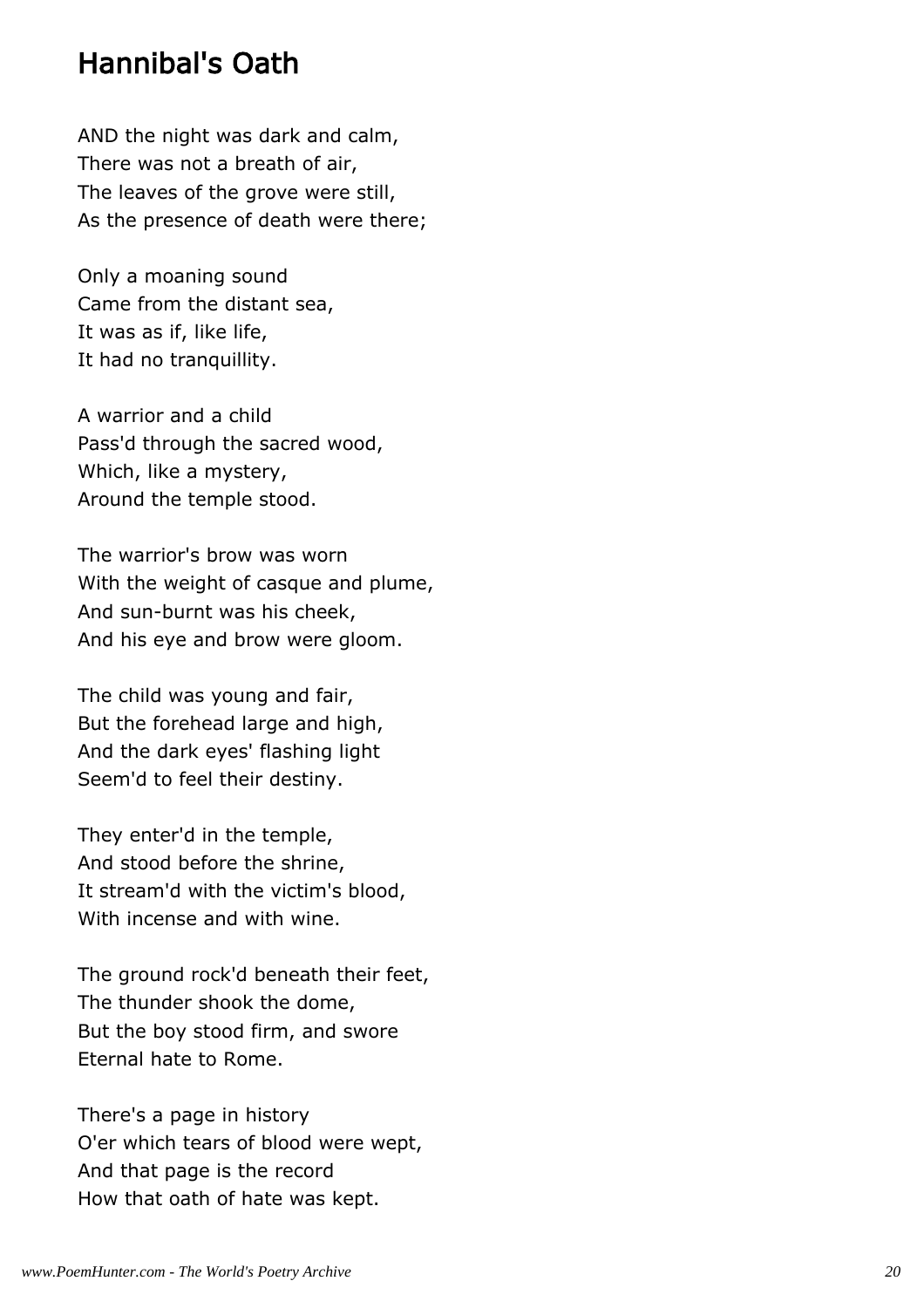## Hannibal's Oath

AND the night was dark and calm,  
There was not a breath of air,  
The leaves of the grove were still,  
As the presence of death were there;

Only a moaning sound  
Came from the distant sea,  
It was as if, like life,  
It had no tranquillity.

A warrior and a child  
Pass'd through the sacred wood,  
Which, like a mystery,  
Around the temple stood.

The warrior's brow was worn  
With the weight of casque and plume,  
And sun-burnt was his cheek,  
And his eye and brow were gloom.

The child was young and fair,  
But the forehead large and high,  
And the dark eyes' flashing light  
Seem'd to feel their destiny.

They enter'd in the temple,  
And stood before the shrine,  
It stream'd with the victim's blood,  
With incense and with wine.

The ground rock'd beneath their feet,  
The thunder shook the dome,  
But the boy stood firm, and swore  
Eternal hate to Rome.

There's a page in history  
O'er which tears of blood were wept,  
And that page is the record  
How that oath of hate was kept.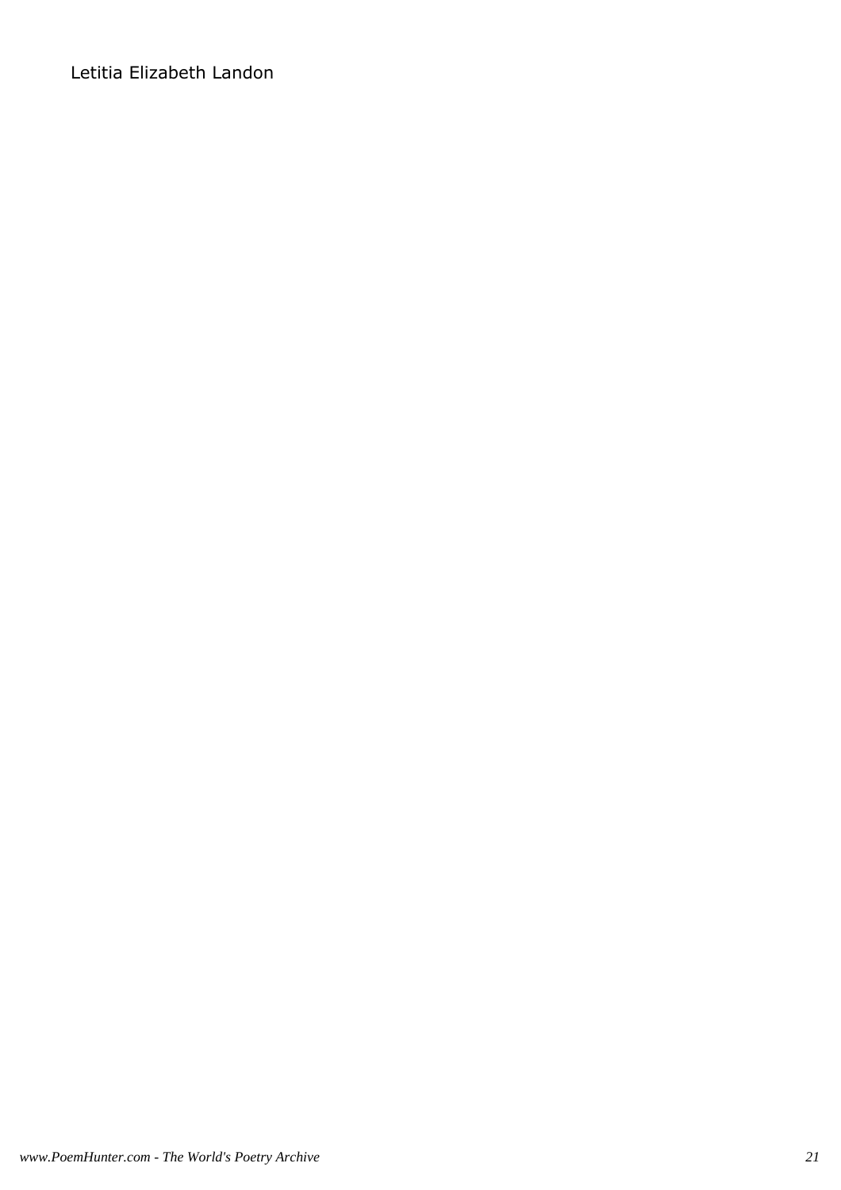Letitia Elizabeth Landon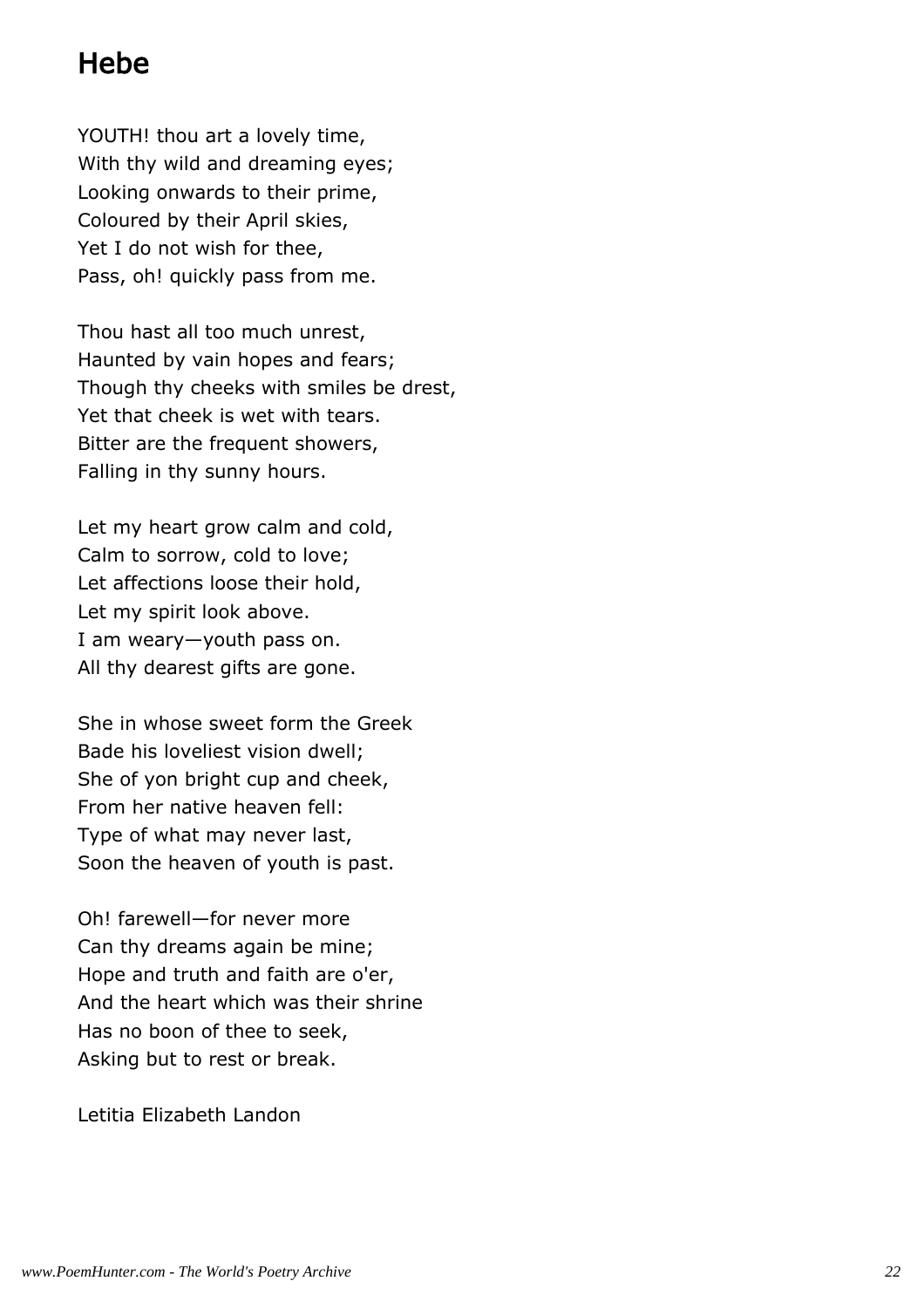# Hebe

YOUTH! thou art a lovely time,  
With thy wild and dreaming eyes;  
Looking onwards to their prime,  
Coloured by their April skies,  
Yet I do not wish for thee,  
Pass, oh! quickly pass from me.

Thou hast all too much unrest,  
Haunted by vain hopes and fears;  
Though thy cheeks with smiles be drest,  
Yet that cheek is wet with tears.  
Bitter are the frequent showers,  
Falling in thy sunny hours.

Let my heart grow calm and cold,  
Calm to sorrow, cold to love;  
Let affections loose their hold,  
Let my spirit look above.  
I am weary—youth pass on.  
All thy dearest gifts are gone.

She in whose sweet form the Greek  
Bade his loveliest vision dwell;  
She of yon bright cup and cheek,  
From her native heaven fell:  
Type of what may never last,  
Soon the heaven of youth is past.

Oh! farewell—for never more  
Can thy dreams again be mine;  
Hope and truth and faith are o'er,  
And the heart which was their shrine  
Has no boon of thee to seek,  
Asking but to rest or break.

Letitia Elizabeth Landon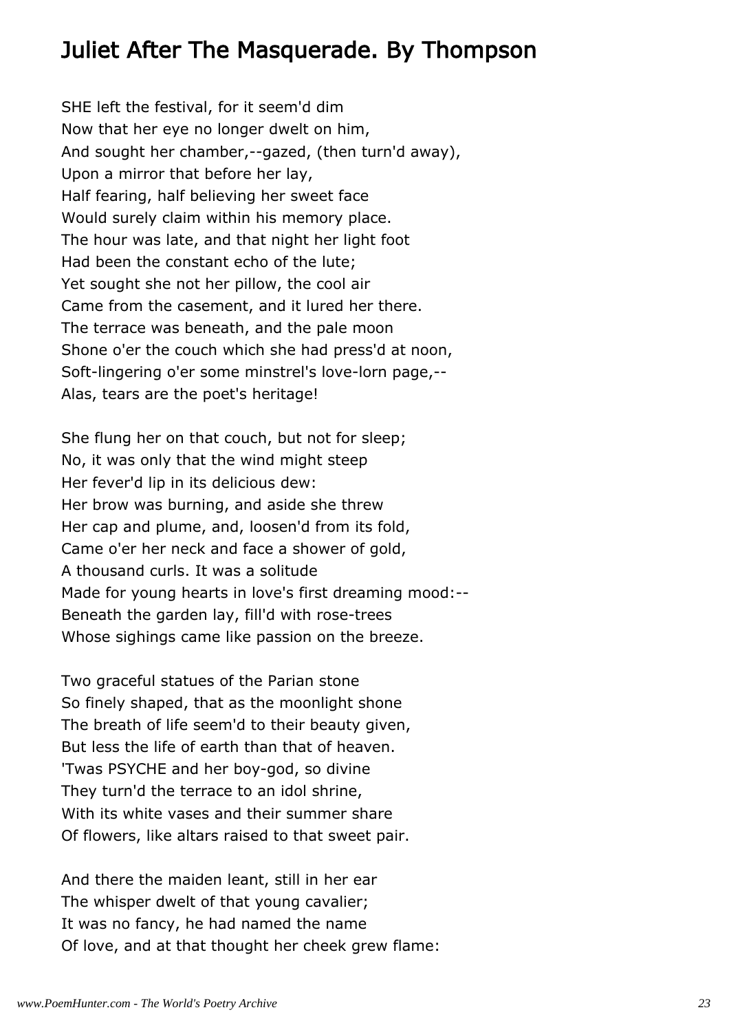## Juliet After The Masquerade. By Thompson

SHE left the festival, for it seem'd dim
Now that her eye no longer dwelt on him,
And sought her chamber,--gazed, (then turn'd away),
Upon a mirror that before her lay,
Half fearing, half believing her sweet face
Would surely claim within his memory place.
The hour was late, and that night her light foot
Had been the constant echo of the lute;
Yet sought she not her pillow, the cool air
Came from the casement, and it lured her there.
The terrace was beneath, and the pale moon
Shone o'er the couch which she had press'd at noon,
Soft-lingering o'er some minstrel's love-lorn page,--
Alas, tears are the poet's heritage!

She flung her on that couch, but not for sleep;
No, it was only that the wind might steep
Her fever'd lip in its delicious dew:
Her brow was burning, and aside she threw
Her cap and plume, and, loosen'd from its fold,
Came o'er her neck and face a shower of gold,
A thousand curls. It was a solitude
Made for young hearts in love's first dreaming mood:--
Beneath the garden lay, fill'd with rose-trees
Whose sighings came like passion on the breeze.

Two graceful statues of the Parian stone
So finely shaped, that as the moonlight shone
The breath of life seem'd to their beauty given,
But less the life of earth than that of heaven.
'Twas PSYCHE and her boy-god, so divine
They turn'd the terrace to an idol shrine,
With its white vases and their summer share
Of flowers, like altars raised to that sweet pair.

And there the maiden leant, still in her ear
The whisper dwelt of that young cavalier;
It was no fancy, he had named the name
Of love, and at that thought her cheek grew flame: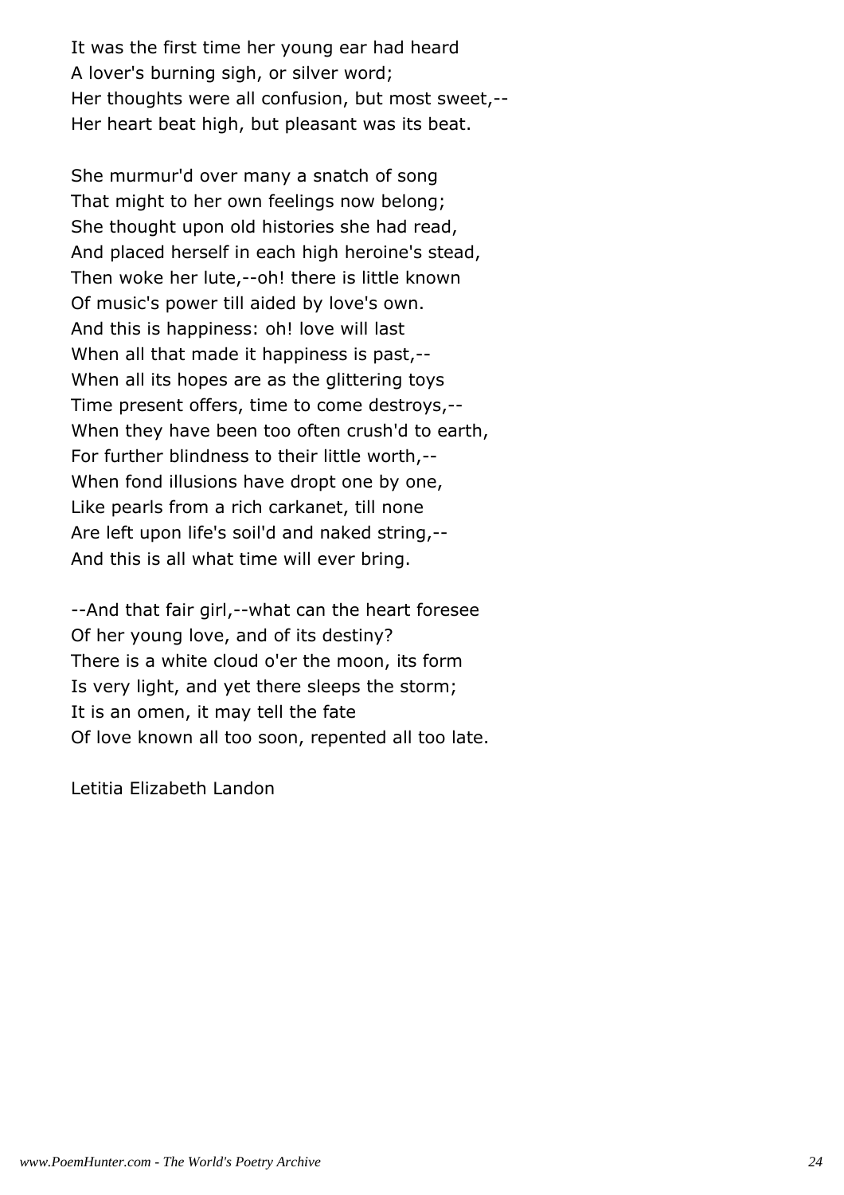It was the first time her young ear had heard
A lover's burning sigh, or silver word;
Her thoughts were all confusion, but most sweet,--
Her heart beat high, but pleasant was its beat.

She murmur'd over many a snatch of song
That might to her own feelings now belong;
She thought upon old histories she had read,
And placed herself in each high heroine's stead,
Then woke her lute,--oh! there is little known
Of music's power till aided by love's own.
And this is happiness: oh! love will last
When all that made it happiness is past,--
When all its hopes are as the glittering toys
Time present offers, time to come destroys,--
When they have been too often crush'd to earth,
For further blindness to their little worth,--
When fond illusions have dropt one by one,
Like pearls from a rich carkanet, till none
Are left upon life's soil'd and naked string,--
And this is all what time will ever bring.

--And that fair girl,--what can the heart foresee
Of her young love, and of its destiny?
There is a white cloud o'er the moon, its form
Is very light, and yet there sleeps the storm;
It is an omen, it may tell the fate
Of love known all too soon, repented all too late.

Letitia Elizabeth Landon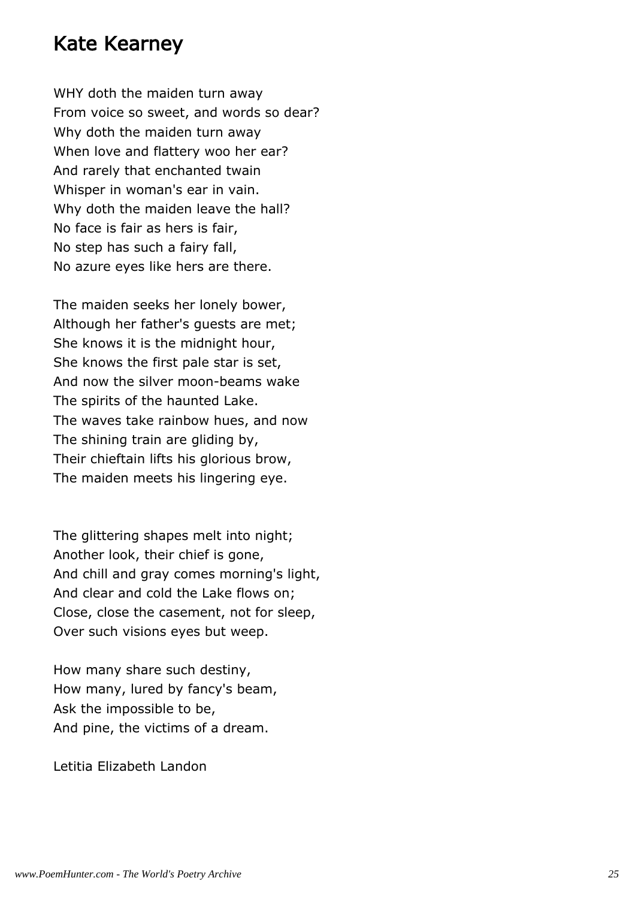## Kate Kearney

WHY doth the maiden turn away  
From voice so sweet, and words so dear?  
Why doth the maiden turn away  
When love and flattery woo her ear?  
And rarely that enchanted twain  
Whisper in woman's ear in vain.  
Why doth the maiden leave the hall?  
No face is fair as hers is fair,  
No step has such a fairy fall,  
No azure eyes like hers are there.

The maiden seeks her lonely bower,  
Although her father's guests are met;  
She knows it is the midnight hour,  
She knows the first pale star is set,  
And now the silver moon-beams wake  
The spirits of the haunted Lake.  
The waves take rainbow hues, and now  
The shining train are gliding by,  
Their chieftain lifts his glorious brow,  
The maiden meets his lingering eye.

The glittering shapes melt into night;  
Another look, their chief is gone,  
And chill and gray comes morning's light,  
And clear and cold the Lake flows on;  
Close, close the casement, not for sleep,  
Over such visions eyes but weep.

How many share such destiny,  
How many, lured by fancy's beam,  
Ask the impossible to be,  
And pine, the victims of a dream.

Letitia Elizabeth Landon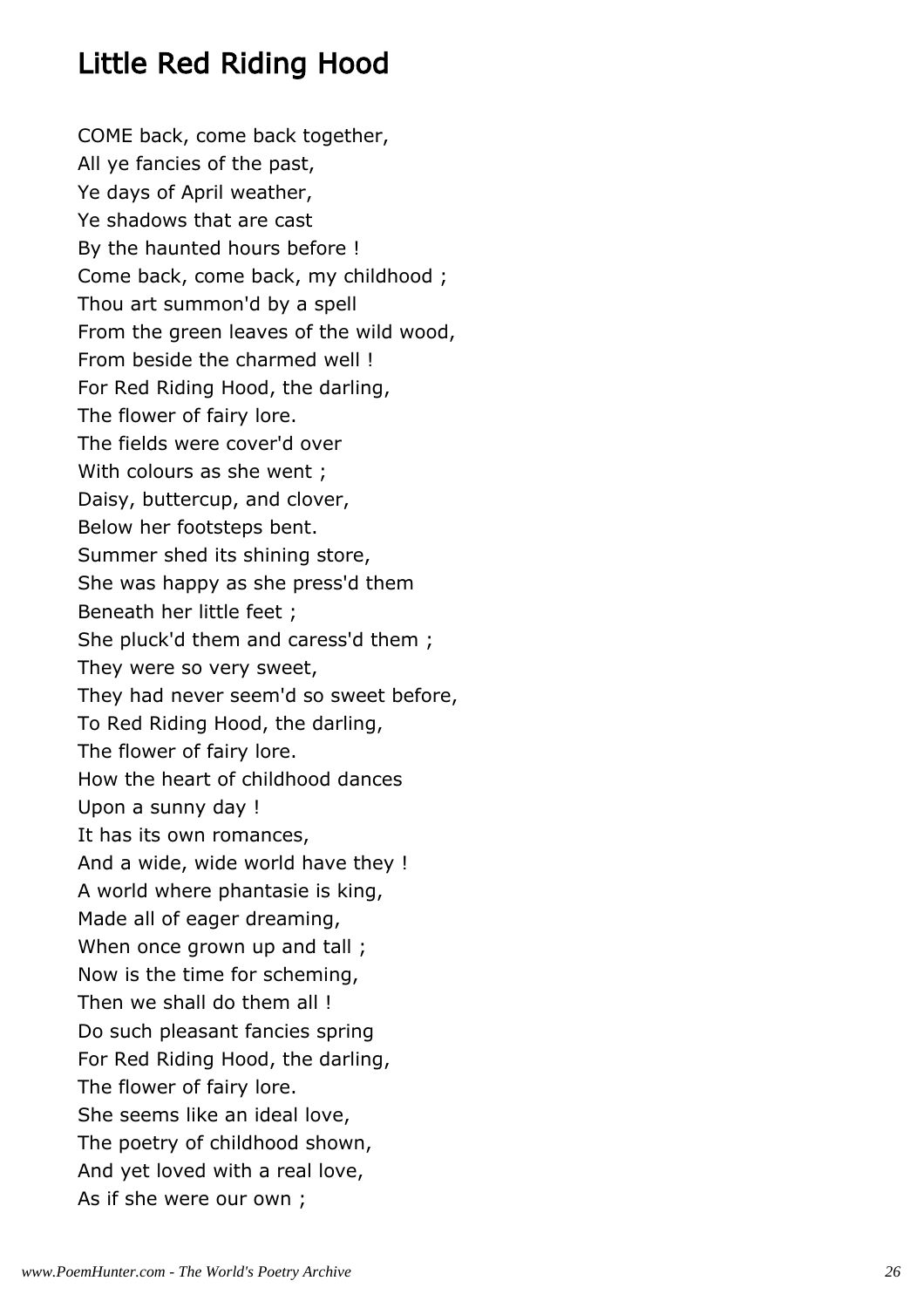# Little Red Riding Hood

COME back, come back together,  
All ye fancies of the past,  
Ye days of April weather,  
Ye shadows that are cast  
By the haunted hours before !  
Come back, come back, my childhood ;  
Thou art summon'd by a spell  
From the green leaves of the wild wood,  
From beside the charmed well !  
For Red Riding Hood, the darling,  
The flower of fairy lore.  
The fields were cover'd over  
With colours as she went ;  
Daisy, buttercup, and clover,  
Below her footsteps bent.  
Summer shed its shining store,  
She was happy as she press'd them  
Beneath her little feet ;  
She pluck'd them and caress'd them ;  
They were so very sweet,  
They had never seem'd so sweet before,  
To Red Riding Hood, the darling,  
The flower of fairy lore.  
How the heart of childhood dances  
Upon a sunny day !  
It has its own romances,  
And a wide, wide world have they !  
A world where phantasie is king,  
Made all of eager dreaming,  
When once grown up and tall ;  
Now is the time for scheming,  
Then we shall do them all !  
Do such pleasant fancies spring  
For Red Riding Hood, the darling,  
The flower of fairy lore.  
She seems like an ideal love,  
The poetry of childhood shown,  
And yet loved with a real love,  
As if she were our own ;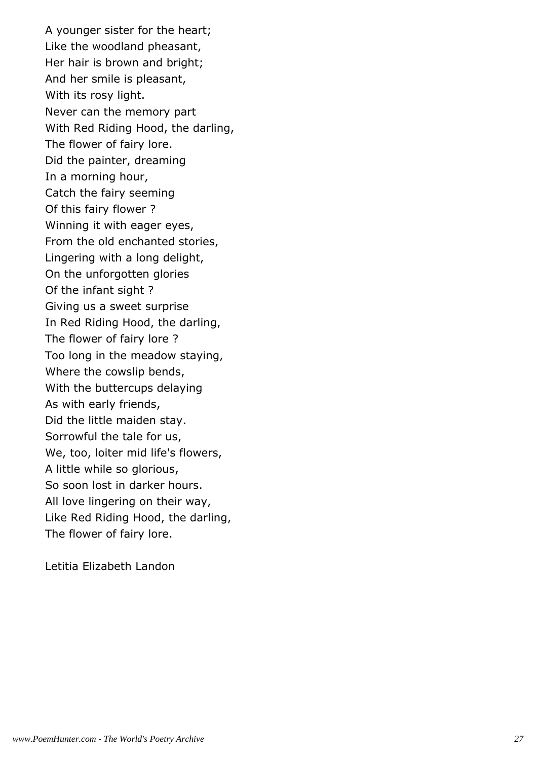A younger sister for the heart;  
Like the woodland pheasant,  
Her hair is brown and bright;  
And her smile is pleasant,  
With its rosy light.  
Never can the memory part  
With Red Riding Hood, the darling,  
The flower of fairy lore.  
Did the painter, dreaming  
In a morning hour,  
Catch the fairy seeming  
Of this fairy flower ?  
Winning it with eager eyes,  
From the old enchanted stories,  
Lingering with a long delight,  
On the unforgotten glories  
Of the infant sight ?  
Giving us a sweet surprise  
In Red Riding Hood, the darling,  
The flower of fairy lore ?  
Too long in the meadow staying,  
Where the cowslip bends,  
With the buttercups delaying  
As with early friends,  
Did the little maiden stay.  
Sorrowful the tale for us,  
We, too, loiter mid life's flowers,  
A little while so glorious,  
So soon lost in darker hours.  
All love lingering on their way,  
Like Red Riding Hood, the darling,  
The flower of fairy lore.

Letitia Elizabeth Landon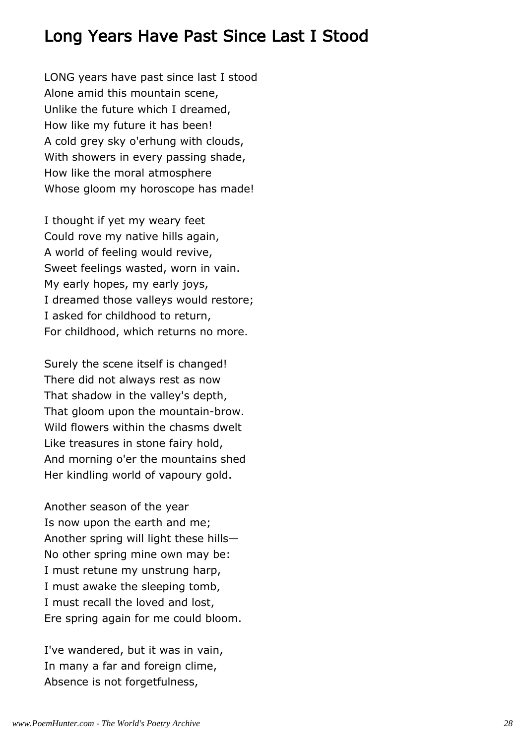# Long Years Have Past Since Last I Stood

LONG years have past since last I stood  
Alone amid this mountain scene,  
Unlike the future which I dreamed,  
How like my future it has been!  
A cold grey sky o'erhung with clouds,  
With showers in every passing shade,  
How like the moral atmosphere  
Whose gloom my horoscope has made!

I thought if yet my weary feet  
Could rove my native hills again,  
A world of feeling would revive,  
Sweet feelings wasted, worn in vain.  
My early hopes, my early joys,  
I dreamed those valleys would restore;  
I asked for childhood to return,  
For childhood, which returns no more.

Surely the scene itself is changed!  
There did not always rest as now  
That shadow in the valley's depth,  
That gloom upon the mountain-brow.  
Wild flowers within the chasms dwelt  
Like treasures in stone fairy hold,  
And morning o'er the mountains shed  
Her kindling world of vapoury gold.

Another season of the year  
Is now upon the earth and me;  
Another spring will light these hills—  
No other spring mine own may be:  
I must retune my unstrung harp,  
I must awake the sleeping tomb,  
I must recall the loved and lost,  
Ere spring again for me could bloom.

I've wandered, but it was in vain,  
In many a far and foreign clime,  
Absence is not forgetfulness,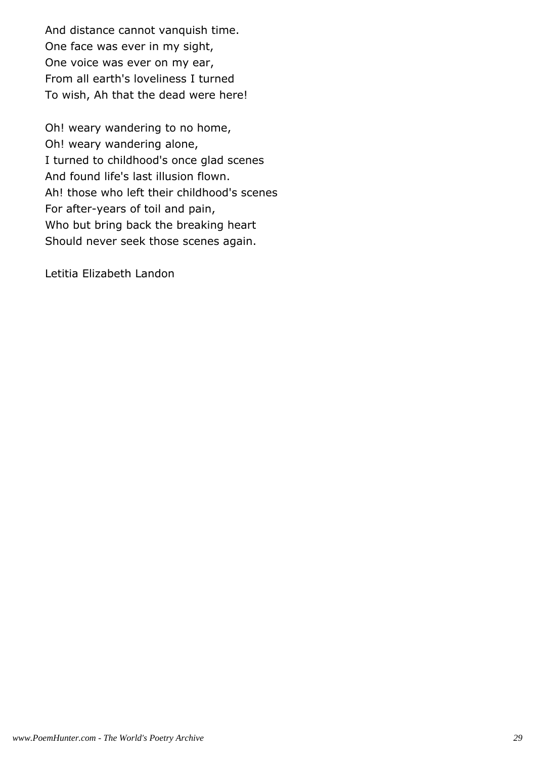And distance cannot vanquish time.  
One face was ever in my sight,  
One voice was ever on my ear,  
From all earth's loveliness I turned  
To wish, Ah that the dead were here!

Oh! weary wandering to no home,  
Oh! weary wandering alone,  
I turned to childhood's once glad scenes  
And found life's last illusion flown.  
Ah! those who left their childhood's scenes  
For after-years of toil and pain,  
Who but bring back the breaking heart  
Should never seek those scenes again.

Letitia Elizabeth Landon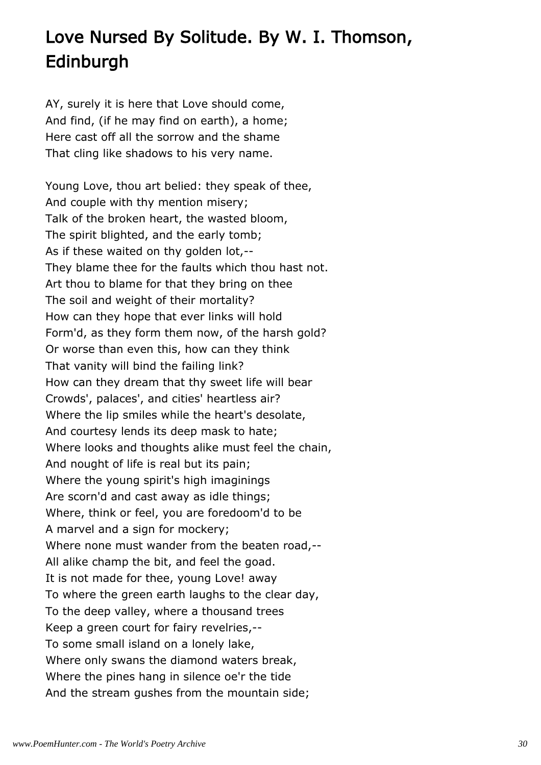## Love Nursed By Solitude. By W. I. Thomson, Edinburgh

AY, surely it is here that Love should come,
And find, (if he may find on earth), a home;
Here cast off all the sorrow and the shame
That cling like shadows to his very name.

Young Love, thou art belied: they speak of thee,
And couple with thy mention misery;
Talk of the broken heart, the wasted bloom,
The spirit blighted, and the early tomb;
As if these waited on thy golden lot,--
They blame thee for the faults which thou hast not.
Art thou to blame for that they bring on thee
The soil and weight of their mortality?
How can they hope that ever links will hold
Form'd, as they form them now, of the harsh gold?
Or worse than even this, how can they think
That vanity will bind the failing link?
How can they dream that thy sweet life will bear
Crowds', palaces', and cities' heartless air?
Where the lip smiles while the heart's desolate,
And courtesy lends its deep mask to hate;
Where looks and thoughts alike must feel the chain,
And nought of life is real but its pain;
Where the young spirit's high imaginings
Are scorn'd and cast away as idle things;
Where, think or feel, you are foredoom'd to be
A marvel and a sign for mockery;
Where none must wander from the beaten road,--
All alike champ the bit, and feel the goad.
It is not made for thee, young Love! away
To where the green earth laughs to the clear day,
To the deep valley, where a thousand trees
Keep a green court for fairy revelries,--
To some small island on a lonely lake,
Where only swans the diamond waters break,
Where the pines hang in silence oe'r the tide
And the stream gushes from the mountain side;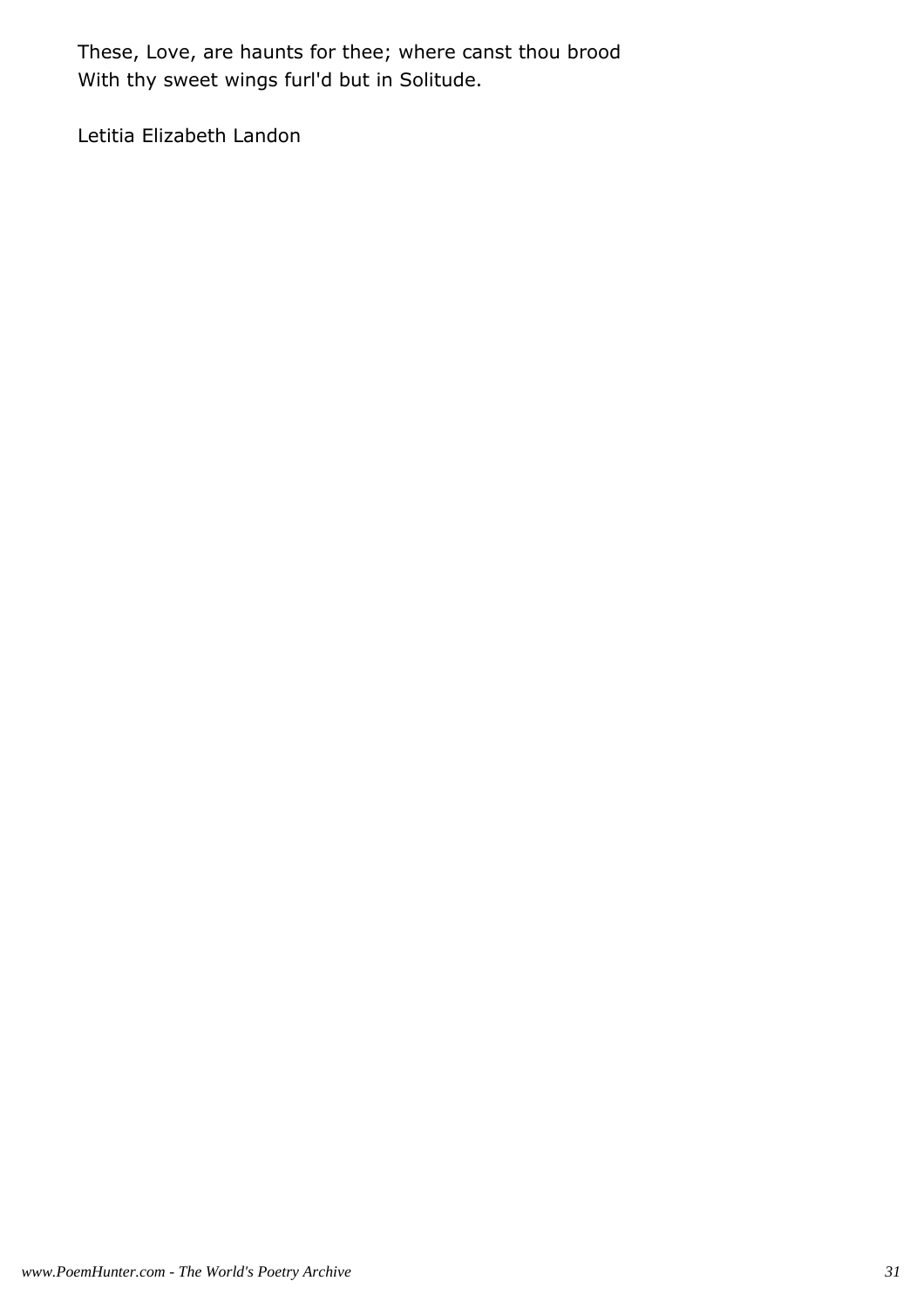These, Love, are haunts for thee; where canst thou brood  
With thy sweet wings furl'd but in Solitude.

Letitia Elizabeth Landon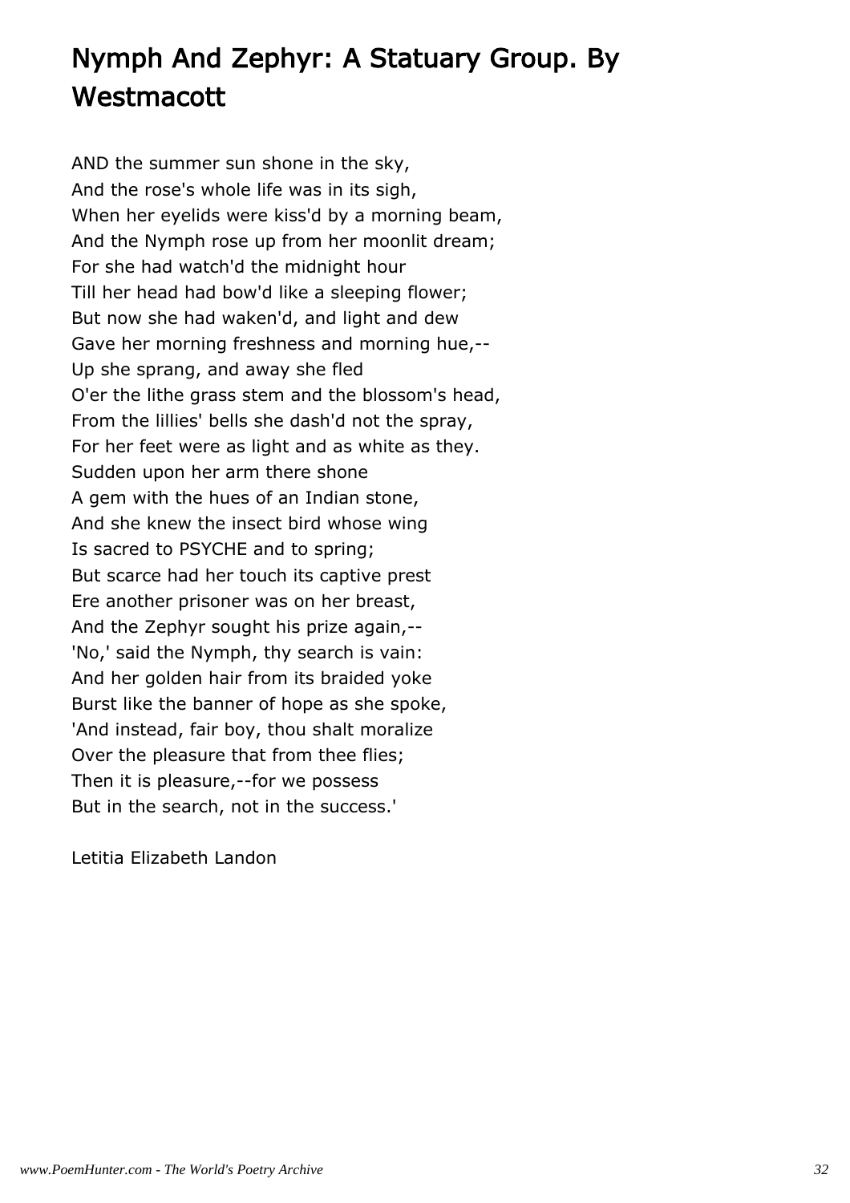# Nymph And Zephyr: A Statuary Group. By Westmacott

AND the summer sun shone in the sky,
And the rose's whole life was in its sigh,
When her eyelids were kiss'd by a morning beam,
And the Nymph rose up from her moonlit dream;
For she had watch'd the midnight hour
Till her head had bow'd like a sleeping flower;
But now she had waken'd, and light and dew
Gave her morning freshness and morning hue,--
Up she sprang, and away she fled
O'er the lithe grass stem and the blossom's head,
From the lillies' bells she dash'd not the spray,
For her feet were as light and as white as they.
Sudden upon her arm there shone
A gem with the hues of an Indian stone,
And she knew the insect bird whose wing
Is sacred to PSYCHE and to spring;
But scarce had her touch its captive prest
Ere another prisoner was on her breast,
And the Zephyr sought his prize again,--
'No,' said the Nymph, thy search is vain:
And her golden hair from its braided yoke
Burst like the banner of hope as she spoke,
'And instead, fair boy, thou shalt moralize
Over the pleasure that from thee flies;
Then it is pleasure,--for we possess
But in the search, not in the success.'

Letitia Elizabeth Landon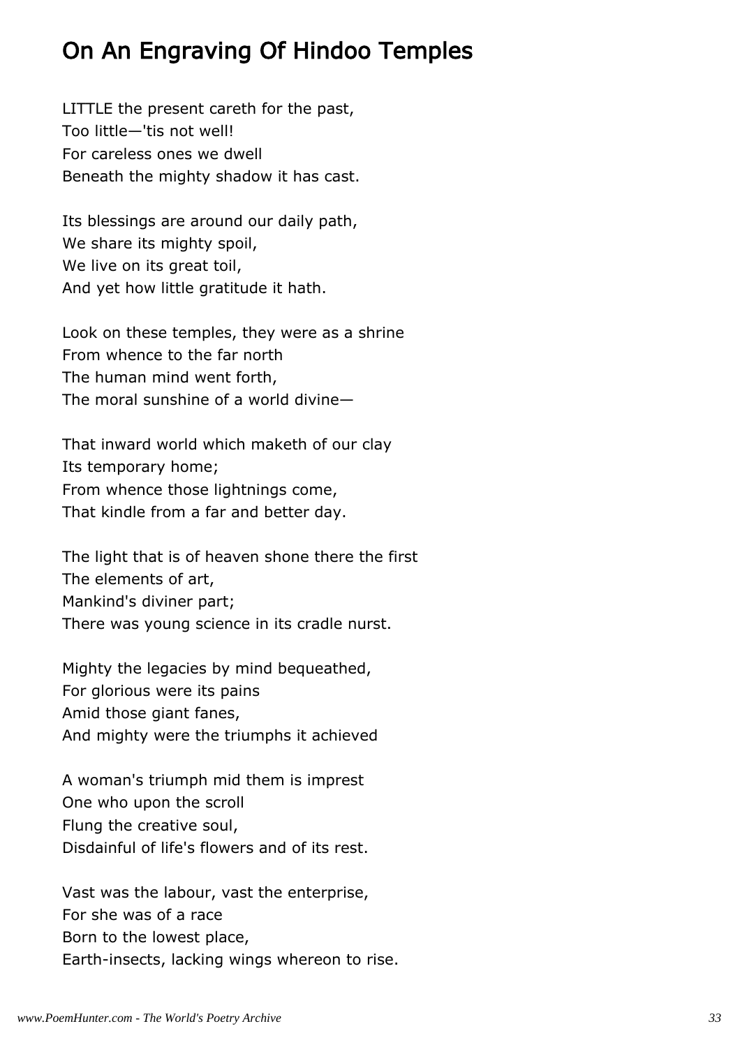## On An Engraving Of Hindoo Temples

LITTLE the present careth for the past,
Too little—'tis not well!
For careless ones we dwell
Beneath the mighty shadow it has cast.

Its blessings are around our daily path,
We share its mighty spoil,
We live on its great toil,
And yet how little gratitude it hath.

Look on these temples, they were as a shrine
From whence to the far north
The human mind went forth,
The moral sunshine of a world divine—

That inward world which maketh of our clay
Its temporary home;
From whence those lightnings come,
That kindle from a far and better day.

The light that is of heaven shone there the first
The elements of art,
Mankind's diviner part;
There was young science in its cradle nurst.

Mighty the legacies by mind bequeathed,
For glorious were its pains
Amid those giant fanes,
And mighty were the triumphs it achieved

A woman's triumph mid them is imprest
One who upon the scroll
Flung the creative soul,
Disdainful of life's flowers and of its rest.

Vast was the labour, vast the enterprise,
For she was of a race
Born to the lowest place,
Earth-insects, lacking wings whereon to rise.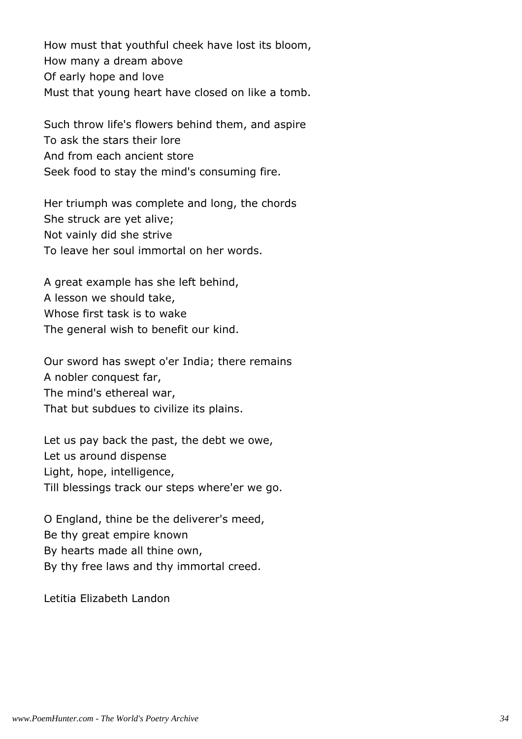How must that youthful cheek have lost its bloom,
How many a dream above
Of early hope and love
Must that young heart have closed on like a tomb.

Such throw life's flowers behind them, and aspire
To ask the stars their lore
And from each ancient store
Seek food to stay the mind's consuming fire.

Her triumph was complete and long, the chords
She struck are yet alive;
Not vainly did she strive
To leave her soul immortal on her words.

A great example has she left behind,
A lesson we should take,
Whose first task is to wake
The general wish to benefit our kind.

Our sword has swept o'er India; there remains
A nobler conquest far,
The mind's ethereal war,
That but subdues to civilize its plains.

Let us pay back the past, the debt we owe,
Let us around dispense
Light, hope, intelligence,
Till blessings track our steps where'er we go.

O England, thine be the deliverer's meed,
Be thy great empire known
By hearts made all thine own,
By thy free laws and thy immortal creed.

Letitia Elizabeth Landon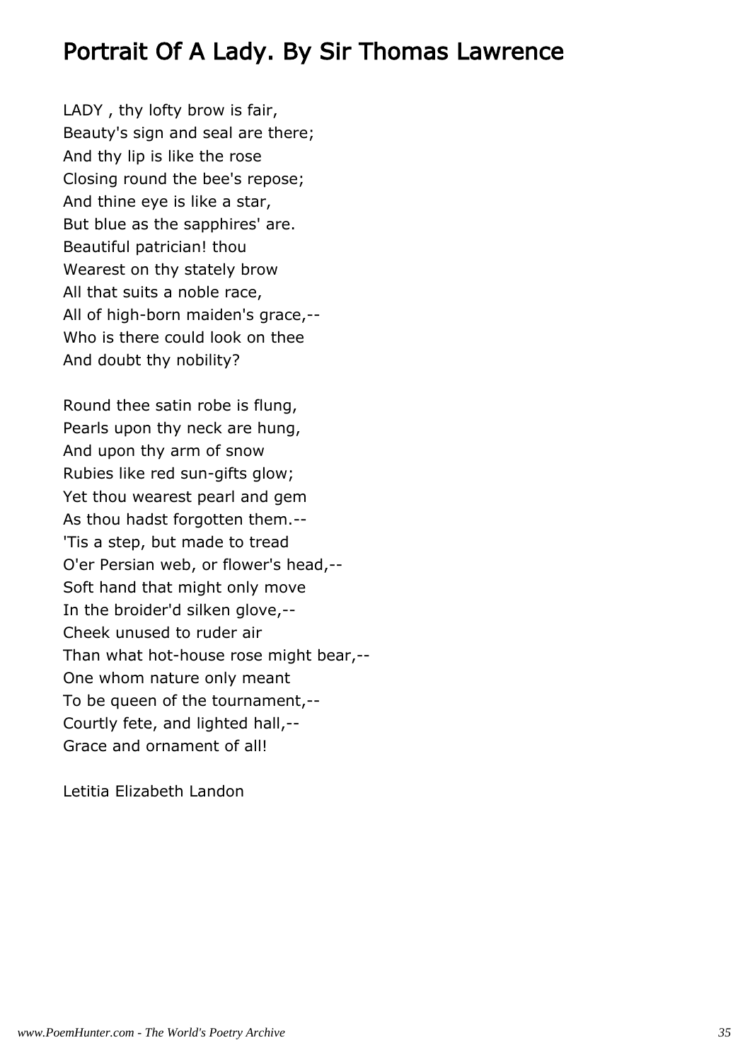# Portrait Of A Lady. By Sir Thomas Lawrence

LADY , thy lofty brow is fair,  
Beauty's sign and seal are there;  
And thy lip is like the rose  
Closing round the bee's repose;  
And thine eye is like a star,  
But blue as the sapphires' are.  
Beautiful patrician! thou  
Wearest on thy stately brow  
All that suits a noble race,  
All of high-born maiden's grace,--  
Who is there could look on thee  
And doubt thy nobility?

Round thee satin robe is flung,  
Pearls upon thy neck are hung,  
And upon thy arm of snow  
Rubies like red sun-gifts glow;  
Yet thou wearest pearl and gem  
As thou hadst forgotten them.--  
'Tis a step, but made to tread  
O'er Persian web, or flower's head,--  
Soft hand that might only move  
In the broider'd silken glove,--  
Cheek unused to ruder air  
Than what hot-house rose might bear,--  
One whom nature only meant  
To be queen of the tournament,--  
Courtly fete, and lighted hall,--  
Grace and ornament of all!

Letitia Elizabeth Landon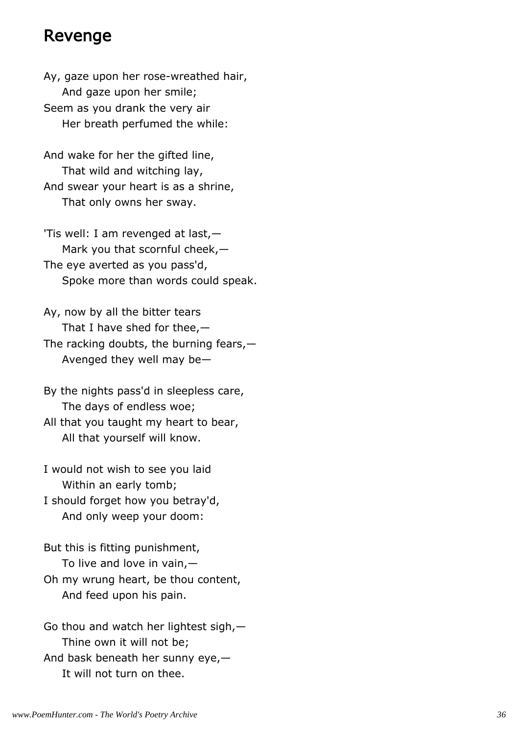## Revenge

Ay, gaze upon her rose-wreathed hair,  
    And gaze upon her smile;  
Seem as you drank the very air  
    Her breath perfumed the while:

And wake for her the gifted line,  
    That wild and witching lay,  
And swear your heart is as a shrine,  
    That only owns her sway.

'Tis well: I am revenged at last,—  
    Mark you that scornful cheek,—  
The eye averted as you pass'd,  
    Spoke more than words could speak.

Ay, now by all the bitter tears  
    That I have shed for thee,—  
The racking doubts, the burning fears,—  
    Avenged they well may be—

By the nights pass'd in sleepless care,  
    The days of endless woe;  
All that you taught my heart to bear,  
    All that yourself will know.

I would not wish to see you laid  
    Within an early tomb;  
I should forget how you betray'd,  
    And only weep your doom:

But this is fitting punishment,  
    To live and love in vain,—  
Oh my wrung heart, be thou content,  
    And feed upon his pain.

Go thou and watch her lightest sigh,—  
    Thine own it will not be;  
And bask beneath her sunny eye,—  
    It will not turn on thee.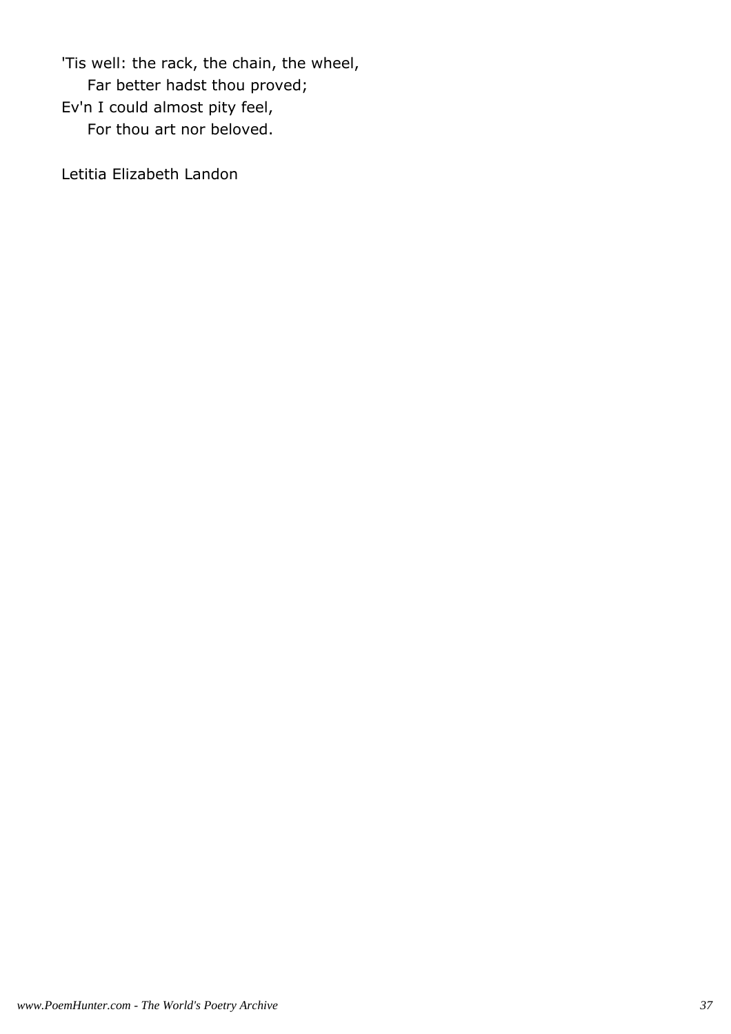'Tis well: the rack, the chain, the wheel,
    Far better hadst thou proved;
Ev'n I could almost pity feel,
    For thou art nor beloved.

Letitia Elizabeth Landon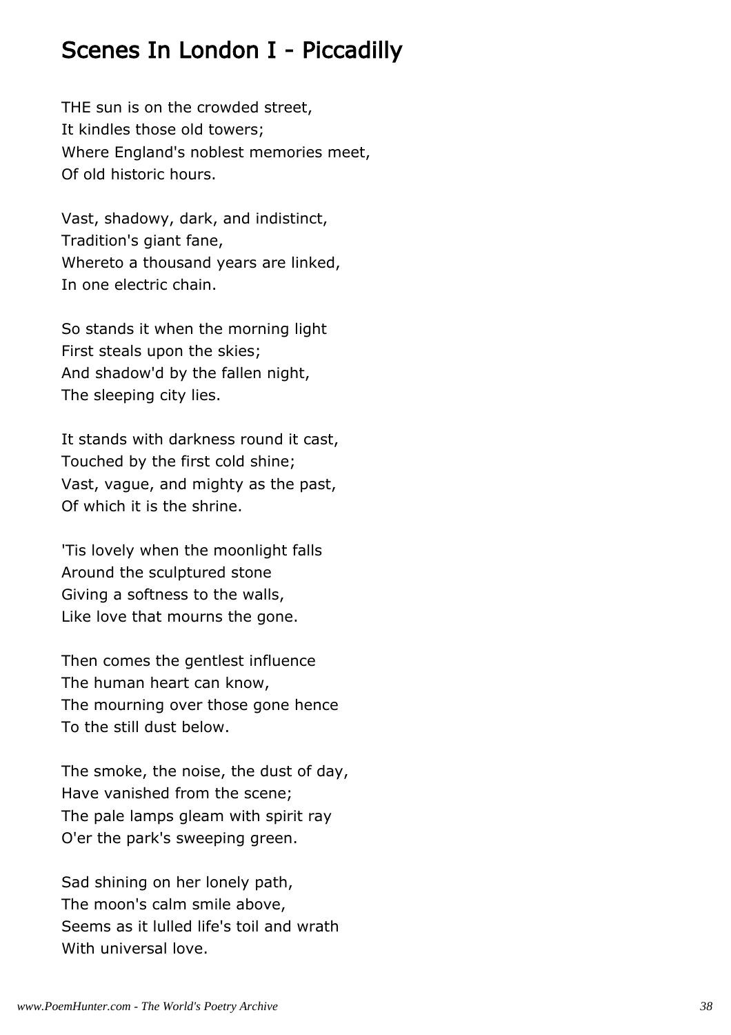## Scenes In London I - Piccadilly

THE sun is on the crowded street,  
It kindles those old towers;  
Where England's noblest memories meet,  
Of old historic hours.

Vast, shadowy, dark, and indistinct,  
Tradition's giant fane,  
Whereto a thousand years are linked,  
In one electric chain.

So stands it when the morning light  
First steals upon the skies;  
And shadow'd by the fallen night,  
The sleeping city lies.

It stands with darkness round it cast,  
Touched by the first cold shine;  
Vast, vague, and mighty as the past,  
Of which it is the shrine.

'Tis lovely when the moonlight falls  
Around the sculptured stone  
Giving a softness to the walls,  
Like love that mourns the gone.

Then comes the gentlest influence  
The human heart can know,  
The mourning over those gone hence  
To the still dust below.

The smoke, the noise, the dust of day,  
Have vanished from the scene;  
The pale lamps gleam with spirit ray  
O'er the park's sweeping green.

Sad shining on her lonely path,  
The moon's calm smile above,  
Seems as it lulled life's toil and wrath  
With universal love.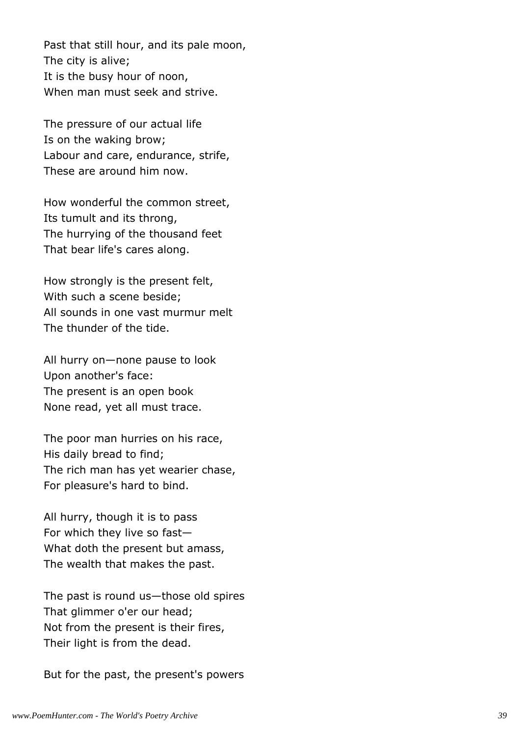Past that still hour, and its pale moon,  
The city is alive;  
It is the busy hour of noon,  
When man must seek and strive.

The pressure of our actual life  
Is on the waking brow;  
Labour and care, endurance, strife,  
These are around him now.

How wonderful the common street,  
Its tumult and its throng,  
The hurrying of the thousand feet  
That bear life's cares along.

How strongly is the present felt,  
With such a scene beside;  
All sounds in one vast murmur melt  
The thunder of the tide.

All hurry on—none pause to look  
Upon another's face:  
The present is an open book  
None read, yet all must trace.

The poor man hurries on his race,  
His daily bread to find;  
The rich man has yet wearier chase,  
For pleasure's hard to bind.

All hurry, though it is to pass  
For which they live so fast—  
What doth the present but amass,  
The wealth that makes the past.

The past is round us—those old spires  
That glimmer o'er our head;  
Not from the present is their fires,  
Their light is from the dead.

But for the past, the present's powers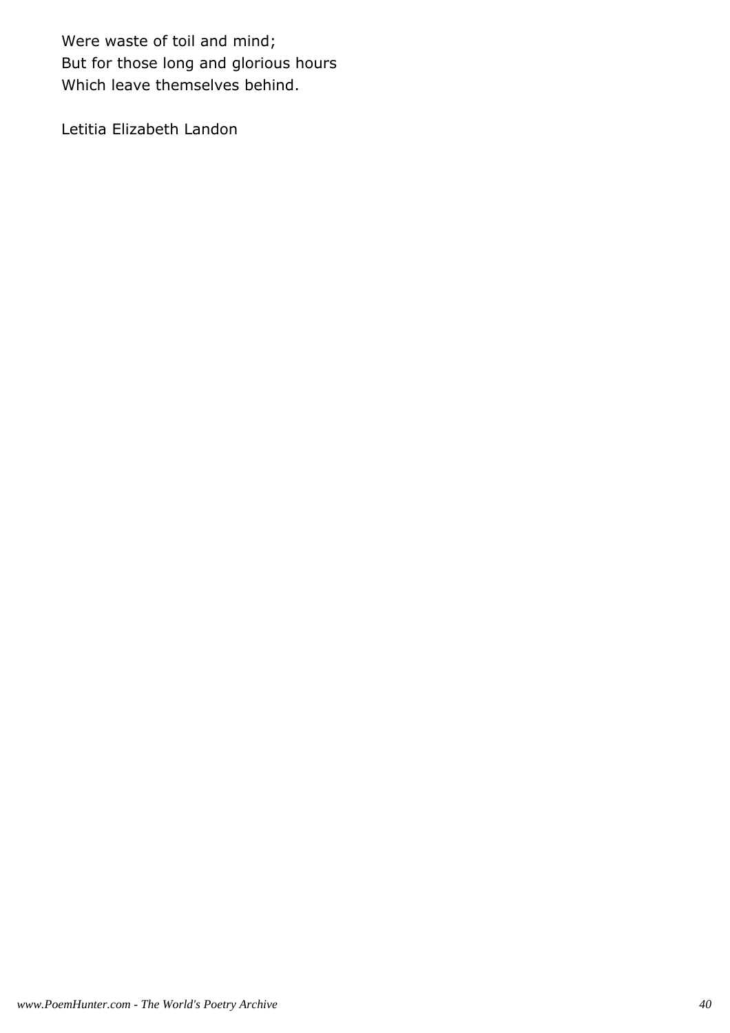Were waste of toil and mind;  
But for those long and glorious hours  
Which leave themselves behind.

Letitia Elizabeth Landon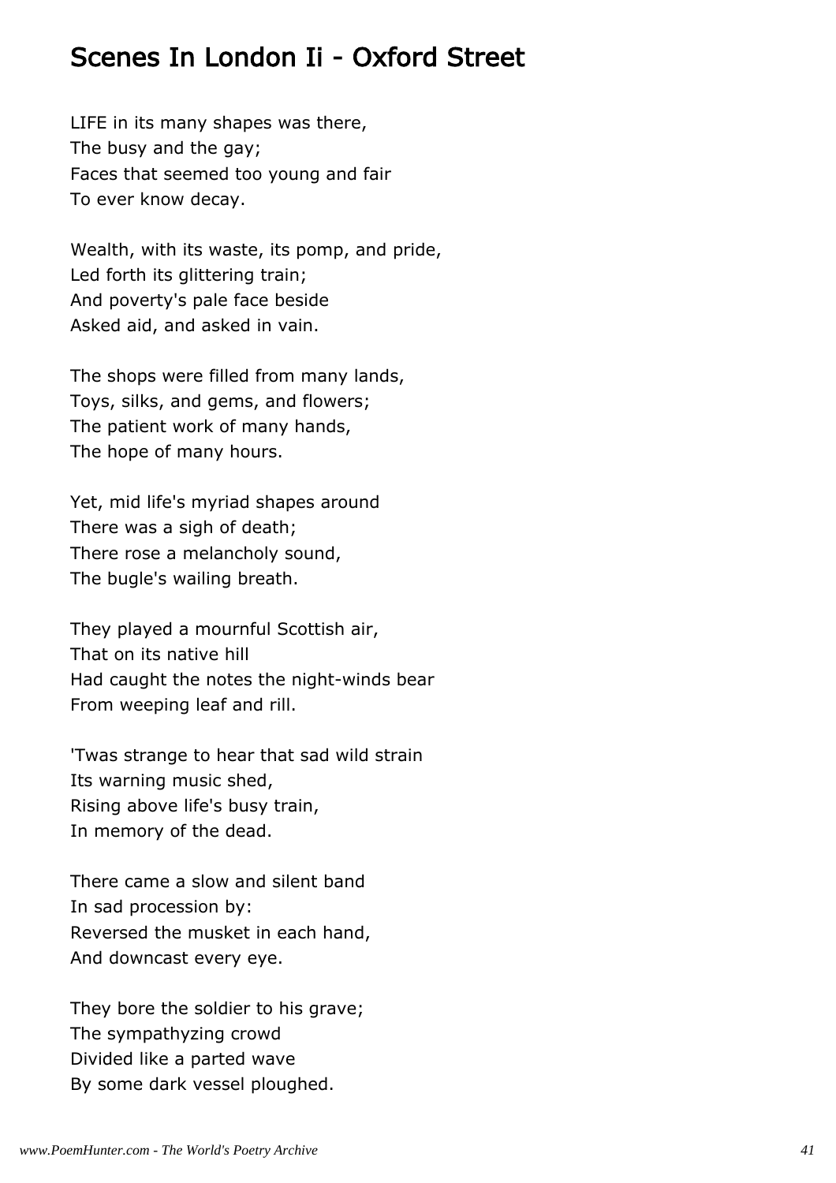# Scenes In London Ii - Oxford Street

LIFE in its many shapes was there,  
The busy and the gay;  
Faces that seemed too young and fair  
To ever know decay.

Wealth, with its waste, its pomp, and pride,  
Led forth its glittering train;  
And poverty's pale face beside  
Asked aid, and asked in vain.

The shops were filled from many lands,  
Toys, silks, and gems, and flowers;  
The patient work of many hands,  
The hope of many hours.

Yet, mid life's myriad shapes around  
There was a sigh of death;  
There rose a melancholy sound,  
The bugle's wailing breath.

They played a mournful Scottish air,  
That on its native hill  
Had caught the notes the night-winds bear  
From weeping leaf and rill.

'Twas strange to hear that sad wild strain  
Its warning music shed,  
Rising above life's busy train,  
In memory of the dead.

There came a slow and silent band  
In sad procession by:  
Reversed the musket in each hand,  
And downcast every eye.

They bore the soldier to his grave;  
The sympathyzing crowd  
Divided like a parted wave  
By some dark vessel ploughed.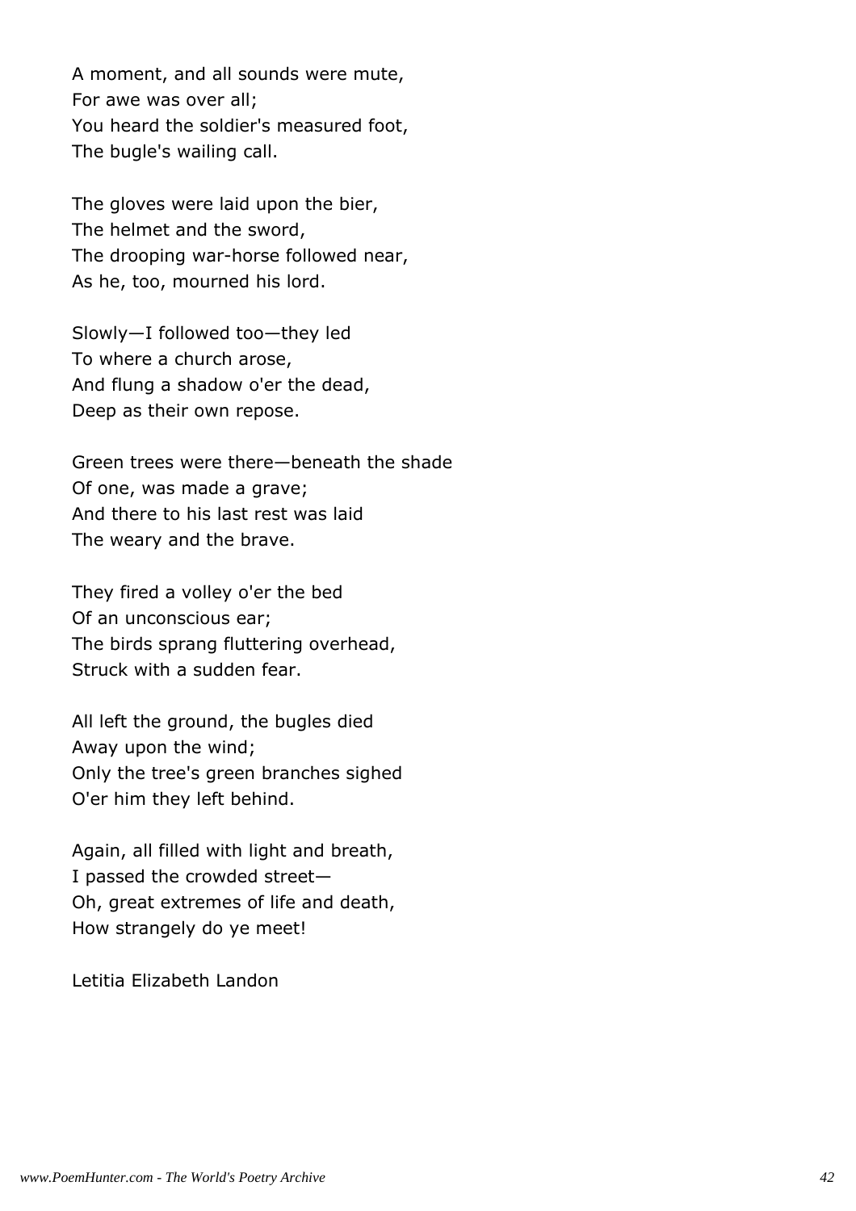A moment, and all sounds were mute,
For awe was over all;
You heard the soldier's measured foot,
The bugle's wailing call.

The gloves were laid upon the bier,
The helmet and the sword,
The drooping war-horse followed near,
As he, too, mourned his lord.

Slowly—I followed too—they led
To where a church arose,
And flung a shadow o'er the dead,
Deep as their own repose.

Green trees were there—beneath the shade
Of one, was made a grave;
And there to his last rest was laid
The weary and the brave.

They fired a volley o'er the bed
Of an unconscious ear;
The birds sprang fluttering overhead,
Struck with a sudden fear.

All left the ground, the bugles died
Away upon the wind;
Only the tree's green branches sighed
O'er him they left behind.

Again, all filled with light and breath,
I passed the crowded street—
Oh, great extremes of life and death,
How strangely do ye meet!

Letitia Elizabeth Landon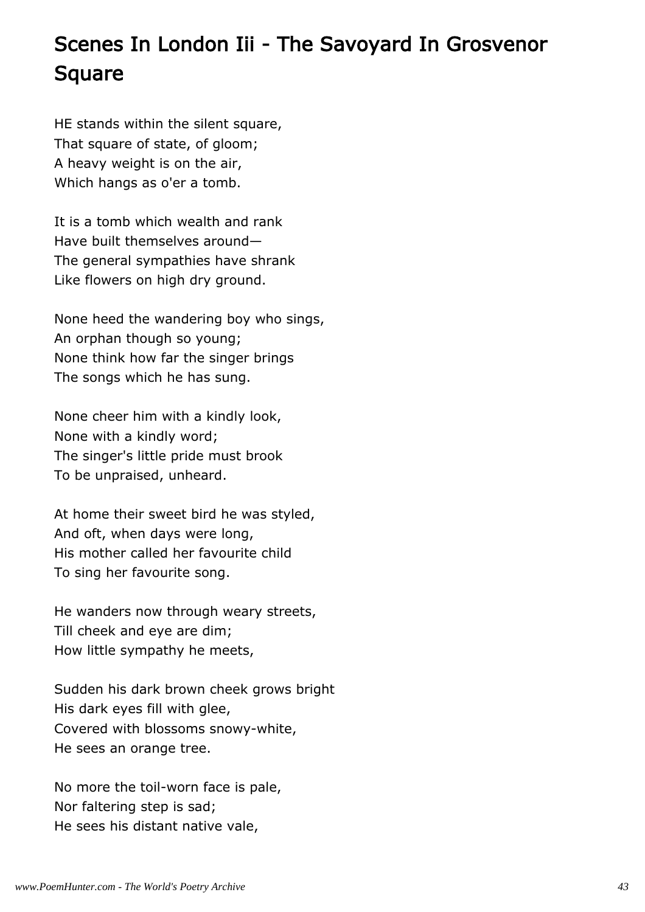# Scenes In London Iii - The Savoyard In Grosvenor Square

HE stands within the silent square,
That square of state, of gloom;
A heavy weight is on the air,
Which hangs as o'er a tomb.

It is a tomb which wealth and rank
Have built themselves around—
The general sympathies have shrank
Like flowers on high dry ground.

None heed the wandering boy who sings,
An orphan though so young;
None think how far the singer brings
The songs which he has sung.

None cheer him with a kindly look,
None with a kindly word;
The singer's little pride must brook
To be unpraised, unheard.

At home their sweet bird he was styled,
And oft, when days were long,
His mother called her favourite child
To sing her favourite song.

He wanders now through weary streets,
Till cheek and eye are dim;
How little sympathy he meets,

Sudden his dark brown cheek grows bright
His dark eyes fill with glee,
Covered with blossoms snowy-white,
He sees an orange tree.

No more the toil-worn face is pale,
Nor faltering step is sad;
He sees his distant native vale,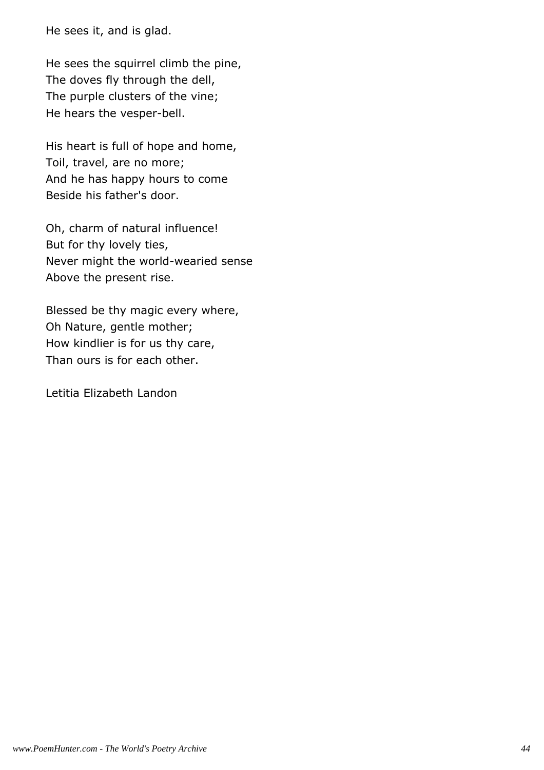He sees it, and is glad.

He sees the squirrel climb the pine,
The doves fly through the dell,
The purple clusters of the vine;
He hears the vesper-bell.

His heart is full of hope and home,
Toil, travel, are no more;
And he has happy hours to come
Beside his father's door.

Oh, charm of natural influence!
But for thy lovely ties,
Never might the world-wearied sense
Above the present rise.

Blessed be thy magic every where,
Oh Nature, gentle mother;
How kindlier is for us thy care,
Than ours is for each other.

Letitia Elizabeth Landon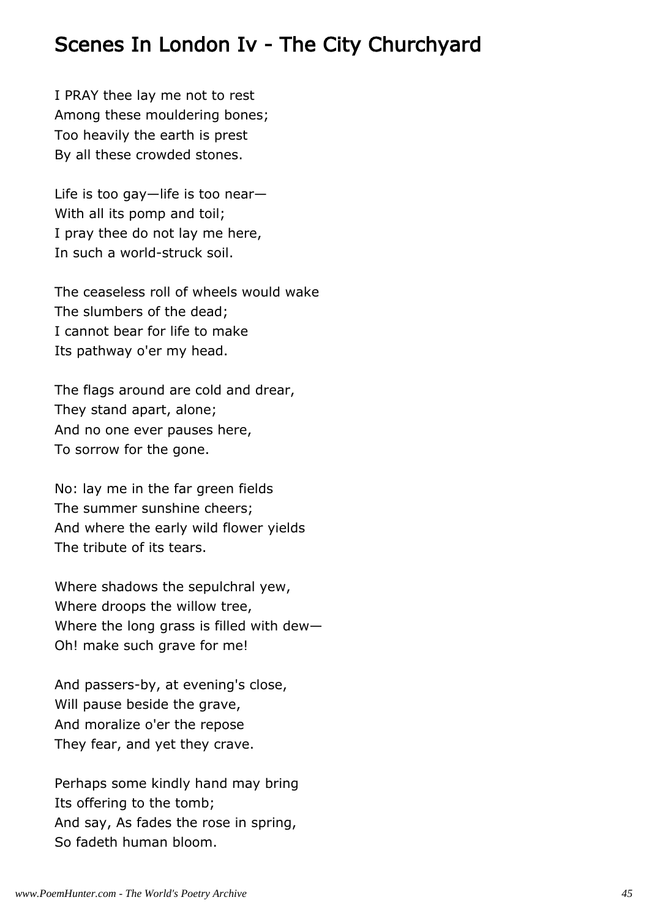## Scenes In London Iv - The City Churchyard

I PRAY thee lay me not to rest  
Among these mouldering bones;  
Too heavily the earth is prest  
By all these crowded stones.

Life is too gay—life is too near—  
With all its pomp and toil;  
I pray thee do not lay me here,  
In such a world-struck soil.

The ceaseless roll of wheels would wake  
The slumbers of the dead;  
I cannot bear for life to make  
Its pathway o'er my head.

The flags around are cold and drear,  
They stand apart, alone;  
And no one ever pauses here,  
To sorrow for the gone.

No: lay me in the far green fields  
The summer sunshine cheers;  
And where the early wild flower yields  
The tribute of its tears.

Where shadows the sepulchral yew,  
Where droops the willow tree,  
Where the long grass is filled with dew—  
Oh! make such grave for me!

And passers-by, at evening's close,  
Will pause beside the grave,  
And moralize o'er the repose  
They fear, and yet they crave.

Perhaps some kindly hand may bring  
Its offering to the tomb;  
And say, As fades the rose in spring,  
So fadeth human bloom.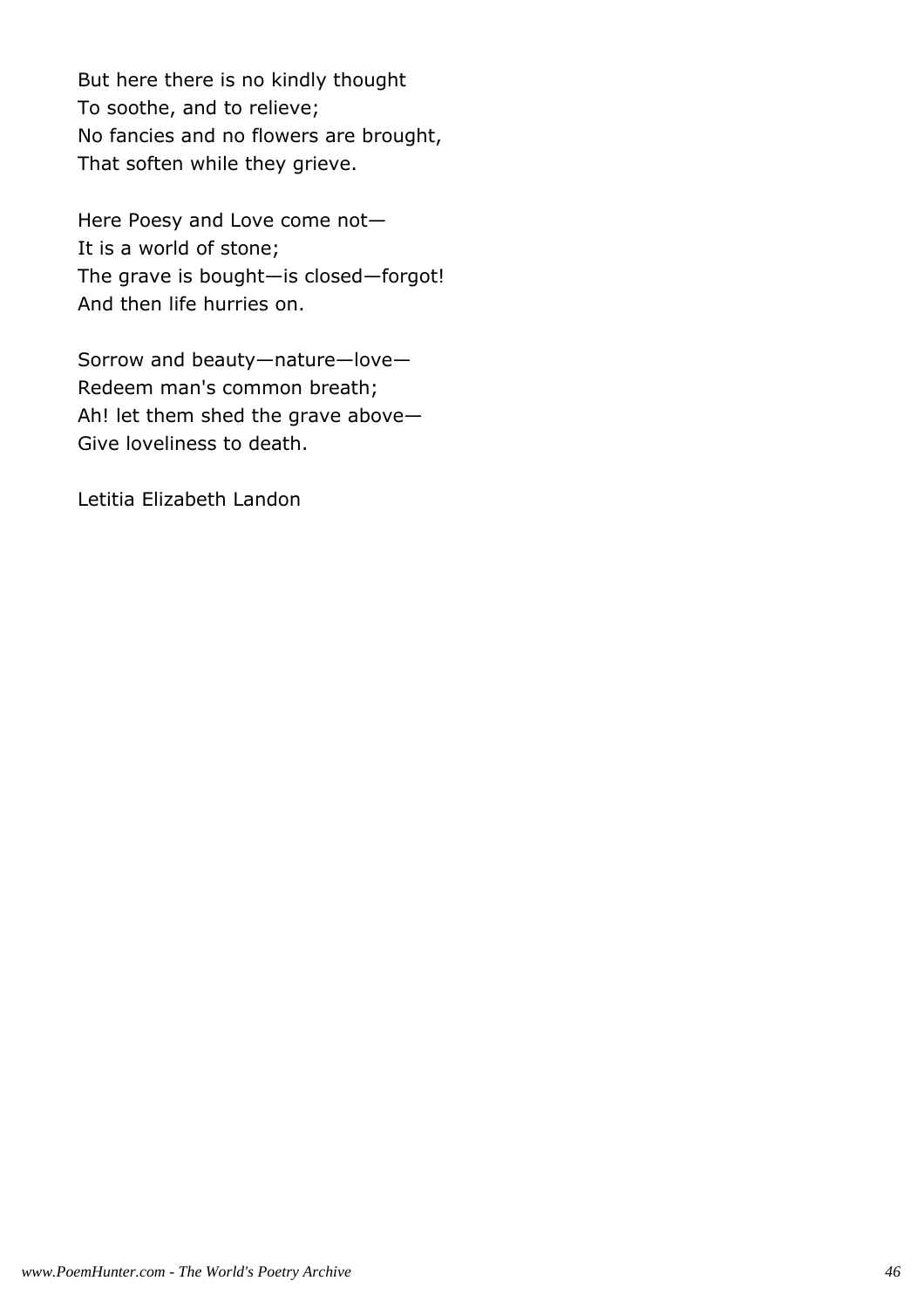But here there is no kindly thought
To soothe, and to relieve;
No fancies and no flowers are brought,
That soften while they grieve.

Here Poesy and Love come not—
It is a world of stone;
The grave is bought—is closed—forgot!
And then life hurries on.

Sorrow and beauty—nature—love—
Redeem man's common breath;
Ah! let them shed the grave above—
Give loveliness to death.

Letitia Elizabeth Landon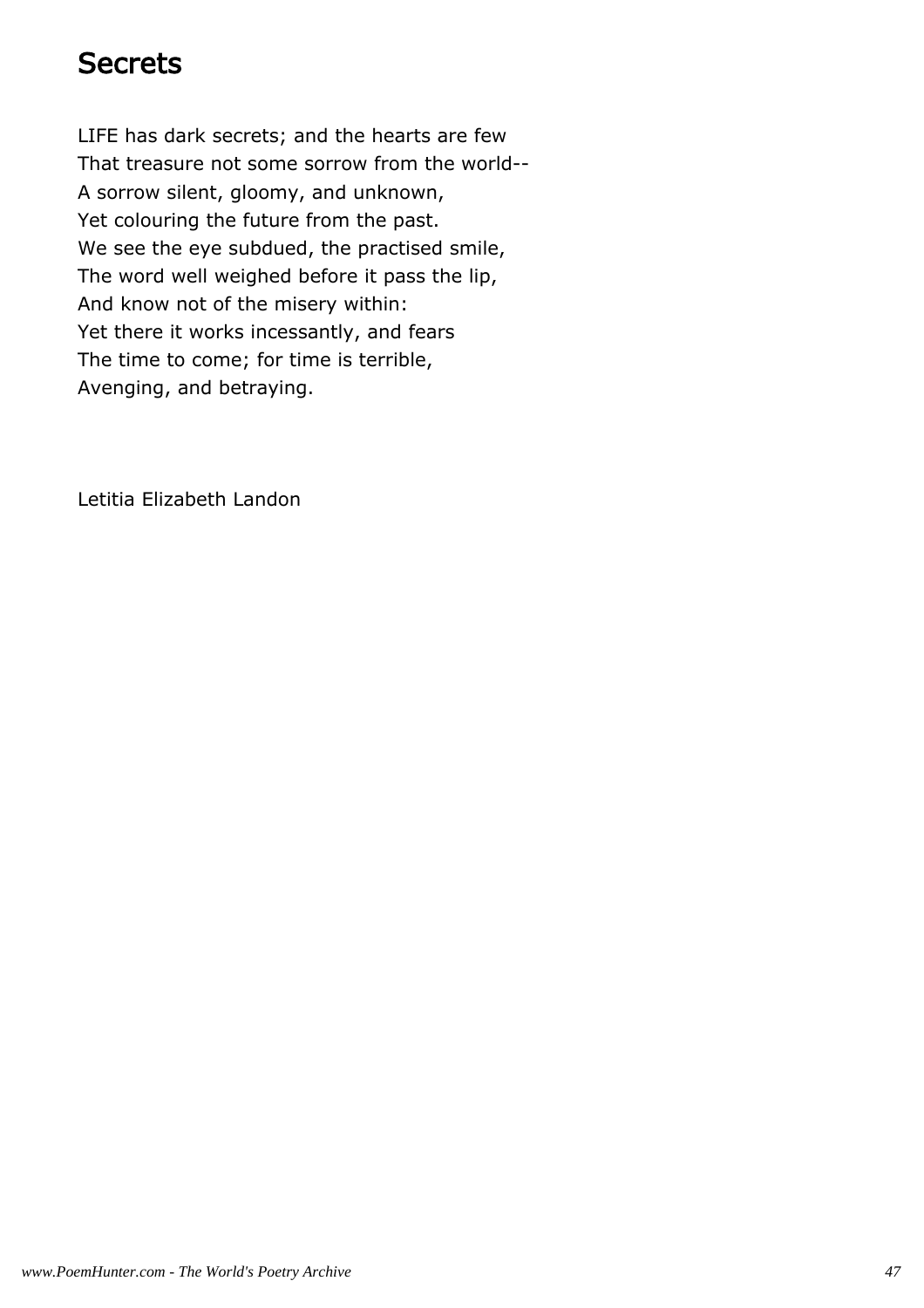# Secrets

LIFE has dark secrets; and the hearts are few
That treasure not some sorrow from the world--
A sorrow silent, gloomy, and unknown,
Yet colouring the future from the past.
We see the eye subdued, the practised smile,
The word well weighed before it pass the lip,
And know not of the misery within:
Yet there it works incessantly, and fears
The time to come; for time is terrible,
Avenging, and betraying.

Letitia Elizabeth Landon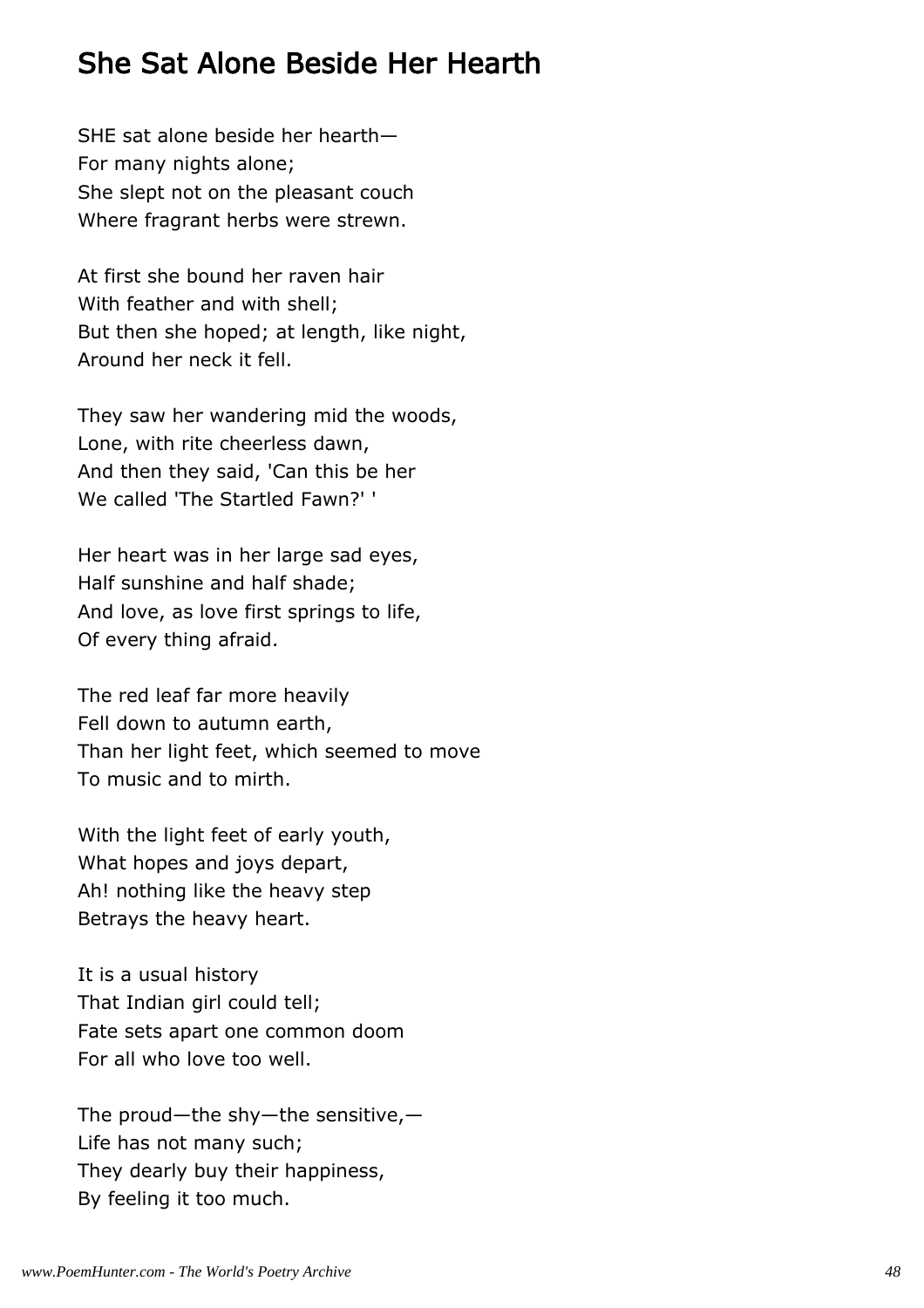# She Sat Alone Beside Her Hearth

SHE sat alone beside her hearth—
For many nights alone;
She slept not on the pleasant couch
Where fragrant herbs were strewn.

At first she bound her raven hair
With feather and with shell;
But then she hoped; at length, like night,
Around her neck it fell.

They saw her wandering mid the woods,
Lone, with rite cheerless dawn,
And then they said, 'Can this be her
We called 'The Startled Fawn?' '

Her heart was in her large sad eyes,
Half sunshine and half shade;
And love, as love first springs to life,
Of every thing afraid.

The red leaf far more heavily
Fell down to autumn earth,
Than her light feet, which seemed to move
To music and to mirth.

With the light feet of early youth,
What hopes and joys depart,
Ah! nothing like the heavy step
Betrays the heavy heart.

It is a usual history
That Indian girl could tell;
Fate sets apart one common doom
For all who love too well.

The proud—the shy—the sensitive,—
Life has not many such;
They dearly buy their happiness,
By feeling it too much.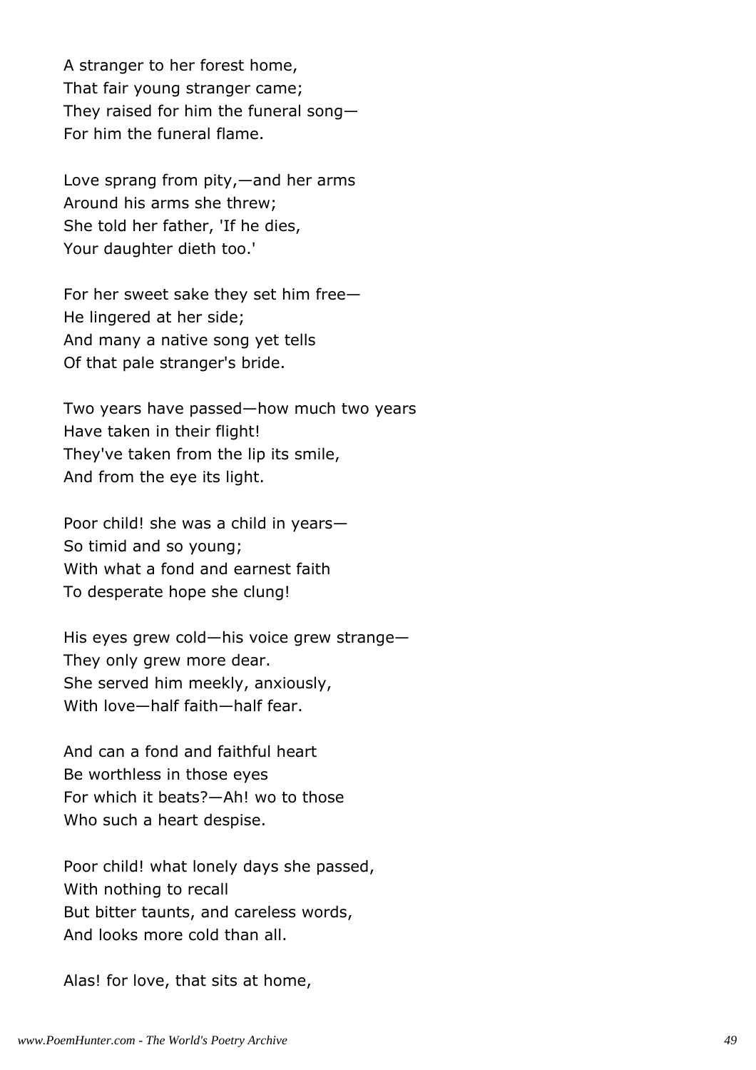A stranger to her forest home,
That fair young stranger came;
They raised for him the funeral song—
For him the funeral flame.

Love sprang from pity,—and her arms
Around his arms she threw;
She told her father, 'If he dies,
Your daughter dieth too.'

For her sweet sake they set him free—
He lingered at her side;
And many a native song yet tells
Of that pale stranger's bride.

Two years have passed—how much two years
Have taken in their flight!
They've taken from the lip its smile,
And from the eye its light.

Poor child! she was a child in years—
So timid and so young;
With what a fond and earnest faith
To desperate hope she clung!

His eyes grew cold—his voice grew strange—
They only grew more dear.
She served him meekly, anxiously,
With love—half faith—half fear.

And can a fond and faithful heart
Be worthless in those eyes
For which it beats?—Ah! wo to those
Who such a heart despise.

Poor child! what lonely days she passed,
With nothing to recall
But bitter taunts, and careless words,
And looks more cold than all.

Alas! for love, that sits at home,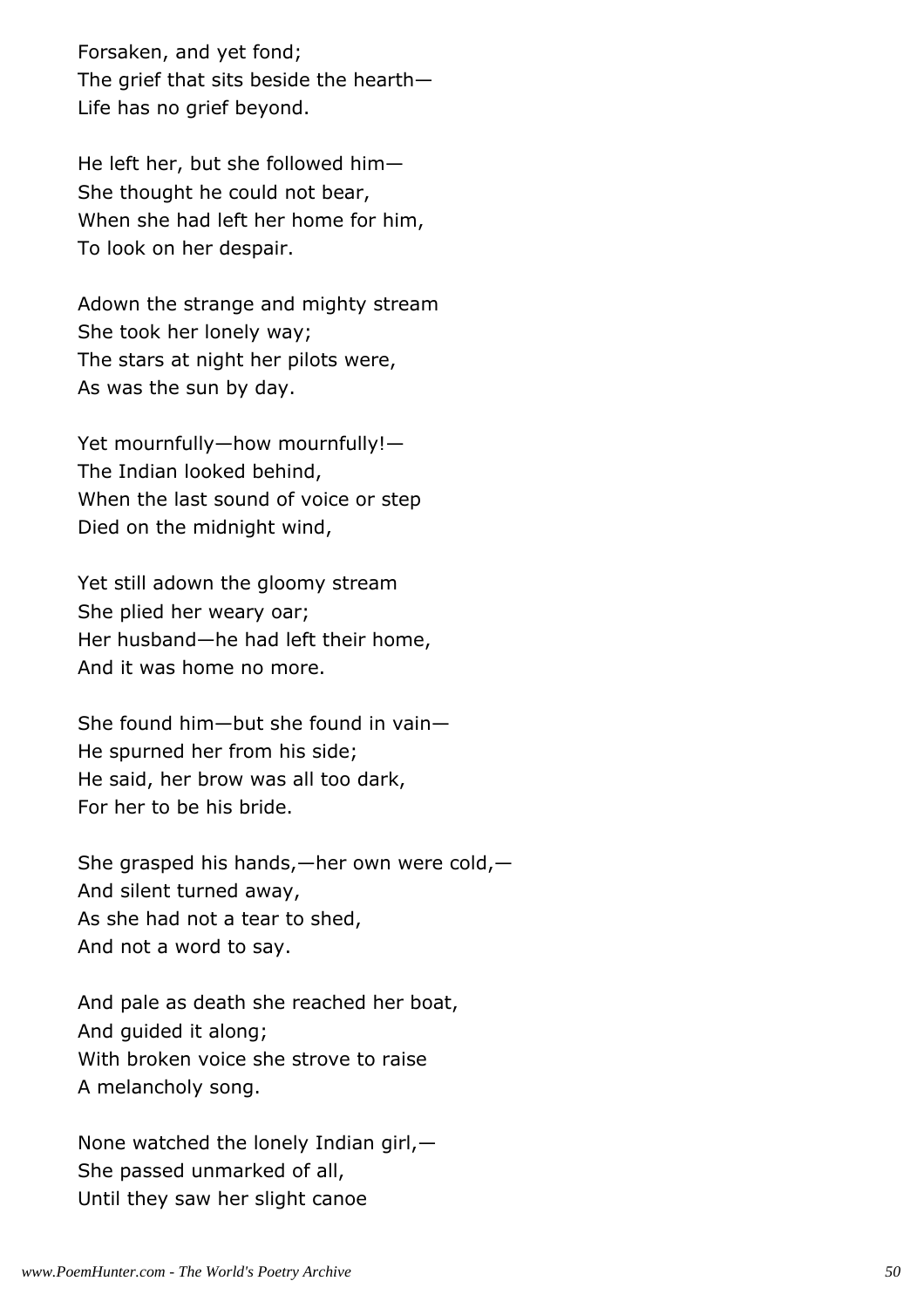Forsaken, and yet fond;
The grief that sits beside the hearth—
Life has no grief beyond.

He left her, but she followed him—
She thought he could not bear,
When she had left her home for him,
To look on her despair.

Adown the strange and mighty stream
She took her lonely way;
The stars at night her pilots were,
As was the sun by day.

Yet mournfully—how mournfully!—
The Indian looked behind,
When the last sound of voice or step
Died on the midnight wind,

Yet still adown the gloomy stream
She plied her weary oar;
Her husband—he had left their home,
And it was home no more.

She found him—but she found in vain—
He spurned her from his side;
He said, her brow was all too dark,
For her to be his bride.

She grasped his hands,—her own were cold,—
And silent turned away,
As she had not a tear to shed,
And not a word to say.

And pale as death she reached her boat,
And guided it along;
With broken voice she strove to raise
A melancholy song.

None watched the lonely Indian girl,—
She passed unmarked of all,
Until they saw her slight canoe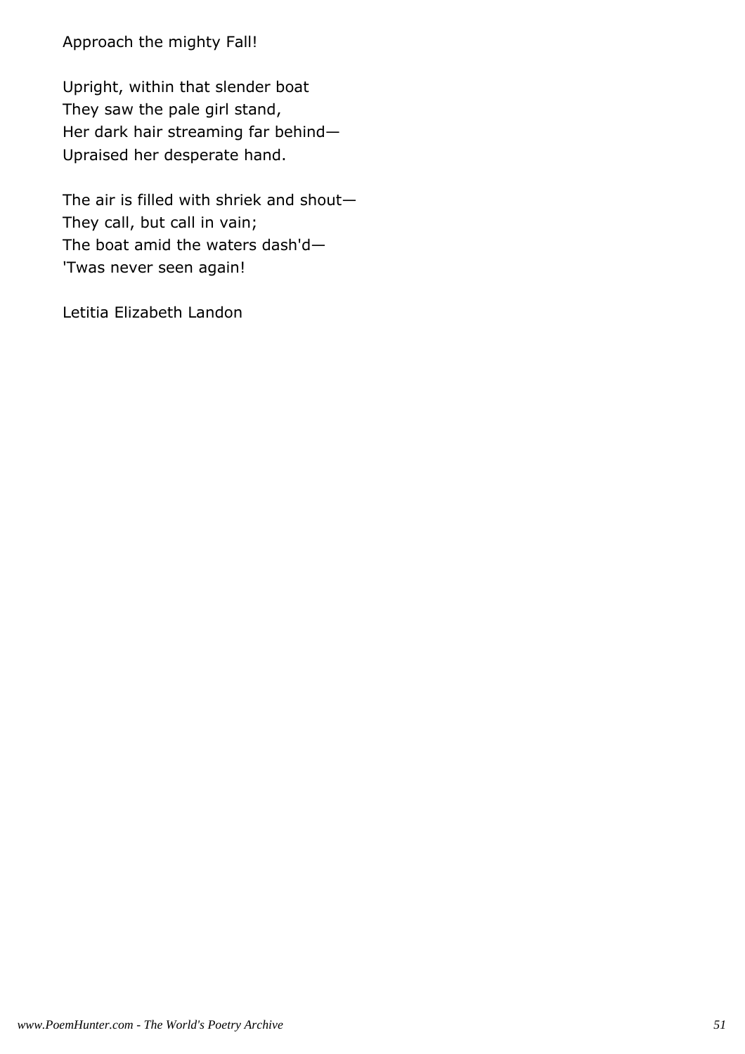Approach the mighty Fall!

Upright, within that slender boat
They saw the pale girl stand,
Her dark hair streaming far behind—
Upraised her desperate hand.

The air is filled with shriek and shout—
They call, but call in vain;
The boat amid the waters dash'd—
'Twas never seen again!

Letitia Elizabeth Landon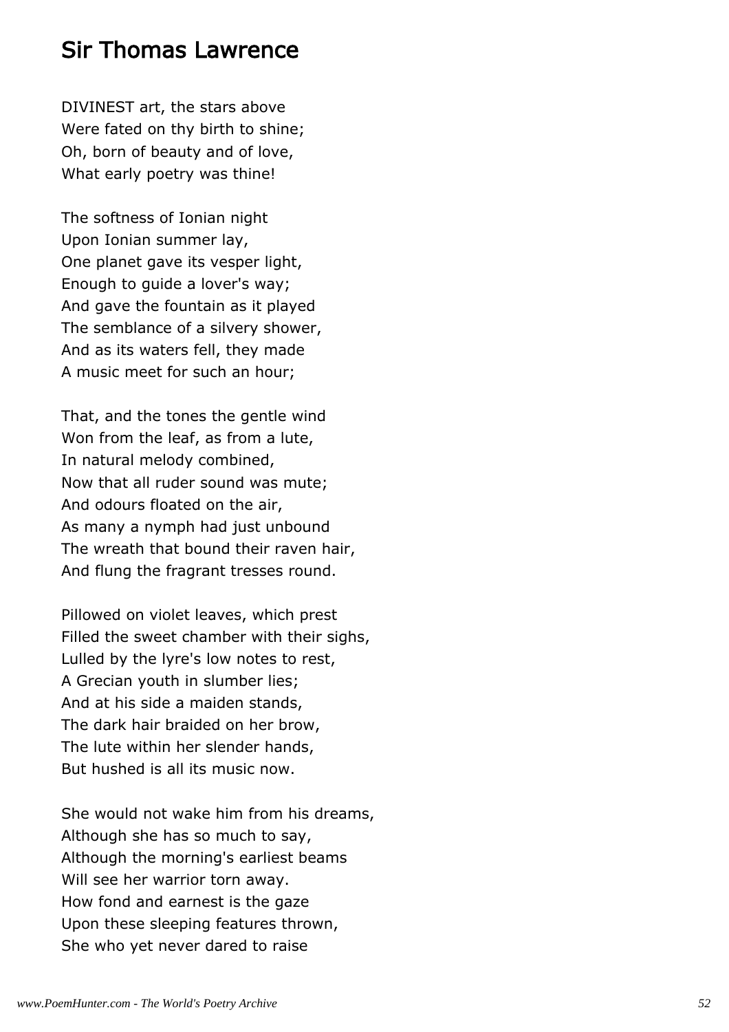## Sir Thomas Lawrence

DIVINEST art, the stars above
Were fated on thy birth to shine;
Oh, born of beauty and of love,
What early poetry was thine!

The softness of Ionian night
Upon Ionian summer lay,
One planet gave its vesper light,
Enough to guide a lover's way;
And gave the fountain as it played
The semblance of a silvery shower,
And as its waters fell, they made
A music meet for such an hour;

That, and the tones the gentle wind
Won from the leaf, as from a lute,
In natural melody combined,
Now that all ruder sound was mute;
And odours floated on the air,
As many a nymph had just unbound
The wreath that bound their raven hair,
And flung the fragrant tresses round.

Pillowed on violet leaves, which prest
Filled the sweet chamber with their sighs,
Lulled by the lyre's low notes to rest,
A Grecian youth in slumber lies;
And at his side a maiden stands,
The dark hair braided on her brow,
The lute within her slender hands,
But hushed is all its music now.

She would not wake him from his dreams,
Although she has so much to say,
Although the morning's earliest beams
Will see her warrior torn away.
How fond and earnest is the gaze
Upon these sleeping features thrown,
She who yet never dared to raise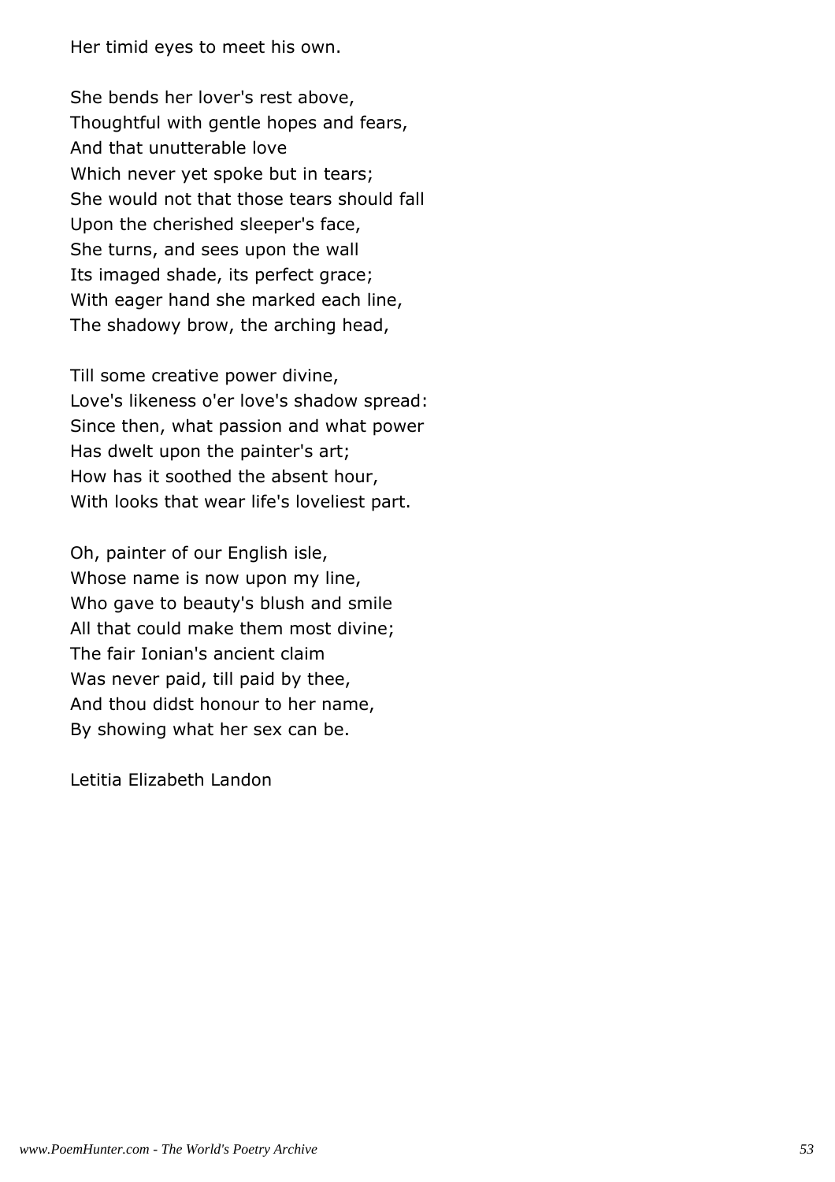Her timid eyes to meet his own.

She bends her lover's rest above,
Thoughtful with gentle hopes and fears,
And that unutterable love
Which never yet spoke but in tears;
She would not that those tears should fall
Upon the cherished sleeper's face,
She turns, and sees upon the wall
Its imaged shade, its perfect grace;
With eager hand she marked each line,
The shadowy brow, the arching head,

Till some creative power divine,
Love's likeness o'er love's shadow spread:
Since then, what passion and what power
Has dwelt upon the painter's art;
How has it soothed the absent hour,
With looks that wear life's loveliest part.

Oh, painter of our English isle,
Whose name is now upon my line,
Who gave to beauty's blush and smile
All that could make them most divine;
The fair Ionian's ancient claim
Was never paid, till paid by thee,
And thou didst honour to her name,
By showing what her sex can be.

Letitia Elizabeth Landon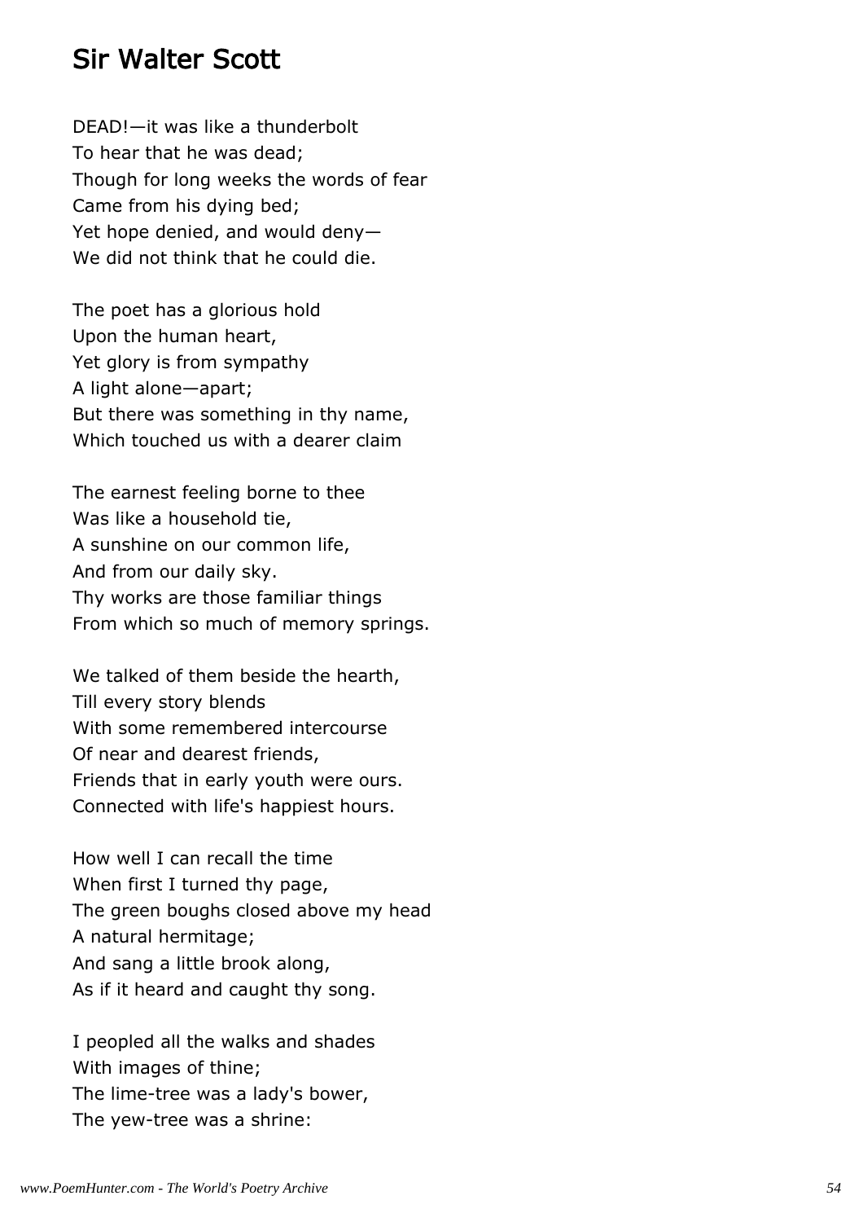## Sir Walter Scott

DEAD!—it was like a thunderbolt
To hear that he was dead;
Though for long weeks the words of fear
Came from his dying bed;
Yet hope denied, and would deny—
We did not think that he could die.

The poet has a glorious hold
Upon the human heart,
Yet glory is from sympathy
A light alone—apart;
But there was something in thy name,
Which touched us with a dearer claim

The earnest feeling borne to thee
Was like a household tie,
A sunshine on our common life,
And from our daily sky.
Thy works are those familiar things
From which so much of memory springs.

We talked of them beside the hearth,
Till every story blends
With some remembered intercourse
Of near and dearest friends,
Friends that in early youth were ours.
Connected with life's happiest hours.

How well I can recall the time
When first I turned thy page,
The green boughs closed above my head
A natural hermitage;
And sang a little brook along,
As if it heard and caught thy song.

I peopled all the walks and shades
With images of thine;
The lime-tree was a lady's bower,
The yew-tree was a shrine: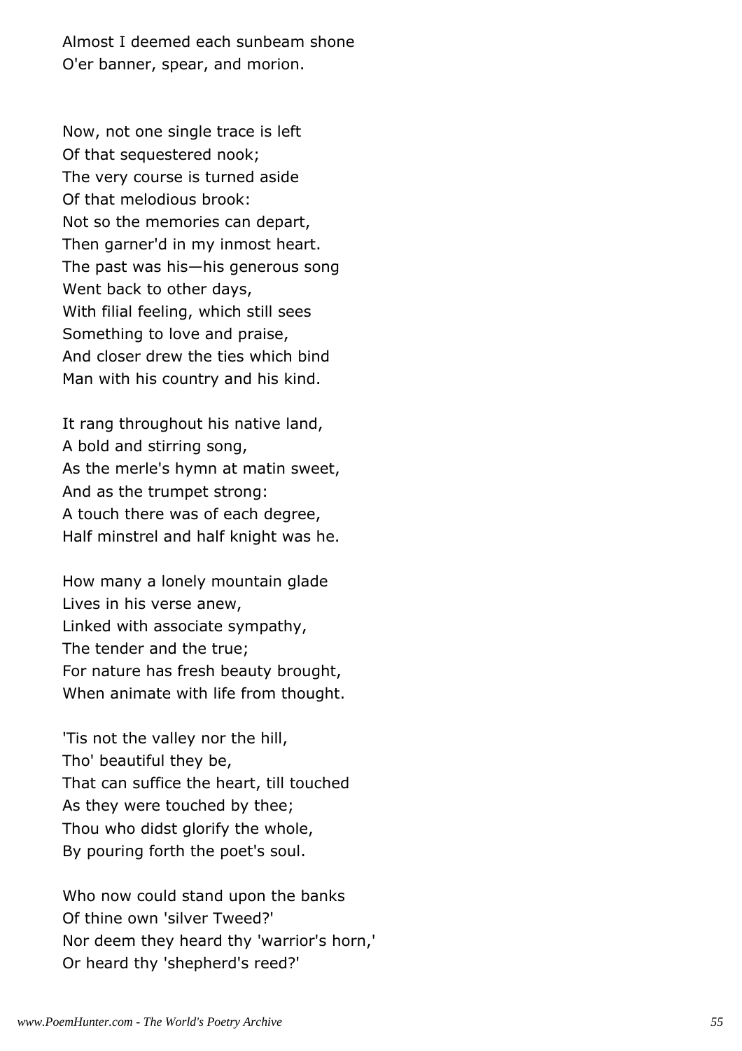Almost I deemed each sunbeam shone
O'er banner, spear, and morion.

Now, not one single trace is left
Of that sequestered nook;
The very course is turned aside
Of that melodious brook:
Not so the memories can depart,
Then garner'd in my inmost heart.
The past was his—his generous song
Went back to other days,
With filial feeling, which still sees
Something to love and praise,
And closer drew the ties which bind
Man with his country and his kind.

It rang throughout his native land,
A bold and stirring song,
As the merle's hymn at matin sweet,
And as the trumpet strong:
A touch there was of each degree,
Half minstrel and half knight was he.

How many a lonely mountain glade
Lives in his verse anew,
Linked with associate sympathy,
The tender and the true;
For nature has fresh beauty brought,
When animate with life from thought.

'Tis not the valley nor the hill,
Tho' beautiful they be,
That can suffice the heart, till touched
As they were touched by thee;
Thou who didst glorify the whole,
By pouring forth the poet's soul.

Who now could stand upon the banks
Of thine own 'silver Tweed?'
Nor deem they heard thy 'warrior's horn,'
Or heard thy 'shepherd's reed?'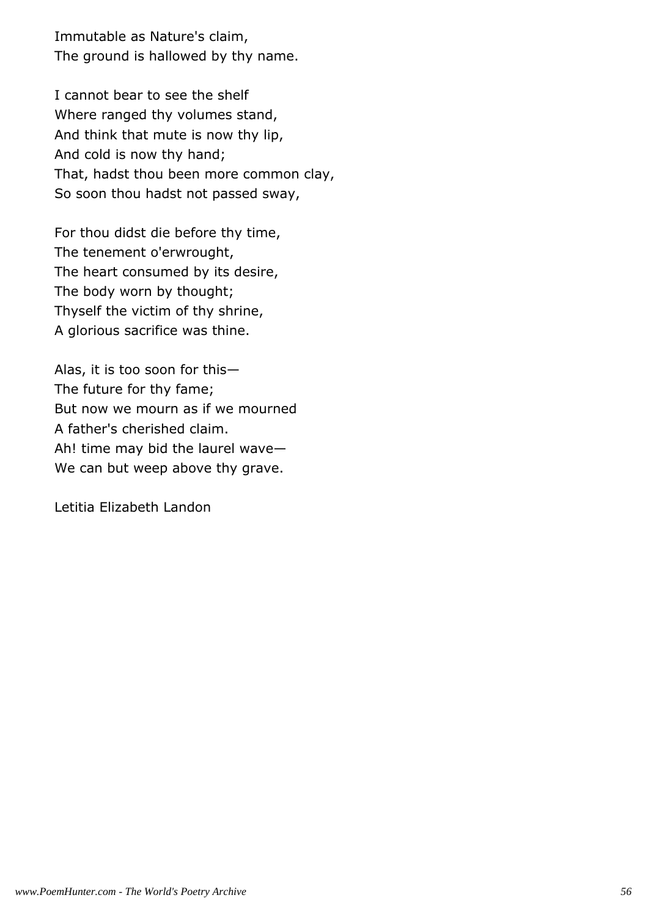Immutable as Nature's claim,
The ground is hallowed by thy name.

I cannot bear to see the shelf
Where ranged thy volumes stand,
And think that mute is now thy lip,
And cold is now thy hand;
That, hadst thou been more common clay,
So soon thou hadst not passed sway,

For thou didst die before thy time,
The tenement o'erwrought,
The heart consumed by its desire,
The body worn by thought;
Thyself the victim of thy shrine,
A glorious sacrifice was thine.

Alas, it is too soon for this—
The future for thy fame;
But now we mourn as if we mourned
A father's cherished claim.
Ah! time may bid the laurel wave—
We can but weep above thy grave.

Letitia Elizabeth Landon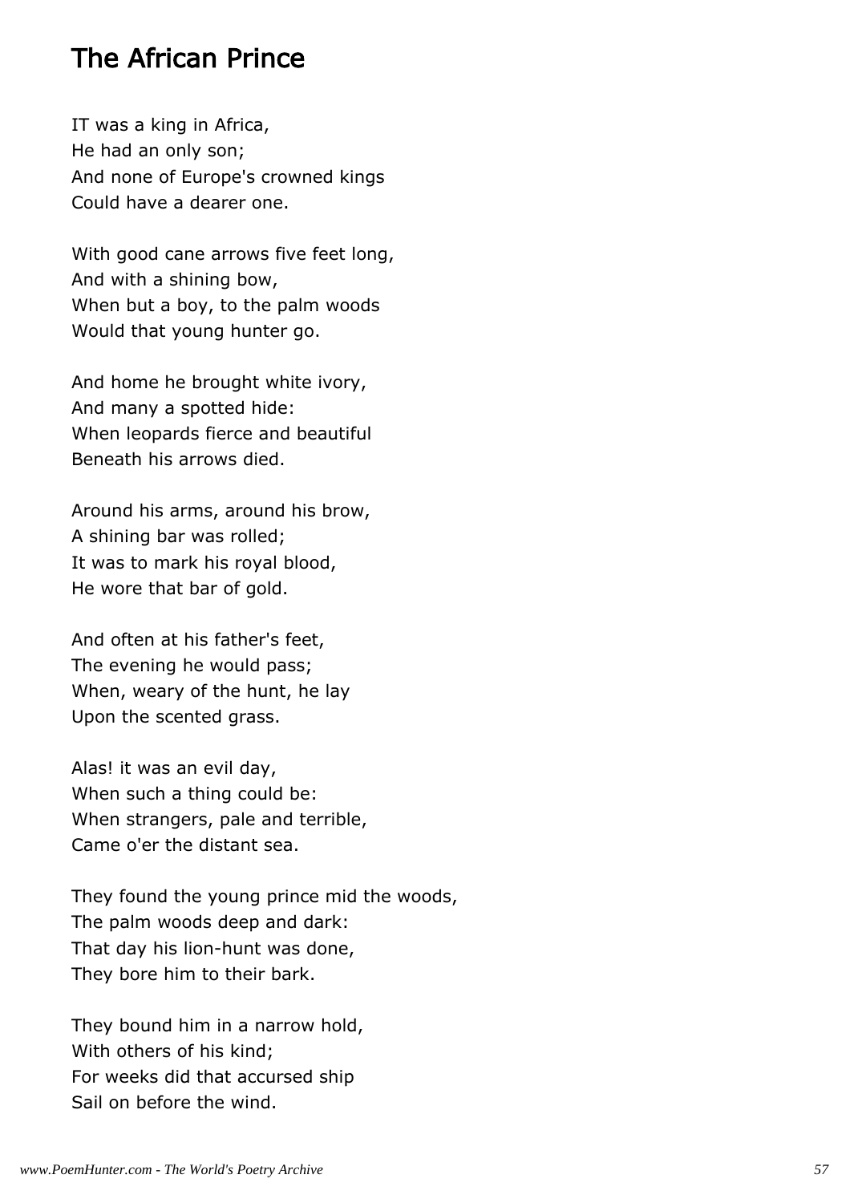# The African Prince

IT was a king in Africa,  
He had an only son;  
And none of Europe's crowned kings  
Could have a dearer one.

With good cane arrows five feet long,  
And with a shining bow,  
When but a boy, to the palm woods  
Would that young hunter go.

And home he brought white ivory,  
And many a spotted hide:  
When leopards fierce and beautiful  
Beneath his arrows died.

Around his arms, around his brow,  
A shining bar was rolled;  
It was to mark his royal blood,  
He wore that bar of gold.

And often at his father's feet,  
The evening he would pass;  
When, weary of the hunt, he lay  
Upon the scented grass.

Alas! it was an evil day,  
When such a thing could be:  
When strangers, pale and terrible,  
Came o'er the distant sea.

They found the young prince mid the woods,  
The palm woods deep and dark:  
That day his lion-hunt was done,  
They bore him to their bark.

They bound him in a narrow hold,  
With others of his kind;  
For weeks did that accursed ship  
Sail on before the wind.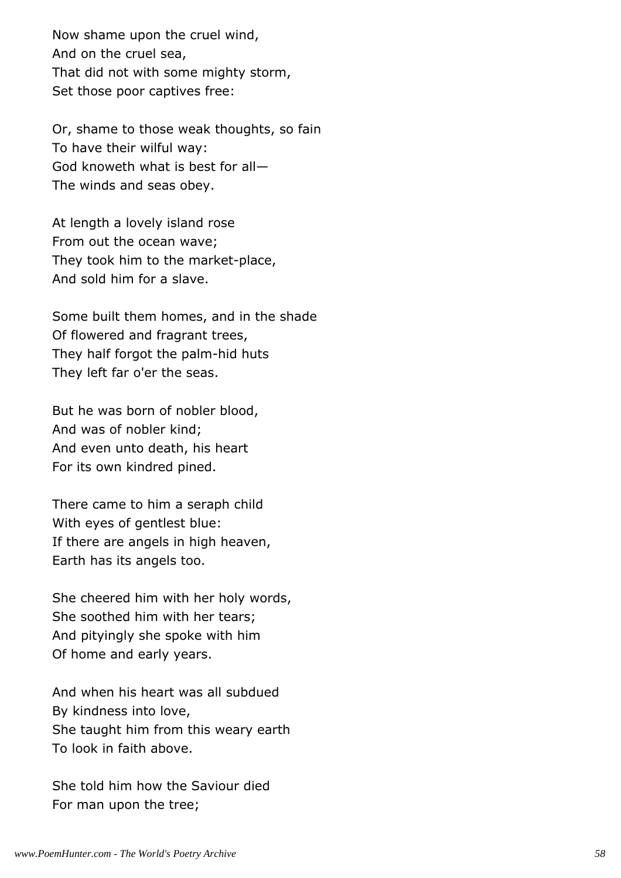Now shame upon the cruel wind,  
And on the cruel sea,  
That did not with some mighty storm,  
Set those poor captives free:

Or, shame to those weak thoughts, so fain  
To have their wilful way:  
God knoweth what is best for all—  
The winds and seas obey.

At length a lovely island rose  
From out the ocean wave;  
They took him to the market-place,  
And sold him for a slave.

Some built them homes, and in the shade  
Of flowered and fragrant trees,  
They half forgot the palm-hid huts  
They left far o'er the seas.

But he was born of nobler blood,  
And was of nobler kind;  
And even unto death, his heart  
For its own kindred pined.

There came to him a seraph child  
With eyes of gentlest blue:  
If there are angels in high heaven,  
Earth has its angels too.

She cheered him with her holy words,  
She soothed him with her tears;  
And pityingly she spoke with him  
Of home and early years.

And when his heart was all subdued  
By kindness into love,  
She taught him from this weary earth  
To look in faith above.

She told him how the Saviour died  
For man upon the tree;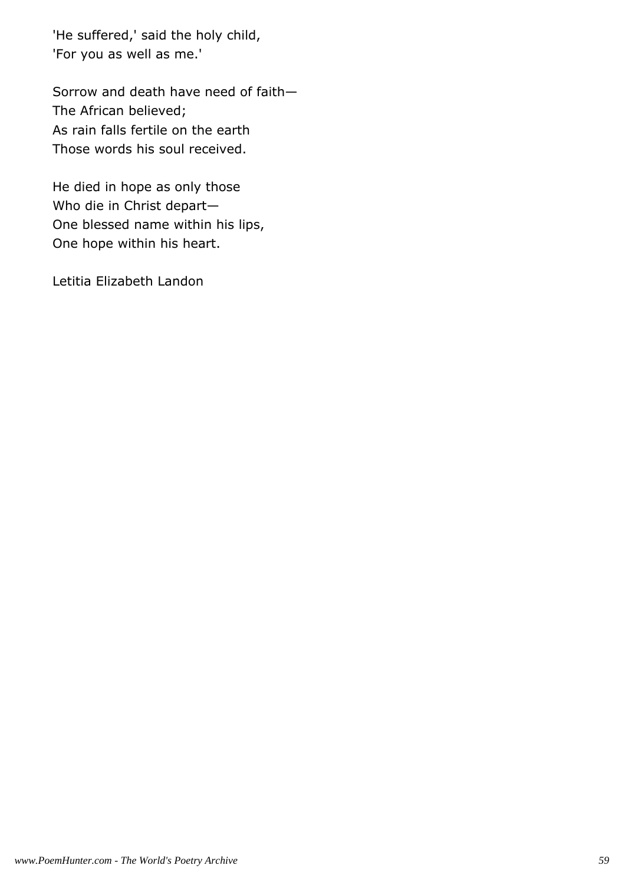'He suffered,' said the holy child,
'For you as well as me.'

Sorrow and death have need of faith—
The African believed;
As rain falls fertile on the earth
Those words his soul received.

He died in hope as only those
Who die in Christ depart—
One blessed name within his lips,
One hope within his heart.

Letitia Elizabeth Landon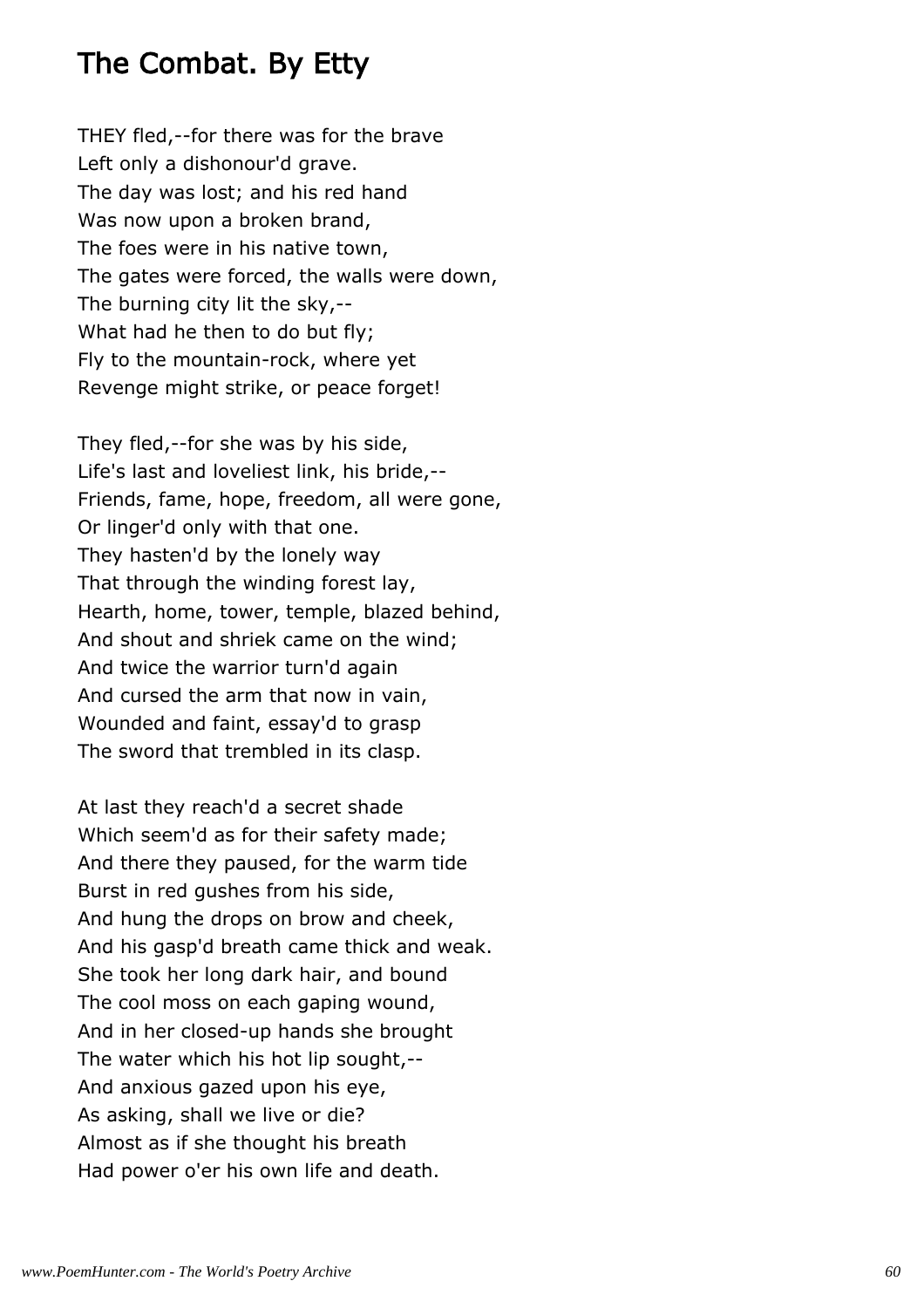## The Combat. By Etty

THEY fled,--for there was for the brave
Left only a dishonour'd grave.
The day was lost; and his red hand
Was now upon a broken brand,
The foes were in his native town,
The gates were forced, the walls were down,
The burning city lit the sky,--
What had he then to do but fly;
Fly to the mountain-rock, where yet
Revenge might strike, or peace forget!

They fled,--for she was by his side,
Life's last and loveliest link, his bride,--
Friends, fame, hope, freedom, all were gone,
Or linger'd only with that one.
They hasten'd by the lonely way
That through the winding forest lay,
Hearth, home, tower, temple, blazed behind,
And shout and shriek came on the wind;
And twice the warrior turn'd again
And cursed the arm that now in vain,
Wounded and faint, essay'd to grasp
The sword that trembled in its clasp.

At last they reach'd a secret shade
Which seem'd as for their safety made;
And there they paused, for the warm tide
Burst in red gushes from his side,
And hung the drops on brow and cheek,
And his gasp'd breath came thick and weak.
She took her long dark hair, and bound
The cool moss on each gaping wound,
And in her closed-up hands she brought
The water which his hot lip sought,--
And anxious gazed upon his eye,
As asking, shall we live or die?
Almost as if she thought his breath
Had power o'er his own life and death.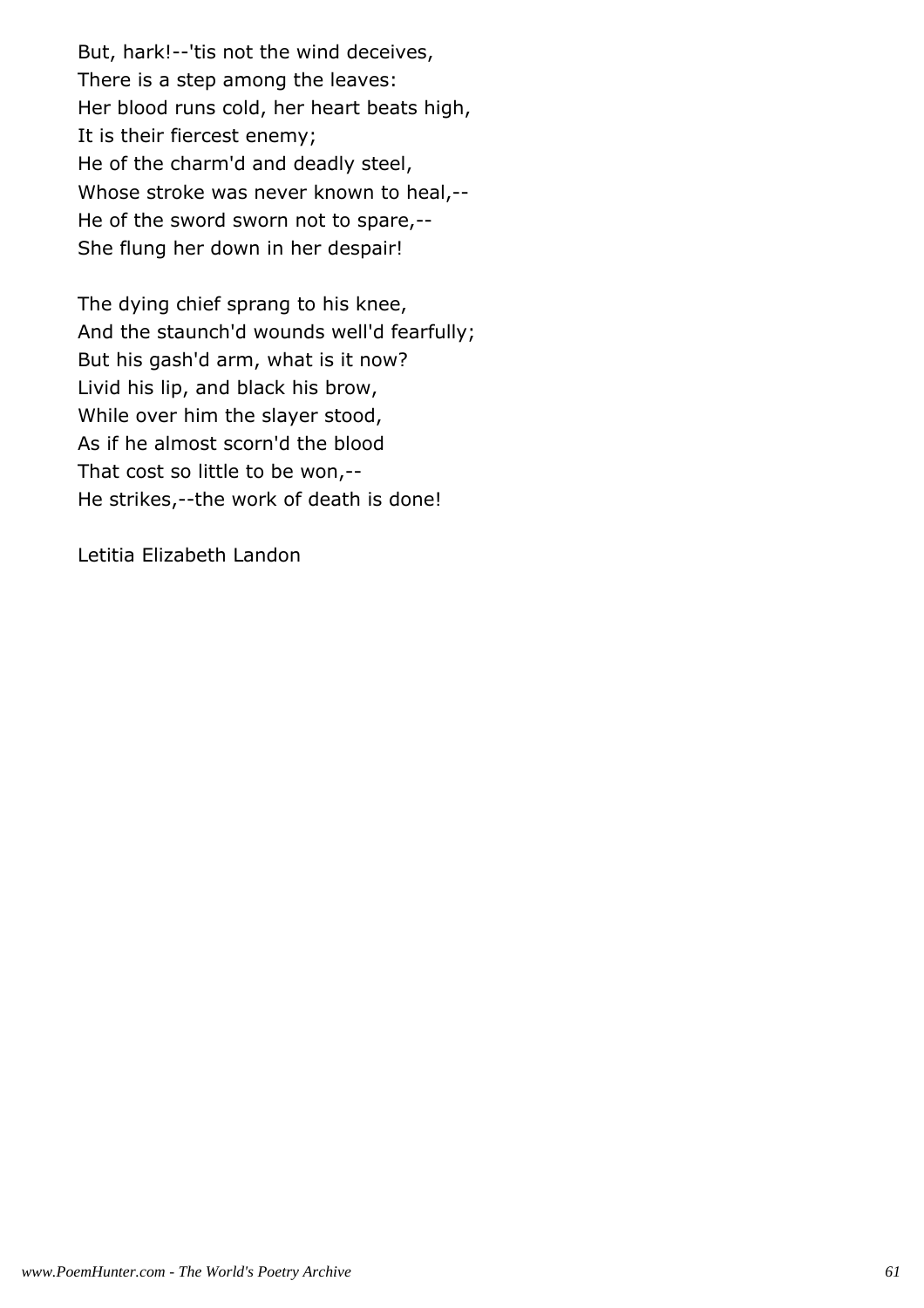But, hark!--'tis not the wind deceives,  
There is a step among the leaves:  
Her blood runs cold, her heart beats high,  
It is their fiercest enemy;  
He of the charm'd and deadly steel,  
Whose stroke was never known to heal,--  
He of the sword sworn not to spare,--  
She flung her down in her despair!

The dying chief sprang to his knee,  
And the staunch'd wounds well'd fearfully;  
But his gash'd arm, what is it now?  
Livid his lip, and black his brow,  
While over him the slayer stood,  
As if he almost scorn'd the blood  
That cost so little to be won,--  
He strikes,--the work of death is done!

Letitia Elizabeth Landon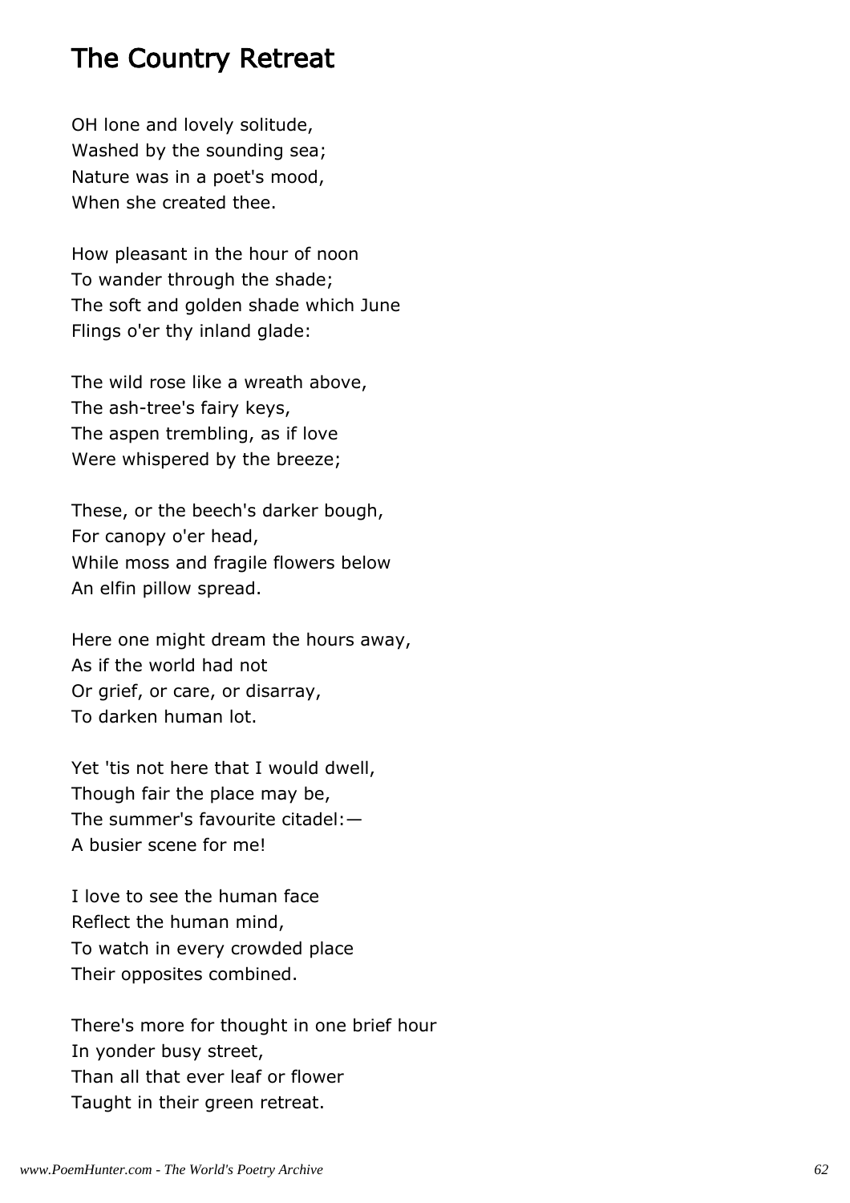# The Country Retreat

OH lone and lovely solitude,
Washed by the sounding sea;
Nature was in a poet's mood,
When she created thee.

How pleasant in the hour of noon
To wander through the shade;
The soft and golden shade which June
Flings o'er thy inland glade:

The wild rose like a wreath above,
The ash-tree's fairy keys,
The aspen trembling, as if love
Were whispered by the breeze;

These, or the beech's darker bough,
For canopy o'er head,
While moss and fragile flowers below
An elfin pillow spread.

Here one might dream the hours away,
As if the world had not
Or grief, or care, or disarray,
To darken human lot.

Yet 'tis not here that I would dwell,
Though fair the place may be,
The summer's favourite citadel:—
A busier scene for me!

I love to see the human face
Reflect the human mind,
To watch in every crowded place
Their opposites combined.

There's more for thought in one brief hour
In yonder busy street,
Than all that ever leaf or flower
Taught in their green retreat.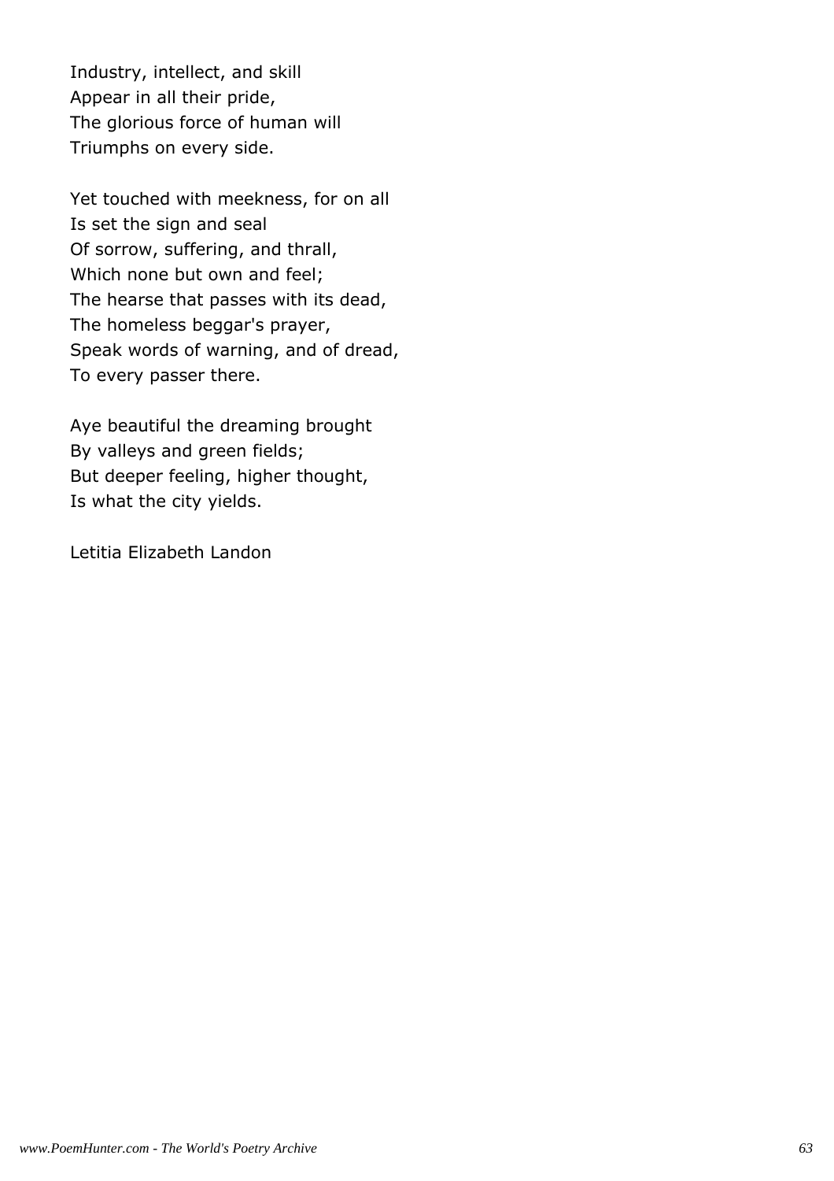Industry, intellect, and skill
Appear in all their pride,
The glorious force of human will
Triumphs on every side.

Yet touched with meekness, for on all
Is set the sign and seal
Of sorrow, suffering, and thrall,
Which none but own and feel;
The hearse that passes with its dead,
The homeless beggar's prayer,
Speak words of warning, and of dread,
To every passer there.

Aye beautiful the dreaming brought
By valleys and green fields;
But deeper feeling, higher thought,
Is what the city yields.

Letitia Elizabeth Landon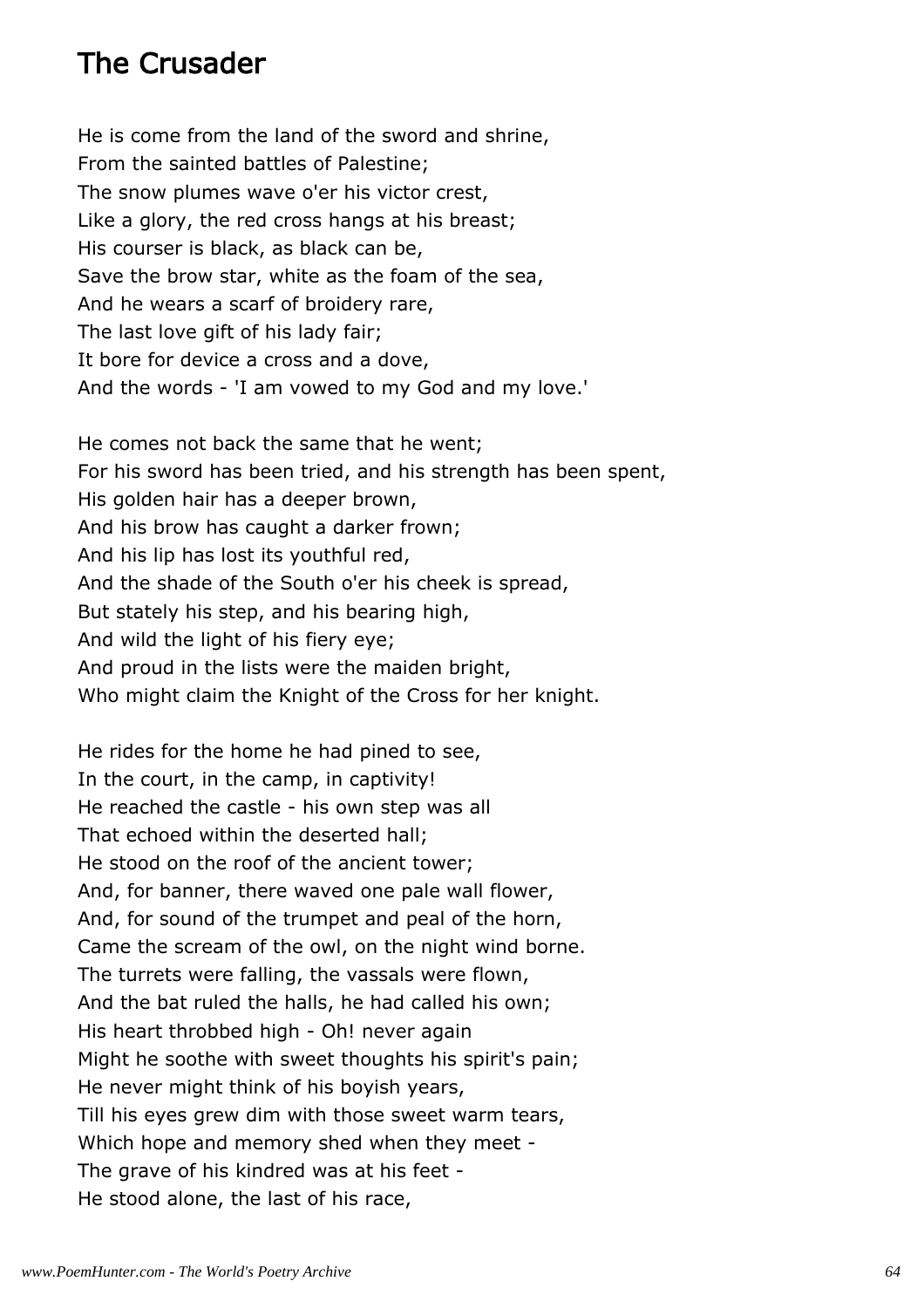# The Crusader

He is come from the land of the sword and shrine,
From the sainted battles of Palestine;
The snow plumes wave o'er his victor crest,
Like a glory, the red cross hangs at his breast;
His courser is black, as black can be,
Save the brow star, white as the foam of the sea,
And he wears a scarf of broidery rare,
The last love gift of his lady fair;
It bore for device a cross and a dove,
And the words - 'I am vowed to my God and my love.'

He comes not back the same that he went;
For his sword has been tried, and his strength has been spent,
His golden hair has a deeper brown,
And his brow has caught a darker frown;
And his lip has lost its youthful red,
And the shade of the South o'er his cheek is spread,
But stately his step, and his bearing high,
And wild the light of his fiery eye;
And proud in the lists were the maiden bright,
Who might claim the Knight of the Cross for her knight.

He rides for the home he had pined to see,
In the court, in the camp, in captivity!
He reached the castle - his own step was all
That echoed within the deserted hall;
He stood on the roof of the ancient tower;
And, for banner, there waved one pale wall flower,
And, for sound of the trumpet and peal of the horn,
Came the scream of the owl, on the night wind borne.
The turrets were falling, the vassals were flown,
And the bat ruled the halls, he had called his own;
His heart throbbed high - Oh! never again
Might he soothe with sweet thoughts his spirit's pain;
He never might think of his boyish years,
Till his eyes grew dim with those sweet warm tears,
Which hope and memory shed when they meet -
The grave of his kindred was at his feet -
He stood alone, the last of his race,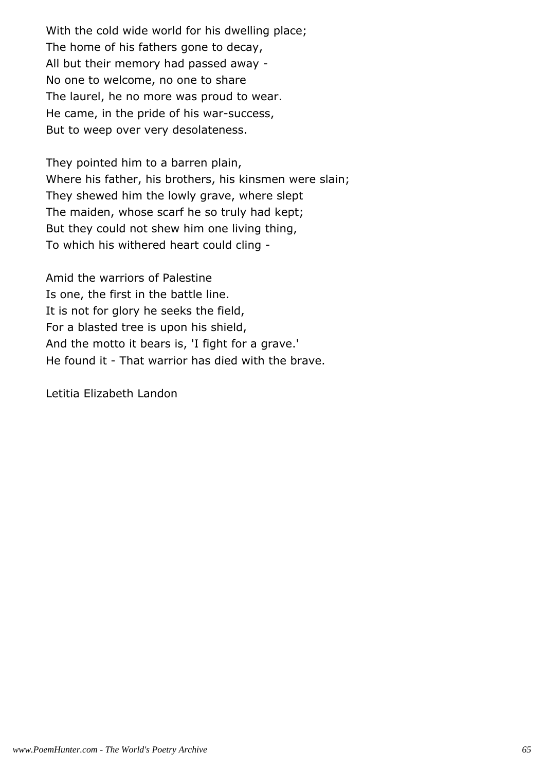With the cold wide world for his dwelling place;
The home of his fathers gone to decay,
All but their memory had passed away -
No one to welcome, no one to share
The laurel, he no more was proud to wear.
He came, in the pride of his war-success,
But to weep over very desolateness.

They pointed him to a barren plain,
Where his father, his brothers, his kinsmen were slain;
They shewed him the lowly grave, where slept
The maiden, whose scarf he so truly had kept;
But they could not shew him one living thing,
To which his withered heart could cling -

Amid the warriors of Palestine
Is one, the first in the battle line.
It is not for glory he seeks the field,
For a blasted tree is upon his shield,
And the motto it bears is, 'I fight for a grave.'
He found it - That warrior has died with the brave.

Letitia Elizabeth Landon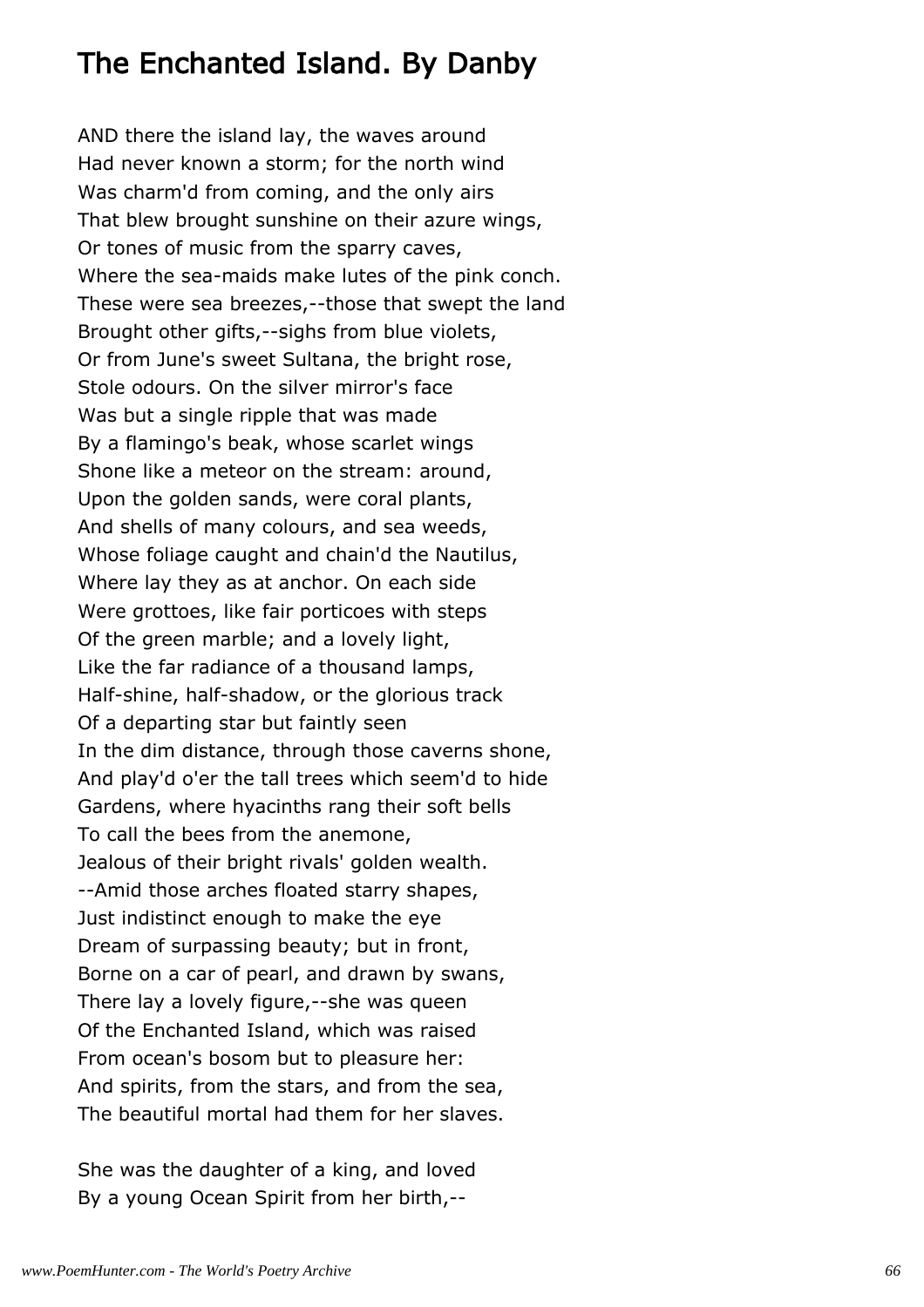## The Enchanted Island. By Danby

AND there the island lay, the waves around
Had never known a storm; for the north wind
Was charm'd from coming, and the only airs
That blew brought sunshine on their azure wings,
Or tones of music from the sparry caves,
Where the sea-maids make lutes of the pink conch.
These were sea breezes,--those that swept the land
Brought other gifts,--sighs from blue violets,
Or from June's sweet Sultana, the bright rose,
Stole odours. On the silver mirror's face
Was but a single ripple that was made
By a flamingo's beak, whose scarlet wings
Shone like a meteor on the stream: around,
Upon the golden sands, were coral plants,
And shells of many colours, and sea weeds,
Whose foliage caught and chain'd the Nautilus,
Where lay they as at anchor. On each side
Were grottoes, like fair porticoes with steps
Of the green marble; and a lovely light,
Like the far radiance of a thousand lamps,
Half-shine, half-shadow, or the glorious track
Of a departing star but faintly seen
In the dim distance, through those caverns shone,
And play'd o'er the tall trees which seem'd to hide
Gardens, where hyacinths rang their soft bells
To call the bees from the anemone,
Jealous of their bright rivals' golden wealth.
--Amid those arches floated starry shapes,
Just indistinct enough to make the eye
Dream of surpassing beauty; but in front,
Borne on a car of pearl, and drawn by swans,
There lay a lovely figure,--she was queen
Of the Enchanted Island, which was raised
From ocean's bosom but to pleasure her:
And spirits, from the stars, and from the sea,
The beautiful mortal had them for her slaves.

She was the daughter of a king, and loved
By a young Ocean Spirit from her birth,--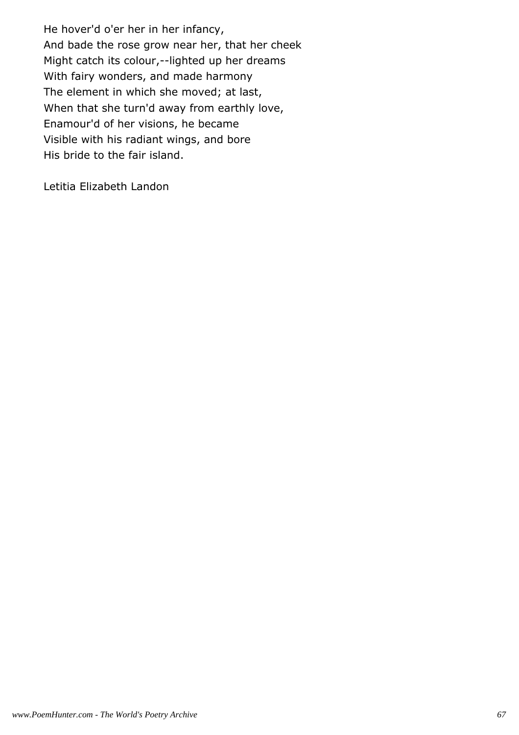He hover'd o'er her in her infancy,  
And bade the rose grow near her, that her cheek  
Might catch its colour,--lighted up her dreams  
With fairy wonders, and made harmony  
The element in which she moved; at last,  
When that she turn'd away from earthly love,  
Enamour'd of her visions, he became  
Visible with his radiant wings, and bore  
His bride to the fair island.

Letitia Elizabeth Landon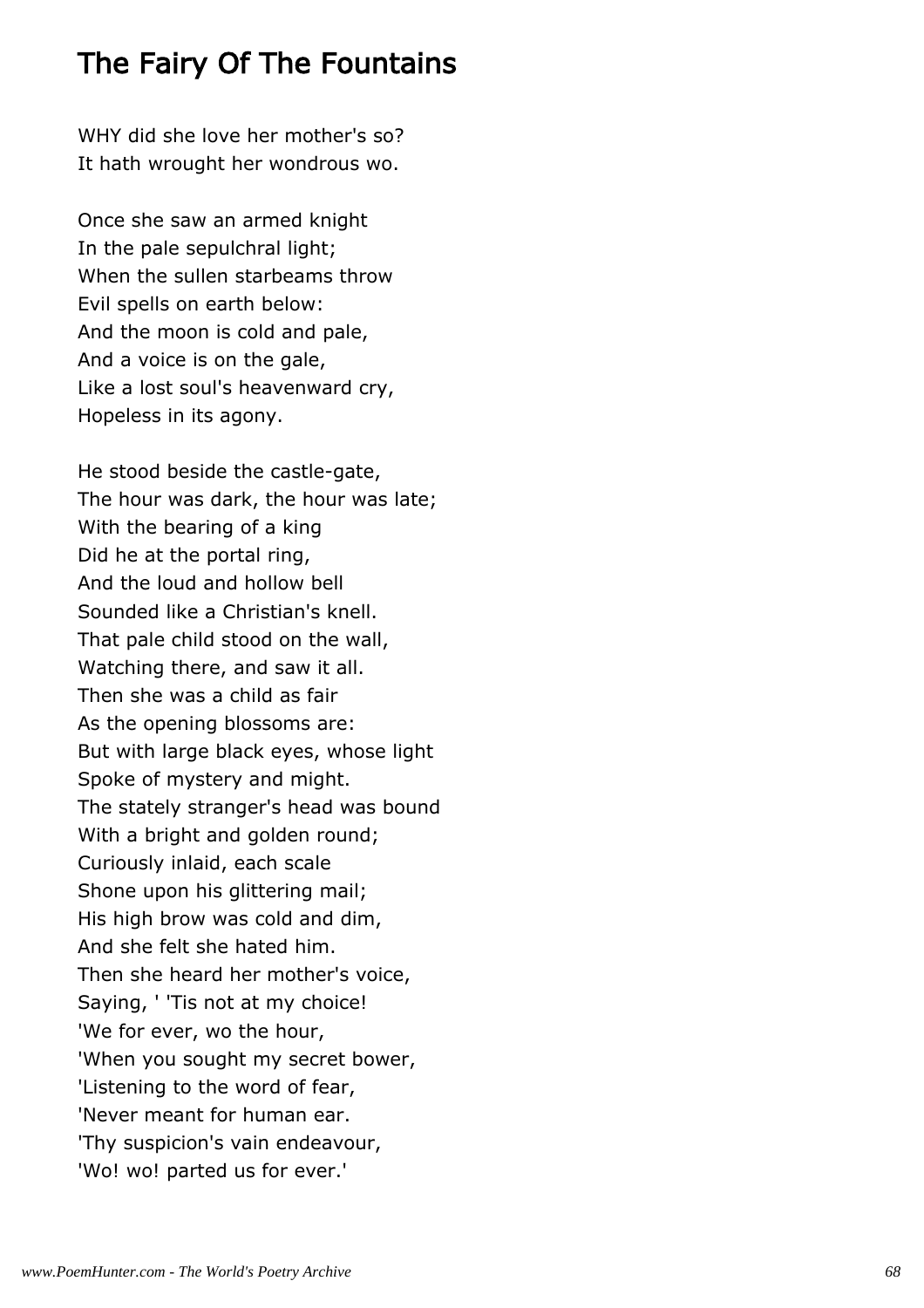## The Fairy Of The Fountains

WHY did she love her mother's so?
It hath wrought her wondrous wo.

Once she saw an armed knight
In the pale sepulchral light;
When the sullen starbeams throw
Evil spells on earth below:
And the moon is cold and pale,
And a voice is on the gale,
Like a lost soul's heavenward cry,
Hopeless in its agony.

He stood beside the castle-gate,
The hour was dark, the hour was late;
With the bearing of a king
Did he at the portal ring,
And the loud and hollow bell
Sounded like a Christian's knell.
That pale child stood on the wall,
Watching there, and saw it all.
Then she was a child as fair
As the opening blossoms are:
But with large black eyes, whose light
Spoke of mystery and might.
The stately stranger's head was bound
With a bright and golden round;
Curiously inlaid, each scale
Shone upon his glittering mail;
His high brow was cold and dim,
And she felt she hated him.
Then she heard her mother's voice,
Saying, ' 'Tis not at my choice!
'We for ever, wo the hour,
'When you sought my secret bower,
'Listening to the word of fear,
'Never meant for human ear.
'Thy suspicion's vain endeavour,
'Wo! wo! parted us for ever.'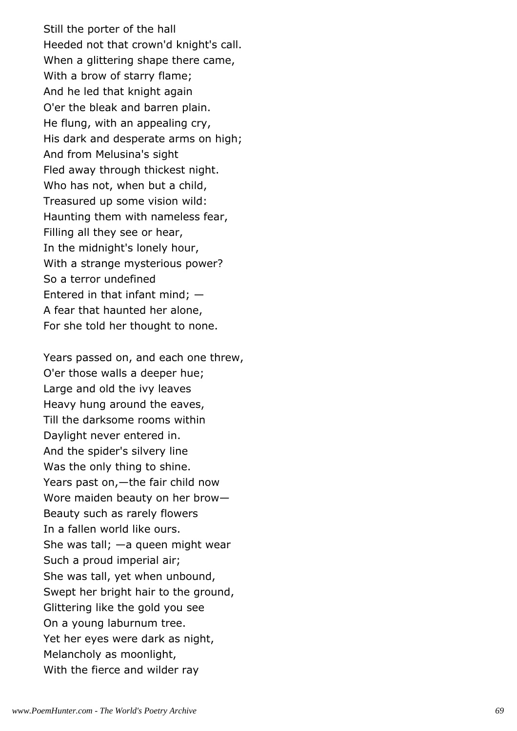Still the porter of the hall
Heeded not that crown'd knight's call.
When a glittering shape there came,
With a brow of starry flame;
And he led that knight again
O'er the bleak and barren plain.
He flung, with an appealing cry,
His dark and desperate arms on high;
And from Melusina's sight
Fled away through thickest night.
Who has not, when but a child,
Treasured up some vision wild:
Haunting them with nameless fear,
Filling all they see or hear,
In the midnight's lonely hour,
With a strange mysterious power?
So a terror undefined
Entered in that infant mind; —
A fear that haunted her alone,
For she told her thought to none.

Years passed on, and each one threw,
O'er those walls a deeper hue;
Large and old the ivy leaves
Heavy hung around the eaves,
Till the darksome rooms within
Daylight never entered in.
And the spider's silvery line
Was the only thing to shine.
Years past on,—the fair child now
Wore maiden beauty on her brow—
Beauty such as rarely flowers
In a fallen world like ours.
She was tall; —a queen might wear
Such a proud imperial air;
She was tall, yet when unbound,
Swept her bright hair to the ground,
Glittering like the gold you see
On a young laburnum tree.
Yet her eyes were dark as night,
Melancholy as moonlight,
With the fierce and wilder ray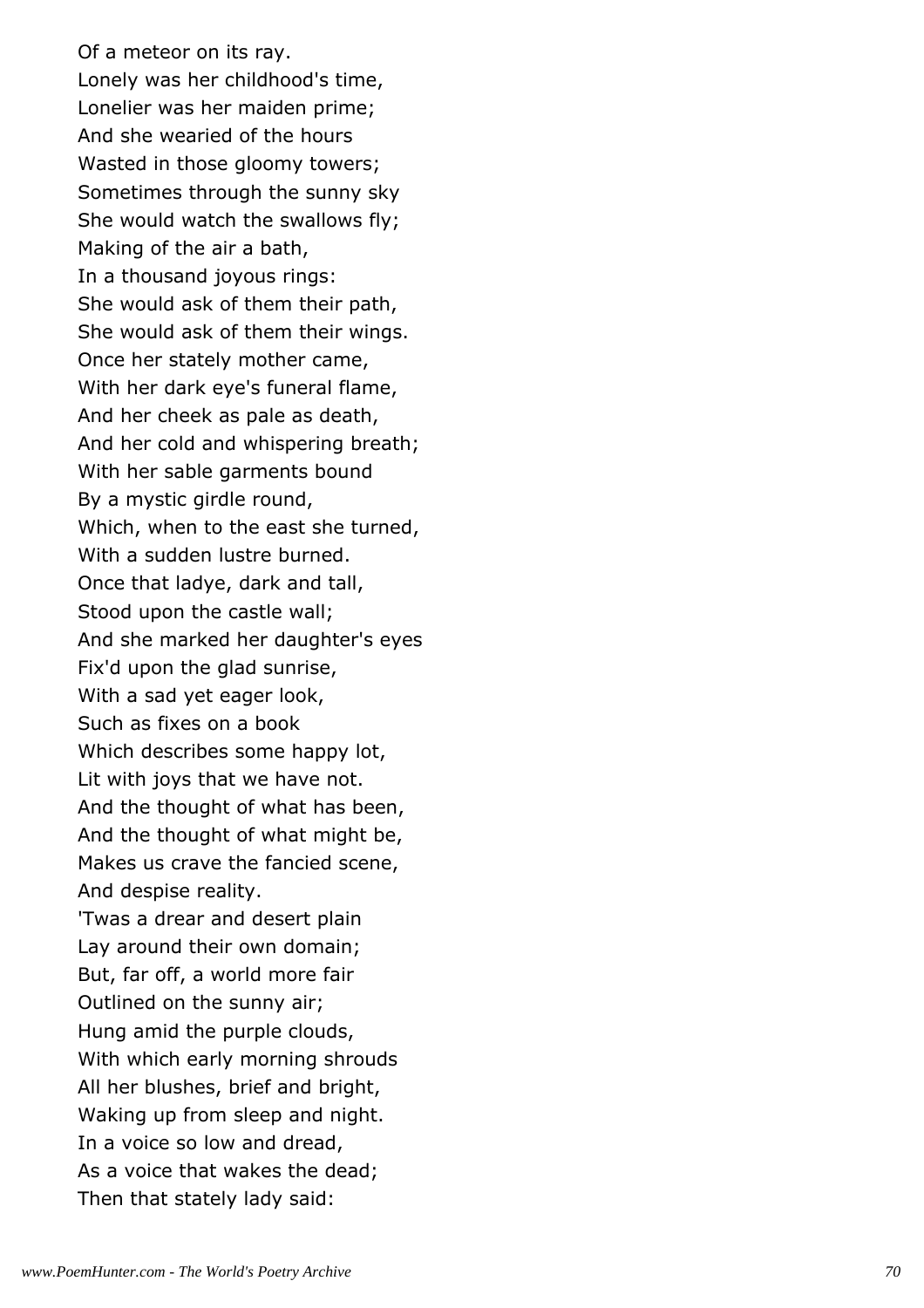Of a meteor on its ray.
Lonely was her childhood's time,
Lonelier was her maiden prime;
And she wearied of the hours
Wasted in those gloomy towers;
Sometimes through the sunny sky
She would watch the swallows fly;
Making of the air a bath,
In a thousand joyous rings:
She would ask of them their path,
She would ask of them their wings.
Once her stately mother came,
With her dark eye's funeral flame,
And her cheek as pale as death,
And her cold and whispering breath;
With her sable garments bound
By a mystic girdle round,
Which, when to the east she turned,
With a sudden lustre burned.
Once that ladye, dark and tall,
Stood upon the castle wall;
And she marked her daughter's eyes
Fix'd upon the glad sunrise,
With a sad yet eager look,
Such as fixes on a book
Which describes some happy lot,
Lit with joys that we have not.
And the thought of what has been,
And the thought of what might be,
Makes us crave the fancied scene,
And despise reality.
'Twas a drear and desert plain
Lay around their own domain;
But, far off, a world more fair
Outlined on the sunny air;
Hung amid the purple clouds,
With which early morning shrouds
All her blushes, brief and bright,
Waking up from sleep and night.
In a voice so low and dread,
As a voice that wakes the dead;
Then that stately lady said: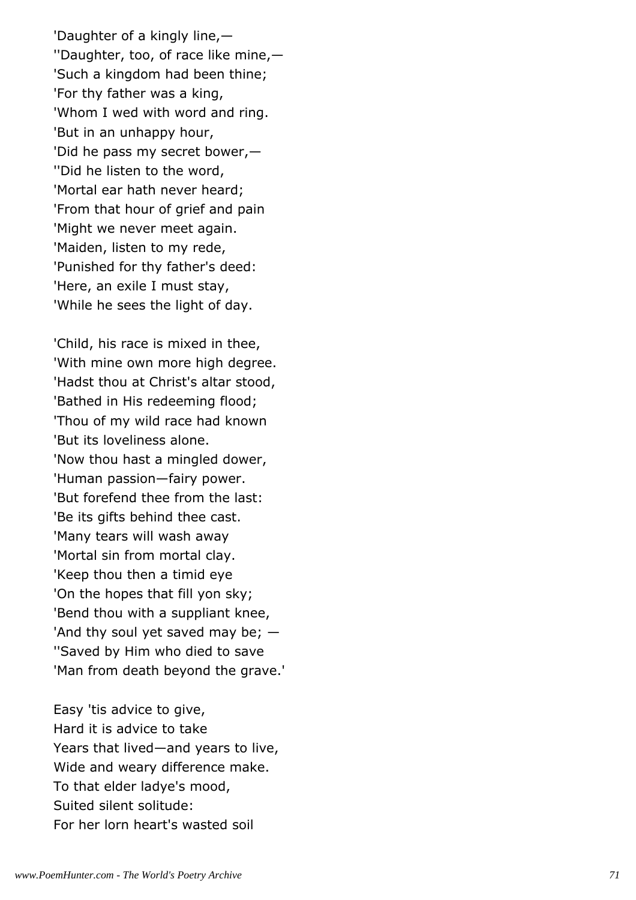'Daughter of a kingly line,—  
''Daughter, too, of race like mine,—  
'Such a kingdom had been thine;  
'For thy father was a king,  
'Whom I wed with word and ring.  
'But in an unhappy hour,  
'Did he pass my secret bower,—  
''Did he listen to the word,  
'Mortal ear hath never heard;  
'From that hour of grief and pain  
'Might we never meet again.  
'Maiden, listen to my rede,  
'Punished for thy father's deed:  
'Here, an exile I must stay,  
'While he sees the light of day.

'Child, his race is mixed in thee,  
'With mine own more high degree.  
'Hadst thou at Christ's altar stood,  
'Bathed in His redeeming flood;  
'Thou of my wild race had known  
'But its loveliness alone.  
'Now thou hast a mingled dower,  
'Human passion—fairy power.  
'But forefend thee from the last:  
'Be its gifts behind thee cast.  
'Many tears will wash away  
'Mortal sin from mortal clay.  
'Keep thou then a timid eye  
'On the hopes that fill yon sky;  
'Bend thou with a suppliant knee,  
'And thy soul yet saved may be; —  
''Saved by Him who died to save  
'Man from death beyond the grave.'

Easy 'tis advice to give,  
Hard it is advice to take  
Years that lived—and years to live,  
Wide and weary difference make.  
To that elder ladye's mood,  
Suited silent solitude:  
For her lorn heart's wasted soil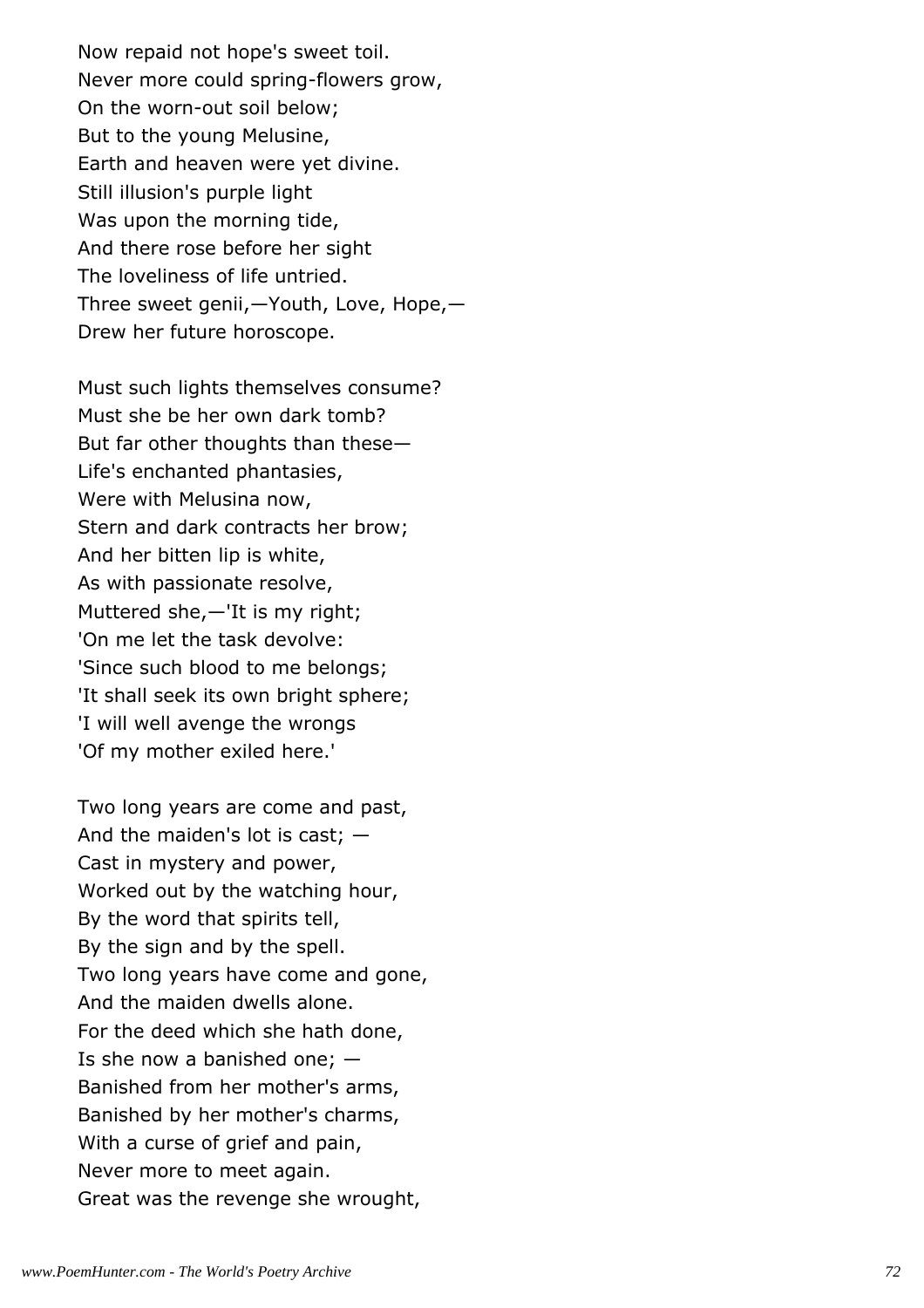Now repaid not hope's sweet toil.
Never more could spring-flowers grow,
On the worn-out soil below;
But to the young Melusine,
Earth and heaven were yet divine.
Still illusion's purple light
Was upon the morning tide,
And there rose before her sight
The loveliness of life untried.
Three sweet genii,—Youth, Love, Hope,—
Drew her future horoscope.

Must such lights themselves consume?
Must she be her own dark tomb?
But far other thoughts than these—
Life's enchanted phantasies,
Were with Melusina now,
Stern and dark contracts her brow;
And her bitten lip is white,
As with passionate resolve,
Muttered she,—'It is my right;
'On me let the task devolve:
'Since such blood to me belongs;
'It shall seek its own bright sphere;
'I will well avenge the wrongs
'Of my mother exiled here.'

Two long years are come and past,
And the maiden's lot is cast; —
Cast in mystery and power,
Worked out by the watching hour,
By the word that spirits tell,
By the sign and by the spell.
Two long years have come and gone,
And the maiden dwells alone.
For the deed which she hath done,
Is she now a banished one; —
Banished from her mother's arms,
Banished by her mother's charms,
With a curse of grief and pain,
Never more to meet again.
Great was the revenge she wrought,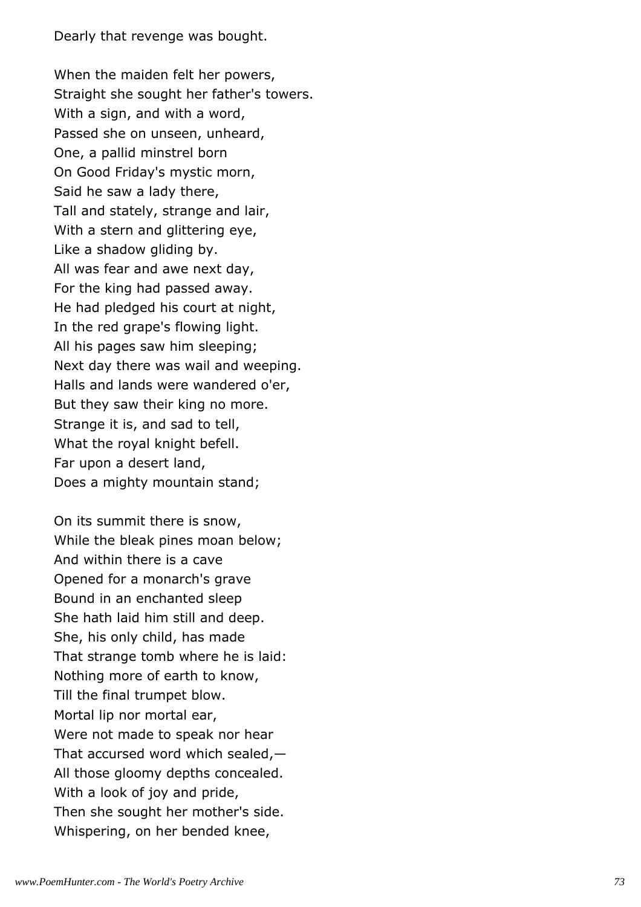Dearly that revenge was bought.

When the maiden felt her powers,
Straight she sought her father's towers.
With a sign, and with a word,
Passed she on unseen, unheard,
One, a pallid minstrel born
On Good Friday's mystic morn,
Said he saw a lady there,
Tall and stately, strange and lair,
With a stern and glittering eye,
Like a shadow gliding by.
All was fear and awe next day,
For the king had passed away.
He had pledged his court at night,
In the red grape's flowing light.
All his pages saw him sleeping;
Next day there was wail and weeping.
Halls and lands were wandered o'er,
But they saw their king no more.
Strange it is, and sad to tell,
What the royal knight befell.
Far upon a desert land,
Does a mighty mountain stand;

On its summit there is snow,
While the bleak pines moan below;
And within there is a cave
Opened for a monarch's grave
Bound in an enchanted sleep
She hath laid him still and deep.
She, his only child, has made
That strange tomb where he is laid:
Nothing more of earth to know,
Till the final trumpet blow.
Mortal lip nor mortal ear,
Were not made to speak nor hear
That accursed word which sealed,—
All those gloomy depths concealed.
With a look of joy and pride,
Then she sought her mother's side.
Whispering, on her bended knee,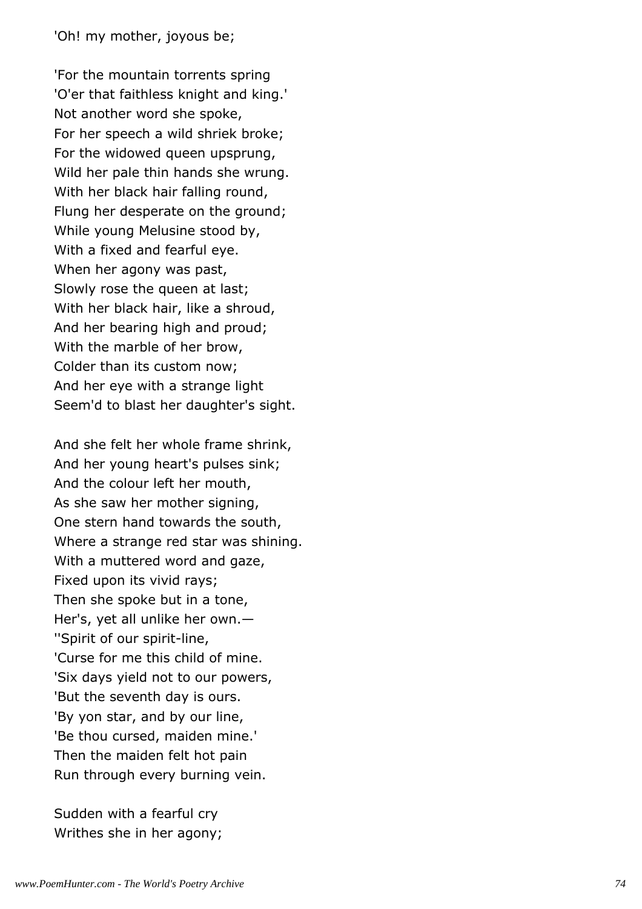'Oh! my mother, joyous be;

'For the mountain torrents spring
'O'er that faithless knight and king.'
Not another word she spoke,
For her speech a wild shriek broke;
For the widowed queen upsprung,
Wild her pale thin hands she wrung.
With her black hair falling round,
Flung her desperate on the ground;
While young Melusine stood by,
With a fixed and fearful eye.
When her agony was past,
Slowly rose the queen at last;
With her black hair, like a shroud,
And her bearing high and proud;
With the marble of her brow,
Colder than its custom now;
And her eye with a strange light
Seem'd to blast her daughter's sight.

And she felt her whole frame shrink,
And her young heart's pulses sink;
And the colour left her mouth,
As she saw her mother signing,
One stern hand towards the south,
Where a strange red star was shining.
With a muttered word and gaze,
Fixed upon its vivid rays;
Then she spoke but in a tone,
Her's, yet all unlike her own.—
''Spirit of our spirit-line,
'Curse for me this child of mine.
'Six days yield not to our powers,
'But the seventh day is ours.
'By yon star, and by our line,
'Be thou cursed, maiden mine.'
Then the maiden felt hot pain
Run through every burning vein.

Sudden with a fearful cry
Writhes she in her agony;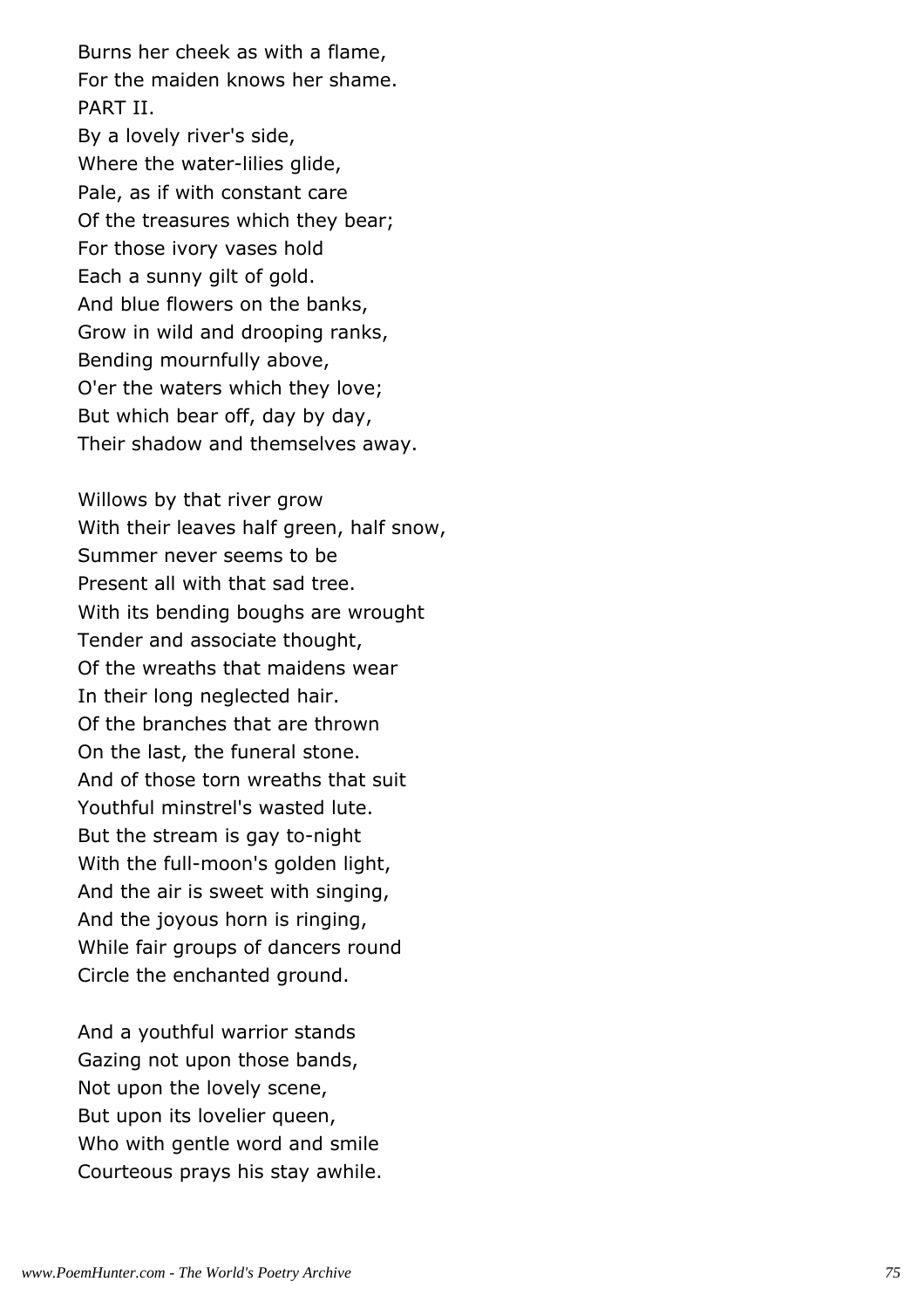Burns her cheek as with a flame,
For the maiden knows her shame.

PART II.

By a lovely river's side,
Where the water-lilies glide,
Pale, as if with constant care
Of the treasures which they bear;
For those ivory vases hold
Each a sunny gilt of gold.
And blue flowers on the banks,
Grow in wild and drooping ranks,
Bending mournfully above,
O'er the waters which they love;
But which bear off, day by day,
Their shadow and themselves away.

Willows by that river grow
With their leaves half green, half snow,
Summer never seems to be
Present all with that sad tree.
With its bending boughs are wrought
Tender and associate thought,
Of the wreaths that maidens wear
In their long neglected hair.
Of the branches that are thrown
On the last, the funeral stone.
And of those torn wreaths that suit
Youthful minstrel's wasted lute.
But the stream is gay to-night
With the full-moon's golden light,
And the air is sweet with singing,
And the joyous horn is ringing,
While fair groups of dancers round
Circle the enchanted ground.

And a youthful warrior stands
Gazing not upon those bands,
Not upon the lovely scene,
But upon its lovelier queen,
Who with gentle word and smile
Courteous prays his stay awhile.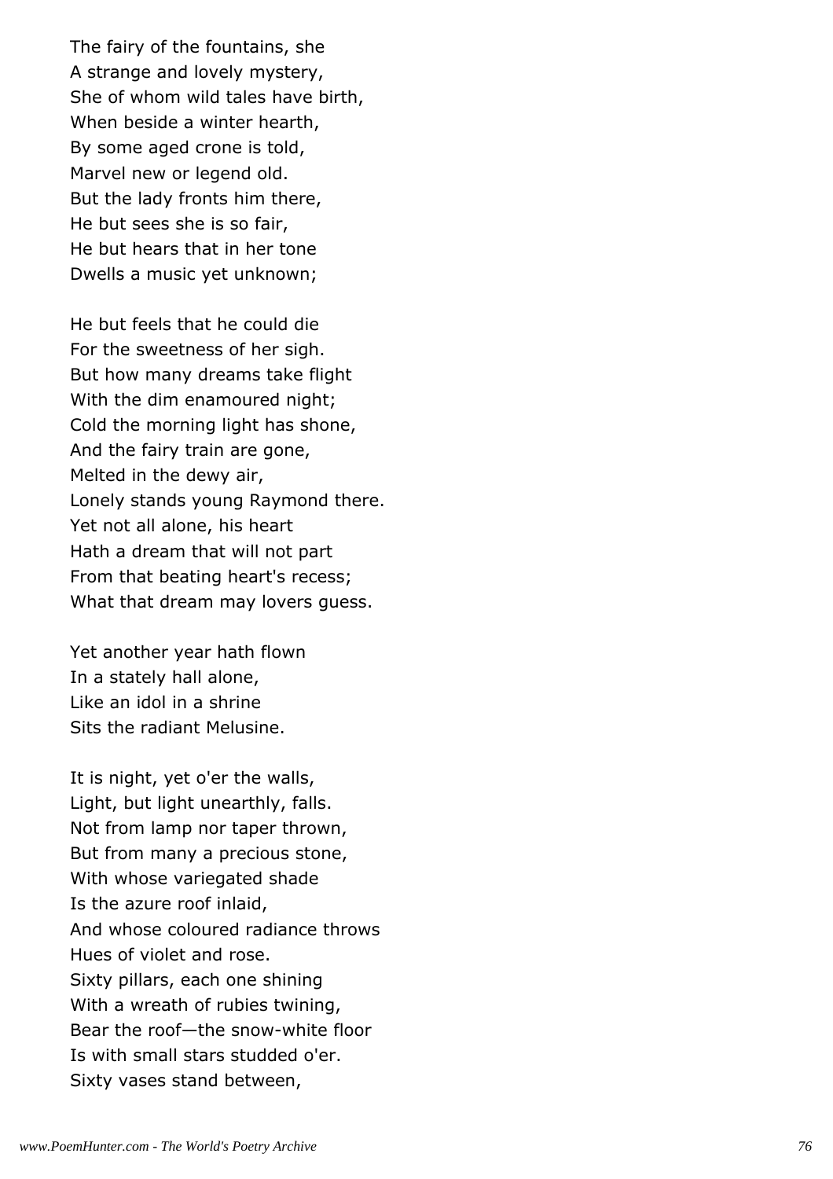The fairy of the fountains, she  
A strange and lovely mystery,  
She of whom wild tales have birth,  
When beside a winter hearth,  
By some aged crone is told,  
Marvel new or legend old.  
But the lady fronts him there,  
He but sees she is so fair,  
He but hears that in her tone  
Dwells a music yet unknown;

He but feels that he could die  
For the sweetness of her sigh.  
But how many dreams take flight  
With the dim enamoured night;  
Cold the morning light has shone,  
And the fairy train are gone,  
Melted in the dewy air,  
Lonely stands young Raymond there.  
Yet not all alone, his heart  
Hath a dream that will not part  
From that beating heart's recess;  
What that dream may lovers guess.

Yet another year hath flown  
In a stately hall alone,  
Like an idol in a shrine  
Sits the radiant Melusine.

It is night, yet o'er the walls,  
Light, but light unearthly, falls.  
Not from lamp nor taper thrown,  
But from many a precious stone,  
With whose variegated shade  
Is the azure roof inlaid,  
And whose coloured radiance throws  
Hues of violet and rose.  
Sixty pillars, each one shining  
With a wreath of rubies twining,  
Bear the roof—the snow-white floor  
Is with small stars studded o'er.  
Sixty vases stand between,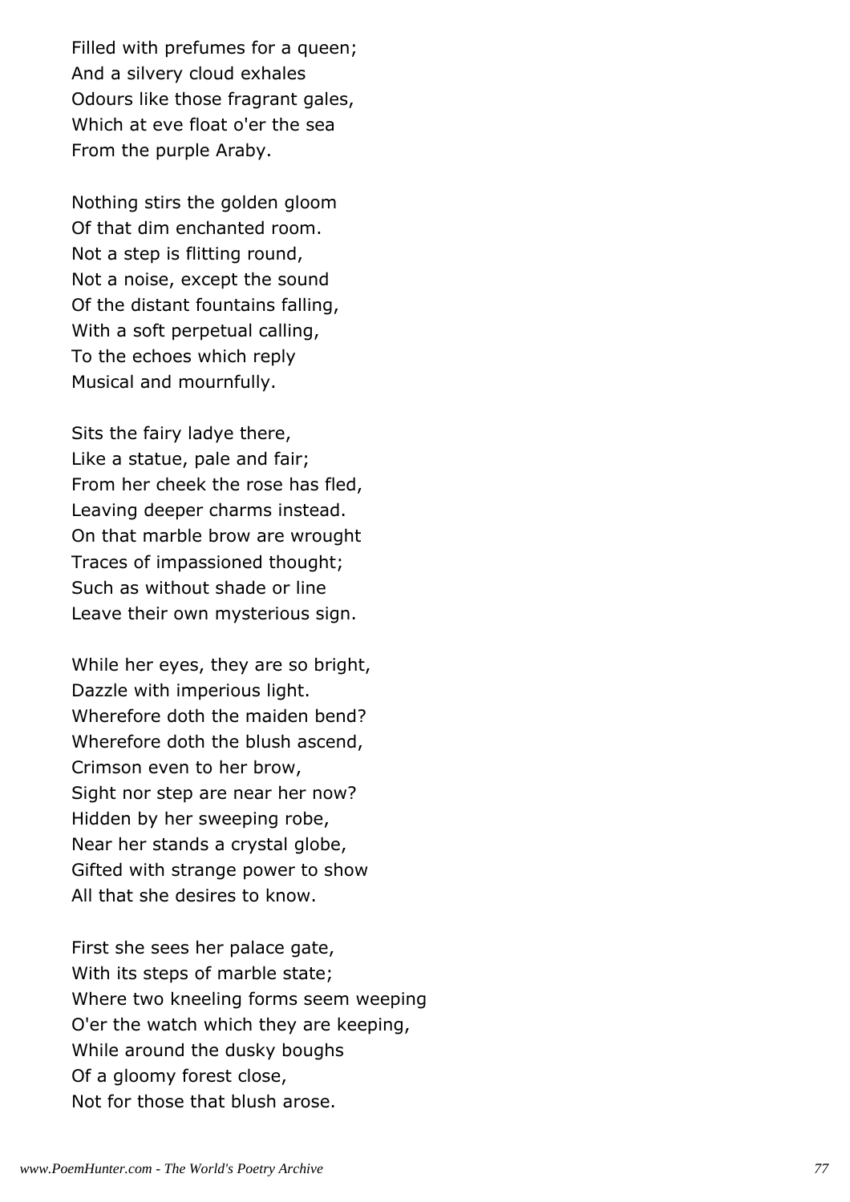Filled with prefumes for a queen;
And a silvery cloud exhales
Odours like those fragrant gales,
Which at eve float o'er the sea
From the purple Araby.

Nothing stirs the golden gloom
Of that dim enchanted room.
Not a step is flitting round,
Not a noise, except the sound
Of the distant fountains falling,
With a soft perpetual calling,
To the echoes which reply
Musical and mournfully.

Sits the fairy ladye there,
Like a statue, pale and fair;
From her cheek the rose has fled,
Leaving deeper charms instead.
On that marble brow are wrought
Traces of impassioned thought;
Such as without shade or line
Leave their own mysterious sign.

While her eyes, they are so bright,
Dazzle with imperious light.
Wherefore doth the maiden bend?
Wherefore doth the blush ascend,
Crimson even to her brow,
Sight nor step are near her now?
Hidden by her sweeping robe,
Near her stands a crystal globe,
Gifted with strange power to show
All that she desires to know.

First she sees her palace gate,
With its steps of marble state;
Where two kneeling forms seem weeping
O'er the watch which they are keeping,
While around the dusky boughs
Of a gloomy forest close,
Not for those that blush arose.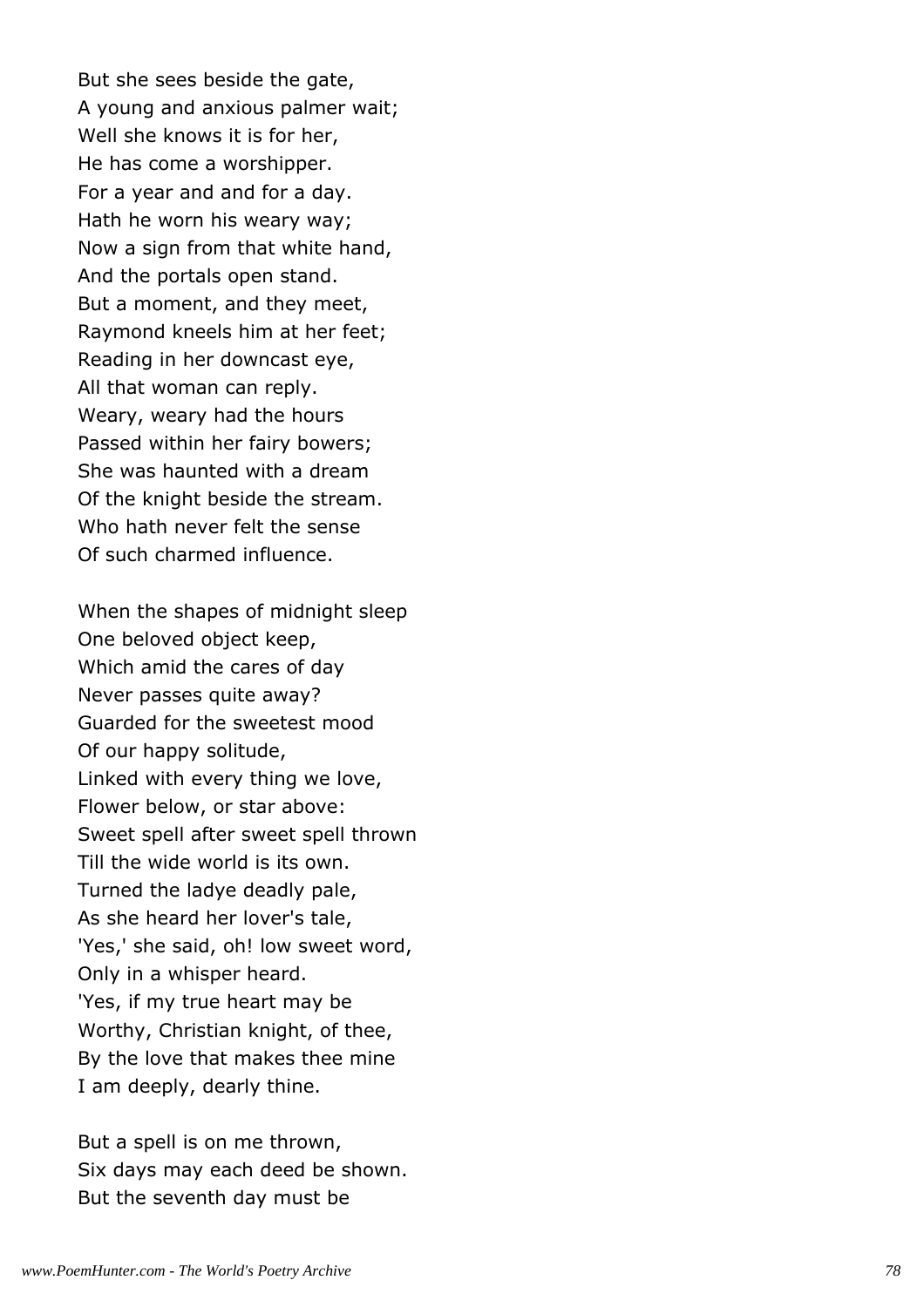But she sees beside the gate,
A young and anxious palmer wait;
Well she knows it is for her,
He has come a worshipper.
For a year and and for a day.
Hath he worn his weary way;
Now a sign from that white hand,
And the portals open stand.
But a moment, and they meet,
Raymond kneels him at her feet;
Reading in her downcast eye,
All that woman can reply.
Weary, weary had the hours
Passed within her fairy bowers;
She was haunted with a dream
Of the knight beside the stream.
Who hath never felt the sense
Of such charmed influence.

When the shapes of midnight sleep
One beloved object keep,
Which amid the cares of day
Never passes quite away?
Guarded for the sweetest mood
Of our happy solitude,
Linked with every thing we love,
Flower below, or star above:
Sweet spell after sweet spell thrown
Till the wide world is its own.
Turned the ladye deadly pale,
As she heard her lover's tale,
'Yes,' she said, oh! low sweet word,
Only in a whisper heard.
'Yes, if my true heart may be
Worthy, Christian knight, of thee,
By the love that makes thee mine
I am deeply, dearly thine.

But a spell is on me thrown,
Six days may each deed be shown.
But the seventh day must be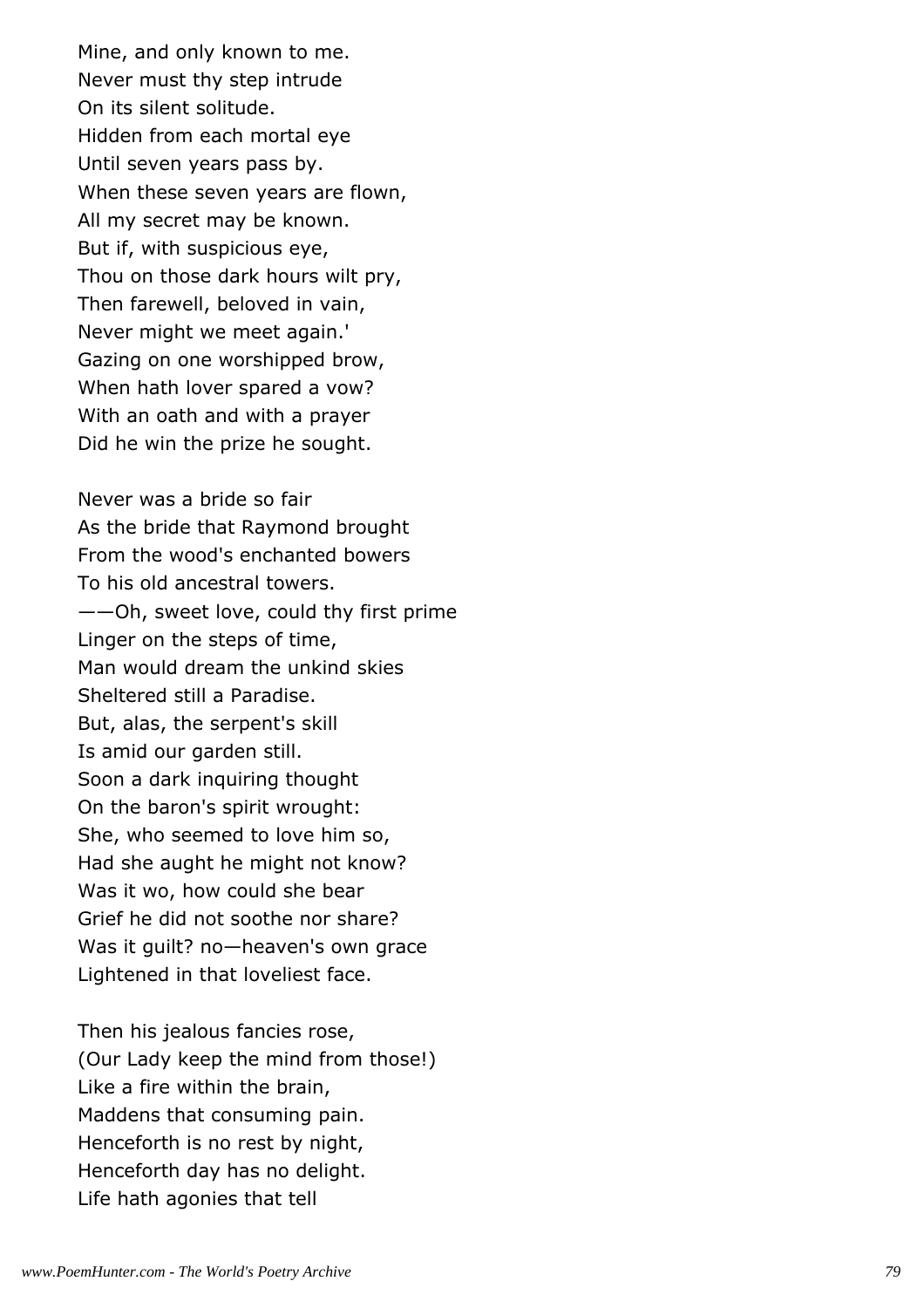Mine, and only known to me.
Never must thy step intrude
On its silent solitude.
Hidden from each mortal eye
Until seven years pass by.
When these seven years are flown,
All my secret may be known.
But if, with suspicious eye,
Thou on those dark hours wilt pry,
Then farewell, beloved in vain,
Never might we meet again.'
Gazing on one worshipped brow,
When hath lover spared a vow?
With an oath and with a prayer
Did he win the prize he sought.

Never was a bride so fair
As the bride that Raymond brought
From the wood's enchanted bowers
To his old ancestral towers.
——Oh, sweet love, could thy first prime
Linger on the steps of time,
Man would dream the unkind skies
Sheltered still a Paradise.
But, alas, the serpent's skill
Is amid our garden still.
Soon a dark inquiring thought
On the baron's spirit wrought:
She, who seemed to love him so,
Had she aught he might not know?
Was it wo, how could she bear
Grief he did not soothe nor share?
Was it guilt? no—heaven's own grace
Lightened in that loveliest face.

Then his jealous fancies rose,
(Our Lady keep the mind from those!)
Like a fire within the brain,
Maddens that consuming pain.
Henceforth is no rest by night,
Henceforth day has no delight.
Life hath agonies that tell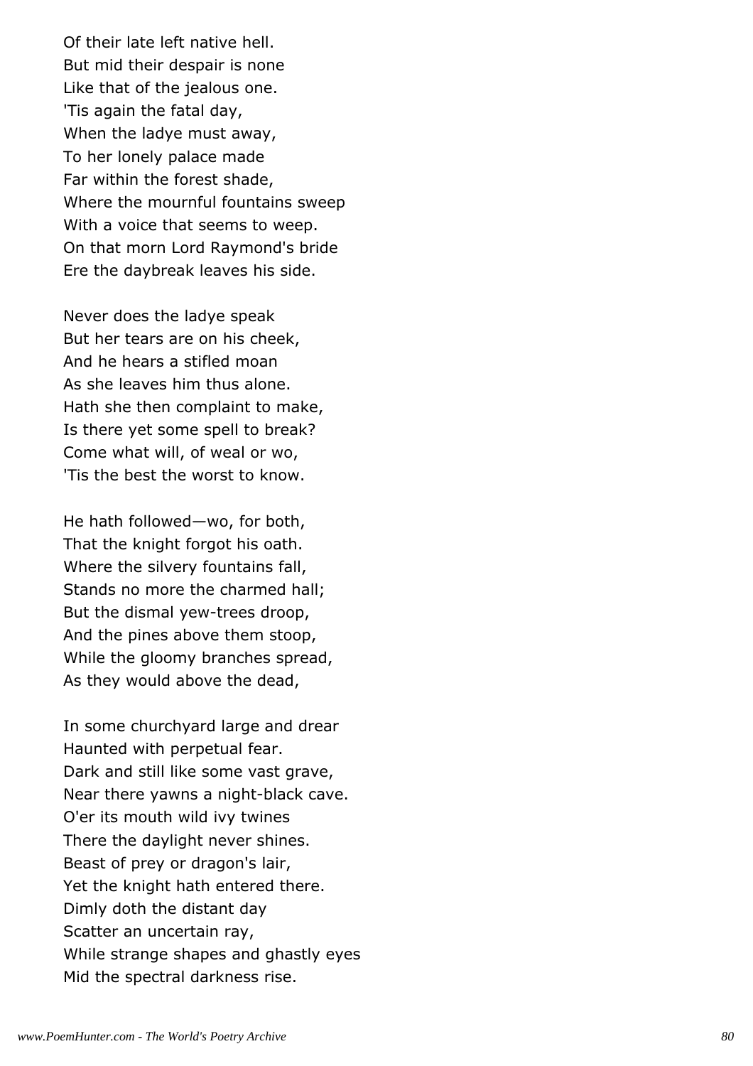Of their late left native hell.
But mid their despair is none
Like that of the jealous one.
'Tis again the fatal day,
When the ladye must away,
To her lonely palace made
Far within the forest shade,
Where the mournful fountains sweep
With a voice that seems to weep.
On that morn Lord Raymond's bride
Ere the daybreak leaves his side.

Never does the ladye speak
But her tears are on his cheek,
And he hears a stifled moan
As she leaves him thus alone.
Hath she then complaint to make,
Is there yet some spell to break?
Come what will, of weal or wo,
'Tis the best the worst to know.

He hath followed—wo, for both,
That the knight forgot his oath.
Where the silvery fountains fall,
Stands no more the charmed hall;
But the dismal yew-trees droop,
And the pines above them stoop,
While the gloomy branches spread,
As they would above the dead,

In some churchyard large and drear
Haunted with perpetual fear.
Dark and still like some vast grave,
Near there yawns a night-black cave.
O'er its mouth wild ivy twines
There the daylight never shines.
Beast of prey or dragon's lair,
Yet the knight hath entered there.
Dimly doth the distant day
Scatter an uncertain ray,
While strange shapes and ghastly eyes
Mid the spectral darkness rise.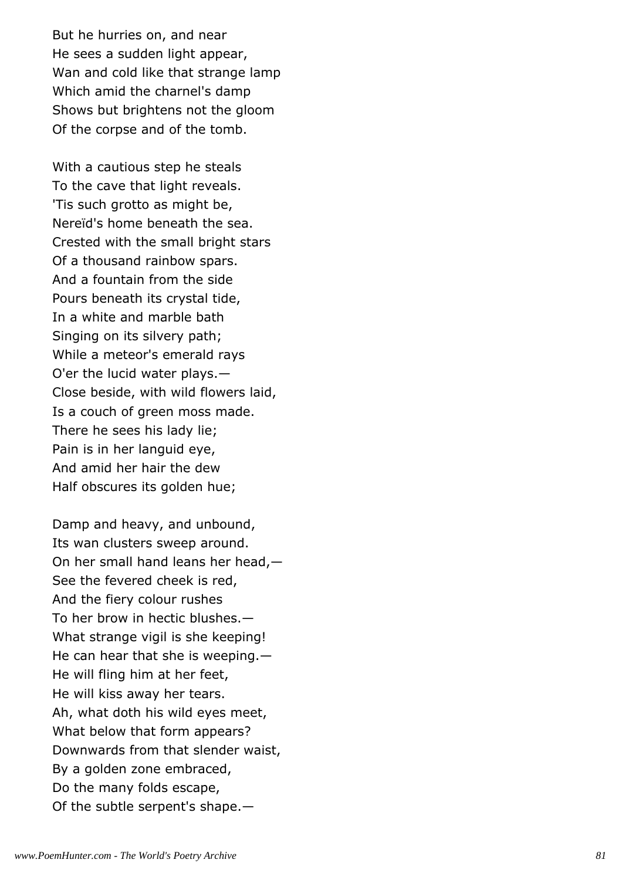But he hurries on, and near  
He sees a sudden light appear,  
Wan and cold like that strange lamp  
Which amid the charnel's damp  
Shows but brightens not the gloom  
Of the corpse and of the tomb.

With a cautious step he steals  
To the cave that light reveals.  
'Tis such grotto as might be,  
Nereïd's home beneath the sea.  
Crested with the small bright stars  
Of a thousand rainbow spars.  
And a fountain from the side  
Pours beneath its crystal tide,  
In a white and marble bath  
Singing on its silvery path;  
While a meteor's emerald rays  
O'er the lucid water plays.—  
Close beside, with wild flowers laid,  
Is a couch of green moss made.  
There he sees his lady lie;  
Pain is in her languid eye,  
And amid her hair the dew  
Half obscures its golden hue;

Damp and heavy, and unbound,  
Its wan clusters sweep around.  
On her small hand leans her head,—  
See the fevered cheek is red,  
And the fiery colour rushes  
To her brow in hectic blushes.—  
What strange vigil is she keeping!  
He can hear that she is weeping.—  
He will fling him at her feet,  
He will kiss away her tears.  
Ah, what doth his wild eyes meet,  
What below that form appears?  
Downwards from that slender waist,  
By a golden zone embraced,  
Do the many folds escape,  
Of the subtle serpent's shape.—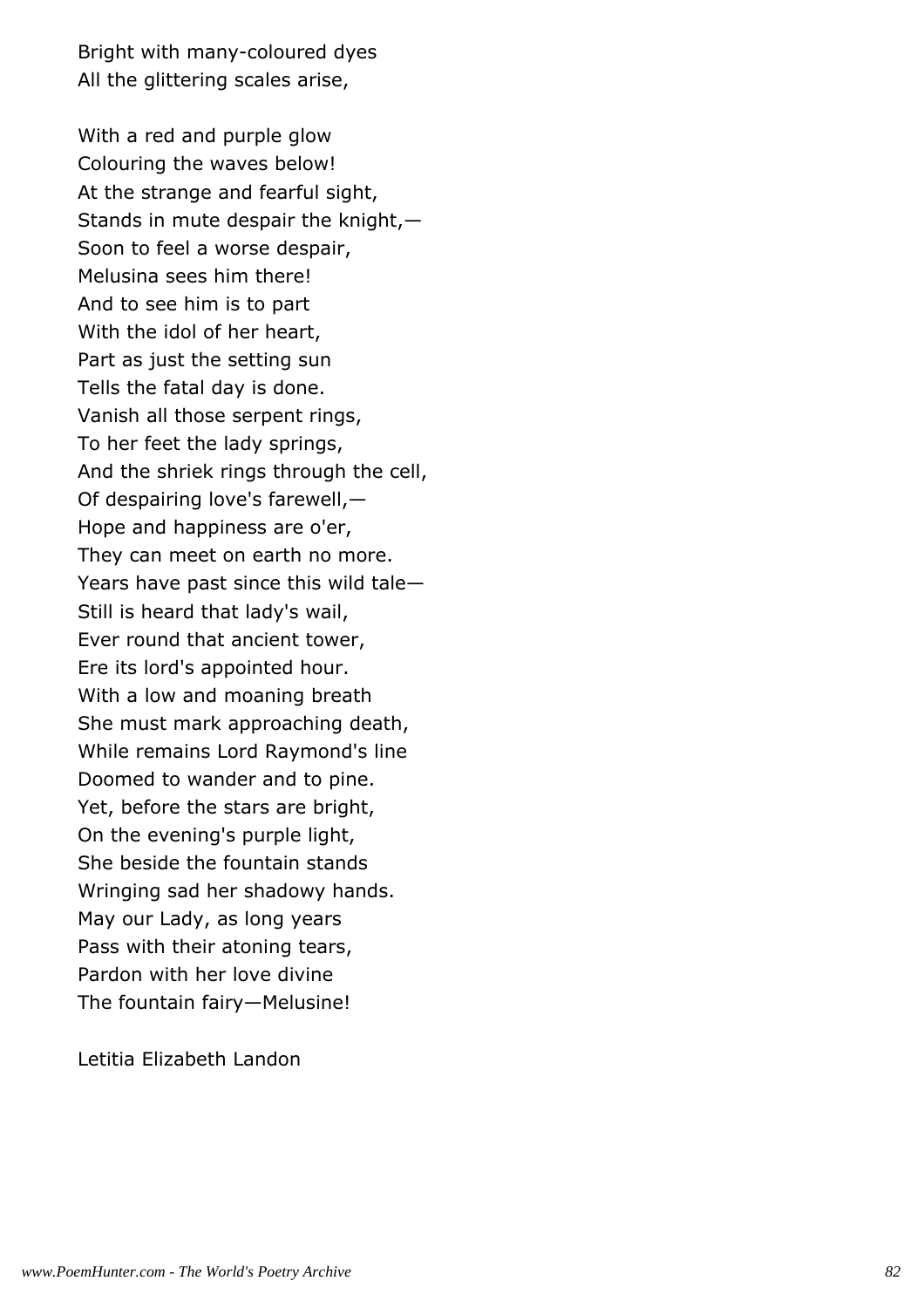Bright with many-coloured dyes
All the glittering scales arise,

With a red and purple glow
Colouring the waves below!
At the strange and fearful sight,
Stands in mute despair the knight,—
Soon to feel a worse despair,
Melusina sees him there!
And to see him is to part
With the idol of her heart,
Part as just the setting sun
Tells the fatal day is done.
Vanish all those serpent rings,
To her feet the lady springs,
And the shriek rings through the cell,
Of despairing love's farewell,—
Hope and happiness are o'er,
They can meet on earth no more.
Years have past since this wild tale—
Still is heard that lady's wail,
Ever round that ancient tower,
Ere its lord's appointed hour.
With a low and moaning breath
She must mark approaching death,
While remains Lord Raymond's line
Doomed to wander and to pine.
Yet, before the stars are bright,
On the evening's purple light,
She beside the fountain stands
Wringing sad her shadowy hands.
May our Lady, as long years
Pass with their atoning tears,
Pardon with her love divine
The fountain fairy—Melusine!

Letitia Elizabeth Landon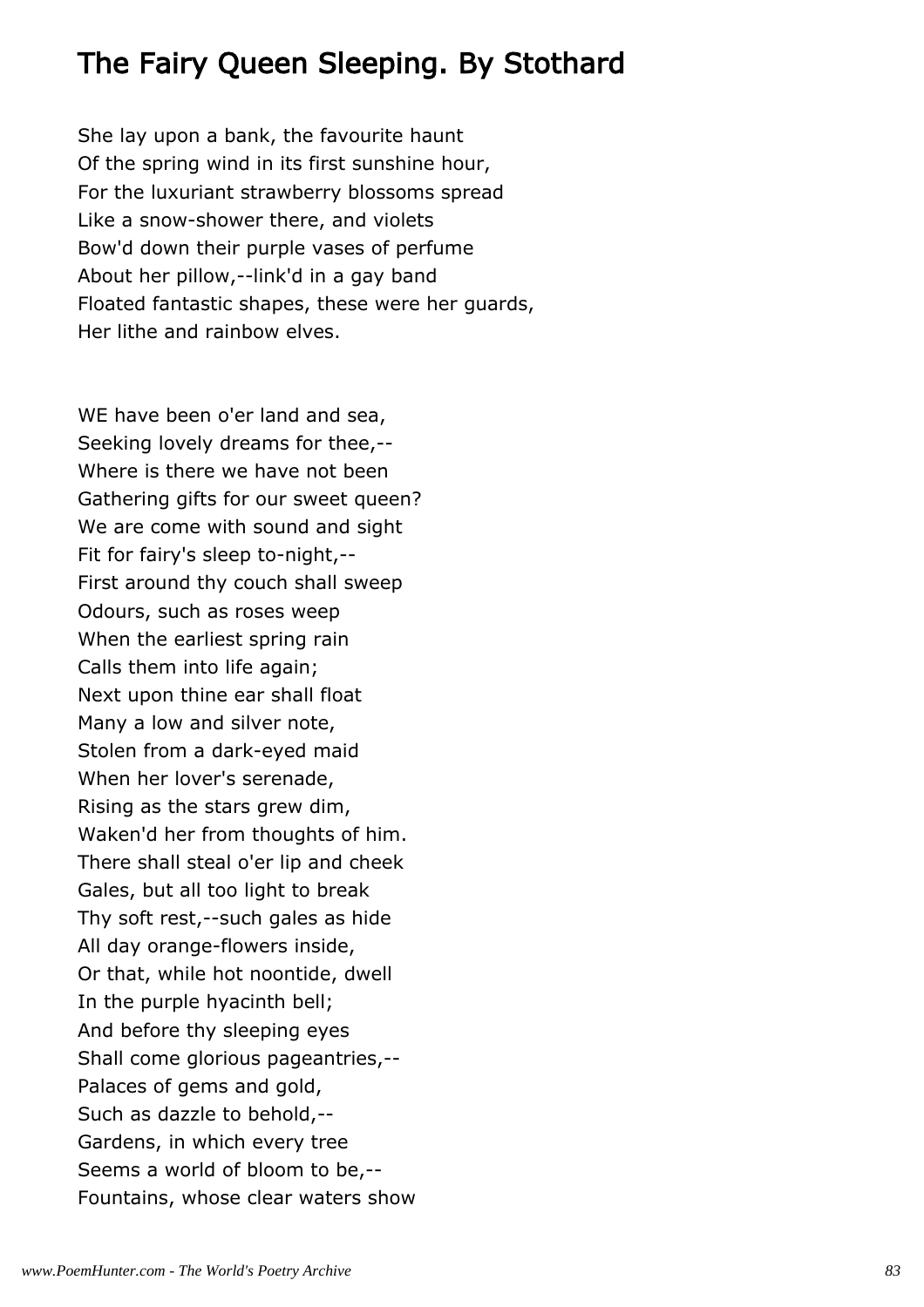# The Fairy Queen Sleeping. By Stothard

She lay upon a bank, the favourite haunt  
Of the spring wind in its first sunshine hour,  
For the luxuriant strawberry blossoms spread  
Like a snow-shower there, and violets  
Bow'd down their purple vases of perfume  
About her pillow,--link'd in a gay band  
Floated fantastic shapes, these were her guards,  
Her lithe and rainbow elves.

WE have been o'er land and sea,  
Seeking lovely dreams for thee,--  
Where is there we have not been  
Gathering gifts for our sweet queen?  
We are come with sound and sight  
Fit for fairy's sleep to-night,--  
First around thy couch shall sweep  
Odours, such as roses weep  
When the earliest spring rain  
Calls them into life again;  
Next upon thine ear shall float  
Many a low and silver note,  
Stolen from a dark-eyed maid  
When her lover's serenade,  
Rising as the stars grew dim,  
Waken'd her from thoughts of him.  
There shall steal o'er lip and cheek  
Gales, but all too light to break  
Thy soft rest,--such gales as hide  
All day orange-flowers inside,  
Or that, while hot noontide, dwell  
In the purple hyacinth bell;  
And before thy sleeping eyes  
Shall come glorious pageantries,--  
Palaces of gems and gold,  
Such as dazzle to behold,--  
Gardens, in which every tree  
Seems a world of bloom to be,--  
Fountains, whose clear waters show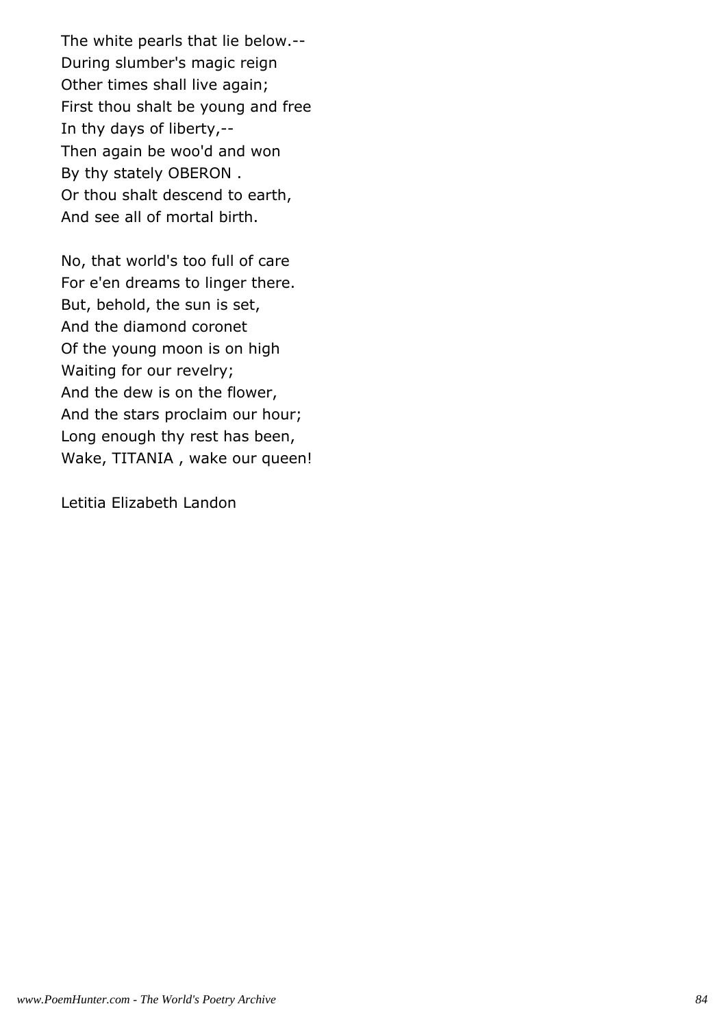The white pearls that lie below.--
During slumber's magic reign
Other times shall live again;
First thou shalt be young and free
In thy days of liberty,--
Then again be woo'd and won
By thy stately OBERON .
Or thou shalt descend to earth,
And see all of mortal birth.

No, that world's too full of care
For e'en dreams to linger there.
But, behold, the sun is set,
And the diamond coronet
Of the young moon is on high
Waiting for our revelry;
And the dew is on the flower,
And the stars proclaim our hour;
Long enough thy rest has been,
Wake, TITANIA , wake our queen!

Letitia Elizabeth Landon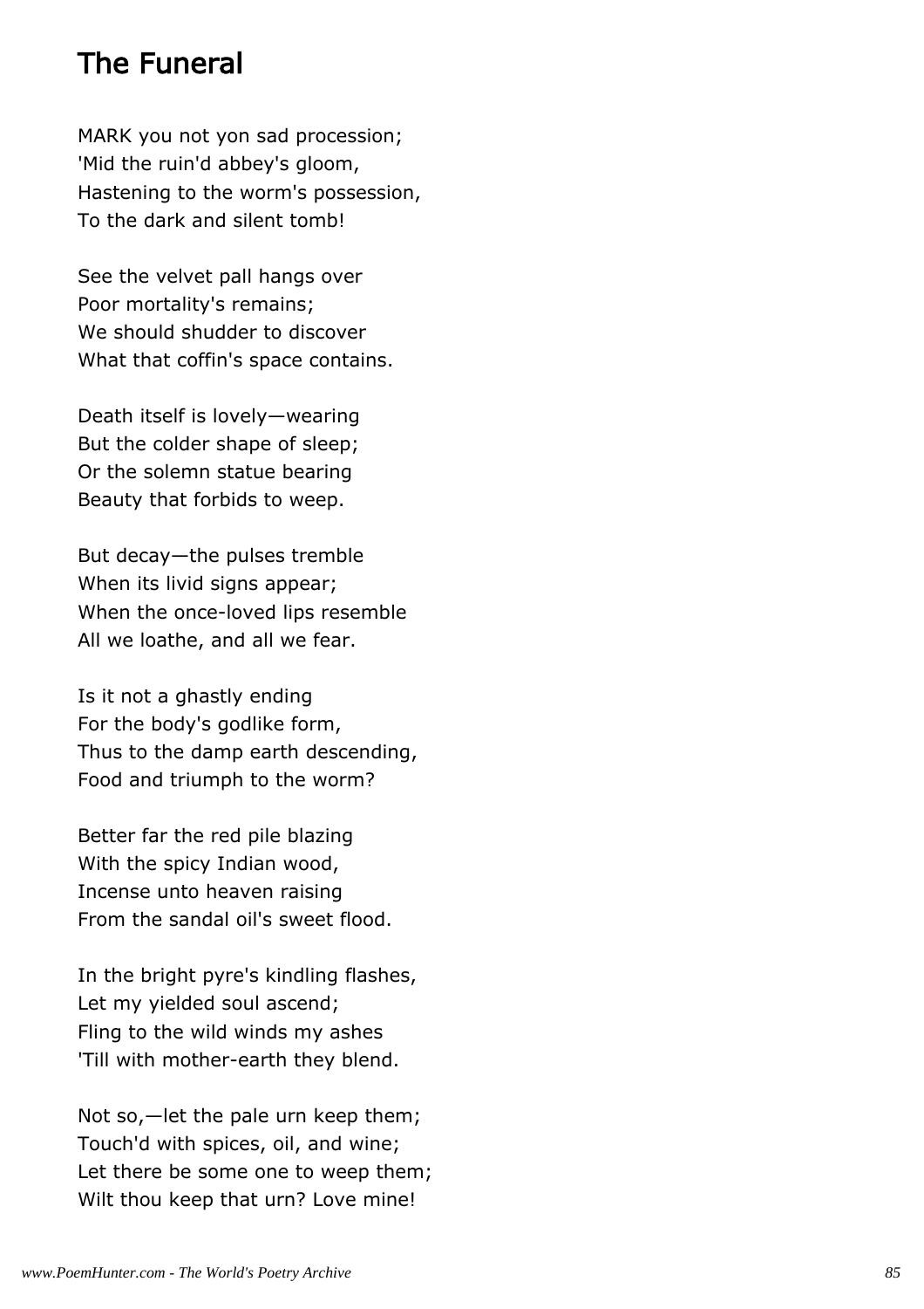# The Funeral

MARK you not yon sad procession;
'Mid the ruin'd abbey's gloom,
Hastening to the worm's possession,
To the dark and silent tomb!

See the velvet pall hangs over
Poor mortality's remains;
We should shudder to discover
What that coffin's space contains.

Death itself is lovely—wearing
But the colder shape of sleep;
Or the solemn statue bearing
Beauty that forbids to weep.

But decay—the pulses tremble
When its livid signs appear;
When the once-loved lips resemble
All we loathe, and all we fear.

Is it not a ghastly ending
For the body's godlike form,
Thus to the damp earth descending,
Food and triumph to the worm?

Better far the red pile blazing
With the spicy Indian wood,
Incense unto heaven raising
From the sandal oil's sweet flood.

In the bright pyre's kindling flashes,
Let my yielded soul ascend;
Fling to the wild winds my ashes
'Till with mother-earth they blend.

Not so,—let the pale urn keep them;
Touch'd with spices, oil, and wine;
Let there be some one to weep them;
Wilt thou keep that urn? Love mine!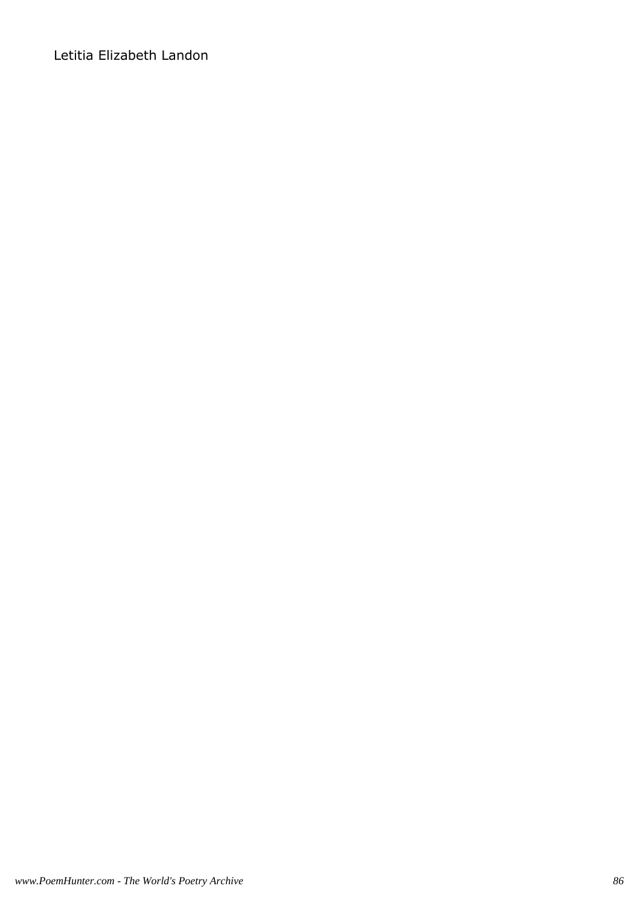Letitia Elizabeth Landon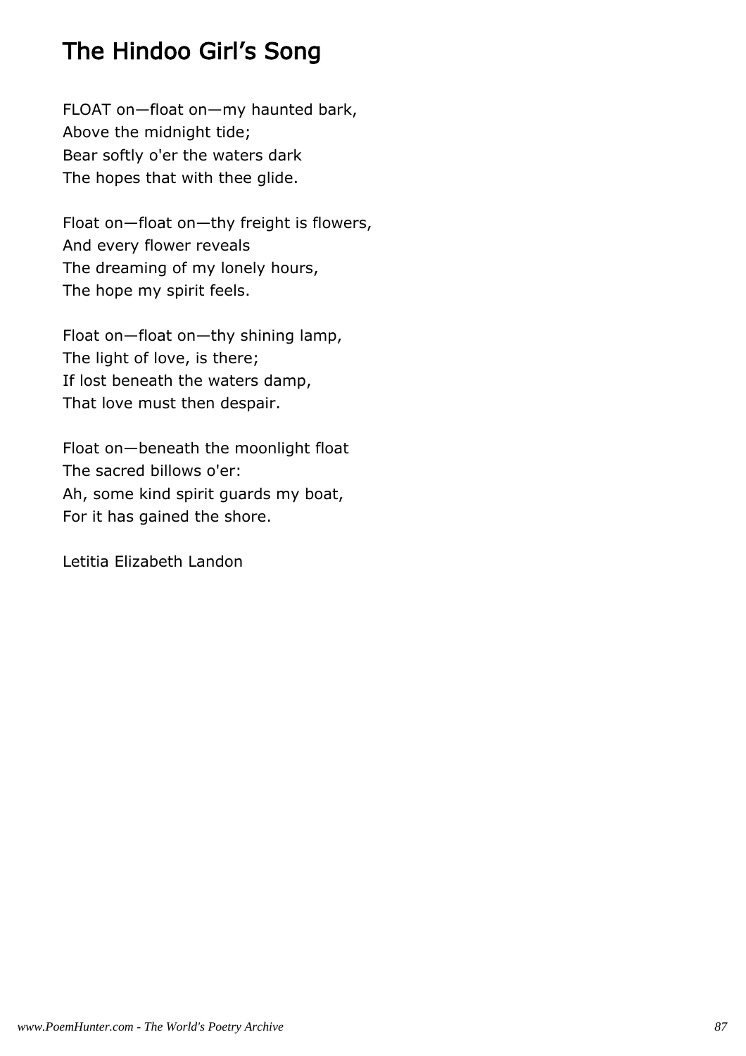# The Hindoo Girl's Song

FLOAT on—float on—my haunted bark,
Above the midnight tide;
Bear softly o'er the waters dark
The hopes that with thee glide.

Float on—float on—thy freight is flowers,
And every flower reveals
The dreaming of my lonely hours,
The hope my spirit feels.

Float on—float on—thy shining lamp,
The light of love, is there;
If lost beneath the waters damp,
That love must then despair.

Float on—beneath the moonlight float
The sacred billows o'er:
Ah, some kind spirit guards my boat,
For it has gained the shore.

Letitia Elizabeth Landon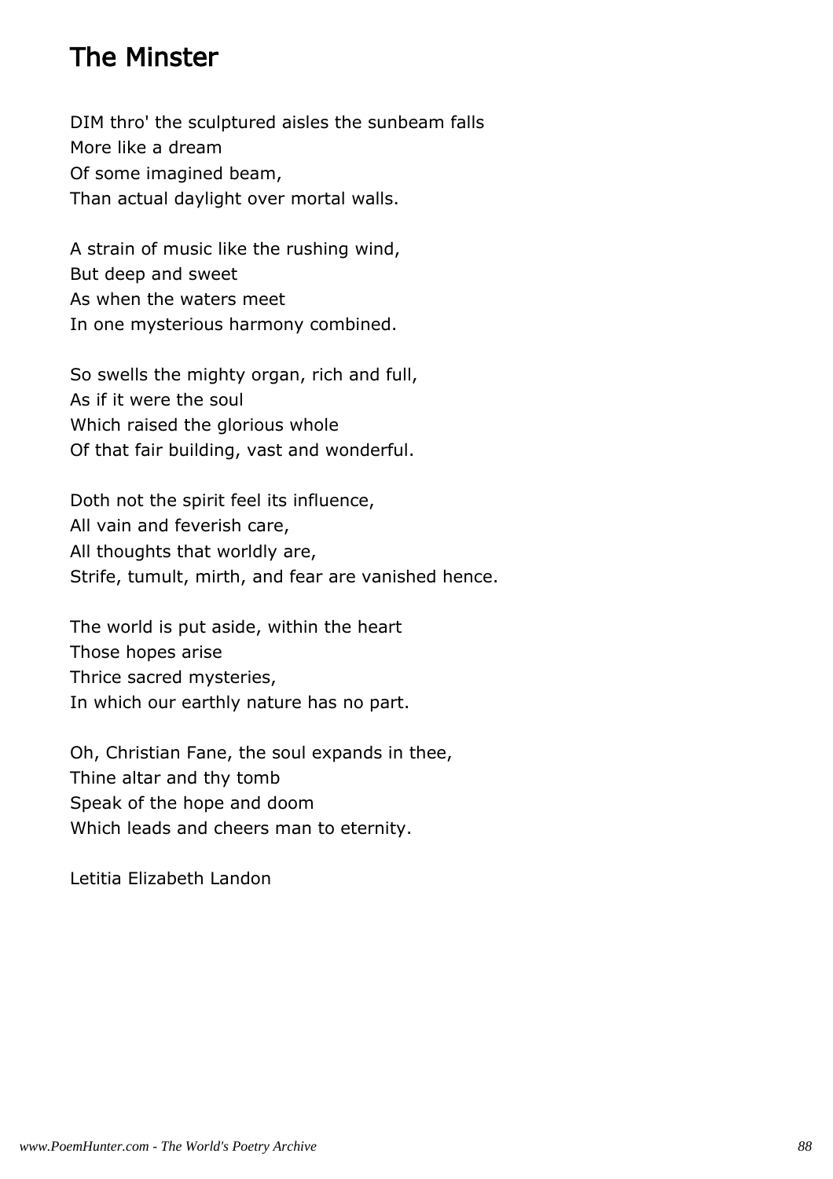# The Minster

DIM thro' the sculptured aisles the sunbeam falls
More like a dream
Of some imagined beam,
Than actual daylight over mortal walls.

A strain of music like the rushing wind,
But deep and sweet
As when the waters meet
In one mysterious harmony combined.

So swells the mighty organ, rich and full,
As if it were the soul
Which raised the glorious whole
Of that fair building, vast and wonderful.

Doth not the spirit feel its influence,
All vain and feverish care,
All thoughts that worldly are,
Strife, tumult, mirth, and fear are vanished hence.

The world is put aside, within the heart
Those hopes arise
Thrice sacred mysteries,
In which our earthly nature has no part.

Oh, Christian Fane, the soul expands in thee,
Thine altar and thy tomb
Speak of the hope and doom
Which leads and cheers man to eternity.

Letitia Elizabeth Landon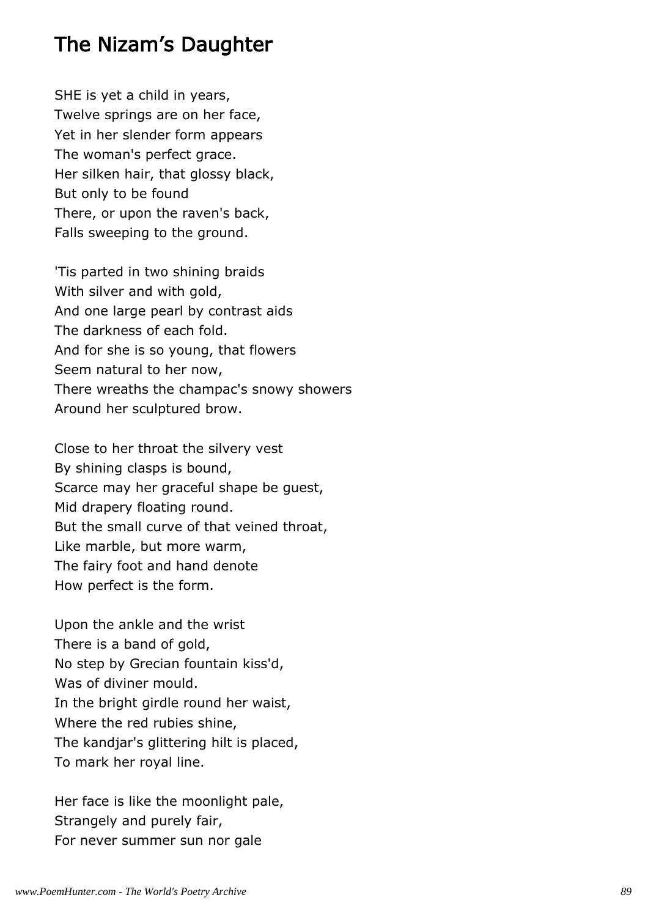## The Nizam's Daughter

SHE is yet a child in years,
Twelve springs are on her face,
Yet in her slender form appears
The woman's perfect grace.
Her silken hair, that glossy black,
But only to be found
There, or upon the raven's back,
Falls sweeping to the ground.

'Tis parted in two shining braids
With silver and with gold,
And one large pearl by contrast aids
The darkness of each fold.
And for she is so young, that flowers
Seem natural to her now,
There wreaths the champac's snowy showers
Around her sculptured brow.

Close to her throat the silvery vest
By shining clasps is bound,
Scarce may her graceful shape be guest,
Mid drapery floating round.
But the small curve of that veined throat,
Like marble, but more warm,
The fairy foot and hand denote
How perfect is the form.

Upon the ankle and the wrist
There is a band of gold,
No step by Grecian fountain kiss'd,
Was of diviner mould.
In the bright girdle round her waist,
Where the red rubies shine,
The kandjar's glittering hilt is placed,
To mark her royal line.

Her face is like the moonlight pale,
Strangely and purely fair,
For never summer sun nor gale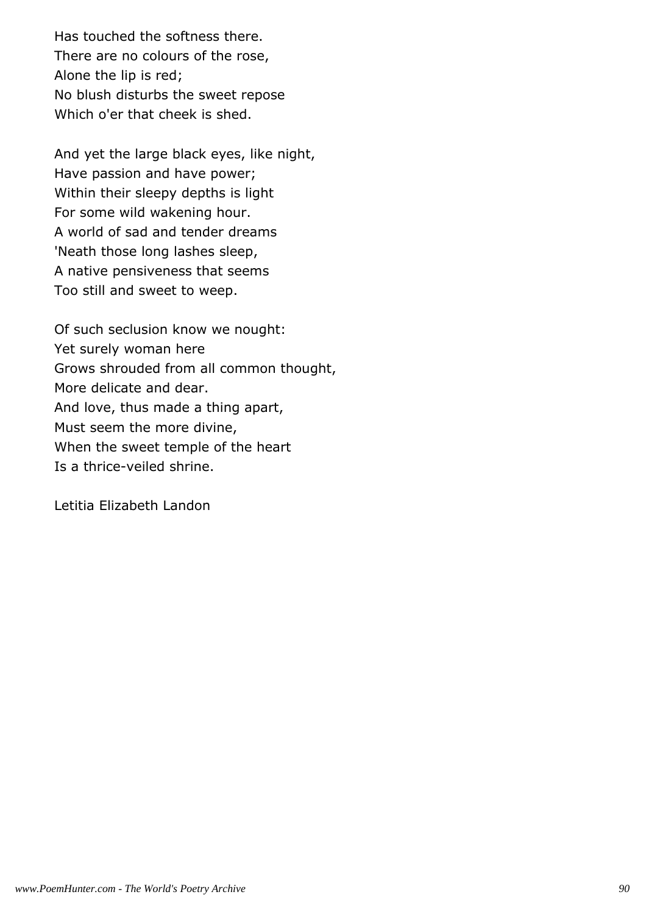Has touched the softness there.
There are no colours of the rose,
Alone the lip is red;
No blush disturbs the sweet repose
Which o'er that cheek is shed.

And yet the large black eyes, like night,
Have passion and have power;
Within their sleepy depths is light
For some wild wakening hour.
A world of sad and tender dreams
'Neath those long lashes sleep,
A native pensiveness that seems
Too still and sweet to weep.

Of such seclusion know we nought:
Yet surely woman here
Grows shrouded from all common thought,
More delicate and dear.
And love, thus made a thing apart,
Must seem the more divine,
When the sweet temple of the heart
Is a thrice-veiled shrine.

Letitia Elizabeth Landon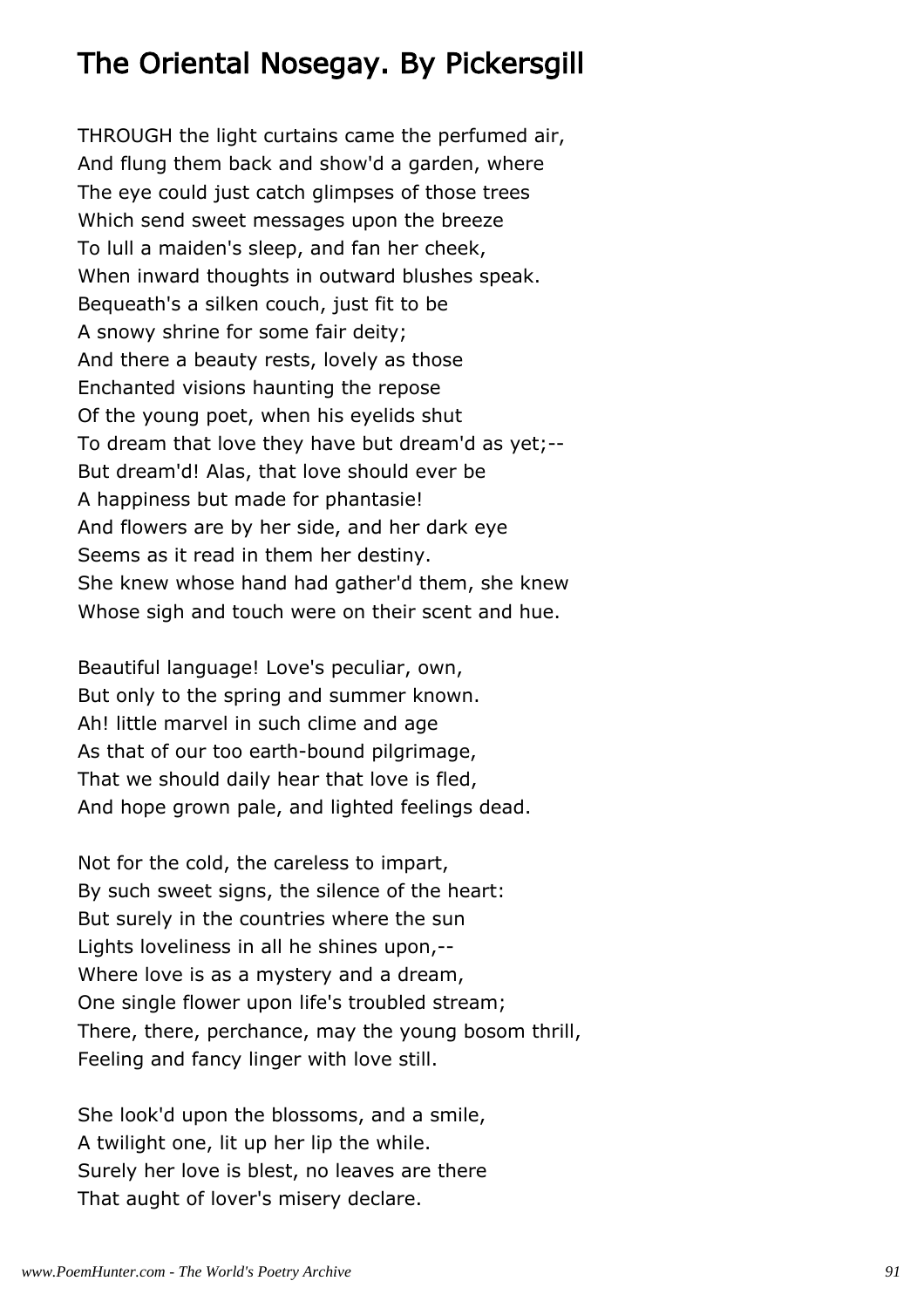## The Oriental Nosegay. By Pickersgill

THROUGH the light curtains came the perfumed air,
And flung them back and show'd a garden, where
The eye could just catch glimpses of those trees
Which send sweet messages upon the breeze
To lull a maiden's sleep, and fan her cheek,
When inward thoughts in outward blushes speak.
Bequeath's a silken couch, just fit to be
A snowy shrine for some fair deity;
And there a beauty rests, lovely as those
Enchanted visions haunting the repose
Of the young poet, when his eyelids shut
To dream that love they have but dream'd as yet;--
But dream'd! Alas, that love should ever be
A happiness but made for phantasie!
And flowers are by her side, and her dark eye
Seems as it read in them her destiny.
She knew whose hand had gather'd them, she knew
Whose sigh and touch were on their scent and hue.

Beautiful language! Love's peculiar, own,
But only to the spring and summer known.
Ah! little marvel in such clime and age
As that of our too earth-bound pilgrimage,
That we should daily hear that love is fled,
And hope grown pale, and lighted feelings dead.

Not for the cold, the careless to impart,
By such sweet signs, the silence of the heart:
But surely in the countries where the sun
Lights loveliness in all he shines upon,--
Where love is as a mystery and a dream,
One single flower upon life's troubled stream;
There, there, perchance, may the young bosom thrill,
Feeling and fancy linger with love still.

She look'd upon the blossoms, and a smile,
A twilight one, lit up her lip the while.
Surely her love is blest, no leaves are there
That aught of lover's misery declare.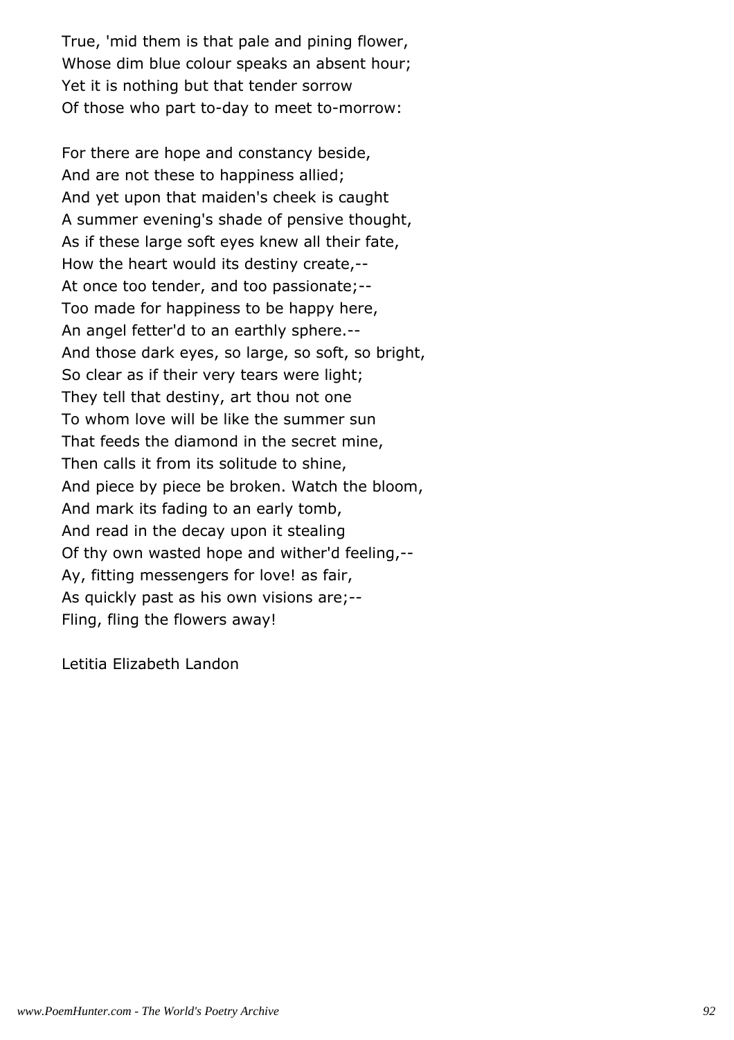True, 'mid them is that pale and pining flower,
Whose dim blue colour speaks an absent hour;
Yet it is nothing but that tender sorrow
Of those who part to-day to meet to-morrow:

For there are hope and constancy beside,
And are not these to happiness allied;
And yet upon that maiden's cheek is caught
A summer evening's shade of pensive thought,
As if these large soft eyes knew all their fate,
How the heart would its destiny create,--
At once too tender, and too passionate;--
Too made for happiness to be happy here,
An angel fetter'd to an earthly sphere.--
And those dark eyes, so large, so soft, so bright,
So clear as if their very tears were light;
They tell that destiny, art thou not one
To whom love will be like the summer sun
That feeds the diamond in the secret mine,
Then calls it from its solitude to shine,
And piece by piece be broken. Watch the bloom,
And mark its fading to an early tomb,
And read in the decay upon it stealing
Of thy own wasted hope and wither'd feeling,--
Ay, fitting messengers for love! as fair,
As quickly past as his own visions are;--
Fling, fling the flowers away!

Letitia Elizabeth Landon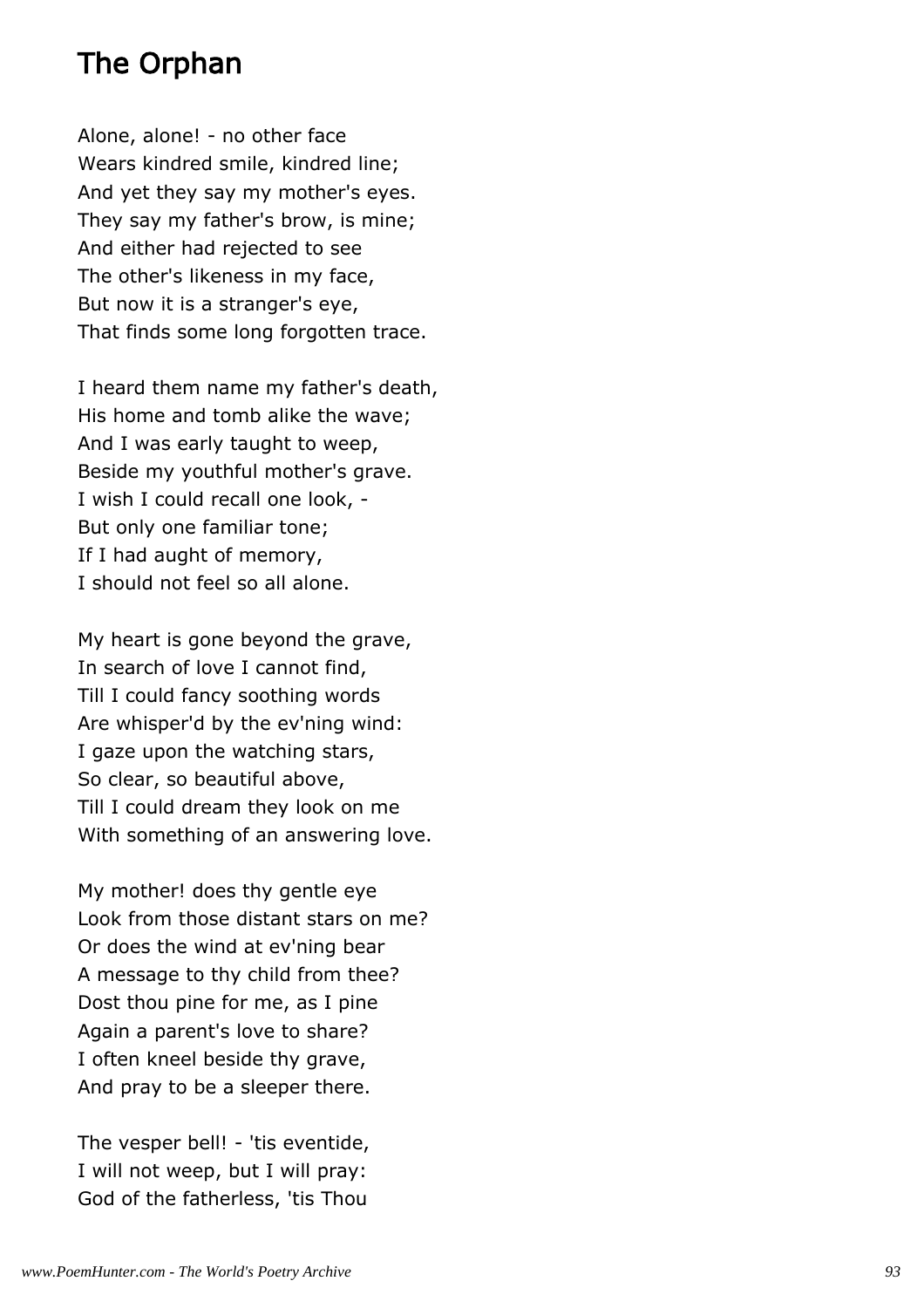# The Orphan

Alone, alone! - no other face
Wears kindred smile, kindred line;
And yet they say my mother's eyes.
They say my father's brow, is mine;
And either had rejected to see
The other's likeness in my face,
But now it is a stranger's eye,
That finds some long forgotten trace.

I heard them name my father's death,
His home and tomb alike the wave;
And I was early taught to weep,
Beside my youthful mother's grave.
I wish I could recall one look, -
But only one familiar tone;
If I had aught of memory,
I should not feel so all alone.

My heart is gone beyond the grave,
In search of love I cannot find,
Till I could fancy soothing words
Are whisper'd by the ev'ning wind:
I gaze upon the watching stars,
So clear, so beautiful above,
Till I could dream they look on me
With something of an answering love.

My mother! does thy gentle eye
Look from those distant stars on me?
Or does the wind at ev'ning bear
A message to thy child from thee?
Dost thou pine for me, as I pine
Again a parent's love to share?
I often kneel beside thy grave,
And pray to be a sleeper there.

The vesper bell! - 'tis eventide,
I will not weep, but I will pray:
God of the fatherless, 'tis Thou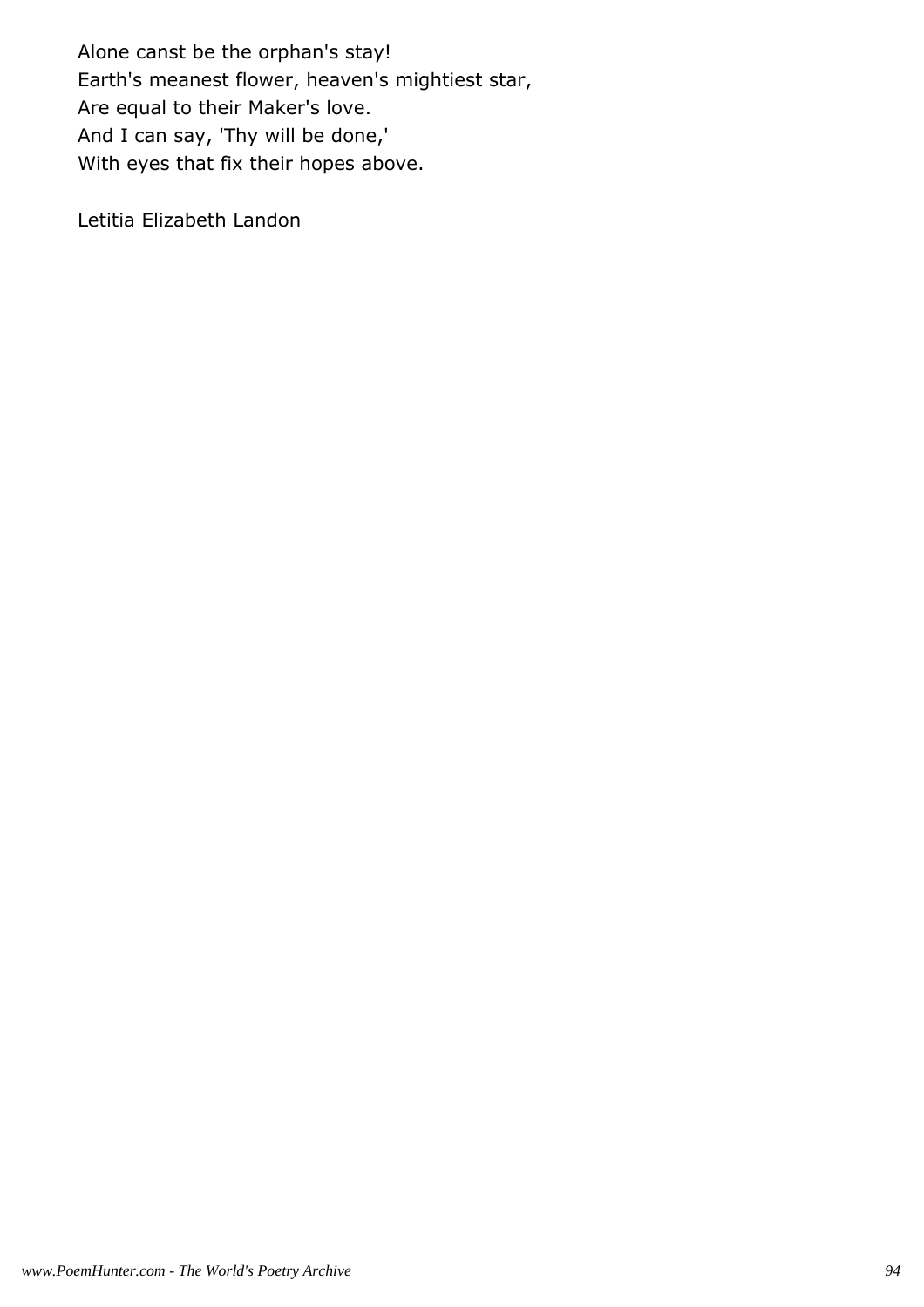Alone canst be the orphan's stay!  
Earth's meanest flower, heaven's mightiest star,  
Are equal to their Maker's love.  
And I can say, 'Thy will be done,'  
With eyes that fix their hopes above.

Letitia Elizabeth Landon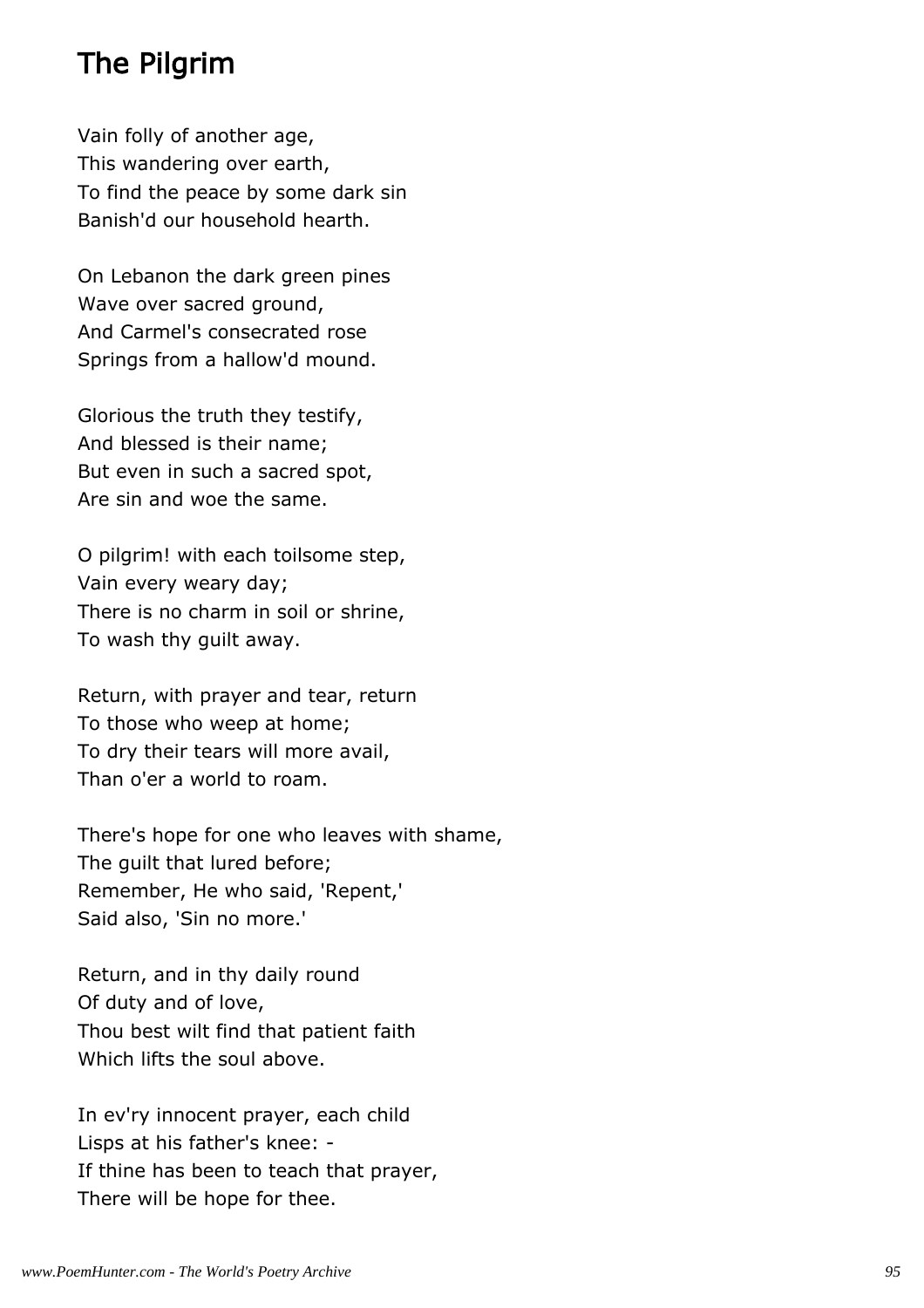# The Pilgrim

Vain folly of another age,
This wandering over earth,
To find the peace by some dark sin
Banish'd our household hearth.

On Lebanon the dark green pines
Wave over sacred ground,
And Carmel's consecrated rose
Springs from a hallow'd mound.

Glorious the truth they testify,
And blessed is their name;
But even in such a sacred spot,
Are sin and woe the same.

O pilgrim! with each toilsome step,
Vain every weary day;
There is no charm in soil or shrine,
To wash thy guilt away.

Return, with prayer and tear, return
To those who weep at home;
To dry their tears will more avail,
Than o'er a world to roam.

There's hope for one who leaves with shame,
The guilt that lured before;
Remember, He who said, 'Repent,'
Said also, 'Sin no more.'

Return, and in thy daily round
Of duty and of love,
Thou best wilt find that patient faith
Which lifts the soul above.

In ev'ry innocent prayer, each child
Lisps at his father's knee: -
If thine has been to teach that prayer,
There will be hope for thee.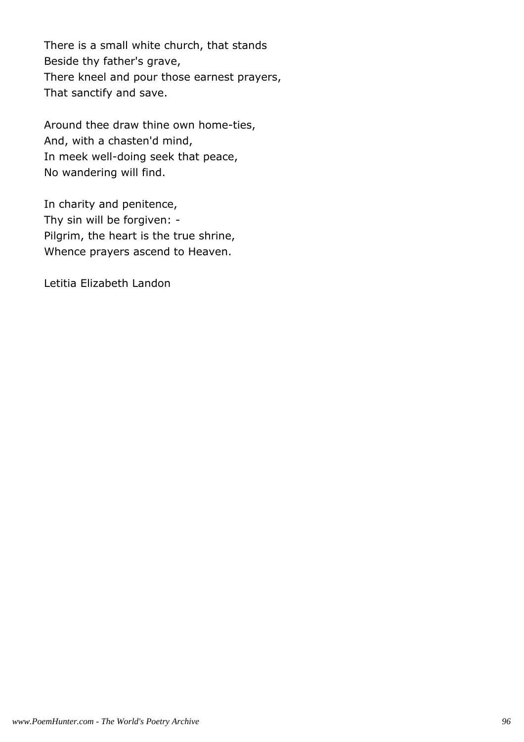There is a small white church, that stands
Beside thy father's grave,
There kneel and pour those earnest prayers,
That sanctify and save.

Around thee draw thine own home-ties,
And, with a chasten'd mind,
In meek well-doing seek that peace,
No wandering will find.

In charity and penitence,
Thy sin will be forgiven: -
Pilgrim, the heart is the true shrine,
Whence prayers ascend to Heaven.

Letitia Elizabeth Landon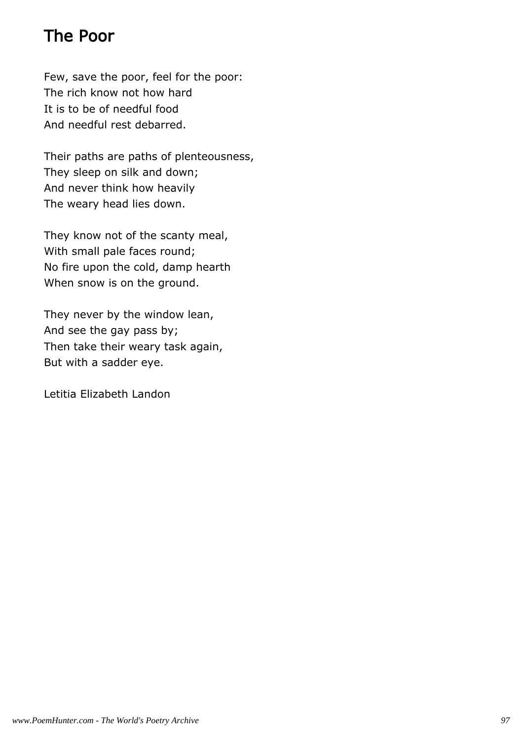# The Poor

Few, save the poor, feel for the poor:
The rich know not how hard
It is to be of needful food
And needful rest debarred.

Their paths are paths of plenteousness,
They sleep on silk and down;
And never think how heavily
The weary head lies down.

They know not of the scanty meal,
With small pale faces round;
No fire upon the cold, damp hearth
When snow is on the ground.

They never by the window lean,
And see the gay pass by;
Then take their weary task again,
But with a sadder eye.

Letitia Elizabeth Landon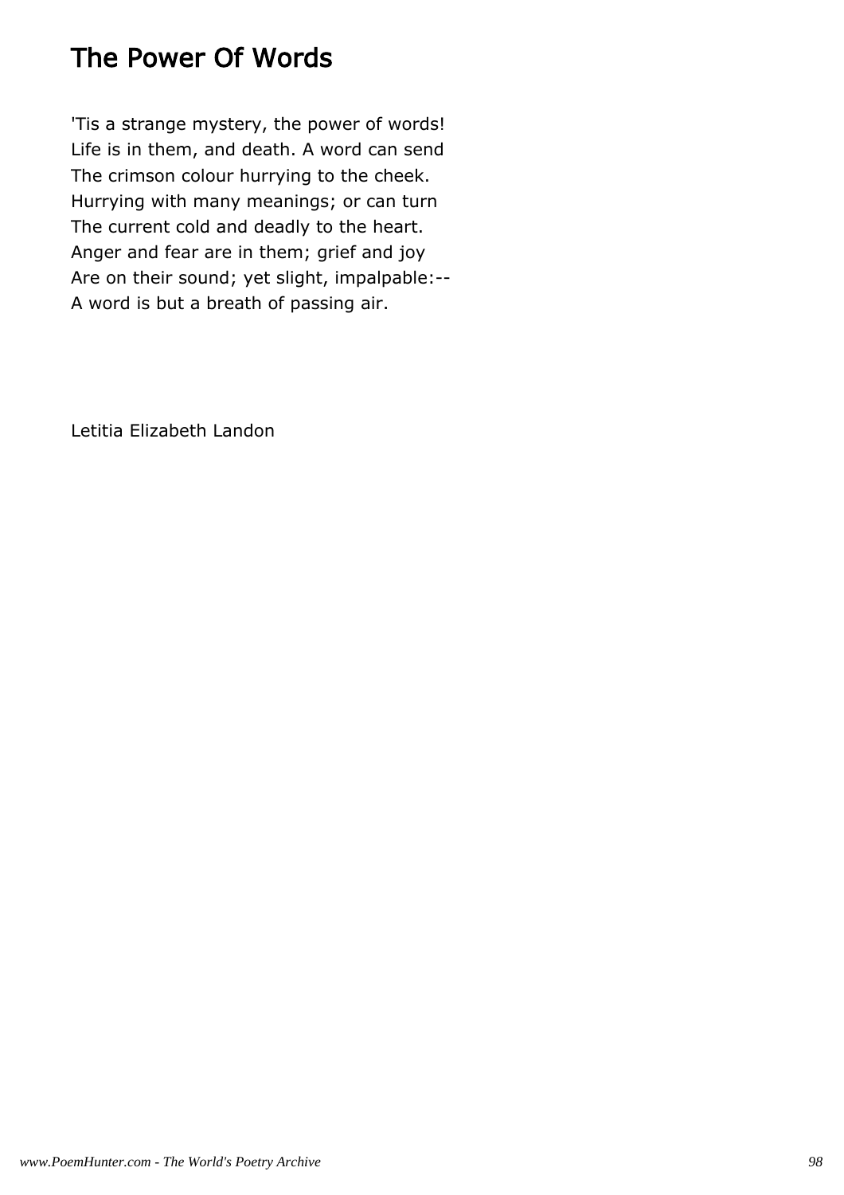# The Power Of Words

'Tis a strange mystery, the power of words!  
Life is in them, and death. A word can send  
The crimson colour hurrying to the cheek.  
Hurrying with many meanings; or can turn  
The current cold and deadly to the heart.  
Anger and fear are in them; grief and joy  
Are on their sound; yet slight, impalpable:--  
A word is but a breath of passing air.

Letitia Elizabeth Landon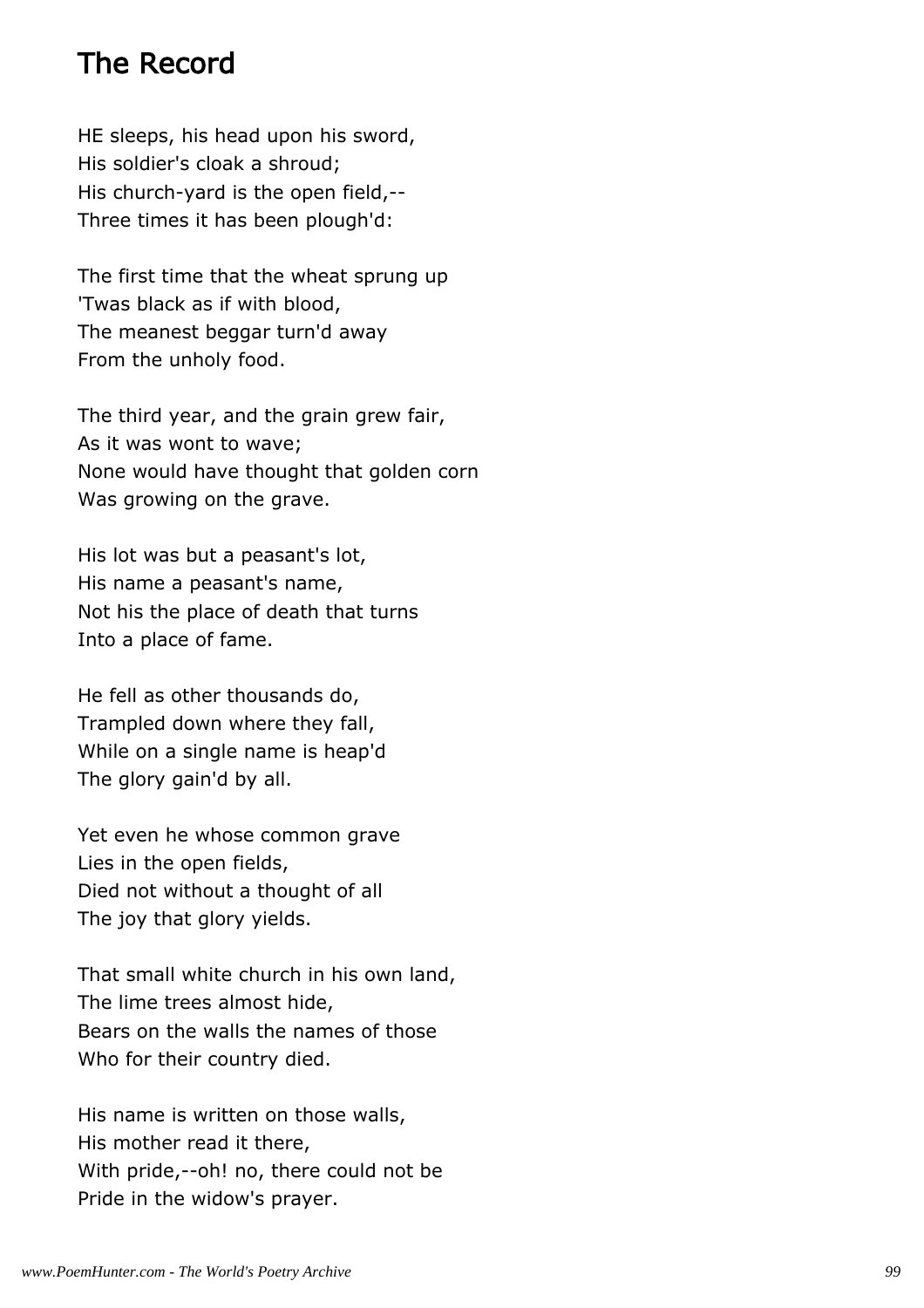# The Record

HE sleeps, his head upon his sword,
His soldier's cloak a shroud;
His church-yard is the open field,--
Three times it has been plough'd:

The first time that the wheat sprung up
'Twas black as if with blood,
The meanest beggar turn'd away
From the unholy food.

The third year, and the grain grew fair,
As it was wont to wave;
None would have thought that golden corn
Was growing on the grave.

His lot was but a peasant's lot,
His name a peasant's name,
Not his the place of death that turns
Into a place of fame.

He fell as other thousands do,
Trampled down where they fall,
While on a single name is heap'd
The glory gain'd by all.

Yet even he whose common grave
Lies in the open fields,
Died not without a thought of all
The joy that glory yields.

That small white church in his own land,
The lime trees almost hide,
Bears on the walls the names of those
Who for their country died.

His name is written on those walls,
His mother read it there,
With pride,--oh! no, there could not be
Pride in the widow's prayer.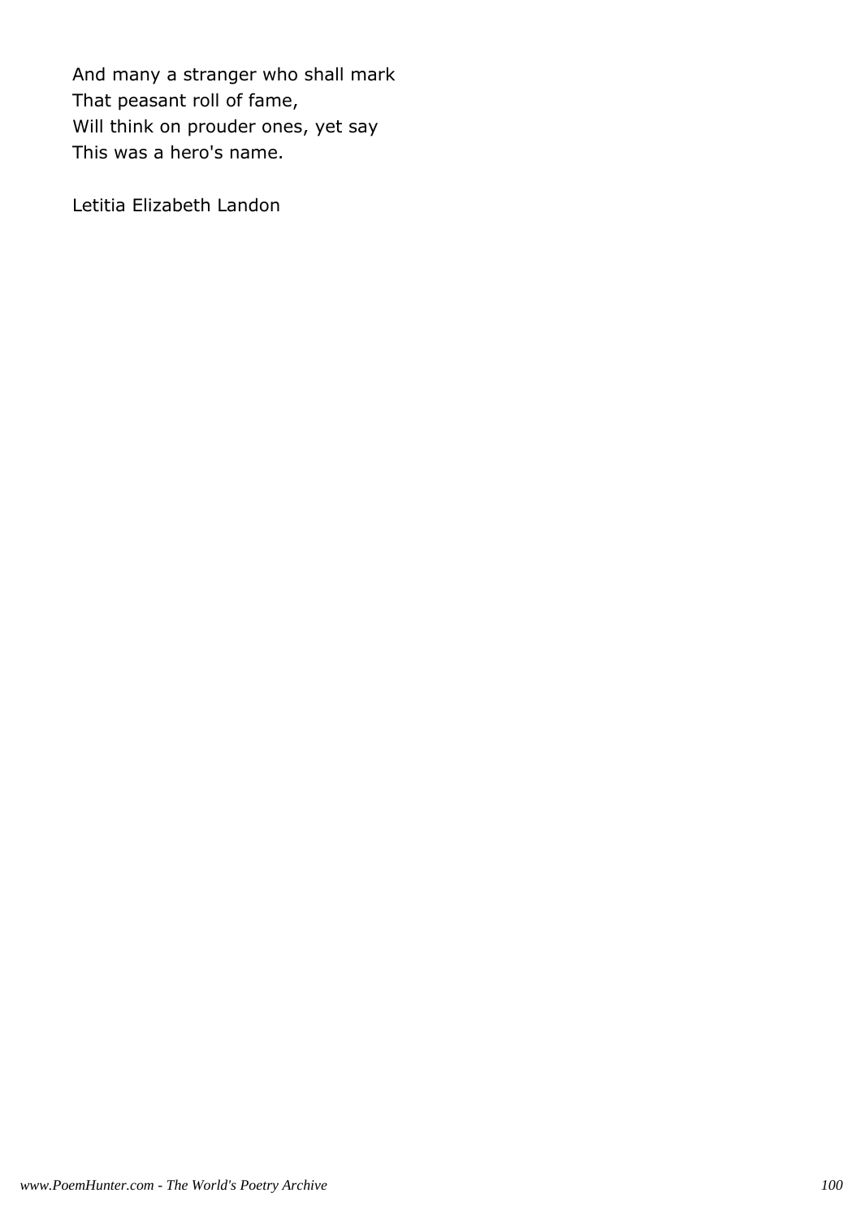And many a stranger who shall mark
That peasant roll of fame,
Will think on prouder ones, yet say
This was a hero's name.

Letitia Elizabeth Landon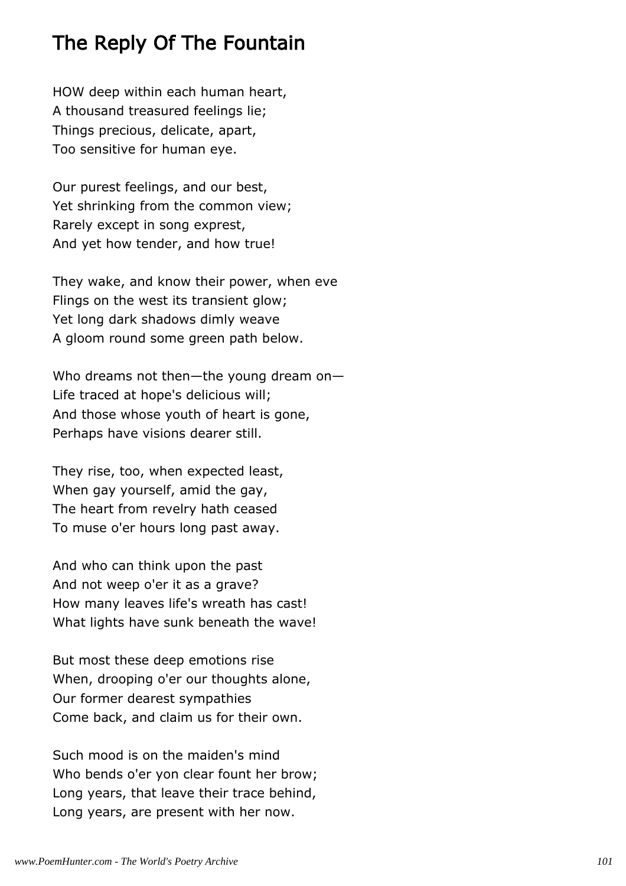## The Reply Of The Fountain

HOW deep within each human heart,
A thousand treasured feelings lie;
Things precious, delicate, apart,
Too sensitive for human eye.

Our purest feelings, and our best,
Yet shrinking from the common view;
Rarely except in song exprest,
And yet how tender, and how true!

They wake, and know their power, when eve
Flings on the west its transient glow;
Yet long dark shadows dimly weave
A gloom round some green path below.

Who dreams not then—the young dream on—
Life traced at hope's delicious will;
And those whose youth of heart is gone,
Perhaps have visions dearer still.

They rise, too, when expected least,
When gay yourself, amid the gay,
The heart from revelry hath ceased
To muse o'er hours long past away.

And who can think upon the past
And not weep o'er it as a grave?
How many leaves life's wreath has cast!
What lights have sunk beneath the wave!

But most these deep emotions rise
When, drooping o'er our thoughts alone,
Our former dearest sympathies
Come back, and claim us for their own.

Such mood is on the maiden's mind
Who bends o'er yon clear fount her brow;
Long years, that leave their trace behind,
Long years, are present with her now.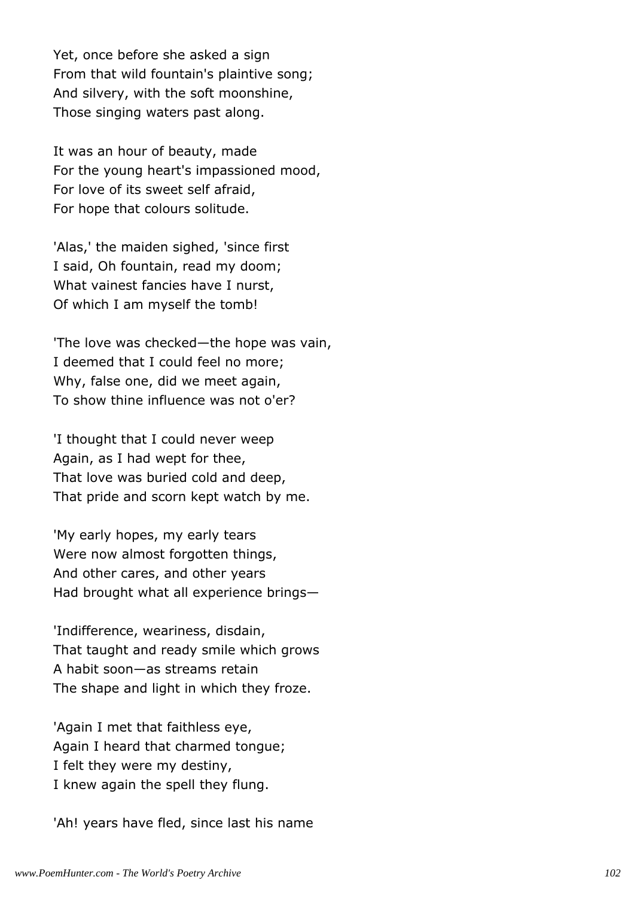Yet, once before she asked a sign
From that wild fountain's plaintive song;
And silvery, with the soft moonshine,
Those singing waters past along.

It was an hour of beauty, made
For the young heart's impassioned mood,
For love of its sweet self afraid,
For hope that colours solitude.

'Alas,' the maiden sighed, 'since first
I said, Oh fountain, read my doom;
What vainest fancies have I nurst,
Of which I am myself the tomb!

'The love was checked—the hope was vain,
I deemed that I could feel no more;
Why, false one, did we meet again,
To show thine influence was not o'er?

'I thought that I could never weep
Again, as I had wept for thee,
That love was buried cold and deep,
That pride and scorn kept watch by me.

'My early hopes, my early tears
Were now almost forgotten things,
And other cares, and other years
Had brought what all experience brings—

'Indifference, weariness, disdain,
That taught and ready smile which grows
A habit soon—as streams retain
The shape and light in which they froze.

'Again I met that faithless eye,
Again I heard that charmed tongue;
I felt they were my destiny,
I knew again the spell they flung.

'Ah! years have fled, since last his name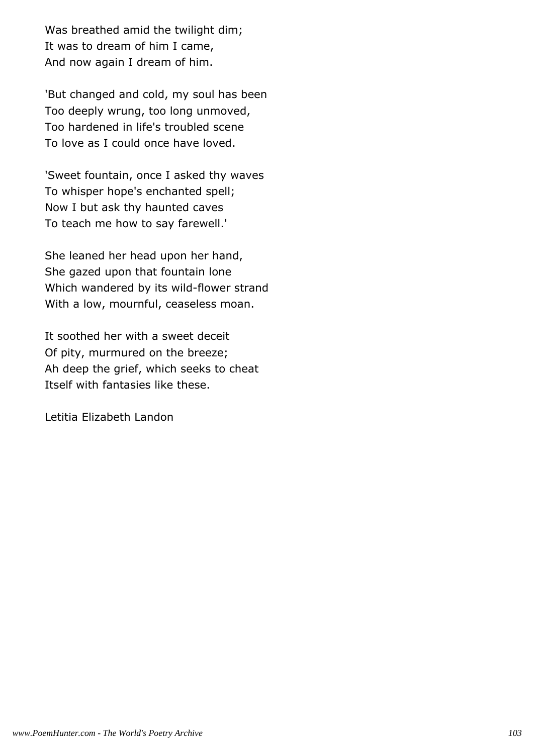Was breathed amid the twilight dim;
It was to dream of him I came,
And now again I dream of him.

'But changed and cold, my soul has been
Too deeply wrung, too long unmoved,
Too hardened in life's troubled scene
To love as I could once have loved.

'Sweet fountain, once I asked thy waves
To whisper hope's enchanted spell;
Now I but ask thy haunted caves
To teach me how to say farewell.'

She leaned her head upon her hand,
She gazed upon that fountain lone
Which wandered by its wild-flower strand
With a low, mournful, ceaseless moan.

It soothed her with a sweet deceit
Of pity, murmured on the breeze;
Ah deep the grief, which seeks to cheat
Itself with fantasies like these.

Letitia Elizabeth Landon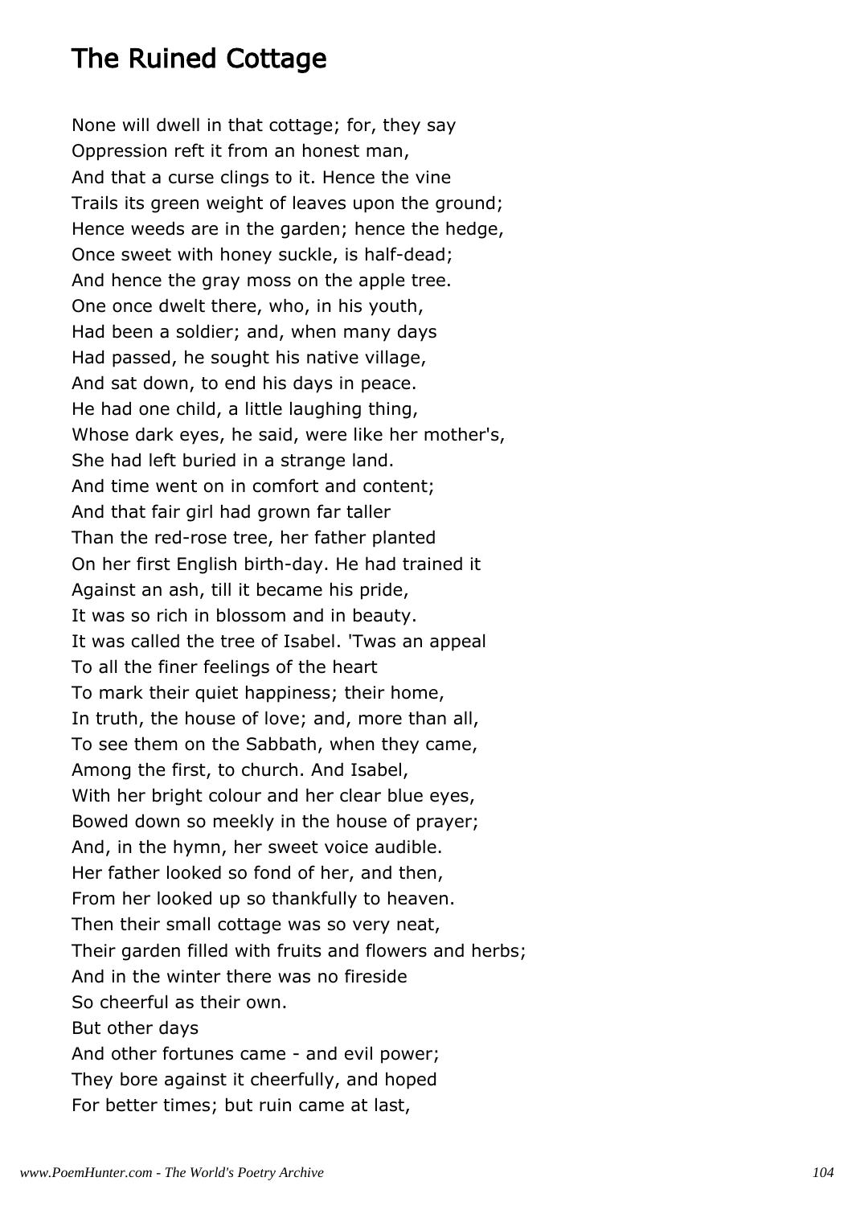# The Ruined Cottage

None will dwell in that cottage; for, they say
Oppression reft it from an honest man,
And that a curse clings to it. Hence the vine
Trails its green weight of leaves upon the ground;
Hence weeds are in the garden; hence the hedge,
Once sweet with honey suckle, is half-dead;
And hence the gray moss on the apple tree.
One once dwelt there, who, in his youth,
Had been a soldier; and, when many days
Had passed, he sought his native village,
And sat down, to end his days in peace.
He had one child, a little laughing thing,
Whose dark eyes, he said, were like her mother's,
She had left buried in a strange land.
And time went on in comfort and content;
And that fair girl had grown far taller
Than the red-rose tree, her father planted
On her first English birth-day. He had trained it
Against an ash, till it became his pride,
It was so rich in blossom and in beauty.
It was called the tree of Isabel. 'Twas an appeal
To all the finer feelings of the heart
To mark their quiet happiness; their home,
In truth, the house of love; and, more than all,
To see them on the Sabbath, when they came,
Among the first, to church. And Isabel,
With her bright colour and her clear blue eyes,
Bowed down so meekly in the house of prayer;
And, in the hymn, her sweet voice audible.
Her father looked so fond of her, and then,
From her looked up so thankfully to heaven.
Then their small cottage was so very neat,
Their garden filled with fruits and flowers and herbs;
And in the winter there was no fireside
So cheerful as their own.
But other days
And other fortunes came - and evil power;
They bore against it cheerfully, and hoped
For better times; but ruin came at last,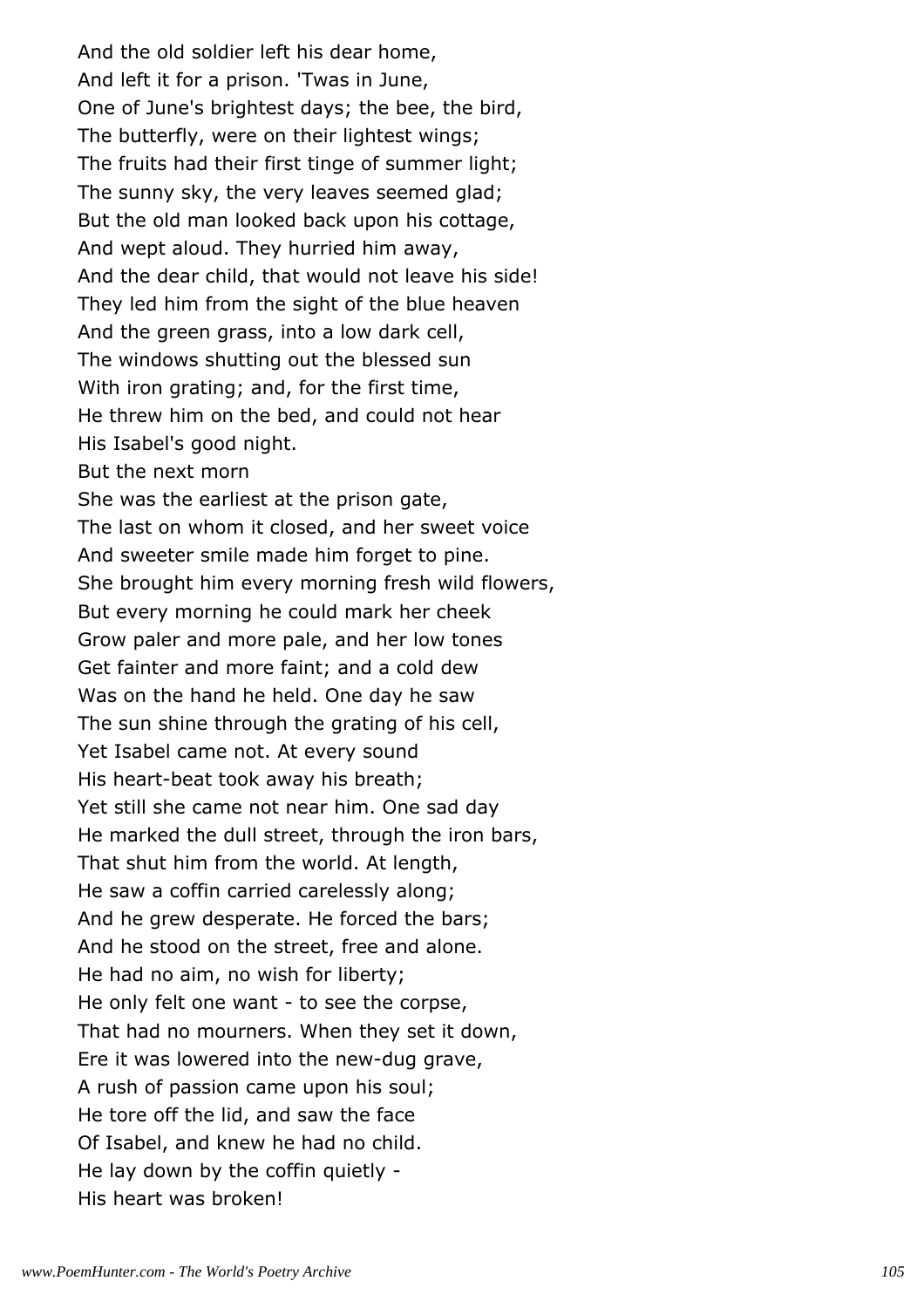And the old soldier left his dear home,  
And left it for a prison. 'Twas in June,  
One of June's brightest days; the bee, the bird,  
The butterfly, were on their lightest wings;  
The fruits had their first tinge of summer light;  
The sunny sky, the very leaves seemed glad;  
But the old man looked back upon his cottage,  
And wept aloud. They hurried him away,  
And the dear child, that would not leave his side!  
They led him from the sight of the blue heaven  
And the green grass, into a low dark cell,  
The windows shutting out the blessed sun  
With iron grating; and, for the first time,  
He threw him on the bed, and could not hear  
His Isabel's good night.  
But the next morn  
She was the earliest at the prison gate,  
The last on whom it closed, and her sweet voice  
And sweeter smile made him forget to pine.  
She brought him every morning fresh wild flowers,  
But every morning he could mark her cheek  
Grow paler and more pale, and her low tones  
Get fainter and more faint; and a cold dew  
Was on the hand he held. One day he saw  
The sun shine through the grating of his cell,  
Yet Isabel came not. At every sound  
His heart-beat took away his breath;  
Yet still she came not near him. One sad day  
He marked the dull street, through the iron bars,  
That shut him from the world. At length,  
He saw a coffin carried carelessly along;  
And he grew desperate. He forced the bars;  
And he stood on the street, free and alone.  
He had no aim, no wish for liberty;  
He only felt one want - to see the corpse,  
That had no mourners. When they set it down,  
Ere it was lowered into the new-dug grave,  
A rush of passion came upon his soul;  
He tore off the lid, and saw the face  
Of Isabel, and knew he had no child.  
He lay down by the coffin quietly -  
His heart was broken!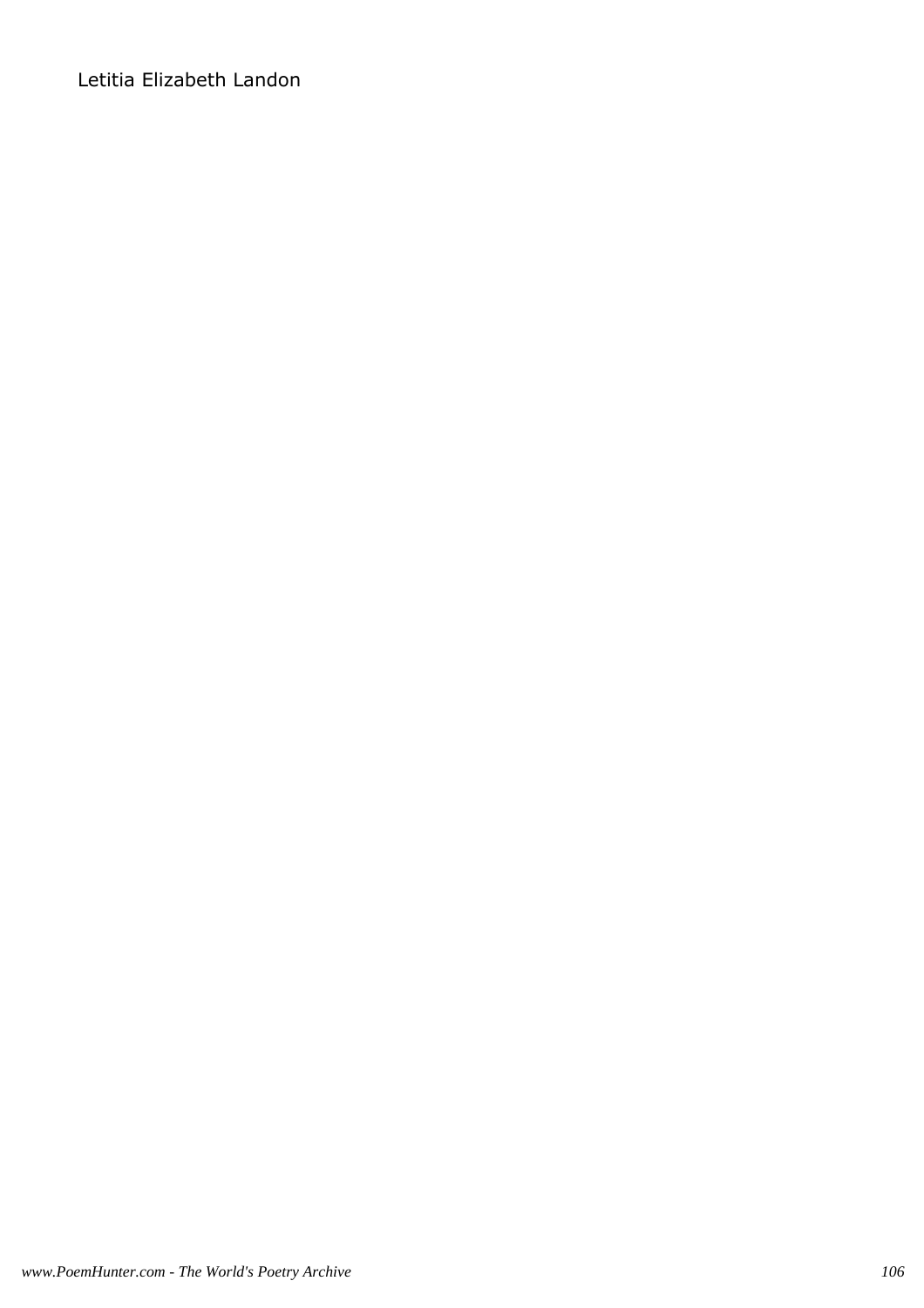Letitia Elizabeth Landon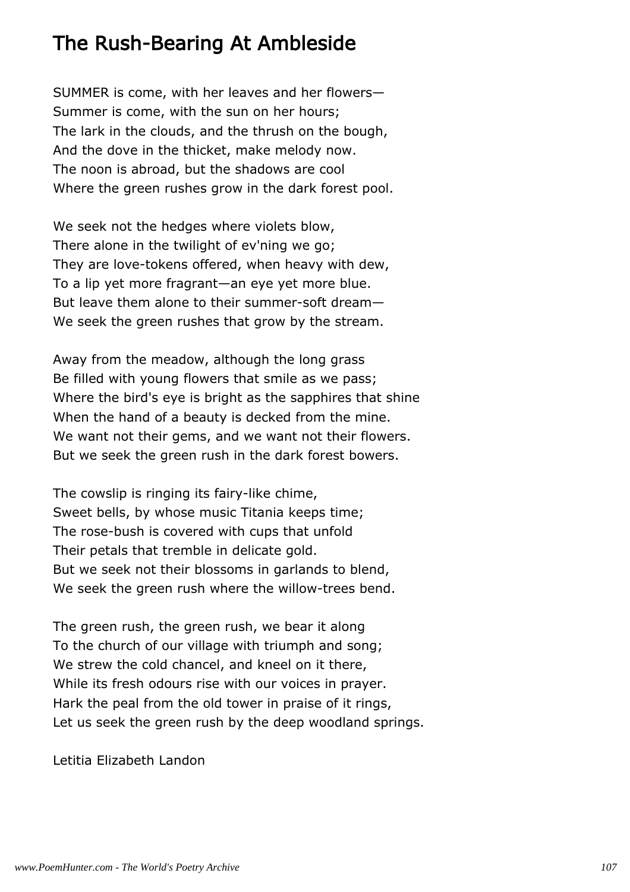## The Rush-Bearing At Ambleside

SUMMER is come, with her leaves and her flowers—
Summer is come, with the sun on her hours;
The lark in the clouds, and the thrush on the bough,
And the dove in the thicket, make melody now.
The noon is abroad, but the shadows are cool
Where the green rushes grow in the dark forest pool.

We seek not the hedges where violets blow,
There alone in the twilight of ev'ning we go;
They are love-tokens offered, when heavy with dew,
To a lip yet more fragrant—an eye yet more blue.
But leave them alone to their summer-soft dream—
We seek the green rushes that grow by the stream.

Away from the meadow, although the long grass
Be filled with young flowers that smile as we pass;
Where the bird's eye is bright as the sapphires that shine
When the hand of a beauty is decked from the mine.
We want not their gems, and we want not their flowers.
But we seek the green rush in the dark forest bowers.

The cowslip is ringing its fairy-like chime,
Sweet bells, by whose music Titania keeps time;
The rose-bush is covered with cups that unfold
Their petals that tremble in delicate gold.
But we seek not their blossoms in garlands to blend,
We seek the green rush where the willow-trees bend.

The green rush, the green rush, we bear it along
To the church of our village with triumph and song;
We strew the cold chancel, and kneel on it there,
While its fresh odours rise with our voices in prayer.
Hark the peal from the old tower in praise of it rings,
Let us seek the green rush by the deep woodland springs.

Letitia Elizabeth Landon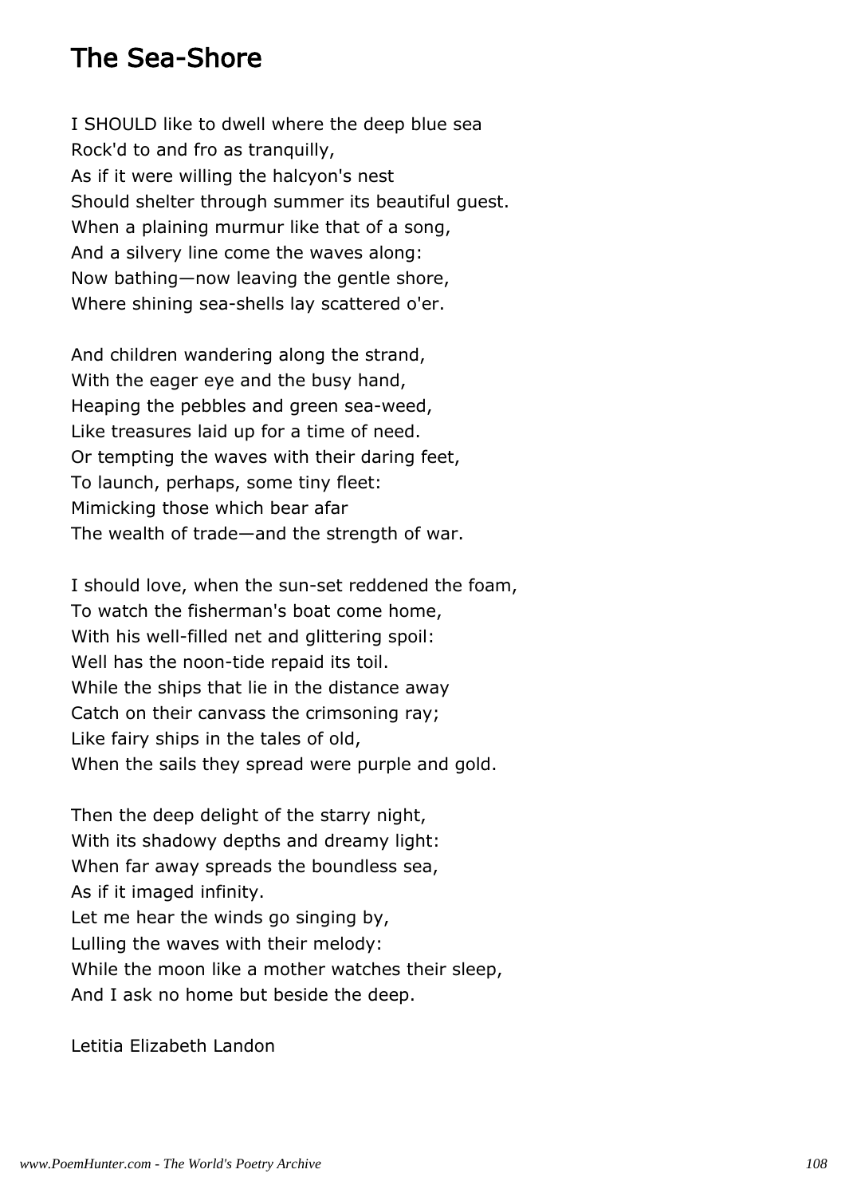# The Sea-Shore

I SHOULD like to dwell where the deep blue sea
Rock'd to and fro as tranquilly,
As if it were willing the halcyon's nest
Should shelter through summer its beautiful guest.
When a plaining murmur like that of a song,
And a silvery line come the waves along:
Now bathing—now leaving the gentle shore,
Where shining sea-shells lay scattered o'er.

And children wandering along the strand,
With the eager eye and the busy hand,
Heaping the pebbles and green sea-weed,
Like treasures laid up for a time of need.
Or tempting the waves with their daring feet,
To launch, perhaps, some tiny fleet:
Mimicking those which bear afar
The wealth of trade—and the strength of war.

I should love, when the sun-set reddened the foam,
To watch the fisherman's boat come home,
With his well-filled net and glittering spoil:
Well has the noon-tide repaid its toil.
While the ships that lie in the distance away
Catch on their canvass the crimsoning ray;
Like fairy ships in the tales of old,
When the sails they spread were purple and gold.

Then the deep delight of the starry night,
With its shadowy depths and dreamy light:
When far away spreads the boundless sea,
As if it imaged infinity.
Let me hear the winds go singing by,
Lulling the waves with their melody:
While the moon like a mother watches their sleep,
And I ask no home but beside the deep.

Letitia Elizabeth Landon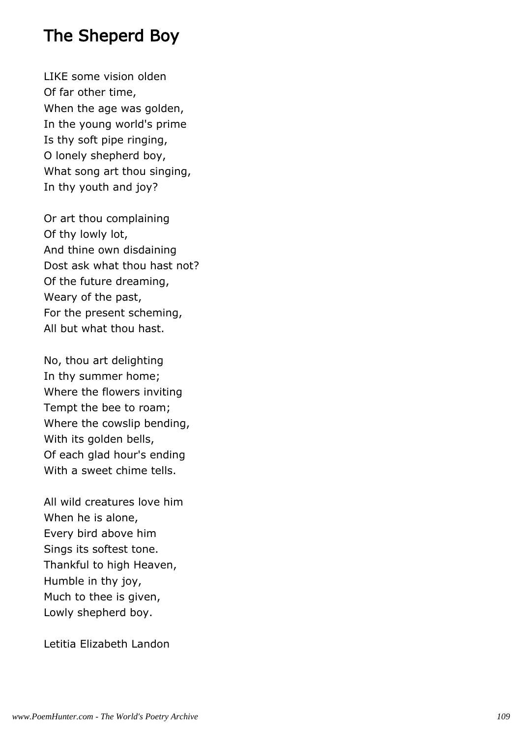## The Sheperd Boy

LIKE some vision olden
Of far other time,
When the age was golden,
In the young world's prime
Is thy soft pipe ringing,
O lonely shepherd boy,
What song art thou singing,
In thy youth and joy?

Or art thou complaining
Of thy lowly lot,
And thine own disdaining
Dost ask what thou hast not?
Of the future dreaming,
Weary of the past,
For the present scheming,
All but what thou hast.

No, thou art delighting
In thy summer home;
Where the flowers inviting
Tempt the bee to roam;
Where the cowslip bending,
With its golden bells,
Of each glad hour's ending
With a sweet chime tells.

All wild creatures love him
When he is alone,
Every bird above him
Sings its softest tone.
Thankful to high Heaven,
Humble in thy joy,
Much to thee is given,
Lowly shepherd boy.

Letitia Elizabeth Landon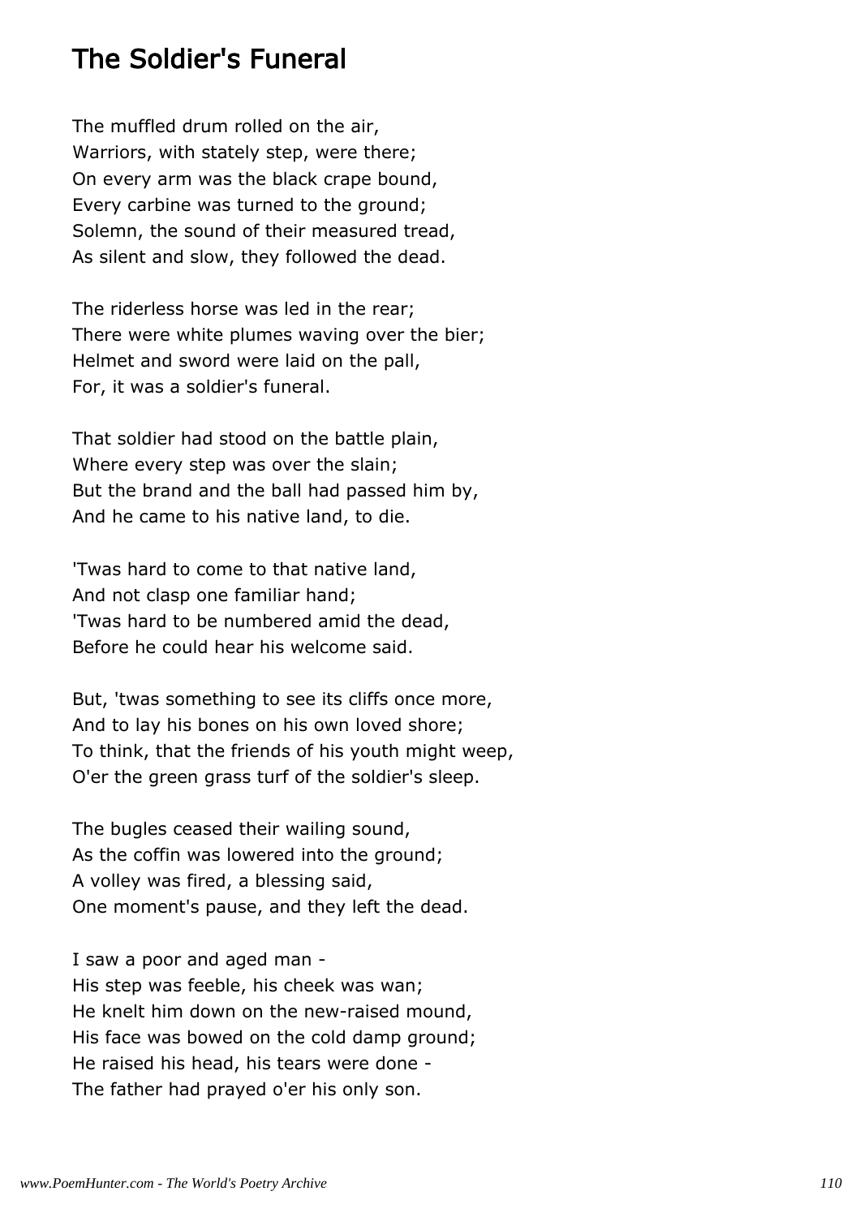# The Soldier's Funeral

The muffled drum rolled on the air,  
Warriors, with stately step, were there;  
On every arm was the black crape bound,  
Every carbine was turned to the ground;  
Solemn, the sound of their measured tread,  
As silent and slow, they followed the dead.

The riderless horse was led in the rear;  
There were white plumes waving over the bier;  
Helmet and sword were laid on the pall,  
For, it was a soldier's funeral.

That soldier had stood on the battle plain,  
Where every step was over the slain;  
But the brand and the ball had passed him by,  
And he came to his native land, to die.

'Twas hard to come to that native land,  
And not clasp one familiar hand;  
'Twas hard to be numbered amid the dead,  
Before he could hear his welcome said.

But, 'twas something to see its cliffs once more,  
And to lay his bones on his own loved shore;  
To think, that the friends of his youth might weep,  
O'er the green grass turf of the soldier's sleep.

The bugles ceased their wailing sound,  
As the coffin was lowered into the ground;  
A volley was fired, a blessing said,  
One moment's pause, and they left the dead.

I saw a poor and aged man -  
His step was feeble, his cheek was wan;  
He knelt him down on the new-raised mound,  
His face was bowed on the cold damp ground;  
He raised his head, his tears were done -  
The father had prayed o'er his only son.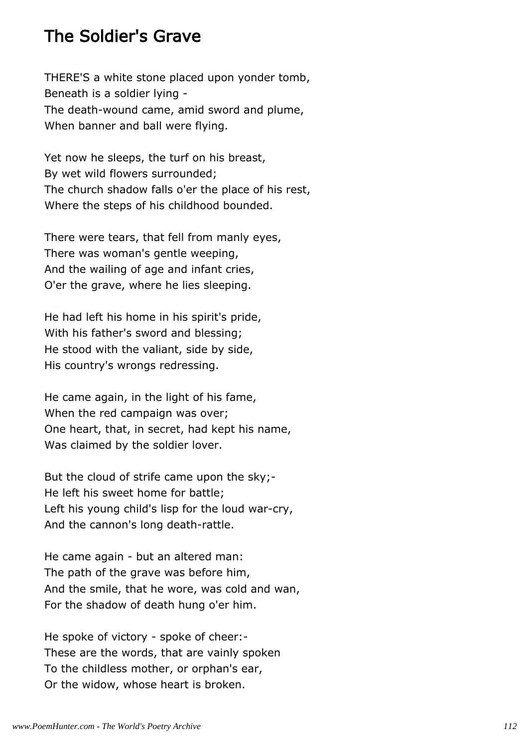## The Soldier's Grave

THERE'S a white stone placed upon yonder tomb,  
Beneath is a soldier lying -  
The death-wound came, amid sword and plume,  
When banner and ball were flying.

Yet now he sleeps, the turf on his breast,  
By wet wild flowers surrounded;  
The church shadow falls o'er the place of his rest,  
Where the steps of his childhood bounded.

There were tears, that fell from manly eyes,  
There was woman's gentle weeping,  
And the wailing of age and infant cries,  
O'er the grave, where he lies sleeping.

He had left his home in his spirit's pride,  
With his father's sword and blessing;  
He stood with the valiant, side by side,  
His country's wrongs redressing.

He came again, in the light of his fame,  
When the red campaign was over;  
One heart, that, in secret, had kept his name,  
Was claimed by the soldier lover.

But the cloud of strife came upon the sky;-  
He left his sweet home for battle;  
Left his young child's lisp for the loud war-cry,  
And the cannon's long death-rattle.

He came again - but an altered man:  
The path of the grave was before him,  
And the smile, that he wore, was cold and wan,  
For the shadow of death hung o'er him.

He spoke of victory - spoke of cheer:-  
These are the words, that are vainly spoken  
To the childless mother, or orphan's ear,  
Or the widow, whose heart is broken.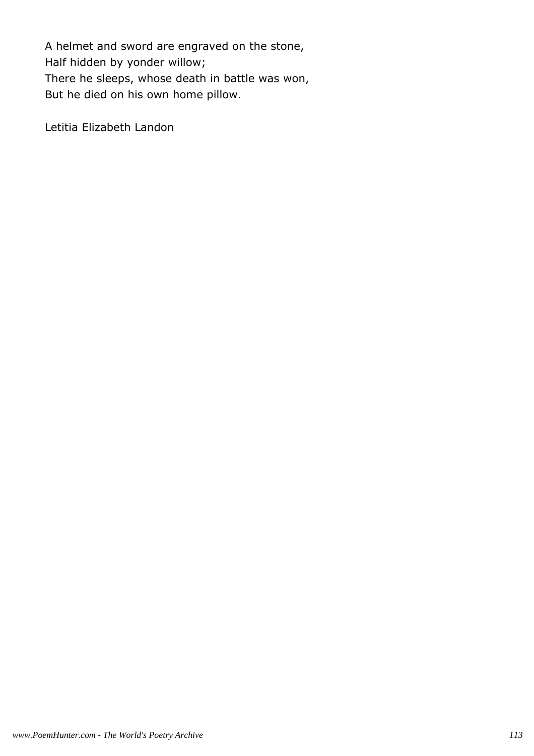A helmet and sword are engraved on the stone,
Half hidden by yonder willow;
There he sleeps, whose death in battle was won,
But he died on his own home pillow.

Letitia Elizabeth Landon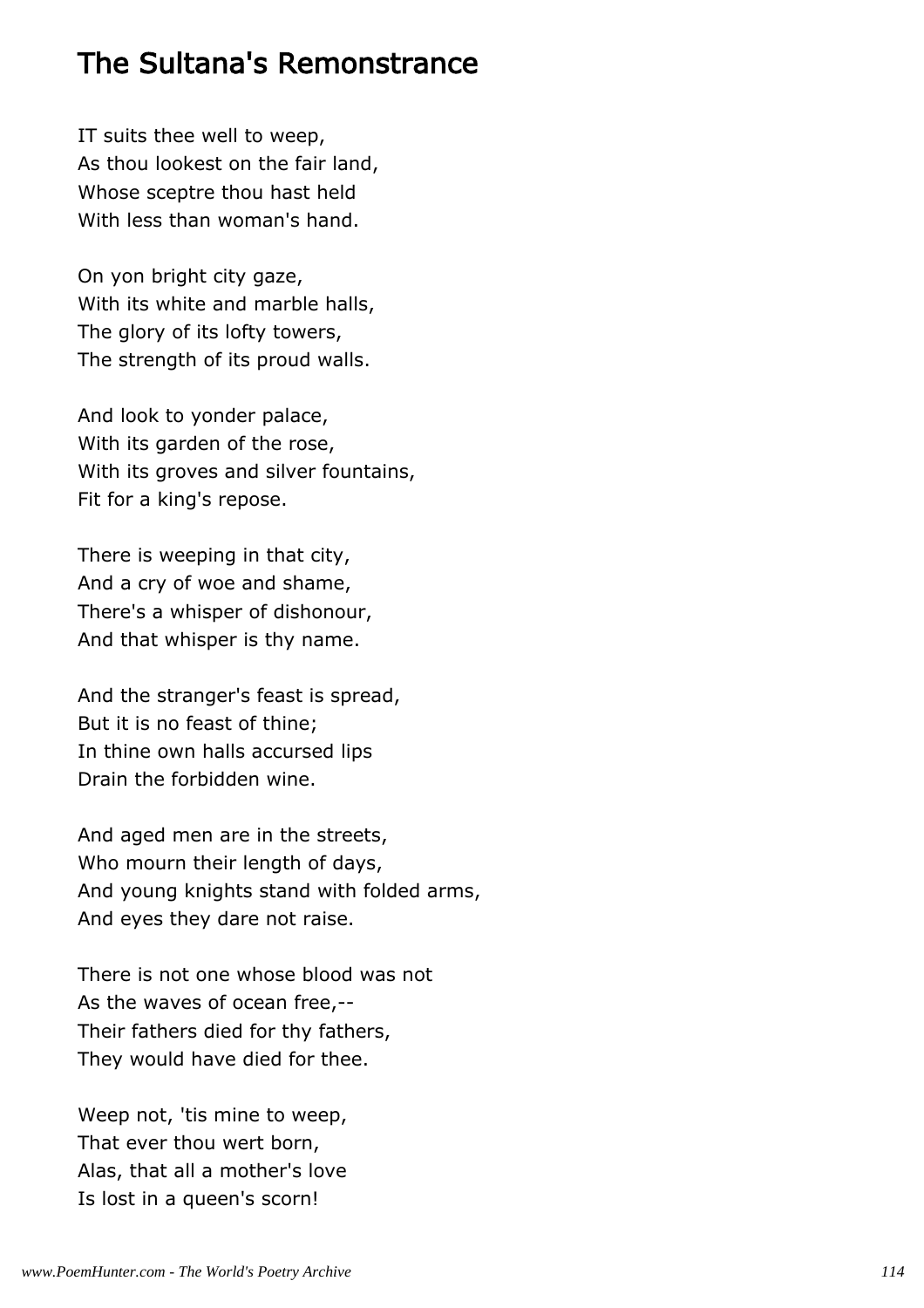## The Sultana's Remonstrance

IT suits thee well to weep,
As thou lookest on the fair land,
Whose sceptre thou hast held
With less than woman's hand.

On yon bright city gaze,
With its white and marble halls,
The glory of its lofty towers,
The strength of its proud walls.

And look to yonder palace,
With its garden of the rose,
With its groves and silver fountains,
Fit for a king's repose.

There is weeping in that city,
And a cry of woe and shame,
There's a whisper of dishonour,
And that whisper is thy name.

And the stranger's feast is spread,
But it is no feast of thine;
In thine own halls accursed lips
Drain the forbidden wine.

And aged men are in the streets,
Who mourn their length of days,
And young knights stand with folded arms,
And eyes they dare not raise.

There is not one whose blood was not
As the waves of ocean free,--
Their fathers died for thy fathers,
They would have died for thee.

Weep not, 'tis mine to weep,
That ever thou wert born,
Alas, that all a mother's love
Is lost in a queen's scorn!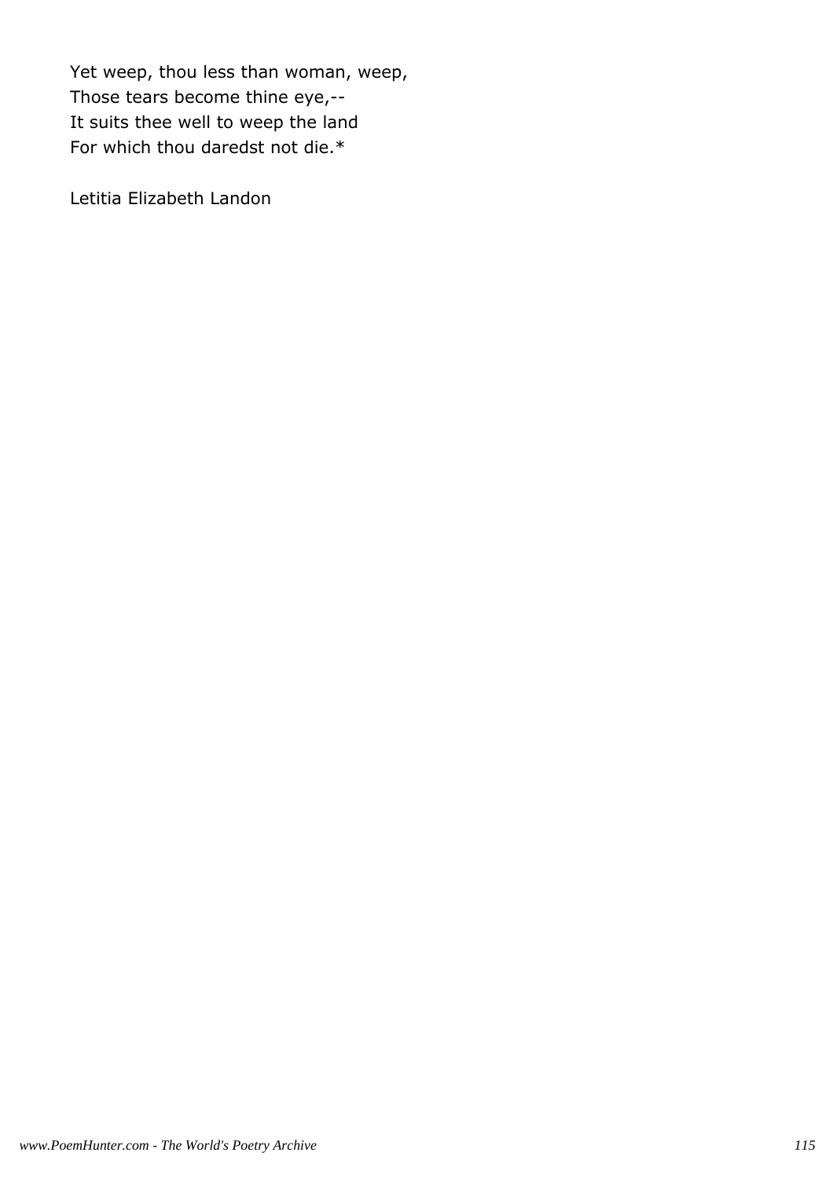Yet weep, thou less than woman, weep,  
Those tears become thine eye,--  
It suits thee well to weep the land  
For which thou daredst not die.*

Letitia Elizabeth Landon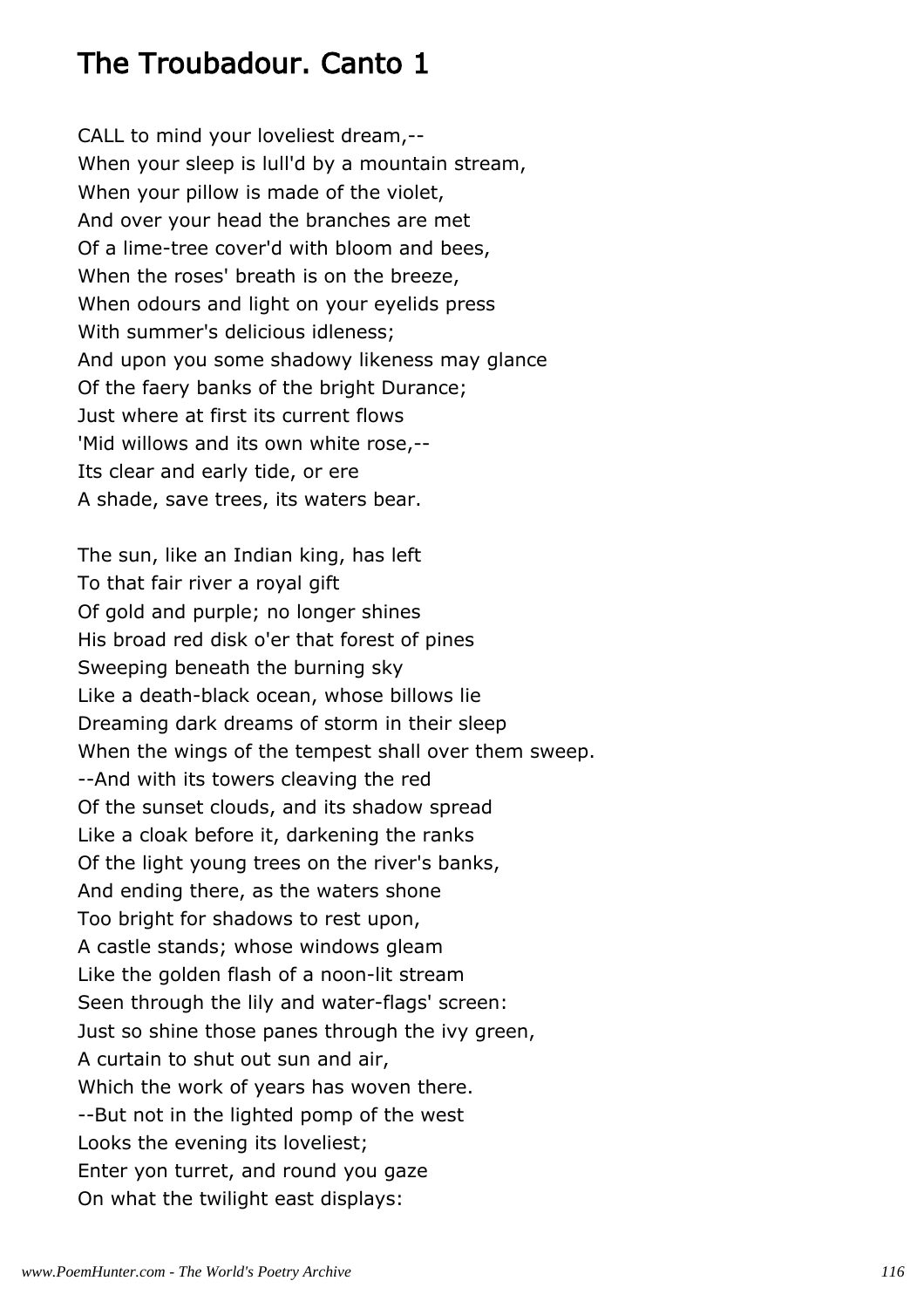# The Troubadour. Canto 1

CALL to mind your loveliest dream,--  
When your sleep is lull'd by a mountain stream,  
When your pillow is made of the violet,  
And over your head the branches are met  
Of a lime-tree cover'd with bloom and bees,  
When the roses' breath is on the breeze,  
When odours and light on your eyelids press  
With summer's delicious idleness;  
And upon you some shadowy likeness may glance  
Of the faery banks of the bright Durance;  
Just where at first its current flows  
'Mid willows and its own white rose,--  
Its clear and early tide, or ere  
A shade, save trees, its waters bear.

The sun, like an Indian king, has left  
To that fair river a royal gift  
Of gold and purple; no longer shines  
His broad red disk o'er that forest of pines  
Sweeping beneath the burning sky  
Like a death-black ocean, whose billows lie  
Dreaming dark dreams of storm in their sleep  
When the wings of the tempest shall over them sweep.  
--And with its towers cleaving the red  
Of the sunset clouds, and its shadow spread  
Like a cloak before it, darkening the ranks  
Of the light young trees on the river's banks,  
And ending there, as the waters shone  
Too bright for shadows to rest upon,  
A castle stands; whose windows gleam  
Like the golden flash of a noon-lit stream  
Seen through the lily and water-flags' screen:  
Just so shine those panes through the ivy green,  
A curtain to shut out sun and air,  
Which the work of years has woven there.  
--But not in the lighted pomp of the west  
Looks the evening its loveliest;  
Enter yon turret, and round you gaze  
On what the twilight east displays: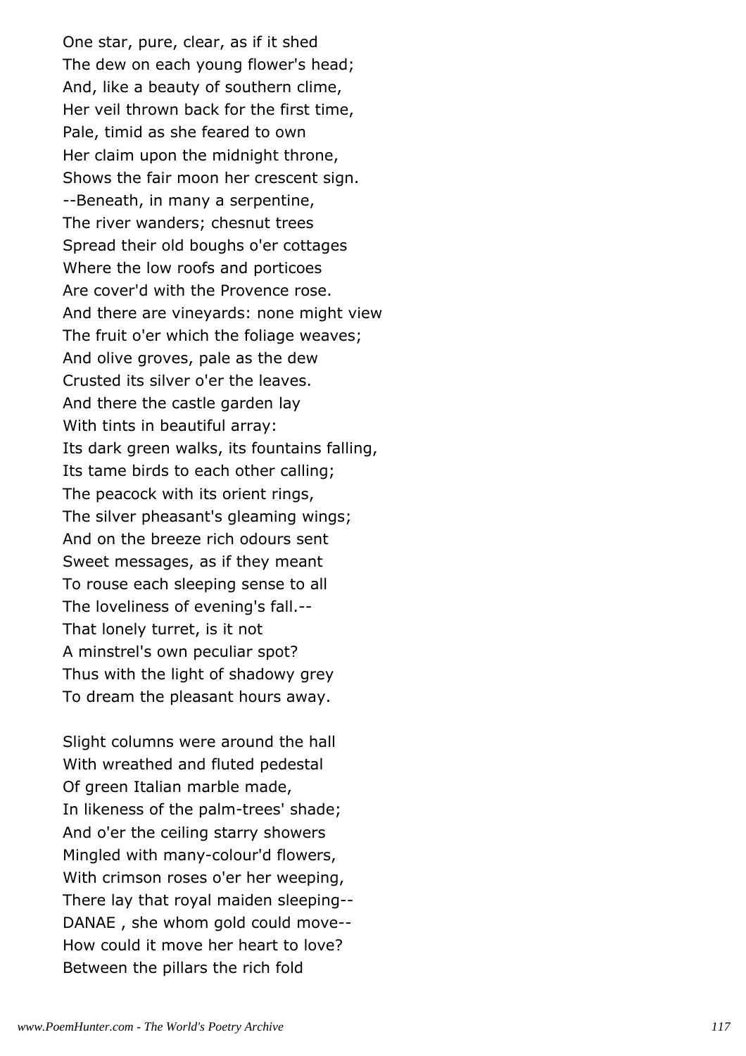One star, pure, clear, as if it shed
The dew on each young flower's head;
And, like a beauty of southern clime,
Her veil thrown back for the first time,
Pale, timid as she feared to own
Her claim upon the midnight throne,
Shows the fair moon her crescent sign.
--Beneath, in many a serpentine,
The river wanders; chesnut trees
Spread their old boughs o'er cottages
Where the low roofs and porticoes
Are cover'd with the Provence rose.
And there are vineyards: none might view
The fruit o'er which the foliage weaves;
And olive groves, pale as the dew
Crusted its silver o'er the leaves.
And there the castle garden lay
With tints in beautiful array:
Its dark green walks, its fountains falling,
Its tame birds to each other calling;
The peacock with its orient rings,
The silver pheasant's gleaming wings;
And on the breeze rich odours sent
Sweet messages, as if they meant
To rouse each sleeping sense to all
The loveliness of evening's fall.--
That lonely turret, is it not
A minstrel's own peculiar spot?
Thus with the light of shadowy grey
To dream the pleasant hours away.

Slight columns were around the hall
With wreathed and fluted pedestal
Of green Italian marble made,
In likeness of the palm-trees' shade;
And o'er the ceiling starry showers
Mingled with many-colour'd flowers,
With crimson roses o'er her weeping,
There lay that royal maiden sleeping--
DANAE , she whom gold could move--
How could it move her heart to love?
Between the pillars the rich fold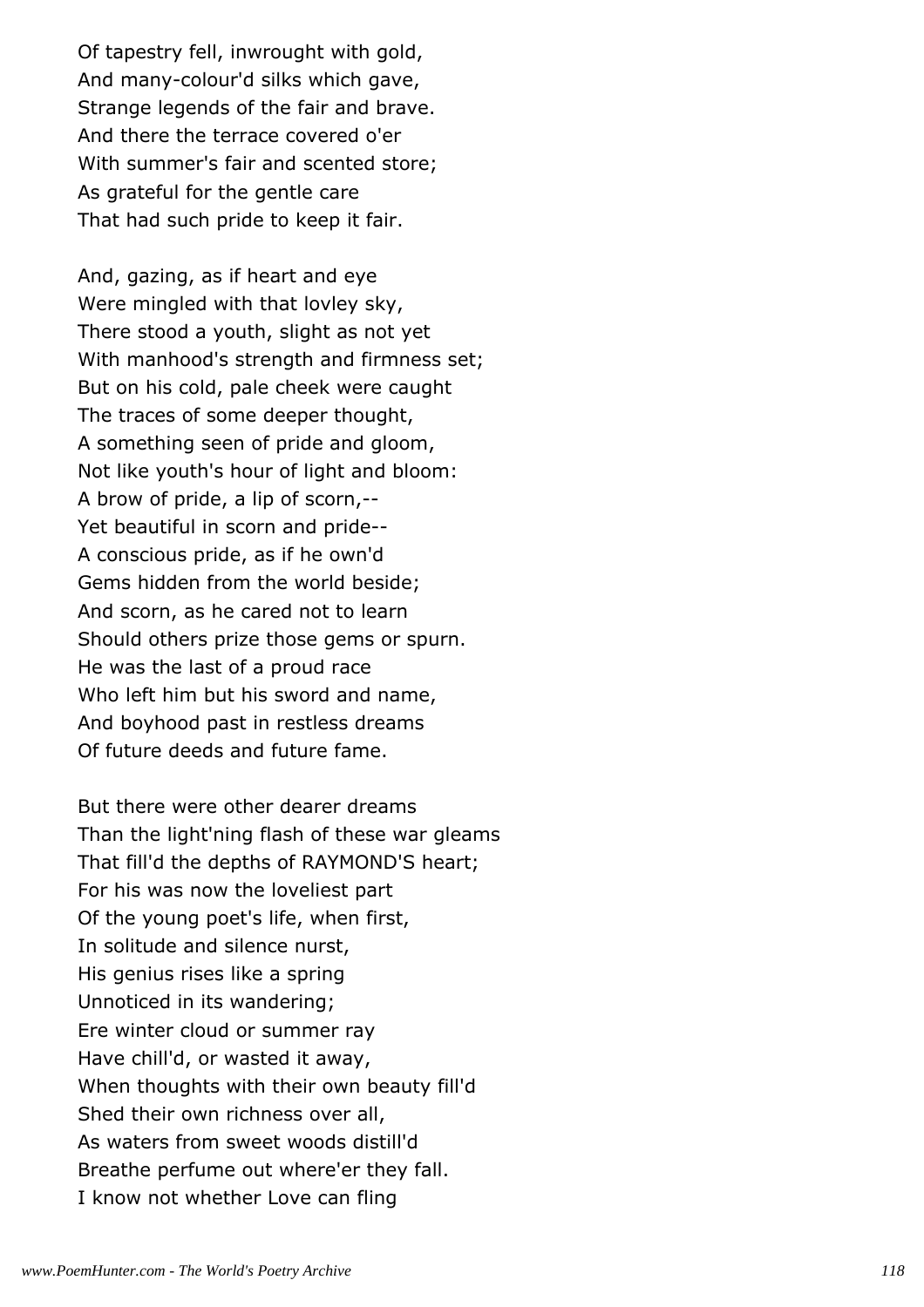Of tapestry fell, inwrought with gold,
And many-colour'd silks which gave,
Strange legends of the fair and brave.
And there the terrace covered o'er
With summer's fair and scented store;
As grateful for the gentle care
That had such pride to keep it fair.

And, gazing, as if heart and eye
Were mingled with that lovley sky,
There stood a youth, slight as not yet
With manhood's strength and firmness set;
But on his cold, pale cheek were caught
The traces of some deeper thought,
A something seen of pride and gloom,
Not like youth's hour of light and bloom:
A brow of pride, a lip of scorn,--
Yet beautiful in scorn and pride--
A conscious pride, as if he own'd
Gems hidden from the world beside;
And scorn, as he cared not to learn
Should others prize those gems or spurn.
He was the last of a proud race
Who left him but his sword and name,
And boyhood past in restless dreams
Of future deeds and future fame.

But there were other dearer dreams
Than the light'ning flash of these war gleams
That fill'd the depths of RAYMOND'S heart;
For his was now the loveliest part
Of the young poet's life, when first,
In solitude and silence nurst,
His genius rises like a spring
Unnoticed in its wandering;
Ere winter cloud or summer ray
Have chill'd, or wasted it away,
When thoughts with their own beauty fill'd
Shed their own richness over all,
As waters from sweet woods distill'd
Breathe perfume out where'er they fall.
I know not whether Love can fling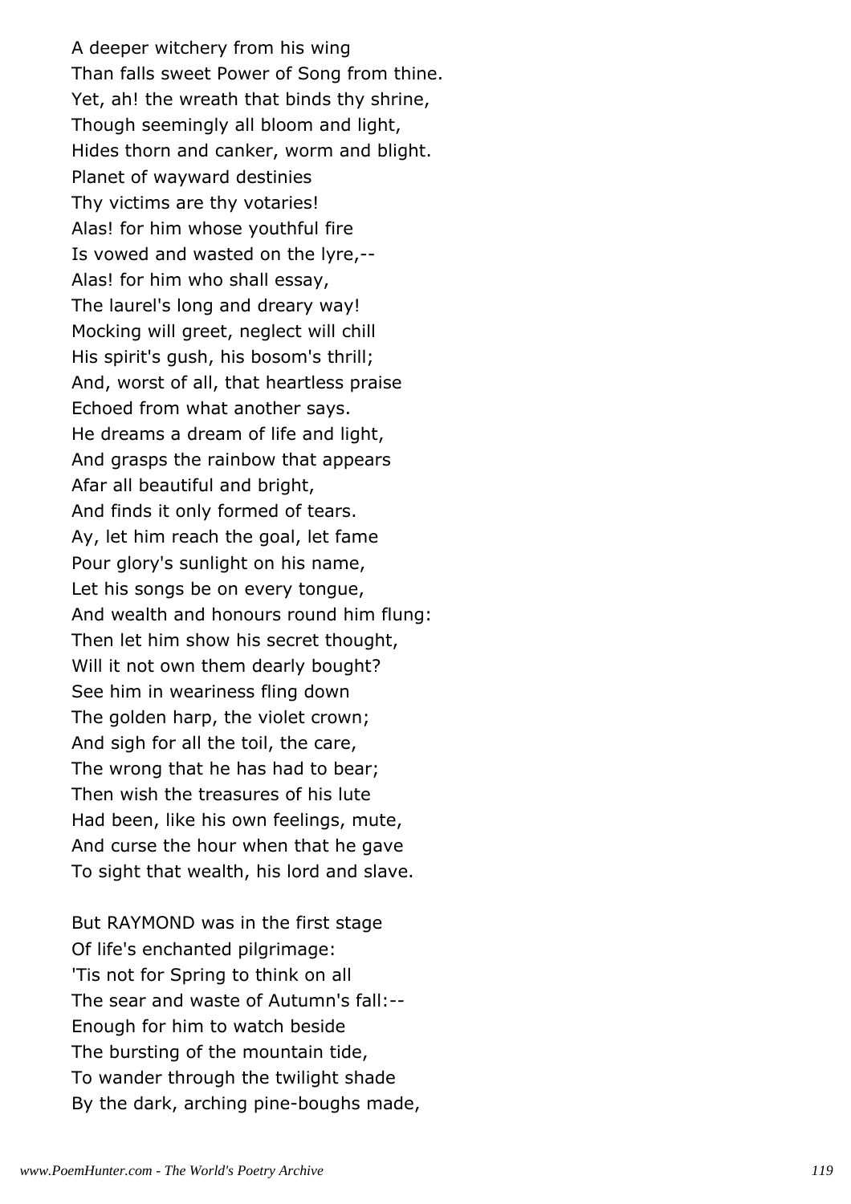A deeper witchery from his wing  
Than falls sweet Power of Song from thine.  
Yet, ah! the wreath that binds thy shrine,  
Though seemingly all bloom and light,  
Hides thorn and canker, worm and blight.  
Planet of wayward destinies  
Thy victims are thy votaries!  
Alas! for him whose youthful fire  
Is vowed and wasted on the lyre,--  
Alas! for him who shall essay,  
The laurel's long and dreary way!  
Mocking will greet, neglect will chill  
His spirit's gush, his bosom's thrill;  
And, worst of all, that heartless praise  
Echoed from what another says.  
He dreams a dream of life and light,  
And grasps the rainbow that appears  
Afar all beautiful and bright,  
And finds it only formed of tears.  
Ay, let him reach the goal, let fame  
Pour glory's sunlight on his name,  
Let his songs be on every tongue,  
And wealth and honours round him flung:  
Then let him show his secret thought,  
Will it not own them dearly bought?  
See him in weariness fling down  
The golden harp, the violet crown;  
And sigh for all the toil, the care,  
The wrong that he has had to bear;  
Then wish the treasures of his lute  
Had been, like his own feelings, mute,  
And curse the hour when that he gave  
To sight that wealth, his lord and slave.

But RAYMOND was in the first stage  
Of life's enchanted pilgrimage:  
'Tis not for Spring to think on all  
The sear and waste of Autumn's fall:--  
Enough for him to watch beside  
The bursting of the mountain tide,  
To wander through the twilight shade  
By the dark, arching pine-boughs made,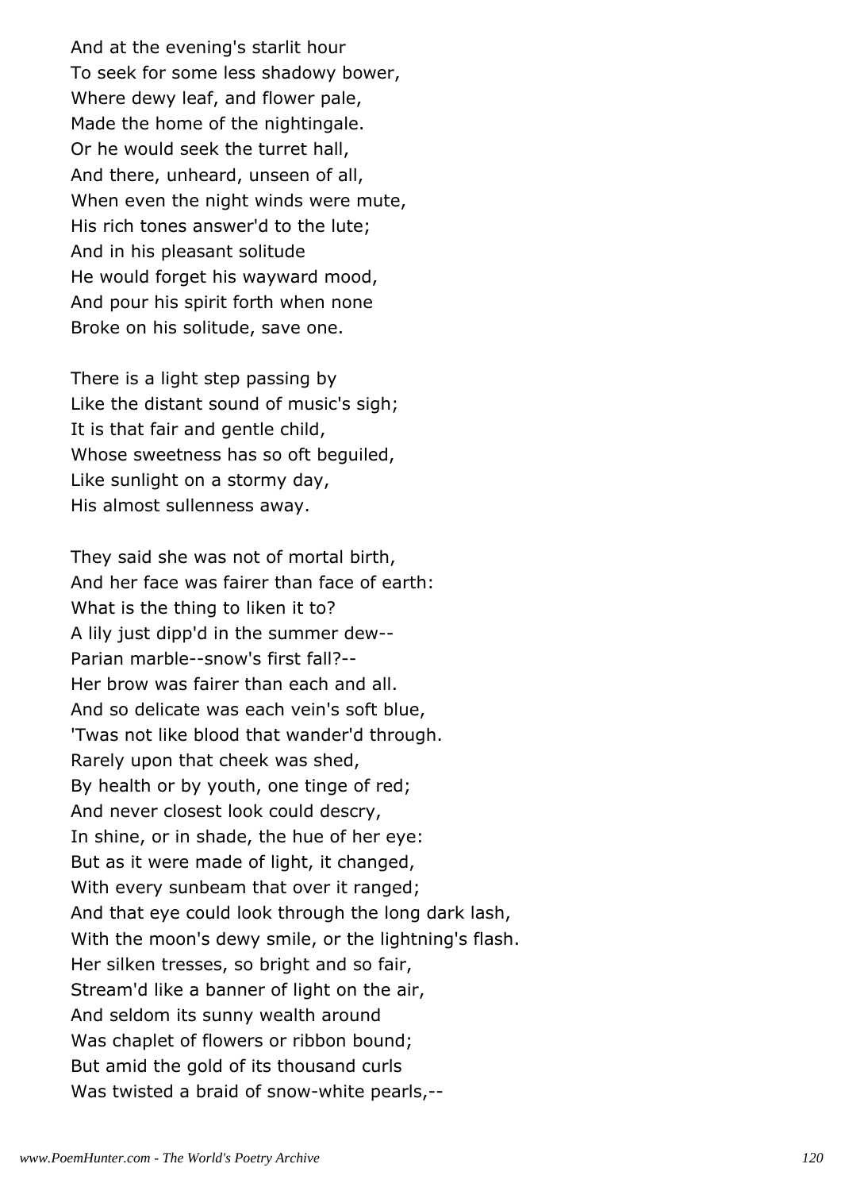And at the evening's starlit hour
To seek for some less shadowy bower,
Where dewy leaf, and flower pale,
Made the home of the nightingale.
Or he would seek the turret hall,
And there, unheard, unseen of all,
When even the night winds were mute,
His rich tones answer'd to the lute;
And in his pleasant solitude
He would forget his wayward mood,
And pour his spirit forth when none
Broke on his solitude, save one.

There is a light step passing by
Like the distant sound of music's sigh;
It is that fair and gentle child,
Whose sweetness has so oft beguiled,
Like sunlight on a stormy day,
His almost sullenness away.

They said she was not of mortal birth,
And her face was fairer than face of earth:
What is the thing to liken it to?
A lily just dipp'd in the summer dew--
Parian marble--snow's first fall?--
Her brow was fairer than each and all.
And so delicate was each vein's soft blue,
'Twas not like blood that wander'd through.
Rarely upon that cheek was shed,
By health or by youth, one tinge of red;
And never closest look could descry,
In shine, or in shade, the hue of her eye:
But as it were made of light, it changed,
With every sunbeam that over it ranged;
And that eye could look through the long dark lash,
With the moon's dewy smile, or the lightning's flash.
Her silken tresses, so bright and so fair,
Stream'd like a banner of light on the air,
And seldom its sunny wealth around
Was chaplet of flowers or ribbon bound;
But amid the gold of its thousand curls
Was twisted a braid of snow-white pearls,--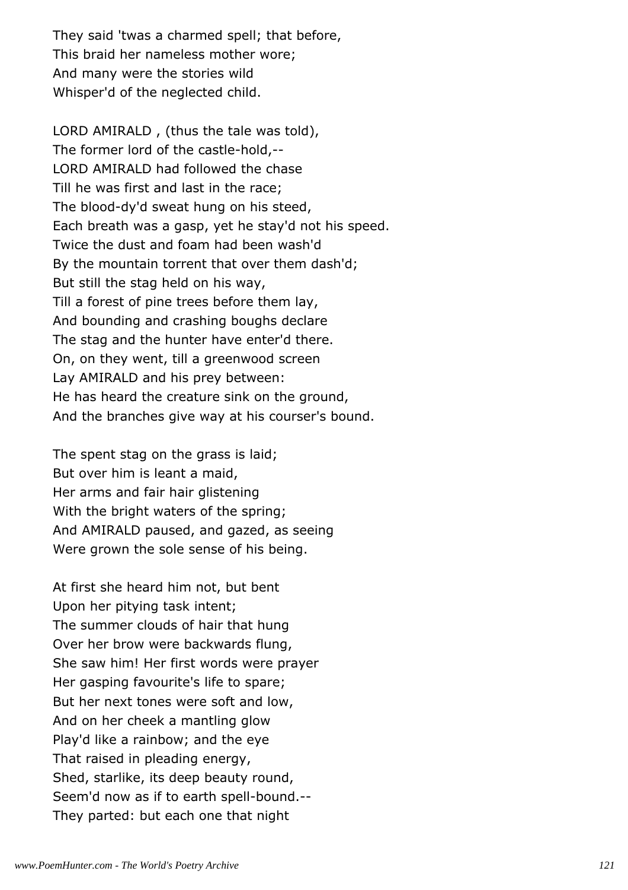They said 'twas a charmed spell; that before,  
This braid her nameless mother wore;  
And many were the stories wild  
Whisper'd of the neglected child.

LORD AMIRALD , (thus the tale was told),  
The former lord of the castle-hold,--  
LORD AMIRALD had followed the chase  
Till he was first and last in the race;  
The blood-dy'd sweat hung on his steed,  
Each breath was a gasp, yet he stay'd not his speed.  
Twice the dust and foam had been wash'd  
By the mountain torrent that over them dash'd;  
But still the stag held on his way,  
Till a forest of pine trees before them lay,  
And bounding and crashing boughs declare  
The stag and the hunter have enter'd there.  
On, on they went, till a greenwood screen  
Lay AMIRALD and his prey between:  
He has heard the creature sink on the ground,  
And the branches give way at his courser's bound.

The spent stag on the grass is laid;  
But over him is leant a maid,  
Her arms and fair hair glistening  
With the bright waters of the spring;  
And AMIRALD paused, and gazed, as seeing  
Were grown the sole sense of his being.

At first she heard him not, but bent  
Upon her pitying task intent;  
The summer clouds of hair that hung  
Over her brow were backwards flung,  
She saw him! Her first words were prayer  
Her gasping favourite's life to spare;  
But her next tones were soft and low,  
And on her cheek a mantling glow  
Play'd like a rainbow; and the eye  
That raised in pleading energy,  
Shed, starlike, its deep beauty round,  
Seem'd now as if to earth spell-bound.--  
They parted: but each one that night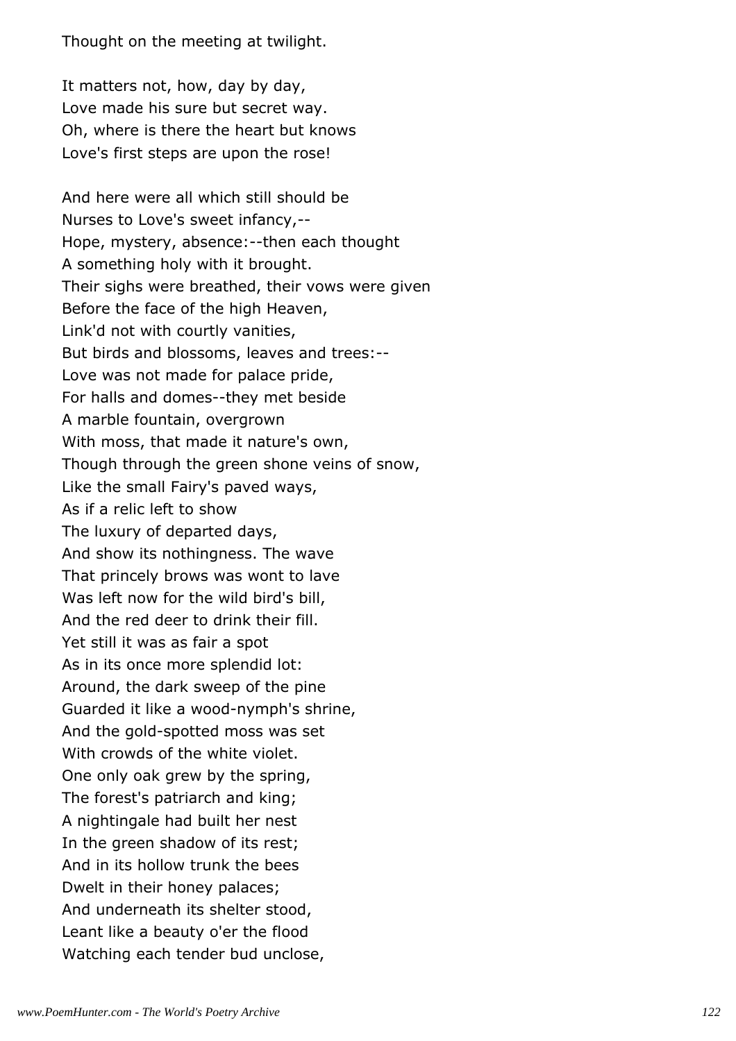Thought on the meeting at twilight.

It matters not, how, day by day,
Love made his sure but secret way.
Oh, where is there the heart but knows
Love's first steps are upon the rose!

And here were all which still should be
Nurses to Love's sweet infancy,--
Hope, mystery, absence:--then each thought
A something holy with it brought.
Their sighs were breathed, their vows were given
Before the face of the high Heaven,
Link'd not with courtly vanities,
But birds and blossoms, leaves and trees:--
Love was not made for palace pride,
For halls and domes--they met beside
A marble fountain, overgrown
With moss, that made it nature's own,
Though through the green shone veins of snow,
Like the small Fairy's paved ways,
As if a relic left to show
The luxury of departed days,
And show its nothingness. The wave
That princely brows was wont to lave
Was left now for the wild bird's bill,
And the red deer to drink their fill.
Yet still it was as fair a spot
As in its once more splendid lot:
Around, the dark sweep of the pine
Guarded it like a wood-nymph's shrine,
And the gold-spotted moss was set
With crowds of the white violet.
One only oak grew by the spring,
The forest's patriarch and king;
A nightingale had built her nest
In the green shadow of its rest;
And in its hollow trunk the bees
Dwelt in their honey palaces;
And underneath its shelter stood,
Leant like a beauty o'er the flood
Watching each tender bud unclose,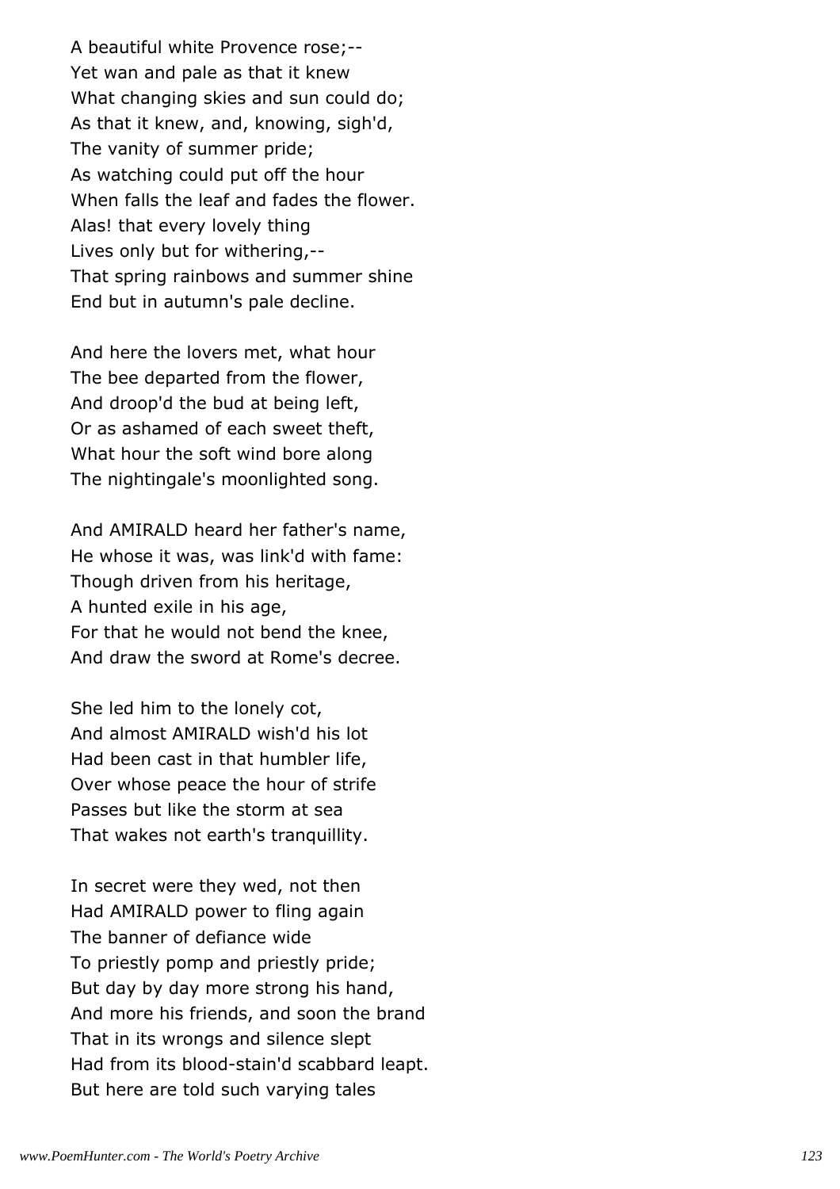A beautiful white Provence rose;--  
Yet wan and pale as that it knew  
What changing skies and sun could do;  
As that it knew, and, knowing, sigh'd,  
The vanity of summer pride;  
As watching could put off the hour  
When falls the leaf and fades the flower.  
Alas! that every lovely thing  
Lives only but for withering,--  
That spring rainbows and summer shine  
End but in autumn's pale decline.

And here the lovers met, what hour  
The bee departed from the flower,  
And droop'd the bud at being left,  
Or as ashamed of each sweet theft,  
What hour the soft wind bore along  
The nightingale's moonlighted song.

And AMIRALD heard her father's name,  
He whose it was, was link'd with fame:  
Though driven from his heritage,  
A hunted exile in his age,  
For that he would not bend the knee,  
And draw the sword at Rome's decree.

She led him to the lonely cot,  
And almost AMIRALD wish'd his lot  
Had been cast in that humbler life,  
Over whose peace the hour of strife  
Passes but like the storm at sea  
That wakes not earth's tranquillity.

In secret were they wed, not then  
Had AMIRALD power to fling again  
The banner of defiance wide  
To priestly pomp and priestly pride;  
But day by day more strong his hand,  
And more his friends, and soon the brand  
That in its wrongs and silence slept  
Had from its blood-stain'd scabbard leapt.  
But here are told such varying tales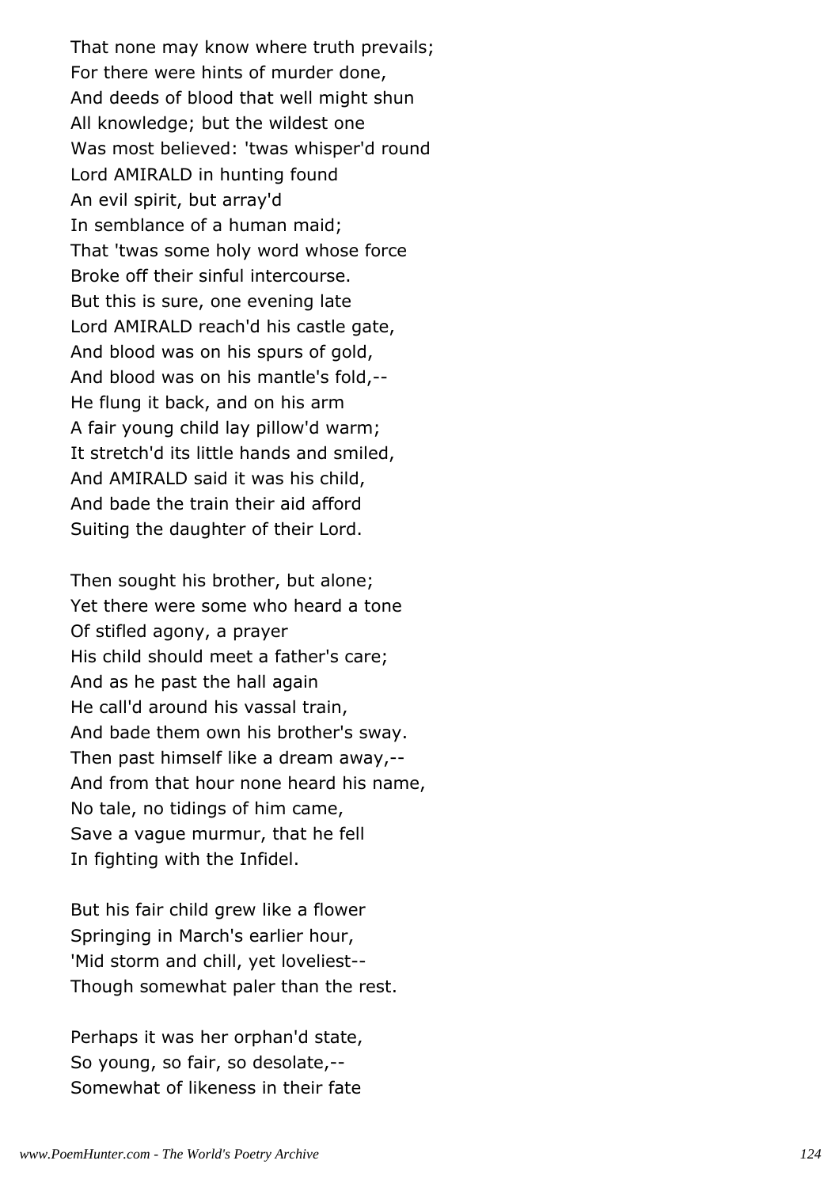That none may know where truth prevails;
For there were hints of murder done,
And deeds of blood that well might shun
All knowledge; but the wildest one
Was most believed: 'twas whisper'd round
Lord AMIRALD in hunting found
An evil spirit, but array'd
In semblance of a human maid;
That 'twas some holy word whose force
Broke off their sinful intercourse.
But this is sure, one evening late
Lord AMIRALD reach'd his castle gate,
And blood was on his spurs of gold,
And blood was on his mantle's fold,--
He flung it back, and on his arm
A fair young child lay pillow'd warm;
It stretch'd its little hands and smiled,
And AMIRALD said it was his child,
And bade the train their aid afford
Suiting the daughter of their Lord.

Then sought his brother, but alone;
Yet there were some who heard a tone
Of stifled agony, a prayer
His child should meet a father's care;
And as he past the hall again
He call'd around his vassal train,
And bade them own his brother's sway.
Then past himself like a dream away,--
And from that hour none heard his name,
No tale, no tidings of him came,
Save a vague murmur, that he fell
In fighting with the Infidel.

But his fair child grew like a flower
Springing in March's earlier hour,
'Mid storm and chill, yet loveliest--
Though somewhat paler than the rest.

Perhaps it was her orphan'd state,
So young, so fair, so desolate,--
Somewhat of likeness in their fate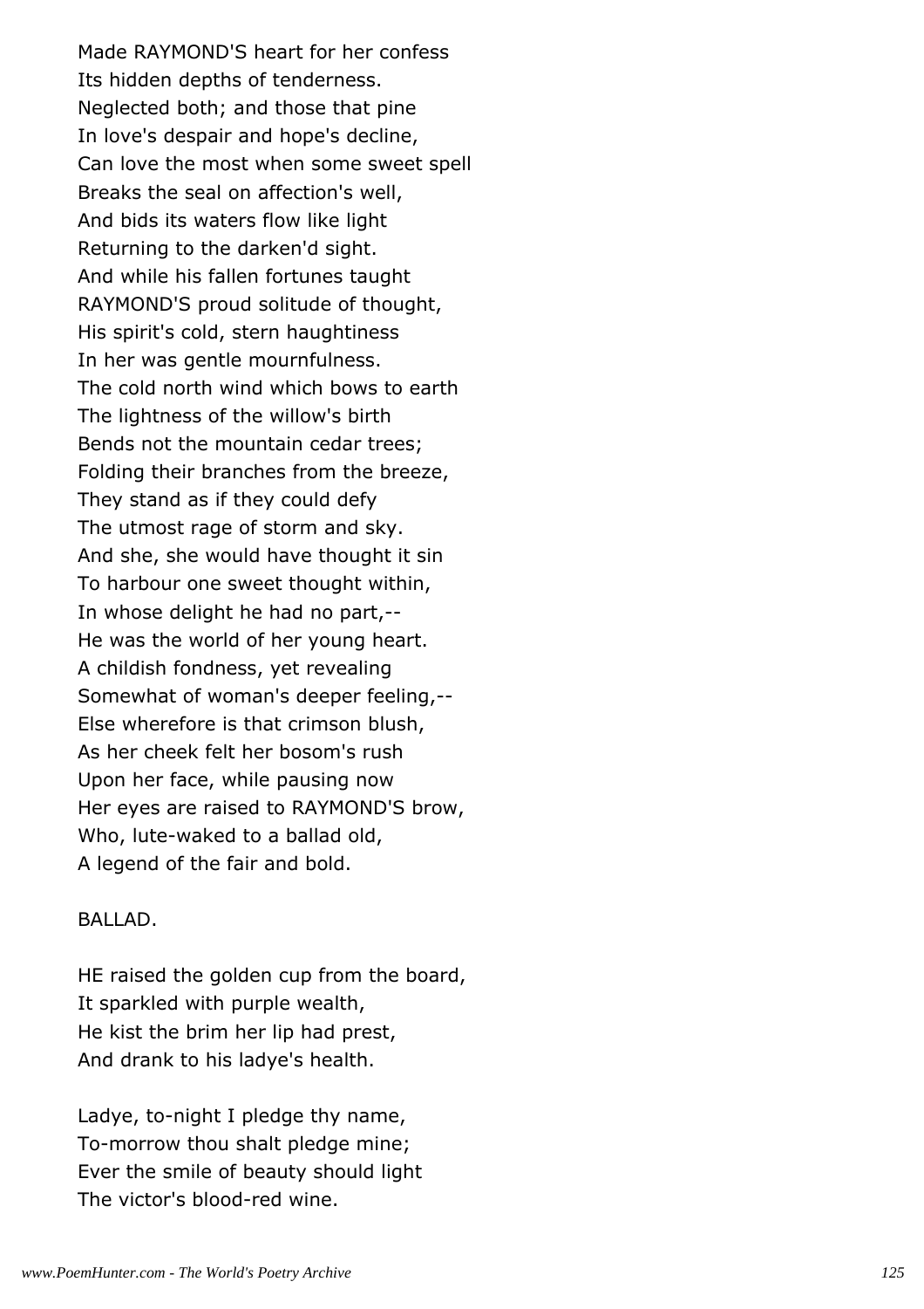Made RAYMOND'S heart for her confess
Its hidden depths of tenderness.
Neglected both; and those that pine
In love's despair and hope's decline,
Can love the most when some sweet spell
Breaks the seal on affection's well,
And bids its waters flow like light
Returning to the darken'd sight.
And while his fallen fortunes taught
RAYMOND'S proud solitude of thought,
His spirit's cold, stern haughtiness
In her was gentle mournfulness.
The cold north wind which bows to earth
The lightness of the willow's birth
Bends not the mountain cedar trees;
Folding their branches from the breeze,
They stand as if they could defy
The utmost rage of storm and sky.
And she, she would have thought it sin
To harbour one sweet thought within,
In whose delight he had no part,--
He was the world of her young heart.
A childish fondness, yet revealing
Somewhat of woman's deeper feeling,--
Else wherefore is that crimson blush,
As her cheek felt her bosom's rush
Upon her face, while pausing now
Her eyes are raised to RAYMOND'S brow,
Who, lute-waked to a ballad old,
A legend of the fair and bold.

BALLAD.

HE raised the golden cup from the board,
It sparkled with purple wealth,
He kist the brim her lip had prest,
And drank to his ladye's health.

Ladye, to-night I pledge thy name,
To-morrow thou shalt pledge mine;
Ever the smile of beauty should light
The victor's blood-red wine.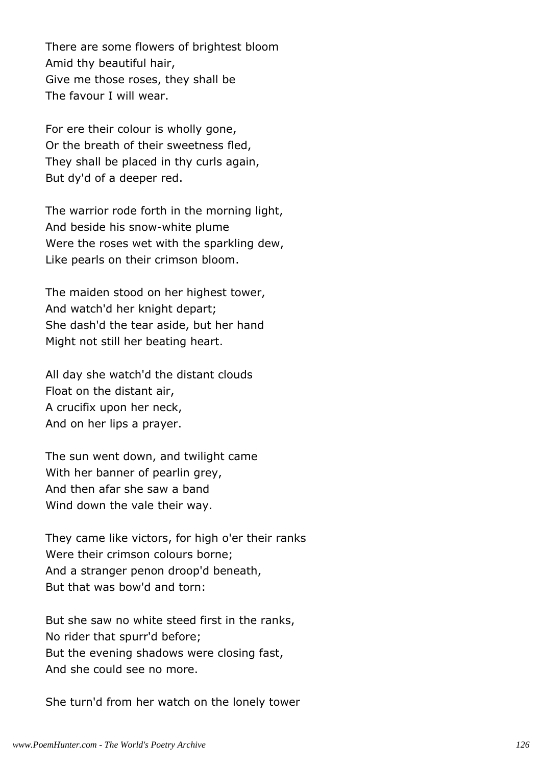There are some flowers of brightest bloom
Amid thy beautiful hair,
Give me those roses, they shall be
The favour I will wear.

For ere their colour is wholly gone,
Or the breath of their sweetness fled,
They shall be placed in thy curls again,
But dy'd of a deeper red.

The warrior rode forth in the morning light,
And beside his snow-white plume
Were the roses wet with the sparkling dew,
Like pearls on their crimson bloom.

The maiden stood on her highest tower,
And watch'd her knight depart;
She dash'd the tear aside, but her hand
Might not still her beating heart.

All day she watch'd the distant clouds
Float on the distant air,
A crucifix upon her neck,
And on her lips a prayer.

The sun went down, and twilight came
With her banner of pearlin grey,
And then afar she saw a band
Wind down the vale their way.

They came like victors, for high o'er their ranks
Were their crimson colours borne;
And a stranger penon droop'd beneath,
But that was bow'd and torn:

But she saw no white steed first in the ranks,
No rider that spurr'd before;
But the evening shadows were closing fast,
And she could see no more.

She turn'd from her watch on the lonely tower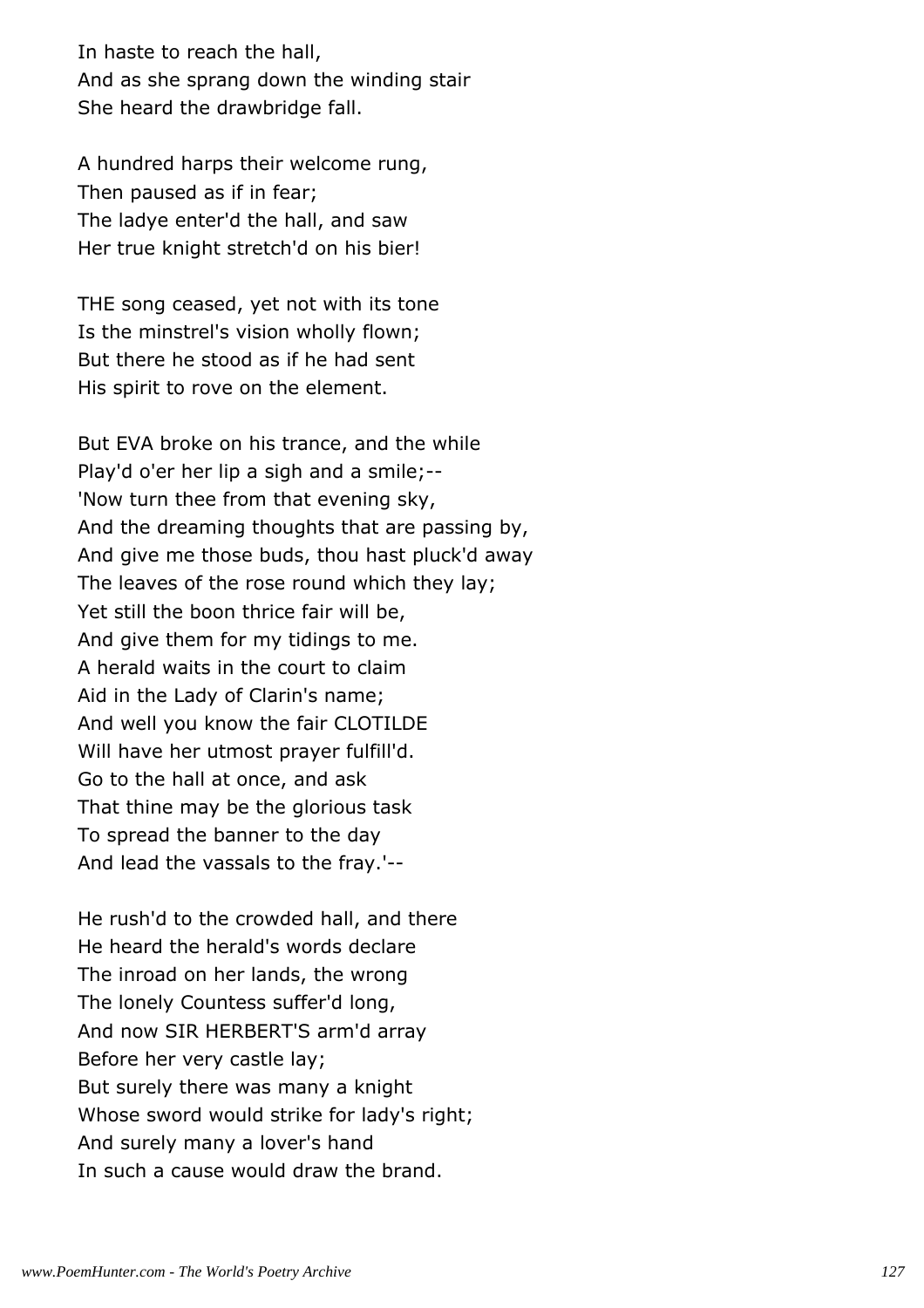In haste to reach the hall,
And as she sprang down the winding stair
She heard the drawbridge fall.

A hundred harps their welcome rung,
Then paused as if in fear;
The ladye enter'd the hall, and saw
Her true knight stretch'd on his bier!

THE song ceased, yet not with its tone
Is the minstrel's vision wholly flown;
But there he stood as if he had sent
His spirit to rove on the element.

But EVA broke on his trance, and the while
Play'd o'er her lip a sigh and a smile;--
'Now turn thee from that evening sky,
And the dreaming thoughts that are passing by,
And give me those buds, thou hast pluck'd away
The leaves of the rose round which they lay;
Yet still the boon thrice fair will be,
And give them for my tidings to me.
A herald waits in the court to claim
Aid in the Lady of Clarin's name;
And well you know the fair CLOTILDE
Will have her utmost prayer fulfill'd.
Go to the hall at once, and ask
That thine may be the glorious task
To spread the banner to the day
And lead the vassals to the fray.'--

He rush'd to the crowded hall, and there
He heard the herald's words declare
The inroad on her lands, the wrong
The lonely Countess suffer'd long,
And now SIR HERBERT'S arm'd array
Before her very castle lay;
But surely there was many a knight
Whose sword would strike for lady's right;
And surely many a lover's hand
In such a cause would draw the brand.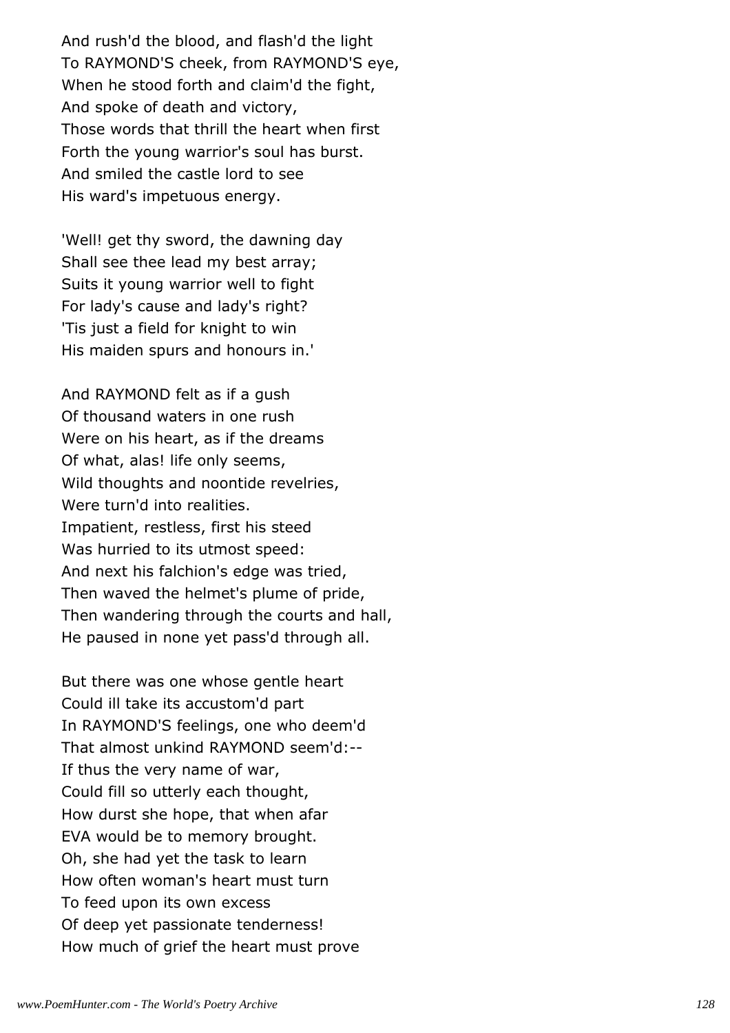And rush'd the blood, and flash'd the light  
To RAYMOND'S cheek, from RAYMOND'S eye,  
When he stood forth and claim'd the fight,  
And spoke of death and victory,  
Those words that thrill the heart when first  
Forth the young warrior's soul has burst.  
And smiled the castle lord to see  
His ward's impetuous energy.

'Well! get thy sword, the dawning day  
Shall see thee lead my best array;  
Suits it young warrior well to fight  
For lady's cause and lady's right?  
'Tis just a field for knight to win  
His maiden spurs and honours in.'

And RAYMOND felt as if a gush  
Of thousand waters in one rush  
Were on his heart, as if the dreams  
Of what, alas! life only seems,  
Wild thoughts and noontide revelries,  
Were turn'd into realities.  
Impatient, restless, first his steed  
Was hurried to its utmost speed:  
And next his falchion's edge was tried,  
Then waved the helmet's plume of pride,  
Then wandering through the courts and hall,  
He paused in none yet pass'd through all.

But there was one whose gentle heart  
Could ill take its accustom'd part  
In RAYMOND'S feelings, one who deem'd  
That almost unkind RAYMOND seem'd:--  
If thus the very name of war,  
Could fill so utterly each thought,  
How durst she hope, that when afar  
EVA would be to memory brought.  
Oh, she had yet the task to learn  
How often woman's heart must turn  
To feed upon its own excess  
Of deep yet passionate tenderness!  
How much of grief the heart must prove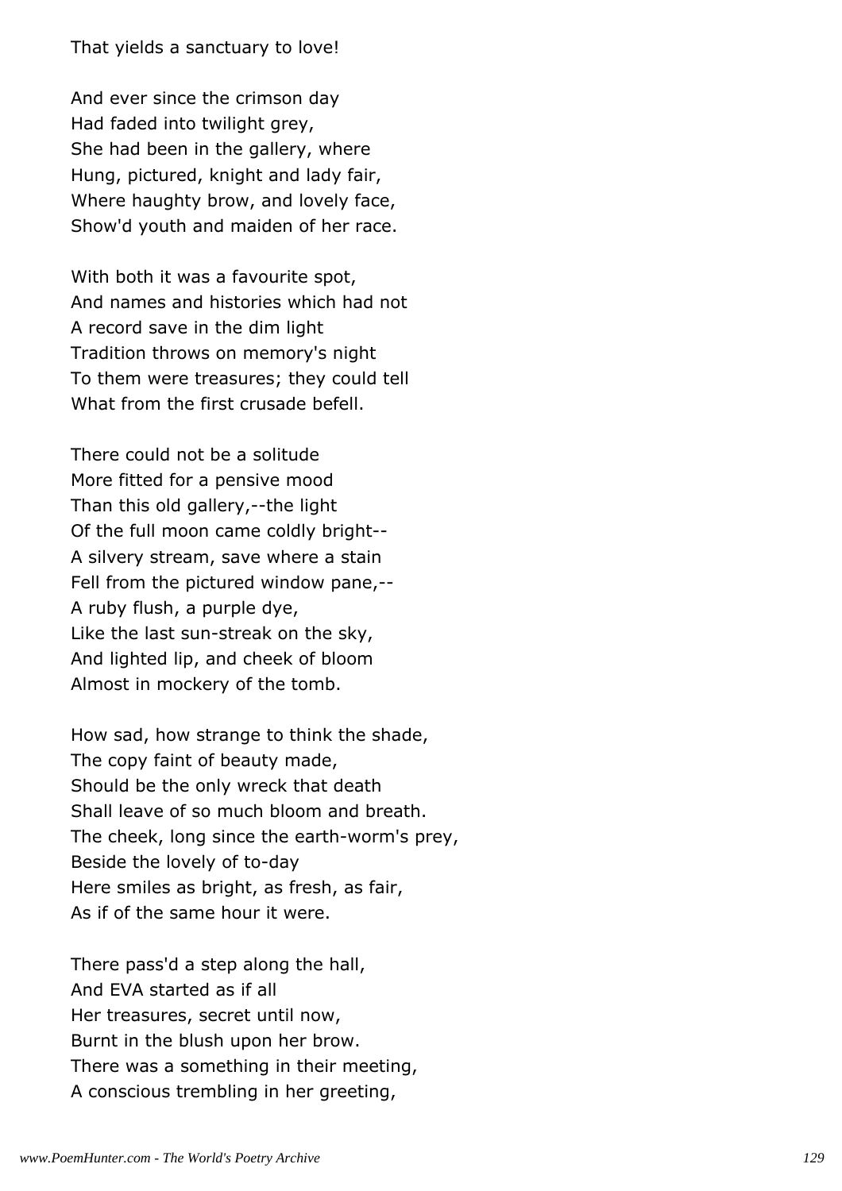That yields a sanctuary to love!

And ever since the crimson day  
Had faded into twilight grey,  
She had been in the gallery, where  
Hung, pictured, knight and lady fair,  
Where haughty brow, and lovely face,  
Show'd youth and maiden of her race.

With both it was a favourite spot,  
And names and histories which had not  
A record save in the dim light  
Tradition throws on memory's night  
To them were treasures; they could tell  
What from the first crusade befell.

There could not be a solitude  
More fitted for a pensive mood  
Than this old gallery,--the light  
Of the full moon came coldly bright--  
A silvery stream, save where a stain  
Fell from the pictured window pane,--  
A ruby flush, a purple dye,  
Like the last sun-streak on the sky,  
And lighted lip, and cheek of bloom  
Almost in mockery of the tomb.

How sad, how strange to think the shade,  
The copy faint of beauty made,  
Should be the only wreck that death  
Shall leave of so much bloom and breath.  
The cheek, long since the earth-worm's prey,  
Beside the lovely of to-day  
Here smiles as bright, as fresh, as fair,  
As if of the same hour it were.

There pass'd a step along the hall,  
And EVA started as if all  
Her treasures, secret until now,  
Burnt in the blush upon her brow.  
There was a something in their meeting,  
A conscious trembling in her greeting,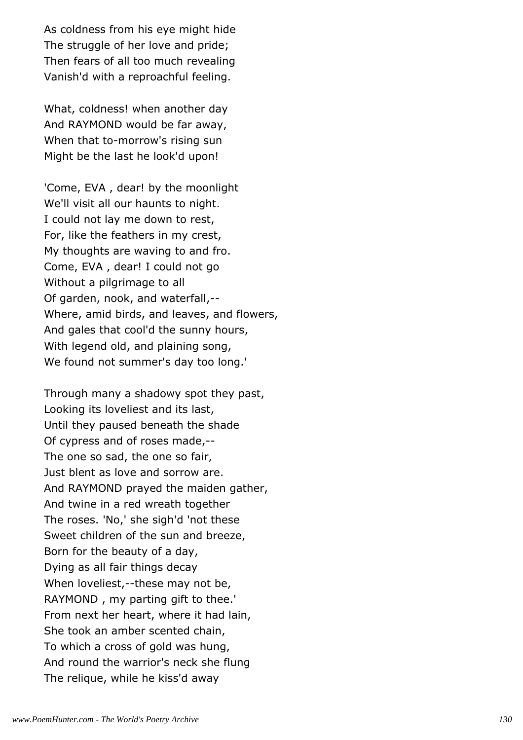As coldness from his eye might hide  
The struggle of her love and pride;  
Then fears of all too much revealing  
Vanish'd with a reproachful feeling.

What, coldness! when another day  
And RAYMOND would be far away,  
When that to-morrow's rising sun  
Might be the last he look'd upon!

'Come, EVA , dear! by the moonlight  
We'll visit all our haunts to night.  
I could not lay me down to rest,  
For, like the feathers in my crest,  
My thoughts are waving to and fro.  
Come, EVA , dear! I could not go  
Without a pilgrimage to all  
Of garden, nook, and waterfall,--  
Where, amid birds, and leaves, and flowers,  
And gales that cool'd the sunny hours,  
With legend old, and plaining song,  
We found not summer's day too long.'

Through many a shadowy spot they past,  
Looking its loveliest and its last,  
Until they paused beneath the shade  
Of cypress and of roses made,--  
The one so sad, the one so fair,  
Just blent as love and sorrow are.  
And RAYMOND prayed the maiden gather,  
And twine in a red wreath together  
The roses. 'No,' she sigh'd 'not these  
Sweet children of the sun and breeze,  
Born for the beauty of a day,  
Dying as all fair things decay  
When loveliest,--these may not be,  
RAYMOND , my parting gift to thee.'  
From next her heart, where it had lain,  
She took an amber scented chain,  
To which a cross of gold was hung,  
And round the warrior's neck she flung  
The relique, while he kiss'd away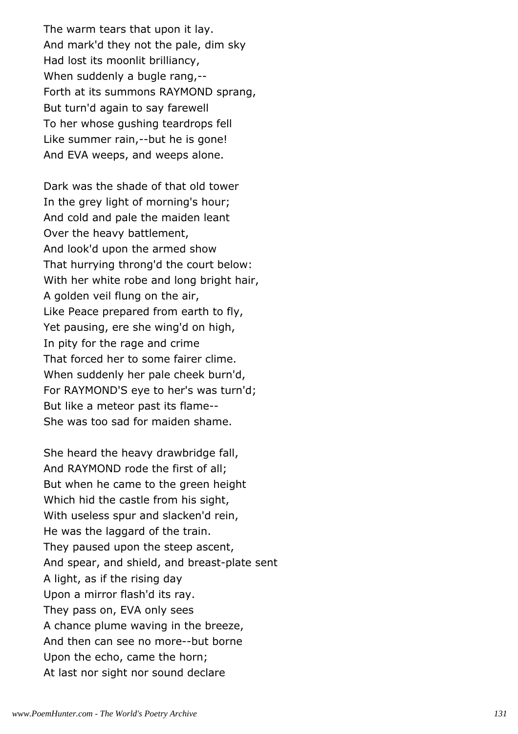The warm tears that upon it lay.
And mark'd they not the pale, dim sky
Had lost its moonlit brilliancy,
When suddenly a bugle rang,--
Forth at its summons RAYMOND sprang,
But turn'd again to say farewell
To her whose gushing teardrops fell
Like summer rain,--but he is gone!
And EVA weeps, and weeps alone.

Dark was the shade of that old tower
In the grey light of morning's hour;
And cold and pale the maiden leant
Over the heavy battlement,
And look'd upon the armed show
That hurrying throng'd the court below:
With her white robe and long bright hair,
A golden veil flung on the air,
Like Peace prepared from earth to fly,
Yet pausing, ere she wing'd on high,
In pity for the rage and crime
That forced her to some fairer clime.
When suddenly her pale cheek burn'd,
For RAYMOND'S eye to her's was turn'd;
But like a meteor past its flame--
She was too sad for maiden shame.

She heard the heavy drawbridge fall,
And RAYMOND rode the first of all;
But when he came to the green height
Which hid the castle from his sight,
With useless spur and slacken'd rein,
He was the laggard of the train.
They paused upon the steep ascent,
And spear, and shield, and breast-plate sent
A light, as if the rising day
Upon a mirror flash'd its ray.
They pass on, EVA only sees
A chance plume waving in the breeze,
And then can see no more--but borne
Upon the echo, came the horn;
At last nor sight nor sound declare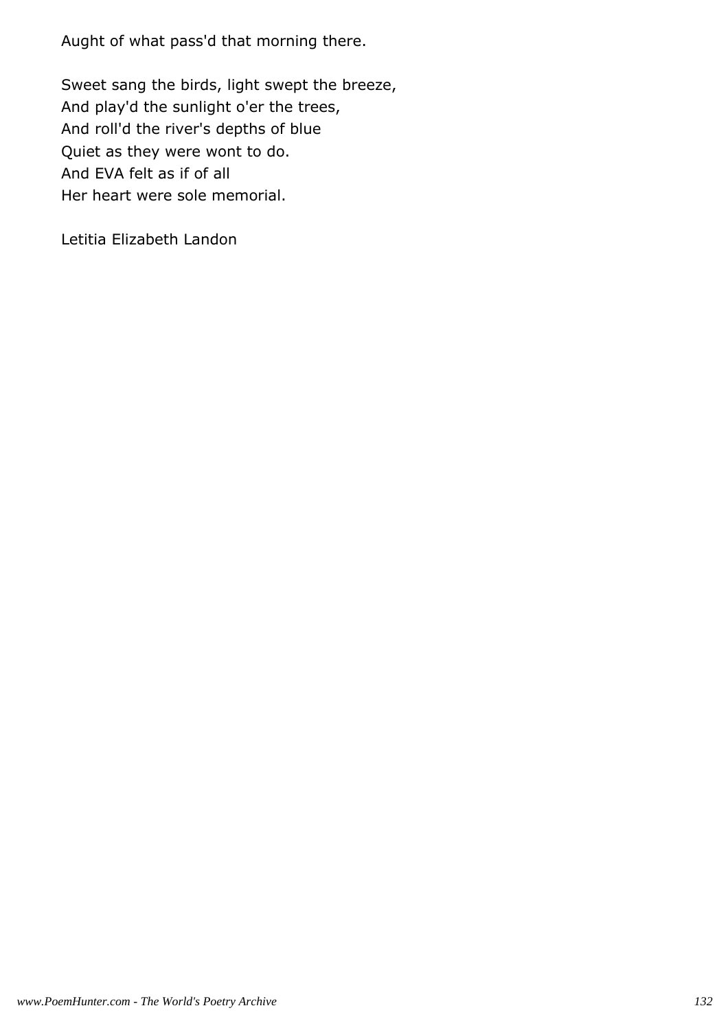Aught of what pass'd that morning there.

Sweet sang the birds, light swept the breeze,
And play'd the sunlight o'er the trees,
And roll'd the river's depths of blue
Quiet as they were wont to do.
And EVA felt as if of all
Her heart were sole memorial.

Letitia Elizabeth Landon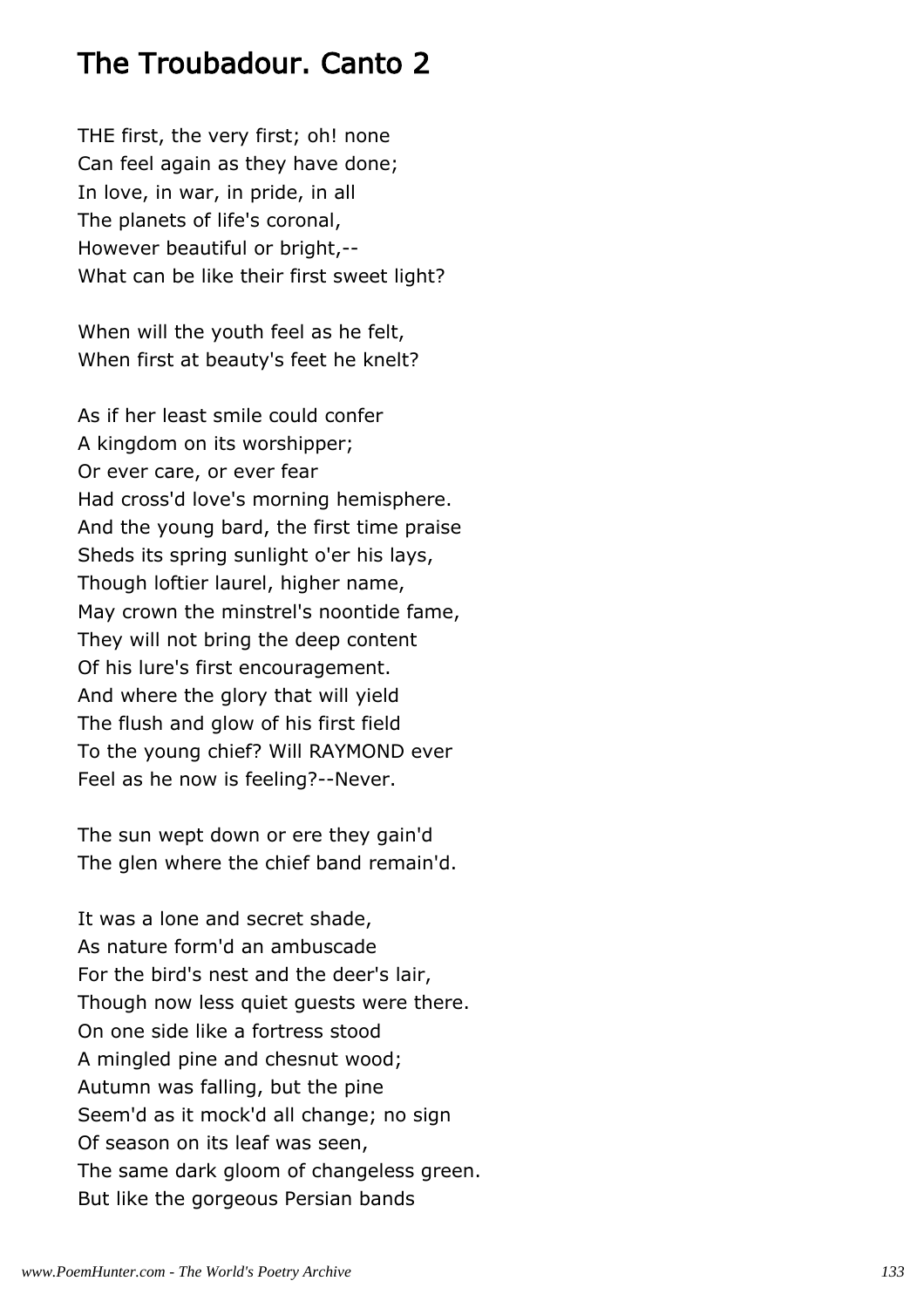# The Troubadour. Canto 2

THE first, the very first; oh! none
Can feel again as they have done;
In love, in war, in pride, in all
The planets of life's coronal,
However beautiful or bright,--
What can be like their first sweet light?

When will the youth feel as he felt,
When first at beauty's feet he knelt?

As if her least smile could confer
A kingdom on its worshipper;
Or ever care, or ever fear
Had cross'd love's morning hemisphere.
And the young bard, the first time praise
Sheds its spring sunlight o'er his lays,
Though loftier laurel, higher name,
May crown the minstrel's noontide fame,
They will not bring the deep content
Of his lure's first encouragement.
And where the glory that will yield
The flush and glow of his first field
To the young chief? Will RAYMOND ever
Feel as he now is feeling?--Never.

The sun wept down or ere they gain'd
The glen where the chief band remain'd.

It was a lone and secret shade,
As nature form'd an ambuscade
For the bird's nest and the deer's lair,
Though now less quiet guests were there.
On one side like a fortress stood
A mingled pine and chesnut wood;
Autumn was falling, but the pine
Seem'd as it mock'd all change; no sign
Of season on its leaf was seen,
The same dark gloom of changeless green.
But like the gorgeous Persian bands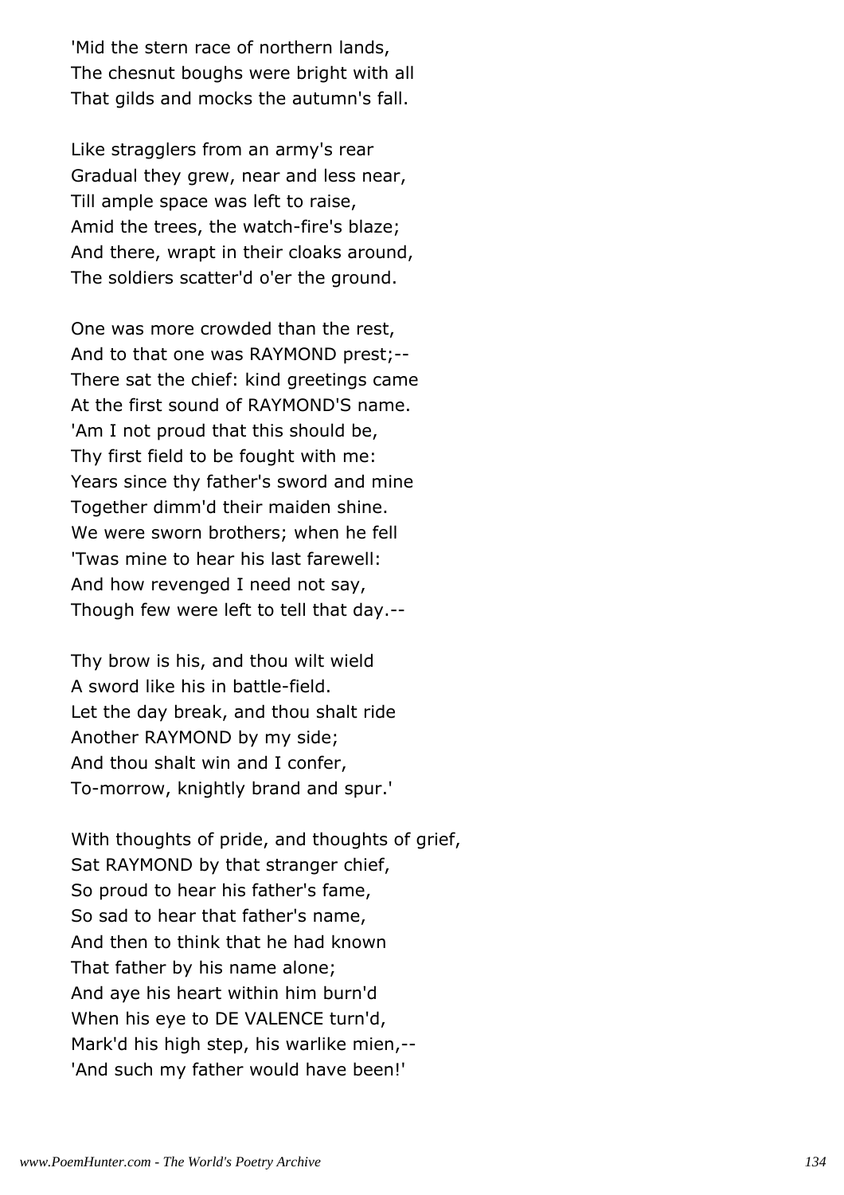'Mid the stern race of northern lands,
The chesnut boughs were bright with all
That gilds and mocks the autumn's fall.

Like stragglers from an army's rear
Gradual they grew, near and less near,
Till ample space was left to raise,
Amid the trees, the watch-fire's blaze;
And there, wrapt in their cloaks around,
The soldiers scatter'd o'er the ground.

One was more crowded than the rest,
And to that one was RAYMOND prest;--
There sat the chief: kind greetings came
At the first sound of RAYMOND'S name.
'Am I not proud that this should be,
Thy first field to be fought with me:
Years since thy father's sword and mine
Together dimm'd their maiden shine.
We were sworn brothers; when he fell
'Twas mine to hear his last farewell:
And how revenged I need not say,
Though few were left to tell that day.--

Thy brow is his, and thou wilt wield
A sword like his in battle-field.
Let the day break, and thou shalt ride
Another RAYMOND by my side;
And thou shalt win and I confer,
To-morrow, knightly brand and spur.'

With thoughts of pride, and thoughts of grief,
Sat RAYMOND by that stranger chief,
So proud to hear his father's fame,
So sad to hear that father's name,
And then to think that he had known
That father by his name alone;
And aye his heart within him burn'd
When his eye to DE VALENCE turn'd,
Mark'd his high step, his warlike mien,--
'And such my father would have been!'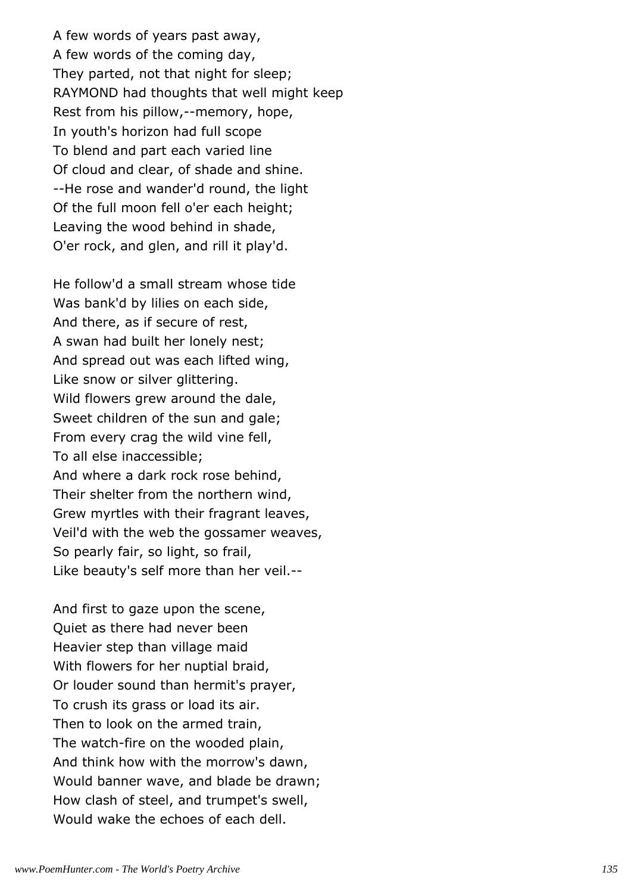A few words of years past away,  
A few words of the coming day,  
They parted, not that night for sleep;  
RAYMOND had thoughts that well might keep  
Rest from his pillow,--memory, hope,  
In youth's horizon had full scope  
To blend and part each varied line  
Of cloud and clear, of shade and shine.  
--He rose and wander'd round, the light  
Of the full moon fell o'er each height;  
Leaving the wood behind in shade,  
O'er rock, and glen, and rill it play'd.

He follow'd a small stream whose tide  
Was bank'd by lilies on each side,  
And there, as if secure of rest,  
A swan had built her lonely nest;  
And spread out was each lifted wing,  
Like snow or silver glittering.  
Wild flowers grew around the dale,  
Sweet children of the sun and gale;  
From every crag the wild vine fell,  
To all else inaccessible;  
And where a dark rock rose behind,  
Their shelter from the northern wind,  
Grew myrtles with their fragrant leaves,  
Veil'd with the web the gossamer weaves,  
So pearly fair, so light, so frail,  
Like beauty's self more than her veil.--

And first to gaze upon the scene,  
Quiet as there had never been  
Heavier step than village maid  
With flowers for her nuptial braid,  
Or louder sound than hermit's prayer,  
To crush its grass or load its air.  
Then to look on the armed train,  
The watch-fire on the wooded plain,  
And think how with the morrow's dawn,  
Would banner wave, and blade be drawn;  
How clash of steel, and trumpet's swell,  
Would wake the echoes of each dell.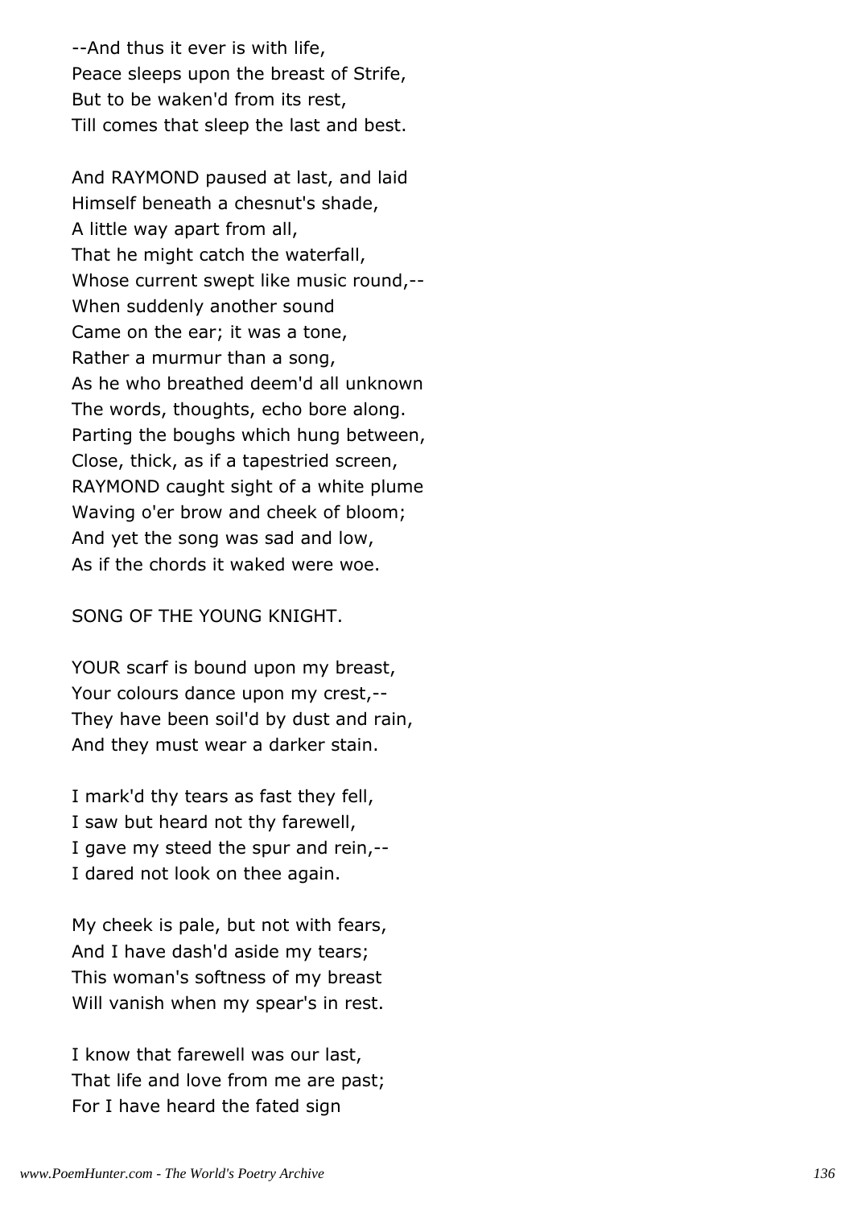--And thus it ever is with life,
Peace sleeps upon the breast of Strife,
But to be waken'd from its rest,
Till comes that sleep the last and best.

And RAYMOND paused at last, and laid
Himself beneath a chesnut's shade,
A little way apart from all,
That he might catch the waterfall,
Whose current swept like music round,--
When suddenly another sound
Came on the ear; it was a tone,
Rather a murmur than a song,
As he who breathed deem'd all unknown
The words, thoughts, echo bore along.
Parting the boughs which hung between,
Close, thick, as if a tapestried screen,
RAYMOND caught sight of a white plume
Waving o'er brow and cheek of bloom;
And yet the song was sad and low,
As if the chords it waked were woe.

SONG OF THE YOUNG KNIGHT.

YOUR scarf is bound upon my breast,
Your colours dance upon my crest,--
They have been soil'd by dust and rain,
And they must wear a darker stain.

I mark'd thy tears as fast they fell,
I saw but heard not thy farewell,
I gave my steed the spur and rein,--
I dared not look on thee again.

My cheek is pale, but not with fears,
And I have dash'd aside my tears;
This woman's softness of my breast
Will vanish when my spear's in rest.

I know that farewell was our last,
That life and love from me are past;
For I have heard the fated sign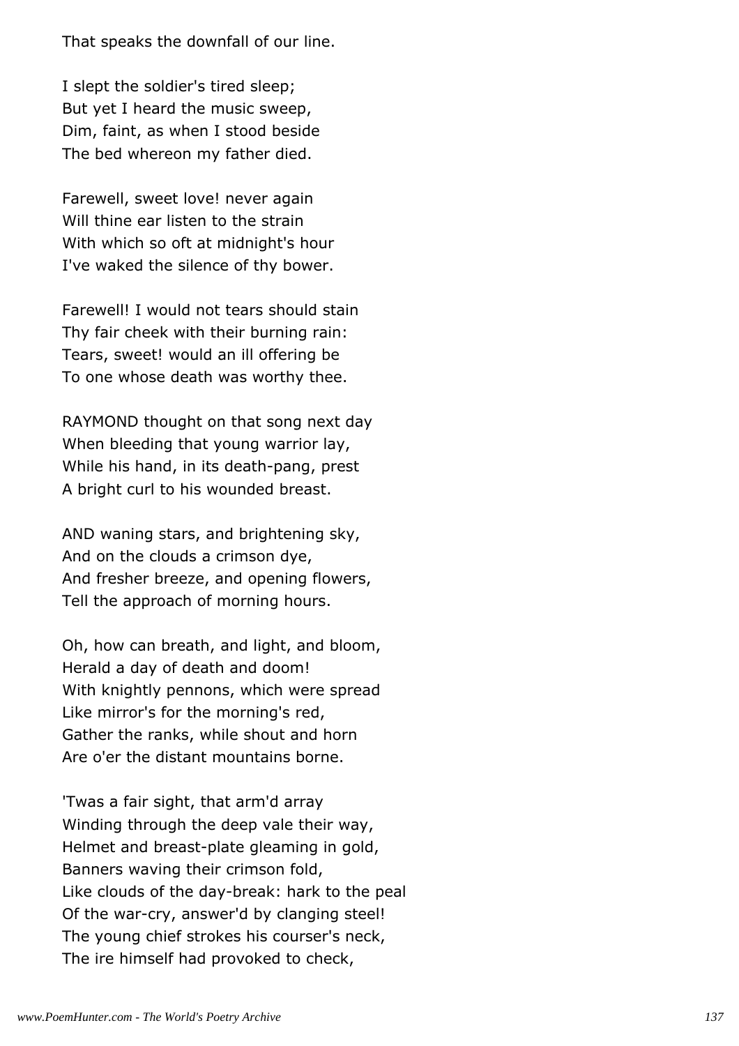That speaks the downfall of our line.

I slept the soldier's tired sleep;  
But yet I heard the music sweep,  
Dim, faint, as when I stood beside  
The bed whereon my father died.

Farewell, sweet love! never again  
Will thine ear listen to the strain  
With which so oft at midnight's hour  
I've waked the silence of thy bower.

Farewell! I would not tears should stain  
Thy fair cheek with their burning rain:  
Tears, sweet! would an ill offering be  
To one whose death was worthy thee.

RAYMOND thought on that song next day  
When bleeding that young warrior lay,  
While his hand, in its death-pang, prest  
A bright curl to his wounded breast.

AND waning stars, and brightening sky,  
And on the clouds a crimson dye,  
And fresher breeze, and opening flowers,  
Tell the approach of morning hours.

Oh, how can breath, and light, and bloom,  
Herald a day of death and doom!  
With knightly pennons, which were spread  
Like mirror's for the morning's red,  
Gather the ranks, while shout and horn  
Are o'er the distant mountains borne.

'Twas a fair sight, that arm'd array  
Winding through the deep vale their way,  
Helmet and breast-plate gleaming in gold,  
Banners waving their crimson fold,  
Like clouds of the day-break: hark to the peal  
Of the war-cry, answer'd by clanging steel!  
The young chief strokes his courser's neck,  
The ire himself had provoked to check,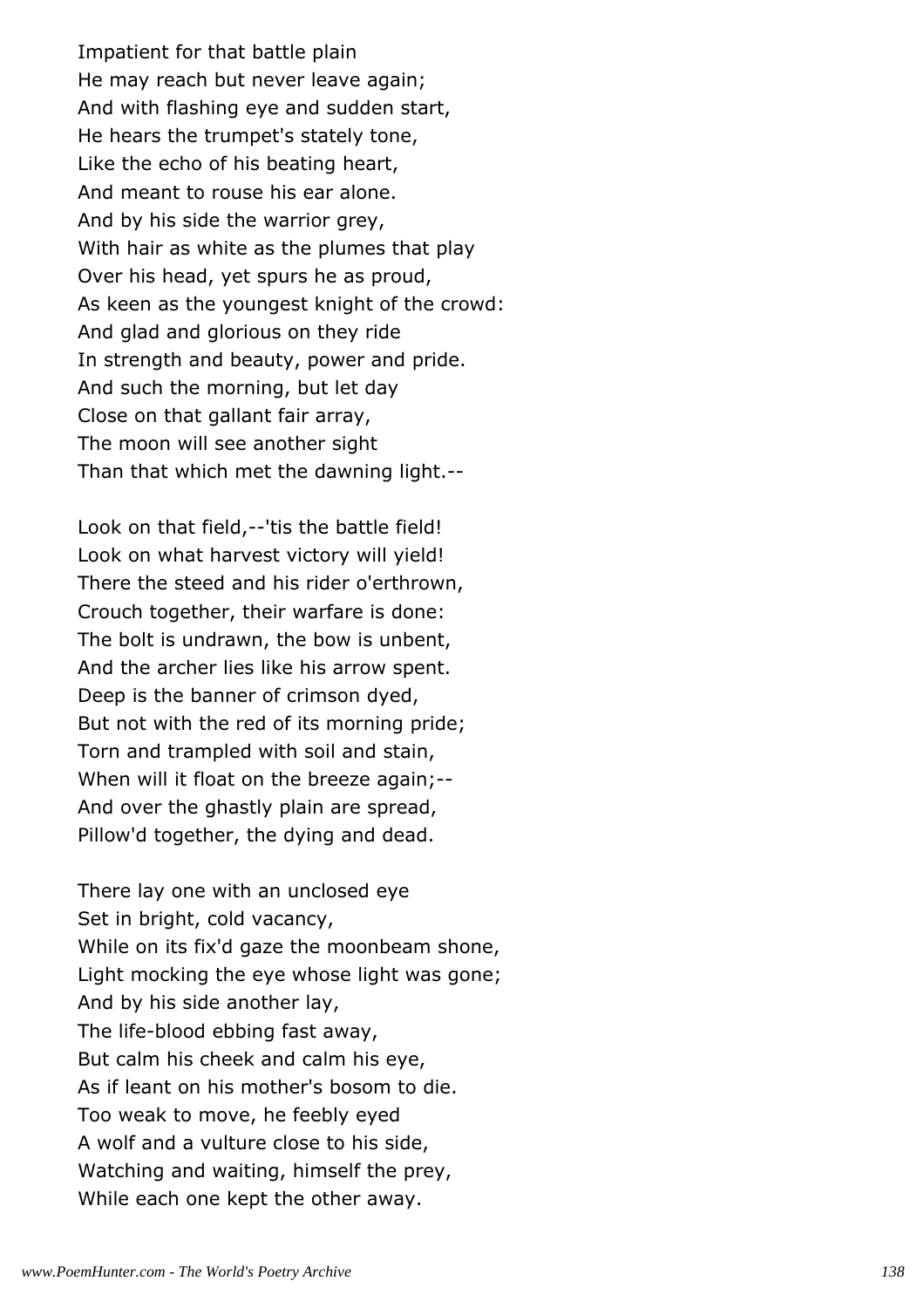Impatient for that battle plain
He may reach but never leave again;
And with flashing eye and sudden start,
He hears the trumpet's stately tone,
Like the echo of his beating heart,
And meant to rouse his ear alone.
And by his side the warrior grey,
With hair as white as the plumes that play
Over his head, yet spurs he as proud,
As keen as the youngest knight of the crowd:
And glad and glorious on they ride
In strength and beauty, power and pride.
And such the morning, but let day
Close on that gallant fair array,
The moon will see another sight
Than that which met the dawning light.--

Look on that field,--'tis the battle field!
Look on what harvest victory will yield!
There the steed and his rider o'erthrown,
Crouch together, their warfare is done:
The bolt is undrawn, the bow is unbent,
And the archer lies like his arrow spent.
Deep is the banner of crimson dyed,
But not with the red of its morning pride;
Torn and trampled with soil and stain,
When will it float on the breeze again;--
And over the ghastly plain are spread,
Pillow'd together, the dying and dead.

There lay one with an unclosed eye
Set in bright, cold vacancy,
While on its fix'd gaze the moonbeam shone,
Light mocking the eye whose light was gone;
And by his side another lay,
The life-blood ebbing fast away,
But calm his cheek and calm his eye,
As if leant on his mother's bosom to die.
Too weak to move, he feebly eyed
A wolf and a vulture close to his side,
Watching and waiting, himself the prey,
While each one kept the other away.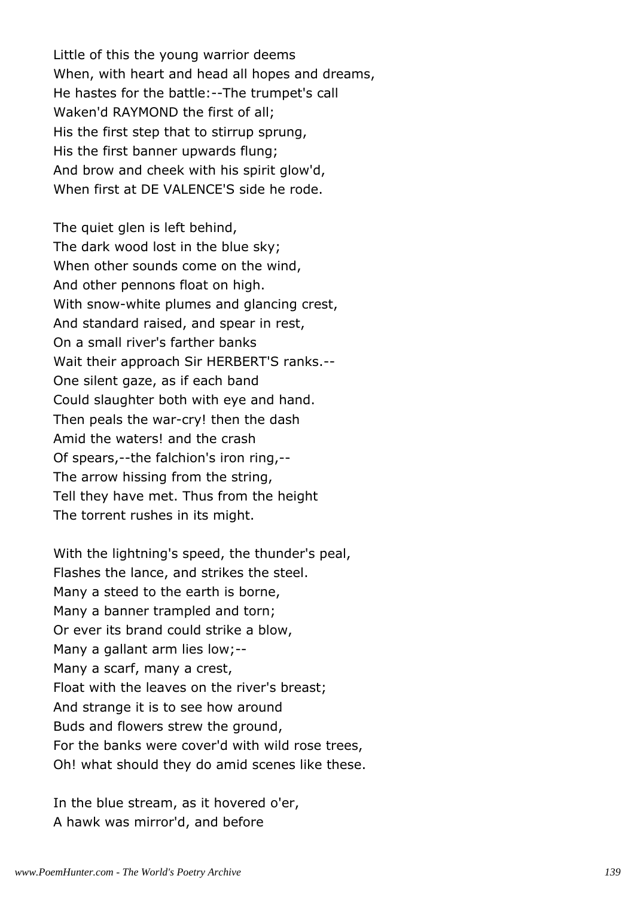Little of this the young warrior deems
When, with heart and head all hopes and dreams,
He hastes for the battle:--The trumpet's call
Waken'd RAYMOND the first of all;
His the first step that to stirrup sprung,
His the first banner upwards flung;
And brow and cheek with his spirit glow'd,
When first at DE VALENCE'S side he rode.

The quiet glen is left behind,
The dark wood lost in the blue sky;
When other sounds come on the wind,
And other pennons float on high.
With snow-white plumes and glancing crest,
And standard raised, and spear in rest,
On a small river's farther banks
Wait their approach Sir HERBERT'S ranks.--
One silent gaze, as if each band
Could slaughter both with eye and hand.
Then peals the war-cry! then the dash
Amid the waters! and the crash
Of spears,--the falchion's iron ring,--
The arrow hissing from the string,
Tell they have met. Thus from the height
The torrent rushes in its might.

With the lightning's speed, the thunder's peal,
Flashes the lance, and strikes the steel.
Many a steed to the earth is borne,
Many a banner trampled and torn;
Or ever its brand could strike a blow,
Many a gallant arm lies low;--
Many a scarf, many a crest,
Float with the leaves on the river's breast;
And strange it is to see how around
Buds and flowers strew the ground,
For the banks were cover'd with wild rose trees,
Oh! what should they do amid scenes like these.

In the blue stream, as it hovered o'er,
A hawk was mirror'd, and before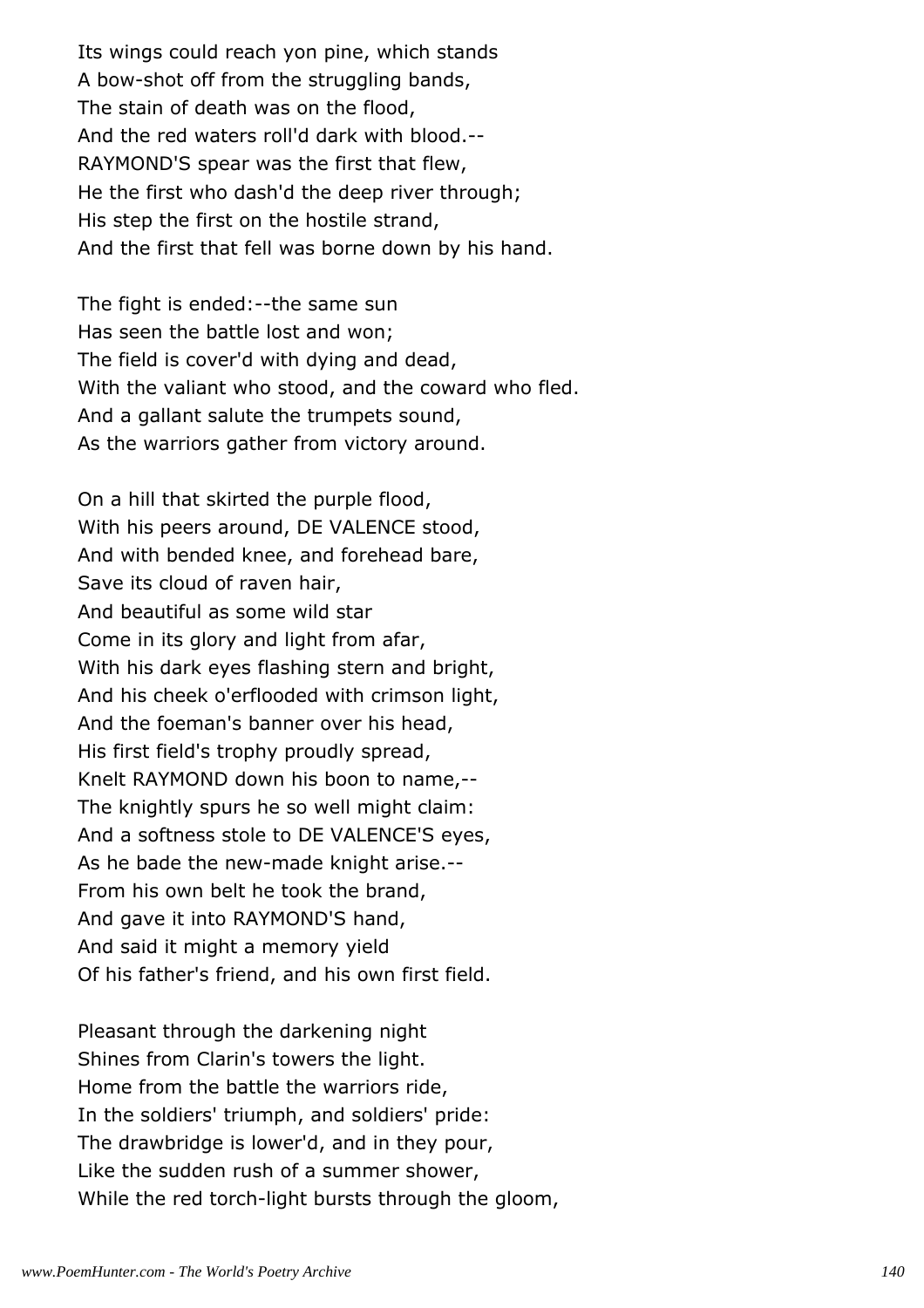Its wings could reach yon pine, which stands
A bow-shot off from the struggling bands,
The stain of death was on the flood,
And the red waters roll'd dark with blood.--
RAYMOND'S spear was the first that flew,
He the first who dash'd the deep river through;
His step the first on the hostile strand,
And the first that fell was borne down by his hand.

The fight is ended:--the same sun
Has seen the battle lost and won;
The field is cover'd with dying and dead,
With the valiant who stood, and the coward who fled.
And a gallant salute the trumpets sound,
As the warriors gather from victory around.

On a hill that skirted the purple flood,
With his peers around, DE VALENCE stood,
And with bended knee, and forehead bare,
Save its cloud of raven hair,
And beautiful as some wild star
Come in its glory and light from afar,
With his dark eyes flashing stern and bright,
And his cheek o'erflooded with crimson light,
And the foeman's banner over his head,
His first field's trophy proudly spread,
Knelt RAYMOND down his boon to name,--
The knightly spurs he so well might claim:
And a softness stole to DE VALENCE'S eyes,
As he bade the new-made knight arise.--
From his own belt he took the brand,
And gave it into RAYMOND'S hand,
And said it might a memory yield
Of his father's friend, and his own first field.

Pleasant through the darkening night
Shines from Clarin's towers the light.
Home from the battle the warriors ride,
In the soldiers' triumph, and soldiers' pride:
The drawbridge is lower'd, and in they pour,
Like the sudden rush of a summer shower,
While the red torch-light bursts through the gloom,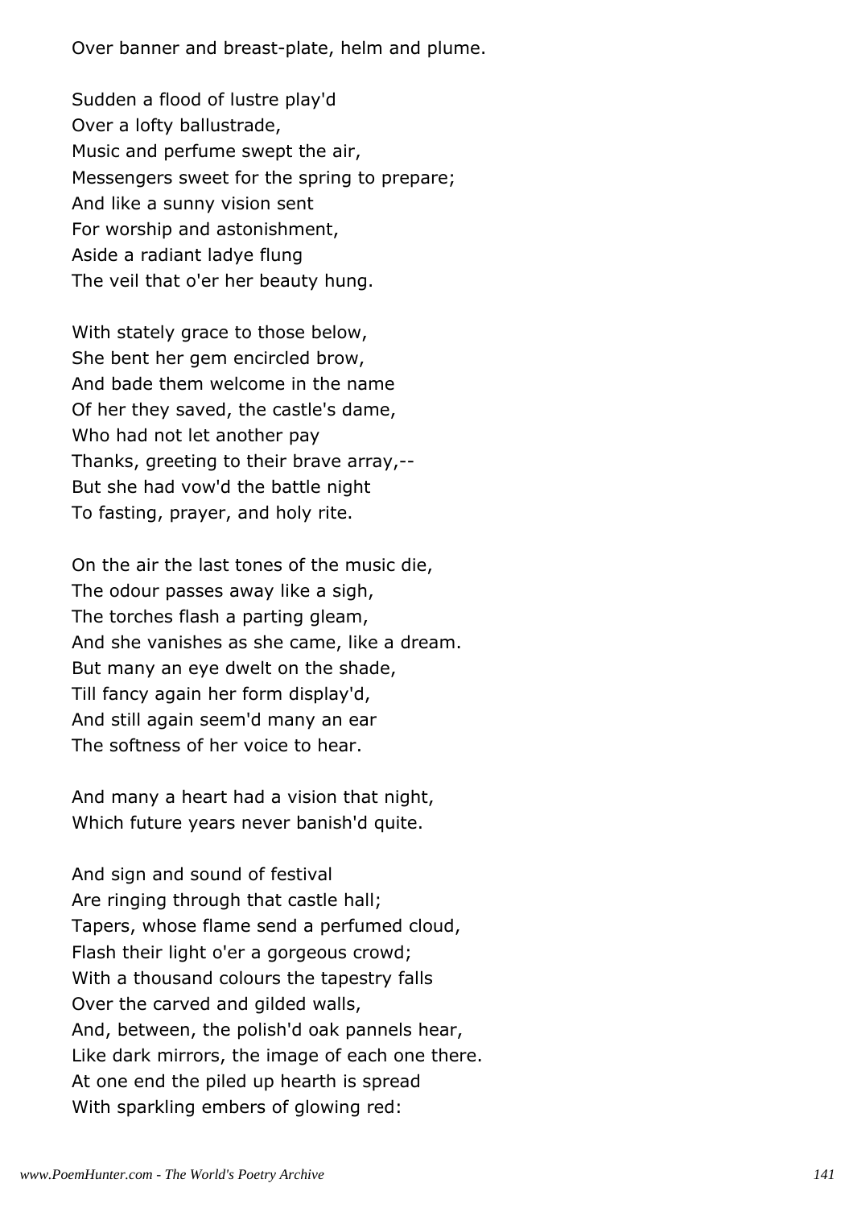Over banner and breast-plate, helm and plume.

Sudden a flood of lustre play'd  
Over a lofty ballustrade,  
Music and perfume swept the air,  
Messengers sweet for the spring to prepare;  
And like a sunny vision sent  
For worship and astonishment,  
Aside a radiant ladye flung  
The veil that o'er her beauty hung.

With stately grace to those below,  
She bent her gem encircled brow,  
And bade them welcome in the name  
Of her they saved, the castle's dame,  
Who had not let another pay  
Thanks, greeting to their brave array,--  
But she had vow'd the battle night  
To fasting, prayer, and holy rite.

On the air the last tones of the music die,  
The odour passes away like a sigh,  
The torches flash a parting gleam,  
And she vanishes as she came, like a dream.  
But many an eye dwelt on the shade,  
Till fancy again her form display'd,  
And still again seem'd many an ear  
The softness of her voice to hear.

And many a heart had a vision that night,  
Which future years never banish'd quite.

And sign and sound of festival  
Are ringing through that castle hall;  
Tapers, whose flame send a perfumed cloud,  
Flash their light o'er a gorgeous crowd;  
With a thousand colours the tapestry falls  
Over the carved and gilded walls,  
And, between, the polish'd oak pannels hear,  
Like dark mirrors, the image of each one there.  
At one end the piled up hearth is spread  
With sparkling embers of glowing red: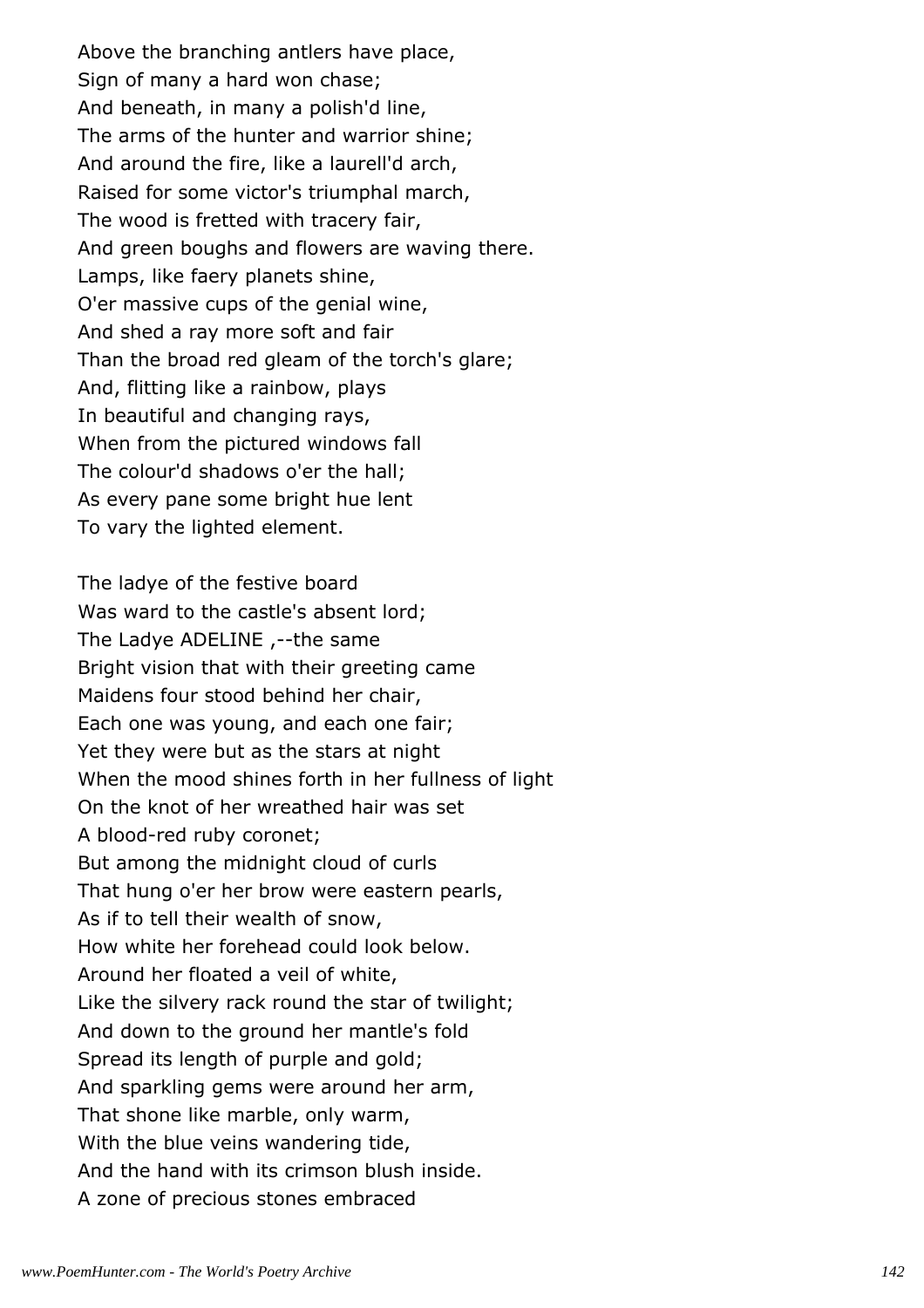Above the branching antlers have place,  
Sign of many a hard won chase;  
And beneath, in many a polish'd line,  
The arms of the hunter and warrior shine;  
And around the fire, like a laurell'd arch,  
Raised for some victor's triumphal march,  
The wood is fretted with tracery fair,  
And green boughs and flowers are waving there.  
Lamps, like faery planets shine,  
O'er massive cups of the genial wine,  
And shed a ray more soft and fair  
Than the broad red gleam of the torch's glare;  
And, flitting like a rainbow, plays  
In beautiful and changing rays,  
When from the pictured windows fall  
The colour'd shadows o'er the hall;  
As every pane some bright hue lent  
To vary the lighted element.

The ladye of the festive board  
Was ward to the castle's absent lord;  
The Ladye ADELINE ,--the same  
Bright vision that with their greeting came  
Maidens four stood behind her chair,  
Each one was young, and each one fair;  
Yet they were but as the stars at night  
When the mood shines forth in her fullness of light  
On the knot of her wreathed hair was set  
A blood-red ruby coronet;  
But among the midnight cloud of curls  
That hung o'er her brow were eastern pearls,  
As if to tell their wealth of snow,  
How white her forehead could look below.  
Around her floated a veil of white,  
Like the silvery rack round the star of twilight;  
And down to the ground her mantle's fold  
Spread its length of purple and gold;  
And sparkling gems were around her arm,  
That shone like marble, only warm,  
With the blue veins wandering tide,  
And the hand with its crimson blush inside.  
A zone of precious stones embraced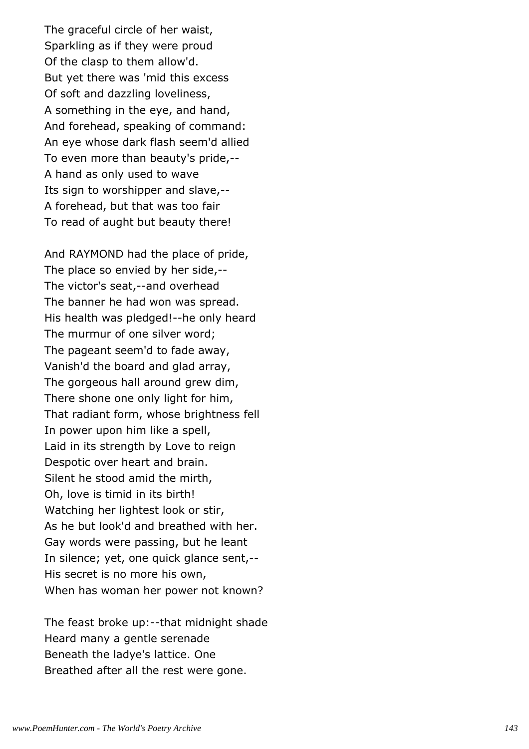The graceful circle of her waist,
Sparkling as if they were proud
Of the clasp to them allow'd.
But yet there was 'mid this excess
Of soft and dazzling loveliness,
A something in the eye, and hand,
And forehead, speaking of command:
An eye whose dark flash seem'd allied
To even more than beauty's pride,--
A hand as only used to wave
Its sign to worshipper and slave,--
A forehead, but that was too fair
To read of aught but beauty there!

And RAYMOND had the place of pride,
The place so envied by her side,--
The victor's seat,--and overhead
The banner he had won was spread.
His health was pledged!--he only heard
The murmur of one silver word;
The pageant seem'd to fade away,
Vanish'd the board and glad array,
The gorgeous hall around grew dim,
There shone one only light for him,
That radiant form, whose brightness fell
In power upon him like a spell,
Laid in its strength by Love to reign
Despotic over heart and brain.
Silent he stood amid the mirth,
Oh, love is timid in its birth!
Watching her lightest look or stir,
As he but look'd and breathed with her.
Gay words were passing, but he leant
In silence; yet, one quick glance sent,--
His secret is no more his own,
When has woman her power not known?

The feast broke up:--that midnight shade
Heard many a gentle serenade
Beneath the ladye's lattice. One
Breathed after all the rest were gone.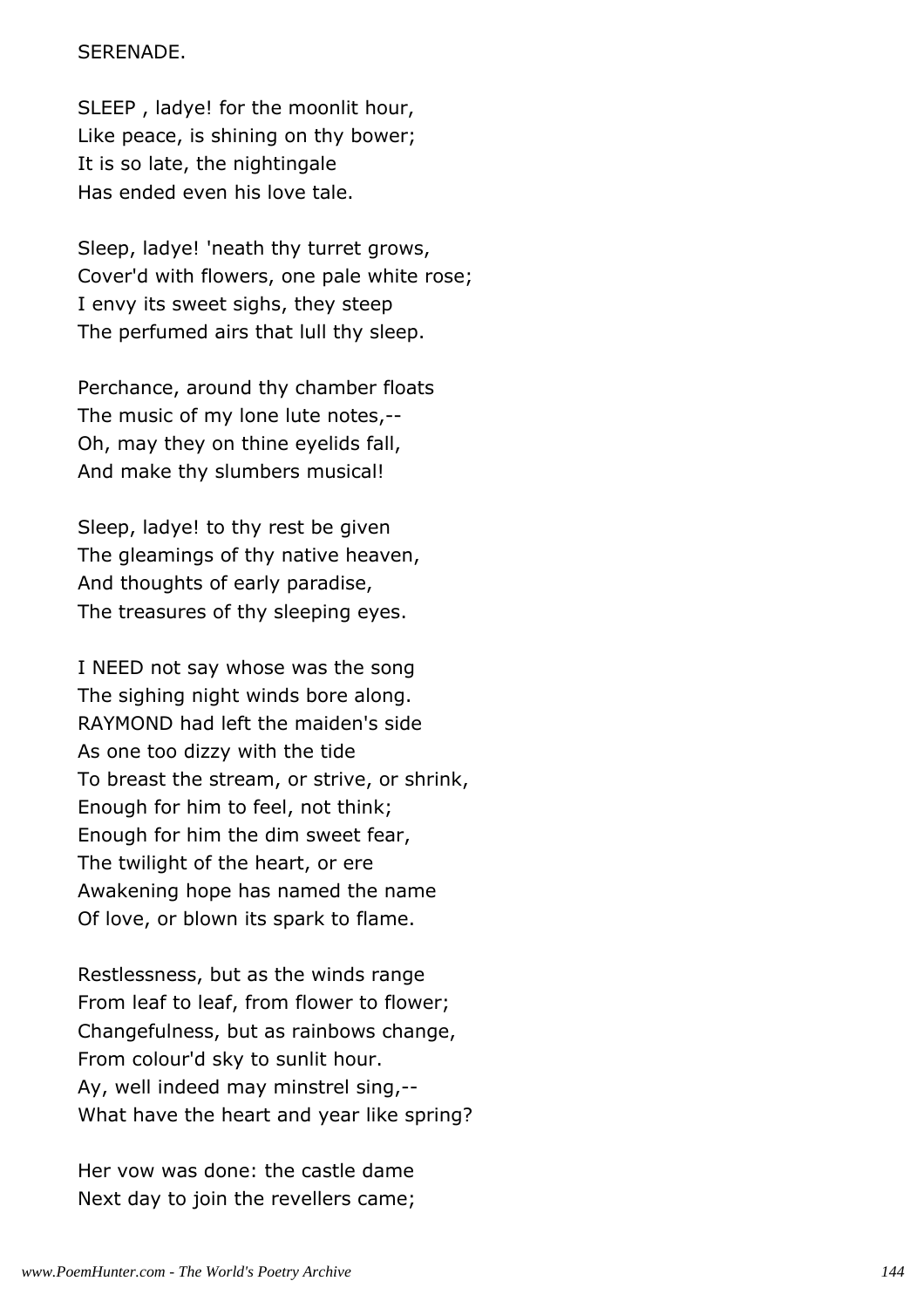SERENADE.

SLEEP , ladye! for the moonlit hour,
Like peace, is shining on thy bower;
It is so late, the nightingale
Has ended even his love tale.

Sleep, ladye! 'neath thy turret grows,
Cover'd with flowers, one pale white rose;
I envy its sweet sighs, they steep
The perfumed airs that lull thy sleep.

Perchance, around thy chamber floats
The music of my lone lute notes,--
Oh, may they on thine eyelids fall,
And make thy slumbers musical!

Sleep, ladye! to thy rest be given
The gleamings of thy native heaven,
And thoughts of early paradise,
The treasures of thy sleeping eyes.

I NEED not say whose was the song
The sighing night winds bore along.
RAYMOND had left the maiden's side
As one too dizzy with the tide
To breast the stream, or strive, or shrink,
Enough for him to feel, not think;
Enough for him the dim sweet fear,
The twilight of the heart, or ere
Awakening hope has named the name
Of love, or blown its spark to flame.

Restlessness, but as the winds range
From leaf to leaf, from flower to flower;
Changefulness, but as rainbows change,
From colour'd sky to sunlit hour.
Ay, well indeed may minstrel sing,--
What have the heart and year like spring?

Her vow was done: the castle dame
Next day to join the revellers came;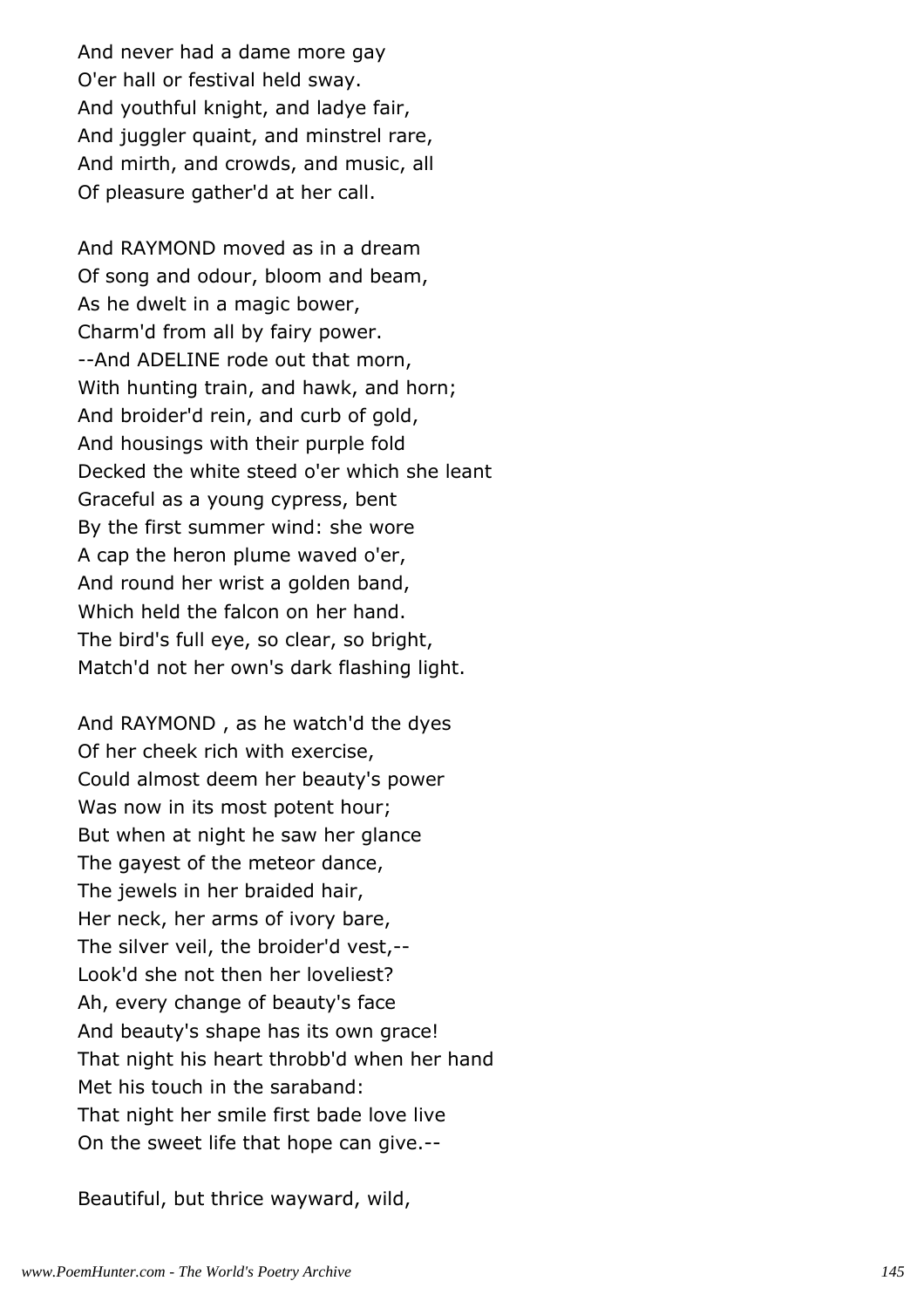And never had a dame more gay
O'er hall or festival held sway.
And youthful knight, and ladye fair,
And juggler quaint, and minstrel rare,
And mirth, and crowds, and music, all
Of pleasure gather'd at her call.

And RAYMOND moved as in a dream
Of song and odour, bloom and beam,
As he dwelt in a magic bower,
Charm'd from all by fairy power.
--And ADELINE rode out that morn,
With hunting train, and hawk, and horn;
And broider'd rein, and curb of gold,
And housings with their purple fold
Decked the white steed o'er which she leant
Graceful as a young cypress, bent
By the first summer wind: she wore
A cap the heron plume waved o'er,
And round her wrist a golden band,
Which held the falcon on her hand.
The bird's full eye, so clear, so bright,
Match'd not her own's dark flashing light.

And RAYMOND , as he watch'd the dyes
Of her cheek rich with exercise,
Could almost deem her beauty's power
Was now in its most potent hour;
But when at night he saw her glance
The gayest of the meteor dance,
The jewels in her braided hair,
Her neck, her arms of ivory bare,
The silver veil, the broider'd vest,--
Look'd she not then her loveliest?
Ah, every change of beauty's face
And beauty's shape has its own grace!
That night his heart throbb'd when her hand
Met his touch in the saraband:
That night her smile first bade love live
On the sweet life that hope can give.--

Beautiful, but thrice wayward, wild,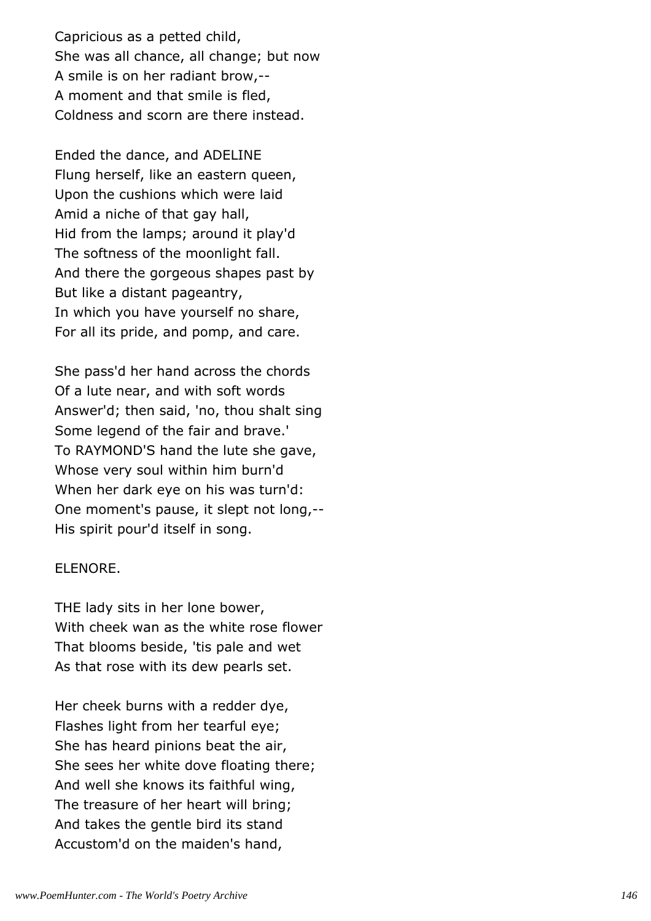Capricious as a petted child,
She was all chance, all change; but now
A smile is on her radiant brow,--
A moment and that smile is fled,
Coldness and scorn are there instead.

Ended the dance, and ADELINE
Flung herself, like an eastern queen,
Upon the cushions which were laid
Amid a niche of that gay hall,
Hid from the lamps; around it play'd
The softness of the moonlight fall.
And there the gorgeous shapes past by
But like a distant pageantry,
In which you have yourself no share,
For all its pride, and pomp, and care.

She pass'd her hand across the chords
Of a lute near, and with soft words
Answer'd; then said, 'no, thou shalt sing
Some legend of the fair and brave.'
To RAYMOND'S hand the lute she gave,
Whose very soul within him burn'd
When her dark eye on his was turn'd:
One moment's pause, it slept not long,--
His spirit pour'd itself in song.

ELENORE.

THE lady sits in her lone bower,
With cheek wan as the white rose flower
That blooms beside, 'tis pale and wet
As that rose with its dew pearls set.

Her cheek burns with a redder dye,
Flashes light from her tearful eye;
She has heard pinions beat the air,
She sees her white dove floating there;
And well she knows its faithful wing,
The treasure of her heart will bring;
And takes the gentle bird its stand
Accustom'd on the maiden's hand,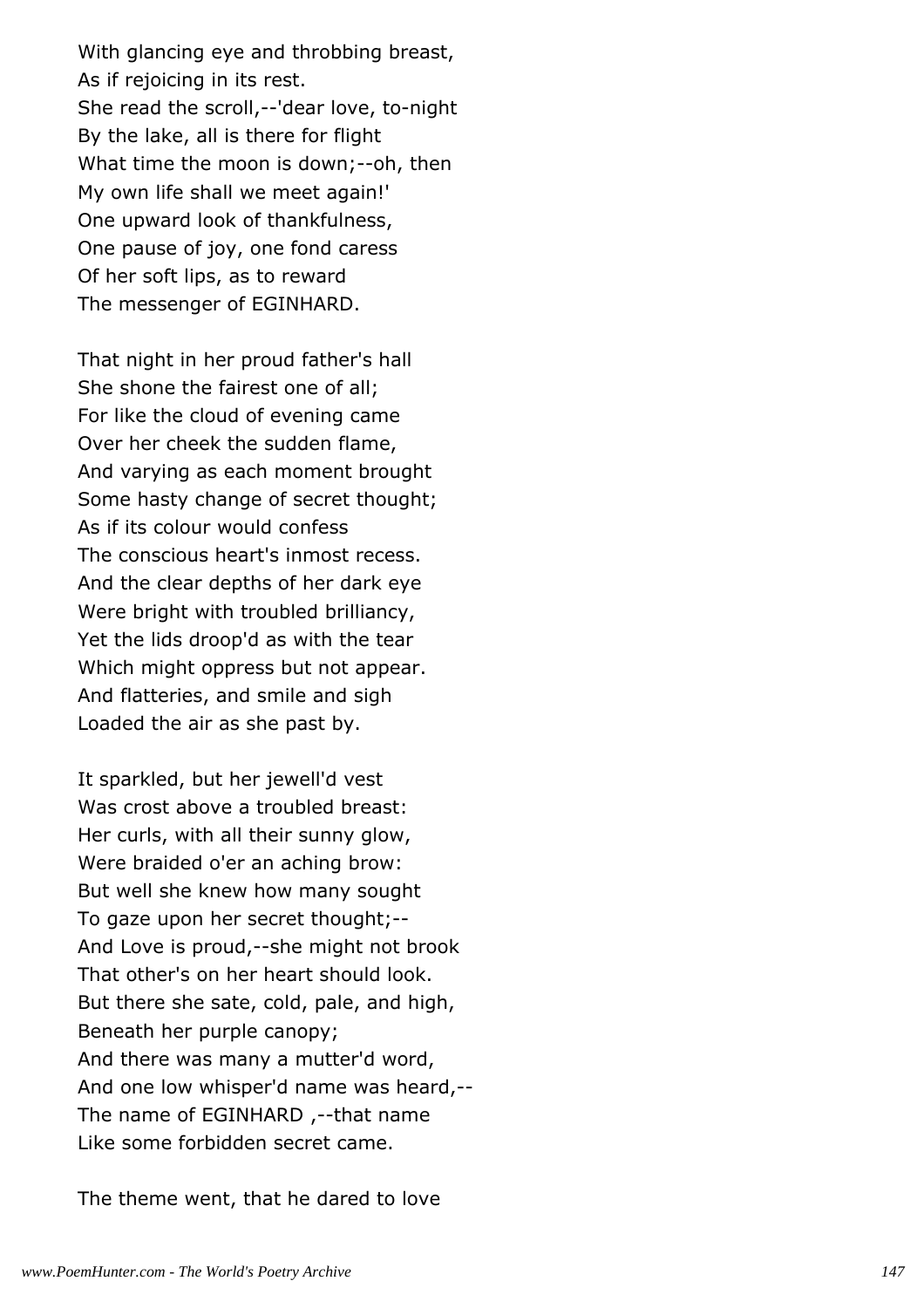With glancing eye and throbbing breast,  
As if rejoicing in its rest.  
She read the scroll,--'dear love, to-night  
By the lake, all is there for flight  
What time the moon is down;--oh, then  
My own life shall we meet again!'  
One upward look of thankfulness,  
One pause of joy, one fond caress  
Of her soft lips, as to reward  
The messenger of EGINHARD.

That night in her proud father's hall  
She shone the fairest one of all;  
For like the cloud of evening came  
Over her cheek the sudden flame,  
And varying as each moment brought  
Some hasty change of secret thought;  
As if its colour would confess  
The conscious heart's inmost recess.  
And the clear depths of her dark eye  
Were bright with troubled brilliancy,  
Yet the lids droop'd as with the tear  
Which might oppress but not appear.  
And flatteries, and smile and sigh  
Loaded the air as she past by.

It sparkled, but her jewell'd vest  
Was crost above a troubled breast:  
Her curls, with all their sunny glow,  
Were braided o'er an aching brow:  
But well she knew how many sought  
To gaze upon her secret thought;--  
And Love is proud,--she might not brook  
That other's on her heart should look.  
But there she sate, cold, pale, and high,  
Beneath her purple canopy;  
And there was many a mutter'd word,  
And one low whisper'd name was heard,--  
The name of EGINHARD ,--that name  
Like some forbidden secret came.

The theme went, that he dared to love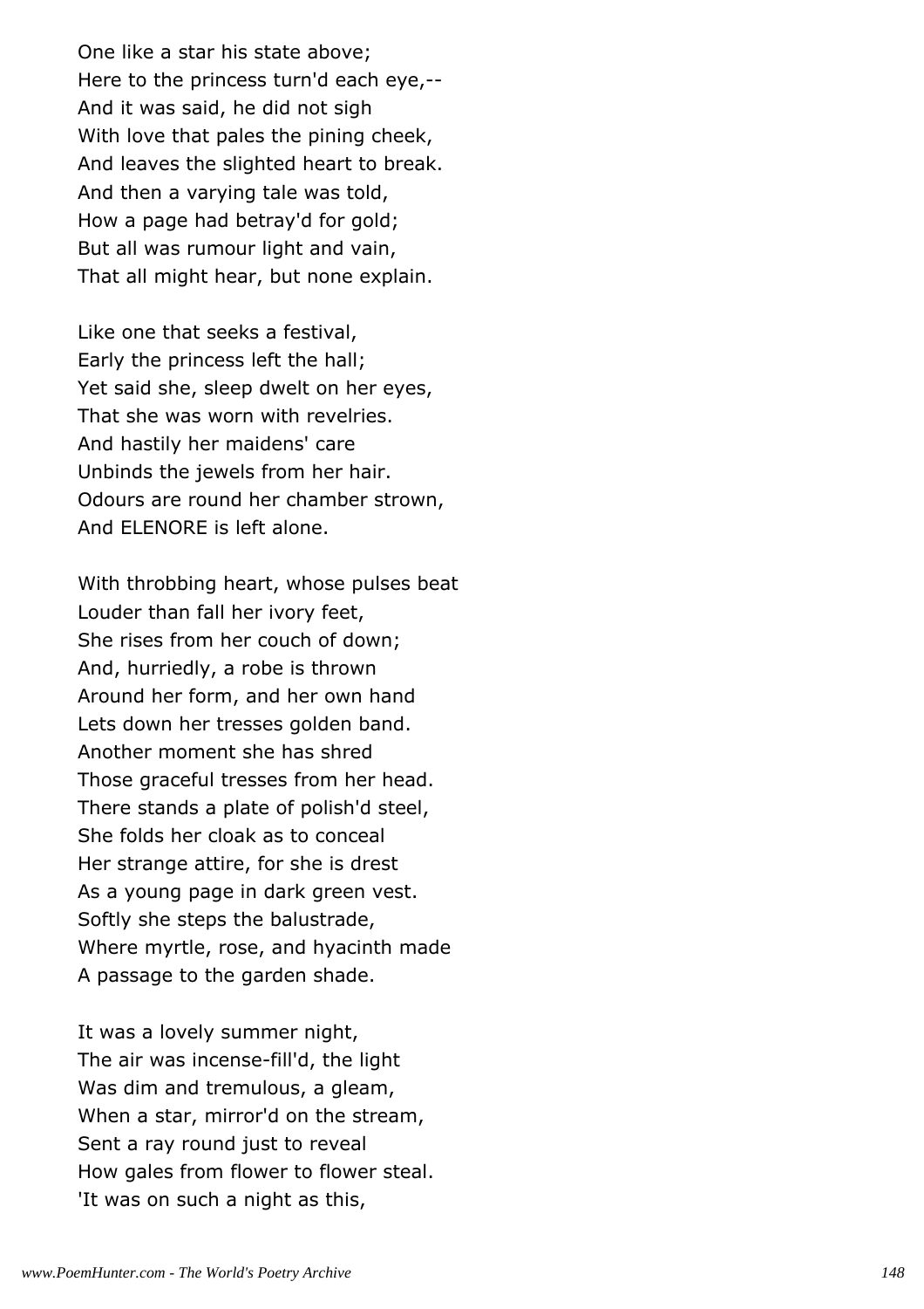One like a star his state above;
Here to the princess turn'd each eye,--
And it was said, he did not sigh
With love that pales the pining cheek,
And leaves the slighted heart to break.
And then a varying tale was told,
How a page had betray'd for gold;
But all was rumour light and vain,
That all might hear, but none explain.

Like one that seeks a festival,
Early the princess left the hall;
Yet said she, sleep dwelt on her eyes,
That she was worn with revelries.
And hastily her maidens' care
Unbinds the jewels from her hair.
Odours are round her chamber strown,
And ELENORE is left alone.

With throbbing heart, whose pulses beat
Louder than fall her ivory feet,
She rises from her couch of down;
And, hurriedly, a robe is thrown
Around her form, and her own hand
Lets down her tresses golden band.
Another moment she has shred
Those graceful tresses from her head.
There stands a plate of polish'd steel,
She folds her cloak as to conceal
Her strange attire, for she is drest
As a young page in dark green vest.
Softly she steps the balustrade,
Where myrtle, rose, and hyacinth made
A passage to the garden shade.

It was a lovely summer night,
The air was incense-fill'd, the light
Was dim and tremulous, a gleam,
When a star, mirror'd on the stream,
Sent a ray round just to reveal
How gales from flower to flower steal.
'It was on such a night as this,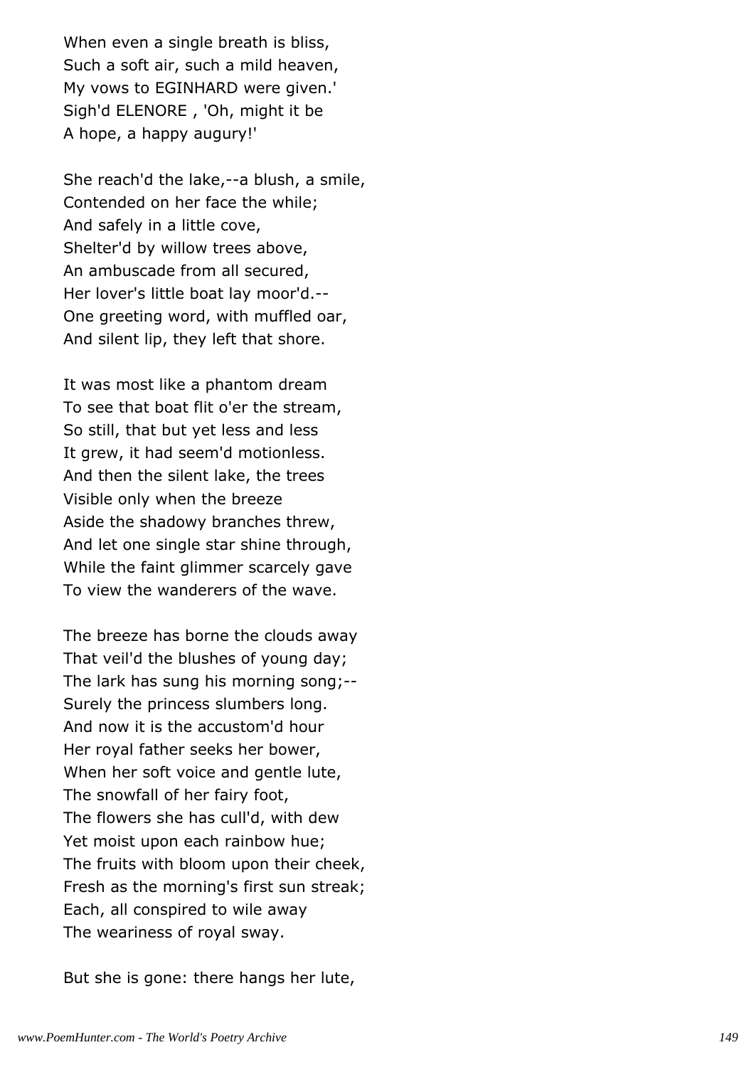When even a single breath is bliss,
Such a soft air, such a mild heaven,
My vows to EGINHARD were given.'
Sigh'd ELENORE , 'Oh, might it be
A hope, a happy augury!'

She reach'd the lake,--a blush, a smile,
Contended on her face the while;
And safely in a little cove,
Shelter'd by willow trees above,
An ambuscade from all secured,
Her lover's little boat lay moor'd.--
One greeting word, with muffled oar,
And silent lip, they left that shore.

It was most like a phantom dream
To see that boat flit o'er the stream,
So still, that but yet less and less
It grew, it had seem'd motionless.
And then the silent lake, the trees
Visible only when the breeze
Aside the shadowy branches threw,
And let one single star shine through,
While the faint glimmer scarcely gave
To view the wanderers of the wave.

The breeze has borne the clouds away
That veil'd the blushes of young day;
The lark has sung his morning song;--
Surely the princess slumbers long.
And now it is the accustom'd hour
Her royal father seeks her bower,
When her soft voice and gentle lute,
The snowfall of her fairy foot,
The flowers she has cull'd, with dew
Yet moist upon each rainbow hue;
The fruits with bloom upon their cheek,
Fresh as the morning's first sun streak;
Each, all conspired to wile away
The weariness of royal sway.

But she is gone: there hangs her lute,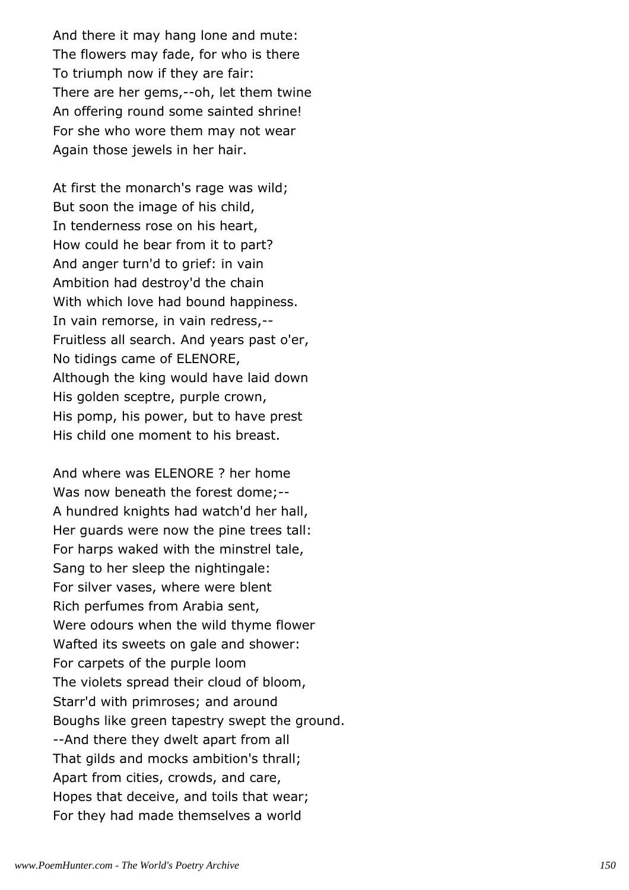And there it may hang lone and mute:
The flowers may fade, for who is there
To triumph now if they are fair:
There are her gems,--oh, let them twine
An offering round some sainted shrine!
For she who wore them may not wear
Again those jewels in her hair.

At first the monarch's rage was wild;
But soon the image of his child,
In tenderness rose on his heart,
How could he bear from it to part?
And anger turn'd to grief: in vain
Ambition had destroy'd the chain
With which love had bound happiness.
In vain remorse, in vain redress,--
Fruitless all search. And years past o'er,
No tidings came of ELENORE,
Although the king would have laid down
His golden sceptre, purple crown,
His pomp, his power, but to have prest
His child one moment to his breast.

And where was ELENORE ? her home
Was now beneath the forest dome;--
A hundred knights had watch'd her hall,
Her guards were now the pine trees tall:
For harps waked with the minstrel tale,
Sang to her sleep the nightingale:
For silver vases, where were blent
Rich perfumes from Arabia sent,
Were odours when the wild thyme flower
Wafted its sweets on gale and shower:
For carpets of the purple loom
The violets spread their cloud of bloom,
Starr'd with primroses; and around
Boughs like green tapestry swept the ground.
--And there they dwelt apart from all
That gilds and mocks ambition's thrall;
Apart from cities, crowds, and care,
Hopes that deceive, and toils that wear;
For they had made themselves a world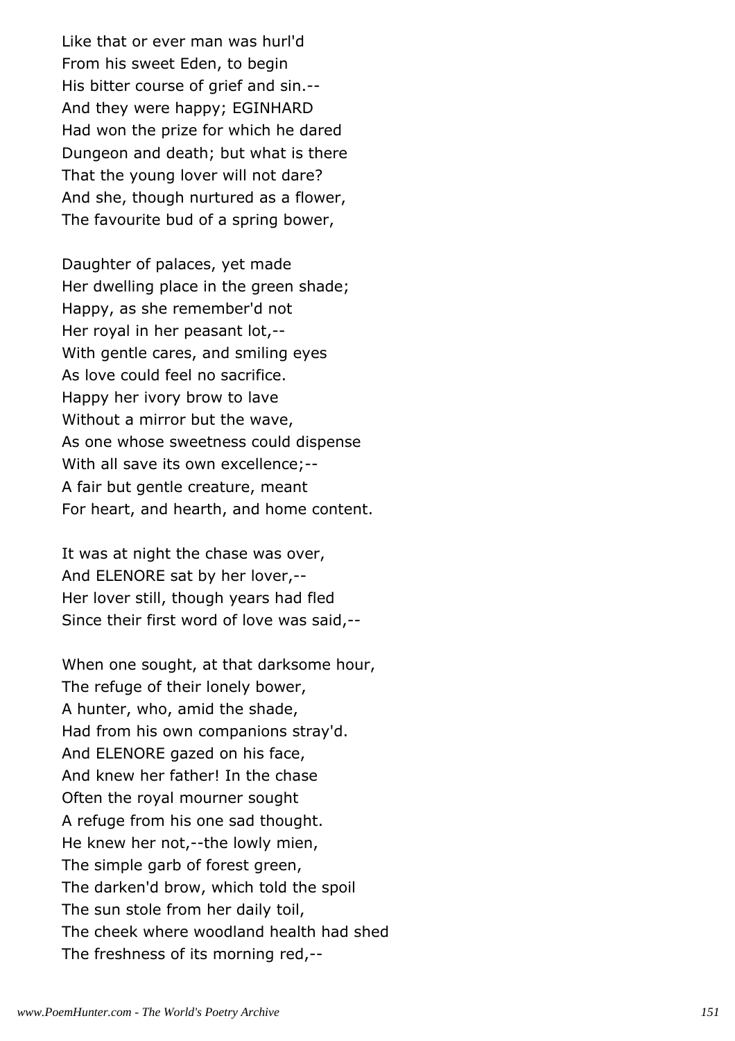Like that or ever man was hurl'd  
From his sweet Eden, to begin  
His bitter course of grief and sin.--  
And they were happy; EGINHARD  
Had won the prize for which he dared  
Dungeon and death; but what is there  
That the young lover will not dare?  
And she, though nurtured as a flower,  
The favourite bud of a spring bower,

Daughter of palaces, yet made  
Her dwelling place in the green shade;  
Happy, as she remember'd not  
Her royal in her peasant lot,--  
With gentle cares, and smiling eyes  
As love could feel no sacrifice.  
Happy her ivory brow to lave  
Without a mirror but the wave,  
As one whose sweetness could dispense  
With all save its own excellence;--  
A fair but gentle creature, meant  
For heart, and hearth, and home content.

It was at night the chase was over,  
And ELENORE sat by her lover,--  
Her lover still, though years had fled  
Since their first word of love was said,--

When one sought, at that darksome hour,  
The refuge of their lonely bower,  
A hunter, who, amid the shade,  
Had from his own companions stray'd.  
And ELENORE gazed on his face,  
And knew her father! In the chase  
Often the royal mourner sought  
A refuge from his one sad thought.  
He knew her not,--the lowly mien,  
The simple garb of forest green,  
The darken'd brow, which told the spoil  
The sun stole from her daily toil,  
The cheek where woodland health had shed  
The freshness of its morning red,--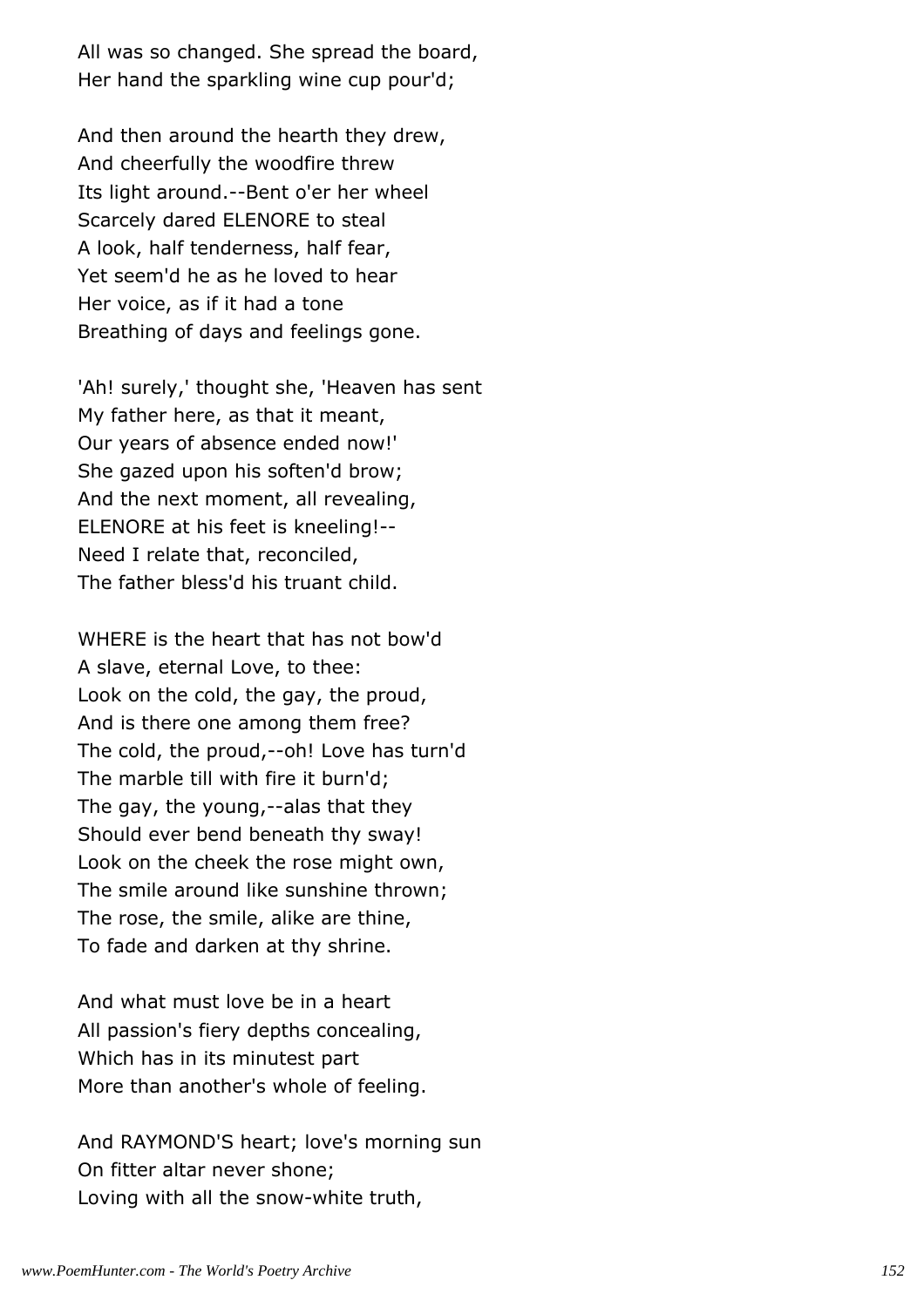All was so changed. She spread the board,
Her hand the sparkling wine cup pour'd;

And then around the hearth they drew,
And cheerfully the woodfire threw
Its light around.--Bent o'er her wheel
Scarcely dared ELENORE to steal
A look, half tenderness, half fear,
Yet seem'd he as he loved to hear
Her voice, as if it had a tone
Breathing of days and feelings gone.

'Ah! surely,' thought she, 'Heaven has sent
My father here, as that it meant,
Our years of absence ended now!'
She gazed upon his soften'd brow;
And the next moment, all revealing,
ELENORE at his feet is kneeling!--
Need I relate that, reconciled,
The father bless'd his truant child.

WHERE is the heart that has not bow'd
A slave, eternal Love, to thee:
Look on the cold, the gay, the proud,
And is there one among them free?
The cold, the proud,--oh! Love has turn'd
The marble till with fire it burn'd;
The gay, the young,--alas that they
Should ever bend beneath thy sway!
Look on the cheek the rose might own,
The smile around like sunshine thrown;
The rose, the smile, alike are thine,
To fade and darken at thy shrine.

And what must love be in a heart
All passion's fiery depths concealing,
Which has in its minutest part
More than another's whole of feeling.

And RAYMOND'S heart; love's morning sun
On fitter altar never shone;
Loving with all the snow-white truth,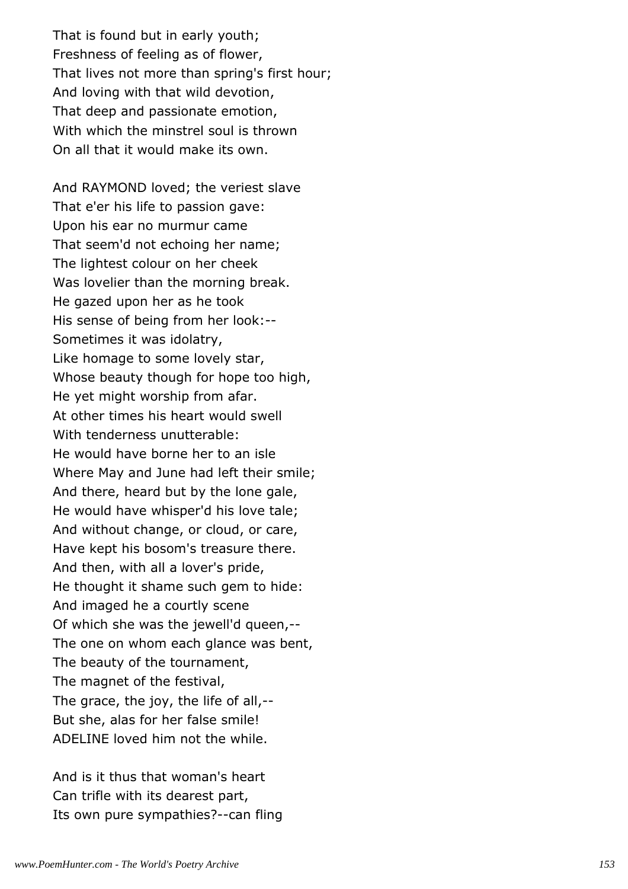That is found but in early youth;
Freshness of feeling as of flower,
That lives not more than spring's first hour;
And loving with that wild devotion,
That deep and passionate emotion,
With which the minstrel soul is thrown
On all that it would make its own.

And RAYMOND loved; the veriest slave
That e'er his life to passion gave:
Upon his ear no murmur came
That seem'd not echoing her name;
The lightest colour on her cheek
Was lovelier than the morning break.
He gazed upon her as he took
His sense of being from her look:--
Sometimes it was idolatry,
Like homage to some lovely star,
Whose beauty though for hope too high,
He yet might worship from afar.
At other times his heart would swell
With tenderness unutterable:
He would have borne her to an isle
Where May and June had left their smile;
And there, heard but by the lone gale,
He would have whisper'd his love tale;
And without change, or cloud, or care,
Have kept his bosom's treasure there.
And then, with all a lover's pride,
He thought it shame such gem to hide:
And imaged he a courtly scene
Of which she was the jewell'd queen,--
The one on whom each glance was bent,
The beauty of the tournament,
The magnet of the festival,
The grace, the joy, the life of all,--
But she, alas for her false smile!
ADELINE loved him not the while.

And is it thus that woman's heart
Can trifle with its dearest part,
Its own pure sympathies?--can fling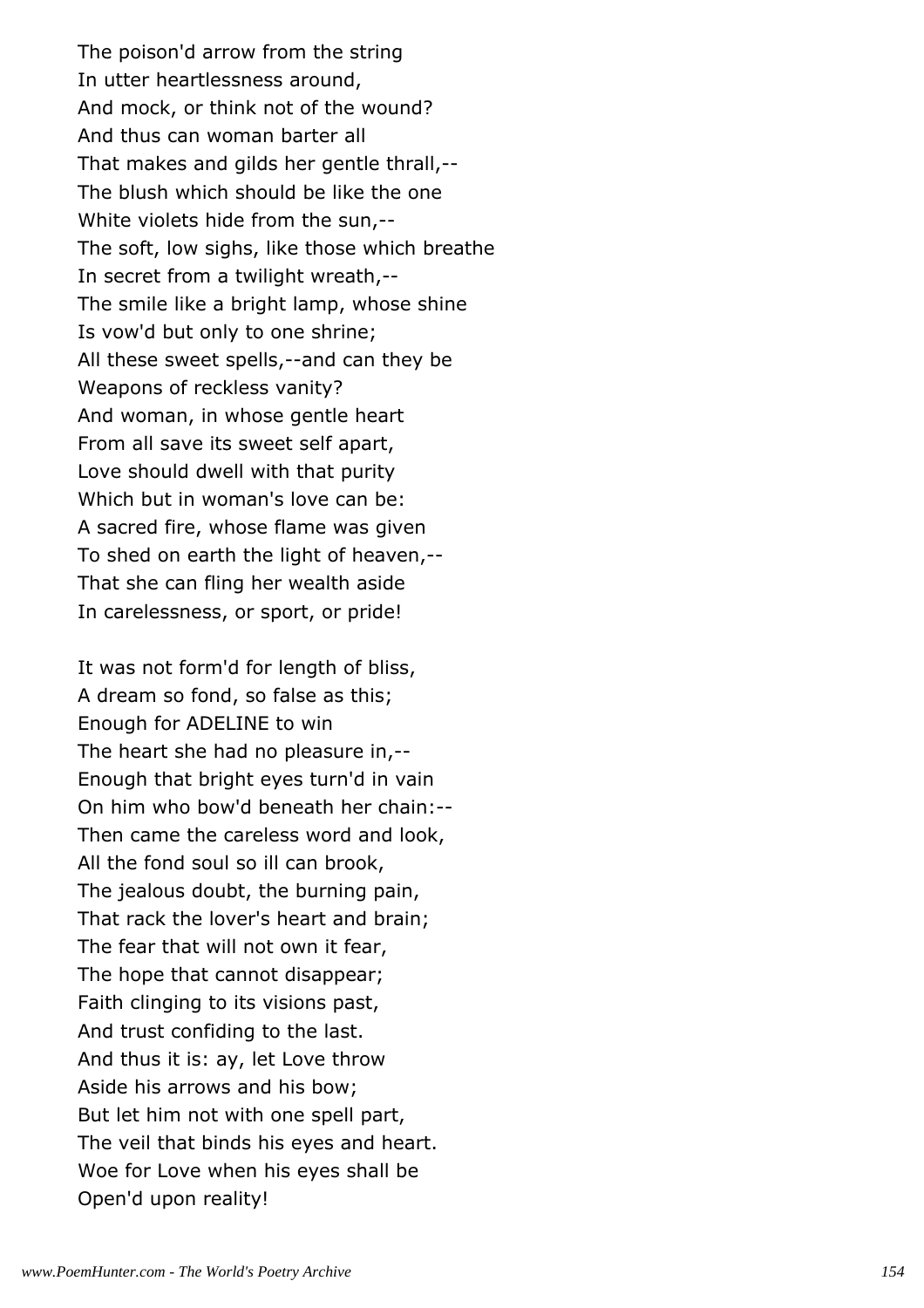The poison'd arrow from the string
In utter heartlessness around,
And mock, or think not of the wound?
And thus can woman barter all
That makes and gilds her gentle thrall,--
The blush which should be like the one
White violets hide from the sun,--
The soft, low sighs, like those which breathe
In secret from a twilight wreath,--
The smile like a bright lamp, whose shine
Is vow'd but only to one shrine;
All these sweet spells,--and can they be
Weapons of reckless vanity?
And woman, in whose gentle heart
From all save its sweet self apart,
Love should dwell with that purity
Which but in woman's love can be:
A sacred fire, whose flame was given
To shed on earth the light of heaven,--
That she can fling her wealth aside
In carelessness, or sport, or pride!

It was not form'd for length of bliss,
A dream so fond, so false as this;
Enough for ADELINE to win
The heart she had no pleasure in,--
Enough that bright eyes turn'd in vain
On him who bow'd beneath her chain:--
Then came the careless word and look,
All the fond soul so ill can brook,
The jealous doubt, the burning pain,
That rack the lover's heart and brain;
The fear that will not own it fear,
The hope that cannot disappear;
Faith clinging to its visions past,
And trust confiding to the last.
And thus it is: ay, let Love throw
Aside his arrows and his bow;
But let him not with one spell part,
The veil that binds his eyes and heart.
Woe for Love when his eyes shall be
Open'd upon reality!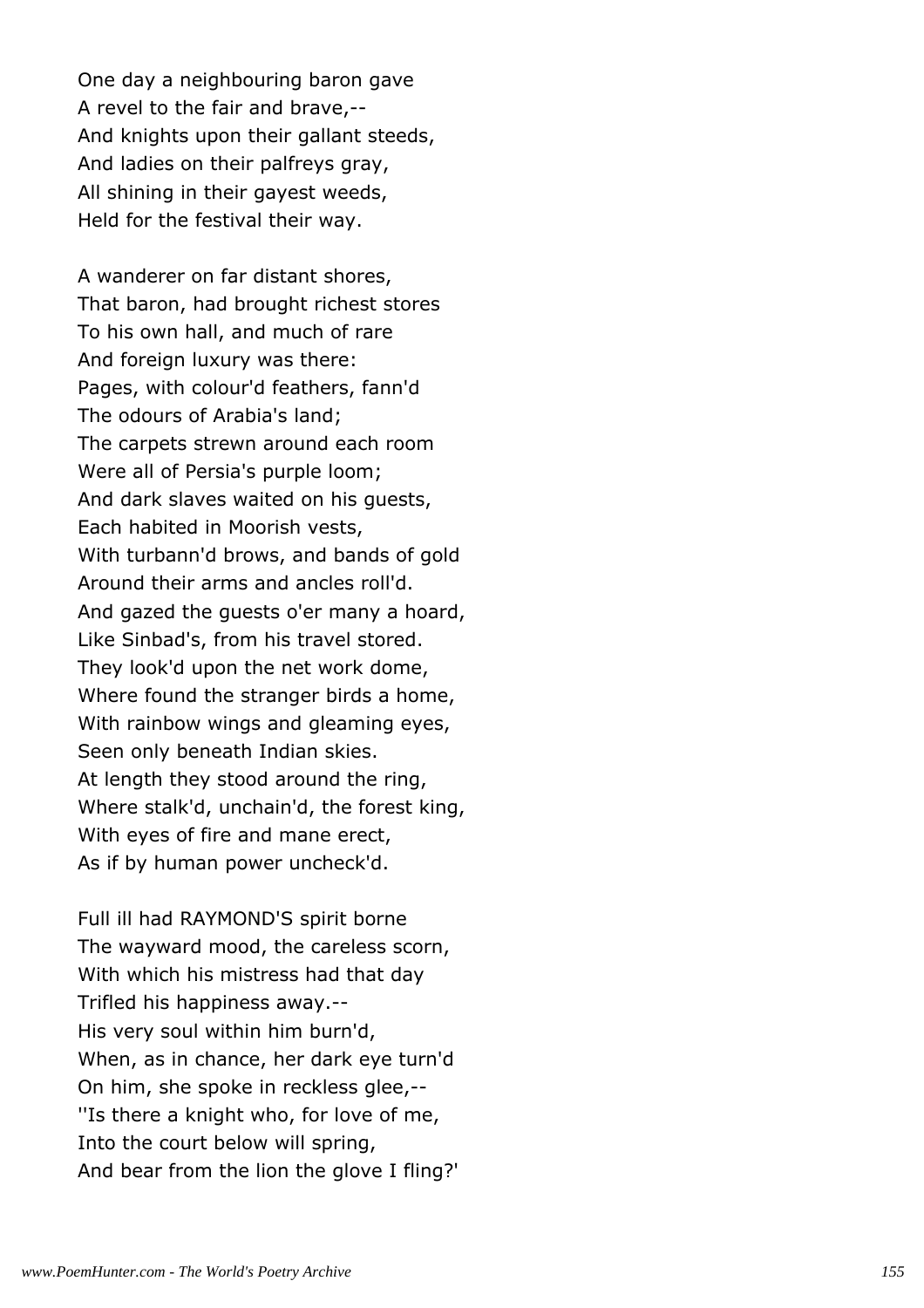One day a neighbouring baron gave
A revel to the fair and brave,--
And knights upon their gallant steeds,
And ladies on their palfreys gray,
All shining in their gayest weeds,
Held for the festival their way.

A wanderer on far distant shores,
That baron, had brought richest stores
To his own hall, and much of rare
And foreign luxury was there:
Pages, with colour'd feathers, fann'd
The odours of Arabia's land;
The carpets strewn around each room
Were all of Persia's purple loom;
And dark slaves waited on his guests,
Each habited in Moorish vests,
With turbann'd brows, and bands of gold
Around their arms and ancles roll'd.
And gazed the guests o'er many a hoard,
Like Sinbad's, from his travel stored.
They look'd upon the net work dome,
Where found the stranger birds a home,
With rainbow wings and gleaming eyes,
Seen only beneath Indian skies.
At length they stood around the ring,
Where stalk'd, unchain'd, the forest king,
With eyes of fire and mane erect,
As if by human power uncheck'd.

Full ill had RAYMOND'S spirit borne
The wayward mood, the careless scorn,
With which his mistress had that day
Trifled his happiness away.--
His very soul within him burn'd,
When, as in chance, her dark eye turn'd
On him, she spoke in reckless glee,--
''Is there a knight who, for love of me,
Into the court below will spring,
And bear from the lion the glove I fling?'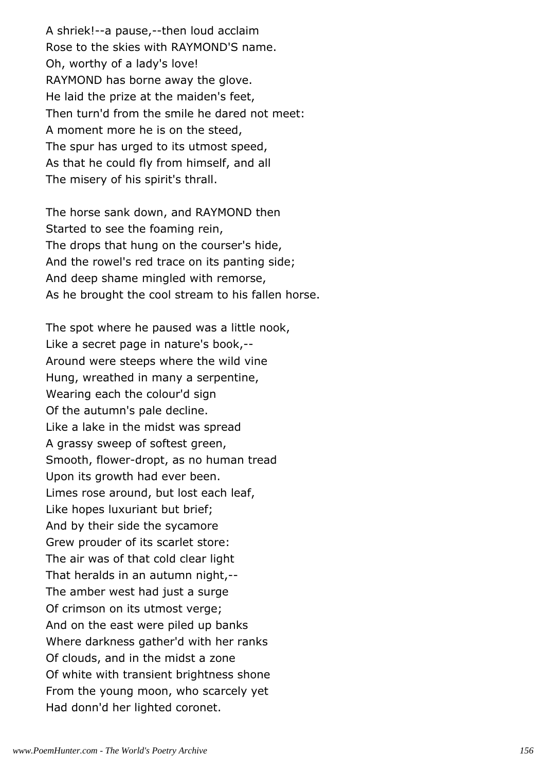A shriek!--a pause,--then loud acclaim
Rose to the skies with RAYMOND'S name.
Oh, worthy of a lady's love!
RAYMOND has borne away the glove.
He laid the prize at the maiden's feet,
Then turn'd from the smile he dared not meet:
A moment more he is on the steed,
The spur has urged to its utmost speed,
As that he could fly from himself, and all
The misery of his spirit's thrall.

The horse sank down, and RAYMOND then
Started to see the foaming rein,
The drops that hung on the courser's hide,
And the rowel's red trace on its panting side;
And deep shame mingled with remorse,
As he brought the cool stream to his fallen horse.

The spot where he paused was a little nook,
Like a secret page in nature's book,--
Around were steeps where the wild vine
Hung, wreathed in many a serpentine,
Wearing each the colour'd sign
Of the autumn's pale decline.
Like a lake in the midst was spread
A grassy sweep of softest green,
Smooth, flower-dropt, as no human tread
Upon its growth had ever been.
Limes rose around, but lost each leaf,
Like hopes luxuriant but brief;
And by their side the sycamore
Grew prouder of its scarlet store:
The air was of that cold clear light
That heralds in an autumn night,--
The amber west had just a surge
Of crimson on its utmost verge;
And on the east were piled up banks
Where darkness gather'd with her ranks
Of clouds, and in the midst a zone
Of white with transient brightness shone
From the young moon, who scarcely yet
Had donn'd her lighted coronet.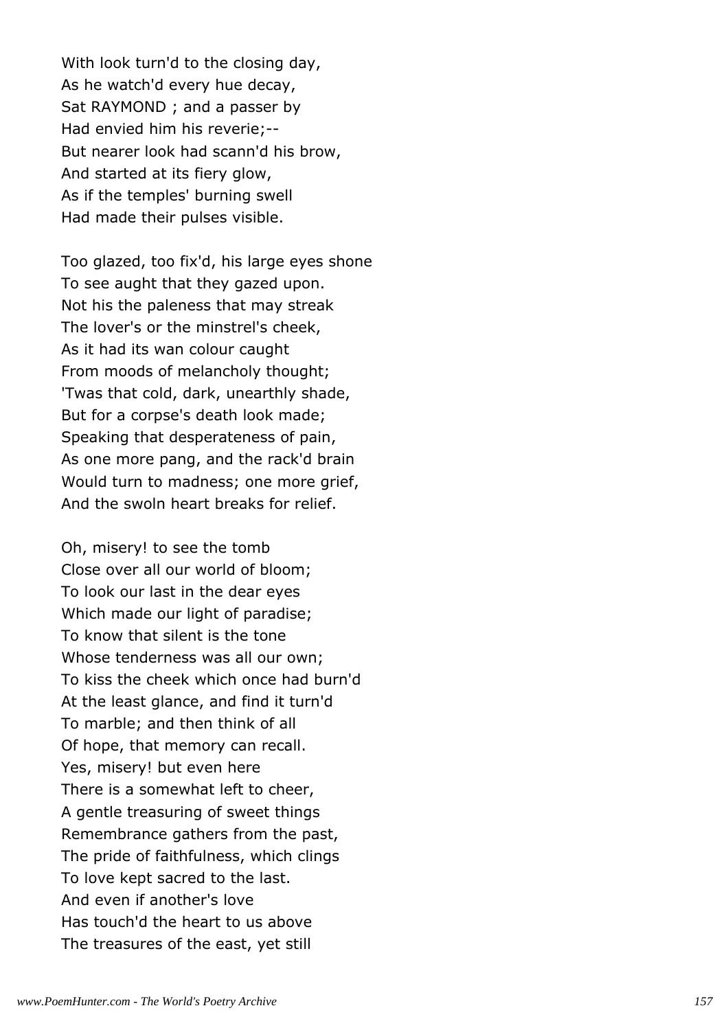With look turn'd to the closing day,
As he watch'd every hue decay,
Sat RAYMOND ; and a passer by
Had envied him his reverie;--
But nearer look had scann'd his brow,
And started at its fiery glow,
As if the temples' burning swell
Had made their pulses visible.

Too glazed, too fix'd, his large eyes shone
To see aught that they gazed upon.
Not his the paleness that may streak
The lover's or the minstrel's cheek,
As it had its wan colour caught
From moods of melancholy thought;
'Twas that cold, dark, unearthly shade,
But for a corpse's death look made;
Speaking that desperateness of pain,
As one more pang, and the rack'd brain
Would turn to madness; one more grief,
And the swoln heart breaks for relief.

Oh, misery! to see the tomb
Close over all our world of bloom;
To look our last in the dear eyes
Which made our light of paradise;
To know that silent is the tone
Whose tenderness was all our own;
To kiss the cheek which once had burn'd
At the least glance, and find it turn'd
To marble; and then think of all
Of hope, that memory can recall.
Yes, misery! but even here
There is a somewhat left to cheer,
A gentle treasuring of sweet things
Remembrance gathers from the past,
The pride of faithfulness, which clings
To love kept sacred to the last.
And even if another's love
Has touch'd the heart to us above
The treasures of the east, yet still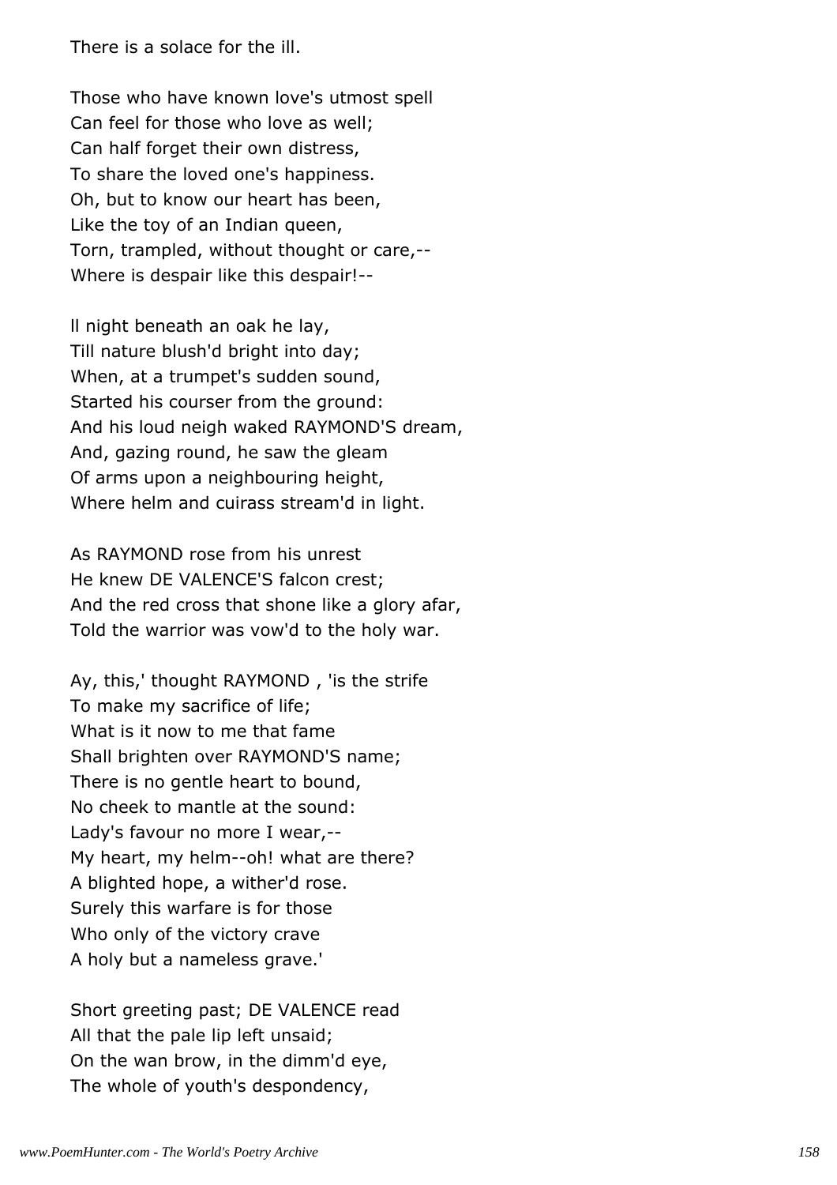There is a solace for the ill.

Those who have known love's utmost spell
Can feel for those who love as well;
Can half forget their own distress,
To share the loved one's happiness.
Oh, but to know our heart has been,
Like the toy of an Indian queen,
Torn, trampled, without thought or care,--
Where is despair like this despair!--

ll night beneath an oak he lay,
Till nature blush'd bright into day;
When, at a trumpet's sudden sound,
Started his courser from the ground:
And his loud neigh waked RAYMOND'S dream,
And, gazing round, he saw the gleam
Of arms upon a neighbouring height,
Where helm and cuirass stream'd in light.

As RAYMOND rose from his unrest
He knew DE VALENCE'S falcon crest;
And the red cross that shone like a glory afar,
Told the warrior was vow'd to the holy war.

Ay, this,' thought RAYMOND , 'is the strife
To make my sacrifice of life;
What is it now to me that fame
Shall brighten over RAYMOND'S name;
There is no gentle heart to bound,
No cheek to mantle at the sound:
Lady's favour no more I wear,--
My heart, my helm--oh! what are there?
A blighted hope, a wither'd rose.
Surely this warfare is for those
Who only of the victory crave
A holy but a nameless grave.'

Short greeting past; DE VALENCE read
All that the pale lip left unsaid;
On the wan brow, in the dimm'd eye,
The whole of youth's despondency,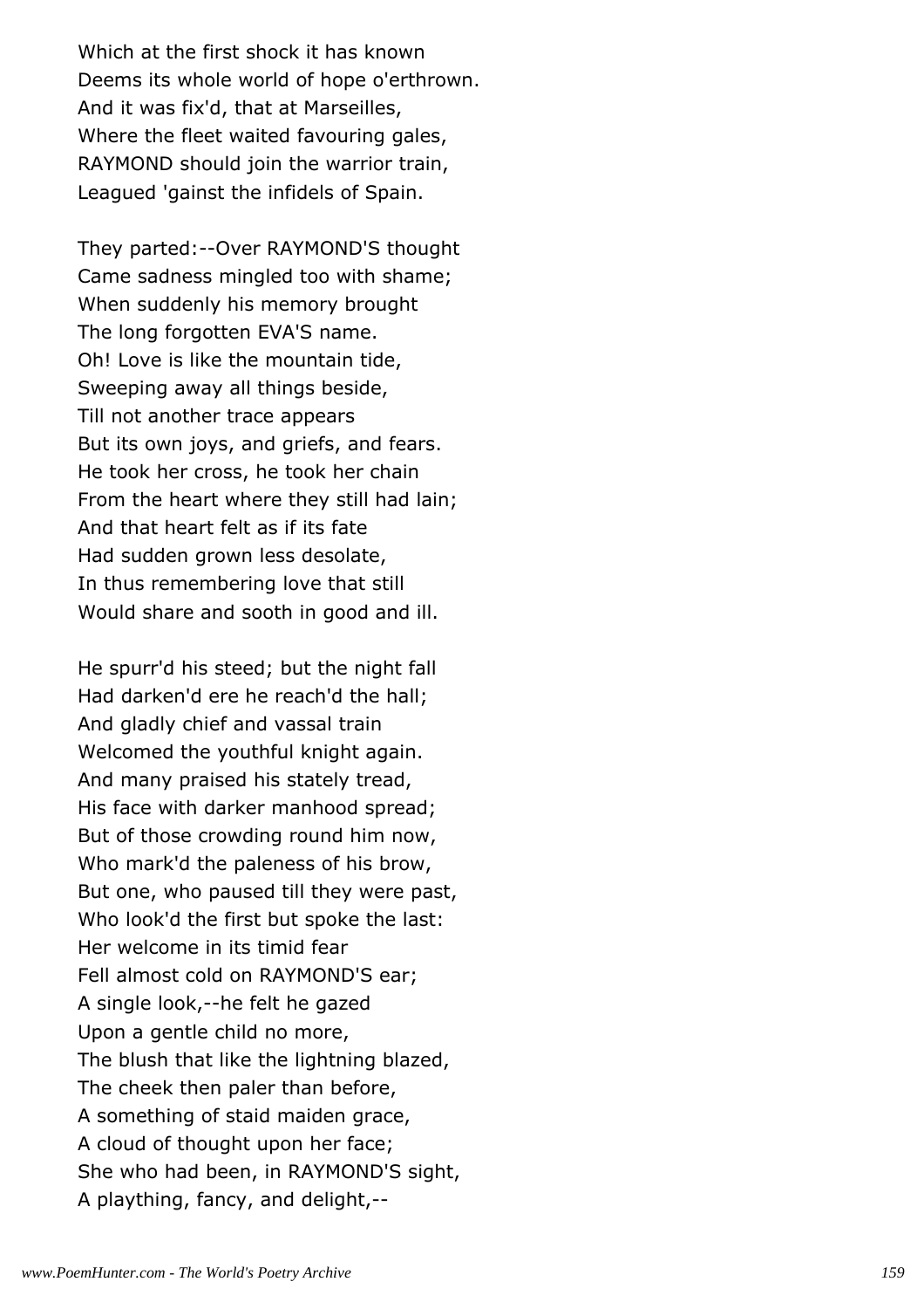Which at the first shock it has known
Deems its whole world of hope o'erthrown.
And it was fix'd, that at Marseilles,
Where the fleet waited favouring gales,
RAYMOND should join the warrior train,
Leagued 'gainst the infidels of Spain.

They parted:--Over RAYMOND'S thought
Came sadness mingled too with shame;
When suddenly his memory brought
The long forgotten EVA'S name.
Oh! Love is like the mountain tide,
Sweeping away all things beside,
Till not another trace appears
But its own joys, and griefs, and fears.
He took her cross, he took her chain
From the heart where they still had lain;
And that heart felt as if its fate
Had sudden grown less desolate,
In thus remembering love that still
Would share and sooth in good and ill.

He spurr'd his steed; but the night fall
Had darken'd ere he reach'd the hall;
And gladly chief and vassal train
Welcomed the youthful knight again.
And many praised his stately tread,
His face with darker manhood spread;
But of those crowding round him now,
Who mark'd the paleness of his brow,
But one, who paused till they were past,
Who look'd the first but spoke the last:
Her welcome in its timid fear
Fell almost cold on RAYMOND'S ear;
A single look,--he felt he gazed
Upon a gentle child no more,
The blush that like the lightning blazed,
The cheek then paler than before,
A something of staid maiden grace,
A cloud of thought upon her face;
She who had been, in RAYMOND'S sight,
A plaything, fancy, and delight,--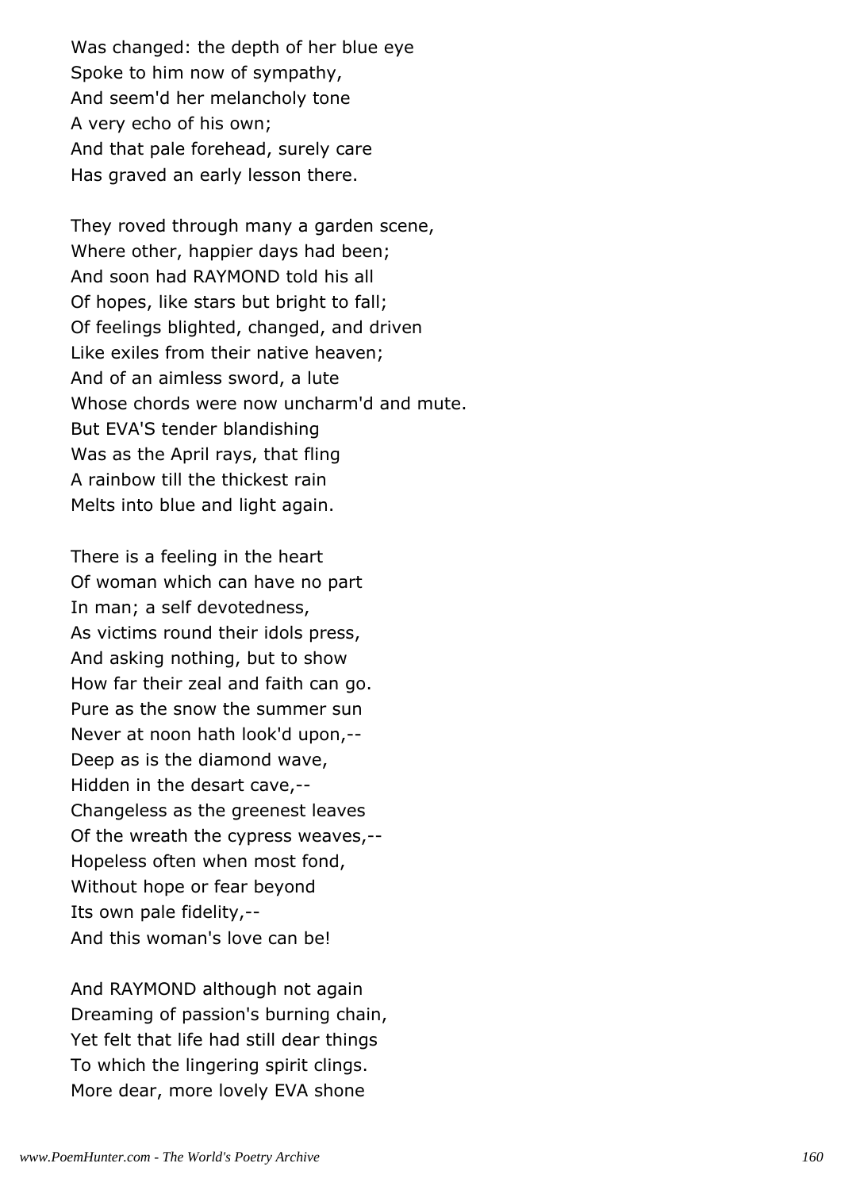Was changed: the depth of her blue eye
Spoke to him now of sympathy,
And seem'd her melancholy tone
A very echo of his own;
And that pale forehead, surely care
Has graved an early lesson there.

They roved through many a garden scene,
Where other, happier days had been;
And soon had RAYMOND told his all
Of hopes, like stars but bright to fall;
Of feelings blighted, changed, and driven
Like exiles from their native heaven;
And of an aimless sword, a lute
Whose chords were now uncharm'd and mute.
But EVA'S tender blandishing
Was as the April rays, that fling
A rainbow till the thickest rain
Melts into blue and light again.

There is a feeling in the heart
Of woman which can have no part
In man; a self devotedness,
As victims round their idols press,
And asking nothing, but to show
How far their zeal and faith can go.
Pure as the snow the summer sun
Never at noon hath look'd upon,--
Deep as is the diamond wave,
Hidden in the desart cave,--
Changeless as the greenest leaves
Of the wreath the cypress weaves,--
Hopeless often when most fond,
Without hope or fear beyond
Its own pale fidelity,--
And this woman's love can be!

And RAYMOND although not again
Dreaming of passion's burning chain,
Yet felt that life had still dear things
To which the lingering spirit clings.
More dear, more lovely EVA shone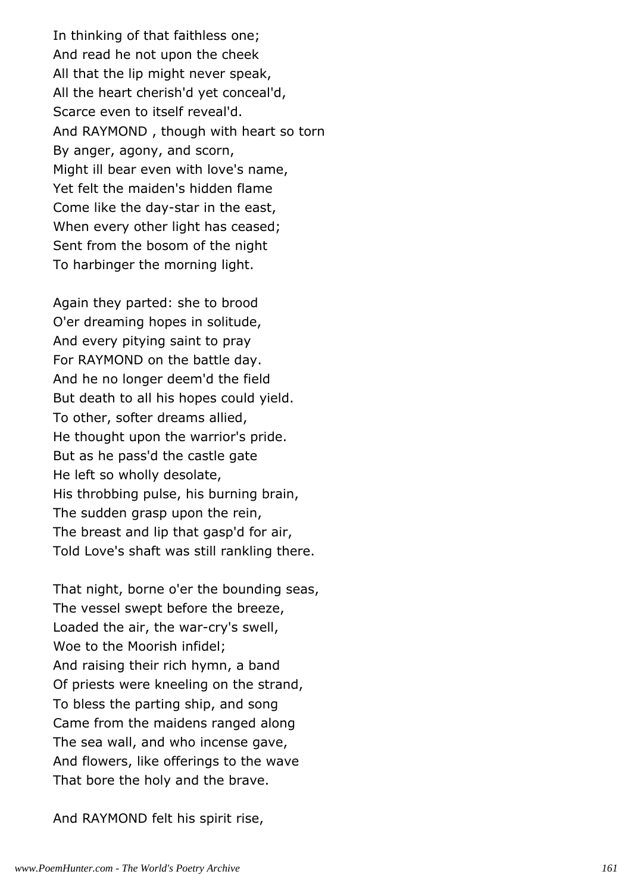In thinking of that faithless one;
And read he not upon the cheek
All that the lip might never speak,
All the heart cherish'd yet conceal'd,
Scarce even to itself reveal'd.
And RAYMOND , though with heart so torn
By anger, agony, and scorn,
Might ill bear even with love's name,
Yet felt the maiden's hidden flame
Come like the day-star in the east,
When every other light has ceased;
Sent from the bosom of the night
To harbinger the morning light.

Again they parted: she to brood
O'er dreaming hopes in solitude,
And every pitying saint to pray
For RAYMOND on the battle day.
And he no longer deem'd the field
But death to all his hopes could yield.
To other, softer dreams allied,
He thought upon the warrior's pride.
But as he pass'd the castle gate
He left so wholly desolate,
His throbbing pulse, his burning brain,
The sudden grasp upon the rein,
The breast and lip that gasp'd for air,
Told Love's shaft was still rankling there.

That night, borne o'er the bounding seas,
The vessel swept before the breeze,
Loaded the air, the war-cry's swell,
Woe to the Moorish infidel;
And raising their rich hymn, a band
Of priests were kneeling on the strand,
To bless the parting ship, and song
Came from the maidens ranged along
The sea wall, and who incense gave,
And flowers, like offerings to the wave
That bore the holy and the brave.

And RAYMOND felt his spirit rise,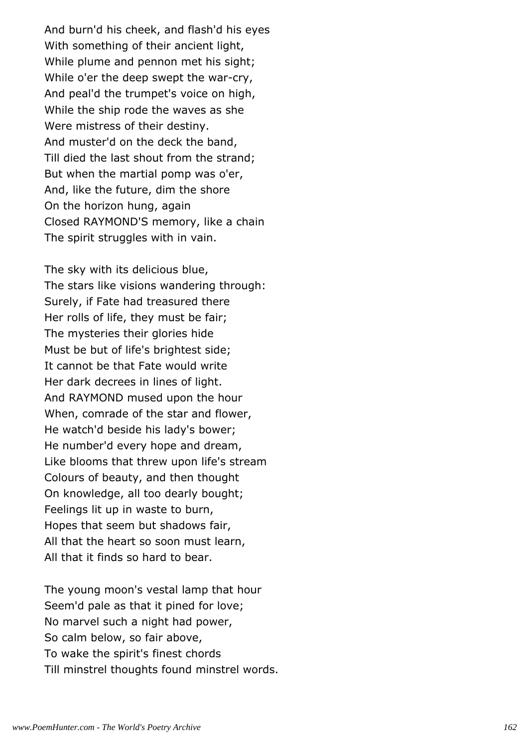And burn'd his cheek, and flash'd his eyes
With something of their ancient light,
While plume and pennon met his sight;
While o'er the deep swept the war-cry,
And peal'd the trumpet's voice on high,
While the ship rode the waves as she
Were mistress of their destiny.
And muster'd on the deck the band,
Till died the last shout from the strand;
But when the martial pomp was o'er,
And, like the future, dim the shore
On the horizon hung, again
Closed RAYMOND'S memory, like a chain
The spirit struggles with in vain.

The sky with its delicious blue,
The stars like visions wandering through:
Surely, if Fate had treasured there
Her rolls of life, they must be fair;
The mysteries their glories hide
Must be but of life's brightest side;
It cannot be that Fate would write
Her dark decrees in lines of light.
And RAYMOND mused upon the hour
When, comrade of the star and flower,
He watch'd beside his lady's bower;
He number'd every hope and dream,
Like blooms that threw upon life's stream
Colours of beauty, and then thought
On knowledge, all too dearly bought;
Feelings lit up in waste to burn,
Hopes that seem but shadows fair,
All that the heart so soon must learn,
All that it finds so hard to bear.

The young moon's vestal lamp that hour
Seem'd pale as that it pined for love;
No marvel such a night had power,
So calm below, so fair above,
To wake the spirit's finest chords
Till minstrel thoughts found minstrel words.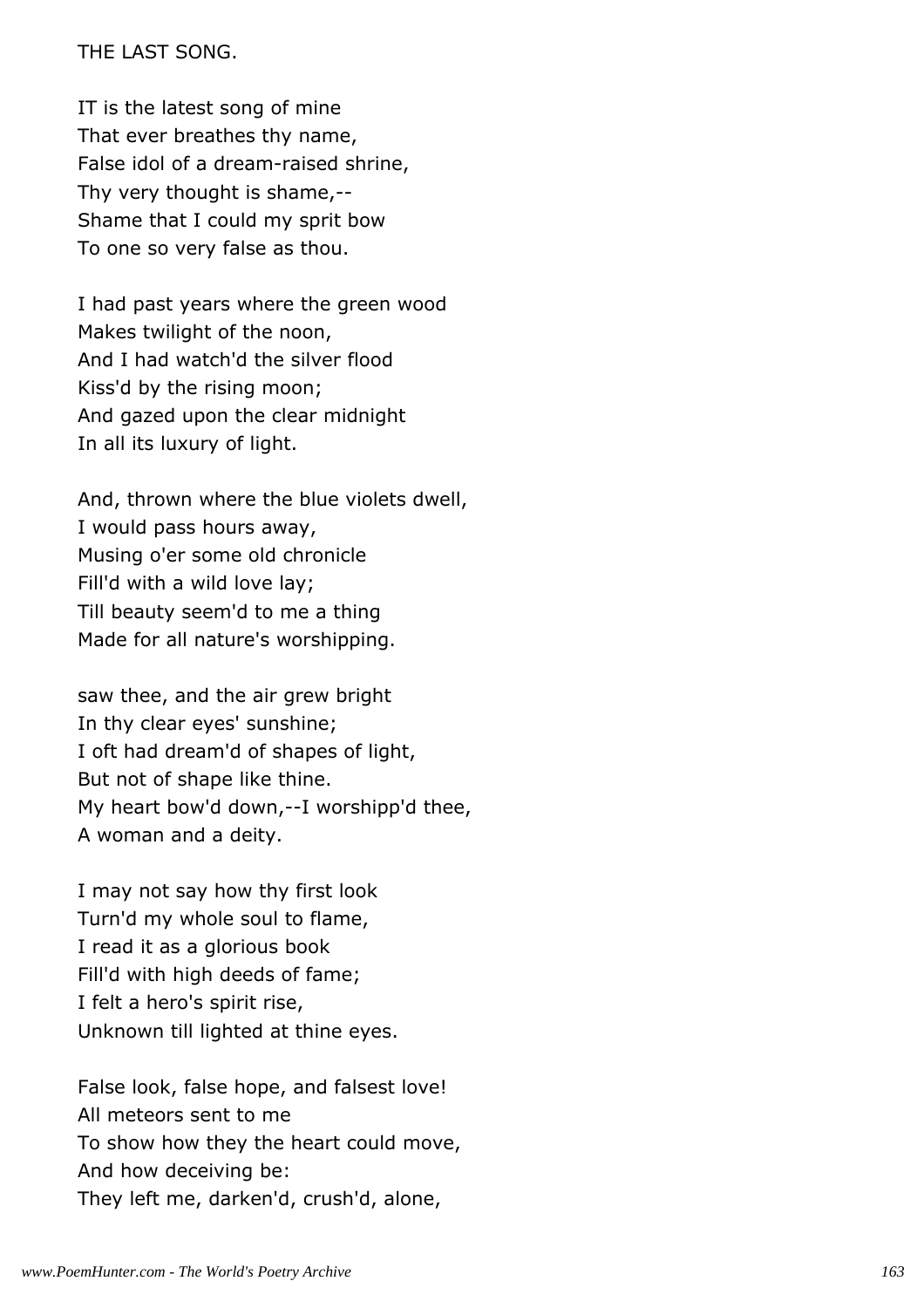THE LAST SONG.

IT is the latest song of mine
That ever breathes thy name,
False idol of a dream-raised shrine,
Thy very thought is shame,--
Shame that I could my sprit bow
To one so very false as thou.

I had past years where the green wood
Makes twilight of the noon,
And I had watch'd the silver flood
Kiss'd by the rising moon;
And gazed upon the clear midnight
In all its luxury of light.

And, thrown where the blue violets dwell,
I would pass hours away,
Musing o'er some old chronicle
Fill'd with a wild love lay;
Till beauty seem'd to me a thing
Made for all nature's worshipping.

saw thee, and the air grew bright
In thy clear eyes' sunshine;
I oft had dream'd of shapes of light,
But not of shape like thine.
My heart bow'd down,--I worshipp'd thee,
A woman and a deity.

I may not say how thy first look
Turn'd my whole soul to flame,
I read it as a glorious book
Fill'd with high deeds of fame;
I felt a hero's spirit rise,
Unknown till lighted at thine eyes.

False look, false hope, and falsest love!
All meteors sent to me
To show how they the heart could move,
And how deceiving be:
They left me, darken'd, crush'd, alone,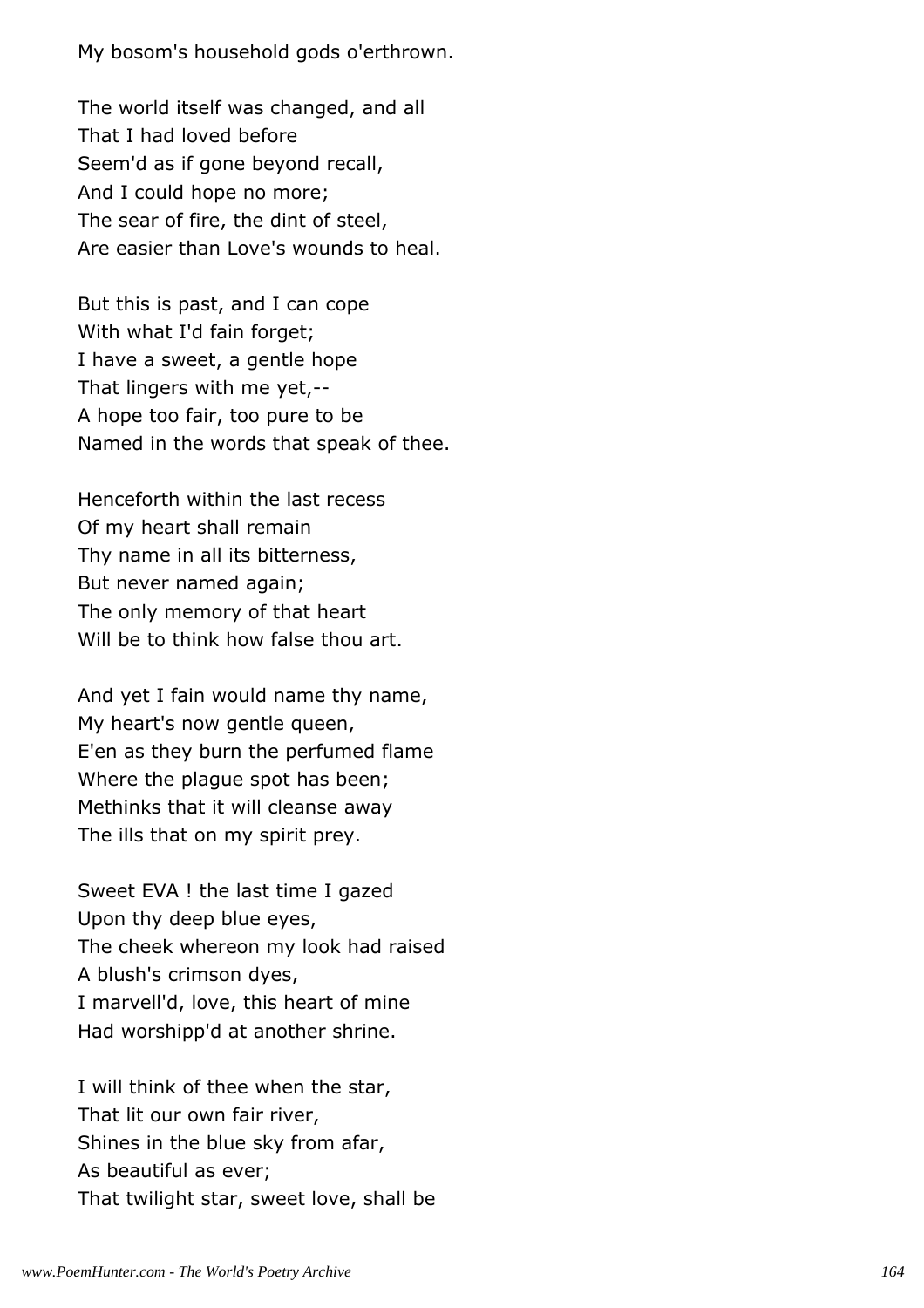My bosom's household gods o'erthrown.

The world itself was changed, and all
That I had loved before
Seem'd as if gone beyond recall,
And I could hope no more;
The sear of fire, the dint of steel,
Are easier than Love's wounds to heal.

But this is past, and I can cope
With what I'd fain forget;
I have a sweet, a gentle hope
That lingers with me yet,--
A hope too fair, too pure to be
Named in the words that speak of thee.

Henceforth within the last recess
Of my heart shall remain
Thy name in all its bitterness,
But never named again;
The only memory of that heart
Will be to think how false thou art.

And yet I fain would name thy name,
My heart's now gentle queen,
E'en as they burn the perfumed flame
Where the plague spot has been;
Methinks that it will cleanse away
The ills that on my spirit prey.

Sweet EVA ! the last time I gazed
Upon thy deep blue eyes,
The cheek whereon my look had raised
A blush's crimson dyes,
I marvell'd, love, this heart of mine
Had worshipp'd at another shrine.

I will think of thee when the star,
That lit our own fair river,
Shines in the blue sky from afar,
As beautiful as ever;
That twilight star, sweet love, shall be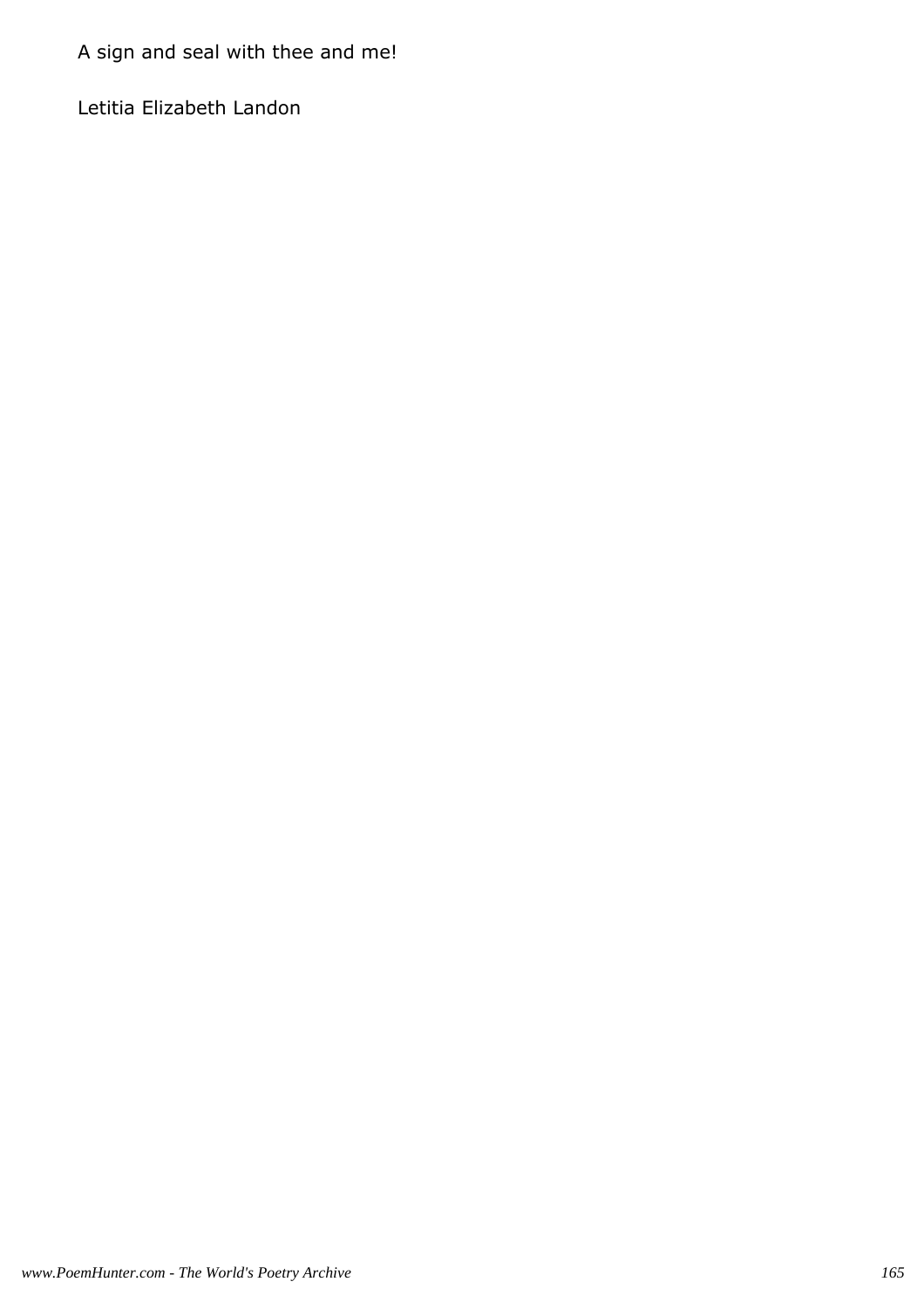A sign and seal with thee and me!

Letitia Elizabeth Landon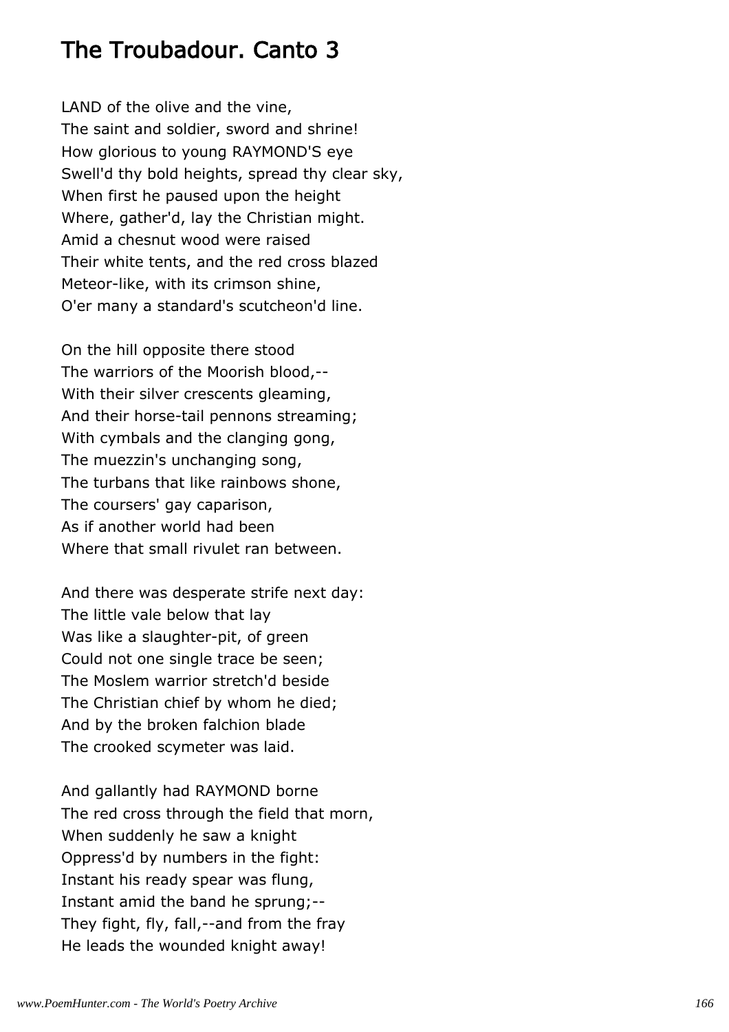## The Troubadour. Canto 3

LAND of the olive and the vine,
The saint and soldier, sword and shrine!
How glorious to young RAYMOND'S eye
Swell'd thy bold heights, spread thy clear sky,
When first he paused upon the height
Where, gather'd, lay the Christian might.
Amid a chesnut wood were raised
Their white tents, and the red cross blazed
Meteor-like, with its crimson shine,
O'er many a standard's scutcheon'd line.

On the hill opposite there stood
The warriors of the Moorish blood,--
With their silver crescents gleaming,
And their horse-tail pennons streaming;
With cymbals and the clanging gong,
The muezzin's unchanging song,
The turbans that like rainbows shone,
The coursers' gay caparison,
As if another world had been
Where that small rivulet ran between.

And there was desperate strife next day:
The little vale below that lay
Was like a slaughter-pit, of green
Could not one single trace be seen;
The Moslem warrior stretch'd beside
The Christian chief by whom he died;
And by the broken falchion blade
The crooked scymeter was laid.

And gallantly had RAYMOND borne
The red cross through the field that morn,
When suddenly he saw a knight
Oppress'd by numbers in the fight:
Instant his ready spear was flung,
Instant amid the band he sprung;--
They fight, fly, fall,--and from the fray
He leads the wounded knight away!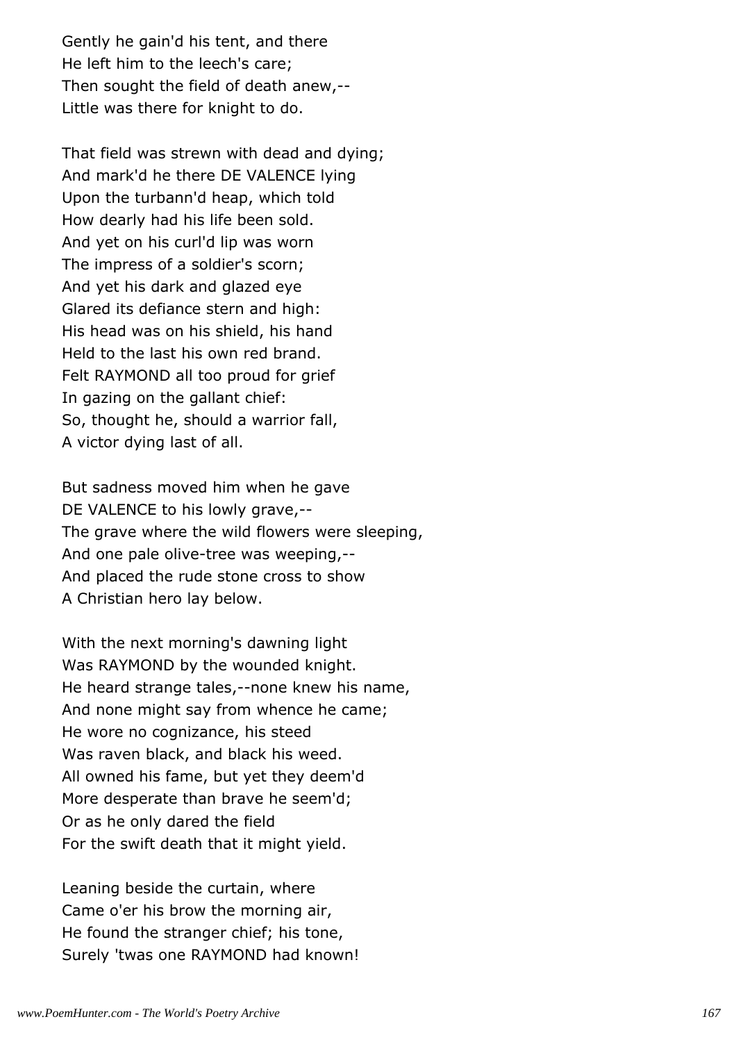Gently he gain'd his tent, and there
He left him to the leech's care;
Then sought the field of death anew,--
Little was there for knight to do.

That field was strewn with dead and dying;
And mark'd he there DE VALENCE lying
Upon the turbann'd heap, which told
How dearly had his life been sold.
And yet on his curl'd lip was worn
The impress of a soldier's scorn;
And yet his dark and glazed eye
Glared its defiance stern and high:
His head was on his shield, his hand
Held to the last his own red brand.
Felt RAYMOND all too proud for grief
In gazing on the gallant chief:
So, thought he, should a warrior fall,
A victor dying last of all.

But sadness moved him when he gave
DE VALENCE to his lowly grave,--
The grave where the wild flowers were sleeping,
And one pale olive-tree was weeping,--
And placed the rude stone cross to show
A Christian hero lay below.

With the next morning's dawning light
Was RAYMOND by the wounded knight.
He heard strange tales,--none knew his name,
And none might say from whence he came;
He wore no cognizance, his steed
Was raven black, and black his weed.
All owned his fame, but yet they deem'd
More desperate than brave he seem'd;
Or as he only dared the field
For the swift death that it might yield.

Leaning beside the curtain, where
Came o'er his brow the morning air,
He found the stranger chief; his tone,
Surely 'twas one RAYMOND had known!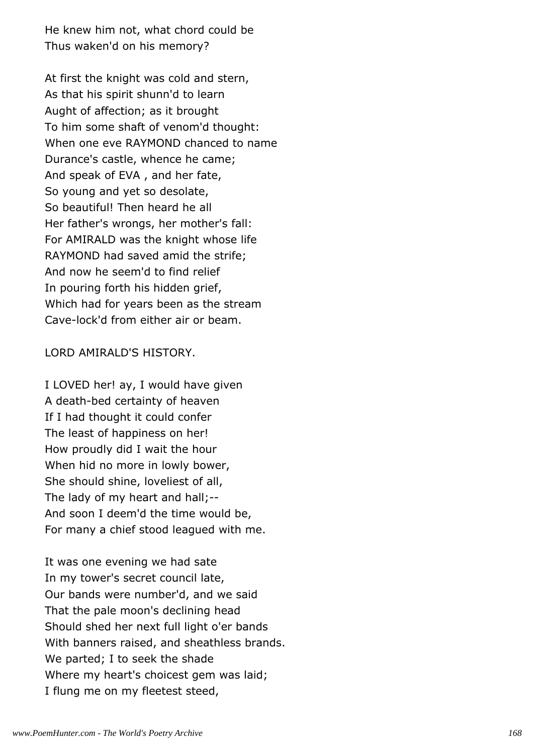He knew him not, what chord could be
Thus waken'd on his memory?

At first the knight was cold and stern,
As that his spirit shunn'd to learn
Aught of affection; as it brought
To him some shaft of venom'd thought:
When one eve RAYMOND chanced to name
Durance's castle, whence he came;
And speak of EVA , and her fate,
So young and yet so desolate,
So beautiful! Then heard he all
Her father's wrongs, her mother's fall:
For AMIRALD was the knight whose life
RAYMOND had saved amid the strife;
And now he seem'd to find relief
In pouring forth his hidden grief,
Which had for years been as the stream
Cave-lock'd from either air or beam.

LORD AMIRALD'S HISTORY.

I LOVED her! ay, I would have given
A death-bed certainty of heaven
If I had thought it could confer
The least of happiness on her!
How proudly did I wait the hour
When hid no more in lowly bower,
She should shine, loveliest of all,
The lady of my heart and hall;--
And soon I deem'd the time would be,
For many a chief stood leagued with me.

It was one evening we had sate
In my tower's secret council late,
Our bands were number'd, and we said
That the pale moon's declining head
Should shed her next full light o'er bands
With banners raised, and sheathless brands.
We parted; I to seek the shade
Where my heart's choicest gem was laid;
I flung me on my fleetest steed,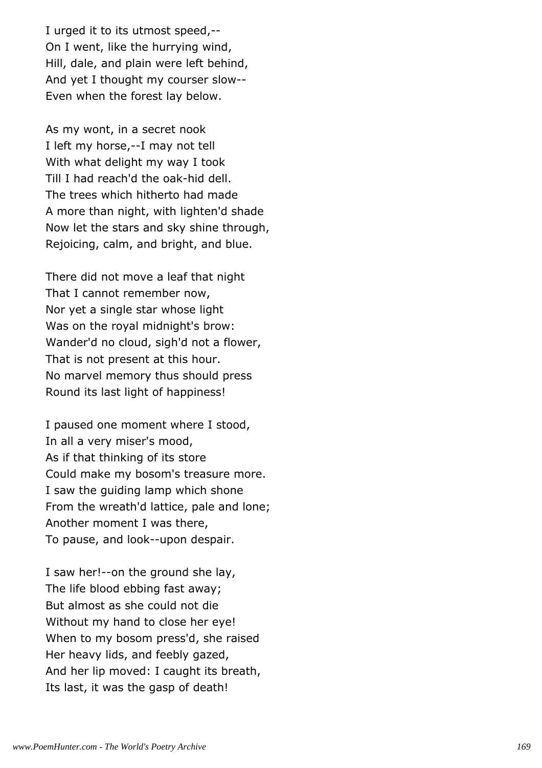I urged it to its utmost speed,--
On I went, like the hurrying wind,
Hill, dale, and plain were left behind,
And yet I thought my courser slow--
Even when the forest lay below.

As my wont, in a secret nook
I left my horse,--I may not tell
With what delight my way I took
Till I had reach'd the oak-hid dell.
The trees which hitherto had made
A more than night, with lighten'd shade
Now let the stars and sky shine through,
Rejoicing, calm, and bright, and blue.

There did not move a leaf that night
That I cannot remember now,
Nor yet a single star whose light
Was on the royal midnight's brow:
Wander'd no cloud, sigh'd not a flower,
That is not present at this hour.
No marvel memory thus should press
Round its last light of happiness!

I paused one moment where I stood,
In all a very miser's mood,
As if that thinking of its store
Could make my bosom's treasure more.
I saw the guiding lamp which shone
From the wreath'd lattice, pale and lone;
Another moment I was there,
To pause, and look--upon despair.

I saw her!--on the ground she lay,
The life blood ebbing fast away;
But almost as she could not die
Without my hand to close her eye!
When to my bosom press'd, she raised
Her heavy lids, and feebly gazed,
And her lip moved: I caught its breath,
Its last, it was the gasp of death!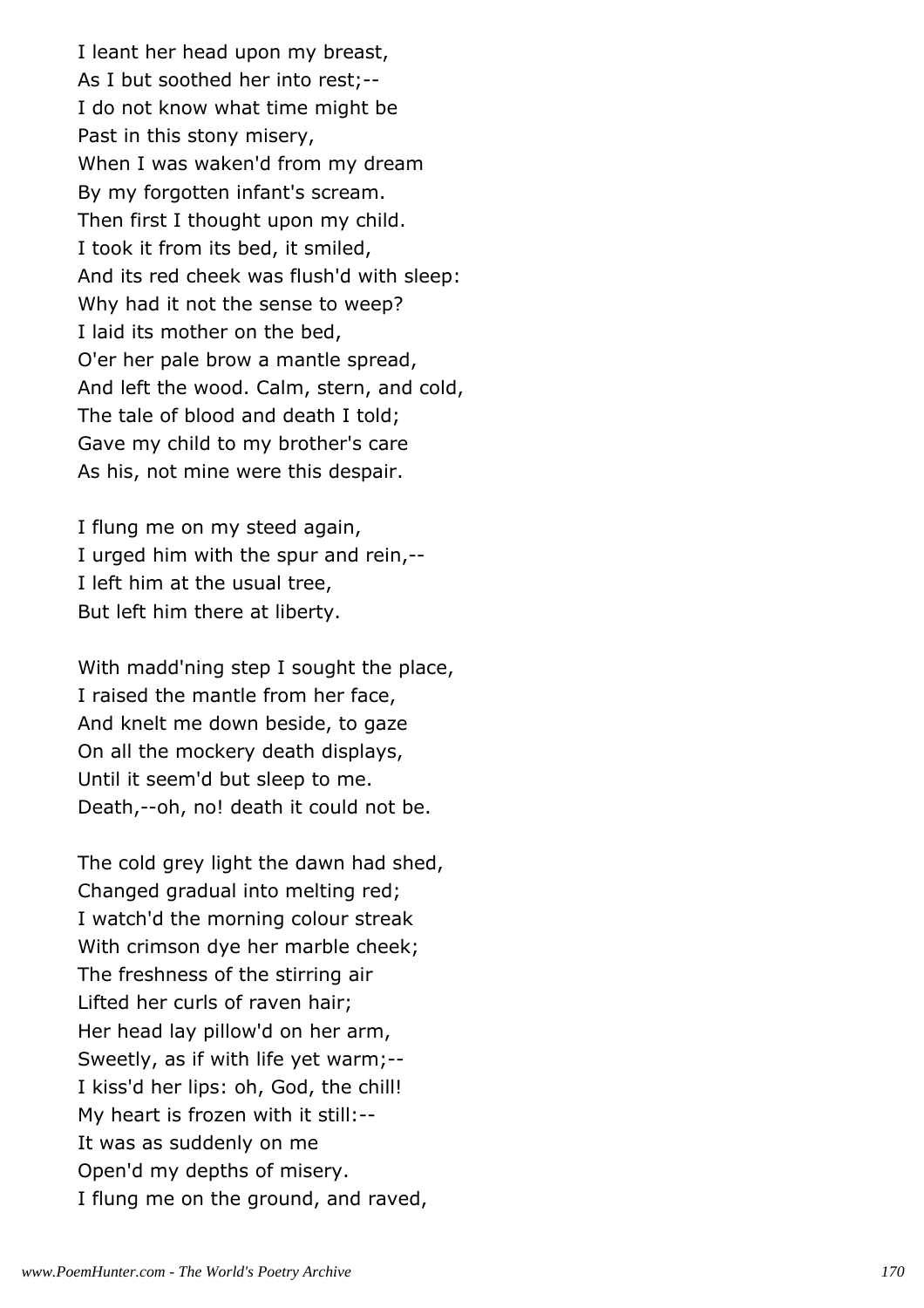I leant her head upon my breast,
As I but soothed her into rest;--
I do not know what time might be
Past in this stony misery,
When I was waken'd from my dream
By my forgotten infant's scream.
Then first I thought upon my child.
I took it from its bed, it smiled,
And its red cheek was flush'd with sleep:
Why had it not the sense to weep?
I laid its mother on the bed,
O'er her pale brow a mantle spread,
And left the wood. Calm, stern, and cold,
The tale of blood and death I told;
Gave my child to my brother's care
As his, not mine were this despair.

I flung me on my steed again,
I urged him with the spur and rein,--
I left him at the usual tree,
But left him there at liberty.

With madd'ning step I sought the place,
I raised the mantle from her face,
And knelt me down beside, to gaze
On all the mockery death displays,
Until it seem'd but sleep to me.
Death,--oh, no! death it could not be.

The cold grey light the dawn had shed,
Changed gradual into melting red;
I watch'd the morning colour streak
With crimson dye her marble cheek;
The freshness of the stirring air
Lifted her curls of raven hair;
Her head lay pillow'd on her arm,
Sweetly, as if with life yet warm;--
I kiss'd her lips: oh, God, the chill!
My heart is frozen with it still:--
It was as suddenly on me
Open'd my depths of misery.
I flung me on the ground, and raved,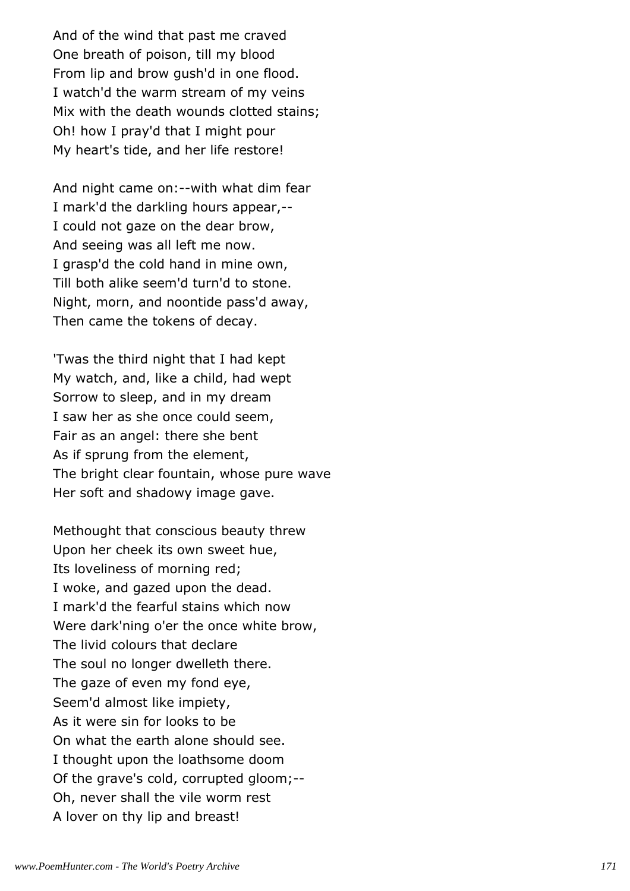And of the wind that past me craved
One breath of poison, till my blood
From lip and brow gush'd in one flood.
I watch'd the warm stream of my veins
Mix with the death wounds clotted stains;
Oh! how I pray'd that I might pour
My heart's tide, and her life restore!

And night came on:--with what dim fear
I mark'd the darkling hours appear,--
I could not gaze on the dear brow,
And seeing was all left me now.
I grasp'd the cold hand in mine own,
Till both alike seem'd turn'd to stone.
Night, morn, and noontide pass'd away,
Then came the tokens of decay.

'Twas the third night that I had kept
My watch, and, like a child, had wept
Sorrow to sleep, and in my dream
I saw her as she once could seem,
Fair as an angel: there she bent
As if sprung from the element,
The bright clear fountain, whose pure wave
Her soft and shadowy image gave.

Methought that conscious beauty threw
Upon her cheek its own sweet hue,
Its loveliness of morning red;
I woke, and gazed upon the dead.
I mark'd the fearful stains which now
Were dark'ning o'er the once white brow,
The livid colours that declare
The soul no longer dwelleth there.
The gaze of even my fond eye,
Seem'd almost like impiety,
As it were sin for looks to be
On what the earth alone should see.
I thought upon the loathsome doom
Of the grave's cold, corrupted gloom;--
Oh, never shall the vile worm rest
A lover on thy lip and breast!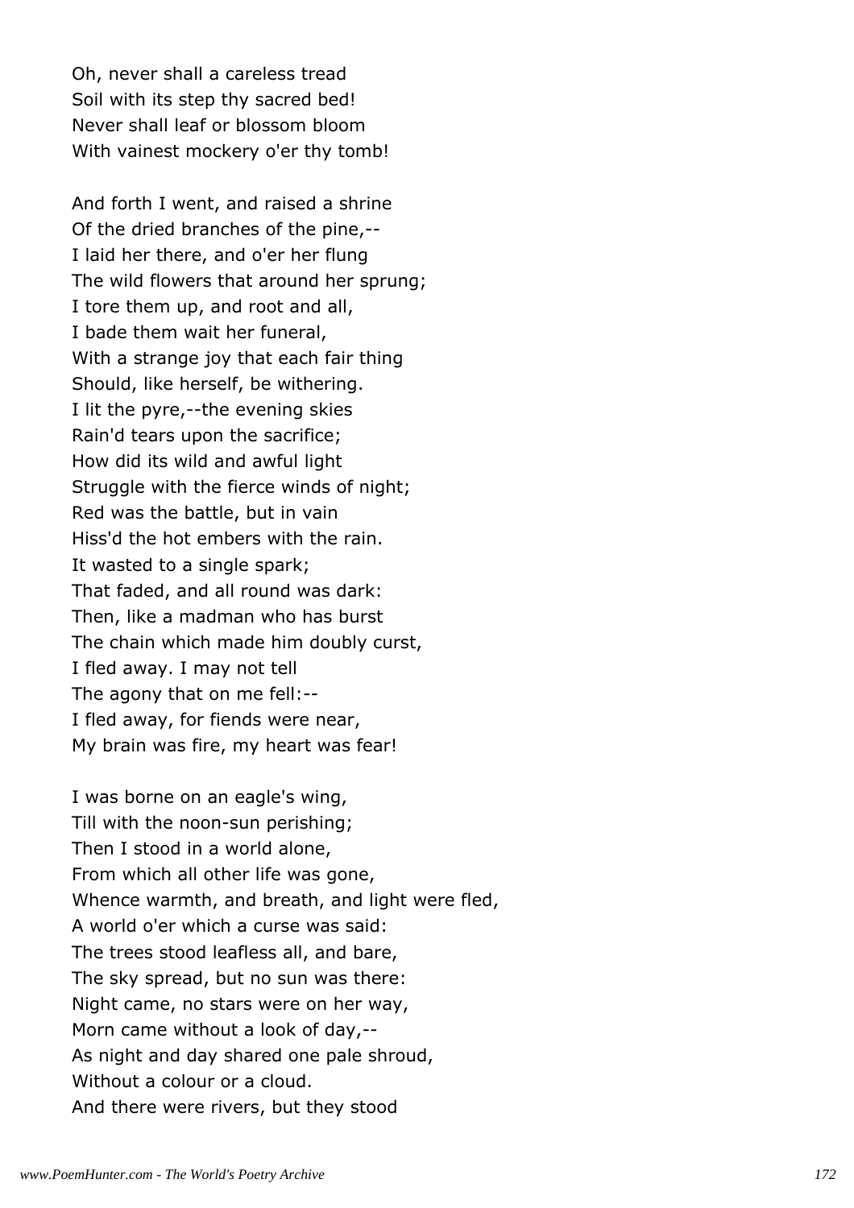Oh, never shall a careless tread
Soil with its step thy sacred bed!
Never shall leaf or blossom bloom
With vainest mockery o'er thy tomb!

And forth I went, and raised a shrine
Of the dried branches of the pine,--
I laid her there, and o'er her flung
The wild flowers that around her sprung;
I tore them up, and root and all,
I bade them wait her funeral,
With a strange joy that each fair thing
Should, like herself, be withering.
I lit the pyre,--the evening skies
Rain'd tears upon the sacrifice;
How did its wild and awful light
Struggle with the fierce winds of night;
Red was the battle, but in vain
Hiss'd the hot embers with the rain.
It wasted to a single spark;
That faded, and all round was dark:
Then, like a madman who has burst
The chain which made him doubly curst,
I fled away. I may not tell
The agony that on me fell:--
I fled away, for fiends were near,
My brain was fire, my heart was fear!

I was borne on an eagle's wing,
Till with the noon-sun perishing;
Then I stood in a world alone,
From which all other life was gone,
Whence warmth, and breath, and light were fled,
A world o'er which a curse was said:
The trees stood leafless all, and bare,
The sky spread, but no sun was there:
Night came, no stars were on her way,
Morn came without a look of day,--
As night and day shared one pale shroud,
Without a colour or a cloud.
And there were rivers, but they stood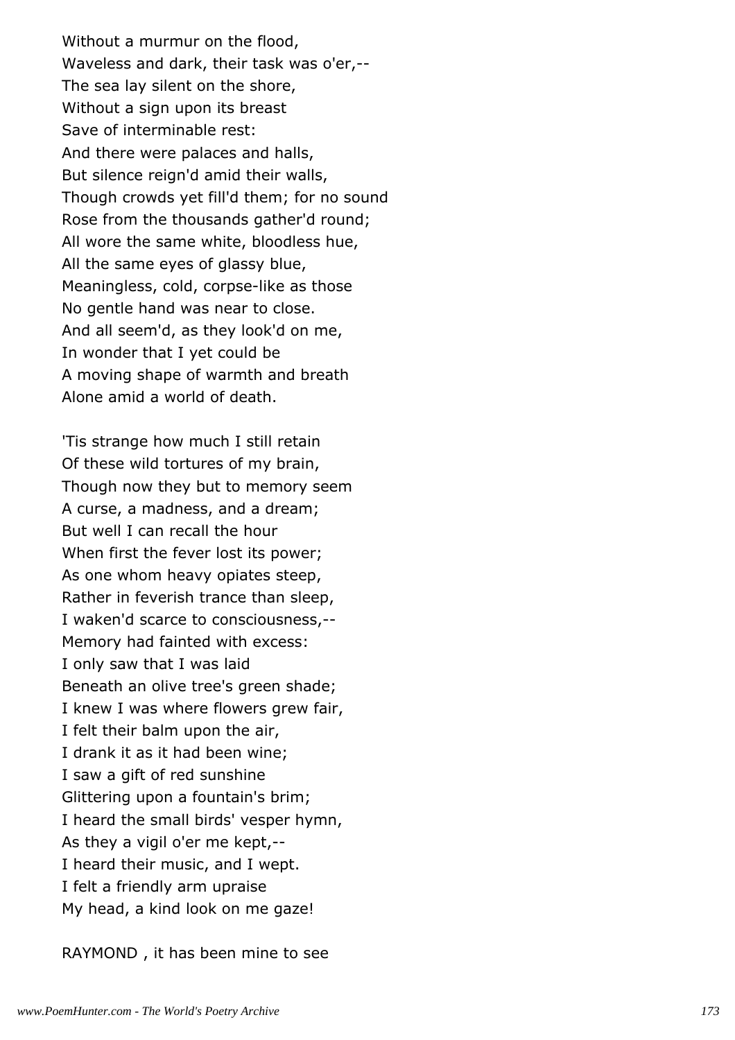Without a murmur on the flood,
Waveless and dark, their task was o'er,--
The sea lay silent on the shore,
Without a sign upon its breast
Save of interminable rest:
And there were palaces and halls,
But silence reign'd amid their walls,
Though crowds yet fill'd them; for no sound
Rose from the thousands gather'd round;
All wore the same white, bloodless hue,
All the same eyes of glassy blue,
Meaningless, cold, corpse-like as those
No gentle hand was near to close.
And all seem'd, as they look'd on me,
In wonder that I yet could be
A moving shape of warmth and breath
Alone amid a world of death.

'Tis strange how much I still retain
Of these wild tortures of my brain,
Though now they but to memory seem
A curse, a madness, and a dream;
But well I can recall the hour
When first the fever lost its power;
As one whom heavy opiates steep,
Rather in feverish trance than sleep,
I waken'd scarce to consciousness,--
Memory had fainted with excess:
I only saw that I was laid
Beneath an olive tree's green shade;
I knew I was where flowers grew fair,
I felt their balm upon the air,
I drank it as it had been wine;
I saw a gift of red sunshine
Glittering upon a fountain's brim;
I heard the small birds' vesper hymn,
As they a vigil o'er me kept,--
I heard their music, and I wept.
I felt a friendly arm upraise
My head, a kind look on me gaze!

RAYMOND , it has been mine to see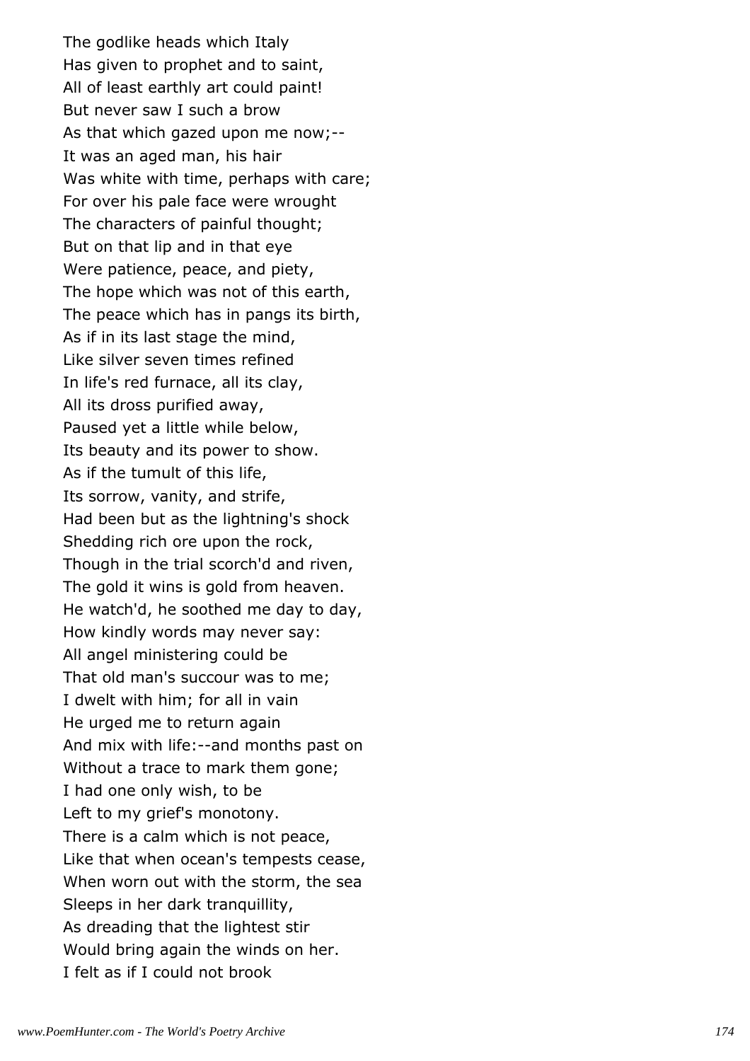The godlike heads which Italy
Has given to prophet and to saint,
All of least earthly art could paint!
But never saw I such a brow
As that which gazed upon me now;--
It was an aged man, his hair
Was white with time, perhaps with care;
For over his pale face were wrought
The characters of painful thought;
But on that lip and in that eye
Were patience, peace, and piety,
The hope which was not of this earth,
The peace which has in pangs its birth,
As if in its last stage the mind,
Like silver seven times refined
In life's red furnace, all its clay,
All its dross purified away,
Paused yet a little while below,
Its beauty and its power to show.
As if the tumult of this life,
Its sorrow, vanity, and strife,
Had been but as the lightning's shock
Shedding rich ore upon the rock,
Though in the trial scorch'd and riven,
The gold it wins is gold from heaven.
He watch'd, he soothed me day to day,
How kindly words may never say:
All angel ministering could be
That old man's succour was to me;
I dwelt with him; for all in vain
He urged me to return again
And mix with life:--and months past on
Without a trace to mark them gone;
I had one only wish, to be
Left to my grief's monotony.
There is a calm which is not peace,
Like that when ocean's tempests cease,
When worn out with the storm, the sea
Sleeps in her dark tranquillity,
As dreading that the lightest stir
Would bring again the winds on her.
I felt as if I could not brook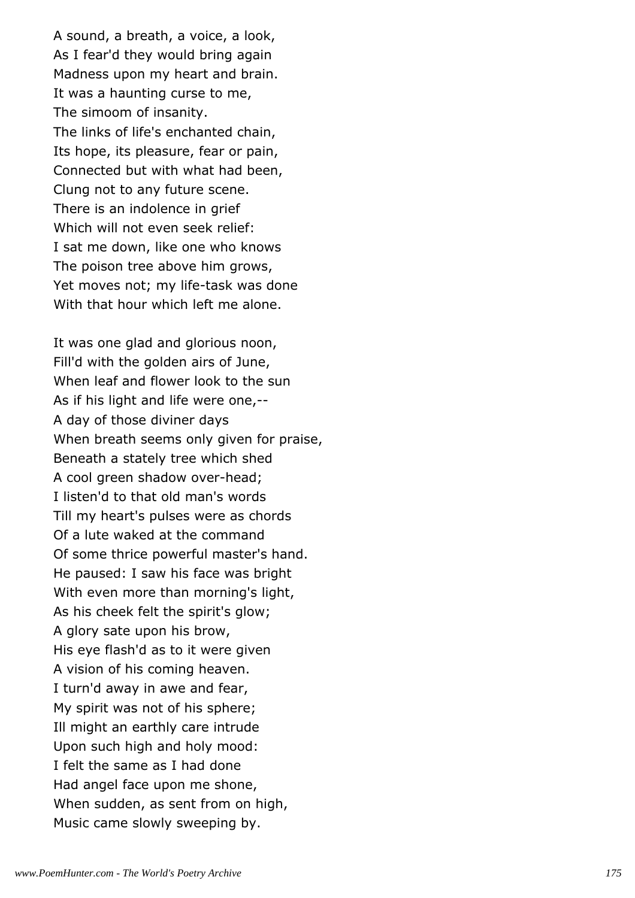A sound, a breath, a voice, a look,  
As I fear'd they would bring again  
Madness upon my heart and brain.  
It was a haunting curse to me,  
The simoom of insanity.  
The links of life's enchanted chain,  
Its hope, its pleasure, fear or pain,  
Connected but with what had been,  
Clung not to any future scene.  
There is an indolence in grief  
Which will not even seek relief:  
I sat me down, like one who knows  
The poison tree above him grows,  
Yet moves not; my life-task was done  
With that hour which left me alone.

It was one glad and glorious noon,  
Fill'd with the golden airs of June,  
When leaf and flower look to the sun  
As if his light and life were one,--  
A day of those diviner days  
When breath seems only given for praise,  
Beneath a stately tree which shed  
A cool green shadow over-head;  
I listen'd to that old man's words  
Till my heart's pulses were as chords  
Of a lute waked at the command  
Of some thrice powerful master's hand.  
He paused: I saw his face was bright  
With even more than morning's light,  
As his cheek felt the spirit's glow;  
A glory sate upon his brow,  
His eye flash'd as to it were given  
A vision of his coming heaven.  
I turn'd away in awe and fear,  
My spirit was not of his sphere;  
Ill might an earthly care intrude  
Upon such high and holy mood:  
I felt the same as I had done  
Had angel face upon me shone,  
When sudden, as sent from on high,  
Music came slowly sweeping by.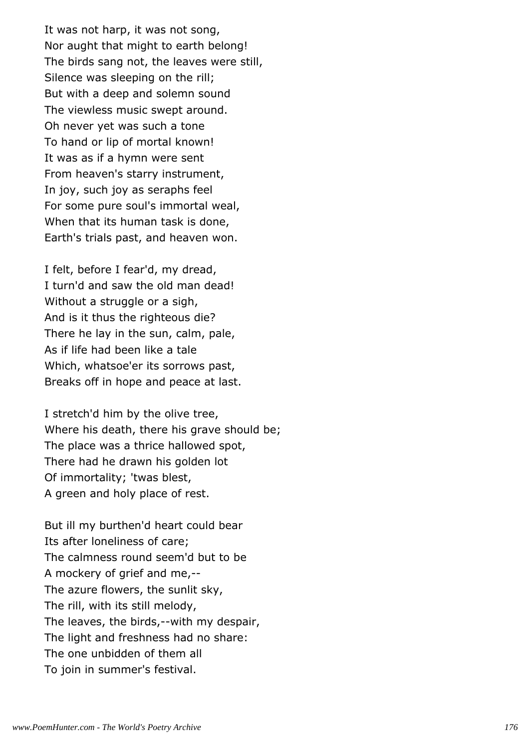It was not harp, it was not song,
Nor aught that might to earth belong!
The birds sang not, the leaves were still,
Silence was sleeping on the rill;
But with a deep and solemn sound
The viewless music swept around.
Oh never yet was such a tone
To hand or lip of mortal known!
It was as if a hymn were sent
From heaven's starry instrument,
In joy, such joy as seraphs feel
For some pure soul's immortal weal,
When that its human task is done,
Earth's trials past, and heaven won.

I felt, before I fear'd, my dread,
I turn'd and saw the old man dead!
Without a struggle or a sigh,
And is it thus the righteous die?
There he lay in the sun, calm, pale,
As if life had been like a tale
Which, whatsoe'er its sorrows past,
Breaks off in hope and peace at last.

I stretch'd him by the olive tree,
Where his death, there his grave should be;
The place was a thrice hallowed spot,
There had he drawn his golden lot
Of immortality; 'twas blest,
A green and holy place of rest.

But ill my burthen'd heart could bear
Its after loneliness of care;
The calmness round seem'd but to be
A mockery of grief and me,--
The azure flowers, the sunlit sky,
The rill, with its still melody,
The leaves, the birds,--with my despair,
The light and freshness had no share:
The one unbidden of them all
To join in summer's festival.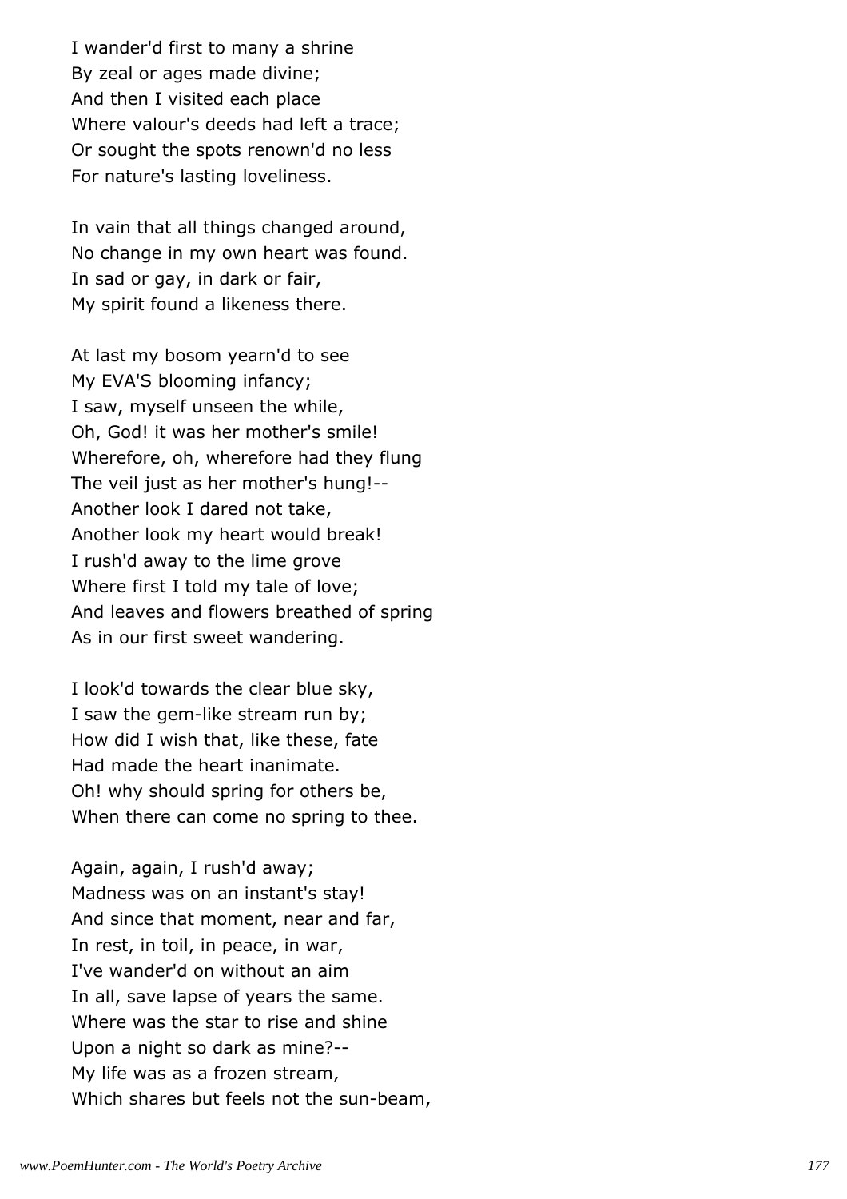I wander'd first to many a shrine
By zeal or ages made divine;
And then I visited each place
Where valour's deeds had left a trace;
Or sought the spots renown'd no less
For nature's lasting loveliness.

In vain that all things changed around,
No change in my own heart was found.
In sad or gay, in dark or fair,
My spirit found a likeness there.

At last my bosom yearn'd to see
My EVA'S blooming infancy;
I saw, myself unseen the while,
Oh, God! it was her mother's smile!
Wherefore, oh, wherefore had they flung
The veil just as her mother's hung!--
Another look I dared not take,
Another look my heart would break!
I rush'd away to the lime grove
Where first I told my tale of love;
And leaves and flowers breathed of spring
As in our first sweet wandering.

I look'd towards the clear blue sky,
I saw the gem-like stream run by;
How did I wish that, like these, fate
Had made the heart inanimate.
Oh! why should spring for others be,
When there can come no spring to thee.

Again, again, I rush'd away;
Madness was on an instant's stay!
And since that moment, near and far,
In rest, in toil, in peace, in war,
I've wander'd on without an aim
In all, save lapse of years the same.
Where was the star to rise and shine
Upon a night so dark as mine?--
My life was as a frozen stream,
Which shares but feels not the sun-beam,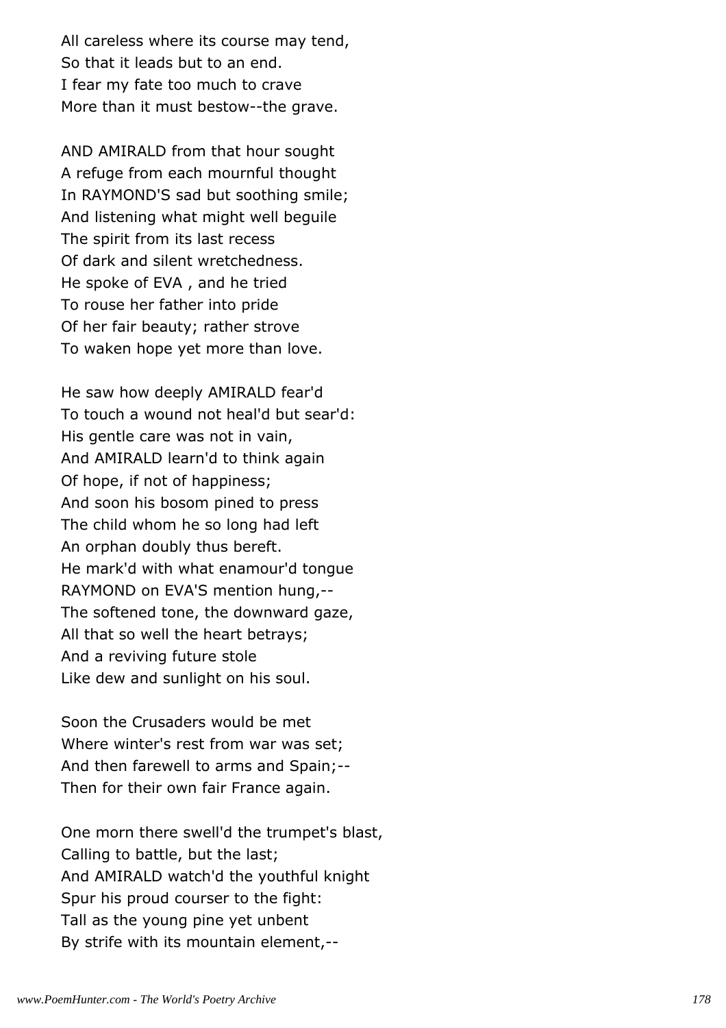All careless where its course may tend,
So that it leads but to an end.
I fear my fate too much to crave
More than it must bestow--the grave.

AND AMIRALD from that hour sought
A refuge from each mournful thought
In RAYMOND'S sad but soothing smile;
And listening what might well beguile
The spirit from its last recess
Of dark and silent wretchedness.
He spoke of EVA , and he tried
To rouse her father into pride
Of her fair beauty; rather strove
To waken hope yet more than love.

He saw how deeply AMIRALD fear'd
To touch a wound not heal'd but sear'd:
His gentle care was not in vain,
And AMIRALD learn'd to think again
Of hope, if not of happiness;
And soon his bosom pined to press
The child whom he so long had left
An orphan doubly thus bereft.
He mark'd with what enamour'd tongue
RAYMOND on EVA'S mention hung,--
The softened tone, the downward gaze,
All that so well the heart betrays;
And a reviving future stole
Like dew and sunlight on his soul.

Soon the Crusaders would be met
Where winter's rest from war was set;
And then farewell to arms and Spain;--
Then for their own fair France again.

One morn there swell'd the trumpet's blast,
Calling to battle, but the last;
And AMIRALD watch'd the youthful knight
Spur his proud courser to the fight:
Tall as the young pine yet unbent
By strife with its mountain element,--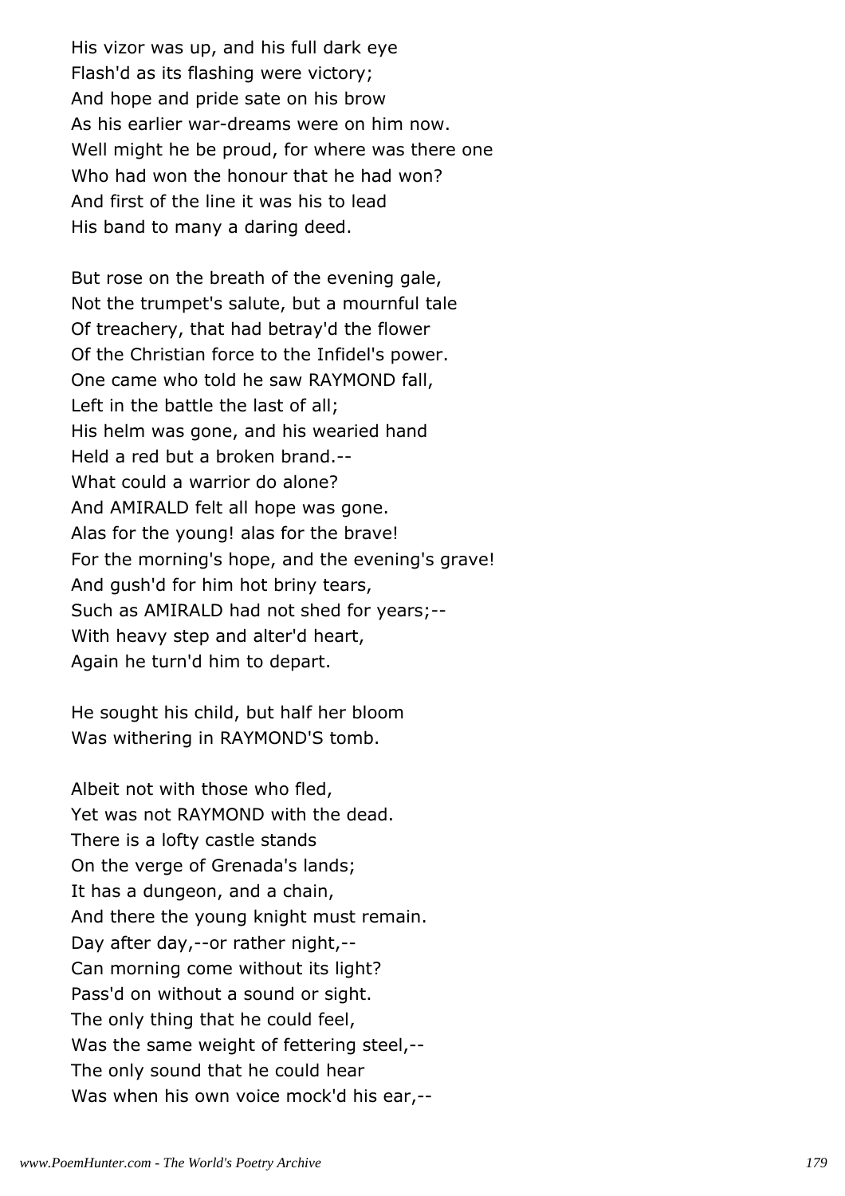His vizor was up, and his full dark eye
Flash'd as its flashing were victory;
And hope and pride sate on his brow
As his earlier war-dreams were on him now.
Well might he be proud, for where was there one
Who had won the honour that he had won?
And first of the line it was his to lead
His band to many a daring deed.

But rose on the breath of the evening gale,
Not the trumpet's salute, but a mournful tale
Of treachery, that had betray'd the flower
Of the Christian force to the Infidel's power.
One came who told he saw RAYMOND fall,
Left in the battle the last of all;
His helm was gone, and his wearied hand
Held a red but a broken brand.--
What could a warrior do alone?
And AMIRALD felt all hope was gone.
Alas for the young! alas for the brave!
For the morning's hope, and the evening's grave!
And gush'd for him hot briny tears,
Such as AMIRALD had not shed for years;--
With heavy step and alter'd heart,
Again he turn'd him to depart.

He sought his child, but half her bloom
Was withering in RAYMOND'S tomb.

Albeit not with those who fled,
Yet was not RAYMOND with the dead.
There is a lofty castle stands
On the verge of Grenada's lands;
It has a dungeon, and a chain,
And there the young knight must remain.
Day after day,--or rather night,--
Can morning come without its light?
Pass'd on without a sound or sight.
The only thing that he could feel,
Was the same weight of fettering steel,--
The only sound that he could hear
Was when his own voice mock'd his ear,--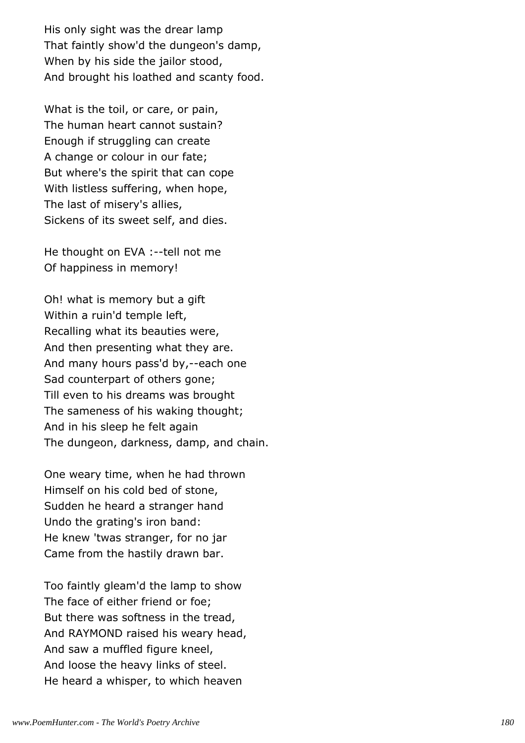His only sight was the drear lamp
That faintly show'd the dungeon's damp,
When by his side the jailor stood,
And brought his loathed and scanty food.

What is the toil, or care, or pain,
The human heart cannot sustain?
Enough if struggling can create
A change or colour in our fate;
But where's the spirit that can cope
With listless suffering, when hope,
The last of misery's allies,
Sickens of its sweet self, and dies.

He thought on EVA :--tell not me
Of happiness in memory!

Oh! what is memory but a gift
Within a ruin'd temple left,
Recalling what its beauties were,
And then presenting what they are.
And many hours pass'd by,--each one
Sad counterpart of others gone;
Till even to his dreams was brought
The sameness of his waking thought;
And in his sleep he felt again
The dungeon, darkness, damp, and chain.

One weary time, when he had thrown
Himself on his cold bed of stone,
Sudden he heard a stranger hand
Undo the grating's iron band:
He knew 'twas stranger, for no jar
Came from the hastily drawn bar.

Too faintly gleam'd the lamp to show
The face of either friend or foe;
But there was softness in the tread,
And RAYMOND raised his weary head,
And saw a muffled figure kneel,
And loose the heavy links of steel.
He heard a whisper, to which heaven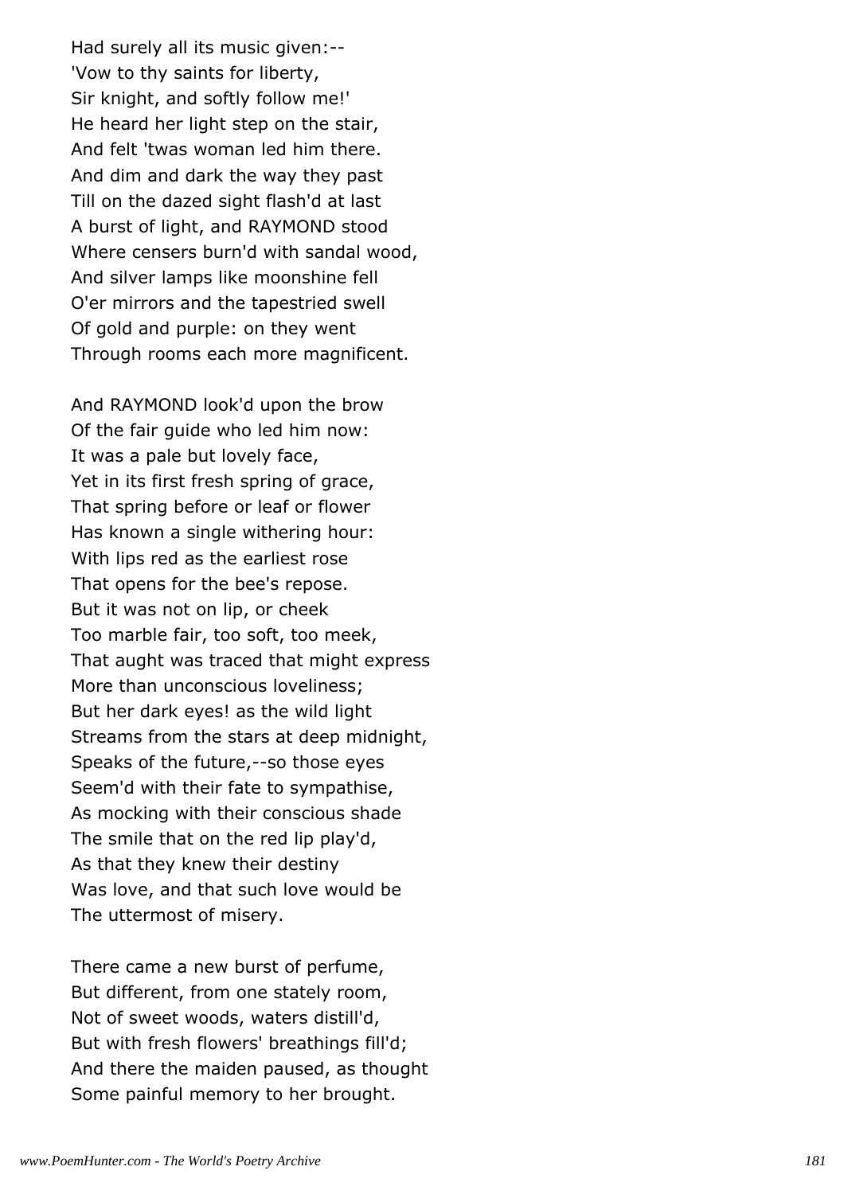Had surely all its music given:--  
'Vow to thy saints for liberty,  
Sir knight, and softly follow me!'  
He heard her light step on the stair,  
And felt 'twas woman led him there.  
And dim and dark the way they past  
Till on the dazed sight flash'd at last  
A burst of light, and RAYMOND stood  
Where censers burn'd with sandal wood,  
And silver lamps like moonshine fell  
O'er mirrors and the tapestried swell  
Of gold and purple: on they went  
Through rooms each more magnificent.

And RAYMOND look'd upon the brow  
Of the fair guide who led him now:  
It was a pale but lovely face,  
Yet in its first fresh spring of grace,  
That spring before or leaf or flower  
Has known a single withering hour:  
With lips red as the earliest rose  
That opens for the bee's repose.  
But it was not on lip, or cheek  
Too marble fair, too soft, too meek,  
That aught was traced that might express  
More than unconscious loveliness;  
But her dark eyes! as the wild light  
Streams from the stars at deep midnight,  
Speaks of the future,--so those eyes  
Seem'd with their fate to sympathise,  
As mocking with their conscious shade  
The smile that on the red lip play'd,  
As that they knew their destiny  
Was love, and that such love would be  
The uttermost of misery.

There came a new burst of perfume,  
But different, from one stately room,  
Not of sweet woods, waters distill'd,  
But with fresh flowers' breathings fill'd;  
And there the maiden paused, as thought  
Some painful memory to her brought.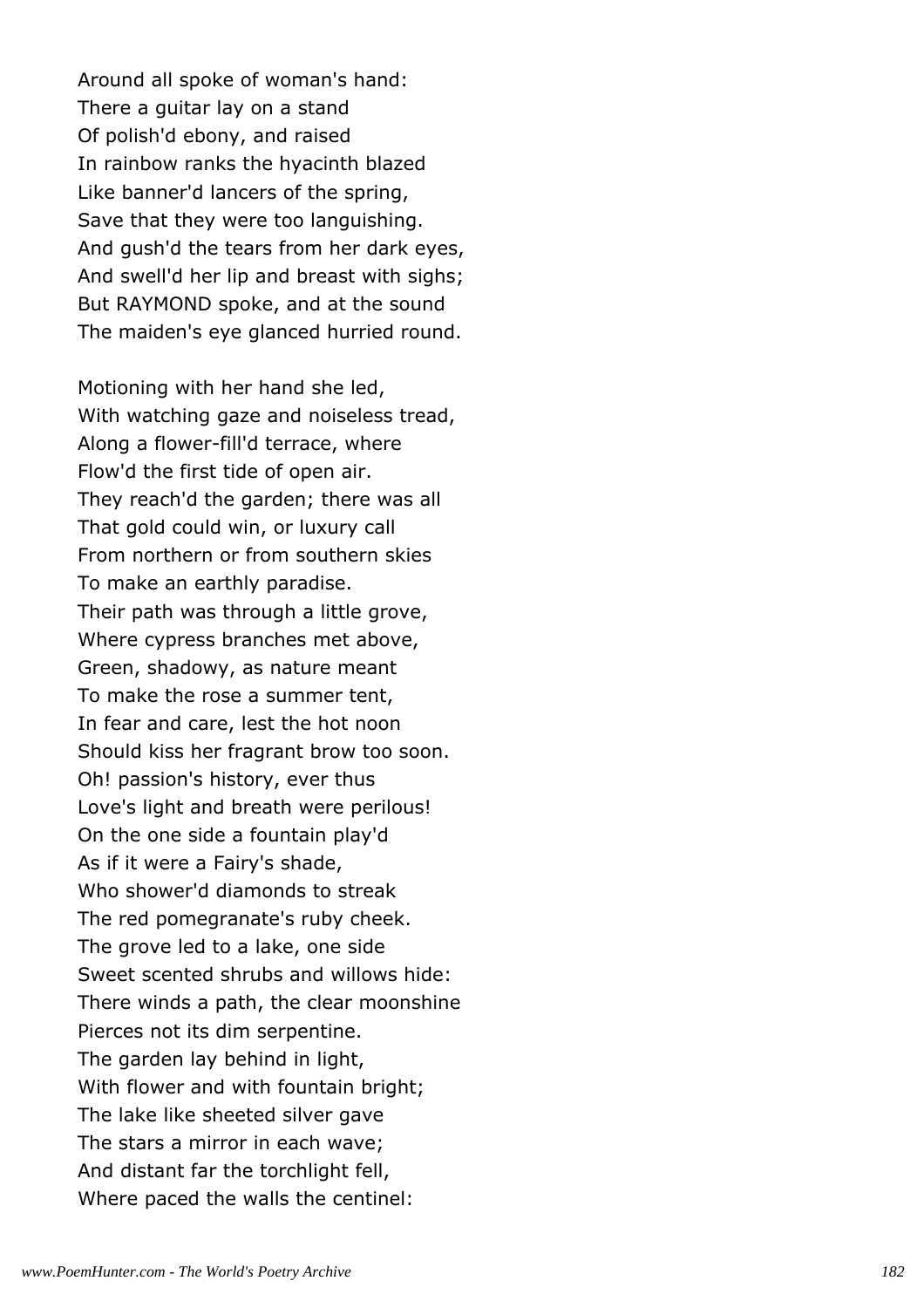Around all spoke of woman's hand:
There a guitar lay on a stand
Of polish'd ebony, and raised
In rainbow ranks the hyacinth blazed
Like banner'd lancers of the spring,
Save that they were too languishing.
And gush'd the tears from her dark eyes,
And swell'd her lip and breast with sighs;
But RAYMOND spoke, and at the sound
The maiden's eye glanced hurried round.

Motioning with her hand she led,
With watching gaze and noiseless tread,
Along a flower-fill'd terrace, where
Flow'd the first tide of open air.
They reach'd the garden; there was all
That gold could win, or luxury call
From northern or from southern skies
To make an earthly paradise.
Their path was through a little grove,
Where cypress branches met above,
Green, shadowy, as nature meant
To make the rose a summer tent,
In fear and care, lest the hot noon
Should kiss her fragrant brow too soon.
Oh! passion's history, ever thus
Love's light and breath were perilous!
On the one side a fountain play'd
As if it were a Fairy's shade,
Who shower'd diamonds to streak
The red pomegranate's ruby cheek.
The grove led to a lake, one side
Sweet scented shrubs and willows hide:
There winds a path, the clear moonshine
Pierces not its dim serpentine.
The garden lay behind in light,
With flower and with fountain bright;
The lake like sheeted silver gave
The stars a mirror in each wave;
And distant far the torchlight fell,
Where paced the walls the centinel: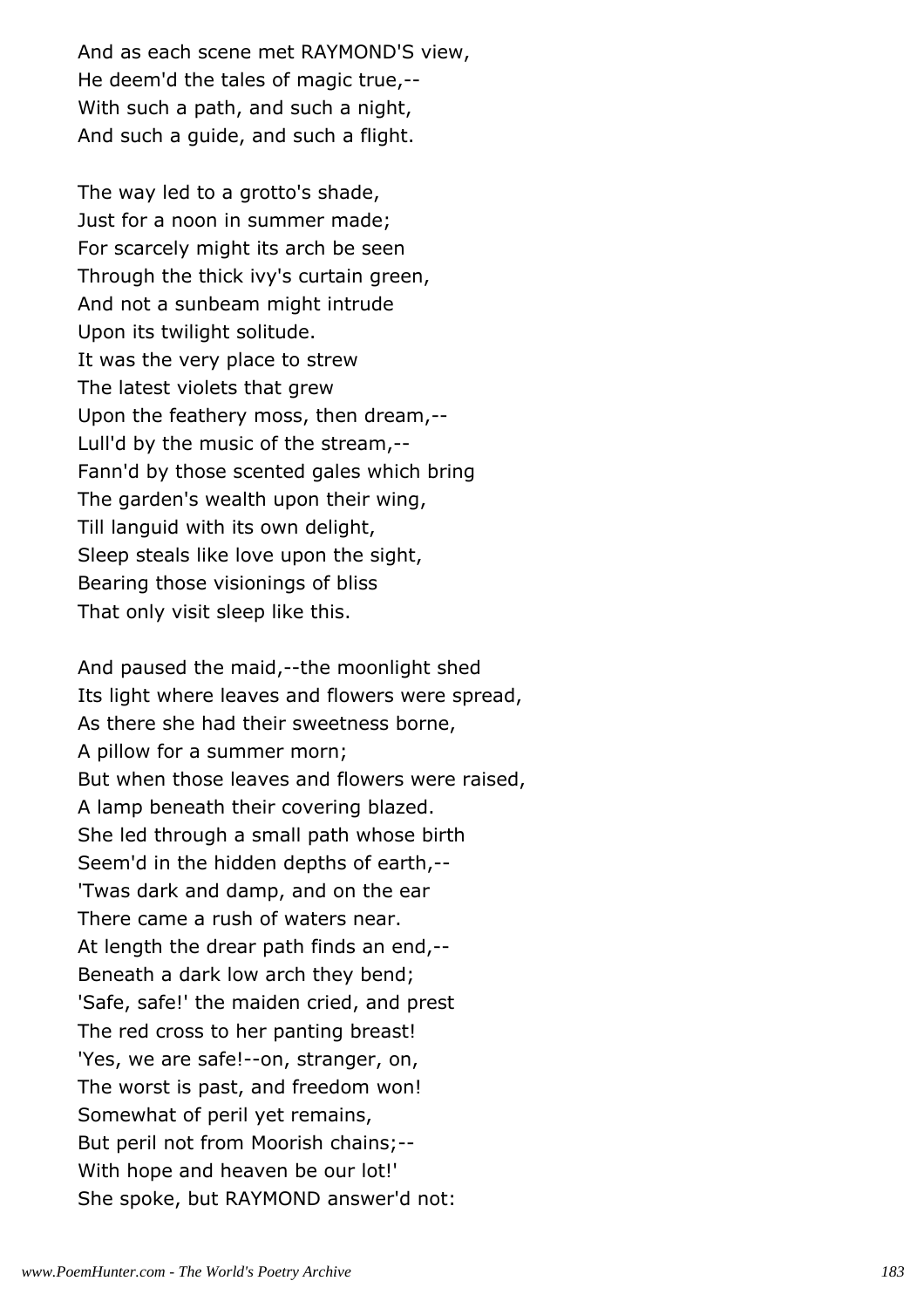And as each scene met RAYMOND'S view,
He deem'd the tales of magic true,--
With such a path, and such a night,
And such a guide, and such a flight.

The way led to a grotto's shade,
Just for a noon in summer made;
For scarcely might its arch be seen
Through the thick ivy's curtain green,
And not a sunbeam might intrude
Upon its twilight solitude.
It was the very place to strew
The latest violets that grew
Upon the feathery moss, then dream,--
Lull'd by the music of the stream,--
Fann'd by those scented gales which bring
The garden's wealth upon their wing,
Till languid with its own delight,
Sleep steals like love upon the sight,
Bearing those visionings of bliss
That only visit sleep like this.

And paused the maid,--the moonlight shed
Its light where leaves and flowers were spread,
As there she had their sweetness borne,
A pillow for a summer morn;
But when those leaves and flowers were raised,
A lamp beneath their covering blazed.
She led through a small path whose birth
Seem'd in the hidden depths of earth,--
'Twas dark and damp, and on the ear
There came a rush of waters near.
At length the drear path finds an end,--
Beneath a dark low arch they bend;
'Safe, safe!' the maiden cried, and prest
The red cross to her panting breast!
'Yes, we are safe!--on, stranger, on,
The worst is past, and freedom won!
Somewhat of peril yet remains,
But peril not from Moorish chains;--
With hope and heaven be our lot!'
She spoke, but RAYMOND answer'd not: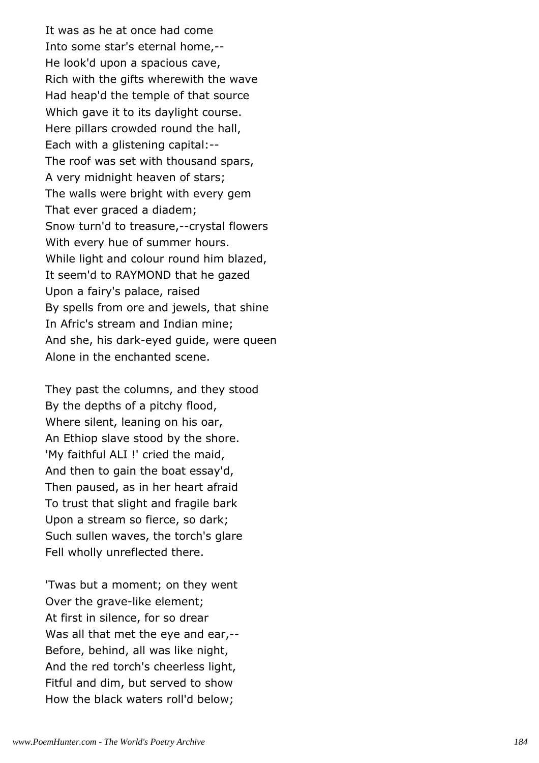It was as he at once had come  
Into some star's eternal home,--  
He look'd upon a spacious cave,  
Rich with the gifts wherewith the wave  
Had heap'd the temple of that source  
Which gave it to its daylight course.  
Here pillars crowded round the hall,  
Each with a glistening capital:--  
The roof was set with thousand spars,  
A very midnight heaven of stars;  
The walls were bright with every gem  
That ever graced a diadem;  
Snow turn'd to treasure,--crystal flowers  
With every hue of summer hours.  
While light and colour round him blazed,  
It seem'd to RAYMOND that he gazed  
Upon a fairy's palace, raised  
By spells from ore and jewels, that shine  
In Afric's stream and Indian mine;  
And she, his dark-eyed guide, were queen  
Alone in the enchanted scene.

They past the columns, and they stood  
By the depths of a pitchy flood,  
Where silent, leaning on his oar,  
An Ethiop slave stood by the shore.  
'My faithful ALI !' cried the maid,  
And then to gain the boat essay'd,  
Then paused, as in her heart afraid  
To trust that slight and fragile bark  
Upon a stream so fierce, so dark;  
Such sullen waves, the torch's glare  
Fell wholly unreflected there.

'Twas but a moment; on they went  
Over the grave-like element;  
At first in silence, for so drear  
Was all that met the eye and ear,--  
Before, behind, all was like night,  
And the red torch's cheerless light,  
Fitful and dim, but served to show  
How the black waters roll'd below;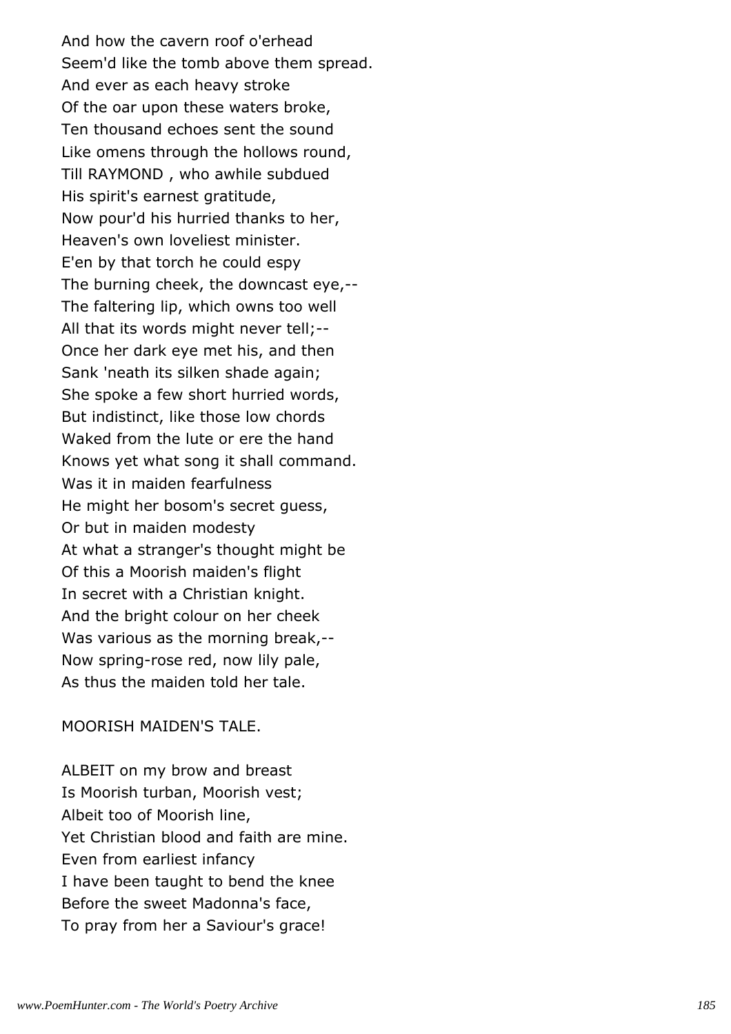And how the cavern roof o'erhead
Seem'd like the tomb above them spread.
And ever as each heavy stroke
Of the oar upon these waters broke,
Ten thousand echoes sent the sound
Like omens through the hollows round,
Till RAYMOND , who awhile subdued
His spirit's earnest gratitude,
Now pour'd his hurried thanks to her,
Heaven's own loveliest minister.
E'en by that torch he could espy
The burning cheek, the downcast eye,--
The faltering lip, which owns too well
All that its words might never tell;--
Once her dark eye met his, and then
Sank 'neath its silken shade again;
She spoke a few short hurried words,
But indistinct, like those low chords
Waked from the lute or ere the hand
Knows yet what song it shall command.
Was it in maiden fearfulness
He might her bosom's secret guess,
Or but in maiden modesty
At what a stranger's thought might be
Of this a Moorish maiden's flight
In secret with a Christian knight.
And the bright colour on her cheek
Was various as the morning break,--
Now spring-rose red, now lily pale,
As thus the maiden told her tale.

MOORISH MAIDEN'S TALE.

ALBEIT on my brow and breast
Is Moorish turban, Moorish vest;
Albeit too of Moorish line,
Yet Christian blood and faith are mine.
Even from earliest infancy
I have been taught to bend the knee
Before the sweet Madonna's face,
To pray from her a Saviour's grace!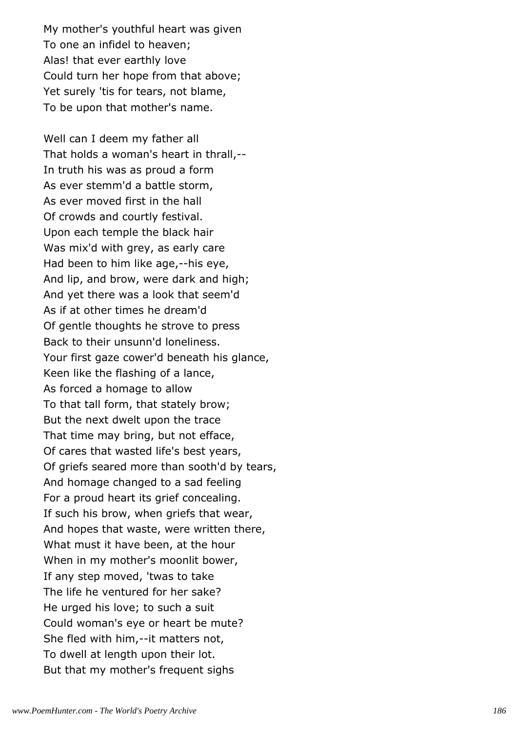My mother's youthful heart was given
To one an infidel to heaven;
Alas! that ever earthly love
Could turn her hope from that above;
Yet surely 'tis for tears, not blame,
To be upon that mother's name.

Well can I deem my father all
That holds a woman's heart in thrall,--
In truth his was as proud a form
As ever stemm'd a battle storm,
As ever moved first in the hall
Of crowds and courtly festival.
Upon each temple the black hair
Was mix'd with grey, as early care
Had been to him like age,--his eye,
And lip, and brow, were dark and high;
And yet there was a look that seem'd
As if at other times he dream'd
Of gentle thoughts he strove to press
Back to their unsunn'd loneliness.
Your first gaze cower'd beneath his glance,
Keen like the flashing of a lance,
As forced a homage to allow
To that tall form, that stately brow;
But the next dwelt upon the trace
That time may bring, but not efface,
Of cares that wasted life's best years,
Of griefs seared more than sooth'd by tears,
And homage changed to a sad feeling
For a proud heart its grief concealing.
If such his brow, when griefs that wear,
And hopes that waste, were written there,
What must it have been, at the hour
When in my mother's moonlit bower,
If any step moved, 'twas to take
The life he ventured for her sake?
He urged his love; to such a suit
Could woman's eye or heart be mute?
She fled with him,--it matters not,
To dwell at length upon their lot.
But that my mother's frequent sighs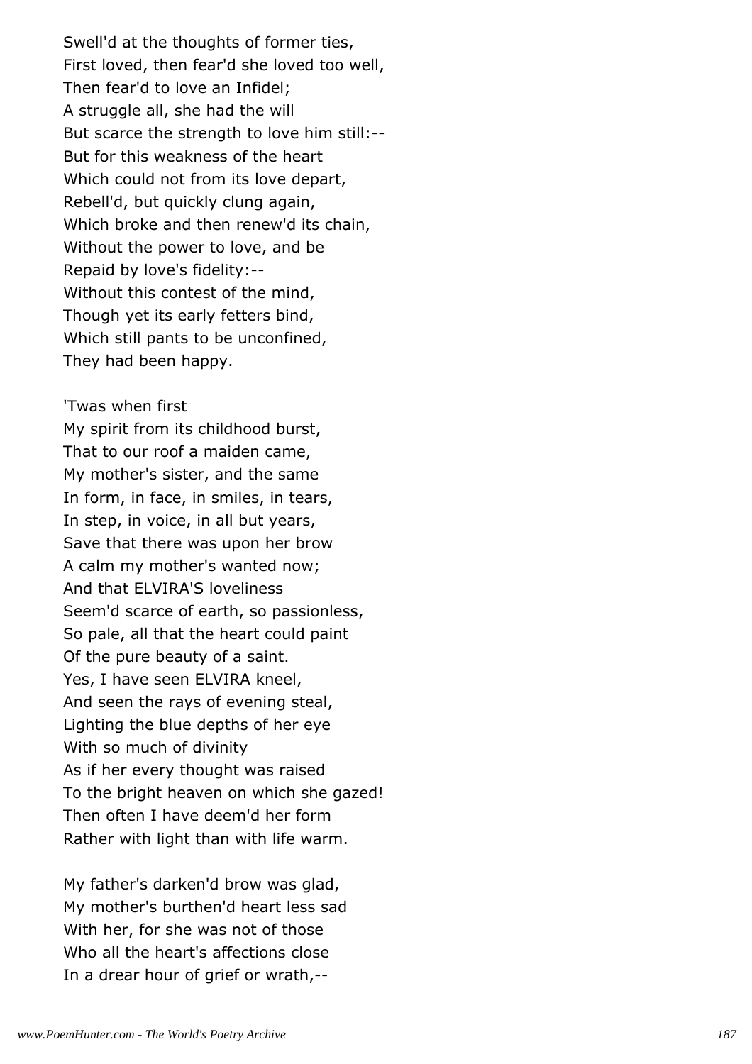Swell'd at the thoughts of former ties,
First loved, then fear'd she loved too well,
Then fear'd to love an Infidel;
A struggle all, she had the will
But scarce the strength to love him still:--
But for this weakness of the heart
Which could not from its love depart,
Rebell'd, but quickly clung again,
Which broke and then renew'd its chain,
Without the power to love, and be
Repaid by love's fidelity:--
Without this contest of the mind,
Though yet its early fetters bind,
Which still pants to be unconfined,
They had been happy.

'Twas when first
My spirit from its childhood burst,
That to our roof a maiden came,
My mother's sister, and the same
In form, in face, in smiles, in tears,
In step, in voice, in all but years,
Save that there was upon her brow
A calm my mother's wanted now;
And that ELVIRA'S loveliness
Seem'd scarce of earth, so passionless,
So pale, all that the heart could paint
Of the pure beauty of a saint.
Yes, I have seen ELVIRA kneel,
And seen the rays of evening steal,
Lighting the blue depths of her eye
With so much of divinity
As if her every thought was raised
To the bright heaven on which she gazed!
Then often I have deem'd her form
Rather with light than with life warm.

My father's darken'd brow was glad,
My mother's burthen'd heart less sad
With her, for she was not of those
Who all the heart's affections close
In a drear hour of grief or wrath,--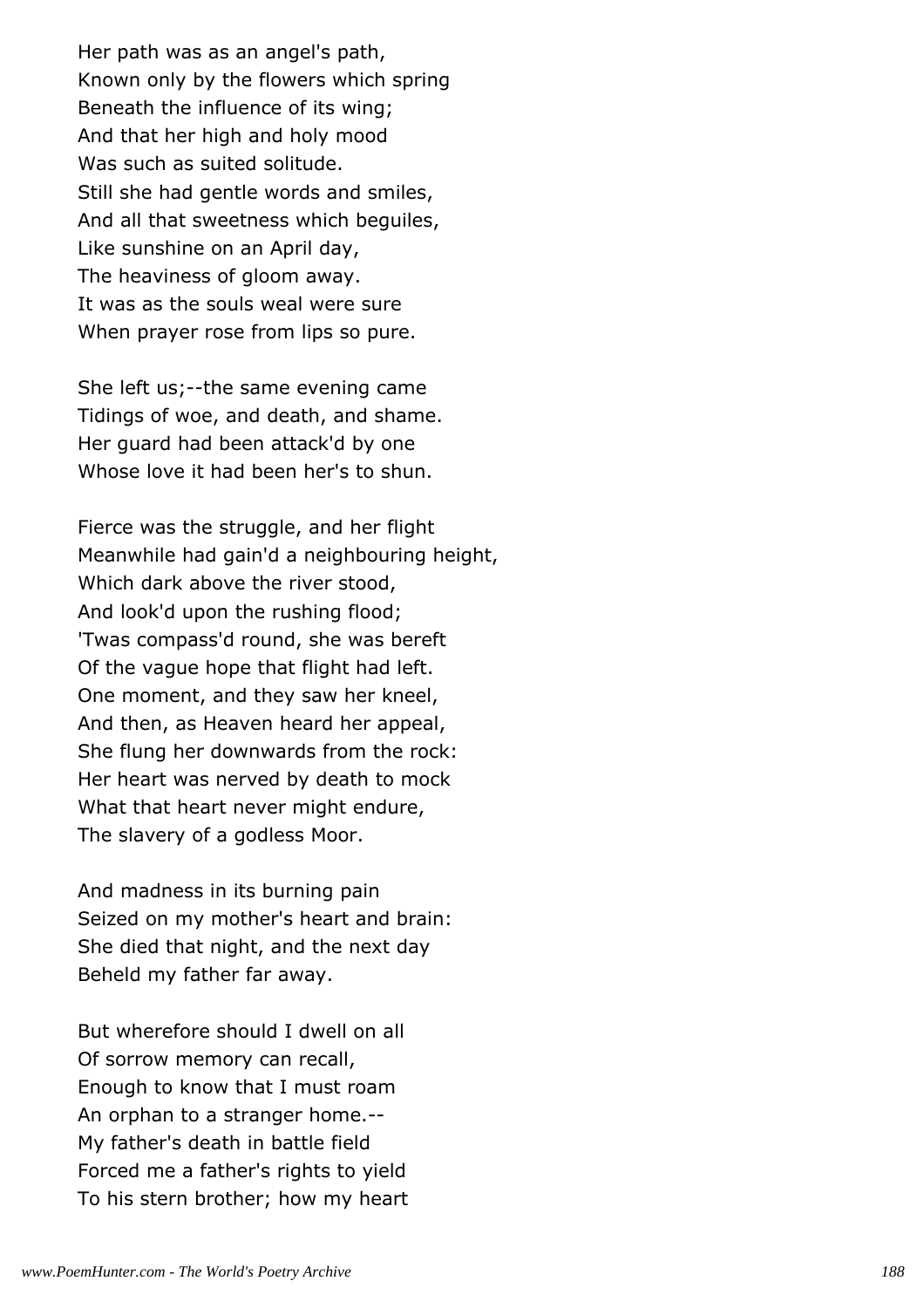Her path was as an angel's path,
Known only by the flowers which spring
Beneath the influence of its wing;
And that her high and holy mood
Was such as suited solitude.
Still she had gentle words and smiles,
And all that sweetness which beguiles,
Like sunshine on an April day,
The heaviness of gloom away.
It was as the souls weal were sure
When prayer rose from lips so pure.

She left us;--the same evening came
Tidings of woe, and death, and shame.
Her guard had been attack'd by one
Whose love it had been her's to shun.

Fierce was the struggle, and her flight
Meanwhile had gain'd a neighbouring height,
Which dark above the river stood,
And look'd upon the rushing flood;
'Twas compass'd round, she was bereft
Of the vague hope that flight had left.
One moment, and they saw her kneel,
And then, as Heaven heard her appeal,
She flung her downwards from the rock:
Her heart was nerved by death to mock
What that heart never might endure,
The slavery of a godless Moor.

And madness in its burning pain
Seized on my mother's heart and brain:
She died that night, and the next day
Beheld my father far away.

But wherefore should I dwell on all
Of sorrow memory can recall,
Enough to know that I must roam
An orphan to a stranger home.--
My father's death in battle field
Forced me a father's rights to yield
To his stern brother; how my heart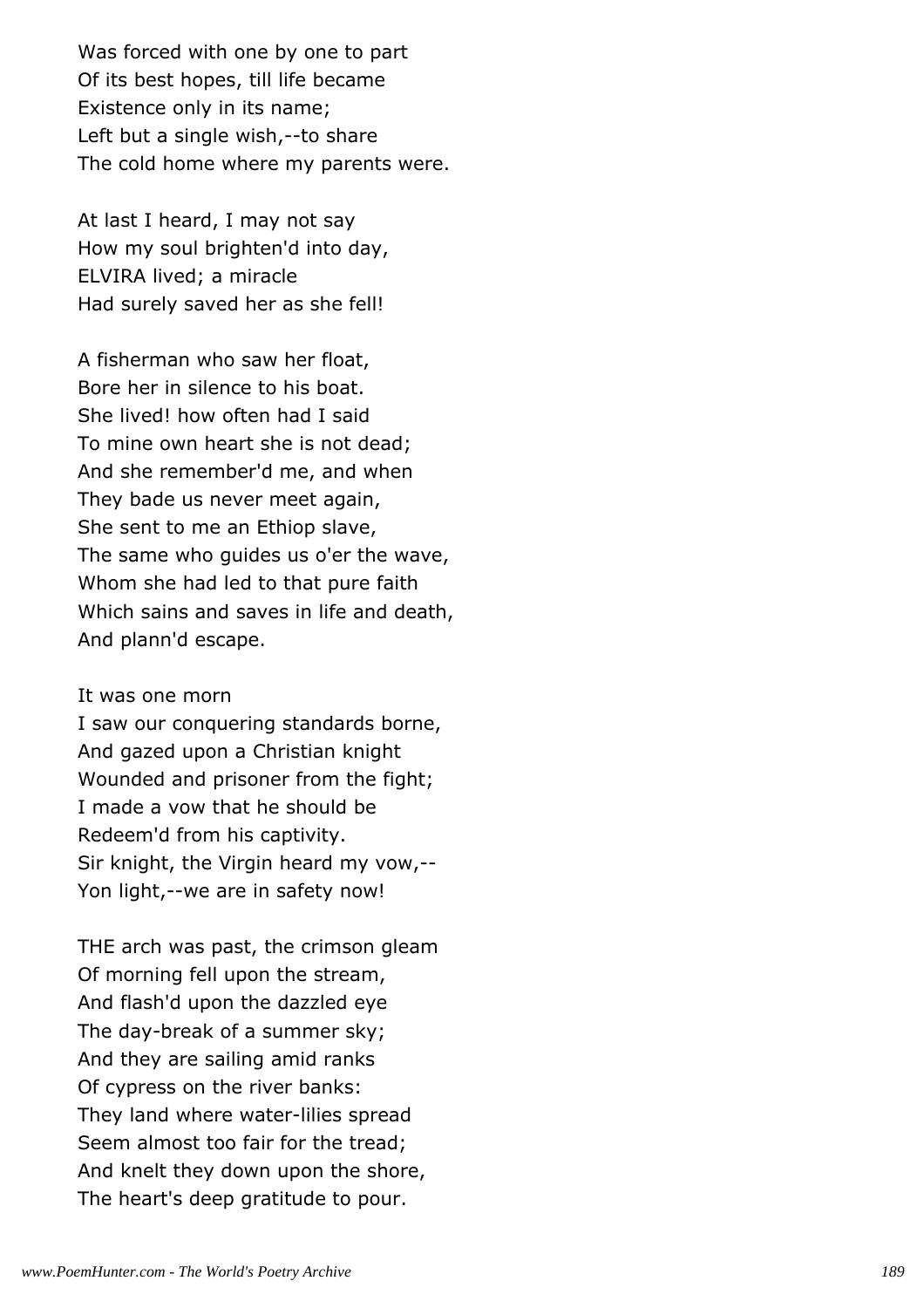Was forced with one by one to part
Of its best hopes, till life became
Existence only in its name;
Left but a single wish,--to share
The cold home where my parents were.

At last I heard, I may not say
How my soul brighten'd into day,
ELVIRA lived; a miracle
Had surely saved her as she fell!

A fisherman who saw her float,
Bore her in silence to his boat.
She lived! how often had I said
To mine own heart she is not dead;
And she remember'd me, and when
They bade us never meet again,
She sent to me an Ethiop slave,
The same who guides us o'er the wave,
Whom she had led to that pure faith
Which sains and saves in life and death,
And plann'd escape.

It was one morn
I saw our conquering standards borne,
And gazed upon a Christian knight
Wounded and prisoner from the fight;
I made a vow that he should be
Redeem'd from his captivity.
Sir knight, the Virgin heard my vow,--
Yon light,--we are in safety now!

THE arch was past, the crimson gleam
Of morning fell upon the stream,
And flash'd upon the dazzled eye
The day-break of a summer sky;
And they are sailing amid ranks
Of cypress on the river banks:
They land where water-lilies spread
Seem almost too fair for the tread;
And knelt they down upon the shore,
The heart's deep gratitude to pour.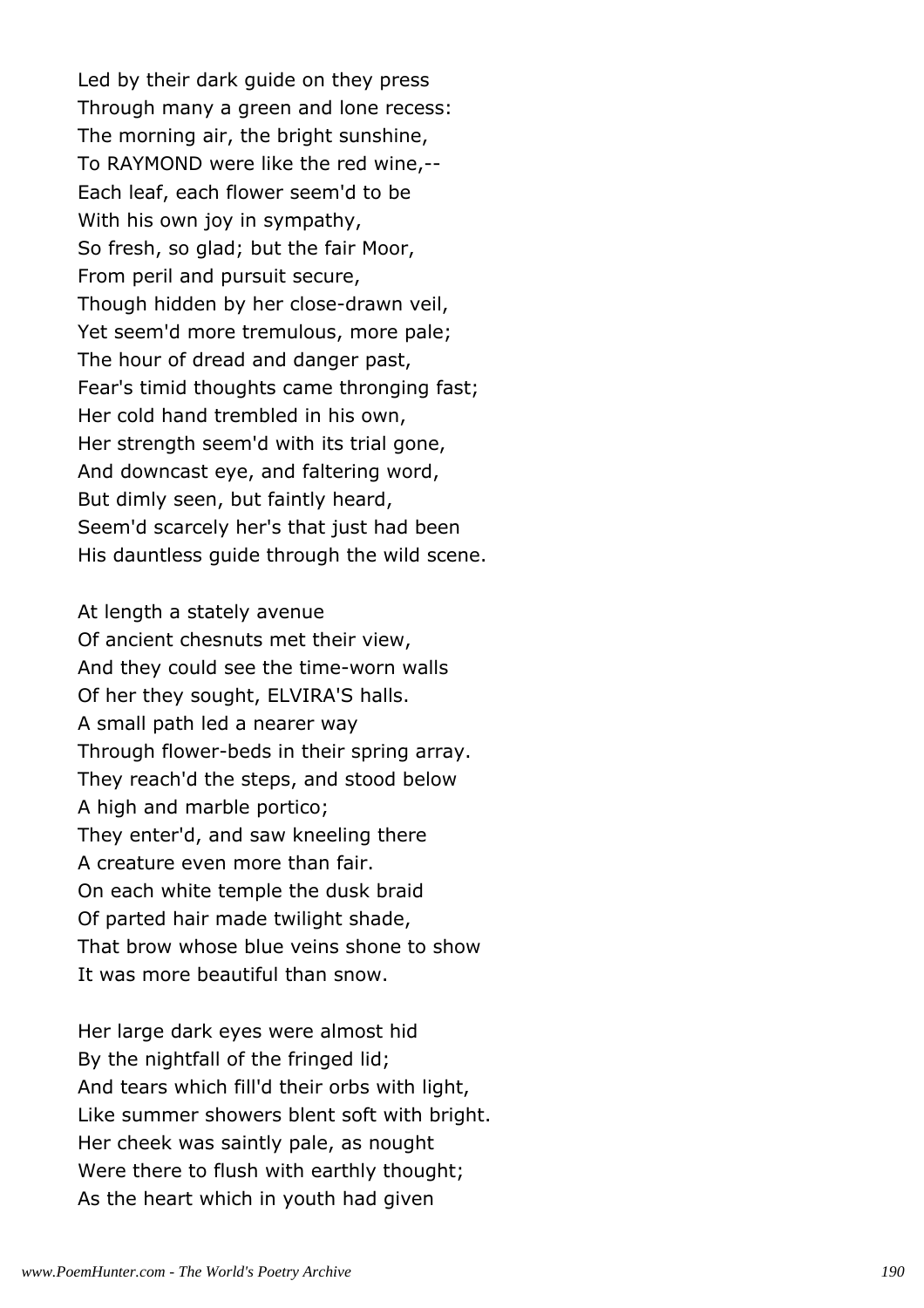Led by their dark guide on they press
Through many a green and lone recess:
The morning air, the bright sunshine,
To RAYMOND were like the red wine,--
Each leaf, each flower seem'd to be
With his own joy in sympathy,
So fresh, so glad; but the fair Moor,
From peril and pursuit secure,
Though hidden by her close-drawn veil,
Yet seem'd more tremulous, more pale;
The hour of dread and danger past,
Fear's timid thoughts came thronging fast;
Her cold hand trembled in his own,
Her strength seem'd with its trial gone,
And downcast eye, and faltering word,
But dimly seen, but faintly heard,
Seem'd scarcely her's that just had been
His dauntless guide through the wild scene.

At length a stately avenue
Of ancient chesnuts met their view,
And they could see the time-worn walls
Of her they sought, ELVIRA'S halls.
A small path led a nearer way
Through flower-beds in their spring array.
They reach'd the steps, and stood below
A high and marble portico;
They enter'd, and saw kneeling there
A creature even more than fair.
On each white temple the dusk braid
Of parted hair made twilight shade,
That brow whose blue veins shone to show
It was more beautiful than snow.

Her large dark eyes were almost hid
By the nightfall of the fringed lid;
And tears which fill'd their orbs with light,
Like summer showers blent soft with bright.
Her cheek was saintly pale, as nought
Were there to flush with earthly thought;
As the heart which in youth had given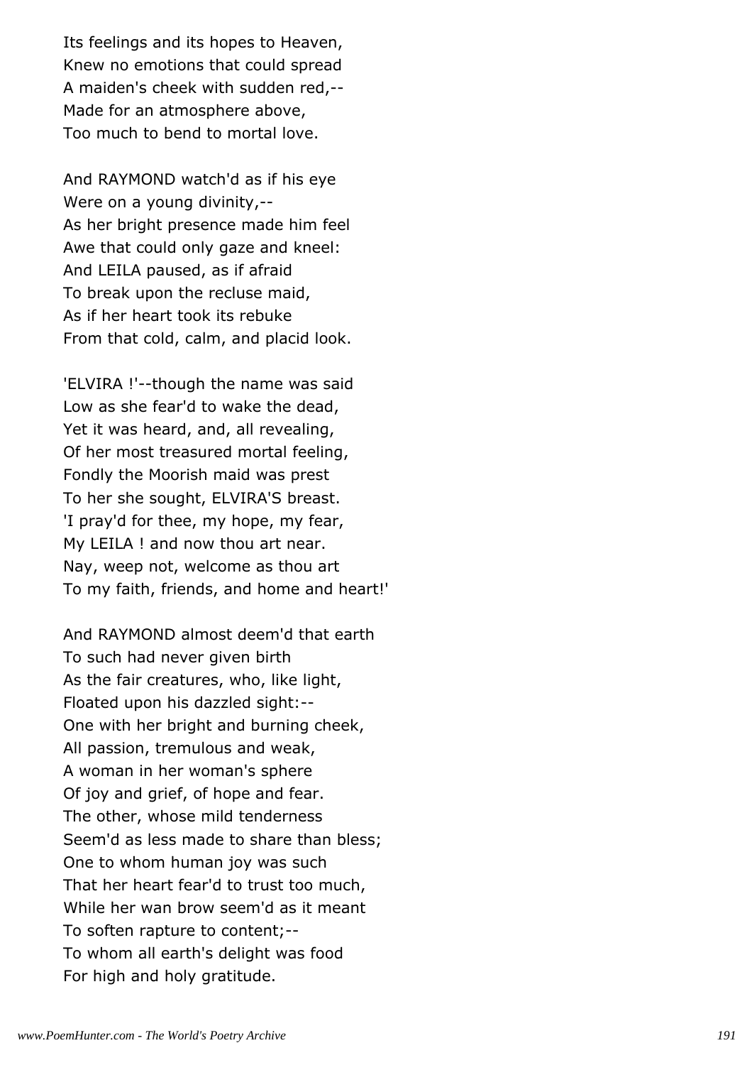Its feelings and its hopes to Heaven,
Knew no emotions that could spread
A maiden's cheek with sudden red,--
Made for an atmosphere above,
Too much to bend to mortal love.

And RAYMOND watch'd as if his eye
Were on a young divinity,--
As her bright presence made him feel
Awe that could only gaze and kneel:
And LEILA paused, as if afraid
To break upon the recluse maid,
As if her heart took its rebuke
From that cold, calm, and placid look.

'ELVIRA !'--though the name was said
Low as she fear'd to wake the dead,
Yet it was heard, and, all revealing,
Of her most treasured mortal feeling,
Fondly the Moorish maid was prest
To her she sought, ELVIRA'S breast.
'I pray'd for thee, my hope, my fear,
My LEILA ! and now thou art near.
Nay, weep not, welcome as thou art
To my faith, friends, and home and heart!'

And RAYMOND almost deem'd that earth
To such had never given birth
As the fair creatures, who, like light,
Floated upon his dazzled sight:--
One with her bright and burning cheek,
All passion, tremulous and weak,
A woman in her woman's sphere
Of joy and grief, of hope and fear.
The other, whose mild tenderness
Seem'd as less made to share than bless;
One to whom human joy was such
That her heart fear'd to trust too much,
While her wan brow seem'd as it meant
To soften rapture to content;--
To whom all earth's delight was food
For high and holy gratitude.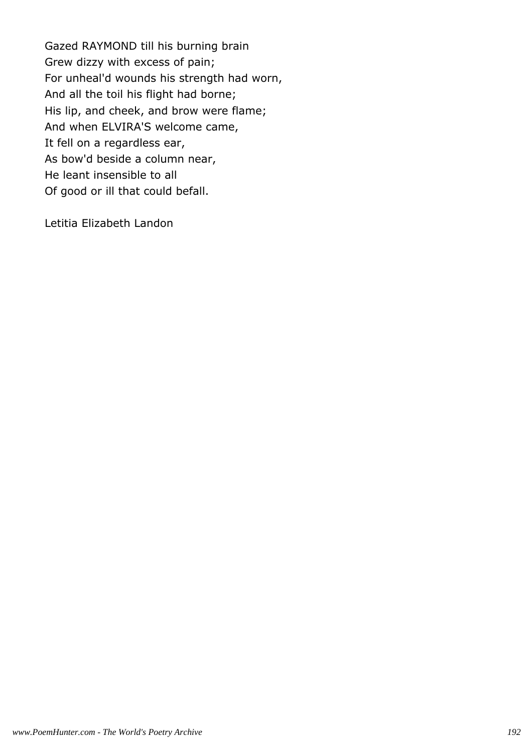Gazed RAYMOND till his burning brain
Grew dizzy with excess of pain;
For unheal'd wounds his strength had worn,
And all the toil his flight had borne;
His lip, and cheek, and brow were flame;
And when ELVIRA'S welcome came,
It fell on a regardless ear,
As bow'd beside a column near,
He leant insensible to all
Of good or ill that could befall.

Letitia Elizabeth Landon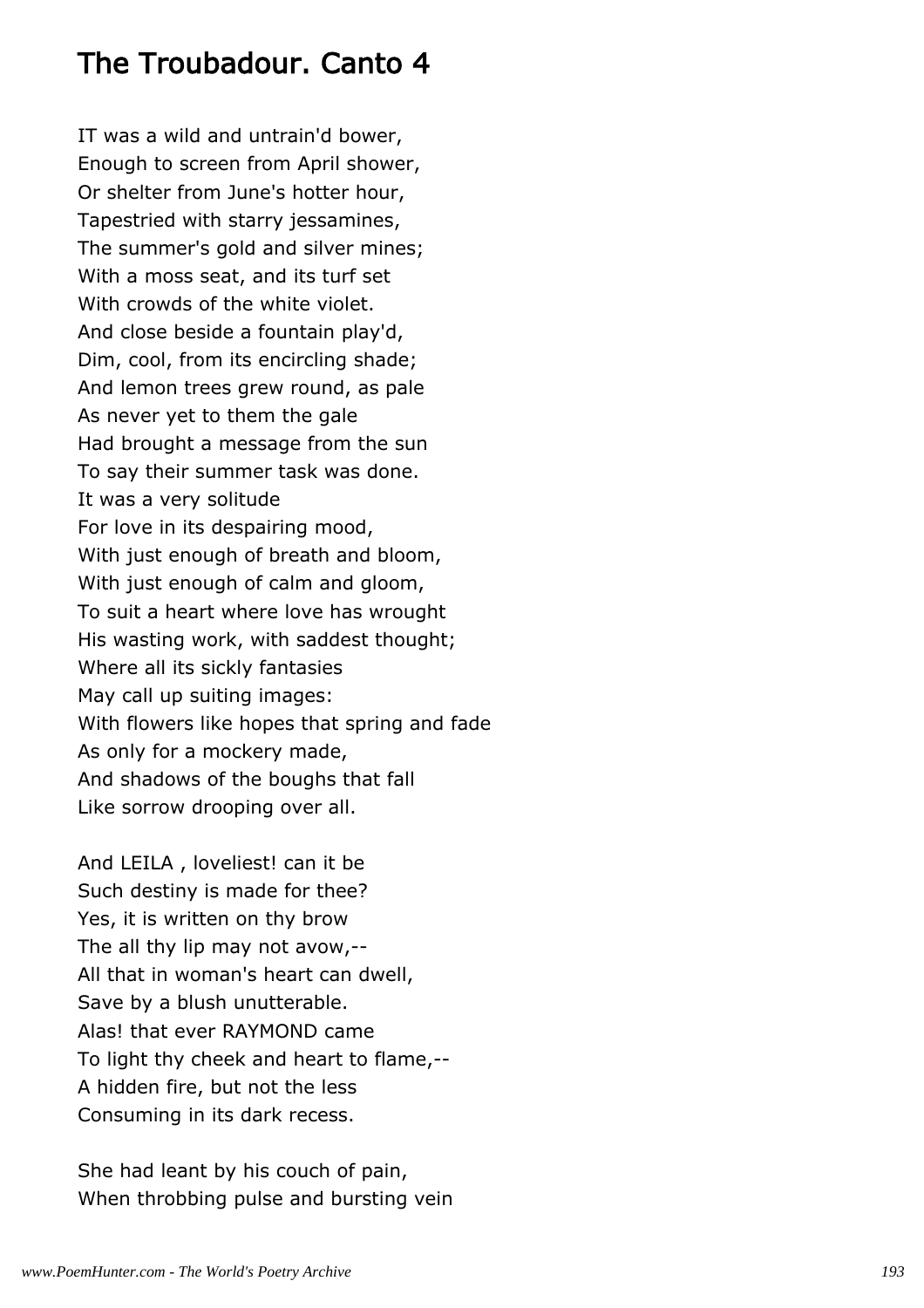# The Troubadour. Canto 4

IT was a wild and untrain'd bower,
Enough to screen from April shower,
Or shelter from June's hotter hour,
Tapestried with starry jessamines,
The summer's gold and silver mines;
With a moss seat, and its turf set
With crowds of the white violet.
And close beside a fountain play'd,
Dim, cool, from its encircling shade;
And lemon trees grew round, as pale
As never yet to them the gale
Had brought a message from the sun
To say their summer task was done.
It was a very solitude
For love in its despairing mood,
With just enough of breath and bloom,
With just enough of calm and gloom,
To suit a heart where love has wrought
His wasting work, with saddest thought;
Where all its sickly fantasies
May call up suiting images:
With flowers like hopes that spring and fade
As only for a mockery made,
And shadows of the boughs that fall
Like sorrow drooping over all.

And LEILA , loveliest! can it be
Such destiny is made for thee?
Yes, it is written on thy brow
The all thy lip may not avow,--
All that in woman's heart can dwell,
Save by a blush unutterable.
Alas! that ever RAYMOND came
To light thy cheek and heart to flame,--
A hidden fire, but not the less
Consuming in its dark recess.

She had leant by his couch of pain,
When throbbing pulse and bursting vein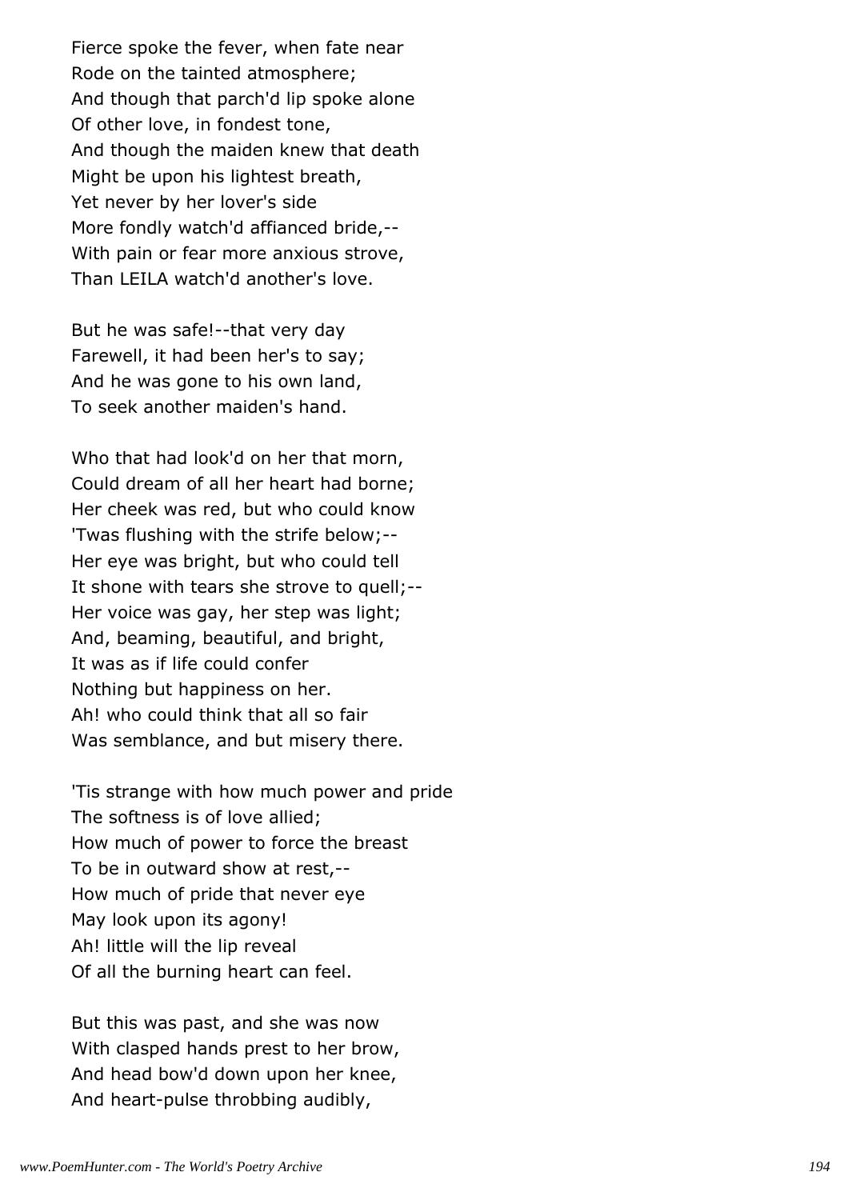Fierce spoke the fever, when fate near
Rode on the tainted atmosphere;
And though that parch'd lip spoke alone
Of other love, in fondest tone,
And though the maiden knew that death
Might be upon his lightest breath,
Yet never by her lover's side
More fondly watch'd affianced bride,--
With pain or fear more anxious strove,
Than LEILA watch'd another's love.

But he was safe!--that very day
Farewell, it had been her's to say;
And he was gone to his own land,
To seek another maiden's hand.

Who that had look'd on her that morn,
Could dream of all her heart had borne;
Her cheek was red, but who could know
'Twas flushing with the strife below;--
Her eye was bright, but who could tell
It shone with tears she strove to quell;--
Her voice was gay, her step was light;
And, beaming, beautiful, and bright,
It was as if life could confer
Nothing but happiness on her.
Ah! who could think that all so fair
Was semblance, and but misery there.

'Tis strange with how much power and pride
The softness is of love allied;
How much of power to force the breast
To be in outward show at rest,--
How much of pride that never eye
May look upon its agony!
Ah! little will the lip reveal
Of all the burning heart can feel.

But this was past, and she was now
With clasped hands prest to her brow,
And head bow'd down upon her knee,
And heart-pulse throbbing audibly,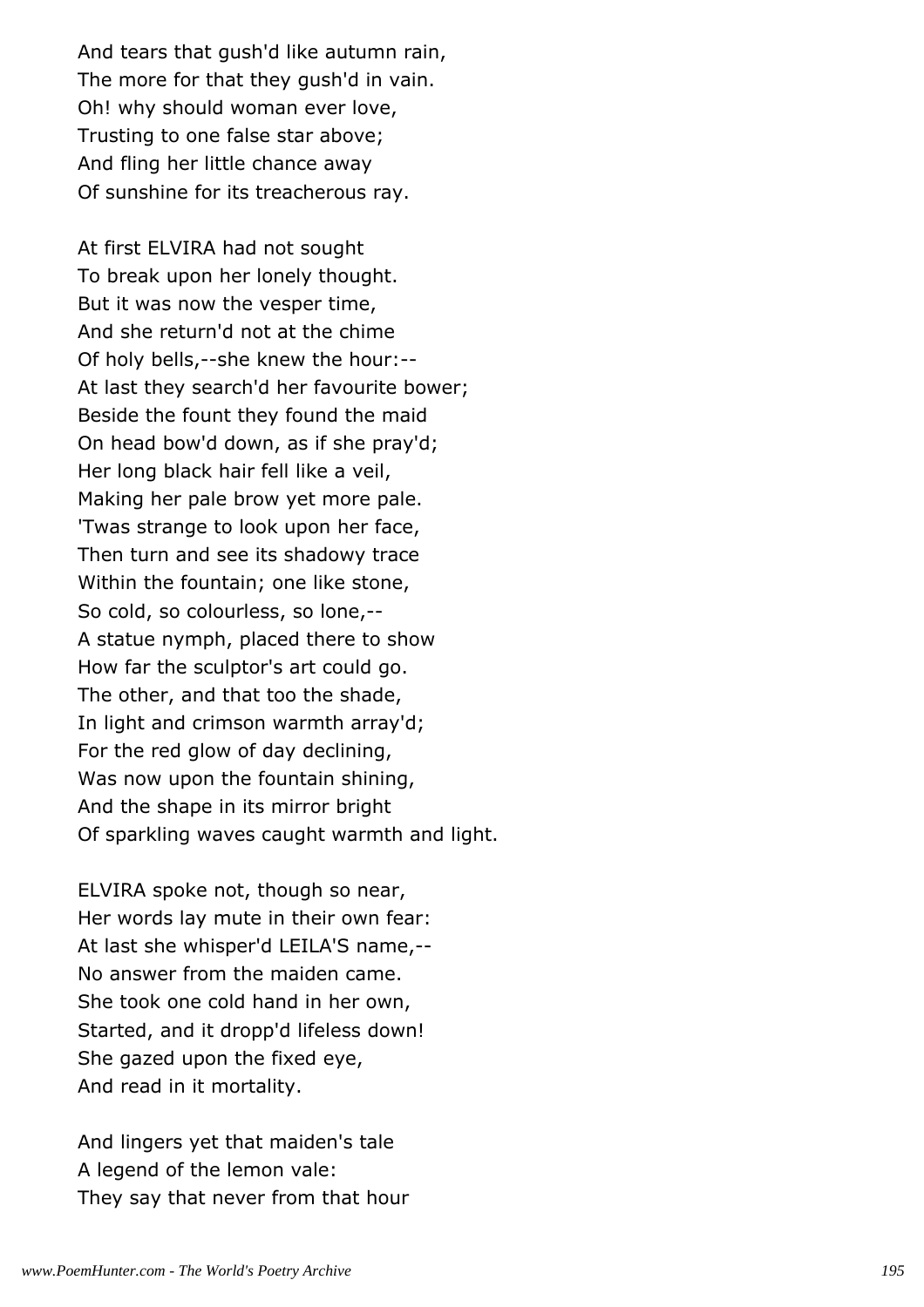And tears that gush'd like autumn rain,  
The more for that they gush'd in vain.  
Oh! why should woman ever love,  
Trusting to one false star above;  
And fling her little chance away  
Of sunshine for its treacherous ray.

At first ELVIRA had not sought  
To break upon her lonely thought.  
But it was now the vesper time,  
And she return'd not at the chime  
Of holy bells,--she knew the hour:--  
At last they search'd her favourite bower;  
Beside the fount they found the maid  
On head bow'd down, as if she pray'd;  
Her long black hair fell like a veil,  
Making her pale brow yet more pale.  
'Twas strange to look upon her face,  
Then turn and see its shadowy trace  
Within the fountain; one like stone,  
So cold, so colourless, so lone,--  
A statue nymph, placed there to show  
How far the sculptor's art could go.  
The other, and that too the shade,  
In light and crimson warmth array'd;  
For the red glow of day declining,  
Was now upon the fountain shining,  
And the shape in its mirror bright  
Of sparkling waves caught warmth and light.

ELVIRA spoke not, though so near,  
Her words lay mute in their own fear:  
At last she whisper'd LEILA'S name,--  
No answer from the maiden came.  
She took one cold hand in her own,  
Started, and it dropp'd lifeless down!  
She gazed upon the fixed eye,  
And read in it mortality.

And lingers yet that maiden's tale  
A legend of the lemon vale:  
They say that never from that hour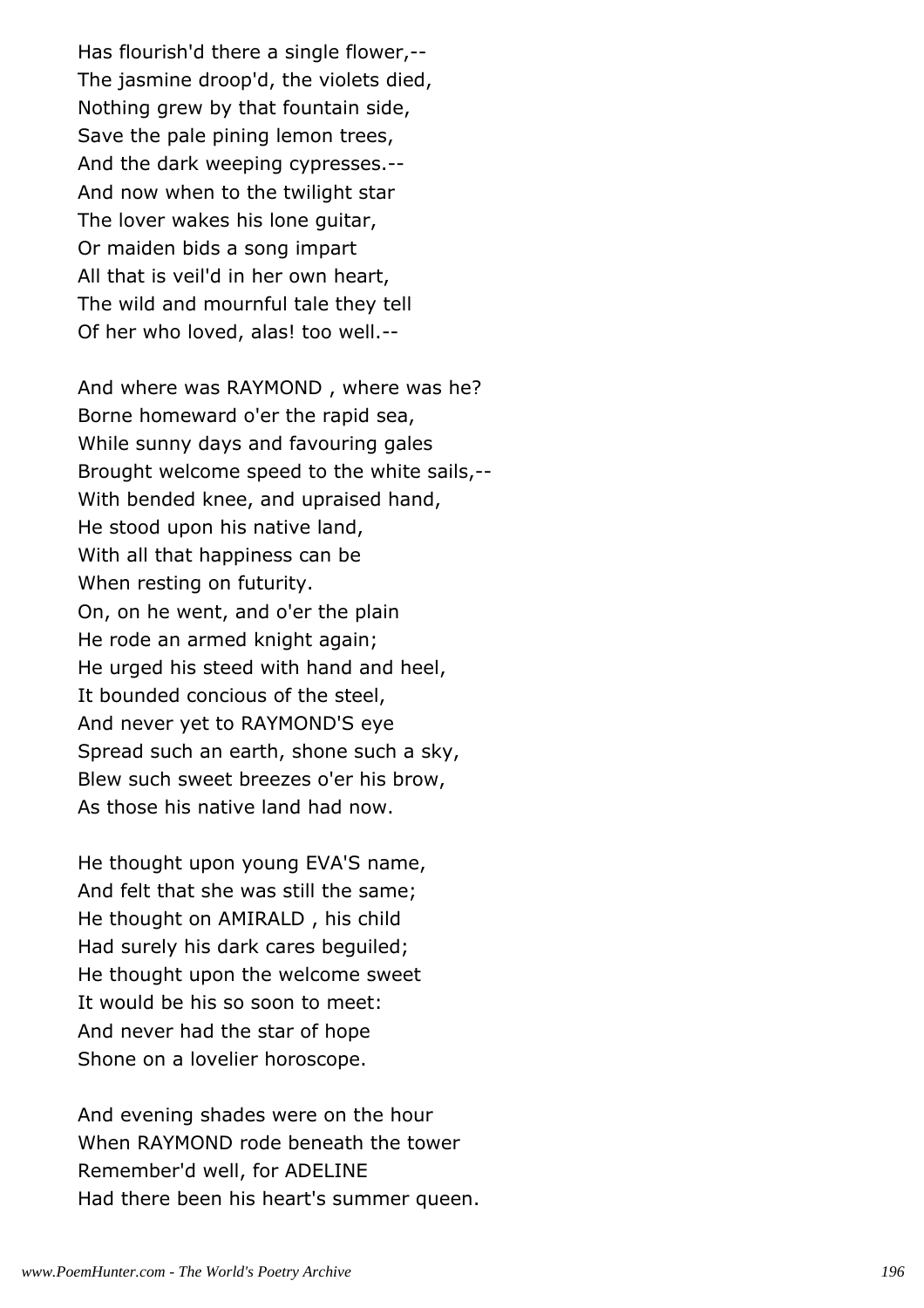Has flourish'd there a single flower,--  
The jasmine droop'd, the violets died,  
Nothing grew by that fountain side,  
Save the pale pining lemon trees,  
And the dark weeping cypresses.--  
And now when to the twilight star  
The lover wakes his lone guitar,  
Or maiden bids a song impart  
All that is veil'd in her own heart,  
The wild and mournful tale they tell  
Of her who loved, alas! too well.--

And where was RAYMOND , where was he?  
Borne homeward o'er the rapid sea,  
While sunny days and favouring gales  
Brought welcome speed to the white sails,--  
With bended knee, and upraised hand,  
He stood upon his native land,  
With all that happiness can be  
When resting on futurity.  
On, on he went, and o'er the plain  
He rode an armed knight again;  
He urged his steed with hand and heel,  
It bounded concious of the steel,  
And never yet to RAYMOND'S eye  
Spread such an earth, shone such a sky,  
Blew such sweet breezes o'er his brow,  
As those his native land had now.

He thought upon young EVA'S name,  
And felt that she was still the same;  
He thought on AMIRALD , his child  
Had surely his dark cares beguiled;  
He thought upon the welcome sweet  
It would be his so soon to meet:  
And never had the star of hope  
Shone on a lovelier horoscope.

And evening shades were on the hour  
When RAYMOND rode beneath the tower  
Remember'd well, for ADELINE  
Had there been his heart's summer queen.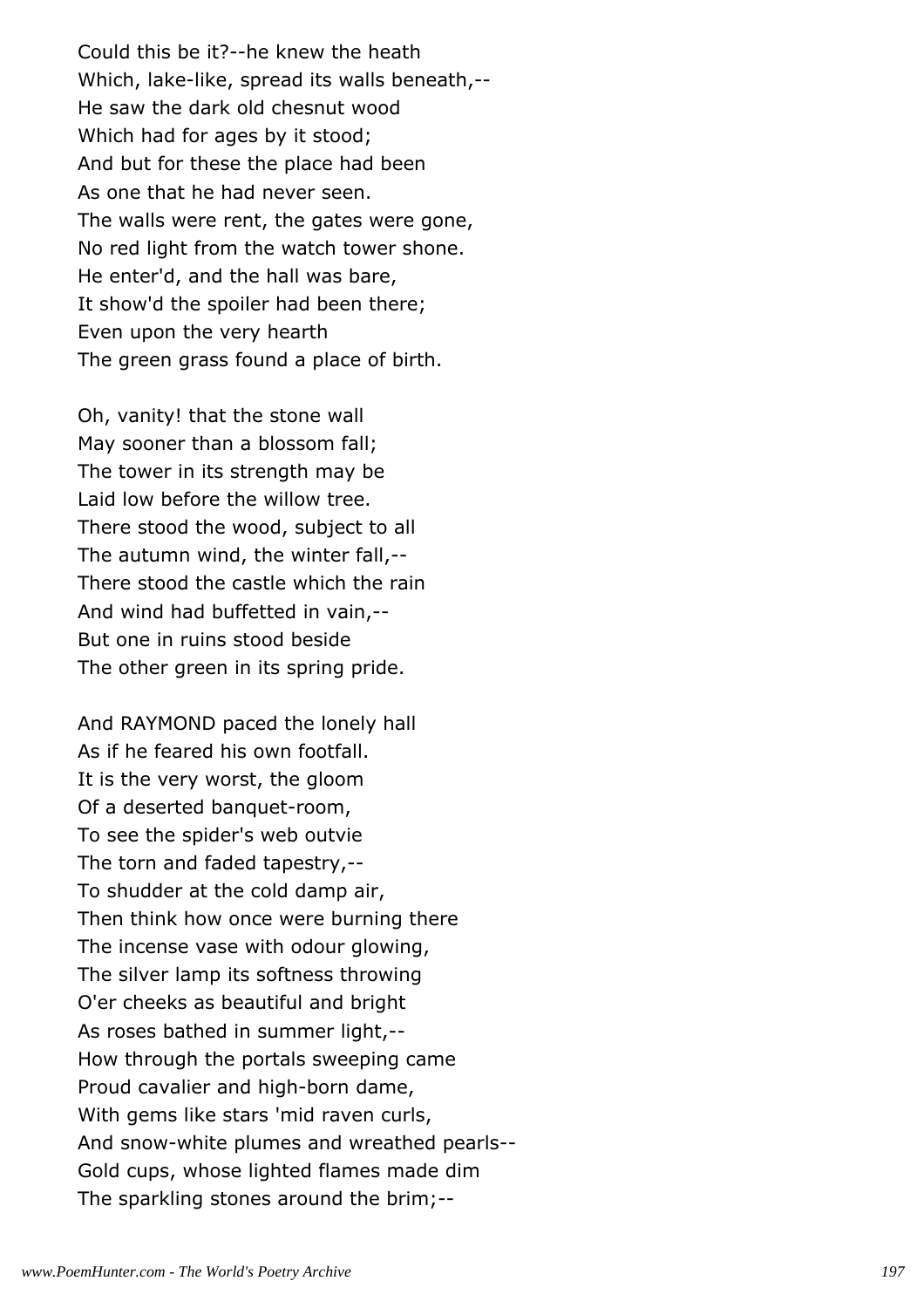Could this be it?--he knew the heath  
Which, lake-like, spread its walls beneath,--  
He saw the dark old chesnut wood  
Which had for ages by it stood;  
And but for these the place had been  
As one that he had never seen.  
The walls were rent, the gates were gone,  
No red light from the watch tower shone.  
He enter'd, and the hall was bare,  
It show'd the spoiler had been there;  
Even upon the very hearth  
The green grass found a place of birth.

Oh, vanity! that the stone wall  
May sooner than a blossom fall;  
The tower in its strength may be  
Laid low before the willow tree.  
There stood the wood, subject to all  
The autumn wind, the winter fall,--  
There stood the castle which the rain  
And wind had buffetted in vain,--  
But one in ruins stood beside  
The other green in its spring pride.

And RAYMOND paced the lonely hall  
As if he feared his own footfall.  
It is the very worst, the gloom  
Of a deserted banquet-room,  
To see the spider's web outvie  
The torn and faded tapestry,--  
To shudder at the cold damp air,  
Then think how once were burning there  
The incense vase with odour glowing,  
The silver lamp its softness throwing  
O'er cheeks as beautiful and bright  
As roses bathed in summer light,--  
How through the portals sweeping came  
Proud cavalier and high-born dame,  
With gems like stars 'mid raven curls,  
And snow-white plumes and wreathed pearls--  
Gold cups, whose lighted flames made dim  
The sparkling stones around the brim;--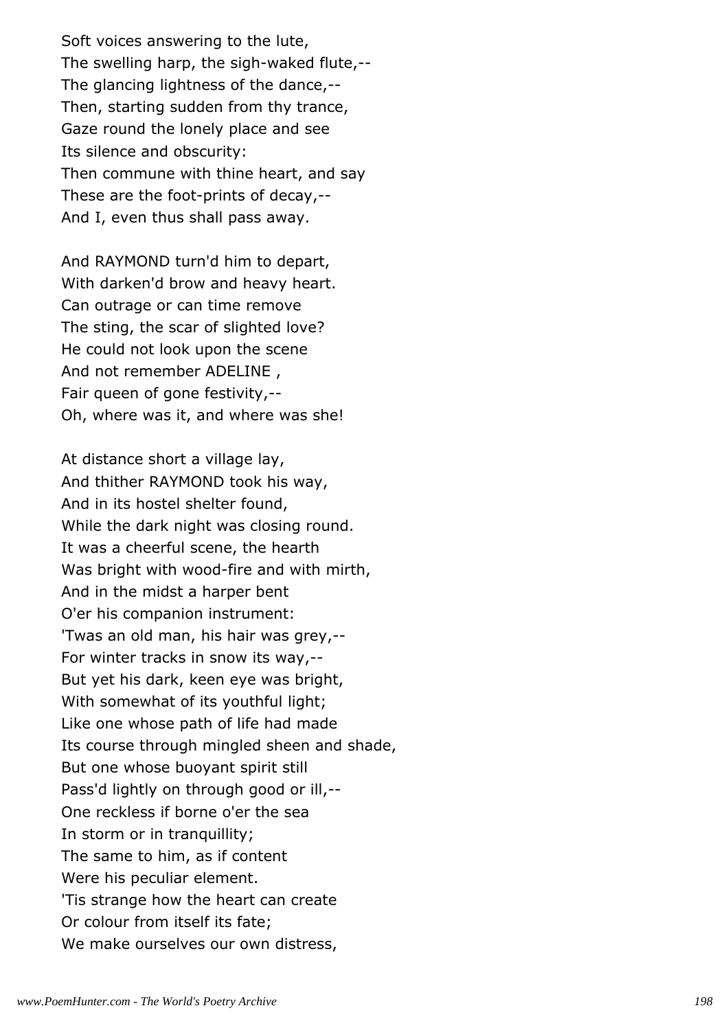Soft voices answering to the lute,
The swelling harp, the sigh-waked flute,--
The glancing lightness of the dance,--
Then, starting sudden from thy trance,
Gaze round the lonely place and see
Its silence and obscurity:
Then commune with thine heart, and say
These are the foot-prints of decay,--
And I, even thus shall pass away.

And RAYMOND turn'd him to depart,
With darken'd brow and heavy heart.
Can outrage or can time remove
The sting, the scar of slighted love?
He could not look upon the scene
And not remember ADELINE ,
Fair queen of gone festivity,--
Oh, where was it, and where was she!

At distance short a village lay,
And thither RAYMOND took his way,
And in its hostel shelter found,
While the dark night was closing round.
It was a cheerful scene, the hearth
Was bright with wood-fire and with mirth,
And in the midst a harper bent
O'er his companion instrument:
'Twas an old man, his hair was grey,--
For winter tracks in snow its way,--
But yet his dark, keen eye was bright,
With somewhat of its youthful light;
Like one whose path of life had made
Its course through mingled sheen and shade,
But one whose buoyant spirit still
Pass'd lightly on through good or ill,--
One reckless if borne o'er the sea
In storm or in tranquillity;
The same to him, as if content
Were his peculiar element.
'Tis strange how the heart can create
Or colour from itself its fate;
We make ourselves our own distress,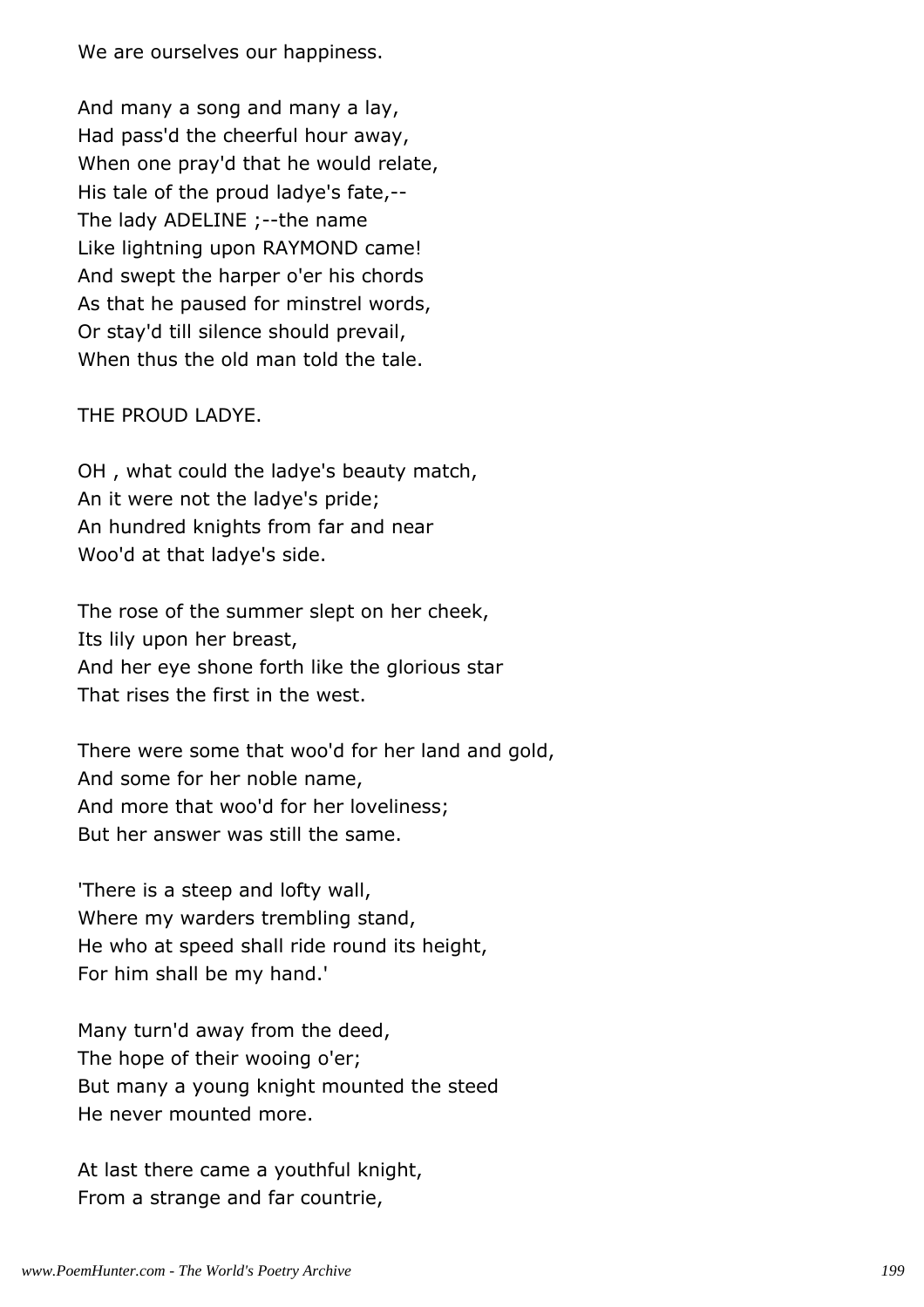We are ourselves our happiness.

And many a song and many a lay,
Had pass'd the cheerful hour away,
When one pray'd that he would relate,
His tale of the proud ladye's fate,--
The lady ADELINE ;--the name
Like lightning upon RAYMOND came!
And swept the harper o'er his chords
As that he paused for minstrel words,
Or stay'd till silence should prevail,
When thus the old man told the tale.

THE PROUD LADYE.

OH , what could the ladye's beauty match,
An it were not the ladye's pride;
An hundred knights from far and near
Woo'd at that ladye's side.

The rose of the summer slept on her cheek,
Its lily upon her breast,
And her eye shone forth like the glorious star
That rises the first in the west.

There were some that woo'd for her land and gold,
And some for her noble name,
And more that woo'd for her loveliness;
But her answer was still the same.

'There is a steep and lofty wall,
Where my warders trembling stand,
He who at speed shall ride round its height,
For him shall be my hand.'

Many turn'd away from the deed,
The hope of their wooing o'er;
But many a young knight mounted the steed
He never mounted more.

At last there came a youthful knight,
From a strange and far countrie,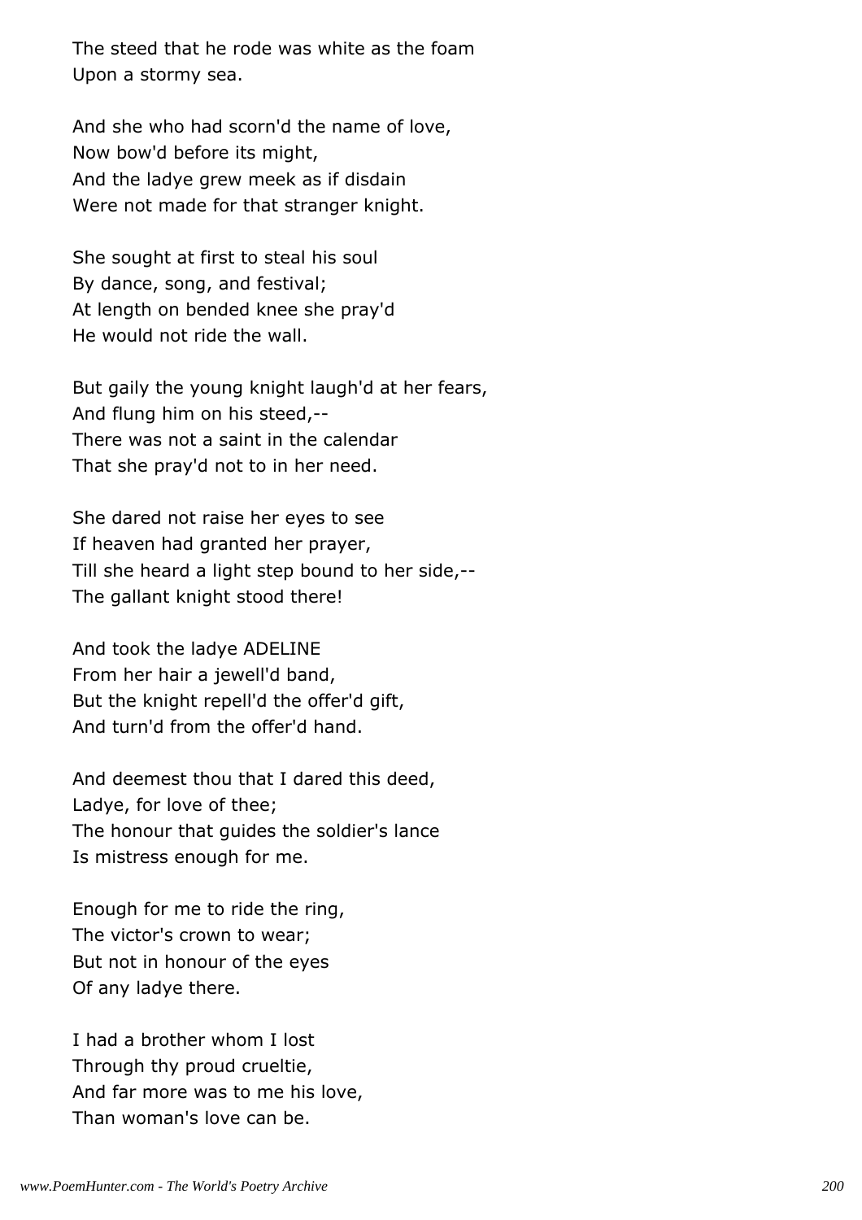The steed that he rode was white as the foam
Upon a stormy sea.

And she who had scorn'd the name of love,
Now bow'd before its might,
And the ladye grew meek as if disdain
Were not made for that stranger knight.

She sought at first to steal his soul
By dance, song, and festival;
At length on bended knee she pray'd
He would not ride the wall.

But gaily the young knight laugh'd at her fears,
And flung him on his steed,--
There was not a saint in the calendar
That she pray'd not to in her need.

She dared not raise her eyes to see
If heaven had granted her prayer,
Till she heard a light step bound to her side,--
The gallant knight stood there!

And took the ladye ADELINE
From her hair a jewell'd band,
But the knight repell'd the offer'd gift,
And turn'd from the offer'd hand.

And deemest thou that I dared this deed,
Ladye, for love of thee;
The honour that guides the soldier's lance
Is mistress enough for me.

Enough for me to ride the ring,
The victor's crown to wear;
But not in honour of the eyes
Of any ladye there.

I had a brother whom I lost
Through thy proud crueltie,
And far more was to me his love,
Than woman's love can be.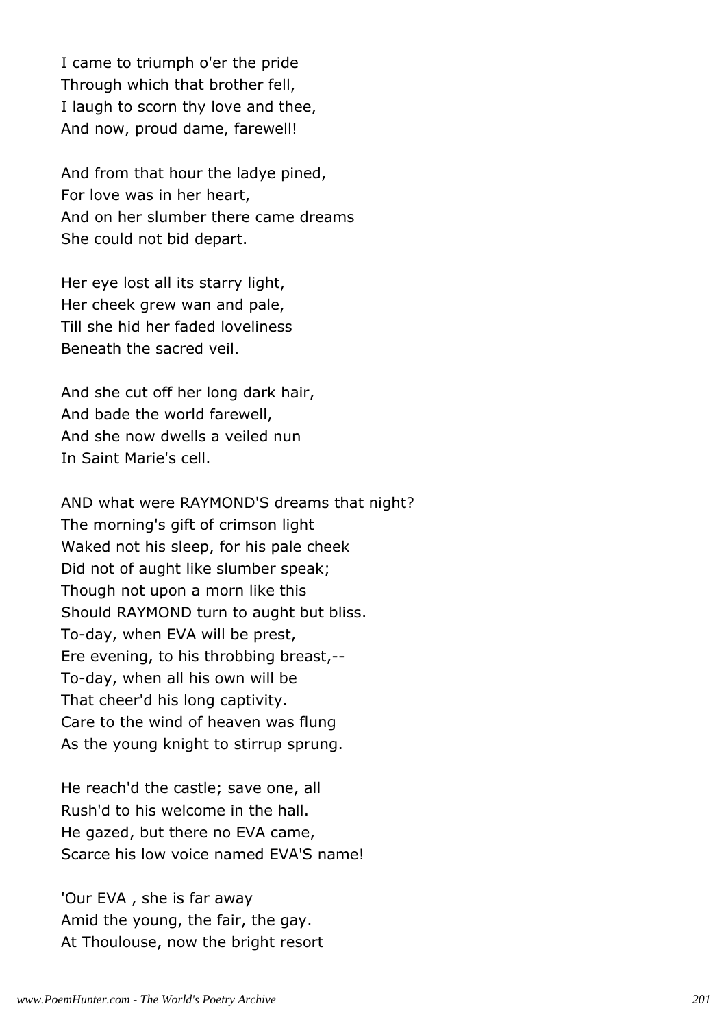I came to triumph o'er the pride
Through which that brother fell,
I laugh to scorn thy love and thee,
And now, proud dame, farewell!

And from that hour the ladye pined,
For love was in her heart,
And on her slumber there came dreams
She could not bid depart.

Her eye lost all its starry light,
Her cheek grew wan and pale,
Till she hid her faded loveliness
Beneath the sacred veil.

And she cut off her long dark hair,
And bade the world farewell,
And she now dwells a veiled nun
In Saint Marie's cell.

AND what were RAYMOND'S dreams that night?
The morning's gift of crimson light
Waked not his sleep, for his pale cheek
Did not of aught like slumber speak;
Though not upon a morn like this
Should RAYMOND turn to aught but bliss.
To-day, when EVA will be prest,
Ere evening, to his throbbing breast,--
To-day, when all his own will be
That cheer'd his long captivity.
Care to the wind of heaven was flung
As the young knight to stirrup sprung.

He reach'd the castle; save one, all
Rush'd to his welcome in the hall.
He gazed, but there no EVA came,
Scarce his low voice named EVA'S name!

'Our EVA , she is far away
Amid the young, the fair, the gay.
At Thoulouse, now the bright resort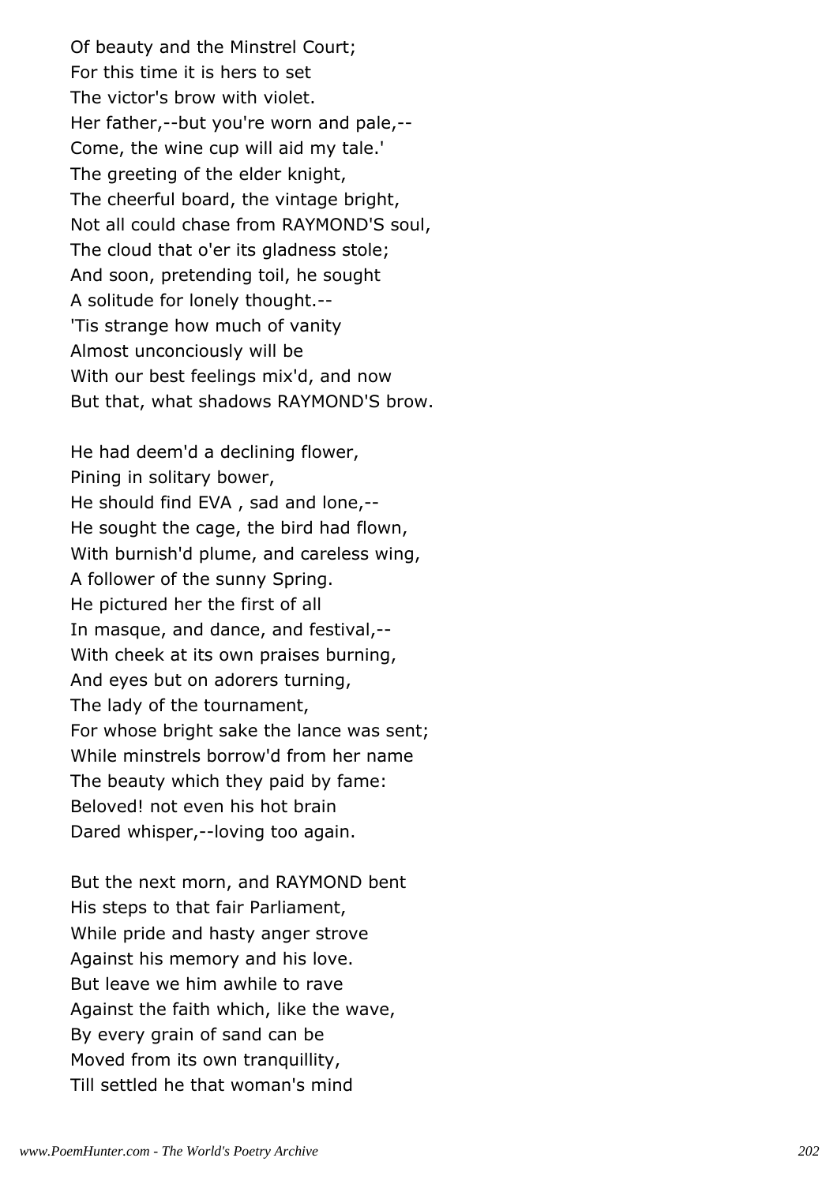Of beauty and the Minstrel Court;
For this time it is hers to set
The victor's brow with violet.
Her father,--but you're worn and pale,--
Come, the wine cup will aid my tale.'
The greeting of the elder knight,
The cheerful board, the vintage bright,
Not all could chase from RAYMOND'S soul,
The cloud that o'er its gladness stole;
And soon, pretending toil, he sought
A solitude for lonely thought.--
'Tis strange how much of vanity
Almost unconciously will be
With our best feelings mix'd, and now
But that, what shadows RAYMOND'S brow.

He had deem'd a declining flower,
Pining in solitary bower,
He should find EVA , sad and lone,--
He sought the cage, the bird had flown,
With burnish'd plume, and careless wing,
A follower of the sunny Spring.
He pictured her the first of all
In masque, and dance, and festival,--
With cheek at its own praises burning,
And eyes but on adorers turning,
The lady of the tournament,
For whose bright sake the lance was sent;
While minstrels borrow'd from her name
The beauty which they paid by fame:
Beloved! not even his hot brain
Dared whisper,--loving too again.

But the next morn, and RAYMOND bent
His steps to that fair Parliament,
While pride and hasty anger strove
Against his memory and his love.
But leave we him awhile to rave
Against the faith which, like the wave,
By every grain of sand can be
Moved from its own tranquillity,
Till settled he that woman's mind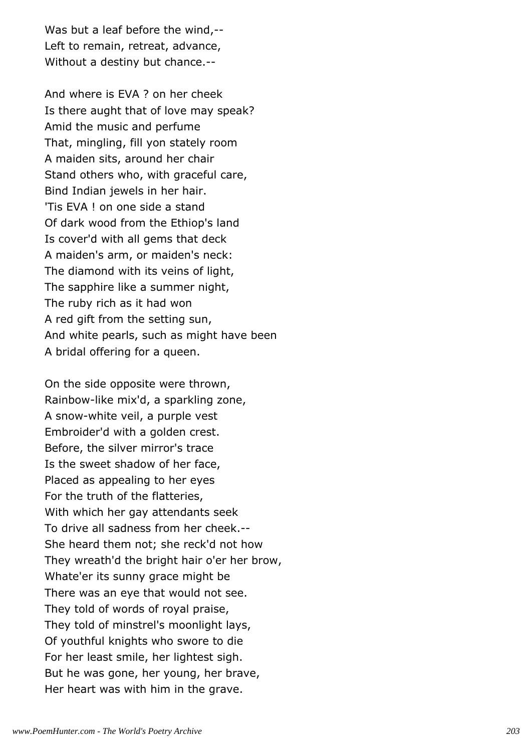Was but a leaf before the wind,--
Left to remain, retreat, advance,
Without a destiny but chance.--

And where is EVA ? on her cheek
Is there aught that of love may speak?
Amid the music and perfume
That, mingling, fill yon stately room
A maiden sits, around her chair
Stand others who, with graceful care,
Bind Indian jewels in her hair.
'Tis EVA ! on one side a stand
Of dark wood from the Ethiop's land
Is cover'd with all gems that deck
A maiden's arm, or maiden's neck:
The diamond with its veins of light,
The sapphire like a summer night,
The ruby rich as it had won
A red gift from the setting sun,
And white pearls, such as might have been
A bridal offering for a queen.

On the side opposite were thrown,
Rainbow-like mix'd, a sparkling zone,
A snow-white veil, a purple vest
Embroider'd with a golden crest.
Before, the silver mirror's trace
Is the sweet shadow of her face,
Placed as appealing to her eyes
For the truth of the flatteries,
With which her gay attendants seek
To drive all sadness from her cheek.--
She heard them not; she reck'd not how
They wreath'd the bright hair o'er her brow,
Whate'er its sunny grace might be
There was an eye that would not see.
They told of words of royal praise,
They told of minstrel's moonlight lays,
Of youthful knights who swore to die
For her least smile, her lightest sigh.
But he was gone, her young, her brave,
Her heart was with him in the grave.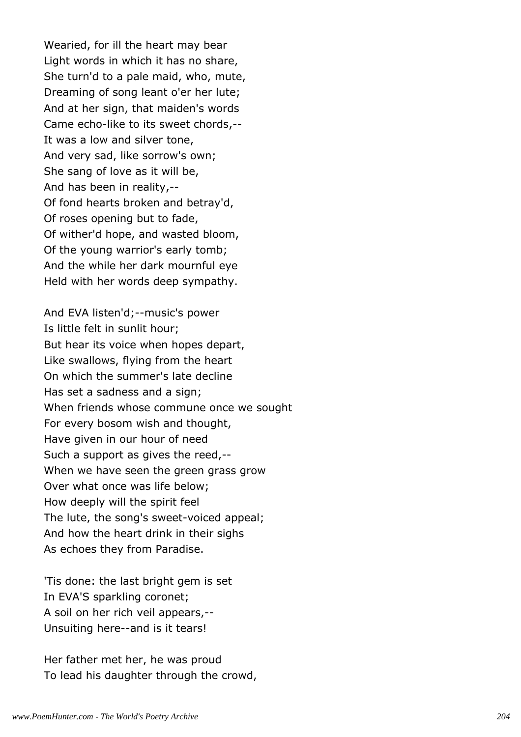Wearied, for ill the heart may bear
Light words in which it has no share,
She turn'd to a pale maid, who, mute,
Dreaming of song leant o'er her lute;
And at her sign, that maiden's words
Came echo-like to its sweet chords,--
It was a low and silver tone,
And very sad, like sorrow's own;
She sang of love as it will be,
And has been in reality,--
Of fond hearts broken and betray'd,
Of roses opening but to fade,
Of wither'd hope, and wasted bloom,
Of the young warrior's early tomb;
And the while her dark mournful eye
Held with her words deep sympathy.

And EVA listen'd;--music's power
Is little felt in sunlit hour;
But hear its voice when hopes depart,
Like swallows, flying from the heart
On which the summer's late decline
Has set a sadness and a sign;
When friends whose commune once we sought
For every bosom wish and thought,
Have given in our hour of need
Such a support as gives the reed,--
When we have seen the green grass grow
Over what once was life below;
How deeply will the spirit feel
The lute, the song's sweet-voiced appeal;
And how the heart drink in their sighs
As echoes they from Paradise.

'Tis done: the last bright gem is set
In EVA'S sparkling coronet;
A soil on her rich veil appears,--
Unsuiting here--and is it tears!

Her father met her, he was proud
To lead his daughter through the crowd,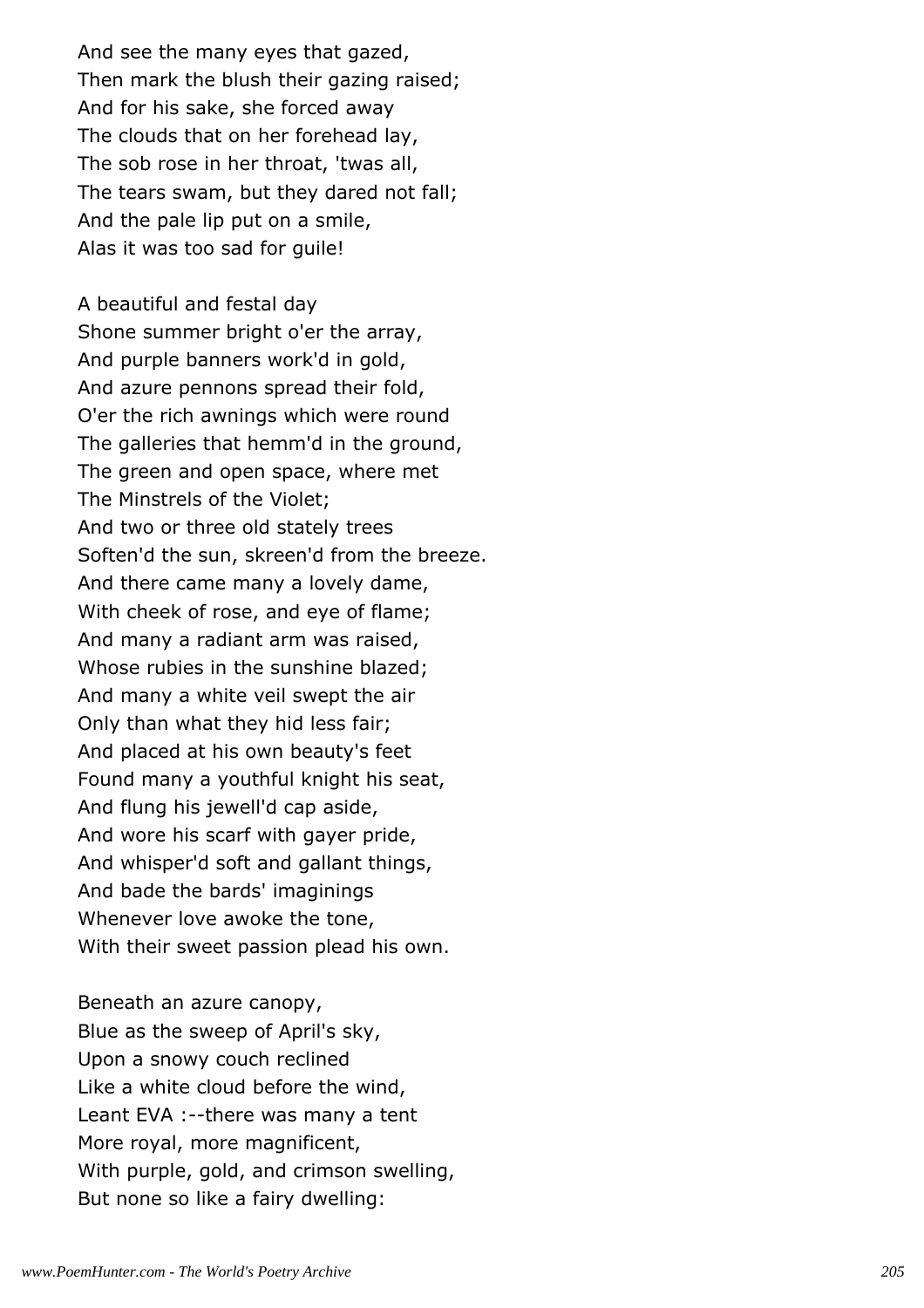And see the many eyes that gazed,  
Then mark the blush their gazing raised;  
And for his sake, she forced away  
The clouds that on her forehead lay,  
The sob rose in her throat, 'twas all,  
The tears swam, but they dared not fall;  
And the pale lip put on a smile,  
Alas it was too sad for guile!

A beautiful and festal day  
Shone summer bright o'er the array,  
And purple banners work'd in gold,  
And azure pennons spread their fold,  
O'er the rich awnings which were round  
The galleries that hemm'd in the ground,  
The green and open space, where met  
The Minstrels of the Violet;  
And two or three old stately trees  
Soften'd the sun, skreen'd from the breeze.  
And there came many a lovely dame,  
With cheek of rose, and eye of flame;  
And many a radiant arm was raised,  
Whose rubies in the sunshine blazed;  
And many a white veil swept the air  
Only than what they hid less fair;  
And placed at his own beauty's feet  
Found many a youthful knight his seat,  
And flung his jewell'd cap aside,  
And wore his scarf with gayer pride,  
And whisper'd soft and gallant things,  
And bade the bards' imaginings  
Whenever love awoke the tone,  
With their sweet passion plead his own.

Beneath an azure canopy,  
Blue as the sweep of April's sky,  
Upon a snowy couch reclined  
Like a white cloud before the wind,  
Leant EVA :--there was many a tent  
More royal, more magnificent,  
With purple, gold, and crimson swelling,  
But none so like a fairy dwelling: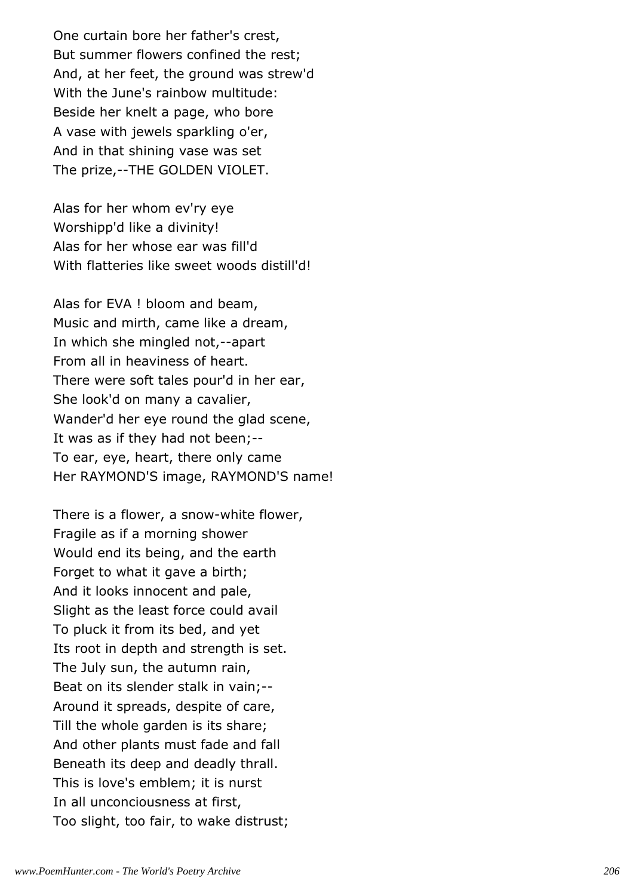One curtain bore her father's crest,
But summer flowers confined the rest;
And, at her feet, the ground was strew'd
With the June's rainbow multitude:
Beside her knelt a page, who bore
A vase with jewels sparkling o'er,
And in that shining vase was set
The prize,--THE GOLDEN VIOLET.

Alas for her whom ev'ry eye
Worshipp'd like a divinity!
Alas for her whose ear was fill'd
With flatteries like sweet woods distill'd!

Alas for EVA ! bloom and beam,
Music and mirth, came like a dream,
In which she mingled not,--apart
From all in heaviness of heart.
There were soft tales pour'd in her ear,
She look'd on many a cavalier,
Wander'd her eye round the glad scene,
It was as if they had not been;--
To ear, eye, heart, there only came
Her RAYMOND'S image, RAYMOND'S name!

There is a flower, a snow-white flower,
Fragile as if a morning shower
Would end its being, and the earth
Forget to what it gave a birth;
And it looks innocent and pale,
Slight as the least force could avail
To pluck it from its bed, and yet
Its root in depth and strength is set.
The July sun, the autumn rain,
Beat on its slender stalk in vain;--
Around it spreads, despite of care,
Till the whole garden is its share;
And other plants must fade and fall
Beneath its deep and deadly thrall.
This is love's emblem; it is nurst
In all unconciousness at first,
Too slight, too fair, to wake distrust;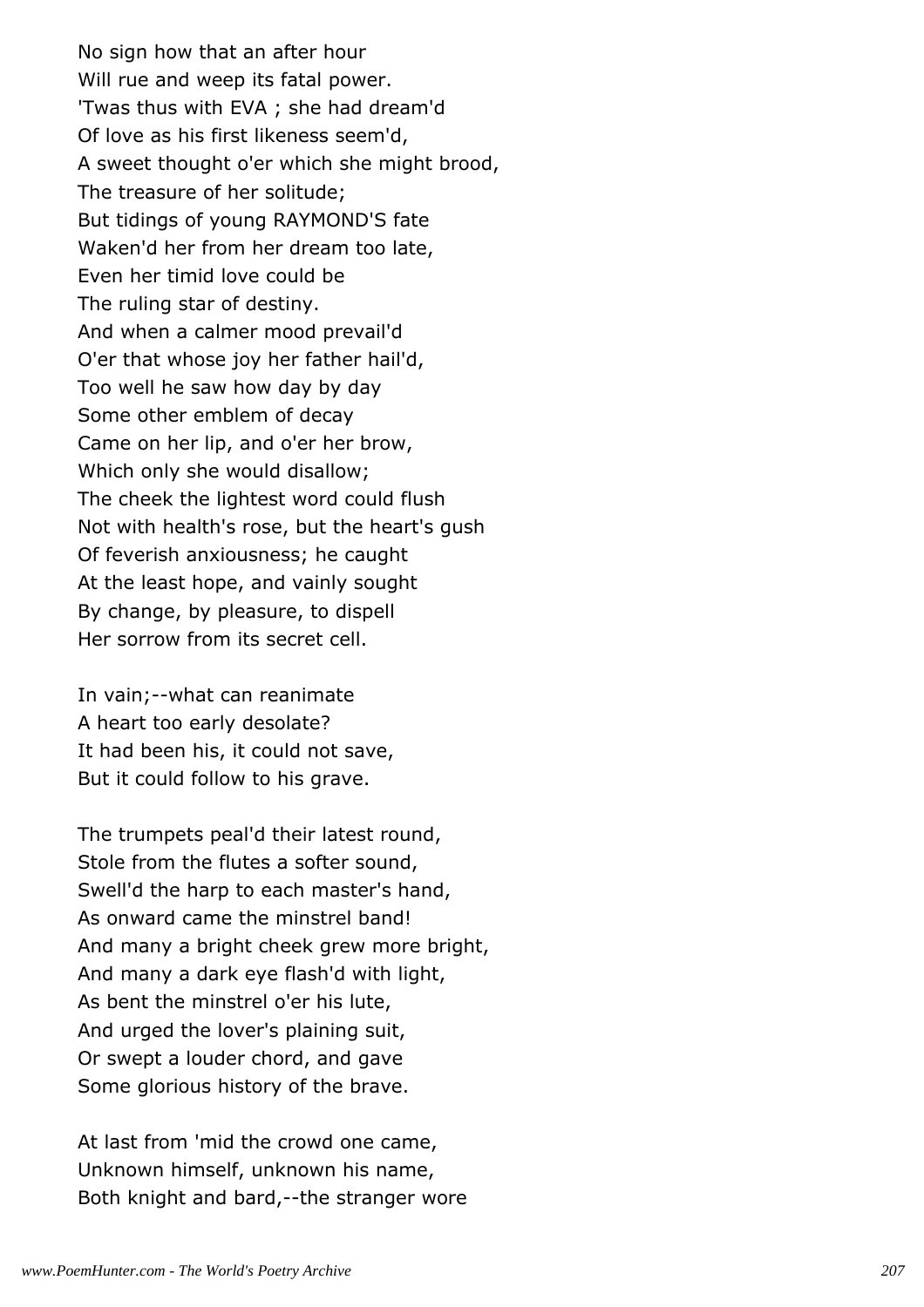No sign how that an after hour  
Will rue and weep its fatal power.  
'Twas thus with EVA ; she had dream'd  
Of love as his first likeness seem'd,  
A sweet thought o'er which she might brood,  
The treasure of her solitude;  
But tidings of young RAYMOND'S fate  
Waken'd her from her dream too late,  
Even her timid love could be  
The ruling star of destiny.  
And when a calmer mood prevail'd  
O'er that whose joy her father hail'd,  
Too well he saw how day by day  
Some other emblem of decay  
Came on her lip, and o'er her brow,  
Which only she would disallow;  
The cheek the lightest word could flush  
Not with health's rose, but the heart's gush  
Of feverish anxiousness; he caught  
At the least hope, and vainly sought  
By change, by pleasure, to dispell  
Her sorrow from its secret cell.

In vain;--what can reanimate  
A heart too early desolate?  
It had been his, it could not save,  
But it could follow to his grave.

The trumpets peal'd their latest round,  
Stole from the flutes a softer sound,  
Swell'd the harp to each master's hand,  
As onward came the minstrel band!  
And many a bright cheek grew more bright,  
And many a dark eye flash'd with light,  
As bent the minstrel o'er his lute,  
And urged the lover's plaining suit,  
Or swept a louder chord, and gave  
Some glorious history of the brave.

At last from 'mid the crowd one came,  
Unknown himself, unknown his name,  
Both knight and bard,--the stranger wore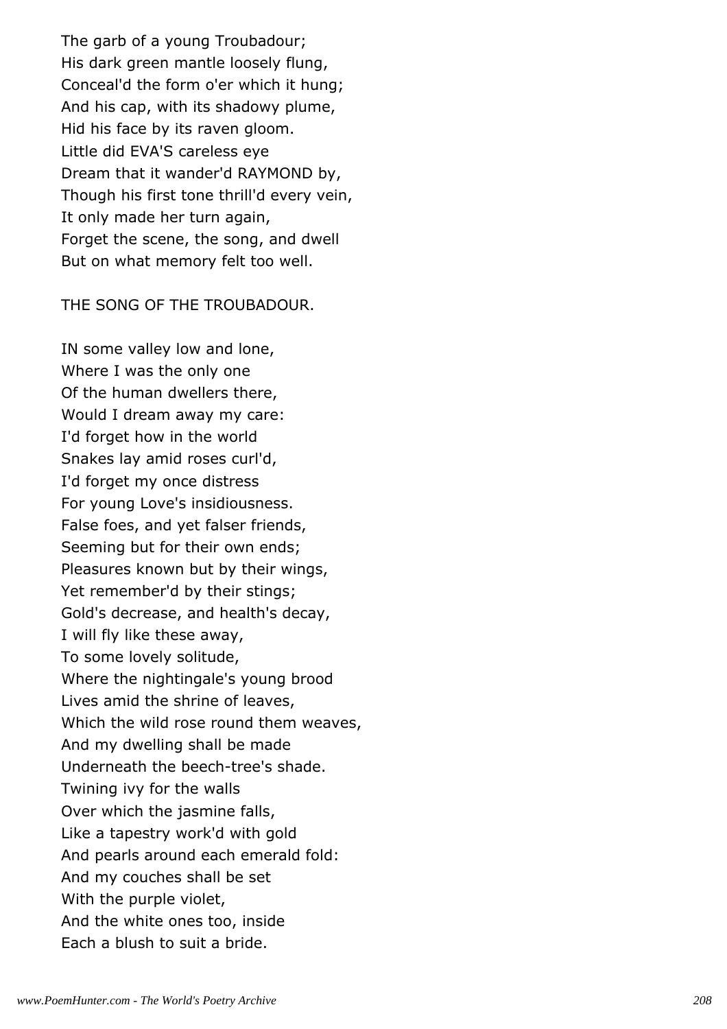The garb of a young Troubadour;
His dark green mantle loosely flung,
Conceal'd the form o'er which it hung;
And his cap, with its shadowy plume,
Hid his face by its raven gloom.
Little did EVA'S careless eye
Dream that it wander'd RAYMOND by,
Though his first tone thrill'd every vein,
It only made her turn again,
Forget the scene, the song, and dwell
But on what memory felt too well.

THE SONG OF THE TROUBADOUR.

IN some valley low and lone,
Where I was the only one
Of the human dwellers there,
Would I dream away my care:
I'd forget how in the world
Snakes lay amid roses curl'd,
I'd forget my once distress
For young Love's insidiousness.
False foes, and yet falser friends,
Seeming but for their own ends;
Pleasures known but by their wings,
Yet remember'd by their stings;
Gold's decrease, and health's decay,
I will fly like these away,
To some lovely solitude,
Where the nightingale's young brood
Lives amid the shrine of leaves,
Which the wild rose round them weaves,
And my dwelling shall be made
Underneath the beech-tree's shade.
Twining ivy for the walls
Over which the jasmine falls,
Like a tapestry work'd with gold
And pearls around each emerald fold:
And my couches shall be set
With the purple violet,
And the white ones too, inside
Each a blush to suit a bride.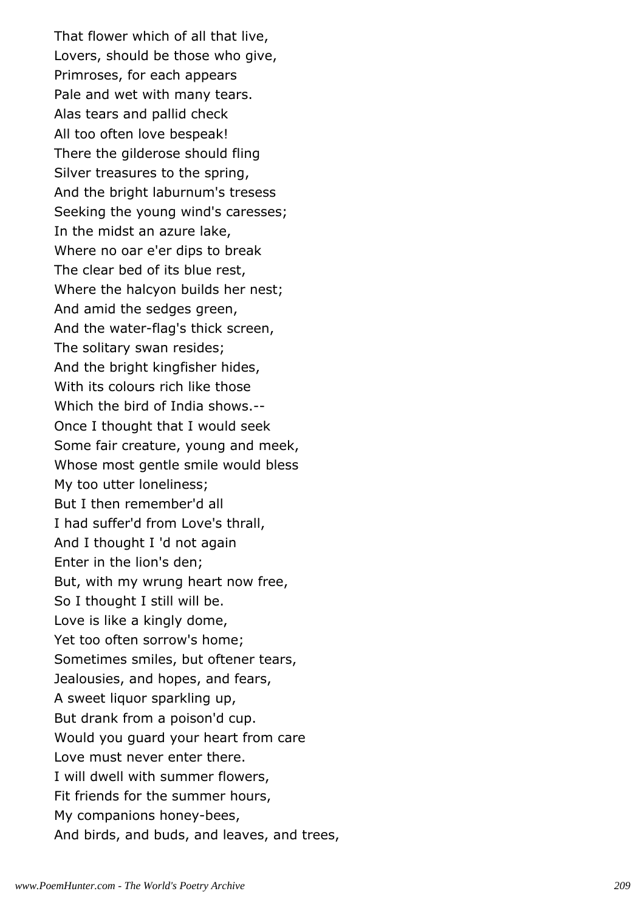That flower which of all that live,
Lovers, should be those who give,
Primroses, for each appears
Pale and wet with many tears.
Alas tears and pallid check
All too often love bespeak!
There the gilderose should fling
Silver treasures to the spring,
And the bright laburnum's tresess
Seeking the young wind's caresses;
In the midst an azure lake,
Where no oar e'er dips to break
The clear bed of its blue rest,
Where the halcyon builds her nest;
And amid the sedges green,
And the water-flag's thick screen,
The solitary swan resides;
And the bright kingfisher hides,
With its colours rich like those
Which the bird of India shows.--
Once I thought that I would seek
Some fair creature, young and meek,
Whose most gentle smile would bless
My too utter loneliness;
But I then remember'd all
I had suffer'd from Love's thrall,
And I thought I 'd not again
Enter in the lion's den;
But, with my wrung heart now free,
So I thought I still will be.
Love is like a kingly dome,
Yet too often sorrow's home;
Sometimes smiles, but oftener tears,
Jealousies, and hopes, and fears,
A sweet liquor sparkling up,
But drank from a poison'd cup.
Would you guard your heart from care
Love must never enter there.
I will dwell with summer flowers,
Fit friends for the summer hours,
My companions honey-bees,
And birds, and buds, and leaves, and trees,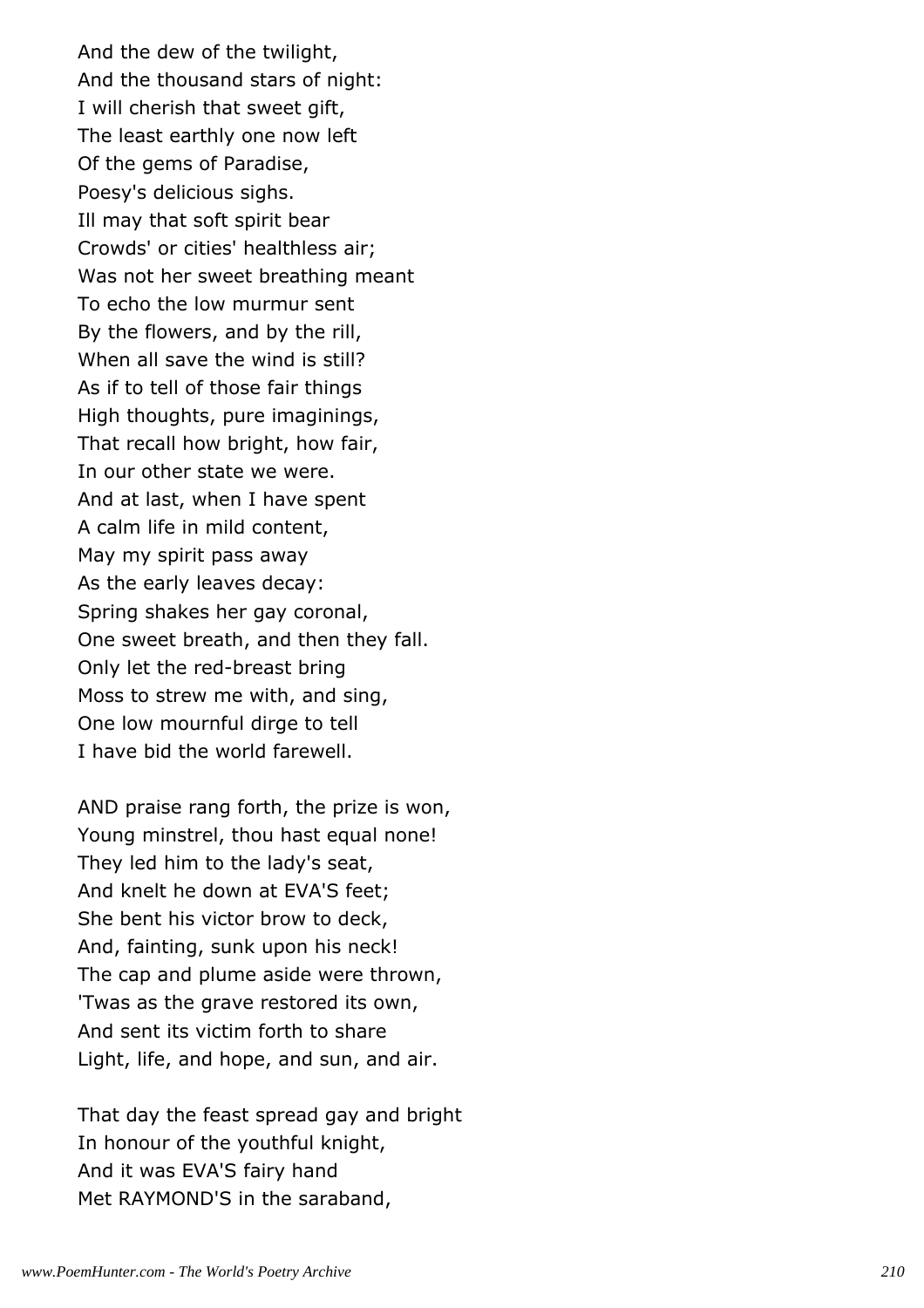And the dew of the twilight,
And the thousand stars of night:
I will cherish that sweet gift,
The least earthly one now left
Of the gems of Paradise,
Poesy's delicious sighs.
Ill may that soft spirit bear
Crowds' or cities' healthless air;
Was not her sweet breathing meant
To echo the low murmur sent
By the flowers, and by the rill,
When all save the wind is still?
As if to tell of those fair things
High thoughts, pure imaginings,
That recall how bright, how fair,
In our other state we were.
And at last, when I have spent
A calm life in mild content,
May my spirit pass away
As the early leaves decay:
Spring shakes her gay coronal,
One sweet breath, and then they fall.
Only let the red-breast bring
Moss to strew me with, and sing,
One low mournful dirge to tell
I have bid the world farewell.

AND praise rang forth, the prize is won,
Young minstrel, thou hast equal none!
They led him to the lady's seat,
And knelt he down at EVA'S feet;
She bent his victor brow to deck,
And, fainting, sunk upon his neck!
The cap and plume aside were thrown,
'Twas as the grave restored its own,
And sent its victim forth to share
Light, life, and hope, and sun, and air.

That day the feast spread gay and bright
In honour of the youthful knight,
And it was EVA'S fairy hand
Met RAYMOND'S in the saraband,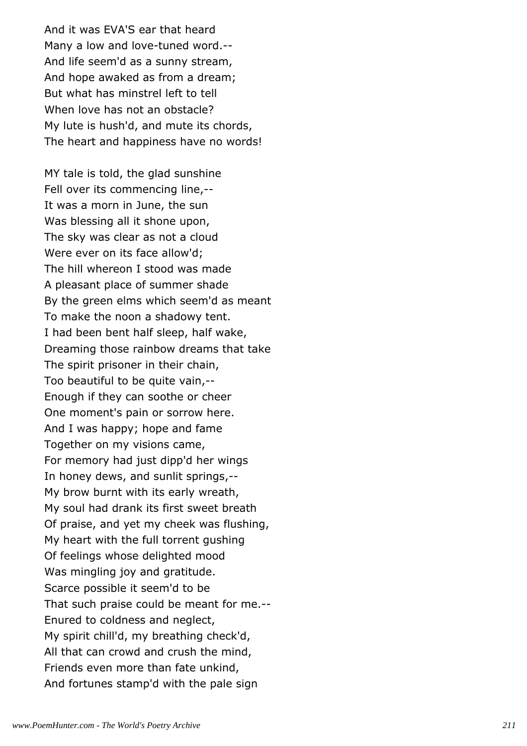And it was EVA'S ear that heard
Many a low and love-tuned word.--
And life seem'd as a sunny stream,
And hope awaked as from a dream;
But what has minstrel left to tell
When love has not an obstacle?
My lute is hush'd, and mute its chords,
The heart and happiness have no words!

MY tale is told, the glad sunshine
Fell over its commencing line,--
It was a morn in June, the sun
Was blessing all it shone upon,
The sky was clear as not a cloud
Were ever on its face allow'd;
The hill whereon I stood was made
A pleasant place of summer shade
By the green elms which seem'd as meant
To make the noon a shadowy tent.
I had been bent half sleep, half wake,
Dreaming those rainbow dreams that take
The spirit prisoner in their chain,
Too beautiful to be quite vain,--
Enough if they can soothe or cheer
One moment's pain or sorrow here.
And I was happy; hope and fame
Together on my visions came,
For memory had just dipp'd her wings
In honey dews, and sunlit springs,--
My brow burnt with its early wreath,
My soul had drank its first sweet breath
Of praise, and yet my cheek was flushing,
My heart with the full torrent gushing
Of feelings whose delighted mood
Was mingling joy and gratitude.
Scarce possible it seem'd to be
That such praise could be meant for me.--
Enured to coldness and neglect,
My spirit chill'd, my breathing check'd,
All that can crowd and crush the mind,
Friends even more than fate unkind,
And fortunes stamp'd with the pale sign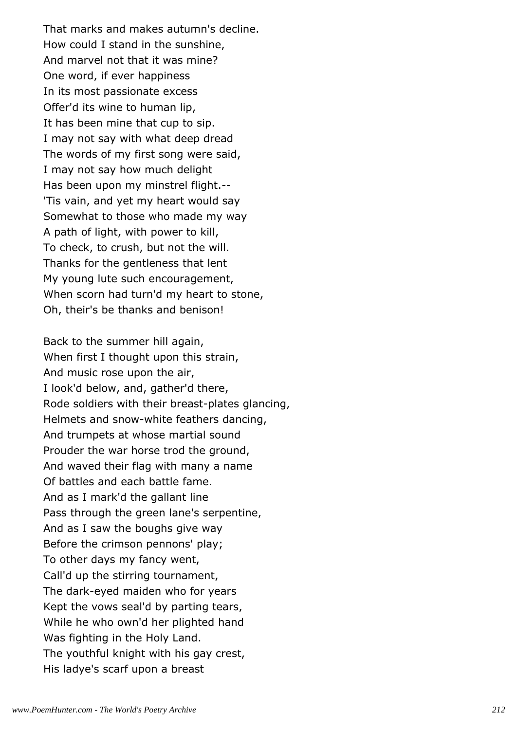That marks and makes autumn's decline.
How could I stand in the sunshine,
And marvel not that it was mine?
One word, if ever happiness
In its most passionate excess
Offer'd its wine to human lip,
It has been mine that cup to sip.
I may not say with what deep dread
The words of my first song were said,
I may not say how much delight
Has been upon my minstrel flight.--
'Tis vain, and yet my heart would say
Somewhat to those who made my way
A path of light, with power to kill,
To check, to crush, but not the will.
Thanks for the gentleness that lent
My young lute such encouragement,
When scorn had turn'd my heart to stone,
Oh, their's be thanks and benison!

Back to the summer hill again,
When first I thought upon this strain,
And music rose upon the air,
I look'd below, and, gather'd there,
Rode soldiers with their breast-plates glancing,
Helmets and snow-white feathers dancing,
And trumpets at whose martial sound
Prouder the war horse trod the ground,
And waved their flag with many a name
Of battles and each battle fame.
And as I mark'd the gallant line
Pass through the green lane's serpentine,
And as I saw the boughs give way
Before the crimson pennons' play;
To other days my fancy went,
Call'd up the stirring tournament,
The dark-eyed maiden who for years
Kept the vows seal'd by parting tears,
While he who own'd her plighted hand
Was fighting in the Holy Land.
The youthful knight with his gay crest,
His ladye's scarf upon a breast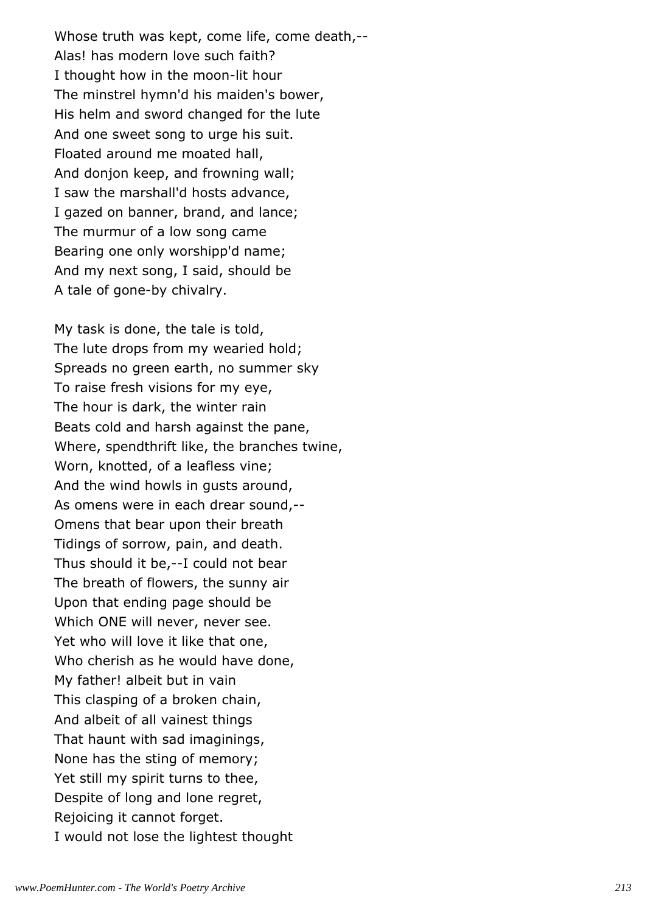Whose truth was kept, come life, come death,--
Alas! has modern love such faith?
I thought how in the moon-lit hour
The minstrel hymn'd his maiden's bower,
His helm and sword changed for the lute
And one sweet song to urge his suit.
Floated around me moated hall,
And donjon keep, and frowning wall;
I saw the marshall'd hosts advance,
I gazed on banner, brand, and lance;
The murmur of a low song came
Bearing one only worshipp'd name;
And my next song, I said, should be
A tale of gone-by chivalry.

My task is done, the tale is told,
The lute drops from my wearied hold;
Spreads no green earth, no summer sky
To raise fresh visions for my eye,
The hour is dark, the winter rain
Beats cold and harsh against the pane,
Where, spendthrift like, the branches twine,
Worn, knotted, of a leafless vine;
And the wind howls in gusts around,
As omens were in each drear sound,--
Omens that bear upon their breath
Tidings of sorrow, pain, and death.
Thus should it be,--I could not bear
The breath of flowers, the sunny air
Upon that ending page should be
Which ONE will never, never see.
Yet who will love it like that one,
Who cherish as he would have done,
My father! albeit but in vain
This clasping of a broken chain,
And albeit of all vainest things
That haunt with sad imaginings,
None has the sting of memory;
Yet still my spirit turns to thee,
Despite of long and lone regret,
Rejoicing it cannot forget.
I would not lose the lightest thought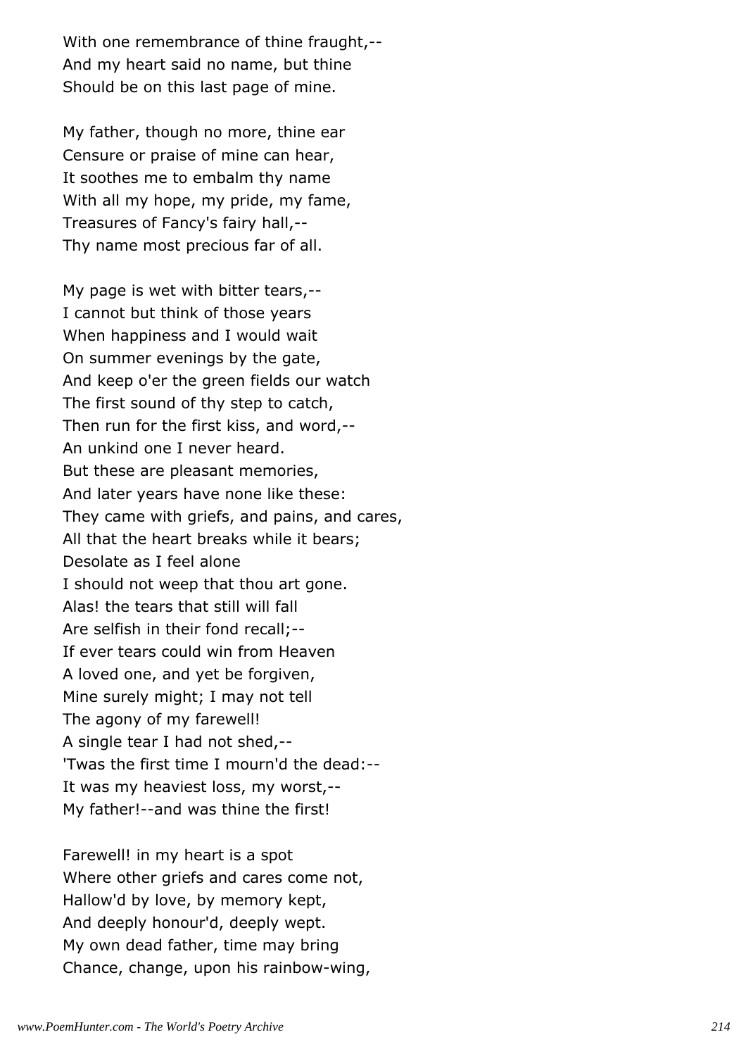With one remembrance of thine fraught,--
And my heart said no name, but thine
Should be on this last page of mine.

My father, though no more, thine ear
Censure or praise of mine can hear,
It soothes me to embalm thy name
With all my hope, my pride, my fame,
Treasures of Fancy's fairy hall,--
Thy name most precious far of all.

My page is wet with bitter tears,--
I cannot but think of those years
When happiness and I would wait
On summer evenings by the gate,
And keep o'er the green fields our watch
The first sound of thy step to catch,
Then run for the first kiss, and word,--
An unkind one I never heard.
But these are pleasant memories,
And later years have none like these:
They came with griefs, and pains, and cares,
All that the heart breaks while it bears;
Desolate as I feel alone
I should not weep that thou art gone.
Alas! the tears that still will fall
Are selfish in their fond recall;--
If ever tears could win from Heaven
A loved one, and yet be forgiven,
Mine surely might; I may not tell
The agony of my farewell!
A single tear I had not shed,--
'Twas the first time I mourn'd the dead:--
It was my heaviest loss, my worst,--
My father!--and was thine the first!

Farewell! in my heart is a spot
Where other griefs and cares come not,
Hallow'd by love, by memory kept,
And deeply honour'd, deeply wept.
My own dead father, time may bring
Chance, change, upon his rainbow-wing,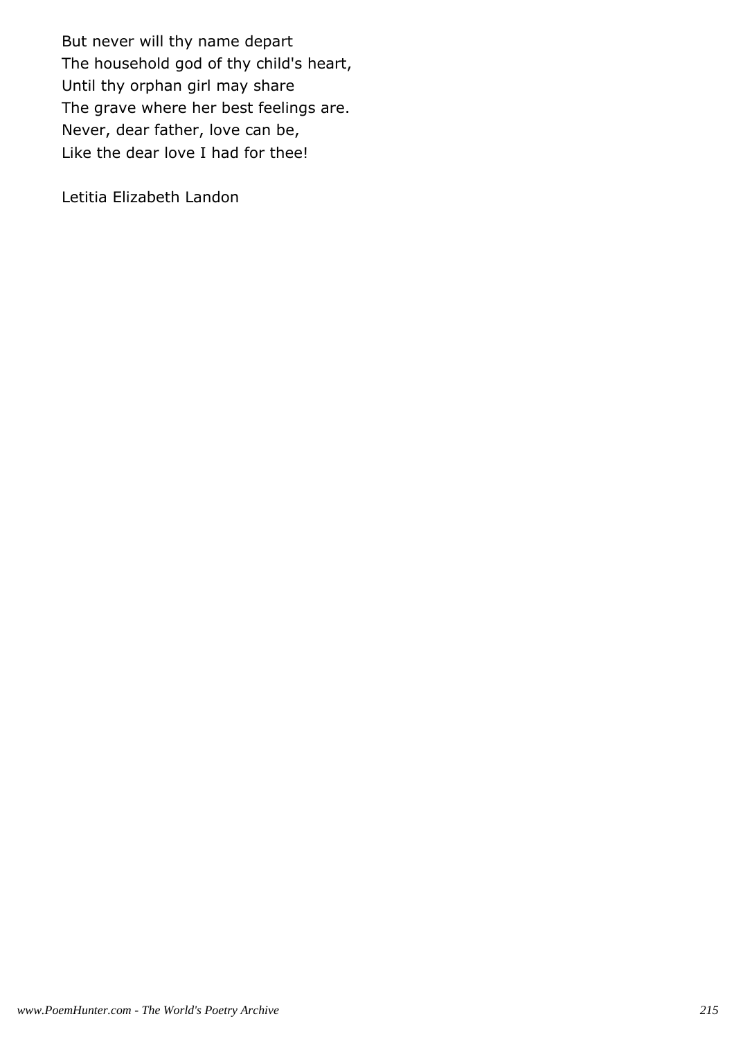But never will thy name depart  
The household god of thy child's heart,  
Until thy orphan girl may share  
The grave where her best feelings are.  
Never, dear father, love can be,  
Like the dear love I had for thee!

Letitia Elizabeth Landon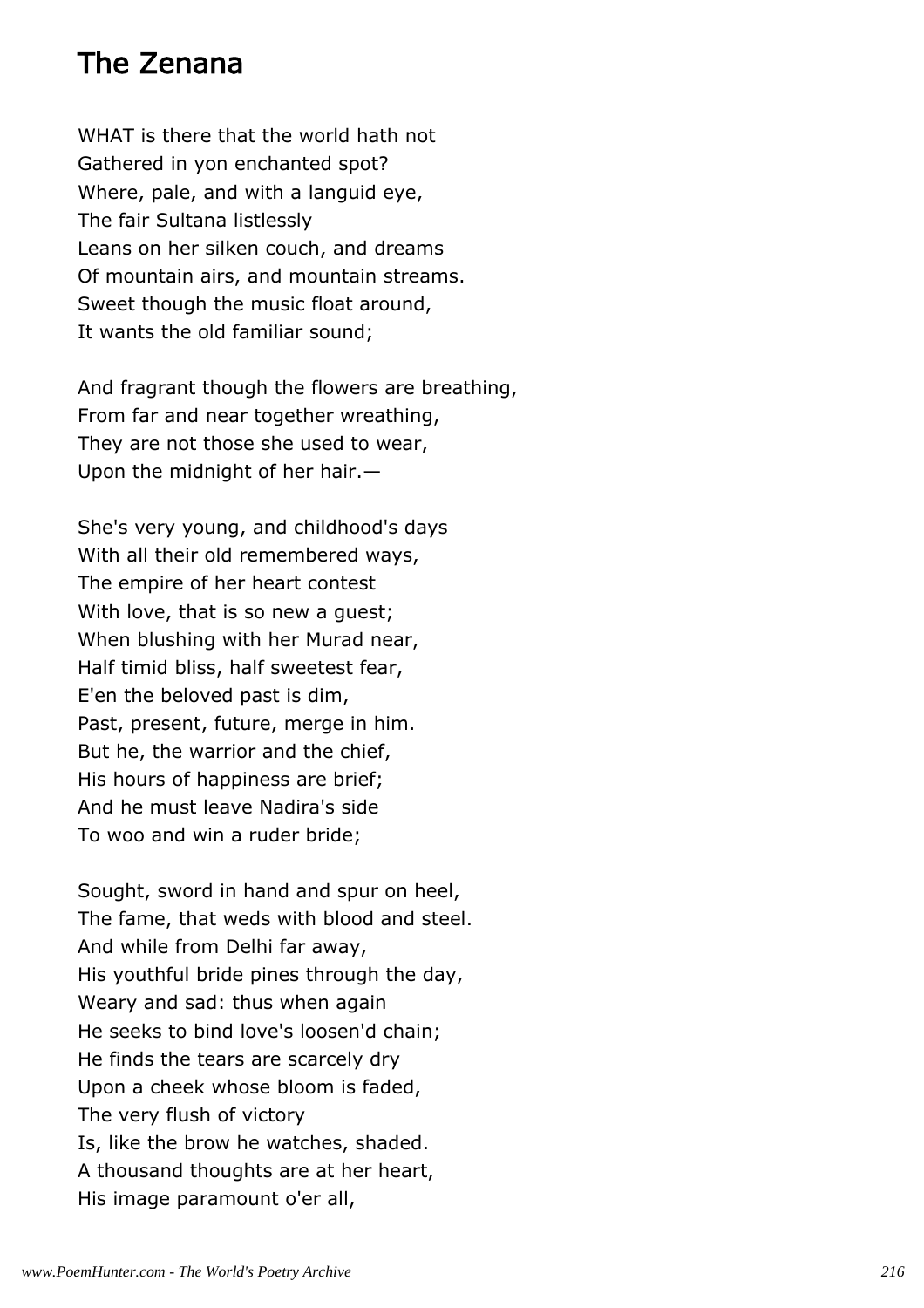## The Zenana

WHAT is there that the world hath not
Gathered in yon enchanted spot?
Where, pale, and with a languid eye,
The fair Sultana listlessly
Leans on her silken couch, and dreams
Of mountain airs, and mountain streams.
Sweet though the music float around,
It wants the old familiar sound;

And fragrant though the flowers are breathing,
From far and near together wreathing,
They are not those she used to wear,
Upon the midnight of her hair.—

She's very young, and childhood's days
With all their old remembered ways,
The empire of her heart contest
With love, that is so new a guest;
When blushing with her Murad near,
Half timid bliss, half sweetest fear,
E'en the beloved past is dim,
Past, present, future, merge in him.
But he, the warrior and the chief,
His hours of happiness are brief;
And he must leave Nadira's side
To woo and win a ruder bride;

Sought, sword in hand and spur on heel,
The fame, that weds with blood and steel.
And while from Delhi far away,
His youthful bride pines through the day,
Weary and sad: thus when again
He seeks to bind love's loosen'd chain;
He finds the tears are scarcely dry
Upon a cheek whose bloom is faded,
The very flush of victory
Is, like the brow he watches, shaded.
A thousand thoughts are at her heart,
His image paramount o'er all,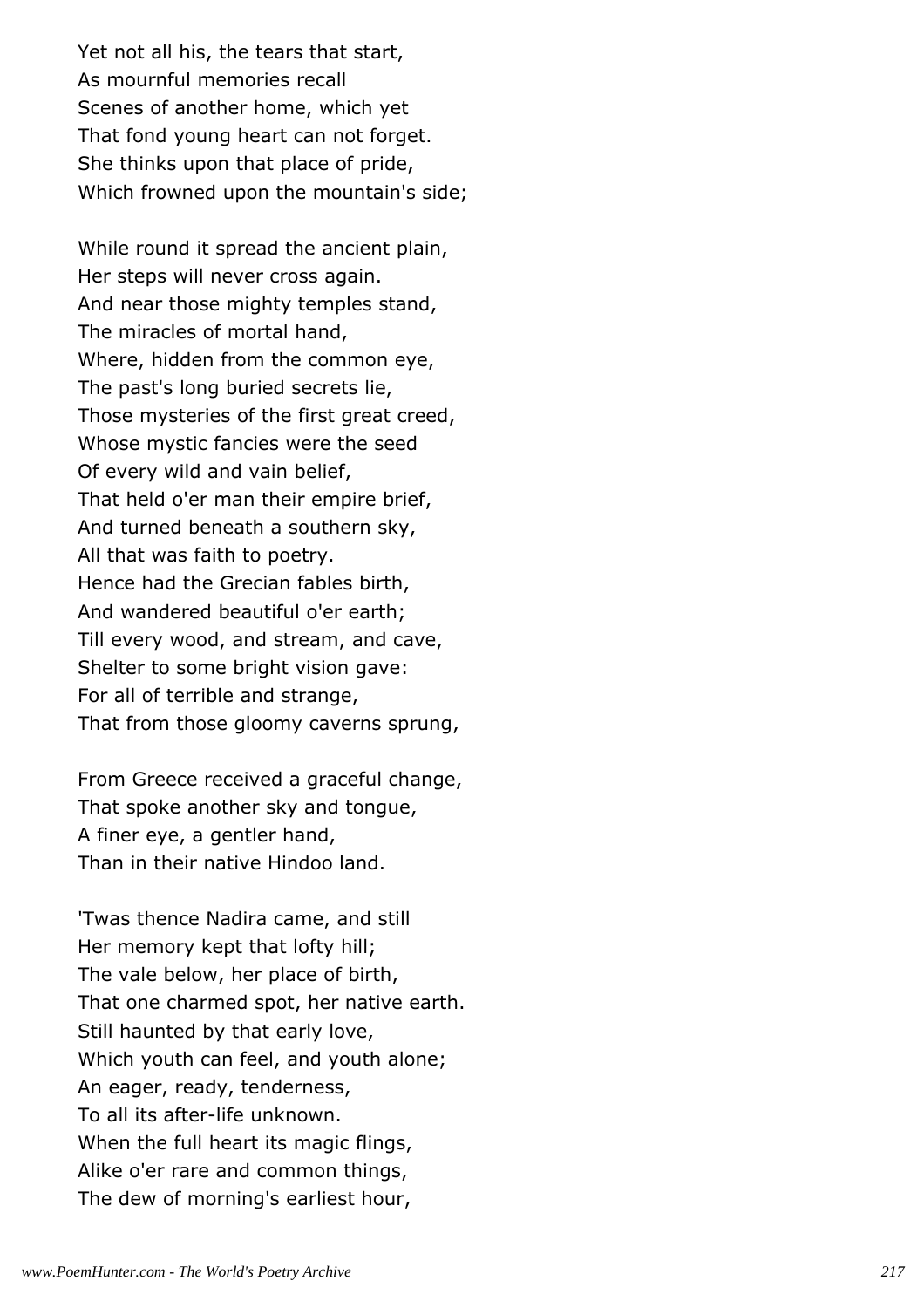Yet not all his, the tears that start,
As mournful memories recall
Scenes of another home, which yet
That fond young heart can not forget.
She thinks upon that place of pride,
Which frowned upon the mountain's side;

While round it spread the ancient plain,
Her steps will never cross again.
And near those mighty temples stand,
The miracles of mortal hand,
Where, hidden from the common eye,
The past's long buried secrets lie,
Those mysteries of the first great creed,
Whose mystic fancies were the seed
Of every wild and vain belief,
That held o'er man their empire brief,
And turned beneath a southern sky,
All that was faith to poetry.
Hence had the Grecian fables birth,
And wandered beautiful o'er earth;
Till every wood, and stream, and cave,
Shelter to some bright vision gave:
For all of terrible and strange,
That from those gloomy caverns sprung,

From Greece received a graceful change,
That spoke another sky and tongue,
A finer eye, a gentler hand,
Than in their native Hindoo land.

'Twas thence Nadira came, and still
Her memory kept that lofty hill;
The vale below, her place of birth,
That one charmed spot, her native earth.
Still haunted by that early love,
Which youth can feel, and youth alone;
An eager, ready, tenderness,
To all its after-life unknown.
When the full heart its magic flings,
Alike o'er rare and common things,
The dew of morning's earliest hour,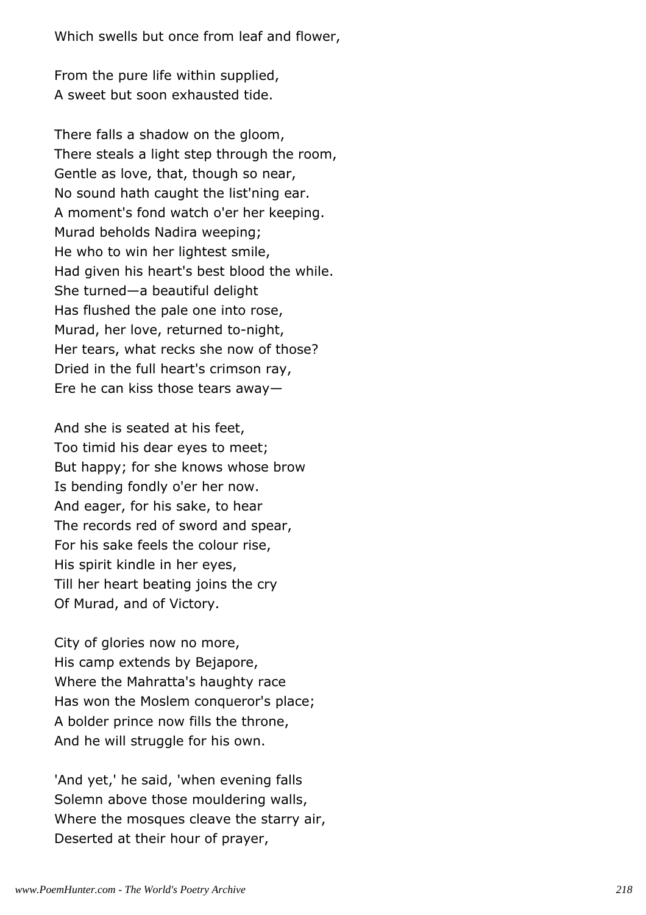Which swells but once from leaf and flower,

From the pure life within supplied,
A sweet but soon exhausted tide.

There falls a shadow on the gloom,
There steals a light step through the room,
Gentle as love, that, though so near,
No sound hath caught the list'ning ear.
A moment's fond watch o'er her keeping.
Murad beholds Nadira weeping;
He who to win her lightest smile,
Had given his heart's best blood the while.
She turned—a beautiful delight
Has flushed the pale one into rose,
Murad, her love, returned to-night,
Her tears, what recks she now of those?
Dried in the full heart's crimson ray,
Ere he can kiss those tears away—

And she is seated at his feet,
Too timid his dear eyes to meet;
But happy; for she knows whose brow
Is bending fondly o'er her now.
And eager, for his sake, to hear
The records red of sword and spear,
For his sake feels the colour rise,
His spirit kindle in her eyes,
Till her heart beating joins the cry
Of Murad, and of Victory.

City of glories now no more,
His camp extends by Bejapore,
Where the Mahratta's haughty race
Has won the Moslem conqueror's place;
A bolder prince now fills the throne,
And he will struggle for his own.

'And yet,' he said, 'when evening falls
Solemn above those mouldering walls,
Where the mosques cleave the starry air,
Deserted at their hour of prayer,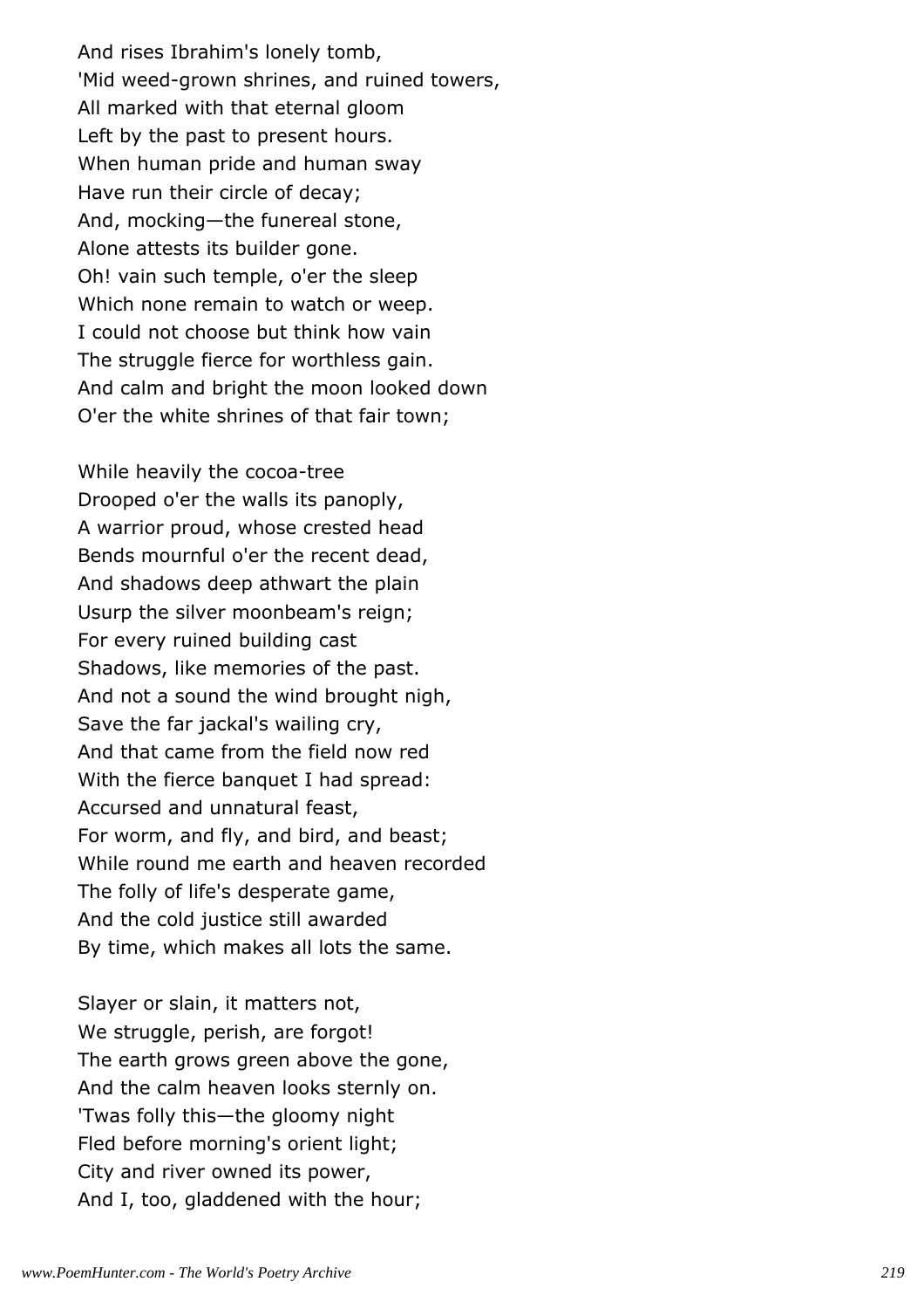And rises Ibrahim's lonely tomb,
'Mid weed-grown shrines, and ruined towers,
All marked with that eternal gloom
Left by the past to present hours.
When human pride and human sway
Have run their circle of decay;
And, mocking—the funereal stone,
Alone attests its builder gone.
Oh! vain such temple, o'er the sleep
Which none remain to watch or weep.
I could not choose but think how vain
The struggle fierce for worthless gain.
And calm and bright the moon looked down
O'er the white shrines of that fair town;

While heavily the cocoa-tree
Drooped o'er the walls its panoply,
A warrior proud, whose crested head
Bends mournful o'er the recent dead,
And shadows deep athwart the plain
Usurp the silver moonbeam's reign;
For every ruined building cast
Shadows, like memories of the past.
And not a sound the wind brought nigh,
Save the far jackal's wailing cry,
And that came from the field now red
With the fierce banquet I had spread:
Accursed and unnatural feast,
For worm, and fly, and bird, and beast;
While round me earth and heaven recorded
The folly of life's desperate game,
And the cold justice still awarded
By time, which makes all lots the same.

Slayer or slain, it matters not,
We struggle, perish, are forgot!
The earth grows green above the gone,
And the calm heaven looks sternly on.
'Twas folly this—the gloomy night
Fled before morning's orient light;
City and river owned its power,
And I, too, gladdened with the hour;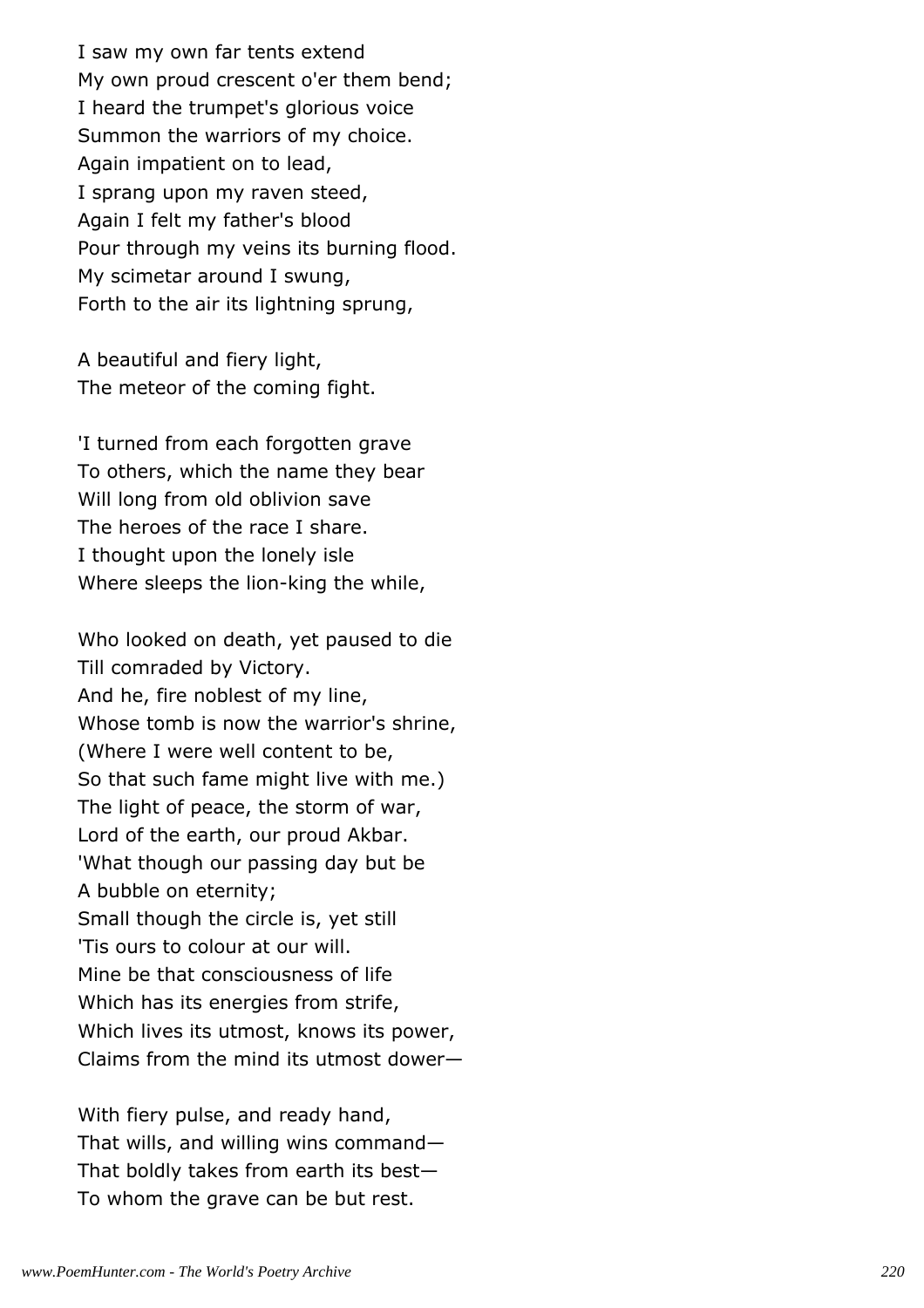I saw my own far tents extend  
My own proud crescent o'er them bend;  
I heard the trumpet's glorious voice  
Summon the warriors of my choice.  
Again impatient on to lead,  
I sprang upon my raven steed,  
Again I felt my father's blood  
Pour through my veins its burning flood.  
My scimetar around I swung,  
Forth to the air its lightning sprung,

A beautiful and fiery light,  
The meteor of the coming fight.

'I turned from each forgotten grave  
To others, which the name they bear  
Will long from old oblivion save  
The heroes of the race I share.  
I thought upon the lonely isle  
Where sleeps the lion-king the while,

Who looked on death, yet paused to die  
Till comraded by Victory.  
And he, fire noblest of my line,  
Whose tomb is now the warrior's shrine,  
(Where I were well content to be,  
So that such fame might live with me.)  
The light of peace, the storm of war,  
Lord of the earth, our proud Akbar.  
'What though our passing day but be  
A bubble on eternity;  
Small though the circle is, yet still  
'Tis ours to colour at our will.  
Mine be that consciousness of life  
Which has its energies from strife,  
Which lives its utmost, knows its power,  
Claims from the mind its utmost dower—

With fiery pulse, and ready hand,  
That wills, and willing wins command—  
That boldly takes from earth its best—  
To whom the grave can be but rest.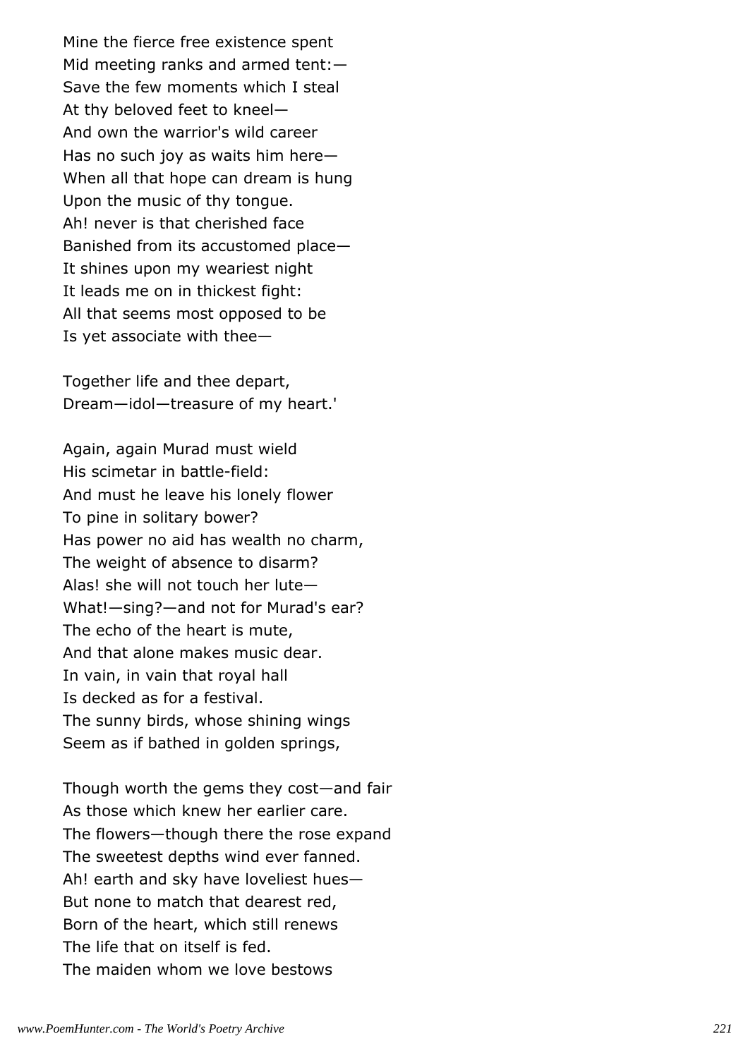Mine the fierce free existence spent
Mid meeting ranks and armed tent:—
Save the few moments which I steal
At thy beloved feet to kneel—
And own the warrior's wild career
Has no such joy as waits him here—
When all that hope can dream is hung
Upon the music of thy tongue.
Ah! never is that cherished face
Banished from its accustomed place—
It shines upon my weariest night
It leads me on in thickest fight:
All that seems most opposed to be
Is yet associate with thee—

Together life and thee depart,
Dream—idol—treasure of my heart.'

Again, again Murad must wield
His scimetar in battle-field:
And must he leave his lonely flower
To pine in solitary bower?
Has power no aid has wealth no charm,
The weight of absence to disarm?
Alas! she will not touch her lute—
What!—sing?—and not for Murad's ear?
The echo of the heart is mute,
And that alone makes music dear.
In vain, in vain that royal hall
Is decked as for a festival.
The sunny birds, whose shining wings
Seem as if bathed in golden springs,

Though worth the gems they cost—and fair
As those which knew her earlier care.
The flowers—though there the rose expand
The sweetest depths wind ever fanned.
Ah! earth and sky have loveliest hues—
But none to match that dearest red,
Born of the heart, which still renews
The life that on itself is fed.
The maiden whom we love bestows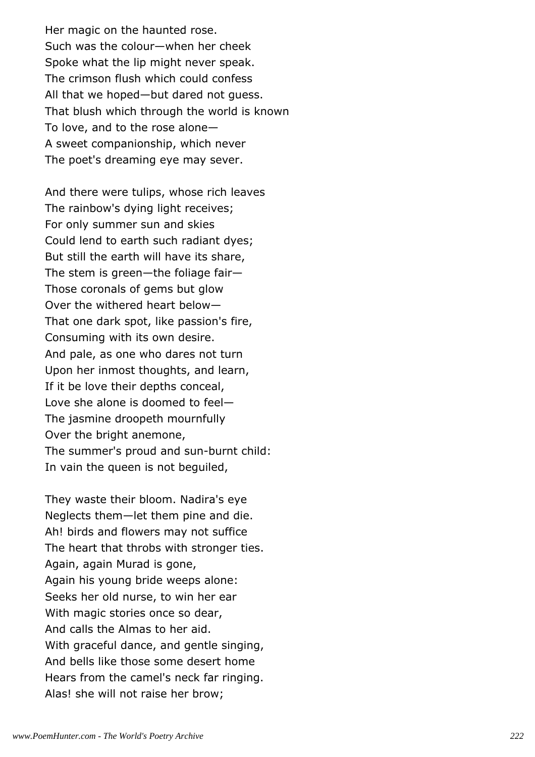Her magic on the haunted rose.
Such was the colour—when her cheek
Spoke what the lip might never speak.
The crimson flush which could confess
All that we hoped—but dared not guess.
That blush which through the world is known
To love, and to the rose alone—
A sweet companionship, which never
The poet's dreaming eye may sever.

And there were tulips, whose rich leaves
The rainbow's dying light receives;
For only summer sun and skies
Could lend to earth such radiant dyes;
But still the earth will have its share,
The stem is green—the foliage fair—
Those coronals of gems but glow
Over the withered heart below—
That one dark spot, like passion's fire,
Consuming with its own desire.
And pale, as one who dares not turn
Upon her inmost thoughts, and learn,
If it be love their depths conceal,
Love she alone is doomed to feel—
The jasmine droopeth mournfully
Over the bright anemone,
The summer's proud and sun-burnt child:
In vain the queen is not beguiled,

They waste their bloom. Nadira's eye
Neglects them—let them pine and die.
Ah! birds and flowers may not suffice
The heart that throbs with stronger ties.
Again, again Murad is gone,
Again his young bride weeps alone:
Seeks her old nurse, to win her ear
With magic stories once so dear,
And calls the Almas to her aid.
With graceful dance, and gentle singing,
And bells like those some desert home
Hears from the camel's neck far ringing.
Alas! she will not raise her brow;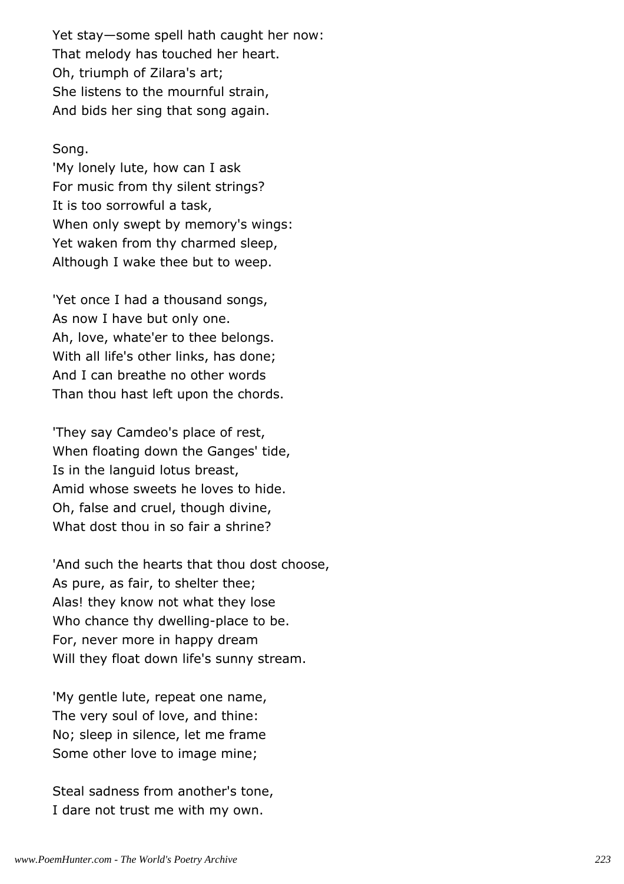Yet stay—some spell hath caught her now:
That melody has touched her heart.
Oh, triumph of Zilara's art;
She listens to the mournful strain,
And bids her sing that song again.

Song.
'My lonely lute, how can I ask
For music from thy silent strings?
It is too sorrowful a task,
When only swept by memory's wings:
Yet waken from thy charmed sleep,
Although I wake thee but to weep.

'Yet once I had a thousand songs,
As now I have but only one.
Ah, love, whate'er to thee belongs.
With all life's other links, has done;
And I can breathe no other words
Than thou hast left upon the chords.

'They say Camdeo's place of rest,
When floating down the Ganges' tide,
Is in the languid lotus breast,
Amid whose sweets he loves to hide.
Oh, false and cruel, though divine,
What dost thou in so fair a shrine?

'And such the hearts that thou dost choose,
As pure, as fair, to shelter thee;
Alas! they know not what they lose
Who chance thy dwelling-place to be.
For, never more in happy dream
Will they float down life's sunny stream.

'My gentle lute, repeat one name,
The very soul of love, and thine:
No; sleep in silence, let me frame
Some other love to image mine;

Steal sadness from another's tone,
I dare not trust me with my own.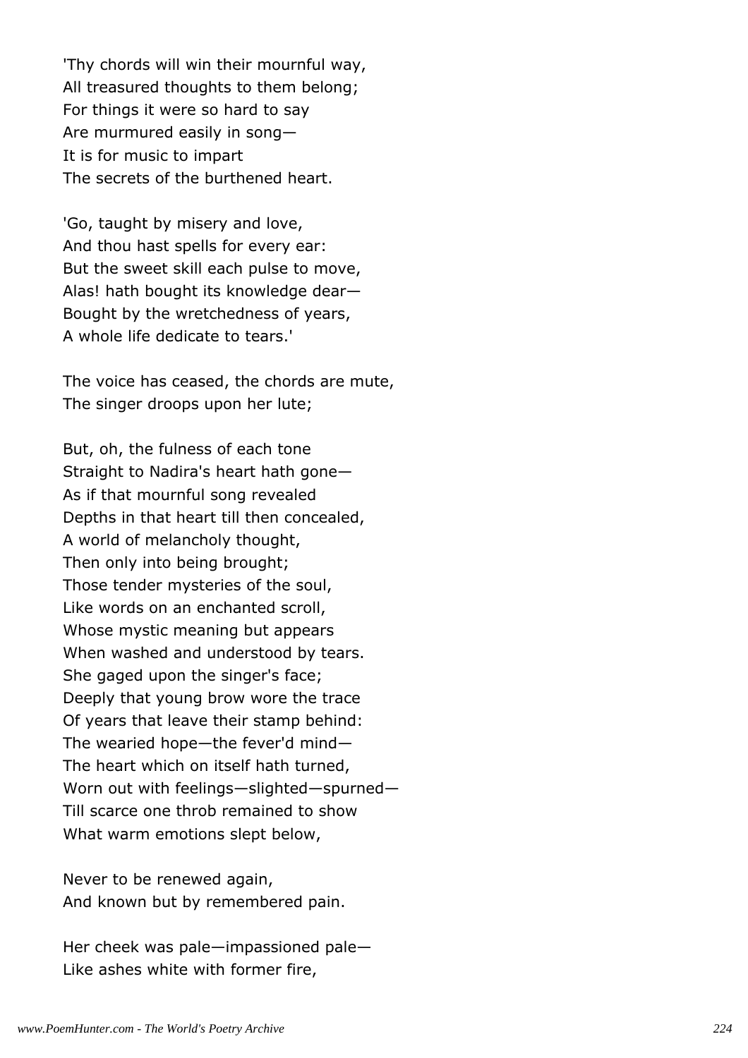'Thy chords will win their mournful way,
All treasured thoughts to them belong;
For things it were so hard to say
Are murmured easily in song—
It is for music to impart
The secrets of the burthened heart.

'Go, taught by misery and love,
And thou hast spells for every ear:
But the sweet skill each pulse to move,
Alas! hath bought its knowledge dear—
Bought by the wretchedness of years,
A whole life dedicate to tears.'

The voice has ceased, the chords are mute,
The singer droops upon her lute;

But, oh, the fulness of each tone
Straight to Nadira's heart hath gone—
As if that mournful song revealed
Depths in that heart till then concealed,
A world of melancholy thought,
Then only into being brought;
Those tender mysteries of the soul,
Like words on an enchanted scroll,
Whose mystic meaning but appears
When washed and understood by tears.
She gaged upon the singer's face;
Deeply that young brow wore the trace
Of years that leave their stamp behind:
The wearied hope—the fever'd mind—
The heart which on itself hath turned,
Worn out with feelings—slighted—spurned—
Till scarce one throb remained to show
What warm emotions slept below,

Never to be renewed again,
And known but by remembered pain.

Her cheek was pale—impassioned pale—
Like ashes white with former fire,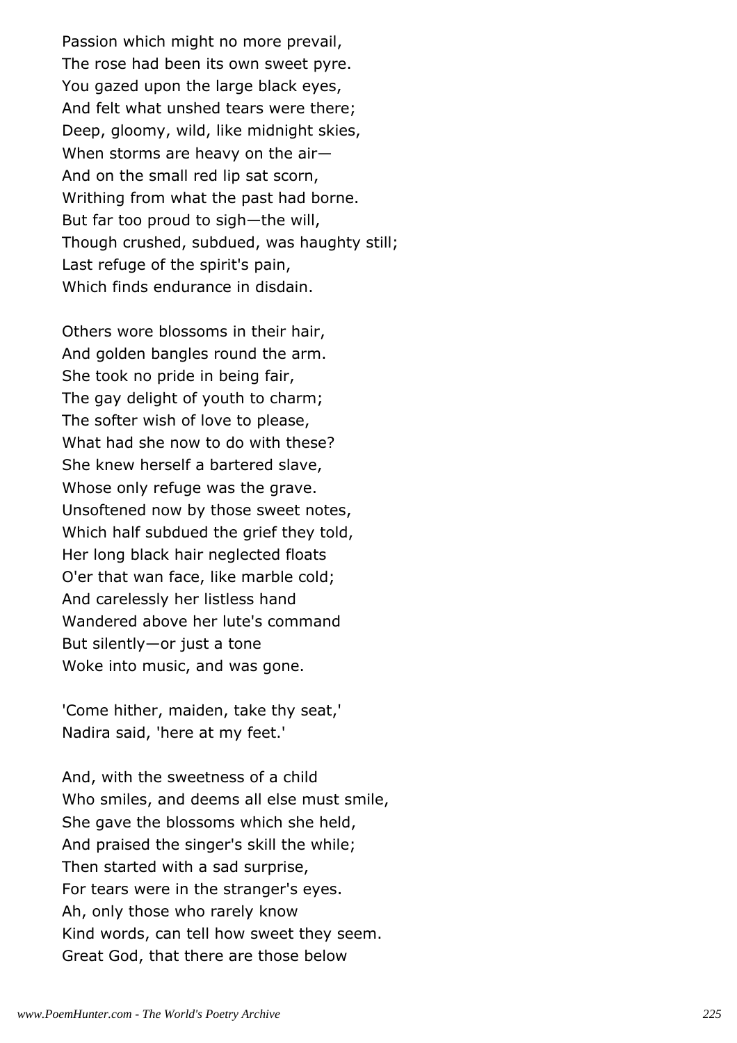Passion which might no more prevail,
The rose had been its own sweet pyre.
You gazed upon the large black eyes,
And felt what unshed tears were there;
Deep, gloomy, wild, like midnight skies,
When storms are heavy on the air—
And on the small red lip sat scorn,
Writhing from what the past had borne.
But far too proud to sigh—the will,
Though crushed, subdued, was haughty still;
Last refuge of the spirit's pain,
Which finds endurance in disdain.

Others wore blossoms in their hair,
And golden bangles round the arm.
She took no pride in being fair,
The gay delight of youth to charm;
The softer wish of love to please,
What had she now to do with these?
She knew herself a bartered slave,
Whose only refuge was the grave.
Unsoftened now by those sweet notes,
Which half subdued the grief they told,
Her long black hair neglected floats
O'er that wan face, like marble cold;
And carelessly her listless hand
Wandered above her lute's command
But silently—or just a tone
Woke into music, and was gone.

'Come hither, maiden, take thy seat,'
Nadira said, 'here at my feet.'

And, with the sweetness of a child
Who smiles, and deems all else must smile,
She gave the blossoms which she held,
And praised the singer's skill the while;
Then started with a sad surprise,
For tears were in the stranger's eyes.
Ah, only those who rarely know
Kind words, can tell how sweet they seem.
Great God, that there are those below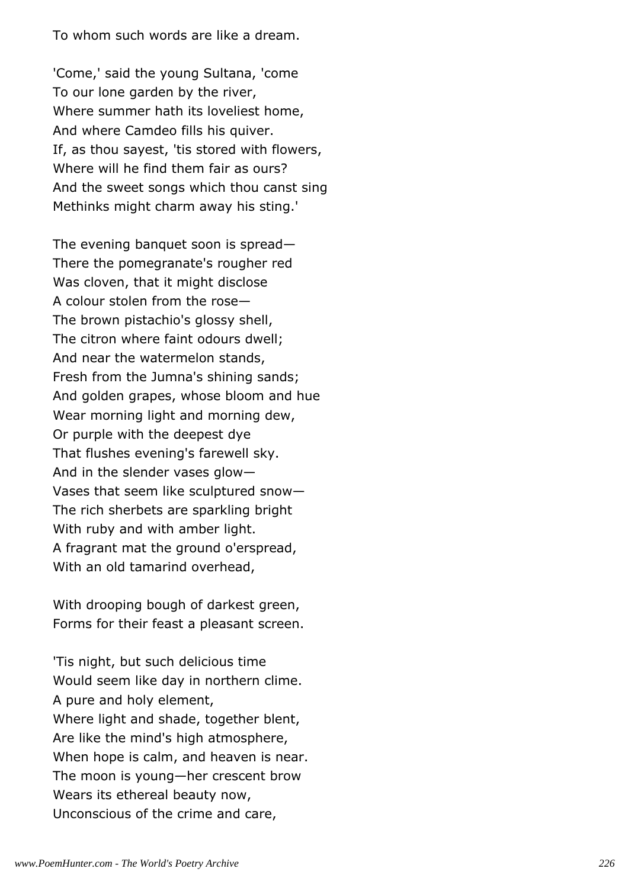To whom such words are like a dream.

'Come,' said the young Sultana, 'come
To our lone garden by the river,
Where summer hath its loveliest home,
And where Camdeo fills his quiver.
If, as thou sayest, 'tis stored with flowers,
Where will he find them fair as ours?
And the sweet songs which thou canst sing
Methinks might charm away his sting.'

The evening banquet soon is spread—
There the pomegranate's rougher red
Was cloven, that it might disclose
A colour stolen from the rose—
The brown pistachio's glossy shell,
The citron where faint odours dwell;
And near the watermelon stands,
Fresh from the Jumna's shining sands;
And golden grapes, whose bloom and hue
Wear morning light and morning dew,
Or purple with the deepest dye
That flushes evening's farewell sky.
And in the slender vases glow—
Vases that seem like sculptured snow—
The rich sherbets are sparkling bright
With ruby and with amber light.
A fragrant mat the ground o'erspread,
With an old tamarind overhead,

With drooping bough of darkest green,
Forms for their feast a pleasant screen.

'Tis night, but such delicious time
Would seem like day in northern clime.
A pure and holy element,
Where light and shade, together blent,
Are like the mind's high atmosphere,
When hope is calm, and heaven is near.
The moon is young—her crescent brow
Wears its ethereal beauty now,
Unconscious of the crime and care,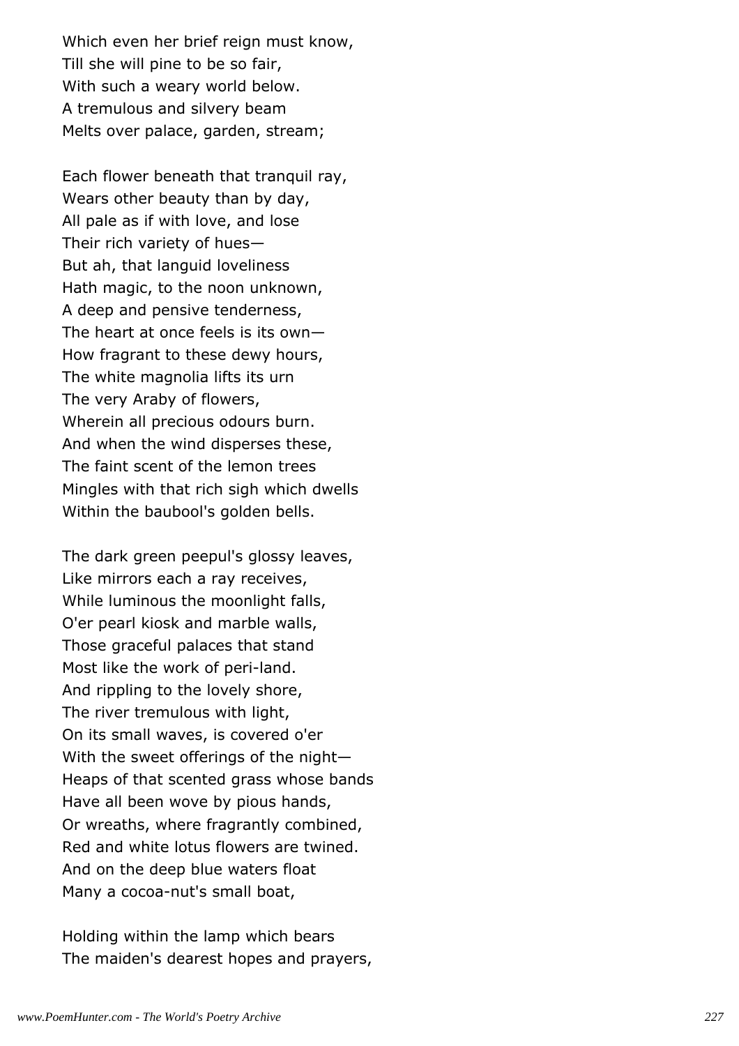Which even her brief reign must know,
Till she will pine to be so fair,
With such a weary world below.
A tremulous and silvery beam
Melts over palace, garden, stream;

Each flower beneath that tranquil ray,
Wears other beauty than by day,
All pale as if with love, and lose
Their rich variety of hues—
But ah, that languid loveliness
Hath magic, to the noon unknown,
A deep and pensive tenderness,
The heart at once feels is its own—
How fragrant to these dewy hours,
The white magnolia lifts its urn
The very Araby of flowers,
Wherein all precious odours burn.
And when the wind disperses these,
The faint scent of the lemon trees
Mingles with that rich sigh which dwells
Within the baubool's golden bells.

The dark green peepul's glossy leaves,
Like mirrors each a ray receives,
While luminous the moonlight falls,
O'er pearl kiosk and marble walls,
Those graceful palaces that stand
Most like the work of peri-land.
And rippling to the lovely shore,
The river tremulous with light,
On its small waves, is covered o'er
With the sweet offerings of the night—
Heaps of that scented grass whose bands
Have all been wove by pious hands,
Or wreaths, where fragrantly combined,
Red and white lotus flowers are twined.
And on the deep blue waters float
Many a cocoa-nut's small boat,

Holding within the lamp which bears
The maiden's dearest hopes and prayers,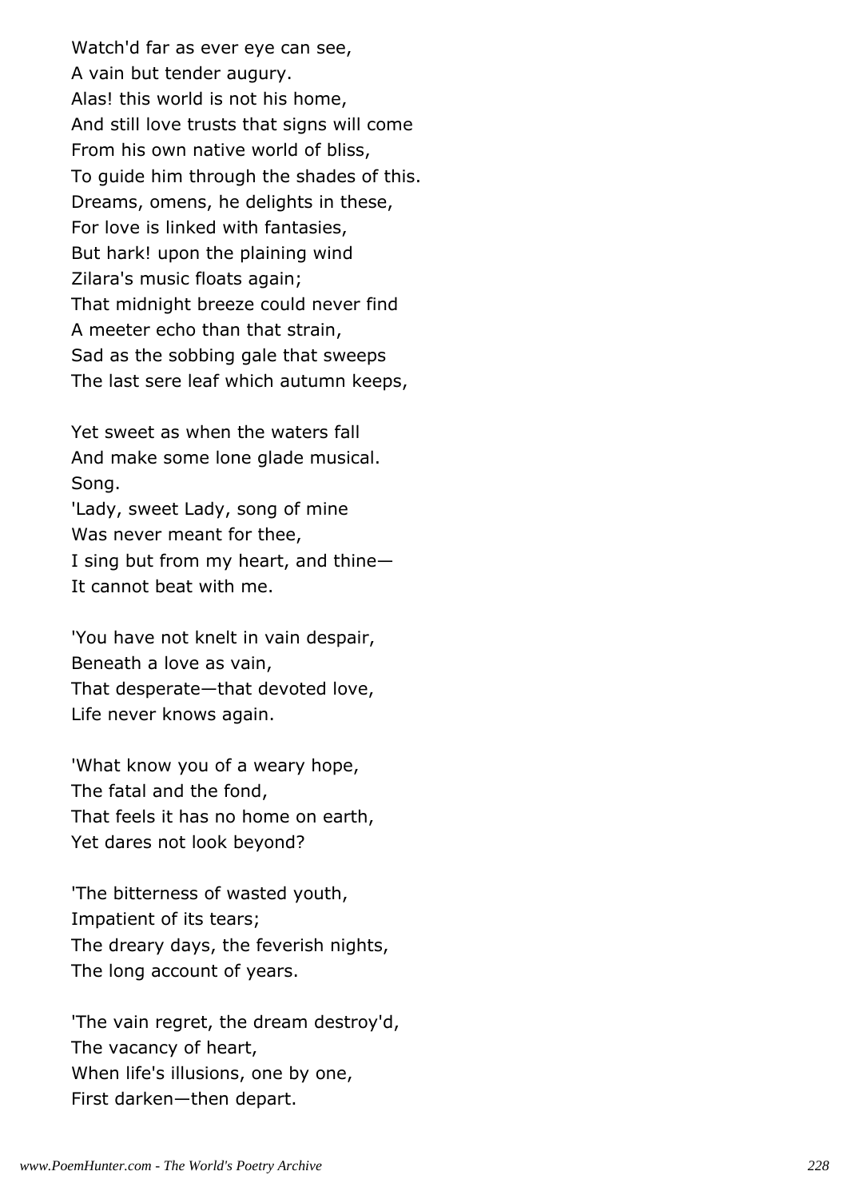Watch'd far as ever eye can see,  
A vain but tender augury.  
Alas! this world is not his home,  
And still love trusts that signs will come  
From his own native world of bliss,  
To guide him through the shades of this.  
Dreams, omens, he delights in these,  
For love is linked with fantasies,  
But hark! upon the plaining wind  
Zilara's music floats again;  
That midnight breeze could never find  
A meeter echo than that strain,  
Sad as the sobbing gale that sweeps  
The last sere leaf which autumn keeps,

Yet sweet as when the waters fall  
And make some lone glade musical.  
Song.  
'Lady, sweet Lady, song of mine  
Was never meant for thee,  
I sing but from my heart, and thine—  
It cannot beat with me.

'You have not knelt in vain despair,  
Beneath a love as vain,  
That desperate—that devoted love,  
Life never knows again.

'What know you of a weary hope,  
The fatal and the fond,  
That feels it has no home on earth,  
Yet dares not look beyond?

'The bitterness of wasted youth,  
Impatient of its tears;  
The dreary days, the feverish nights,  
The long account of years.

'The vain regret, the dream destroy'd,  
The vacancy of heart,  
When life's illusions, one by one,  
First darken—then depart.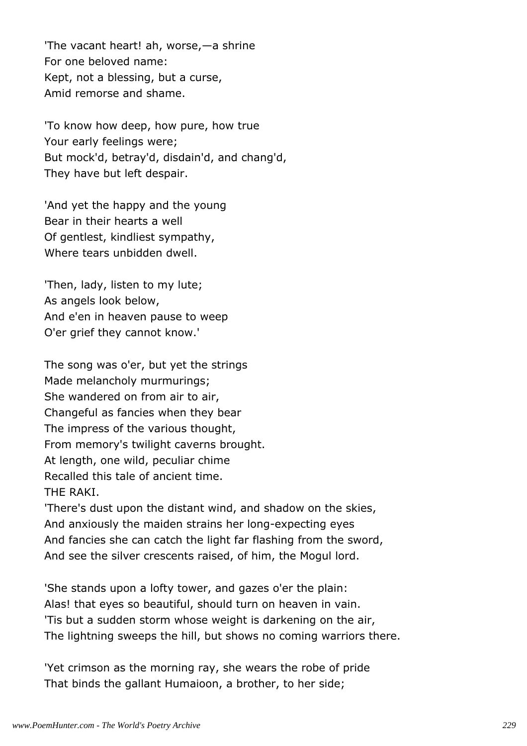'The vacant heart! ah, worse,—a shrine
For one beloved name:
Kept, not a blessing, but a curse,
Amid remorse and shame.

'To know how deep, how pure, how true
Your early feelings were;
But mock'd, betray'd, disdain'd, and chang'd,
They have but left despair.

'And yet the happy and the young
Bear in their hearts a well
Of gentlest, kindliest sympathy,
Where tears unbidden dwell.

'Then, lady, listen to my lute;
As angels look below,
And e'en in heaven pause to weep
O'er grief they cannot know.'

The song was o'er, but yet the strings
Made melancholy murmurings;
She wandered on from air to air,
Changeful as fancies when they bear
The impress of the various thought,
From memory's twilight caverns brought.
At length, one wild, peculiar chime
Recalled this tale of ancient time.
THE RAKI.
'There's dust upon the distant wind, and shadow on the skies,
And anxiously the maiden strains her long-expecting eyes
And fancies she can catch the light far flashing from the sword,
And see the silver crescents raised, of him, the Mogul lord.

'She stands upon a lofty tower, and gazes o'er the plain:
Alas! that eyes so beautiful, should turn on heaven in vain.
'Tis but a sudden storm whose weight is darkening on the air,
The lightning sweeps the hill, but shows no coming warriors there.

'Yet crimson as the morning ray, she wears the robe of pride
That binds the gallant Humaioon, a brother, to her side;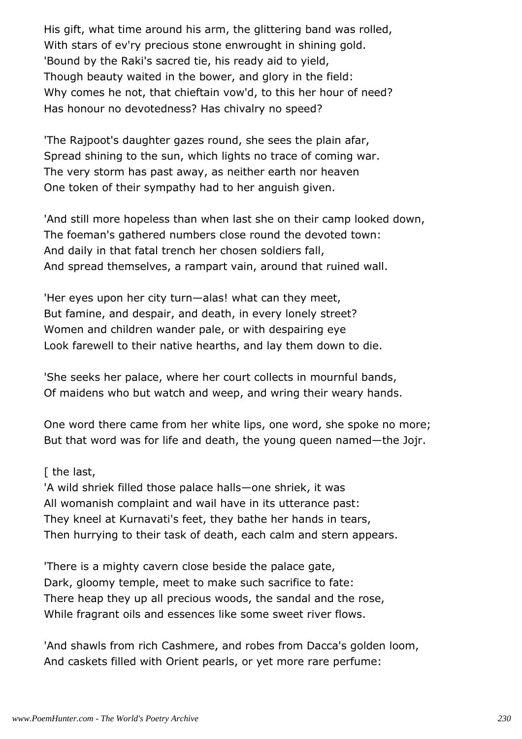His gift, what time around his arm, the glittering band was rolled,
With stars of ev'ry precious stone enwrought in shining gold.
'Bound by the Raki's sacred tie, his ready aid to yield,
Though beauty waited in the bower, and glory in the field:
Why comes he not, that chieftain vow'd, to this her hour of need?
Has honour no devotedness? Has chivalry no speed?

'The Rajpoot's daughter gazes round, she sees the plain afar,
Spread shining to the sun, which lights no trace of coming war.
The very storm has past away, as neither earth nor heaven
One token of their sympathy had to her anguish given.

'And still more hopeless than when last she on their camp looked down,
The foeman's gathered numbers close round the devoted town:
And daily in that fatal trench her chosen soldiers fall,
And spread themselves, a rampart vain, around that ruined wall.

'Her eyes upon her city turn—alas! what can they meet,
But famine, and despair, and death, in every lonely street?
Women and children wander pale, or with despairing eye
Look farewell to their native hearths, and lay them down to die.

'She seeks her palace, where her court collects in mournful bands,
Of maidens who but watch and weep, and wring their weary hands.

One word there came from her white lips, one word, she spoke no more;
But that word was for life and death, the young queen named—the Jojr.

[ the last,
'A wild shriek filled those palace halls—one shriek, it was
All womanish complaint and wail have in its utterance past:
They kneel at Kurnavati's feet, they bathe her hands in tears,
Then hurrying to their task of death, each calm and stern appears.

'There is a mighty cavern close beside the palace gate,
Dark, gloomy temple, meet to make such sacrifice to fate:
There heap they up all precious woods, the sandal and the rose,
While fragrant oils and essences like some sweet river flows.

'And shawls from rich Cashmere, and robes from Dacca's golden loom,
And caskets filled with Orient pearls, or yet more rare perfume: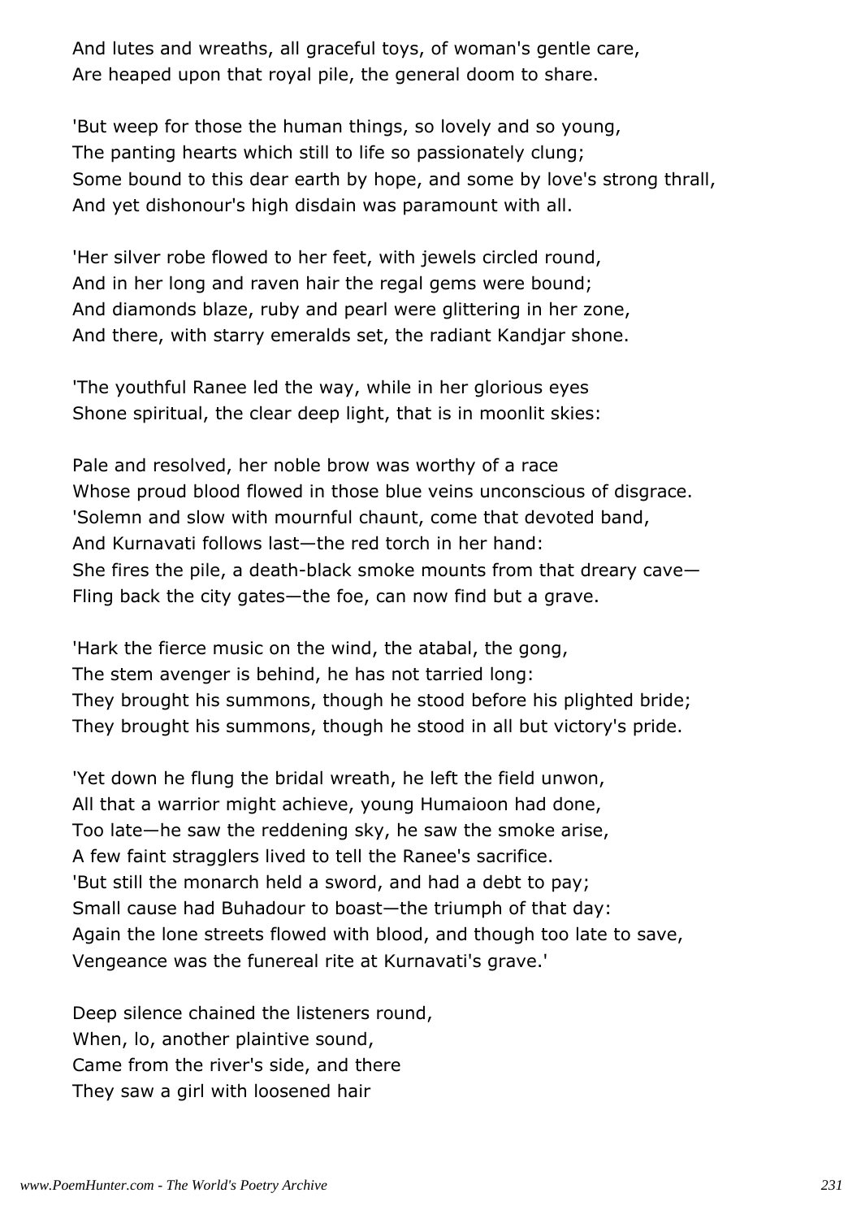And lutes and wreaths, all graceful toys, of woman's gentle care,
Are heaped upon that royal pile, the general doom to share.

'But weep for those the human things, so lovely and so young,
The panting hearts which still to life so passionately clung;
Some bound to this dear earth by hope, and some by love's strong thrall,
And yet dishonour's high disdain was paramount with all.

'Her silver robe flowed to her feet, with jewels circled round,
And in her long and raven hair the regal gems were bound;
And diamonds blaze, ruby and pearl were glittering in her zone,
And there, with starry emeralds set, the radiant Kandjar shone.

'The youthful Ranee led the way, while in her glorious eyes
Shone spiritual, the clear deep light, that is in moonlit skies:

Pale and resolved, her noble brow was worthy of a race
Whose proud blood flowed in those blue veins unconscious of disgrace.
'Solemn and slow with mournful chaunt, come that devoted band,
And Kurnavati follows last—the red torch in her hand:
She fires the pile, a death-black smoke mounts from that dreary cave—
Fling back the city gates—the foe, can now find but a grave.

'Hark the fierce music on the wind, the atabal, the gong,
The stem avenger is behind, he has not tarried long:
They brought his summons, though he stood before his plighted bride;
They brought his summons, though he stood in all but victory's pride.

'Yet down he flung the bridal wreath, he left the field unwon,
All that a warrior might achieve, young Humaioon had done,
Too late—he saw the reddening sky, he saw the smoke arise,
A few faint stragglers lived to tell the Ranee's sacrifice.
'But still the monarch held a sword, and had a debt to pay;
Small cause had Buhadour to boast—the triumph of that day:
Again the lone streets flowed with blood, and though too late to save,
Vengeance was the funereal rite at Kurnavati's grave.'

Deep silence chained the listeners round,
When, lo, another plaintive sound,
Came from the river's side, and there
They saw a girl with loosened hair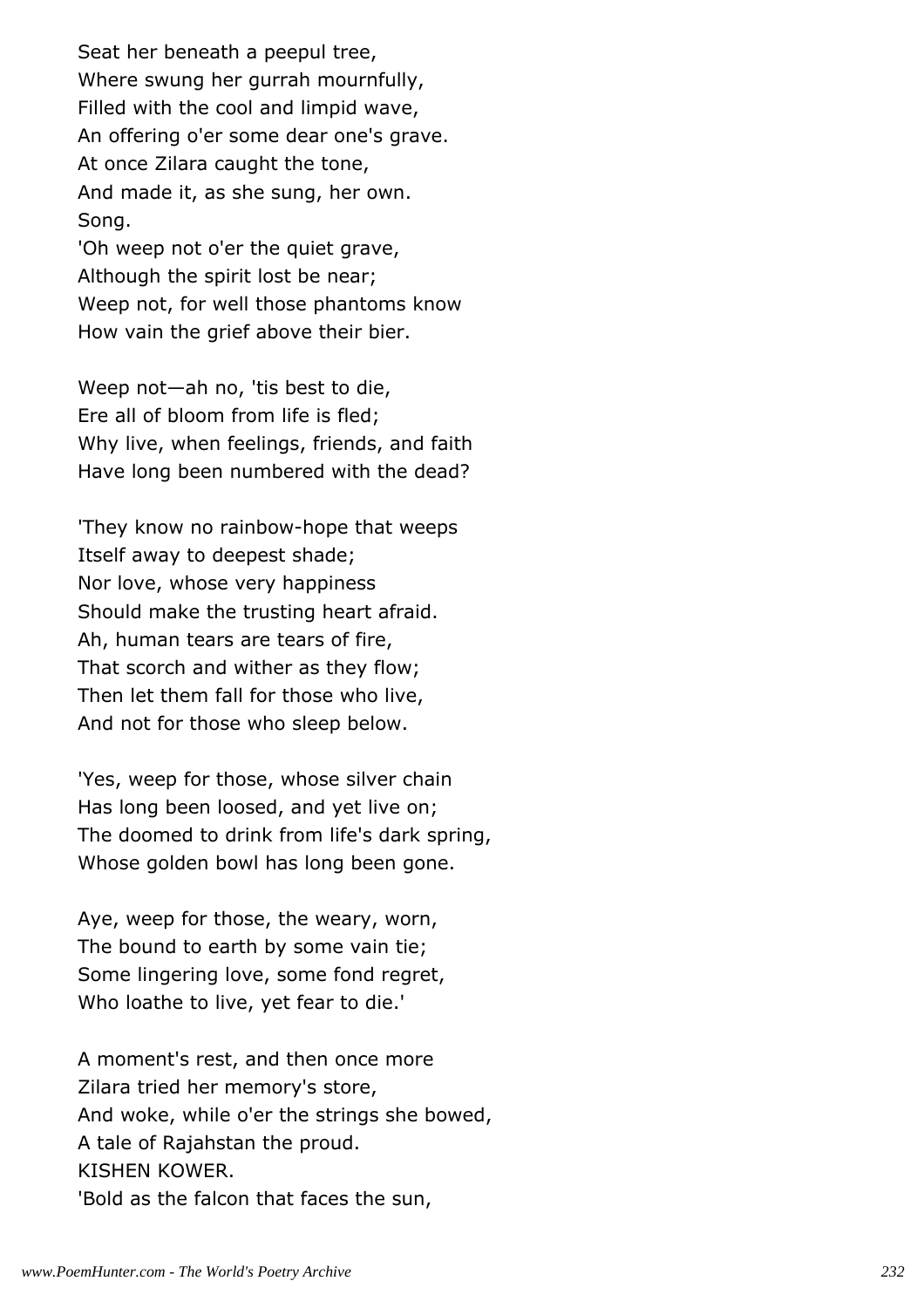Seat her beneath a peepul tree,
Where swung her gurrah mournfully,
Filled with the cool and limpid wave,
An offering o'er some dear one's grave.
At once Zilara caught the tone,
And made it, as she sung, her own.
Song.
'Oh weep not o'er the quiet grave,
Although the spirit lost be near;
Weep not, for well those phantoms know
How vain the grief above their bier.

Weep not—ah no, 'tis best to die,
Ere all of bloom from life is fled;
Why live, when feelings, friends, and faith
Have long been numbered with the dead?

'They know no rainbow-hope that weeps
Itself away to deepest shade;
Nor love, whose very happiness
Should make the trusting heart afraid.
Ah, human tears are tears of fire,
That scorch and wither as they flow;
Then let them fall for those who live,
And not for those who sleep below.

'Yes, weep for those, whose silver chain
Has long been loosed, and yet live on;
The doomed to drink from life's dark spring,
Whose golden bowl has long been gone.

Aye, weep for those, the weary, worn,
The bound to earth by some vain tie;
Some lingering love, some fond regret,
Who loathe to live, yet fear to die.'

A moment's rest, and then once more
Zilara tried her memory's store,
And woke, while o'er the strings she bowed,
A tale of Rajahstan the proud.
KISHEN KOWER.
'Bold as the falcon that faces the sun,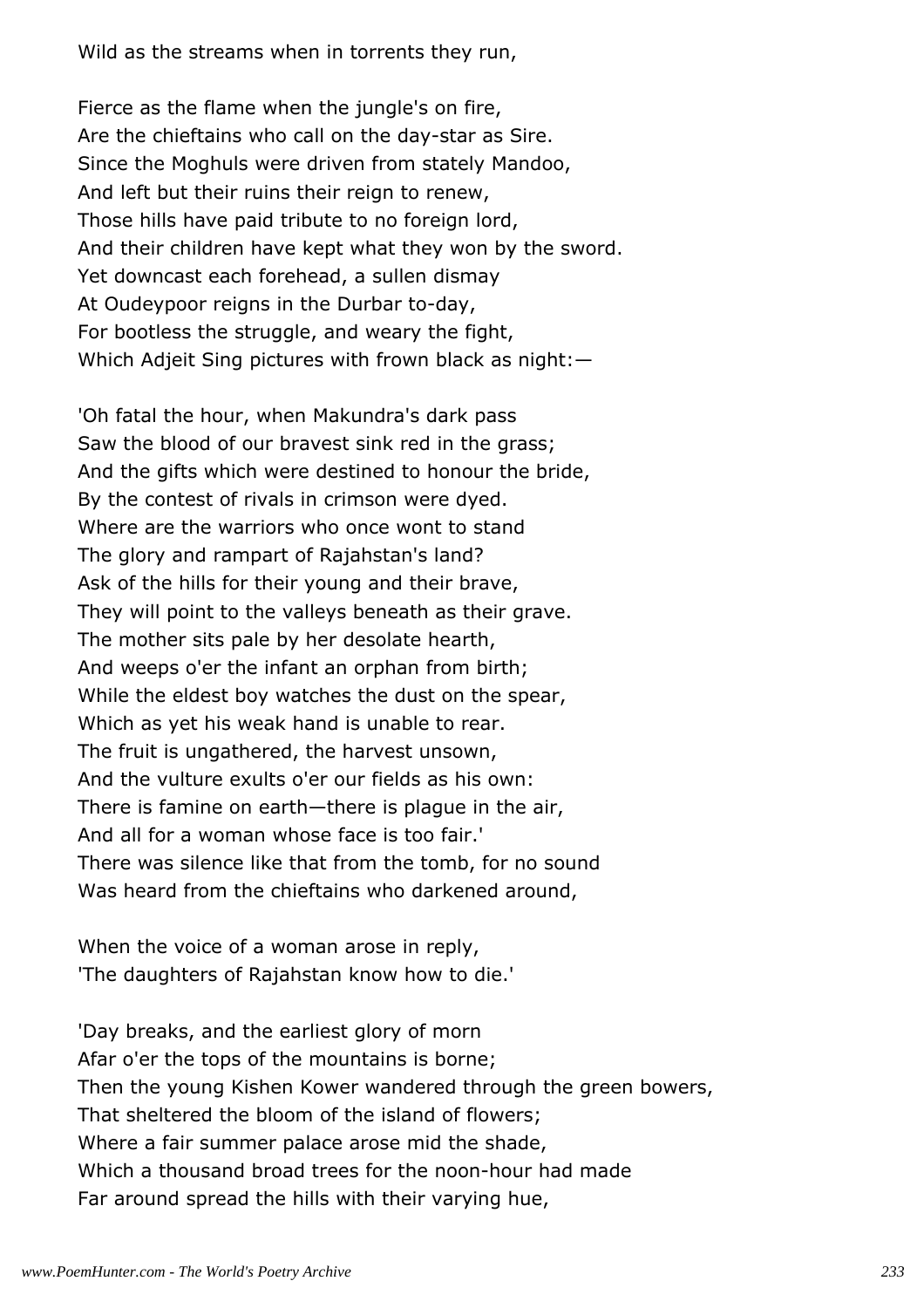Wild as the streams when in torrents they run,

Fierce as the flame when the jungle's on fire,
Are the chieftains who call on the day-star as Sire.
Since the Moghuls were driven from stately Mandoo,
And left but their ruins their reign to renew,
Those hills have paid tribute to no foreign lord,
And their children have kept what they won by the sword.
Yet downcast each forehead, a sullen dismay
At Oudeypoor reigns in the Durbar to-day,
For bootless the struggle, and weary the fight,
Which Adjeit Sing pictures with frown black as night:—

'Oh fatal the hour, when Makundra's dark pass
Saw the blood of our bravest sink red in the grass;
And the gifts which were destined to honour the bride,
By the contest of rivals in crimson were dyed.
Where are the warriors who once wont to stand
The glory and rampart of Rajahstan's land?
Ask of the hills for their young and their brave,
They will point to the valleys beneath as their grave.
The mother sits pale by her desolate hearth,
And weeps o'er the infant an orphan from birth;
While the eldest boy watches the dust on the spear,
Which as yet his weak hand is unable to rear.
The fruit is ungathered, the harvest unsown,
And the vulture exults o'er our fields as his own:
There is famine on earth—there is plague in the air,
And all for a woman whose face is too fair.'
There was silence like that from the tomb, for no sound
Was heard from the chieftains who darkened around,

When the voice of a woman arose in reply,
'The daughters of Rajahstan know how to die.'

'Day breaks, and the earliest glory of morn
Afar o'er the tops of the mountains is borne;
Then the young Kishen Kower wandered through the green bowers,
That sheltered the bloom of the island of flowers;
Where a fair summer palace arose mid the shade,
Which a thousand broad trees for the noon-hour had made
Far around spread the hills with their varying hue,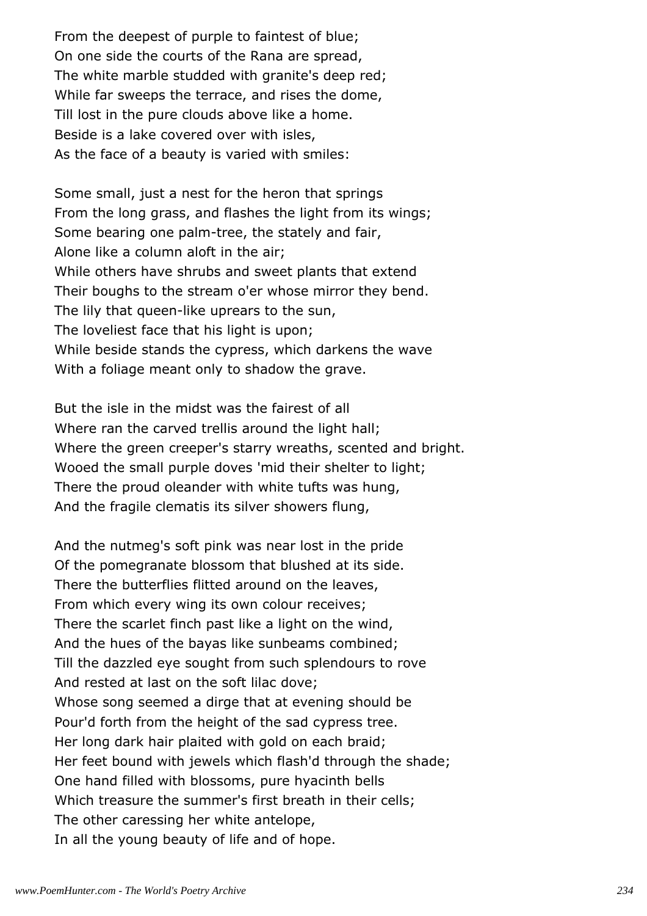From the deepest of purple to faintest of blue;
On one side the courts of the Rana are spread,
The white marble studded with granite's deep red;
While far sweeps the terrace, and rises the dome,
Till lost in the pure clouds above like a home.
Beside is a lake covered over with isles,
As the face of a beauty is varied with smiles:

Some small, just a nest for the heron that springs
From the long grass, and flashes the light from its wings;
Some bearing one palm-tree, the stately and fair,
Alone like a column aloft in the air;
While others have shrubs and sweet plants that extend
Their boughs to the stream o'er whose mirror they bend.
The lily that queen-like uprears to the sun,
The loveliest face that his light is upon;
While beside stands the cypress, which darkens the wave
With a foliage meant only to shadow the grave.

But the isle in the midst was the fairest of all
Where ran the carved trellis around the light hall;
Where the green creeper's starry wreaths, scented and bright.
Wooed the small purple doves 'mid their shelter to light;
There the proud oleander with white tufts was hung,
And the fragile clematis its silver showers flung,

And the nutmeg's soft pink was near lost in the pride
Of the pomegranate blossom that blushed at its side.
There the butterflies flitted around on the leaves,
From which every wing its own colour receives;
There the scarlet finch past like a light on the wind,
And the hues of the bayas like sunbeams combined;
Till the dazzled eye sought from such splendours to rove
And rested at last on the soft lilac dove;
Whose song seemed a dirge that at evening should be
Pour'd forth from the height of the sad cypress tree.
Her long dark hair plaited with gold on each braid;
Her feet bound with jewels which flash'd through the shade;
One hand filled with blossoms, pure hyacinth bells
Which treasure the summer's first breath in their cells;
The other caressing her white antelope,
In all the young beauty of life and of hope.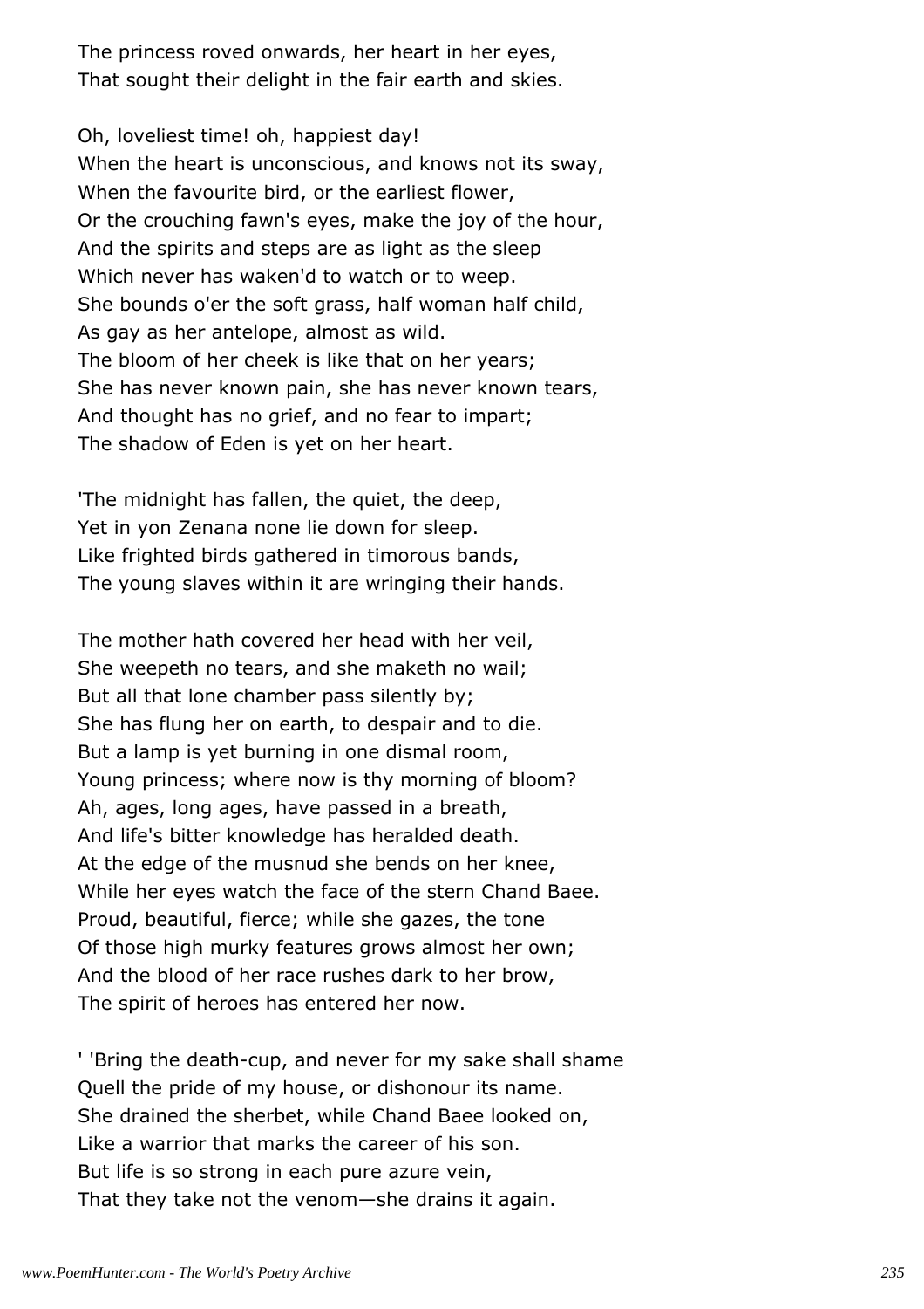The princess roved onwards, her heart in her eyes,
That sought their delight in the fair earth and skies.

Oh, loveliest time! oh, happiest day!
When the heart is unconscious, and knows not its sway,
When the favourite bird, or the earliest flower,
Or the crouching fawn's eyes, make the joy of the hour,
And the spirits and steps are as light as the sleep
Which never has waken'd to watch or to weep.
She bounds o'er the soft grass, half woman half child,
As gay as her antelope, almost as wild.
The bloom of her cheek is like that on her years;
She has never known pain, she has never known tears,
And thought has no grief, and no fear to impart;
The shadow of Eden is yet on her heart.

'The midnight has fallen, the quiet, the deep,
Yet in yon Zenana none lie down for sleep.
Like frighted birds gathered in timorous bands,
The young slaves within it are wringing their hands.

The mother hath covered her head with her veil,
She weepeth no tears, and she maketh no wail;
But all that lone chamber pass silently by;
She has flung her on earth, to despair and to die.
But a lamp is yet burning in one dismal room,
Young princess; where now is thy morning of bloom?
Ah, ages, long ages, have passed in a breath,
And life's bitter knowledge has heralded death.
At the edge of the musnud she bends on her knee,
While her eyes watch the face of the stern Chand Baee.
Proud, beautiful, fierce; while she gazes, the tone
Of those high murky features grows almost her own;
And the blood of her race rushes dark to her brow,
The spirit of heroes has entered her now.

' 'Bring the death-cup, and never for my sake shall shame
Quell the pride of my house, or dishonour its name.
She drained the sherbet, while Chand Baee looked on,
Like a warrior that marks the career of his son.
But life is so strong in each pure azure vein,
That they take not the venom—she drains it again.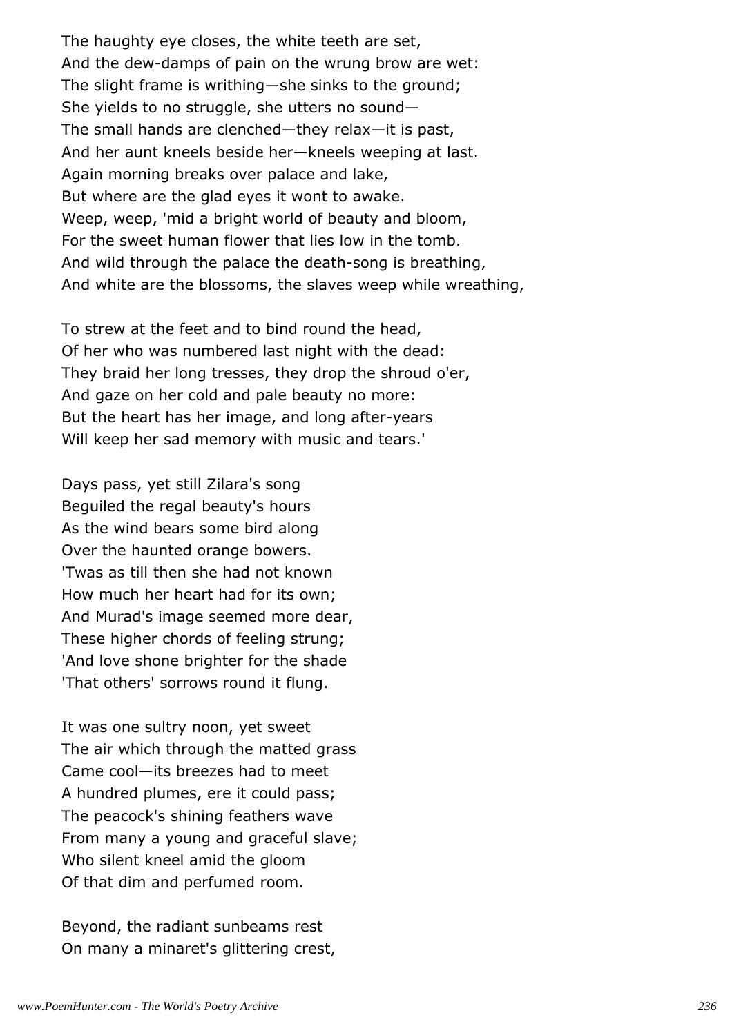The haughty eye closes, the white teeth are set,  
And the dew-damps of pain on the wrung brow are wet:  
The slight frame is writhing—she sinks to the ground;  
She yields to no struggle, she utters no sound—  
The small hands are clenched—they relax—it is past,  
And her aunt kneels beside her—kneels weeping at last.  
Again morning breaks over palace and lake,  
But where are the glad eyes it wont to awake.  
Weep, weep, 'mid a bright world of beauty and bloom,  
For the sweet human flower that lies low in the tomb.  
And wild through the palace the death-song is breathing,  
And white are the blossoms, the slaves weep while wreathing,

To strew at the feet and to bind round the head,  
Of her who was numbered last night with the dead:  
They braid her long tresses, they drop the shroud o'er,  
And gaze on her cold and pale beauty no more:  
But the heart has her image, and long after-years  
Will keep her sad memory with music and tears.'

Days pass, yet still Zilara's song  
Beguiled the regal beauty's hours  
As the wind bears some bird along  
Over the haunted orange bowers.  
'Twas as till then she had not known  
How much her heart had for its own;  
And Murad's image seemed more dear,  
These higher chords of feeling strung;  
'And love shone brighter for the shade  
'That others' sorrows round it flung.

It was one sultry noon, yet sweet  
The air which through the matted grass  
Came cool—its breezes had to meet  
A hundred plumes, ere it could pass;  
The peacock's shining feathers wave  
From many a young and graceful slave;  
Who silent kneel amid the gloom  
Of that dim and perfumed room.

Beyond, the radiant sunbeams rest  
On many a minaret's glittering crest,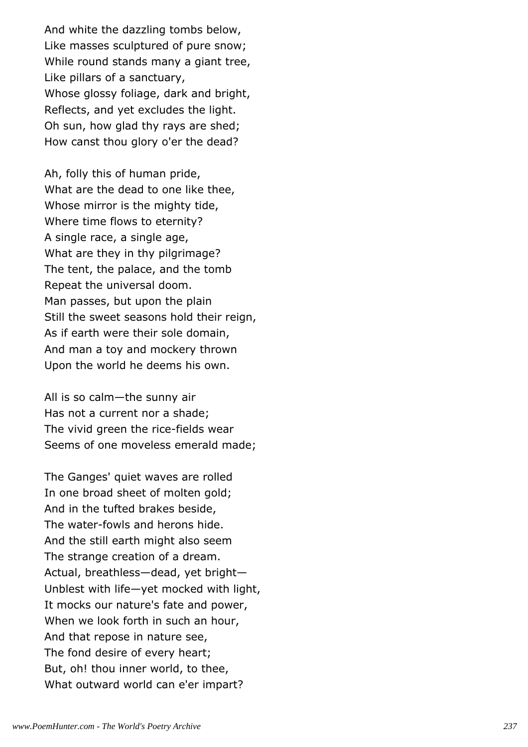And white the dazzling tombs below,  
Like masses sculptured of pure snow;  
While round stands many a giant tree,  
Like pillars of a sanctuary,  
Whose glossy foliage, dark and bright,  
Reflects, and yet excludes the light.  
Oh sun, how glad thy rays are shed;  
How canst thou glory o'er the dead?

Ah, folly this of human pride,  
What are the dead to one like thee,  
Whose mirror is the mighty tide,  
Where time flows to eternity?  
A single race, a single age,  
What are they in thy pilgrimage?  
The tent, the palace, and the tomb  
Repeat the universal doom.  
Man passes, but upon the plain  
Still the sweet seasons hold their reign,  
As if earth were their sole domain,  
And man a toy and mockery thrown  
Upon the world he deems his own.

All is so calm—the sunny air  
Has not a current nor a shade;  
The vivid green the rice-fields wear  
Seems of one moveless emerald made;

The Ganges' quiet waves are rolled  
In one broad sheet of molten gold;  
And in the tufted brakes beside,  
The water-fowls and herons hide.  
And the still earth might also seem  
The strange creation of a dream.  
Actual, breathless—dead, yet bright—  
Unblest with life—yet mocked with light,  
It mocks our nature's fate and power,  
When we look forth in such an hour,  
And that repose in nature see,  
The fond desire of every heart;  
But, oh! thou inner world, to thee,  
What outward world can e'er impart?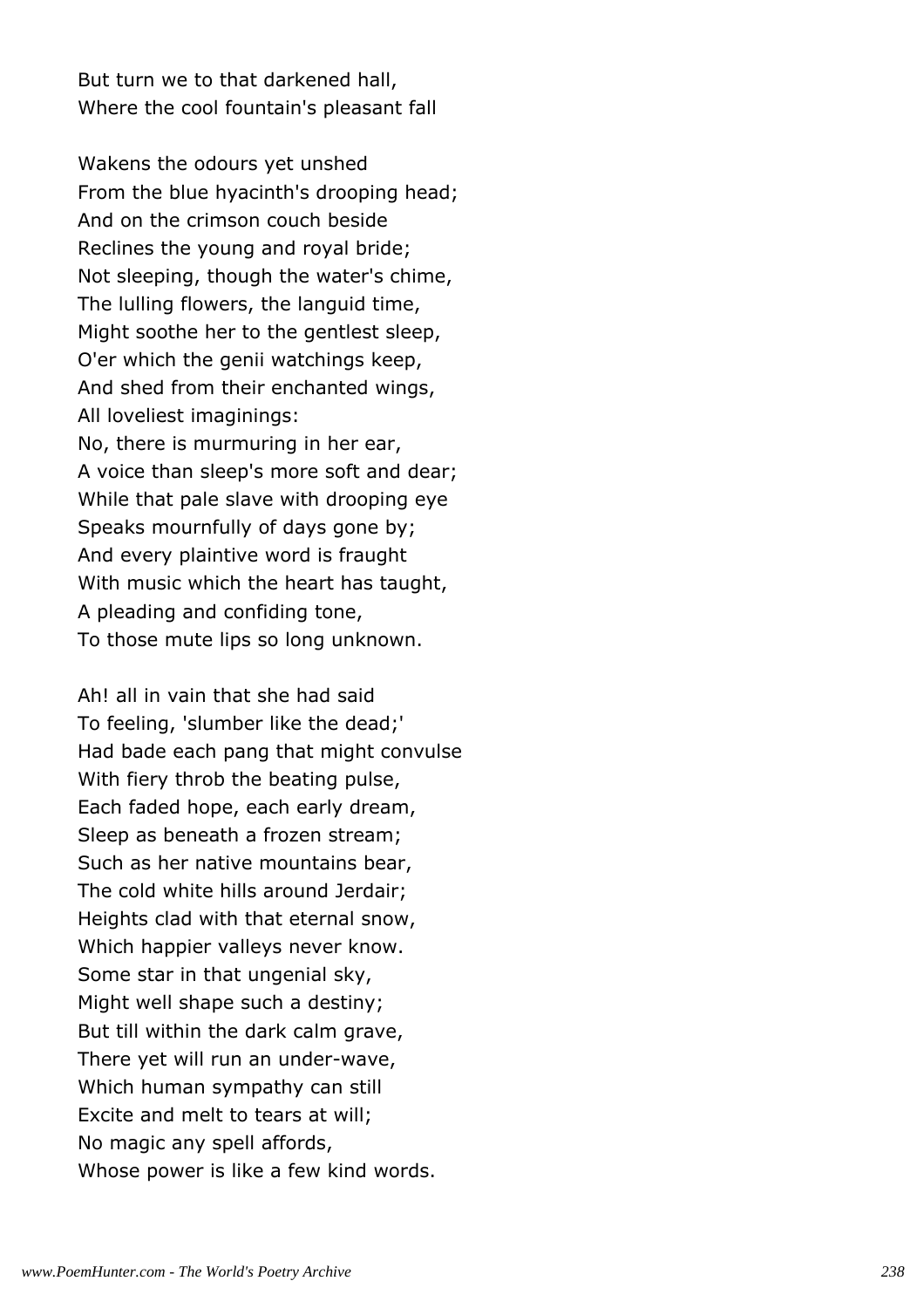But turn we to that darkened hall,
Where the cool fountain's pleasant fall

Wakens the odours yet unshed
From the blue hyacinth's drooping head;
And on the crimson couch beside
Reclines the young and royal bride;
Not sleeping, though the water's chime,
The lulling flowers, the languid time,
Might soothe her to the gentlest sleep,
O'er which the genii watchings keep,
And shed from their enchanted wings,
All loveliest imaginings:
No, there is murmuring in her ear,
A voice than sleep's more soft and dear;
While that pale slave with drooping eye
Speaks mournfully of days gone by;
And every plaintive word is fraught
With music which the heart has taught,
A pleading and confiding tone,
To those mute lips so long unknown.

Ah! all in vain that she had said
To feeling, 'slumber like the dead;'
Had bade each pang that might convulse
With fiery throb the beating pulse,
Each faded hope, each early dream,
Sleep as beneath a frozen stream;
Such as her native mountains bear,
The cold white hills around Jerdair;
Heights clad with that eternal snow,
Which happier valleys never know.
Some star in that ungenial sky,
Might well shape such a destiny;
But till within the dark calm grave,
There yet will run an under-wave,
Which human sympathy can still
Excite and melt to tears at will;
No magic any spell affords,
Whose power is like a few kind words.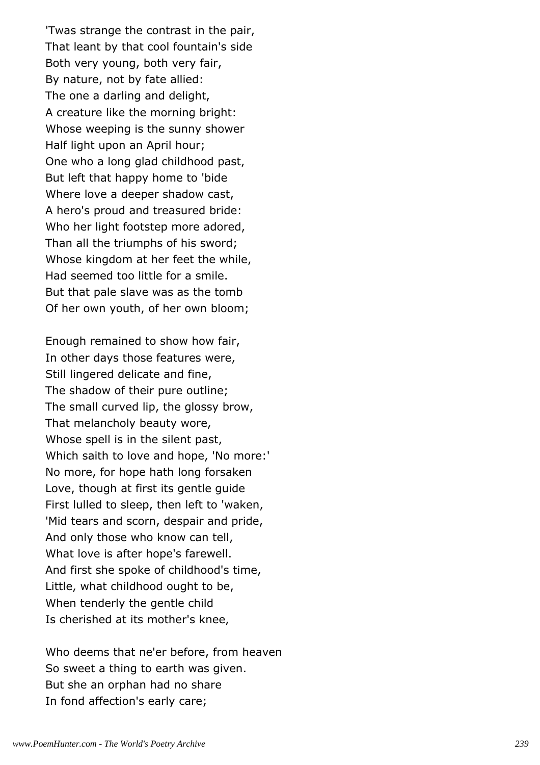'Twas strange the contrast in the pair,
That leant by that cool fountain's side
Both very young, both very fair,
By nature, not by fate allied:
The one a darling and delight,
A creature like the morning bright:
Whose weeping is the sunny shower
Half light upon an April hour;
One who a long glad childhood past,
But left that happy home to 'bide
Where love a deeper shadow cast,
A hero's proud and treasured bride:
Who her light footstep more adored,
Than all the triumphs of his sword;
Whose kingdom at her feet the while,
Had seemed too little for a smile.
But that pale slave was as the tomb
Of her own youth, of her own bloom;

Enough remained to show how fair,
In other days those features were,
Still lingered delicate and fine,
The shadow of their pure outline;
The small curved lip, the glossy brow,
That melancholy beauty wore,
Whose spell is in the silent past,
Which saith to love and hope, 'No more:'
No more, for hope hath long forsaken
Love, though at first its gentle guide
First lulled to sleep, then left to 'waken,
'Mid tears and scorn, despair and pride,
And only those who know can tell,
What love is after hope's farewell.
And first she spoke of childhood's time,
Little, what childhood ought to be,
When tenderly the gentle child
Is cherished at its mother's knee,

Who deems that ne'er before, from heaven
So sweet a thing to earth was given.
But she an orphan had no share
In fond affection's early care;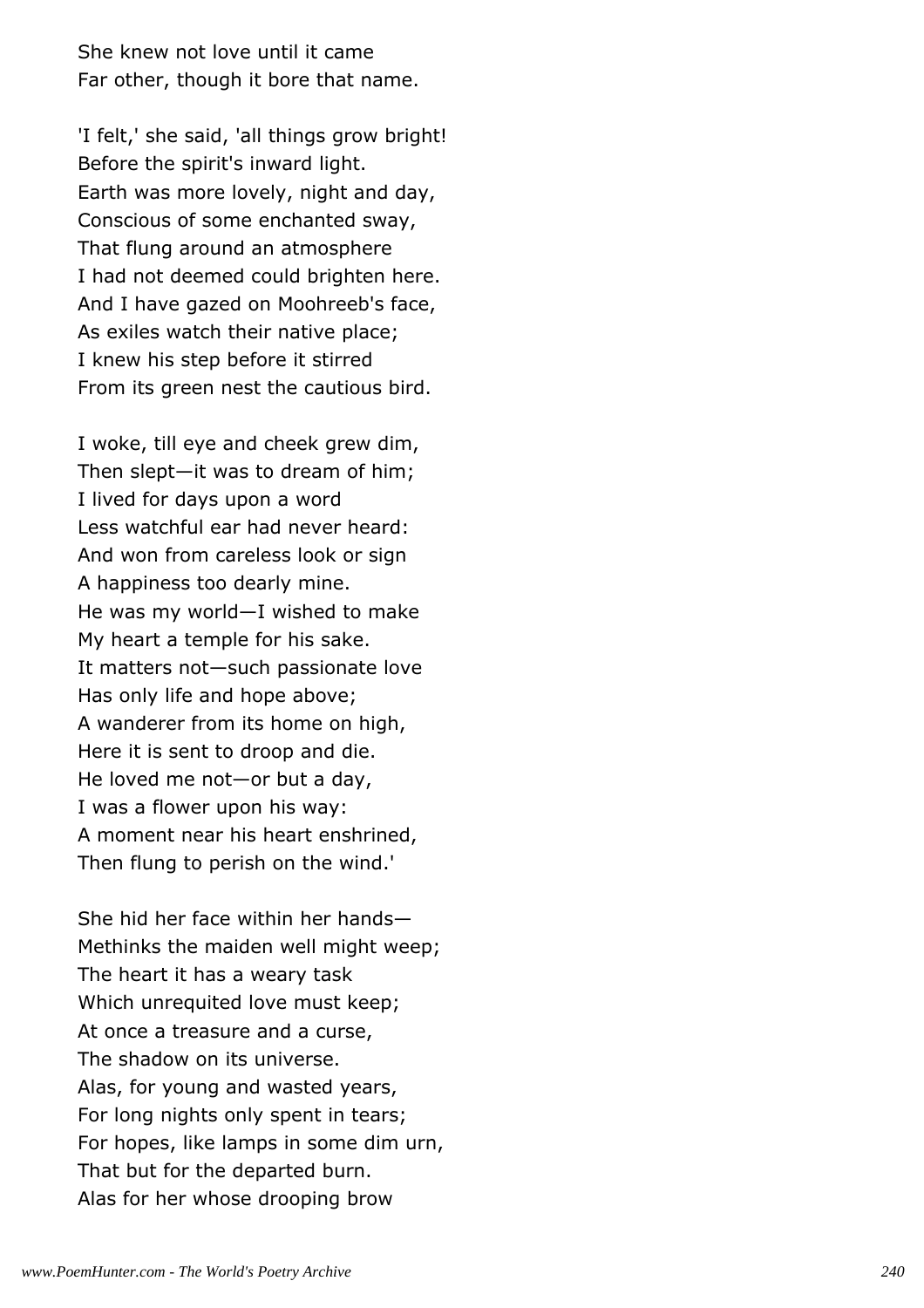She knew not love until it came  
Far other, though it bore that name.

'I felt,' she said, 'all things grow bright!  
Before the spirit's inward light.  
Earth was more lovely, night and day,  
Conscious of some enchanted sway,  
That flung around an atmosphere  
I had not deemed could brighten here.  
And I have gazed on Moohreeb's face,  
As exiles watch their native place;  
I knew his step before it stirred  
From its green nest the cautious bird.

I woke, till eye and cheek grew dim,  
Then slept—it was to dream of him;  
I lived for days upon a word  
Less watchful ear had never heard:  
And won from careless look or sign  
A happiness too dearly mine.  
He was my world—I wished to make  
My heart a temple for his sake.  
It matters not—such passionate love  
Has only life and hope above;  
A wanderer from its home on high,  
Here it is sent to droop and die.  
He loved me not—or but a day,  
I was a flower upon his way:  
A moment near his heart enshrined,  
Then flung to perish on the wind.'

She hid her face within her hands—  
Methinks the maiden well might weep;  
The heart it has a weary task  
Which unrequited love must keep;  
At once a treasure and a curse,  
The shadow on its universe.  
Alas, for young and wasted years,  
For long nights only spent in tears;  
For hopes, like lamps in some dim urn,  
That but for the departed burn.  
Alas for her whose drooping brow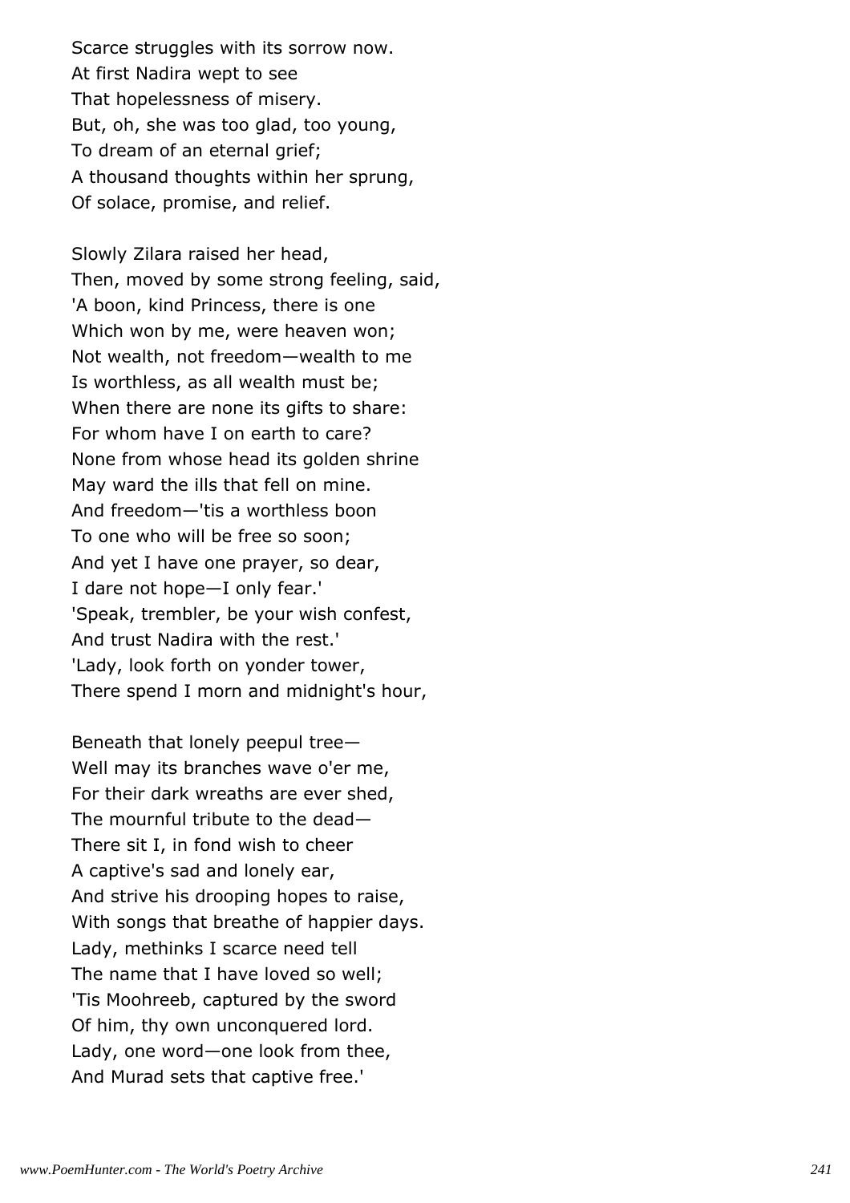Scarce struggles with its sorrow now.
At first Nadira wept to see
That hopelessness of misery.
But, oh, she was too glad, too young,
To dream of an eternal grief;
A thousand thoughts within her sprung,
Of solace, promise, and relief.

Slowly Zilara raised her head,
Then, moved by some strong feeling, said,
'A boon, kind Princess, there is one
Which won by me, were heaven won;
Not wealth, not freedom—wealth to me
Is worthless, as all wealth must be;
When there are none its gifts to share:
For whom have I on earth to care?
None from whose head its golden shrine
May ward the ills that fell on mine.
And freedom—'tis a worthless boon
To one who will be free so soon;
And yet I have one prayer, so dear,
I dare not hope—I only fear.'
'Speak, trembler, be your wish confest,
And trust Nadira with the rest.'
'Lady, look forth on yonder tower,
There spend I morn and midnight's hour,

Beneath that lonely peepul tree—
Well may its branches wave o'er me,
For their dark wreaths are ever shed,
The mournful tribute to the dead—
There sit I, in fond wish to cheer
A captive's sad and lonely ear,
And strive his drooping hopes to raise,
With songs that breathe of happier days.
Lady, methinks I scarce need tell
The name that I have loved so well;
'Tis Moohreeb, captured by the sword
Of him, thy own unconquered lord.
Lady, one word—one look from thee,
And Murad sets that captive free.'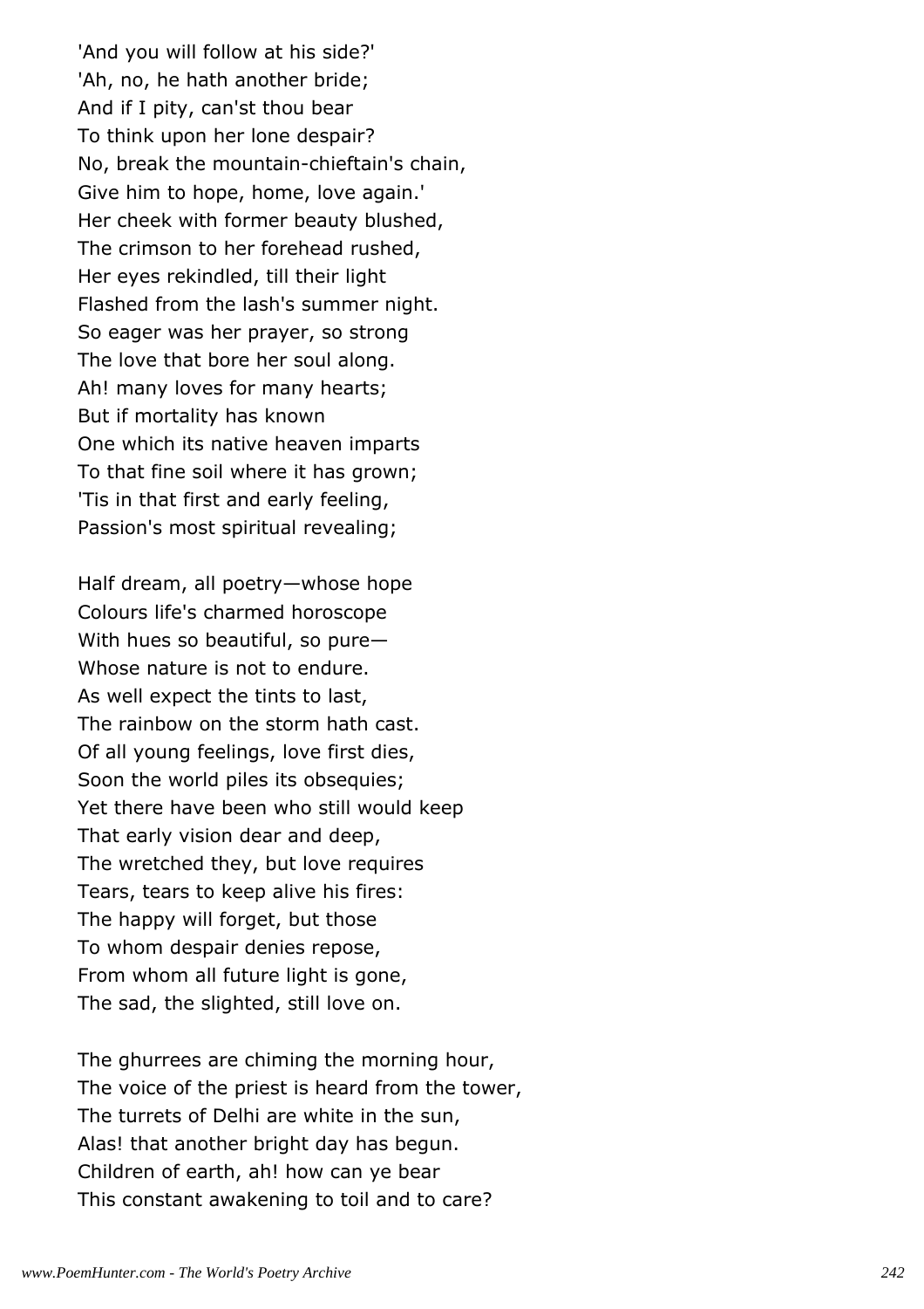'And you will follow at his side?'
'Ah, no, he hath another bride;
And if I pity, can'st thou bear
To think upon her lone despair?
No, break the mountain-chieftain's chain,
Give him to hope, home, love again.'
Her cheek with former beauty blushed,
The crimson to her forehead rushed,
Her eyes rekindled, till their light
Flashed from the lash's summer night.
So eager was her prayer, so strong
The love that bore her soul along.
Ah! many loves for many hearts;
But if mortality has known
One which its native heaven imparts
To that fine soil where it has grown;
'Tis in that first and early feeling,
Passion's most spiritual revealing;

Half dream, all poetry—whose hope
Colours life's charmed horoscope
With hues so beautiful, so pure—
Whose nature is not to endure.
As well expect the tints to last,
The rainbow on the storm hath cast.
Of all young feelings, love first dies,
Soon the world piles its obsequies;
Yet there have been who still would keep
That early vision dear and deep,
The wretched they, but love requires
Tears, tears to keep alive his fires:
The happy will forget, but those
To whom despair denies repose,
From whom all future light is gone,
The sad, the slighted, still love on.

The ghurrees are chiming the morning hour,
The voice of the priest is heard from the tower,
The turrets of Delhi are white in the sun,
Alas! that another bright day has begun.
Children of earth, ah! how can ye bear
This constant awakening to toil and to care?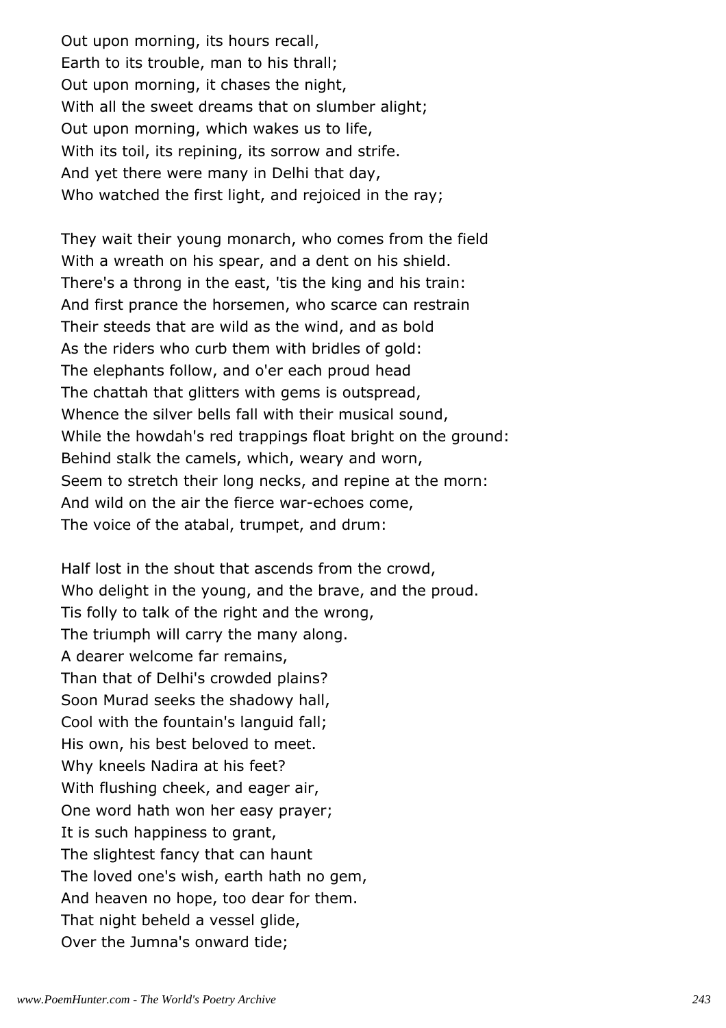Out upon morning, its hours recall,  
Earth to its trouble, man to his thrall;  
Out upon morning, it chases the night,  
With all the sweet dreams that on slumber alight;  
Out upon morning, which wakes us to life,  
With its toil, its repining, its sorrow and strife.  
And yet there were many in Delhi that day,  
Who watched the first light, and rejoiced in the ray;

They wait their young monarch, who comes from the field  
With a wreath on his spear, and a dent on his shield.  
There's a throng in the east, 'tis the king and his train:  
And first prance the horsemen, who scarce can restrain  
Their steeds that are wild as the wind, and as bold  
As the riders who curb them with bridles of gold:  
The elephants follow, and o'er each proud head  
The chattah that glitters with gems is outspread,  
Whence the silver bells fall with their musical sound,  
While the howdah's red trappings float bright on the ground:  
Behind stalk the camels, which, weary and worn,  
Seem to stretch their long necks, and repine at the morn:  
And wild on the air the fierce war-echoes come,  
The voice of the atabal, trumpet, and drum:

Half lost in the shout that ascends from the crowd,  
Who delight in the young, and the brave, and the proud.  
Tis folly to talk of the right and the wrong,  
The triumph will carry the many along.  
A dearer welcome far remains,  
Than that of Delhi's crowded plains?  
Soon Murad seeks the shadowy hall,  
Cool with the fountain's languid fall;  
His own, his best beloved to meet.  
Why kneels Nadira at his feet?  
With flushing cheek, and eager air,  
One word hath won her easy prayer;  
It is such happiness to grant,  
The slightest fancy that can haunt  
The loved one's wish, earth hath no gem,  
And heaven no hope, too dear for them.  
That night beheld a vessel glide,  
Over the Jumna's onward tide;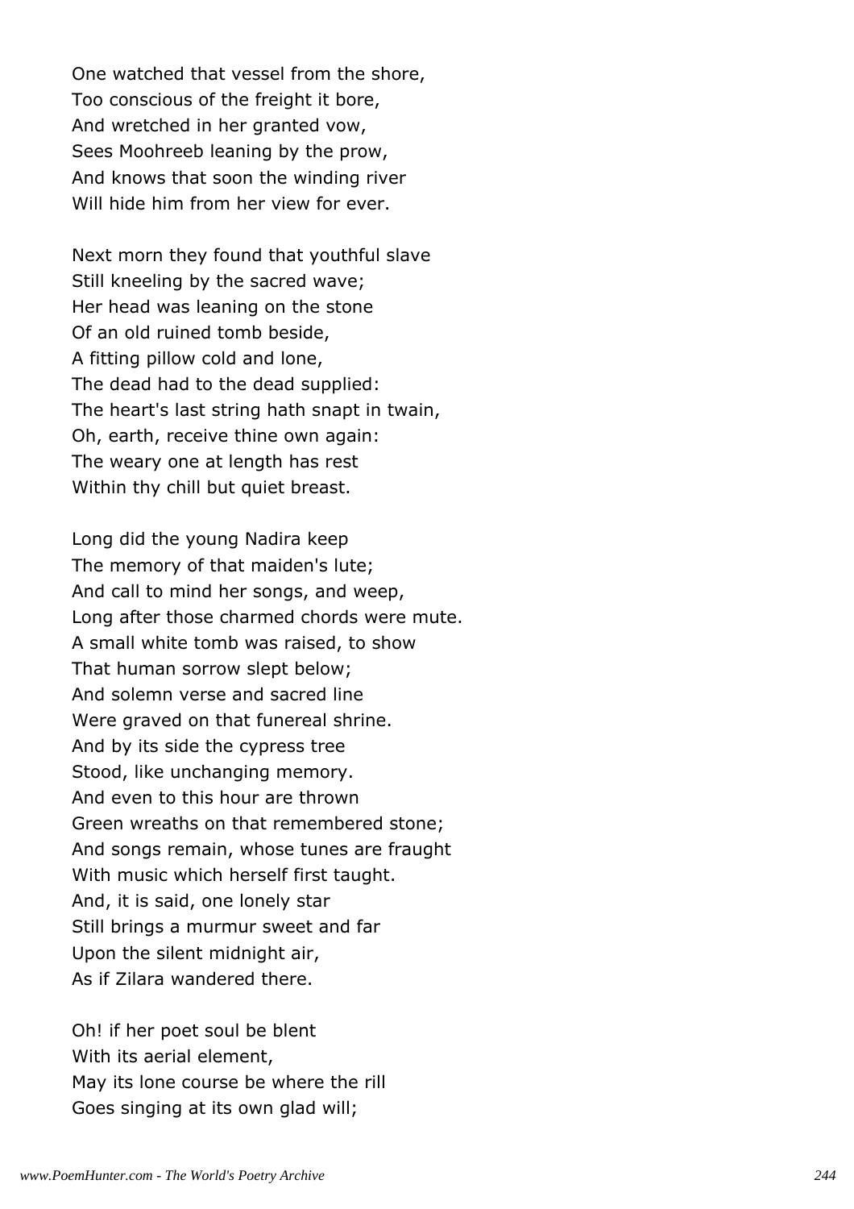One watched that vessel from the shore,  
Too conscious of the freight it bore,  
And wretched in her granted vow,  
Sees Moohreeb leaning by the prow,  
And knows that soon the winding river  
Will hide him from her view for ever.

Next morn they found that youthful slave  
Still kneeling by the sacred wave;  
Her head was leaning on the stone  
Of an old ruined tomb beside,  
A fitting pillow cold and lone,  
The dead had to the dead supplied:  
The heart's last string hath snapt in twain,  
Oh, earth, receive thine own again:  
The weary one at length has rest  
Within thy chill but quiet breast.

Long did the young Nadira keep  
The memory of that maiden's lute;  
And call to mind her songs, and weep,  
Long after those charmed chords were mute.  
A small white tomb was raised, to show  
That human sorrow slept below;  
And solemn verse and sacred line  
Were graved on that funereal shrine.  
And by its side the cypress tree  
Stood, like unchanging memory.  
And even to this hour are thrown  
Green wreaths on that remembered stone;  
And songs remain, whose tunes are fraught  
With music which herself first taught.  
And, it is said, one lonely star  
Still brings a murmur sweet and far  
Upon the silent midnight air,  
As if Zilara wandered there.

Oh! if her poet soul be blent  
With its aerial element,  
May its lone course be where the rill  
Goes singing at its own glad will;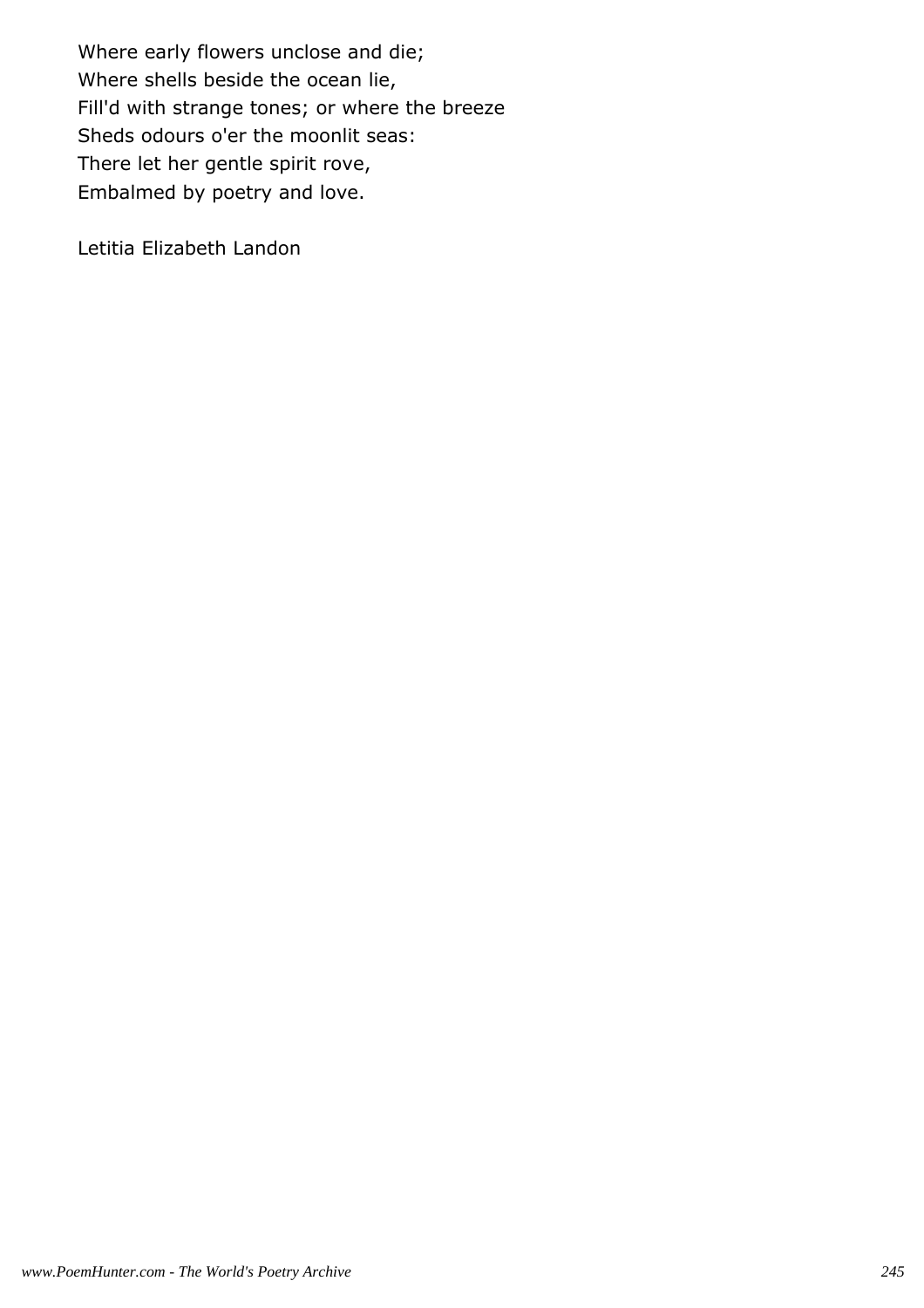Where early flowers unclose and die;
Where shells beside the ocean lie,
Fill'd with strange tones; or where the breeze
Sheds odours o'er the moonlit seas:
There let her gentle spirit rove,
Embalmed by poetry and love.

Letitia Elizabeth Landon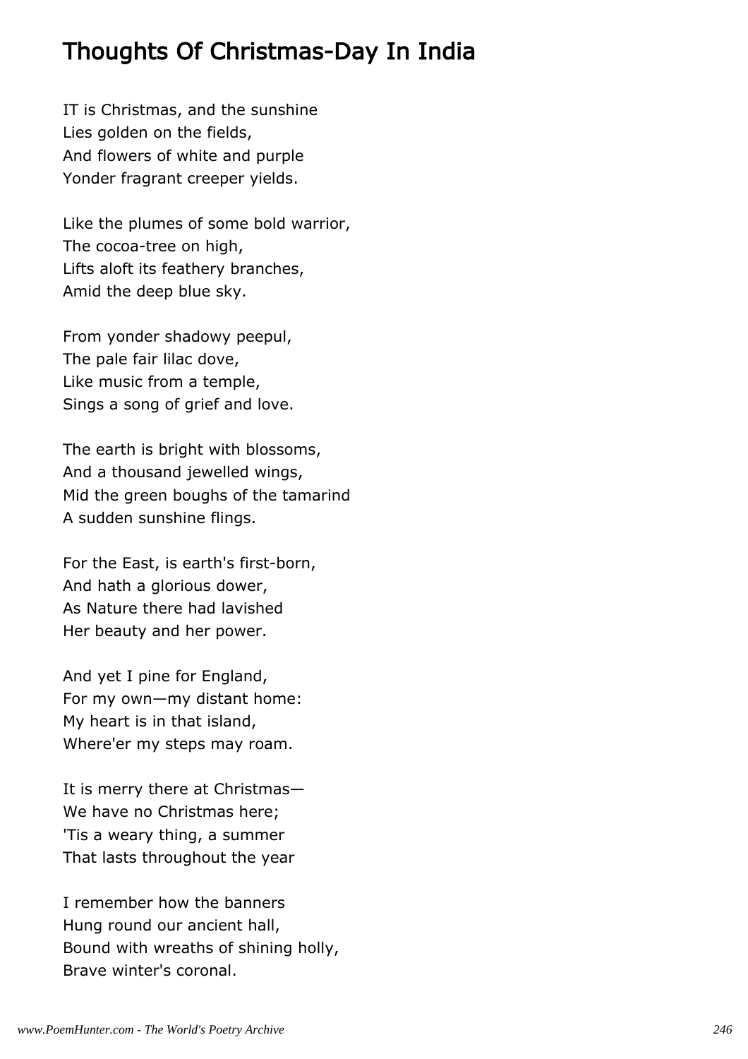## Thoughts Of Christmas-Day In India

IT is Christmas, and the sunshine
Lies golden on the fields,
And flowers of white and purple
Yonder fragrant creeper yields.

Like the plumes of some bold warrior,
The cocoa-tree on high,
Lifts aloft its feathery branches,
Amid the deep blue sky.

From yonder shadowy peepul,
The pale fair lilac dove,
Like music from a temple,
Sings a song of grief and love.

The earth is bright with blossoms,
And a thousand jewelled wings,
Mid the green boughs of the tamarind
A sudden sunshine flings.

For the East, is earth's first-born,
And hath a glorious dower,
As Nature there had lavished
Her beauty and her power.

And yet I pine for England,
For my own—my distant home:
My heart is in that island,
Where'er my steps may roam.

It is merry there at Christmas—
We have no Christmas here;
'Tis a weary thing, a summer
That lasts throughout the year

I remember how the banners
Hung round our ancient hall,
Bound with wreaths of shining holly,
Brave winter's coronal.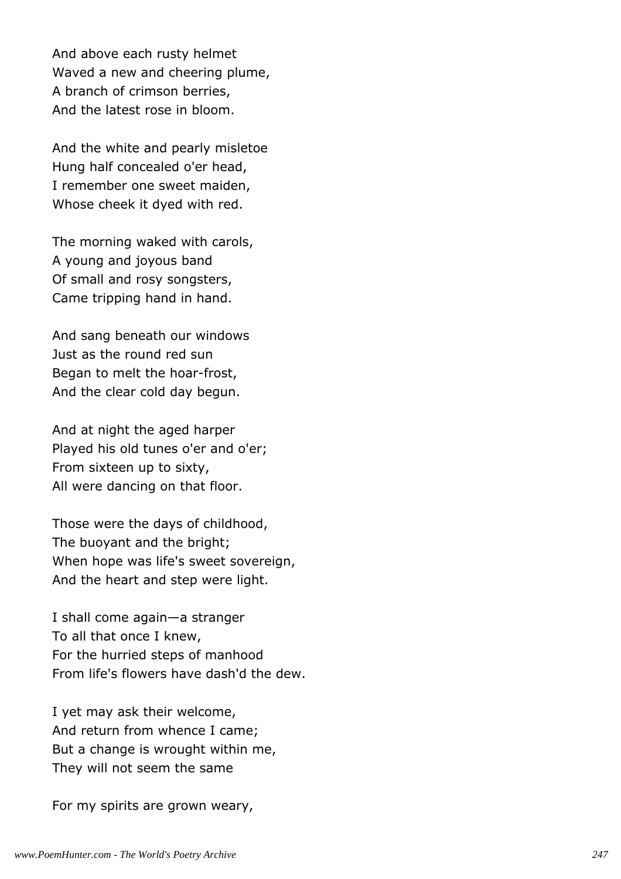And above each rusty helmet
Waved a new and cheering plume,
A branch of crimson berries,
And the latest rose in bloom.

And the white and pearly misletoe
Hung half concealed o'er head,
I remember one sweet maiden,
Whose cheek it dyed with red.

The morning waked with carols,
A young and joyous band
Of small and rosy songsters,
Came tripping hand in hand.

And sang beneath our windows
Just as the round red sun
Began to melt the hoar-frost,
And the clear cold day begun.

And at night the aged harper
Played his old tunes o'er and o'er;
From sixteen up to sixty,
All were dancing on that floor.

Those were the days of childhood,
The buoyant and the bright;
When hope was life's sweet sovereign,
And the heart and step were light.

I shall come again—a stranger
To all that once I knew,
For the hurried steps of manhood
From life's flowers have dash'd the dew.

I yet may ask their welcome,
And return from whence I came;
But a change is wrought within me,
They will not seem the same

For my spirits are grown weary,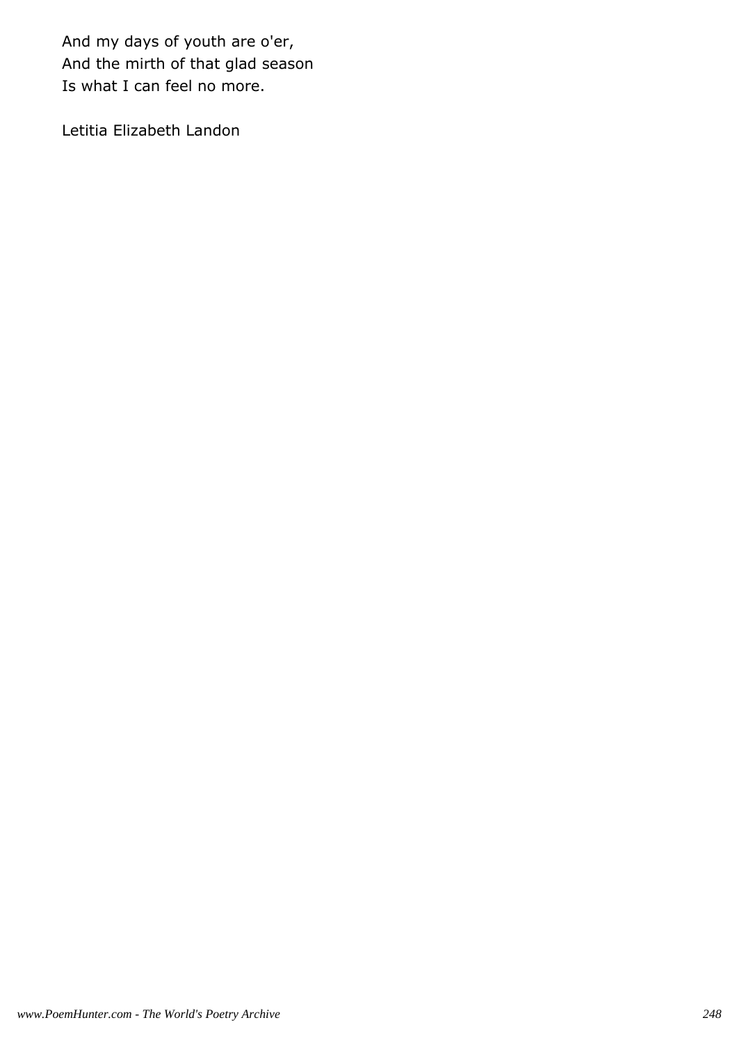And my days of youth are o'er,
And the mirth of that glad season
Is what I can feel no more.

Letitia Elizabeth Landon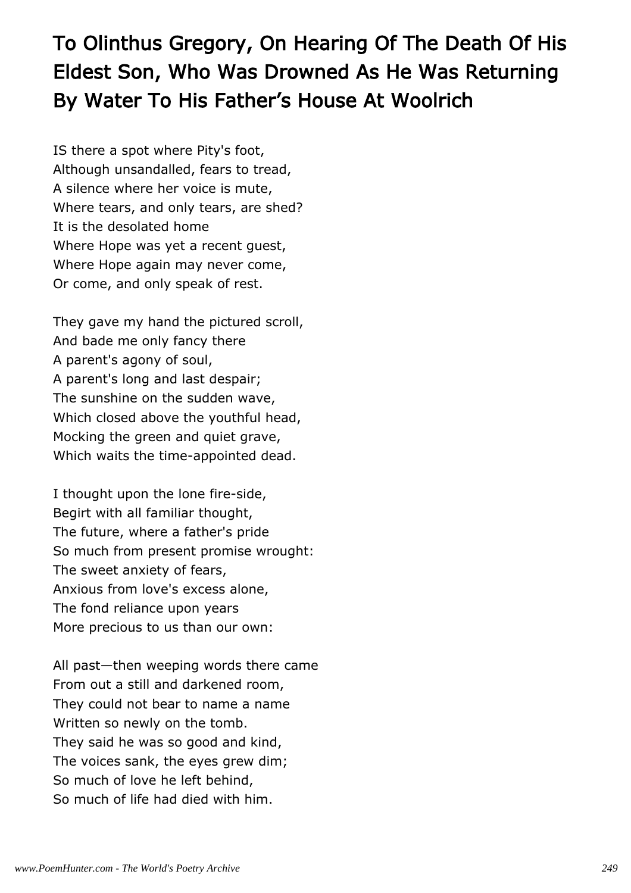# To Olinthus Gregory, On Hearing Of The Death Of His Eldest Son, Who Was Drowned As He Was Returning By Water To His Father's House At Woolrich

IS there a spot where Pity's foot,  
Although unsandalled, fears to tread,  
A silence where her voice is mute,  
Where tears, and only tears, are shed?  
It is the desolated home  
Where Hope was yet a recent guest,  
Where Hope again may never come,  
Or come, and only speak of rest.

They gave my hand the pictured scroll,  
And bade me only fancy there  
A parent's agony of soul,  
A parent's long and last despair;  
The sunshine on the sudden wave,  
Which closed above the youthful head,  
Mocking the green and quiet grave,  
Which waits the time-appointed dead.

I thought upon the lone fire-side,  
Begirt with all familiar thought,  
The future, where a father's pride  
So much from present promise wrought:  
The sweet anxiety of fears,  
Anxious from love's excess alone,  
The fond reliance upon years  
More precious to us than our own:

All past—then weeping words there came  
From out a still and darkened room,  
They could not bear to name a name  
Written so newly on the tomb.  
They said he was so good and kind,  
The voices sank, the eyes grew dim;  
So much of love he left behind,  
So much of life had died with him.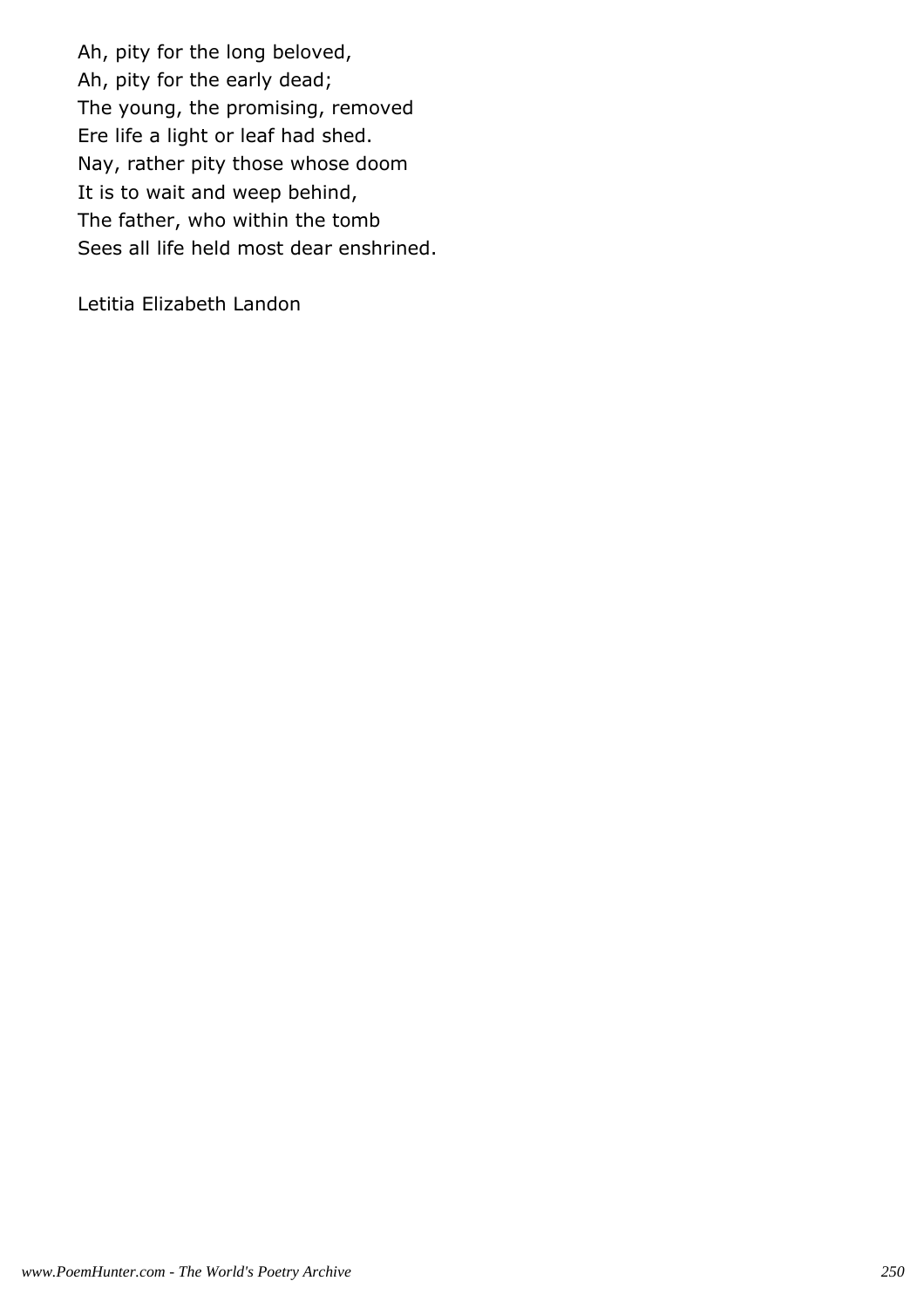Ah, pity for the long beloved,  
Ah, pity for the early dead;  
The young, the promising, removed  
Ere life a light or leaf had shed.  
Nay, rather pity those whose doom  
It is to wait and weep behind,  
The father, who within the tomb  
Sees all life held most dear enshrined.

Letitia Elizabeth Landon